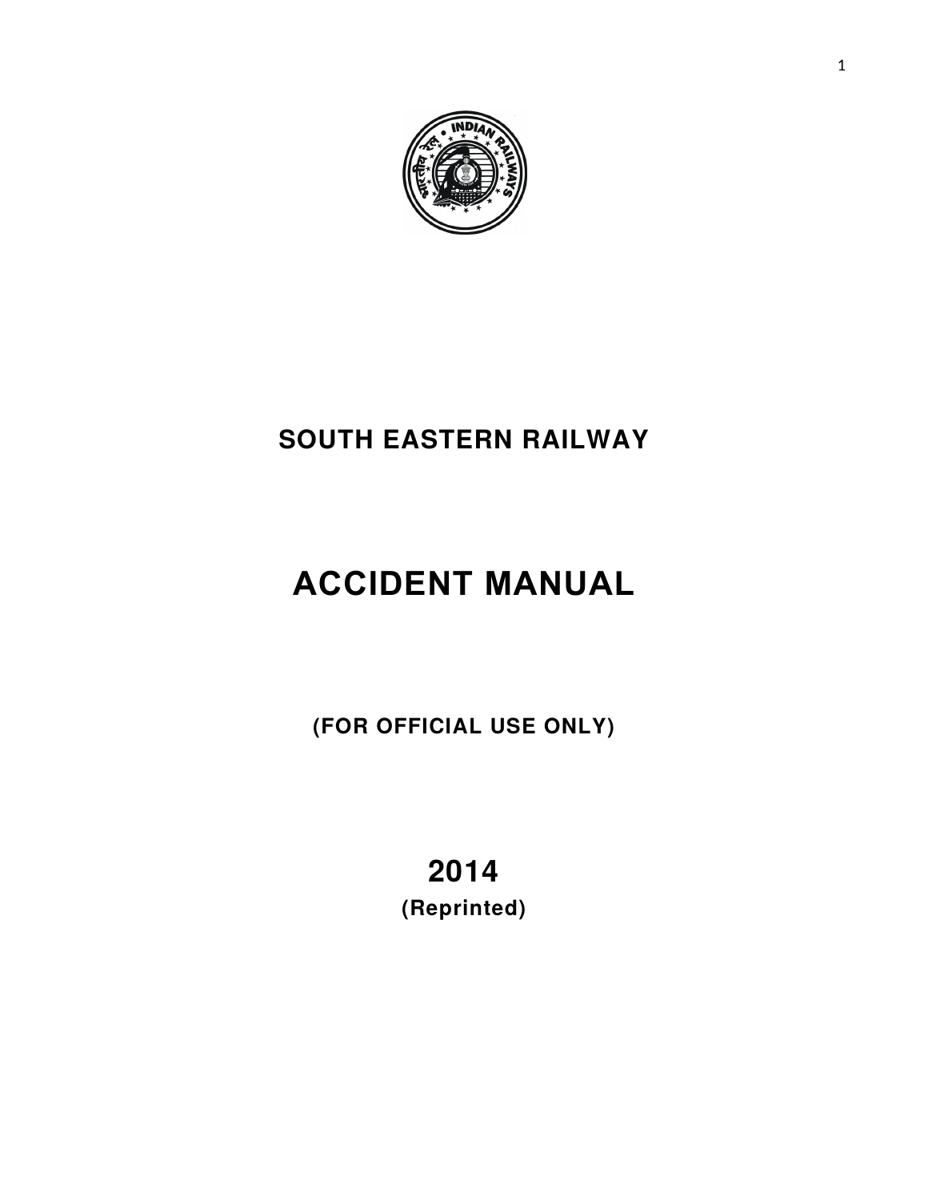# SOUTH EASTERN RAILWAY

# ACCIDENT MANUAL

**(FOR OFFICIAL USE ONLY)**

**2014**

**(Reprinted)**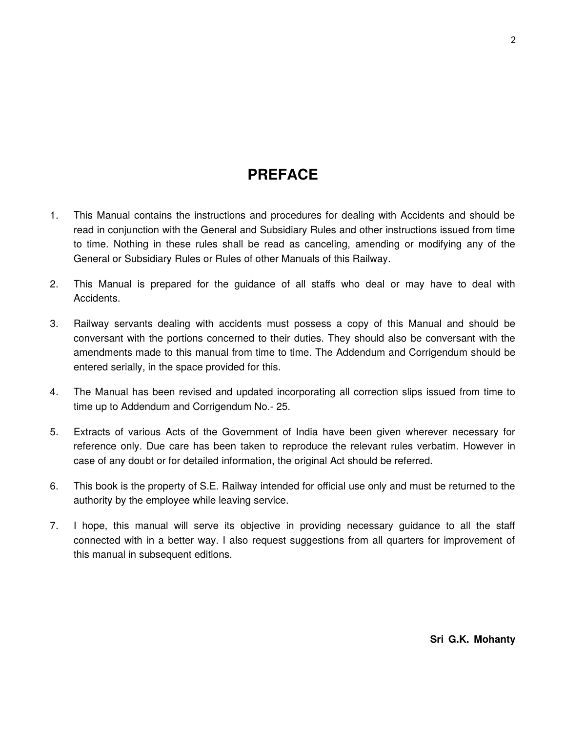# PREFACE

1. This Manual contains the instructions and procedures for dealing with Accidents and should be read in conjunction with the General and Subsidiary Rules and other instructions issued from time to time. Nothing in these rules shall be read as canceling, amending or modifying any of the General or Subsidiary Rules or Rules of other Manuals of this Railway.

2. This Manual is prepared for the guidance of all staffs who deal or may have to deal with Accidents.

3. Railway servants dealing with accidents must possess a copy of this Manual and should be conversant with the portions concerned to their duties. They should also be conversant with the amendments made to this manual from time to time. The Addendum and Corrigendum should be entered serially, in the space provided for this.

4. The Manual has been revised and updated incorporating all correction slips issued from time to time up to Addendum and Corrigendum No.- 25.

5. Extracts of various Acts of the Government of India have been given wherever necessary for reference only. Due care has been taken to reproduce the relevant rules verbatim. However in case of any doubt or for detailed information, the original Act should be referred.

6. This book is the property of S.E. Railway intended for official use only and must be returned to the authority by the employee while leaving service.

7. I hope, this manual will serve its objective in providing necessary guidance to all the staff connected with in a better way. I also request suggestions from all quarters for improvement of this manual in subsequent editions.

**Sri G.K. Mohanty**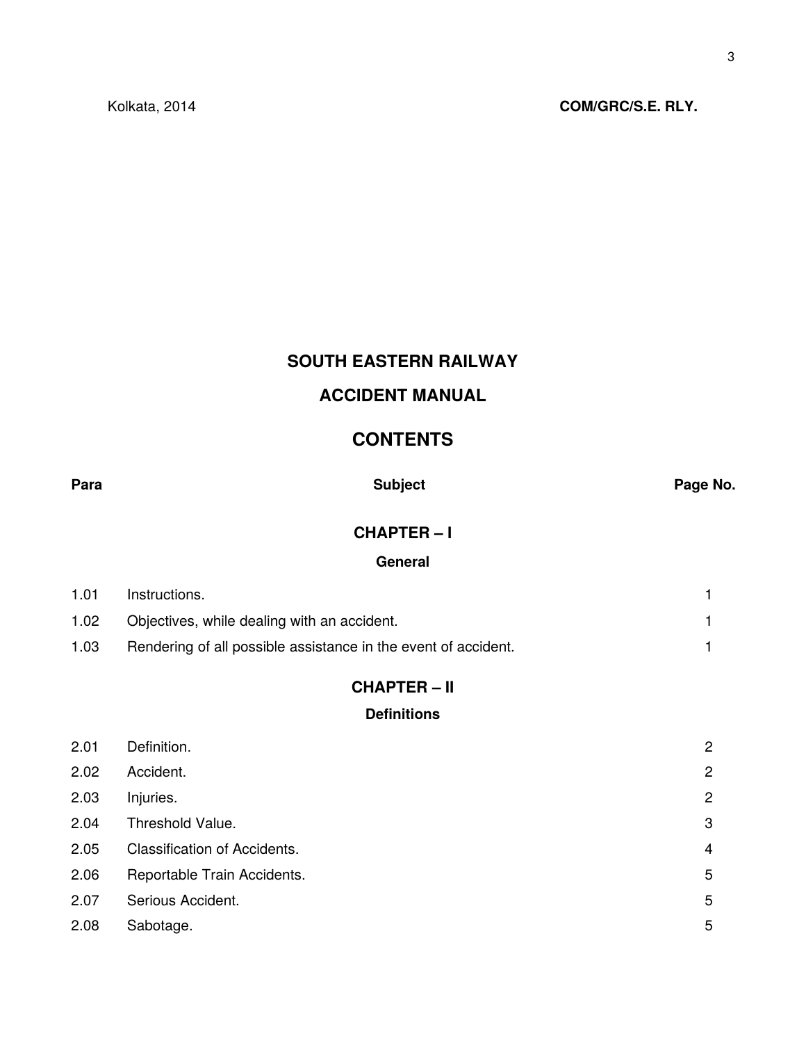Kolkata, 2014 **COM/GRC/S.E. RLY.**

# SOUTH EASTERN RAILWAY

# ACCIDENT MANUAL

## CONTENTS

| Para | Subject | Page No. |
| --- | --- | --- |
| | **CHAPTER – I** | |
| | **General** | |
| 1.01 | Instructions. | 1 |
| 1.02 | Objectives, while dealing with an accident. | 1 |
| 1.03 | Rendering of all possible assistance in the event of accident. | 1 |
| | **CHAPTER – II** | |
| | **Definitions** | |
| 2.01 | Definition. | 2 |
| 2.02 | Accident. | 2 |
| 2.03 | Injuries. | 2 |
| 2.04 | Threshold Value. | 3 |
| 2.05 | Classification of Accidents. | 4 |
| 2.06 | Reportable Train Accidents. | 5 |
| 2.07 | Serious Accident. | 5 |
| 2.08 | Sabotage. | 5 |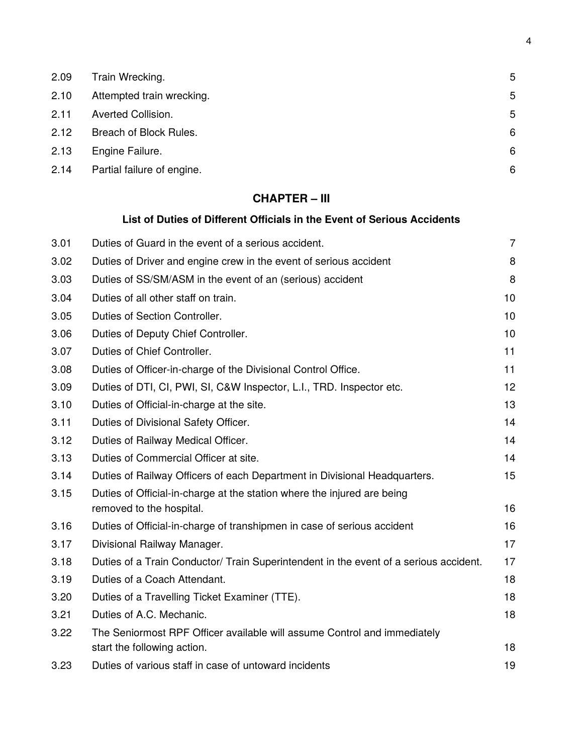| | | |
|---|---|---|
| 2.09 | Train Wrecking. | 5 |
| 2.10 | Attempted train wrecking. | 5 |
| 2.11 | Averted Collision. | 5 |
| 2.12 | Breach of Block Rules. | 6 |
| 2.13 | Engine Failure. | 6 |
| 2.14 | Partial failure of engine. | 6 |

## CHAPTER – III

### List of Duties of Different Officials in the Event of Serious Accidents

| | | |
|---|---|---|
| 3.01 | Duties of Guard in the event of a serious accident. | 7 |
| 3.02 | Duties of Driver and engine crew in the event of serious accident | 8 |
| 3.03 | Duties of SS/SM/ASM in the event of an (serious) accident | 8 |
| 3.04 | Duties of all other staff on train. | 10 |
| 3.05 | Duties of Section Controller. | 10 |
| 3.06 | Duties of Deputy Chief Controller. | 10 |
| 3.07 | Duties of Chief Controller. | 11 |
| 3.08 | Duties of Officer-in-charge of the Divisional Control Office. | 11 |
| 3.09 | Duties of DTI, CI, PWI, SI, C&W Inspector, L.I., TRD. Inspector etc. | 12 |
| 3.10 | Duties of Official-in-charge at the site. | 13 |
| 3.11 | Duties of Divisional Safety Officer. | 14 |
| 3.12 | Duties of Railway Medical Officer. | 14 |
| 3.13 | Duties of Commercial Officer at site. | 14 |
| 3.14 | Duties of Railway Officers of each Department in Divisional Headquarters. | 15 |
| 3.15 | Duties of Official-in-charge at the station where the injured are being removed to the hospital. | 16 |
| 3.16 | Duties of Official-in-charge of transhipmen in case of serious accident | 16 |
| 3.17 | Divisional Railway Manager. | 17 |
| 3.18 | Duties of a Train Conductor/ Train Superintendent in the event of a serious accident. | 17 |
| 3.19 | Duties of a Coach Attendant. | 18 |
| 3.20 | Duties of a Travelling Ticket Examiner (TTE). | 18 |
| 3.21 | Duties of A.C. Mechanic. | 18 |
| 3.22 | The Seniormost RPF Officer available will assume Control and immediately start the following action. | 18 |
| 3.23 | Duties of various staff in case of untoward incidents | 19 |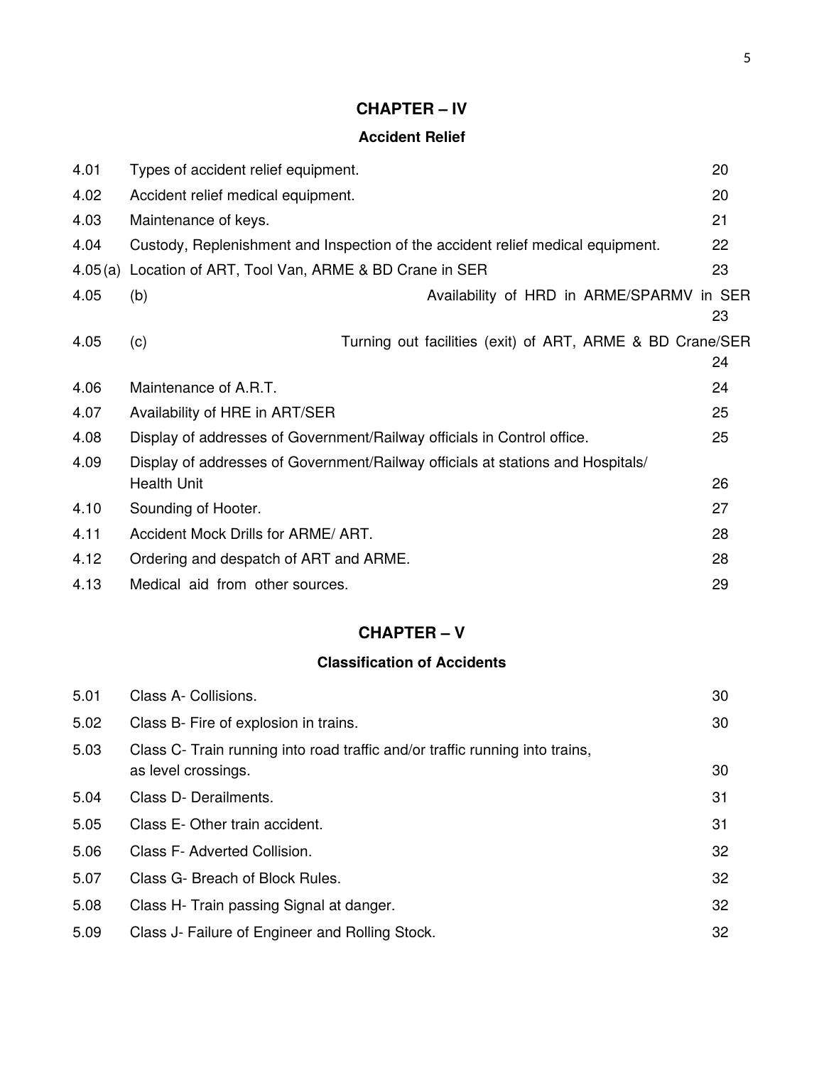## CHAPTER – IV

### Accident Relief

| | | |
|---|---|---|
| 4.01 | Types of accident relief equipment. | 20 |
| 4.02 | Accident relief medical equipment. | 20 |
| 4.03 | Maintenance of keys. | 21 |
| 4.04 | Custody, Replenishment and Inspection of the accident relief medical equipment. | 22 |
| 4.05 (a) | Location of ART, Tool Van, ARME & BD Crane in SER | 23 |
| 4.05 | (b) Availability of HRD in ARME/SPARMV in SER | 23 |
| 4.05 | (c) Turning out facilities (exit) of ART, ARME & BD Crane/SER | 24 |
| 4.06 | Maintenance of A.R.T. | 24 |
| 4.07 | Availability of HRE in ART/SER | 25 |
| 4.08 | Display of addresses of Government/Railway officials in Control office. | 25 |
| 4.09 | Display of addresses of Government/Railway officials at stations and Hospitals/ Health Unit | 26 |
| 4.10 | Sounding of Hooter. | 27 |
| 4.11 | Accident Mock Drills for ARME/ ART. | 28 |
| 4.12 | Ordering and despatch of ART and ARME. | 28 |
| 4.13 | Medical aid from other sources. | 29 |

## CHAPTER – V

### Classification of Accidents

| | | |
|---|---|---|
| 5.01 | Class A- Collisions. | 30 |
| 5.02 | Class B- Fire of explosion in trains. | 30 |
| 5.03 | Class C- Train running into road traffic and/or traffic running into trains, as level crossings. | 30 |
| 5.04 | Class D- Derailments. | 31 |
| 5.05 | Class E- Other train accident. | 31 |
| 5.06 | Class F- Adverted Collision. | 32 |
| 5.07 | Class G- Breach of Block Rules. | 32 |
| 5.08 | Class H- Train passing Signal at danger. | 32 |
| 5.09 | Class J- Failure of Engineer and Rolling Stock. | 32 |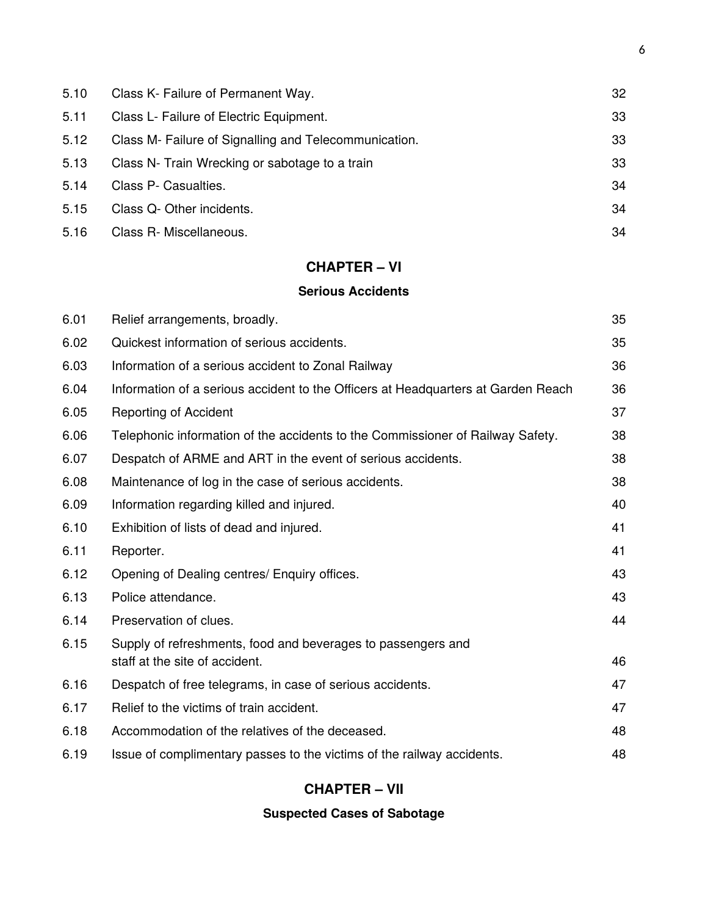| | | |
|---|---|---|
| 5.10 | Class K- Failure of Permanent Way. | 32 |
| 5.11 | Class L- Failure of Electric Equipment. | 33 |
| 5.12 | Class M- Failure of Signalling and Telecommunication. | 33 |
| 5.13 | Class N- Train Wrecking or sabotage to a train | 33 |
| 5.14 | Class P- Casualties. | 34 |
| 5.15 | Class Q- Other incidents. | 34 |
| 5.16 | Class R- Miscellaneous. | 34 |

## CHAPTER – VI

### Serious Accidents

| | | |
|---|---|---|
| 6.01 | Relief arrangements, broadly. | 35 |
| 6.02 | Quickest information of serious accidents. | 35 |
| 6.03 | Information of a serious accident to Zonal Railway | 36 |
| 6.04 | Information of a serious accident to the Officers at Headquarters at Garden Reach | 36 |
| 6.05 | Reporting of Accident | 37 |
| 6.06 | Telephonic information of the accidents to the Commissioner of Railway Safety. | 38 |
| 6.07 | Despatch of ARME and ART in the event of serious accidents. | 38 |
| 6.08 | Maintenance of log in the case of serious accidents. | 38 |
| 6.09 | Information regarding killed and injured. | 40 |
| 6.10 | Exhibition of lists of dead and injured. | 41 |
| 6.11 | Reporter. | 41 |
| 6.12 | Opening of Dealing centres/ Enquiry offices. | 43 |
| 6.13 | Police attendance. | 43 |
| 6.14 | Preservation of clues. | 44 |
| 6.15 | Supply of refreshments, food and beverages to passengers and staff at the site of accident. | 46 |
| 6.16 | Despatch of free telegrams, in case of serious accidents. | 47 |
| 6.17 | Relief to the victims of train accident. | 47 |
| 6.18 | Accommodation of the relatives of the deceased. | 48 |
| 6.19 | Issue of complimentary passes to the victims of the railway accidents. | 48 |

## CHAPTER – VII

### Suspected Cases of Sabotage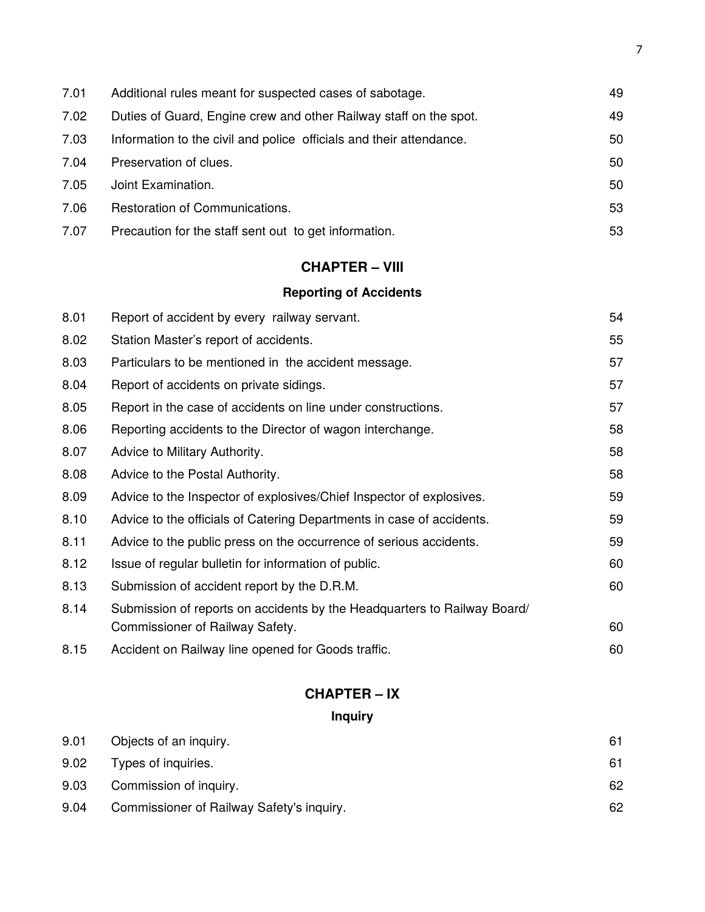| | | |
|---|---|---|
| 7.01 | Additional rules meant for suspected cases of sabotage. | 49 |
| 7.02 | Duties of Guard, Engine crew and other Railway staff on the spot. | 49 |
| 7.03 | Information to the civil and police officials and their attendance. | 50 |
| 7.04 | Preservation of clues. | 50 |
| 7.05 | Joint Examination. | 50 |
| 7.06 | Restoration of Communications. | 53 |
| 7.07 | Precaution for the staff sent out to get information. | 53 |

## CHAPTER – VIII

### Reporting of Accidents

| | | |
|---|---|---|
| 8.01 | Report of accident by every railway servant. | 54 |
| 8.02 | Station Master's report of accidents. | 55 |
| 8.03 | Particulars to be mentioned in the accident message. | 57 |
| 8.04 | Report of accidents on private sidings. | 57 |
| 8.05 | Report in the case of accidents on line under constructions. | 57 |
| 8.06 | Reporting accidents to the Director of wagon interchange. | 58 |
| 8.07 | Advice to Military Authority. | 58 |
| 8.08 | Advice to the Postal Authority. | 58 |
| 8.09 | Advice to the Inspector of explosives/Chief Inspector of explosives. | 59 |
| 8.10 | Advice to the officials of Catering Departments in case of accidents. | 59 |
| 8.11 | Advice to the public press on the occurrence of serious accidents. | 59 |
| 8.12 | Issue of regular bulletin for information of public. | 60 |
| 8.13 | Submission of accident report by the D.R.M. | 60 |
| 8.14 | Submission of reports on accidents by the Headquarters to Railway Board/ Commissioner of Railway Safety. | 60 |
| 8.15 | Accident on Railway line opened for Goods traffic. | 60 |

## CHAPTER – IX

### Inquiry

| | | |
|---|---|---|
| 9.01 | Objects of an inquiry. | 61 |
| 9.02 | Types of inquiries. | 61 |
| 9.03 | Commission of inquiry. | 62 |
| 9.04 | Commissioner of Railway Safety's inquiry. | 62 |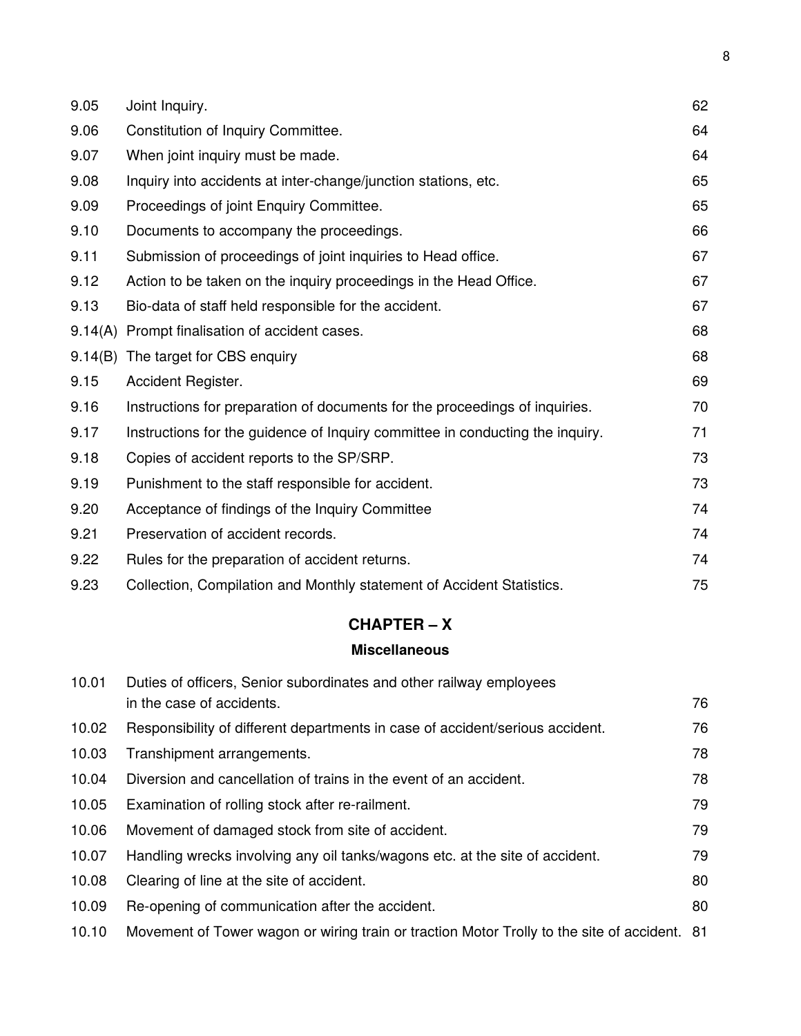| | | |
|---|---|---|
| 9.05 | Joint Inquiry. | 62 |
| 9.06 | Constitution of Inquiry Committee. | 64 |
| 9.07 | When joint inquiry must be made. | 64 |
| 9.08 | Inquiry into accidents at inter-change/junction stations, etc. | 65 |
| 9.09 | Proceedings of joint Enquiry Committee. | 65 |
| 9.10 | Documents to accompany the proceedings. | 66 |
| 9.11 | Submission of proceedings of joint inquiries to Head office. | 67 |
| 9.12 | Action to be taken on the inquiry proceedings in the Head Office. | 67 |
| 9.13 | Bio-data of staff held responsible for the accident. | 67 |
| 9.14(A) | Prompt finalisation of accident cases. | 68 |
| 9.14(B) | The target for CBS enquiry | 68 |
| 9.15 | Accident Register. | 69 |
| 9.16 | Instructions for preparation of documents for the proceedings of inquiries. | 70 |
| 9.17 | Instructions for the guidence of Inquiry committee in conducting the inquiry. | 71 |
| 9.18 | Copies of accident reports to the SP/SRP. | 73 |
| 9.19 | Punishment to the staff responsible for accident. | 73 |
| 9.20 | Acceptance of findings of the Inquiry Committee | 74 |
| 9.21 | Preservation of accident records. | 74 |
| 9.22 | Rules for the preparation of accident returns. | 74 |
| 9.23 | Collection, Compilation and Monthly statement of Accident Statistics. | 75 |

## CHAPTER – X

### Miscellaneous

| | | |
|---|---|---|
| 10.01 | Duties of officers, Senior subordinates and other railway employees in the case of accidents. | 76 |
| 10.02 | Responsibility of different departments in case of accident/serious accident. | 76 |
| 10.03 | Transhipment arrangements. | 78 |
| 10.04 | Diversion and cancellation of trains in the event of an accident. | 78 |
| 10.05 | Examination of rolling stock after re-railment. | 79 |
| 10.06 | Movement of damaged stock from site of accident. | 79 |
| 10.07 | Handling wrecks involving any oil tanks/wagons etc. at the site of accident. | 79 |
| 10.08 | Clearing of line at the site of accident. | 80 |
| 10.09 | Re-opening of communication after the accident. | 80 |
| 10.10 | Movement of Tower wagon or wiring train or traction Motor Trolly to the site of accident. | 81 |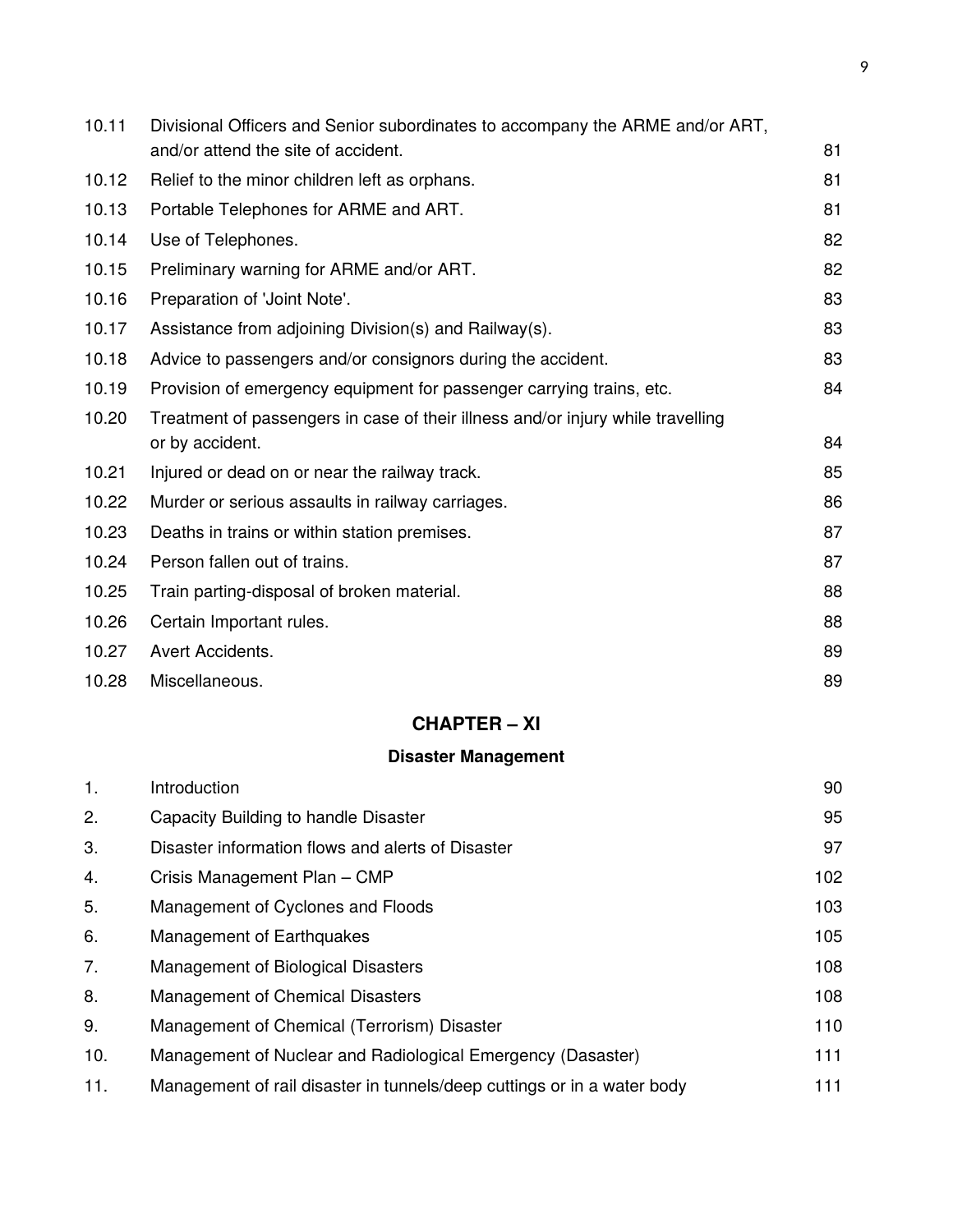| | | |
|---|---|---|
| 10.11 | Divisional Officers and Senior subordinates to accompany the ARME and/or ART, and/or attend the site of accident. | 81 |
| 10.12 | Relief to the minor children left as orphans. | 81 |
| 10.13 | Portable Telephones for ARME and ART. | 81 |
| 10.14 | Use of Telephones. | 82 |
| 10.15 | Preliminary warning for ARME and/or ART. | 82 |
| 10.16 | Preparation of 'Joint Note'. | 83 |
| 10.17 | Assistance from adjoining Division(s) and Railway(s). | 83 |
| 10.18 | Advice to passengers and/or consignors during the accident. | 83 |
| 10.19 | Provision of emergency equipment for passenger carrying trains, etc. | 84 |
| 10.20 | Treatment of passengers in case of their illness and/or injury while travelling or by accident. | 84 |
| 10.21 | Injured or dead on or near the railway track. | 85 |
| 10.22 | Murder or serious assaults in railway carriages. | 86 |
| 10.23 | Deaths in trains or within station premises. | 87 |
| 10.24 | Person fallen out of trains. | 87 |
| 10.25 | Train parting-disposal of broken material. | 88 |
| 10.26 | Certain Important rules. | 88 |
| 10.27 | Avert Accidents. | 89 |
| 10.28 | Miscellaneous. | 89 |

## CHAPTER – XI

### Disaster Management

| | | |
|---|---|---|
| 1. | Introduction | 90 |
| 2. | Capacity Building to handle Disaster | 95 |
| 3. | Disaster information flows and alerts of Disaster | 97 |
| 4. | Crisis Management Plan – CMP | 102 |
| 5. | Management of Cyclones and Floods | 103 |
| 6. | Management of Earthquakes | 105 |
| 7. | Management of Biological Disasters | 108 |
| 8. | Management of Chemical Disasters | 108 |
| 9. | Management of Chemical (Terrorism) Disaster | 110 |
| 10. | Management of Nuclear and Radiological Emergency (Dasaster) | 111 |
| 11. | Management of rail disaster in tunnels/deep cuttings or in a water body | 111 |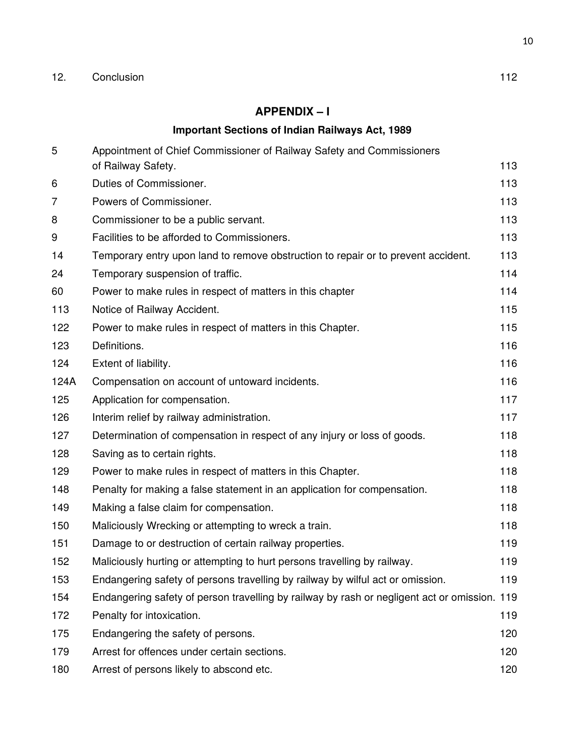| 12. | Conclusion | 112 |
|---|---|---|

## APPENDIX – I

### Important Sections of Indian Railways Act, 1989

| | | |
|---|---|---|
| 5 | Appointment of Chief Commissioner of Railway Safety and Commissioners of Railway Safety. | 113 |
| 6 | Duties of Commissioner. | 113 |
| 7 | Powers of Commissioner. | 113 |
| 8 | Commissioner to be a public servant. | 113 |
| 9 | Facilities to be afforded to Commissioners. | 113 |
| 14 | Temporary entry upon land to remove obstruction to repair or to prevent accident. | 113 |
| 24 | Temporary suspension of traffic. | 114 |
| 60 | Power to make rules in respect of matters in this chapter | 114 |
| 113 | Notice of Railway Accident. | 115 |
| 122 | Power to make rules in respect of matters in this Chapter. | 115 |
| 123 | Definitions. | 116 |
| 124 | Extent of liability. | 116 |
| 124A | Compensation on account of untoward incidents. | 116 |
| 125 | Application for compensation. | 117 |
| 126 | Interim relief by railway administration. | 117 |
| 127 | Determination of compensation in respect of any injury or loss of goods. | 118 |
| 128 | Saving as to certain rights. | 118 |
| 129 | Power to make rules in respect of matters in this Chapter. | 118 |
| 148 | Penalty for making a false statement in an application for compensation. | 118 |
| 149 | Making a false claim for compensation. | 118 |
| 150 | Maliciously Wrecking or attempting to wreck a train. | 118 |
| 151 | Damage to or destruction of certain railway properties. | 119 |
| 152 | Maliciously hurting or attempting to hurt persons travelling by railway. | 119 |
| 153 | Endangering safety of persons travelling by railway by wilful act or omission. | 119 |
| 154 | Endangering safety of person travelling by railway by rash or negligent act or omission. | 119 |
| 172 | Penalty for intoxication. | 119 |
| 175 | Endangering the safety of persons. | 120 |
| 179 | Arrest for offences under certain sections. | 120 |
| 180 | Arrest of persons likely to abscond etc. | 120 |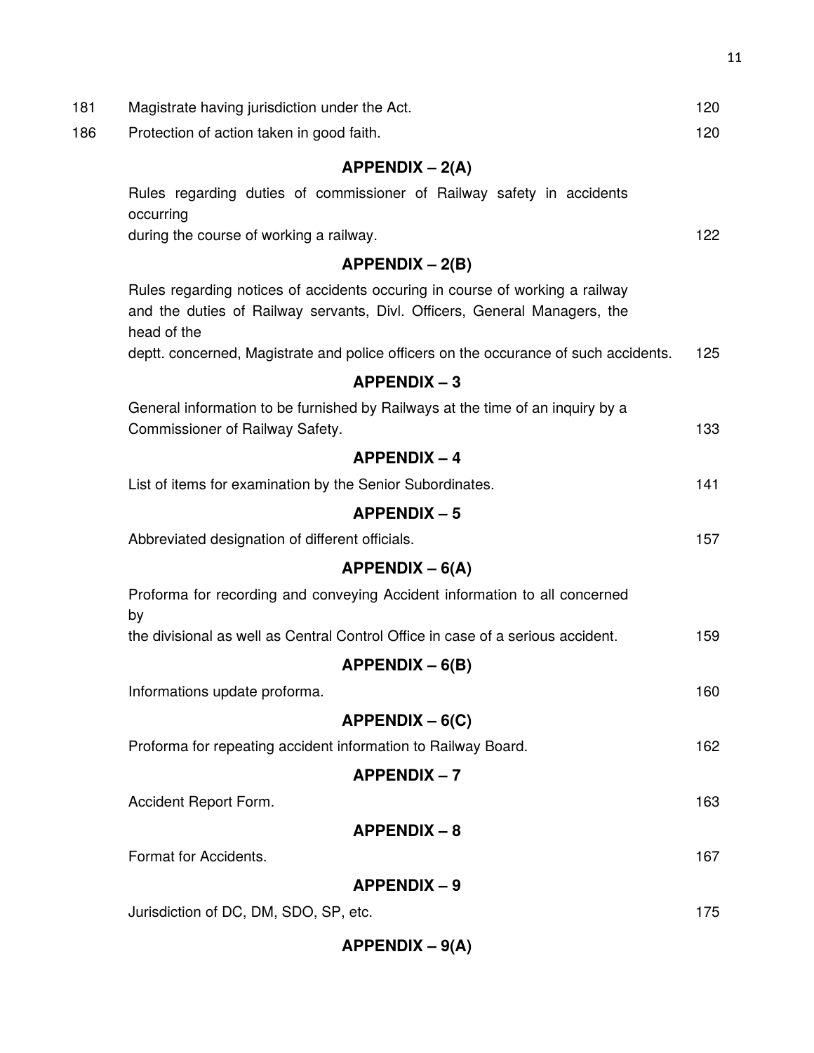| | | |
|---|---|---|
| 181 | Magistrate having jurisdiction under the Act. | 120 |
| 186 | Protection of action taken in good faith. | 120 |

**APPENDIX – 2(A)**

Rules regarding duties of commissioner of Railway safety in accidents occurring during the course of working a railway. 122

**APPENDIX – 2(B)**

Rules regarding notices of accidents occuring in course of working a railway and the duties of Railway servants, Divl. Officers, General Managers, the head of the deptt. concerned, Magistrate and police officers on the occurance of such accidents. 125

**APPENDIX – 3**

General information to be furnished by Railways at the time of an inquiry by a Commissioner of Railway Safety. 133

**APPENDIX – 4**

List of items for examination by the Senior Subordinates. 141

**APPENDIX – 5**

Abbreviated designation of different officials. 157

**APPENDIX – 6(A)**

Proforma for recording and conveying Accident information to all concerned by the divisional as well as Central Control Office in case of a serious accident. 159

**APPENDIX – 6(B)**

Informations update proforma. 160

**APPENDIX – 6(C)**

Proforma for repeating accident information to Railway Board. 162

**APPENDIX – 7**

Accident Report Form. 163

**APPENDIX – 8**

Format for Accidents. 167

**APPENDIX – 9**

Jurisdiction of DC, DM, SDO, SP, etc. 175

**APPENDIX – 9(A)**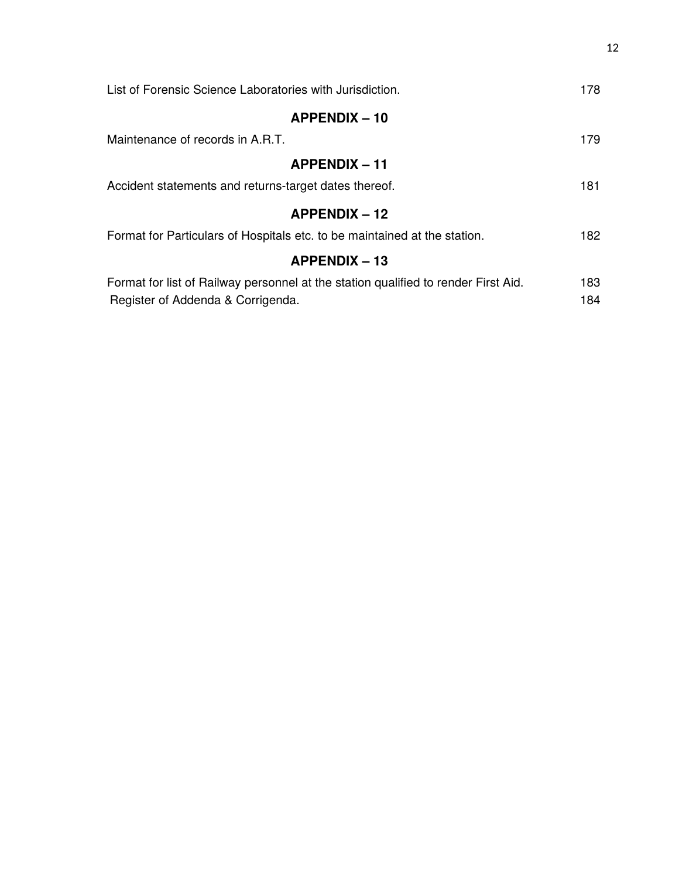| | |
|---|---|
| List of Forensic Science Laboratories with Jurisdiction. | 178 |

**APPENDIX – 10**

| | |
|---|---|
| Maintenance of records in A.R.T. | 179 |

**APPENDIX – 11**

| | |
|---|---|
| Accident statements and returns-target dates thereof. | 181 |

**APPENDIX – 12**

| | |
|---|---|
| Format for Particulars of Hospitals etc. to be maintained at the station. | 182 |

**APPENDIX – 13**

| | |
|---|---|
| Format for list of Railway personnel at the station qualified to render First Aid. | 183 |
| Register of Addenda & Corrigenda. | 184 |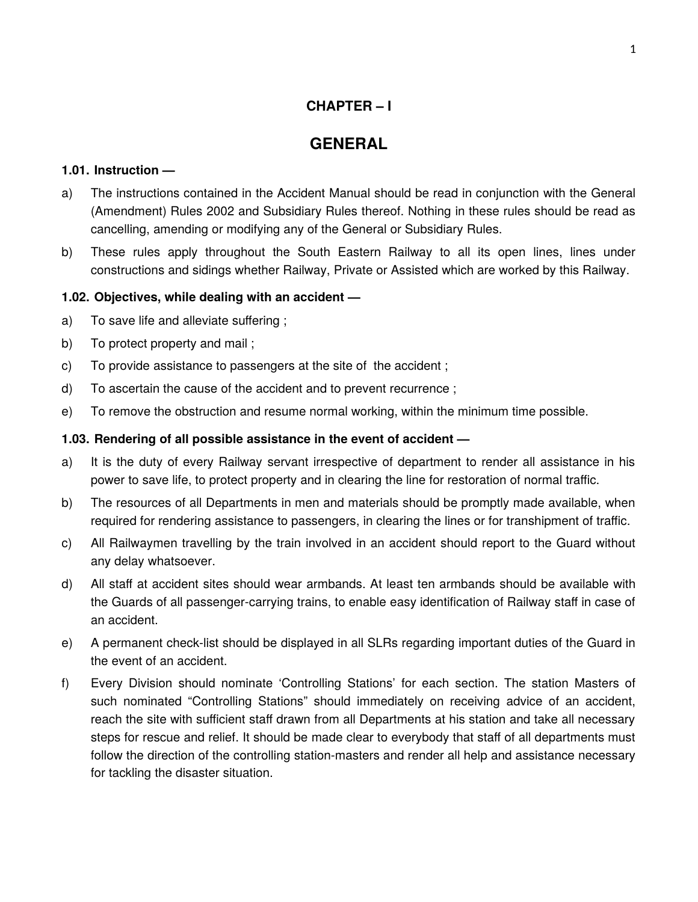# CHAPTER – I

# GENERAL

### 1.01. Instruction —

a) The instructions contained in the Accident Manual should be read in conjunction with the General (Amendment) Rules 2002 and Subsidiary Rules thereof. Nothing in these rules should be read as cancelling, amending or modifying any of the General or Subsidiary Rules.

b) These rules apply throughout the South Eastern Railway to all its open lines, lines under constructions and sidings whether Railway, Private or Assisted which are worked by this Railway.

### 1.02. Objectives, while dealing with an accident —

a) To save life and alleviate suffering ;

b) To protect property and mail ;

c) To provide assistance to passengers at the site of the accident ;

d) To ascertain the cause of the accident and to prevent recurrence ;

e) To remove the obstruction and resume normal working, within the minimum time possible.

### 1.03. Rendering of all possible assistance in the event of accident —

a) It is the duty of every Railway servant irrespective of department to render all assistance in his power to save life, to protect property and in clearing the line for restoration of normal traffic.

b) The resources of all Departments in men and materials should be promptly made available, when required for rendering assistance to passengers, in clearing the lines or for transhipment of traffic.

c) All Railwaymen travelling by the train involved in an accident should report to the Guard without any delay whatsoever.

d) All staff at accident sites should wear armbands. At least ten armbands should be available with the Guards of all passenger-carrying trains, to enable easy identification of Railway staff in case of an accident.

e) A permanent check-list should be displayed in all SLRs regarding important duties of the Guard in the event of an accident.

f) Every Division should nominate 'Controlling Stations' for each section. The station Masters of such nominated "Controlling Stations" should immediately on receiving advice of an accident, reach the site with sufficient staff drawn from all Departments at his station and take all necessary steps for rescue and relief. It should be made clear to everybody that staff of all departments must follow the direction of the controlling station-masters and render all help and assistance necessary for tackling the disaster situation.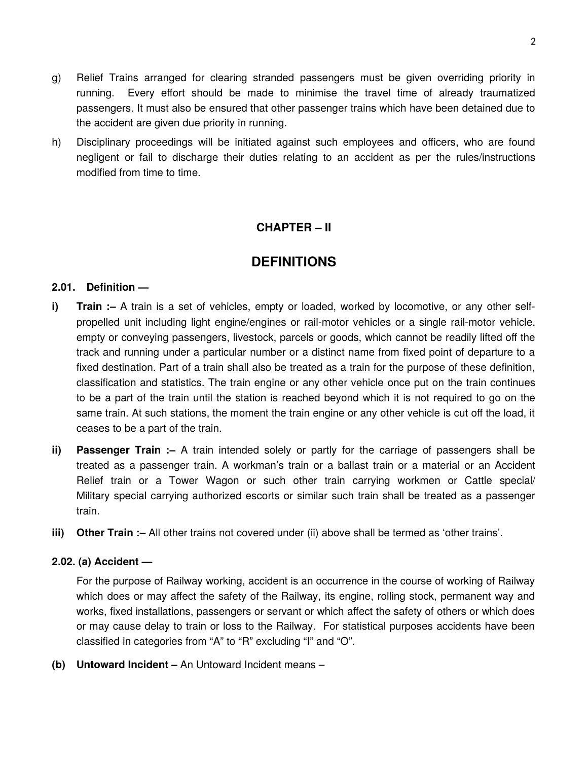g) Relief Trains arranged for clearing stranded passengers must be given overriding priority in running. Every effort should be made to minimise the travel time of already traumatized passengers. It must also be ensured that other passenger trains which have been detained due to the accident are given due priority in running.

h) Disciplinary proceedings will be initiated against such employees and officers, who are found negligent or fail to discharge their duties relating to an accident as per the rules/instructions modified from time to time.

## CHAPTER – II

## DEFINITIONS

### 2.01. Definition —

**i) Train :–** A train is a set of vehicles, empty or loaded, worked by locomotive, or any other self-propelled unit including light engine/engines or rail-motor vehicles or a single rail-motor vehicle, empty or conveying passengers, livestock, parcels or goods, which cannot be readily lifted off the track and running under a particular number or a distinct name from fixed point of departure to a fixed destination. Part of a train shall also be treated as a train for the purpose of these definition, classification and statistics. The train engine or any other vehicle once put on the train continues to be a part of the train until the station is reached beyond which it is not required to go on the same train. At such stations, the moment the train engine or any other vehicle is cut off the load, it ceases to be a part of the train.

**ii) Passenger Train :–** A train intended solely or partly for the carriage of passengers shall be treated as a passenger train. A workman's train or a ballast train or a material or an Accident Relief train or a Tower Wagon or such other train carrying workmen or Cattle special/ Military special carrying authorized escorts or similar such train shall be treated as a passenger train.

**iii) Other Train :–** All other trains not covered under (ii) above shall be termed as 'other trains'.

### 2.02. (a) Accident —

For the purpose of Railway working, accident is an occurrence in the course of working of Railway which does or may affect the safety of the Railway, its engine, rolling stock, permanent way and works, fixed installations, passengers or servant or which affect the safety of others or which does or may cause delay to train or loss to the Railway. For statistical purposes accidents have been classified in categories from "A" to "R" excluding "I" and "O".

**(b) Untoward Incident –** An Untoward Incident means –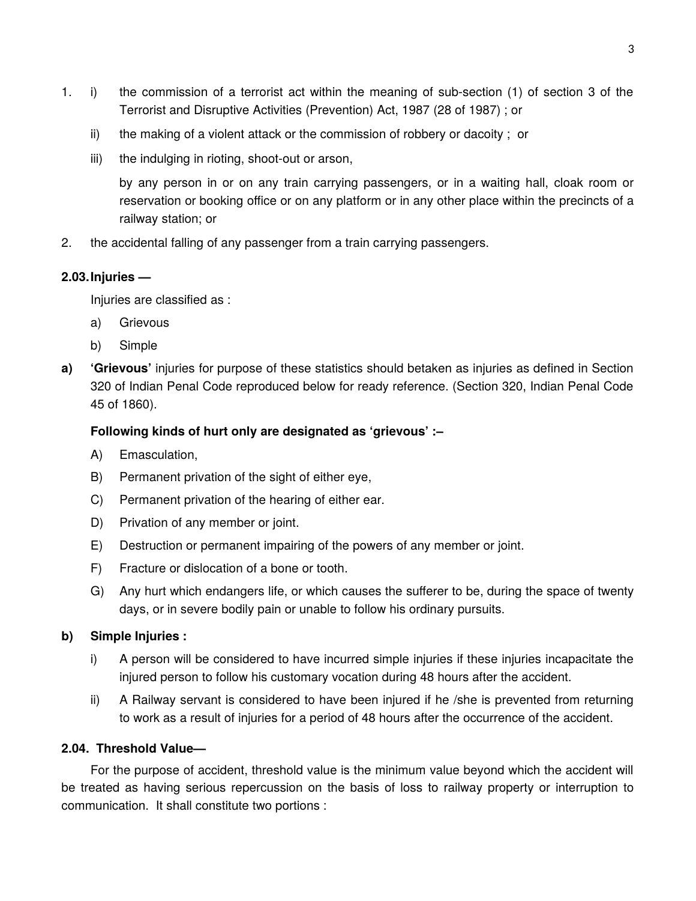1. i) the commission of a terrorist act within the meaning of sub-section (1) of section 3 of the Terrorist and Disruptive Activities (Prevention) Act, 1987 (28 of 1987) ; or

   ii) the making of a violent attack or the commission of robbery or dacoity ; or

   iii) the indulging in rioting, shoot-out or arson,

   by any person in or on any train carrying passengers, or in a waiting hall, cloak room or reservation or booking office or on any platform or in any other place within the precincts of a railway station; or

2. the accidental falling of any passenger from a train carrying passengers.

**2.03. Injuries —**

Injuries are classified as :

a) Grievous

b) Simple

**a) 'Grievous'** injuries for purpose of these statistics should betaken as injuries as defined in Section 320 of Indian Penal Code reproduced below for ready reference. (Section 320, Indian Penal Code 45 of 1860).

**Following kinds of hurt only are designated as 'grievous' :–**

A) Emasculation,

B) Permanent privation of the sight of either eye,

C) Permanent privation of the hearing of either ear.

D) Privation of any member or joint.

E) Destruction or permanent impairing of the powers of any member or joint.

F) Fracture or dislocation of a bone or tooth.

G) Any hurt which endangers life, or which causes the sufferer to be, during the space of twenty days, or in severe bodily pain or unable to follow his ordinary pursuits.

**b) Simple Injuries :**

i) A person will be considered to have incurred simple injuries if these injuries incapacitate the injured person to follow his customary vocation during 48 hours after the accident.

ii) A Railway servant is considered to have been injured if he /she is prevented from returning to work as a result of injuries for a period of 48 hours after the occurrence of the accident.

**2.04. Threshold Value—**

For the purpose of accident, threshold value is the minimum value beyond which the accident will be treated as having serious repercussion on the basis of loss to railway property or interruption to communication. It shall constitute two portions :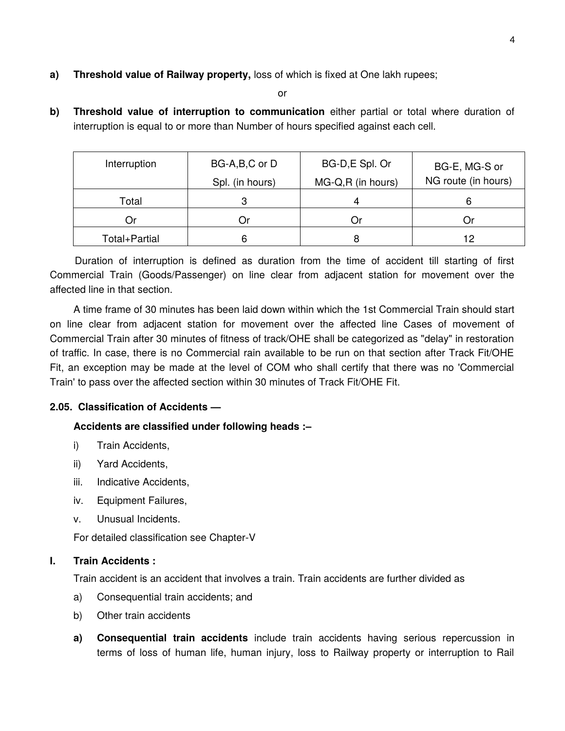**a) Threshold value of Railway property,** loss of which is fixed at One lakh rupees;

or

**b) Threshold value of interruption to communication** either partial or total where duration of interruption is equal to or more than Number of hours specified against each cell.

| Interruption | BG-A,B,C or D Spl. (in hours) | BG-D,E Spl. Or MG-Q,R (in hours) | BG-E, MG-S or NG route (in hours) |
|---|---|---|---|
| Total | 3 | 4 | 6 |
| Or | Or | Or | Or |
| Total+Partial | 6 | 8 | 12 |

Duration of interruption is defined as duration from the time of accident till starting of first Commercial Train (Goods/Passenger) on line clear from adjacent station for movement over the affected line in that section.

A time frame of 30 minutes has been laid down within which the 1st Commercial Train should start on line clear from adjacent station for movement over the affected line Cases of movement of Commercial Train after 30 minutes of fitness of track/OHE shall be categorized as "delay" in restoration of traffic. In case, there is no Commercial rain available to be run on that section after Track Fit/OHE Fit, an exception may be made at the level of COM who shall certify that there was no 'Commercial Train' to pass over the affected section within 30 minutes of Track Fit/OHE Fit.

### 2.05. Classification of Accidents —

**Accidents are classified under following heads :–**

i) Train Accidents,

ii) Yard Accidents,

iii. Indicative Accidents,

iv. Equipment Failures,

v. Unusual Incidents.

For detailed classification see Chapter-V

### I. Train Accidents :

Train accident is an accident that involves a train. Train accidents are further divided as

a) Consequential train accidents; and

b) Other train accidents

**a) Consequential train accidents** include train accidents having serious repercussion in terms of loss of human life, human injury, loss to Railway property or interruption to Rail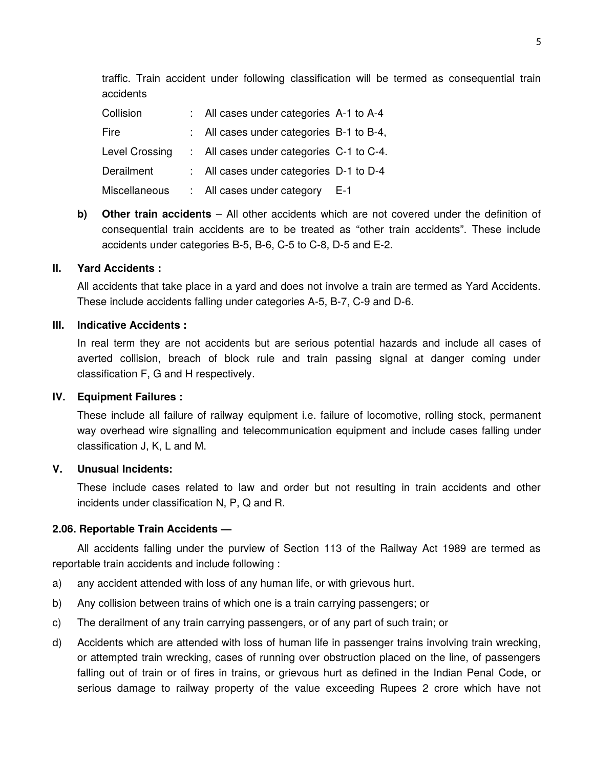traffic. Train accident under following classification will be termed as consequential train accidents

| | | |
|---|---|---|
| Collision | : | All cases under categories A-1 to A-4 |
| Fire | : | All cases under categories B-1 to B-4, |
| Level Crossing | : | All cases under categories C-1 to C-4. |
| Derailment | : | All cases under categories D-1 to D-4 |
| Miscellaneous | : | All cases under category E-1 |

**b) Other train accidents** – All other accidents which are not covered under the definition of consequential train accidents are to be treated as "other train accidents". These include accidents under categories B-5, B-6, C-5 to C-8, D-5 and E-2.

**II. Yard Accidents :**

All accidents that take place in a yard and does not involve a train are termed as Yard Accidents. These include accidents falling under categories A-5, B-7, C-9 and D-6.

**III. Indicative Accidents :**

In real term they are not accidents but are serious potential hazards and include all cases of averted collision, breach of block rule and train passing signal at danger coming under classification F, G and H respectively.

**IV. Equipment Failures :**

These include all failure of railway equipment i.e. failure of locomotive, rolling stock, permanent way overhead wire signalling and telecommunication equipment and include cases falling under classification J, K, L and M.

**V. Unusual Incidents:**

These include cases related to law and order but not resulting in train accidents and other incidents under classification N, P, Q and R.

**2.06. Reportable Train Accidents —**

All accidents falling under the purview of Section 113 of the Railway Act 1989 are termed as reportable train accidents and include following :

a) any accident attended with loss of any human life, or with grievous hurt.

b) Any collision between trains of which one is a train carrying passengers; or

c) The derailment of any train carrying passengers, or of any part of such train; or

d) Accidents which are attended with loss of human life in passenger trains involving train wrecking, or attempted train wrecking, cases of running over obstruction placed on the line, of passengers falling out of train or of fires in trains, or grievous hurt as defined in the Indian Penal Code, or serious damage to railway property of the value exceeding Rupees 2 crore which have not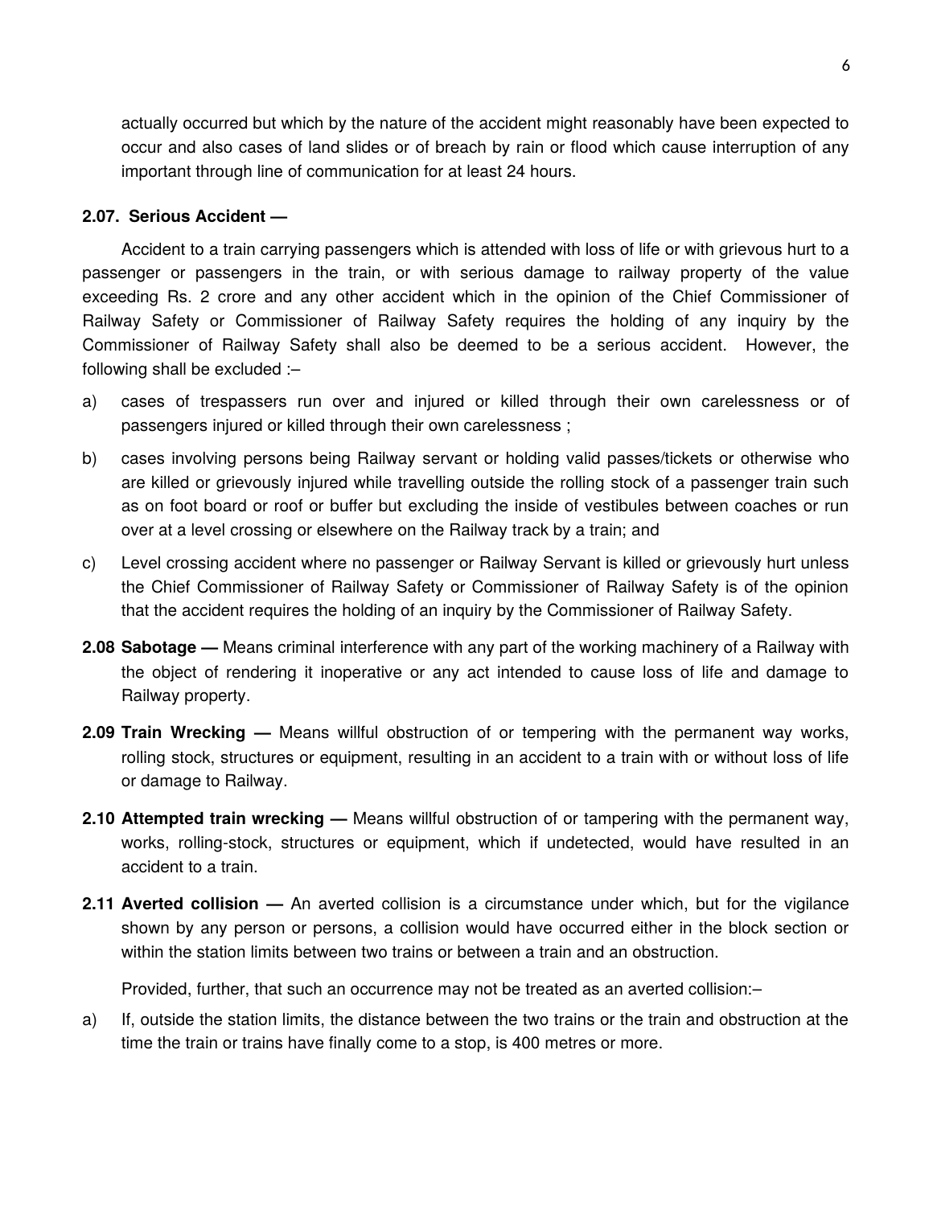actually occurred but which by the nature of the accident might reasonably have been expected to occur and also cases of land slides or of breach by rain or flood which cause interruption of any important through line of communication for at least 24 hours.

**2.07. Serious Accident —**

Accident to a train carrying passengers which is attended with loss of life or with grievous hurt to a passenger or passengers in the train, or with serious damage to railway property of the value exceeding Rs. 2 crore and any other accident which in the opinion of the Chief Commissioner of Railway Safety or Commissioner of Railway Safety requires the holding of any inquiry by the Commissioner of Railway Safety shall also be deemed to be a serious accident. However, the following shall be excluded :–

a) cases of trespassers run over and injured or killed through their own carelessness or of passengers injured or killed through their own carelessness ;

b) cases involving persons being Railway servant or holding valid passes/tickets or otherwise who are killed or grievously injured while travelling outside the rolling stock of a passenger train such as on foot board or roof or buffer but excluding the inside of vestibules between coaches or run over at a level crossing or elsewhere on the Railway track by a train; and

c) Level crossing accident where no passenger or Railway Servant is killed or grievously hurt unless the Chief Commissioner of Railway Safety or Commissioner of Railway Safety is of the opinion that the accident requires the holding of an inquiry by the Commissioner of Railway Safety.

**2.08 Sabotage —** Means criminal interference with any part of the working machinery of a Railway with the object of rendering it inoperative or any act intended to cause loss of life and damage to Railway property.

**2.09 Train Wrecking —** Means willful obstruction of or tempering with the permanent way works, rolling stock, structures or equipment, resulting in an accident to a train with or without loss of life or damage to Railway.

**2.10 Attempted train wrecking —** Means willful obstruction of or tampering with the permanent way, works, rolling-stock, structures or equipment, which if undetected, would have resulted in an accident to a train.

**2.11 Averted collision —** An averted collision is a circumstance under which, but for the vigilance shown by any person or persons, a collision would have occurred either in the block section or within the station limits between two trains or between a train and an obstruction.

Provided, further, that such an occurrence may not be treated as an averted collision:–

a) If, outside the station limits, the distance between the two trains or the train and obstruction at the time the train or trains have finally come to a stop, is 400 metres or more.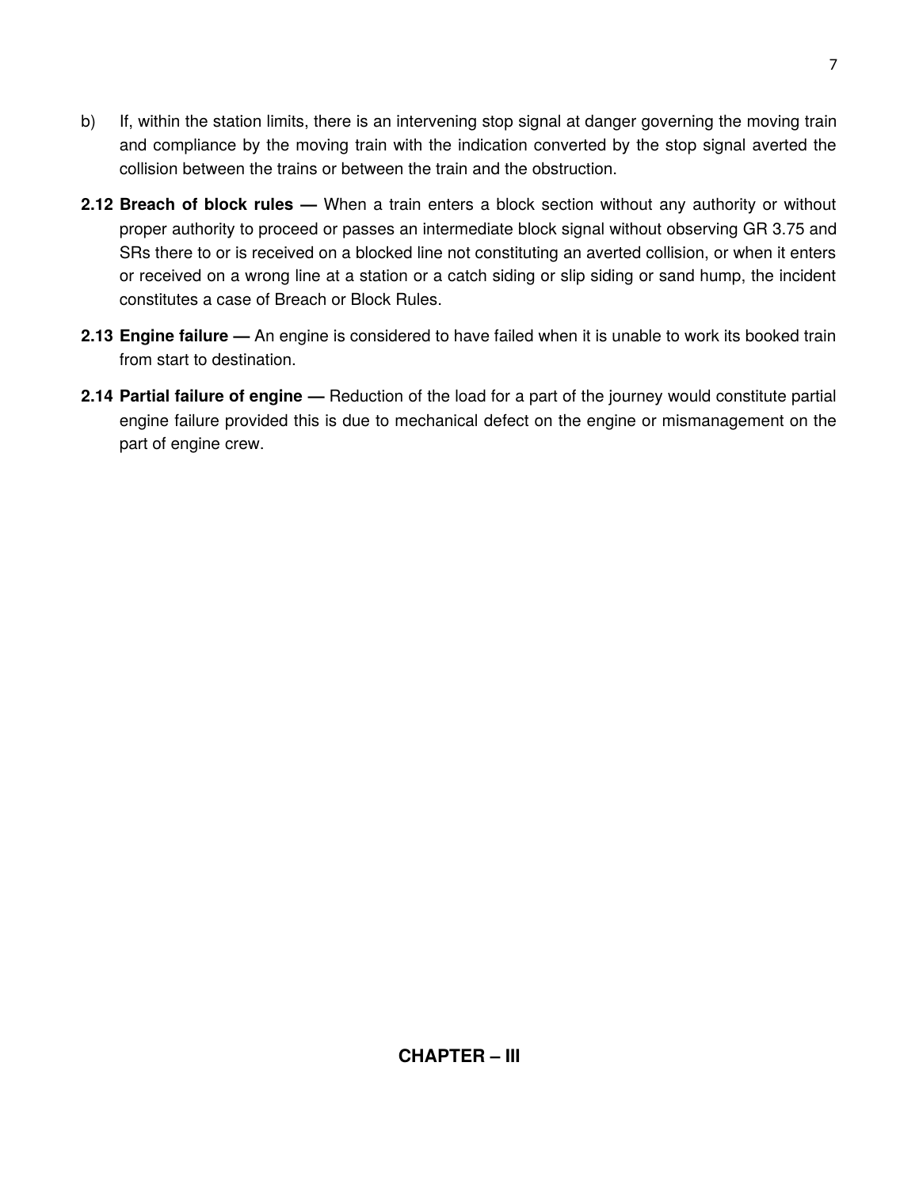b) If, within the station limits, there is an intervening stop signal at danger governing the moving train and compliance by the moving train with the indication converted by the stop signal averted the collision between the trains or between the train and the obstruction.

**2.12 Breach of block rules —** When a train enters a block section without any authority or without proper authority to proceed or passes an intermediate block signal without observing GR 3.75 and SRs there to or is received on a blocked line not constituting an averted collision, or when it enters or received on a wrong line at a station or a catch siding or slip siding or sand hump, the incident constitutes a case of Breach or Block Rules.

**2.13 Engine failure —** An engine is considered to have failed when it is unable to work its booked train from start to destination.

**2.14 Partial failure of engine —** Reduction of the load for a part of the journey would constitute partial engine failure provided this is due to mechanical defect on the engine or mismanagement on the part of engine crew.

## CHAPTER – III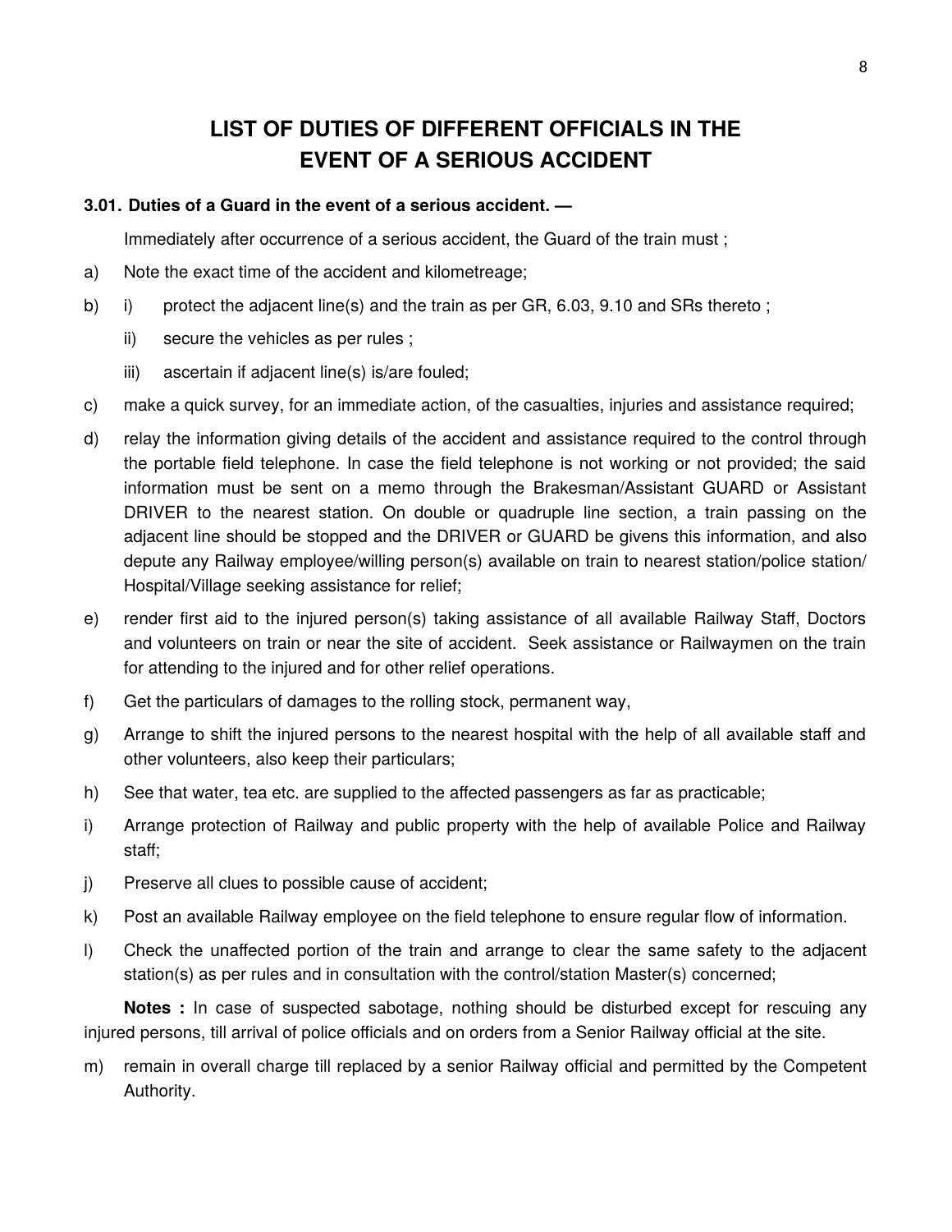# LIST OF DUTIES OF DIFFERENT OFFICIALS IN THE EVENT OF A SERIOUS ACCIDENT

**3.01. Duties of a Guard in the event of a serious accident. —**

Immediately after occurrence of a serious accident, the Guard of the train must ;

a) Note the exact time of the accident and kilometreage;

b) i) protect the adjacent line(s) and the train as per GR, 6.03, 9.10 and SRs thereto ;

   ii) secure the vehicles as per rules ;

   iii) ascertain if adjacent line(s) is/are fouled;

c) make a quick survey, for an immediate action, of the casualties, injuries and assistance required;

d) relay the information giving details of the accident and assistance required to the control through the portable field telephone. In case the field telephone is not working or not provided; the said information must be sent on a memo through the Brakesman/Assistant GUARD or Assistant DRIVER to the nearest station. On double or quadruple line section, a train passing on the adjacent line should be stopped and the DRIVER or GUARD be givens this information, and also depute any Railway employee/willing person(s) available on train to nearest station/police station/ Hospital/Village seeking assistance for relief;

e) render first aid to the injured person(s) taking assistance of all available Railway Staff, Doctors and volunteers on train or near the site of accident. Seek assistance or Railwaymen on the train for attending to the injured and for other relief operations.

f) Get the particulars of damages to the rolling stock, permanent way,

g) Arrange to shift the injured persons to the nearest hospital with the help of all available staff and other volunteers, also keep their particulars;

h) See that water, tea etc. are supplied to the affected passengers as far as practicable;

i) Arrange protection of Railway and public property with the help of available Police and Railway staff;

j) Preserve all clues to possible cause of accident;

k) Post an available Railway employee on the field telephone to ensure regular flow of information.

l) Check the unaffected portion of the train and arrange to clear the same safety to the adjacent station(s) as per rules and in consultation with the control/station Master(s) concerned;

**Notes :** In case of suspected sabotage, nothing should be disturbed except for rescuing any injured persons, till arrival of police officials and on orders from a Senior Railway official at the site.

m) remain in overall charge till replaced by a senior Railway official and permitted by the Competent Authority.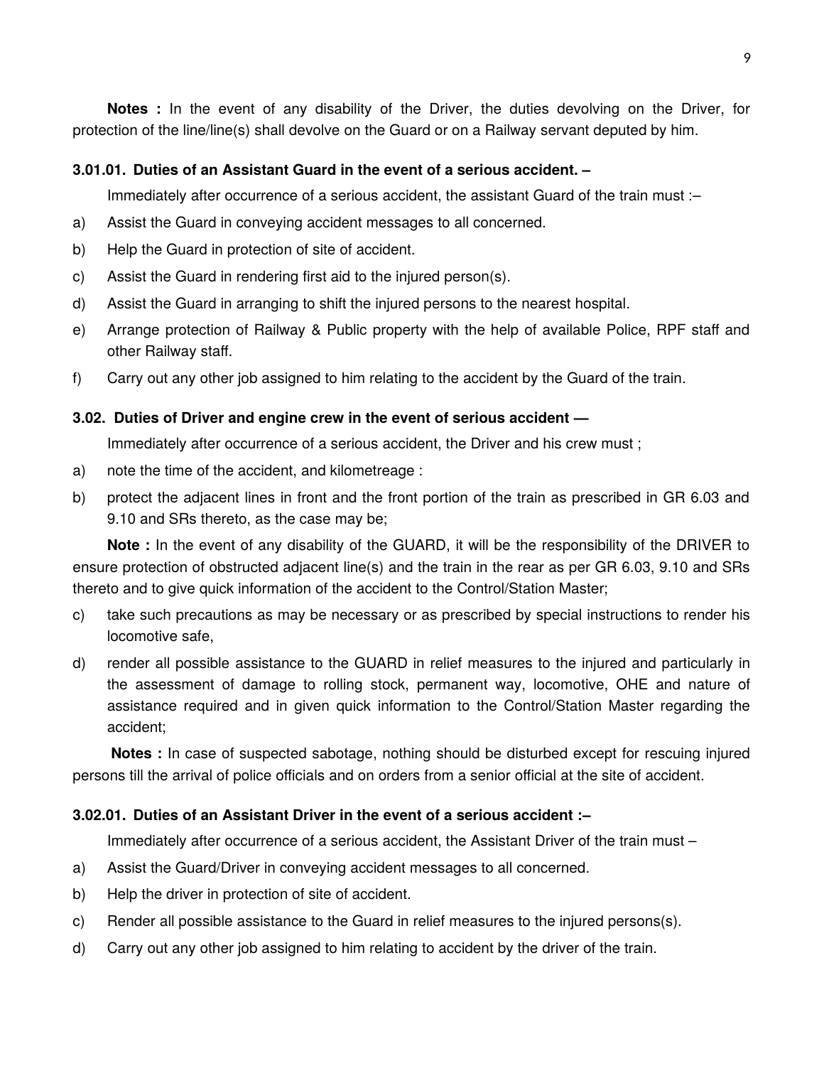**Notes :** In the event of any disability of the Driver, the duties devolving on the Driver, for protection of the line/line(s) shall devolve on the Guard or on a Railway servant deputed by him.

### 3.01.01. Duties of an Assistant Guard in the event of a serious accident. –

Immediately after occurrence of a serious accident, the assistant Guard of the train must :–

a) Assist the Guard in conveying accident messages to all concerned.
b) Help the Guard in protection of site of accident.
c) Assist the Guard in rendering first aid to the injured person(s).
d) Assist the Guard in arranging to shift the injured persons to the nearest hospital.
e) Arrange protection of Railway & Public property with the help of available Police, RPF staff and other Railway staff.
f) Carry out any other job assigned to him relating to the accident by the Guard of the train.

### 3.02. Duties of Driver and engine crew in the event of serious accident —

Immediately after occurrence of a serious accident, the Driver and his crew must ;

a) note the time of the accident, and kilometreage :
b) protect the adjacent lines in front and the front portion of the train as prescribed in GR 6.03 and 9.10 and SRs thereto, as the case may be;

**Note :** In the event of any disability of the GUARD, it will be the responsibility of the DRIVER to ensure protection of obstructed adjacent line(s) and the train in the rear as per GR 6.03, 9.10 and SRs thereto and to give quick information of the accident to the Control/Station Master;

c) take such precautions as may be necessary or as prescribed by special instructions to render his locomotive safe,
d) render all possible assistance to the GUARD in relief measures to the injured and particularly in the assessment of damage to rolling stock, permanent way, locomotive, OHE and nature of assistance required and in given quick information to the Control/Station Master regarding the accident;

**Notes :** In case of suspected sabotage, nothing should be disturbed except for rescuing injured persons till the arrival of police officials and on orders from a senior official at the site of accident.

### 3.02.01. Duties of an Assistant Driver in the event of a serious accident :–

Immediately after occurrence of a serious accident, the Assistant Driver of the train must –

a) Assist the Guard/Driver in conveying accident messages to all concerned.
b) Help the driver in protection of site of accident.
c) Render all possible assistance to the Guard in relief measures to the injured persons(s).
d) Carry out any other job assigned to him relating to accident by the driver of the train.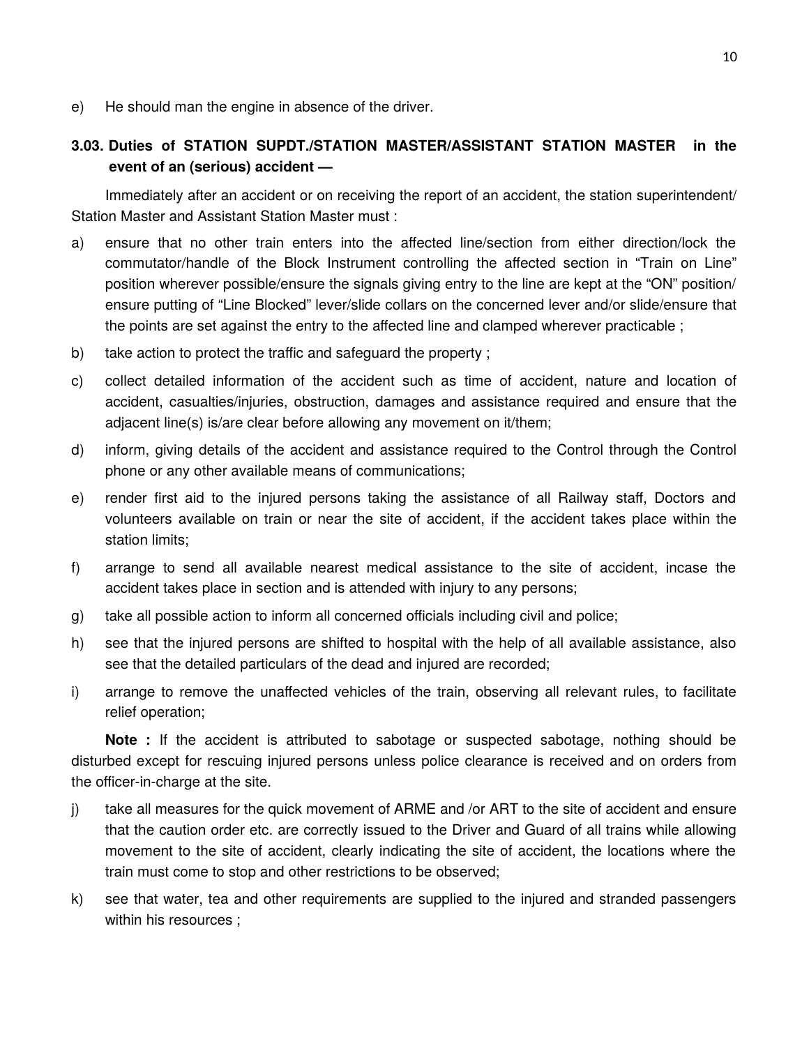e) He should man the engine in absence of the driver.

### 3.03. Duties of STATION SUPDT./STATION MASTER/ASSISTANT STATION MASTER in the event of an (serious) accident —

Immediately after an accident or on receiving the report of an accident, the station superintendent/ Station Master and Assistant Station Master must :

a) ensure that no other train enters into the affected line/section from either direction/lock the commutator/handle of the Block Instrument controlling the affected section in "Train on Line" position wherever possible/ensure the signals giving entry to the line are kept at the "ON" position/ ensure putting of "Line Blocked" lever/slide collars on the concerned lever and/or slide/ensure that the points are set against the entry to the affected line and clamped wherever practicable ;

b) take action to protect the traffic and safeguard the property ;

c) collect detailed information of the accident such as time of accident, nature and location of accident, casualties/injuries, obstruction, damages and assistance required and ensure that the adjacent line(s) is/are clear before allowing any movement on it/them;

d) inform, giving details of the accident and assistance required to the Control through the Control phone or any other available means of communications;

e) render first aid to the injured persons taking the assistance of all Railway staff, Doctors and volunteers available on train or near the site of accident, if the accident takes place within the station limits;

f) arrange to send all available nearest medical assistance to the site of accident, incase the accident takes place in section and is attended with injury to any persons;

g) take all possible action to inform all concerned officials including civil and police;

h) see that the injured persons are shifted to hospital with the help of all available assistance, also see that the detailed particulars of the dead and injured are recorded;

i) arrange to remove the unaffected vehicles of the train, observing all relevant rules, to facilitate relief operation;

**Note :** If the accident is attributed to sabotage or suspected sabotage, nothing should be disturbed except for rescuing injured persons unless police clearance is received and on orders from the officer-in-charge at the site.

j) take all measures for the quick movement of ARME and /or ART to the site of accident and ensure that the caution order etc. are correctly issued to the Driver and Guard of all trains while allowing movement to the site of accident, clearly indicating the site of accident, the locations where the train must come to stop and other restrictions to be observed;

k) see that water, tea and other requirements are supplied to the injured and stranded passengers within his resources ;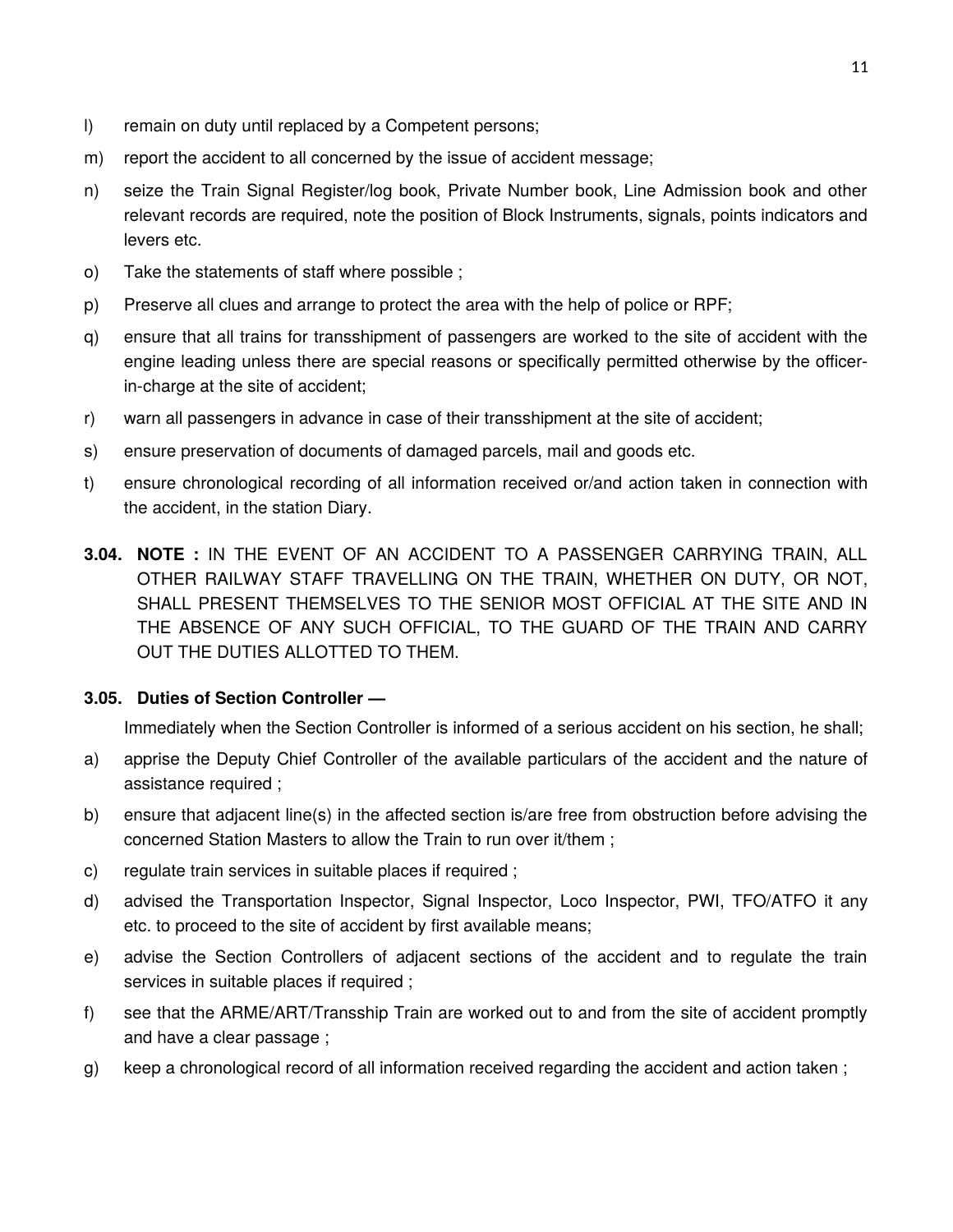l) remain on duty until replaced by a Competent persons;

m) report the accident to all concerned by the issue of accident message;

n) seize the Train Signal Register/log book, Private Number book, Line Admission book and other relevant records are required, note the position of Block Instruments, signals, points indicators and levers etc.

o) Take the statements of staff where possible ;

p) Preserve all clues and arrange to protect the area with the help of police or RPF;

q) ensure that all trains for transshipment of passengers are worked to the site of accident with the engine leading unless there are special reasons or specifically permitted otherwise by the officer-in-charge at the site of accident;

r) warn all passengers in advance in case of their transshipment at the site of accident;

s) ensure preservation of documents of damaged parcels, mail and goods etc.

t) ensure chronological recording of all information received or/and action taken in connection with the accident, in the station Diary.

**3.04. NOTE :** IN THE EVENT OF AN ACCIDENT TO A PASSENGER CARRYING TRAIN, ALL OTHER RAILWAY STAFF TRAVELLING ON THE TRAIN, WHETHER ON DUTY, OR NOT, SHALL PRESENT THEMSELVES TO THE SENIOR MOST OFFICIAL AT THE SITE AND IN THE ABSENCE OF ANY SUCH OFFICIAL, TO THE GUARD OF THE TRAIN AND CARRY OUT THE DUTIES ALLOTTED TO THEM.

**3.05. Duties of Section Controller —**

Immediately when the Section Controller is informed of a serious accident on his section, he shall;

a) apprise the Deputy Chief Controller of the available particulars of the accident and the nature of assistance required ;

b) ensure that adjacent line(s) in the affected section is/are free from obstruction before advising the concerned Station Masters to allow the Train to run over it/them ;

c) regulate train services in suitable places if required ;

d) advised the Transportation Inspector, Signal Inspector, Loco Inspector, PWI, TFO/ATFO it any etc. to proceed to the site of accident by first available means;

e) advise the Section Controllers of adjacent sections of the accident and to regulate the train services in suitable places if required ;

f) see that the ARME/ART/Transship Train are worked out to and from the site of accident promptly and have a clear passage ;

g) keep a chronological record of all information received regarding the accident and action taken ;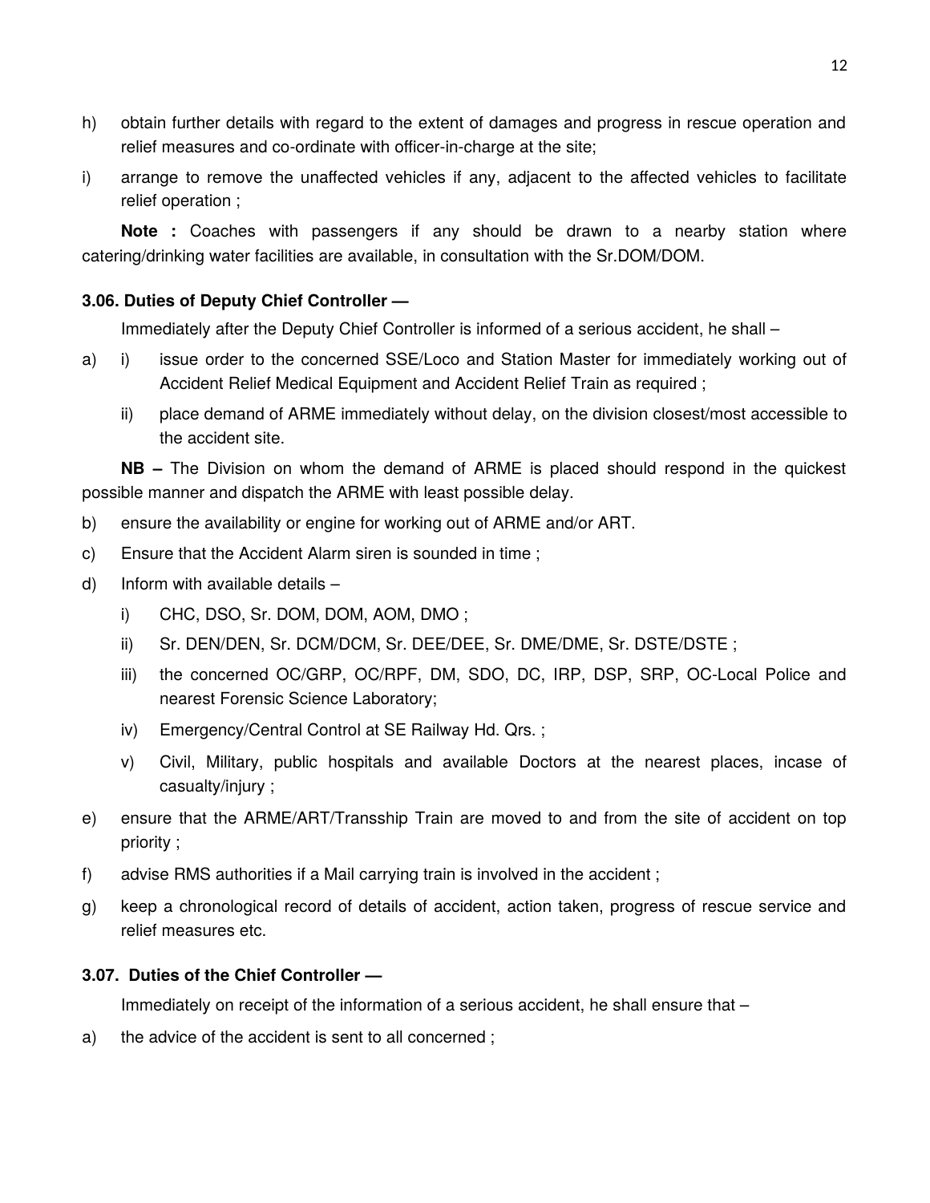h) obtain further details with regard to the extent of damages and progress in rescue operation and relief measures and co-ordinate with officer-in-charge at the site;

i) arrange to remove the unaffected vehicles if any, adjacent to the affected vehicles to facilitate relief operation ;

**Note :** Coaches with passengers if any should be drawn to a nearby station where catering/drinking water facilities are available, in consultation with the Sr.DOM/DOM.

**3.06. Duties of Deputy Chief Controller —**

Immediately after the Deputy Chief Controller is informed of a serious accident, he shall –

a) i) issue order to the concerned SSE/Loco and Station Master for immediately working out of Accident Relief Medical Equipment and Accident Relief Train as required ;

   ii) place demand of ARME immediately without delay, on the division closest/most accessible to the accident site.

**NB –** The Division on whom the demand of ARME is placed should respond in the quickest possible manner and dispatch the ARME with least possible delay.

b) ensure the availability or engine for working out of ARME and/or ART.

c) Ensure that the Accident Alarm siren is sounded in time ;

d) Inform with available details –

   i) CHC, DSO, Sr. DOM, DOM, AOM, DMO ;

   ii) Sr. DEN/DEN, Sr. DCM/DCM, Sr. DEE/DEE, Sr. DME/DME, Sr. DSTE/DSTE ;

   iii) the concerned OC/GRP, OC/RPF, DM, SDO, DC, IRP, DSP, SRP, OC-Local Police and nearest Forensic Science Laboratory;

   iv) Emergency/Central Control at SE Railway Hd. Qrs. ;

   v) Civil, Military, public hospitals and available Doctors at the nearest places, incase of casualty/injury ;

e) ensure that the ARME/ART/Transship Train are moved to and from the site of accident on top priority ;

f) advise RMS authorities if a Mail carrying train is involved in the accident ;

g) keep a chronological record of details of accident, action taken, progress of rescue service and relief measures etc.

**3.07. Duties of the Chief Controller —**

Immediately on receipt of the information of a serious accident, he shall ensure that –

a) the advice of the accident is sent to all concerned ;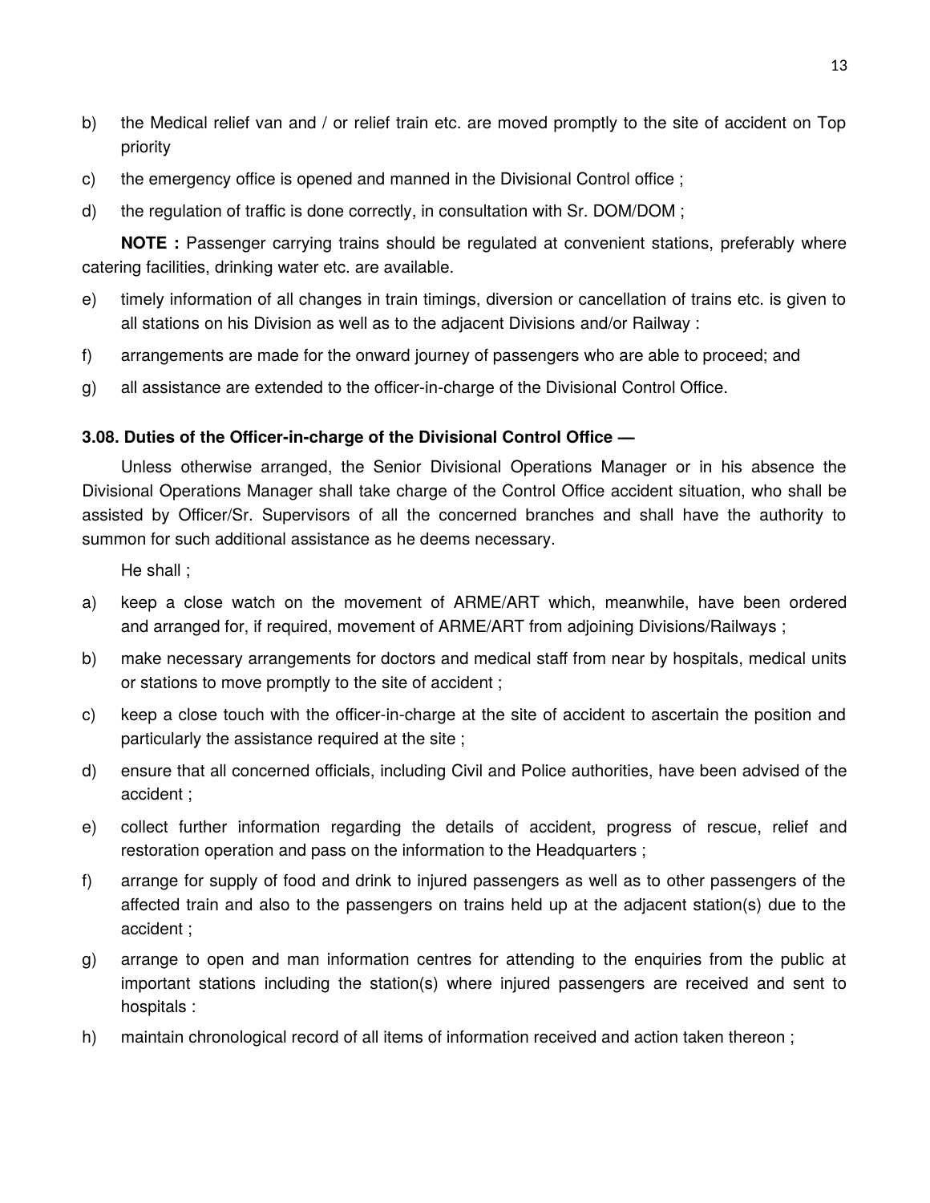b) the Medical relief van and / or relief train etc. are moved promptly to the site of accident on Top priority

c) the emergency office is opened and manned in the Divisional Control office ;

d) the regulation of traffic is done correctly, in consultation with Sr. DOM/DOM ;

**NOTE :** Passenger carrying trains should be regulated at convenient stations, preferably where catering facilities, drinking water etc. are available.

e) timely information of all changes in train timings, diversion or cancellation of trains etc. is given to all stations on his Division as well as to the adjacent Divisions and/or Railway :

f) arrangements are made for the onward journey of passengers who are able to proceed; and

g) all assistance are extended to the officer-in-charge of the Divisional Control Office.

**3.08. Duties of the Officer-in-charge of the Divisional Control Office —**

Unless otherwise arranged, the Senior Divisional Operations Manager or in his absence the Divisional Operations Manager shall take charge of the Control Office accident situation, who shall be assisted by Officer/Sr. Supervisors of all the concerned branches and shall have the authority to summon for such additional assistance as he deems necessary.

He shall ;

a) keep a close watch on the movement of ARME/ART which, meanwhile, have been ordered and arranged for, if required, movement of ARME/ART from adjoining Divisions/Railways ;

b) make necessary arrangements for doctors and medical staff from near by hospitals, medical units or stations to move promptly to the site of accident ;

c) keep a close touch with the officer-in-charge at the site of accident to ascertain the position and particularly the assistance required at the site ;

d) ensure that all concerned officials, including Civil and Police authorities, have been advised of the accident ;

e) collect further information regarding the details of accident, progress of rescue, relief and restoration operation and pass on the information to the Headquarters ;

f) arrange for supply of food and drink to injured passengers as well as to other passengers of the affected train and also to the passengers on trains held up at the adjacent station(s) due to the accident ;

g) arrange to open and man information centres for attending to the enquiries from the public at important stations including the station(s) where injured passengers are received and sent to hospitals :

h) maintain chronological record of all items of information received and action taken thereon ;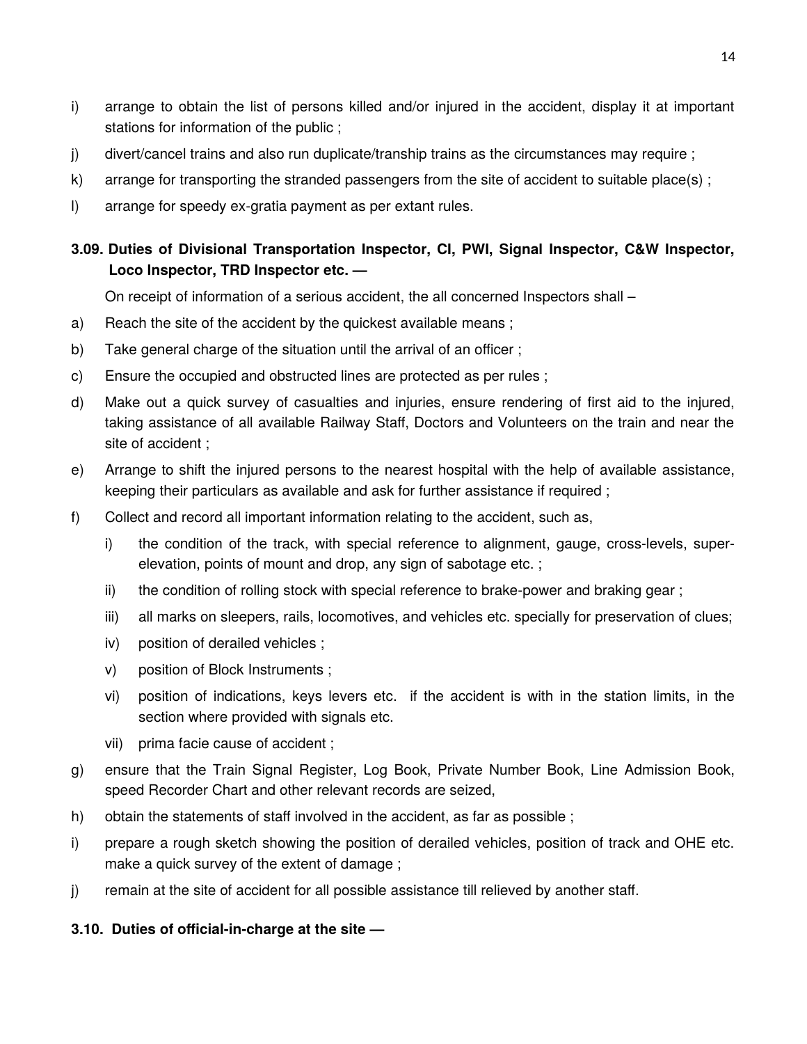i) arrange to obtain the list of persons killed and/or injured in the accident, display it at important stations for information of the public ;

j) divert/cancel trains and also run duplicate/tranship trains as the circumstances may require ;

k) arrange for transporting the stranded passengers from the site of accident to suitable place(s) ;

l) arrange for speedy ex-gratia payment as per extant rules.

### 3.09. Duties of Divisional Transportation Inspector, CI, PWI, Signal Inspector, C&W Inspector, Loco Inspector, TRD Inspector etc. —

On receipt of information of a serious accident, the all concerned Inspectors shall –

a) Reach the site of the accident by the quickest available means ;

b) Take general charge of the situation until the arrival of an officer ;

c) Ensure the occupied and obstructed lines are protected as per rules ;

d) Make out a quick survey of casualties and injuries, ensure rendering of first aid to the injured, taking assistance of all available Railway Staff, Doctors and Volunteers on the train and near the site of accident ;

e) Arrange to shift the injured persons to the nearest hospital with the help of available assistance, keeping their particulars as available and ask for further assistance if required ;

f) Collect and record all important information relating to the accident, such as,

   i) the condition of the track, with special reference to alignment, gauge, cross-levels, super-elevation, points of mount and drop, any sign of sabotage etc. ;

   ii) the condition of rolling stock with special reference to brake-power and braking gear ;

   iii) all marks on sleepers, rails, locomotives, and vehicles etc. specially for preservation of clues;

   iv) position of derailed vehicles ;

   v) position of Block Instruments ;

   vi) position of indications, keys levers etc. if the accident is with in the station limits, in the section where provided with signals etc.

   vii) prima facie cause of accident ;

g) ensure that the Train Signal Register, Log Book, Private Number Book, Line Admission Book, speed Recorder Chart and other relevant records are seized,

h) obtain the statements of staff involved in the accident, as far as possible ;

i) prepare a rough sketch showing the position of derailed vehicles, position of track and OHE etc. make a quick survey of the extent of damage ;

j) remain at the site of accident for all possible assistance till relieved by another staff.

### 3.10. Duties of official-in-charge at the site —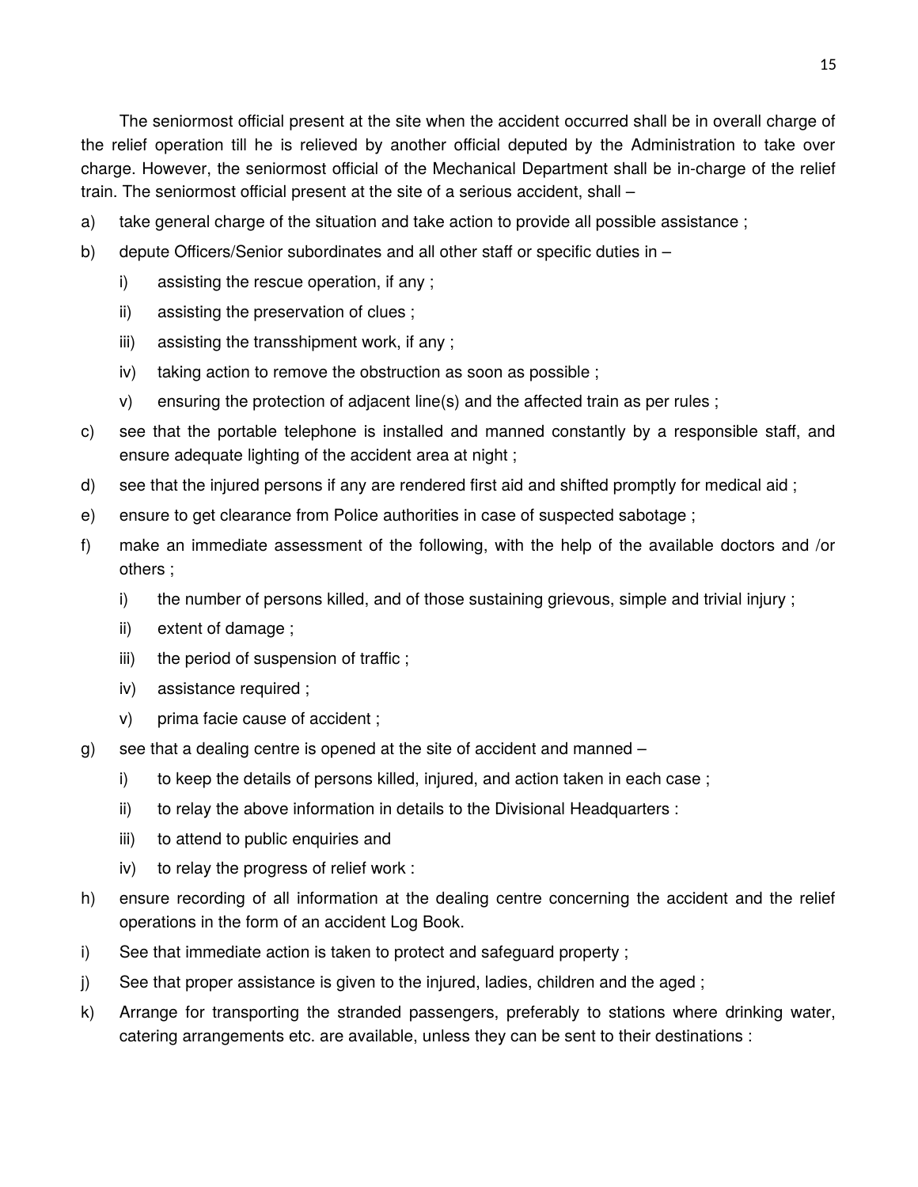The seniormost official present at the site when the accident occurred shall be in overall charge of the relief operation till he is relieved by another official deputed by the Administration to take over charge. However, the seniormost official of the Mechanical Department shall be in-charge of the relief train. The seniormost official present at the site of a serious accident, shall –

a) take general charge of the situation and take action to provide all possible assistance ;

b) depute Officers/Senior subordinates and all other staff or specific duties in –

   i) assisting the rescue operation, if any ;

   ii) assisting the preservation of clues ;

   iii) assisting the transshipment work, if any ;

   iv) taking action to remove the obstruction as soon as possible ;

   v) ensuring the protection of adjacent line(s) and the affected train as per rules ;

c) see that the portable telephone is installed and manned constantly by a responsible staff, and ensure adequate lighting of the accident area at night ;

d) see that the injured persons if any are rendered first aid and shifted promptly for medical aid ;

e) ensure to get clearance from Police authorities in case of suspected sabotage ;

f) make an immediate assessment of the following, with the help of the available doctors and /or others ;

   i) the number of persons killed, and of those sustaining grievous, simple and trivial injury ;

   ii) extent of damage ;

   iii) the period of suspension of traffic ;

   iv) assistance required ;

   v) prima facie cause of accident ;

g) see that a dealing centre is opened at the site of accident and manned –

   i) to keep the details of persons killed, injured, and action taken in each case ;

   ii) to relay the above information in details to the Divisional Headquarters :

   iii) to attend to public enquiries and

   iv) to relay the progress of relief work :

h) ensure recording of all information at the dealing centre concerning the accident and the relief operations in the form of an accident Log Book.

i) See that immediate action is taken to protect and safeguard property ;

j) See that proper assistance is given to the injured, ladies, children and the aged ;

k) Arrange for transporting the stranded passengers, preferably to stations where drinking water, catering arrangements etc. are available, unless they can be sent to their destinations :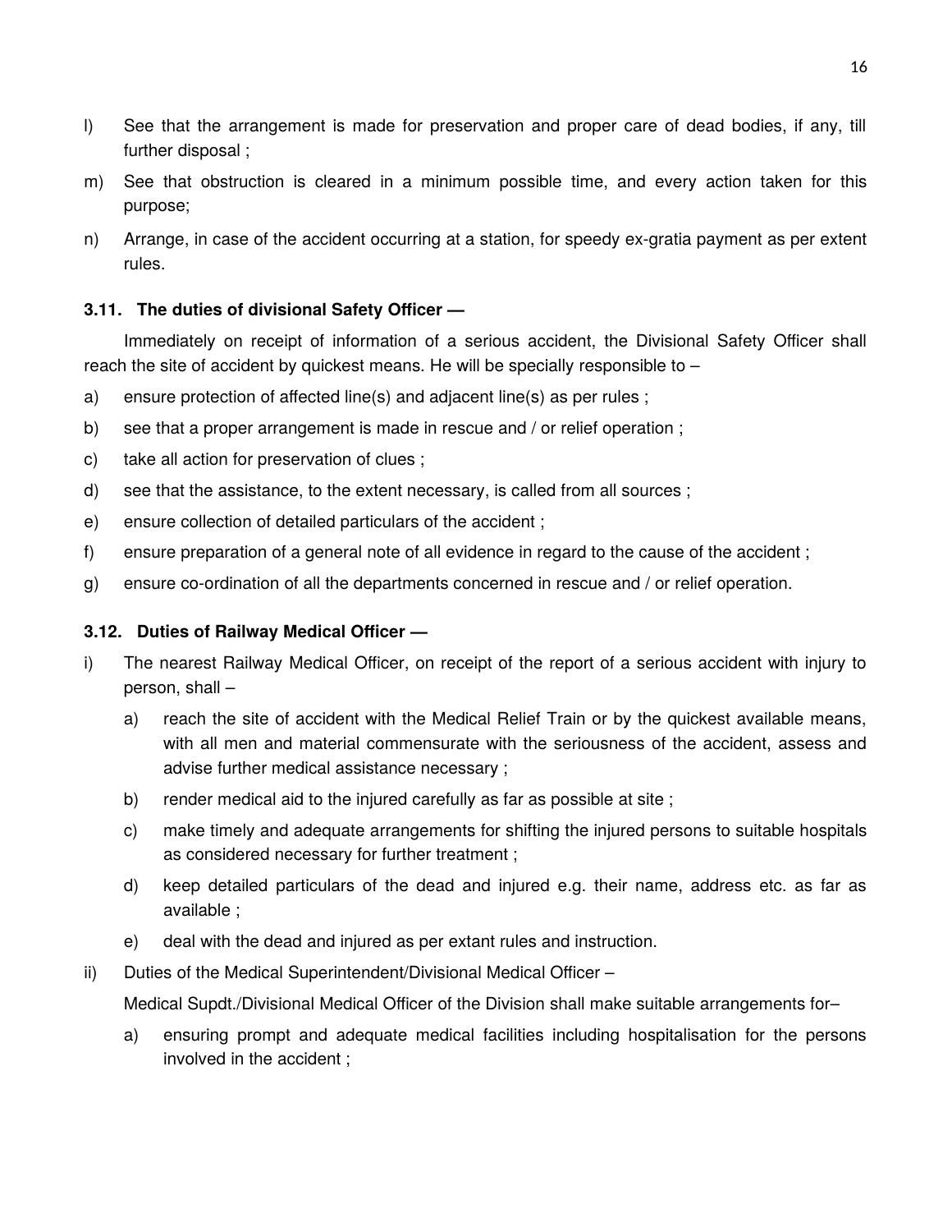l) See that the arrangement is made for preservation and proper care of dead bodies, if any, till further disposal ;

m) See that obstruction is cleared in a minimum possible time, and every action taken for this purpose;

n) Arrange, in case of the accident occurring at a station, for speedy ex-gratia payment as per extent rules.

### 3.11. The duties of divisional Safety Officer —

Immediately on receipt of information of a serious accident, the Divisional Safety Officer shall reach the site of accident by quickest means. He will be specially responsible to –

a) ensure protection of affected line(s) and adjacent line(s) as per rules ;

b) see that a proper arrangement is made in rescue and / or relief operation ;

c) take all action for preservation of clues ;

d) see that the assistance, to the extent necessary, is called from all sources ;

e) ensure collection of detailed particulars of the accident ;

f) ensure preparation of a general note of all evidence in regard to the cause of the accident ;

g) ensure co-ordination of all the departments concerned in rescue and / or relief operation.

### 3.12. Duties of Railway Medical Officer —

i) The nearest Railway Medical Officer, on receipt of the report of a serious accident with injury to person, shall –

   a) reach the site of accident with the Medical Relief Train or by the quickest available means, with all men and material commensurate with the seriousness of the accident, assess and advise further medical assistance necessary ;

   b) render medical aid to the injured carefully as far as possible at site ;

   c) make timely and adequate arrangements for shifting the injured persons to suitable hospitals as considered necessary for further treatment ;

   d) keep detailed particulars of the dead and injured e.g. their name, address etc. as far as available ;

   e) deal with the dead and injured as per extant rules and instruction.

ii) Duties of the Medical Superintendent/Divisional Medical Officer –

   Medical Supdt./Divisional Medical Officer of the Division shall make suitable arrangements for–

   a) ensuring prompt and adequate medical facilities including hospitalisation for the persons involved in the accident ;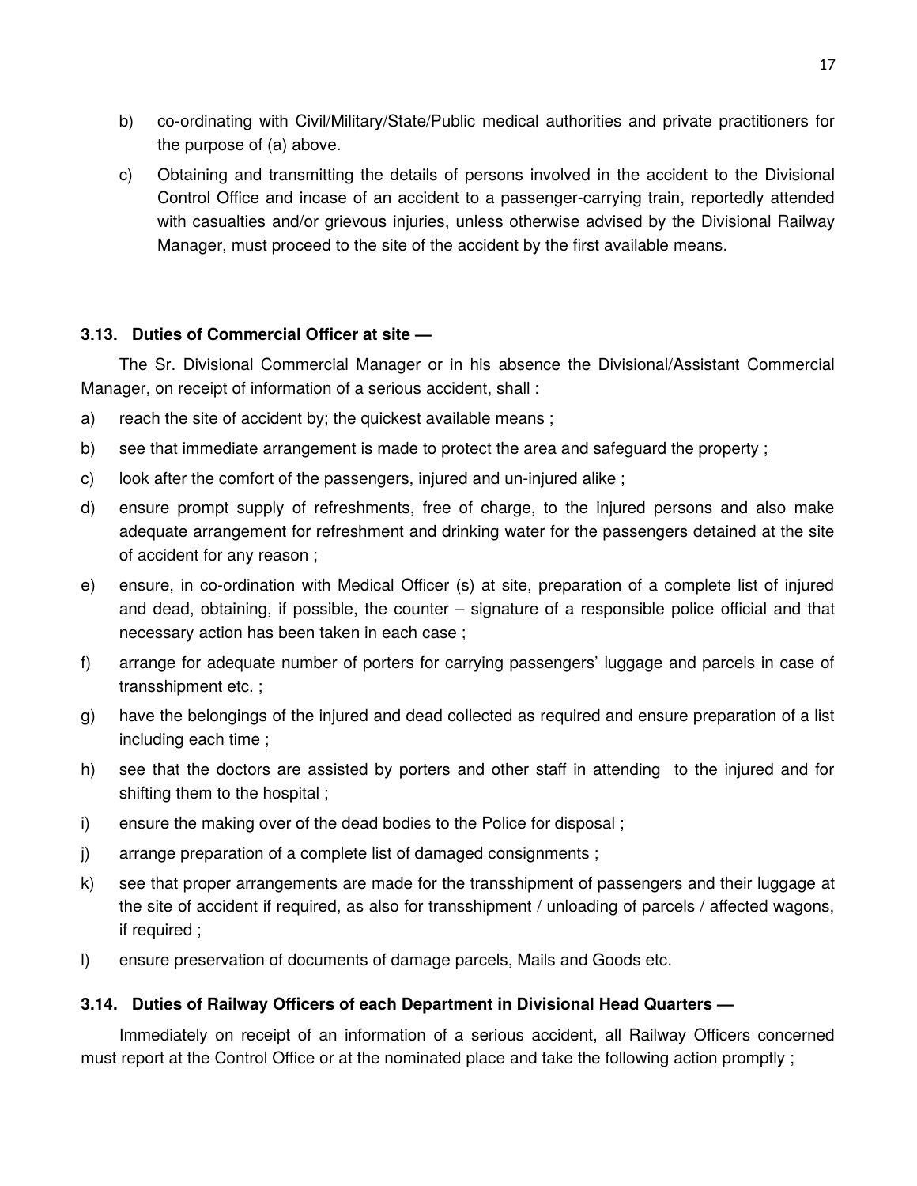b) co-ordinating with Civil/Military/State/Public medical authorities and private practitioners for the purpose of (a) above.

c) Obtaining and transmitting the details of persons involved in the accident to the Divisional Control Office and incase of an accident to a passenger-carrying train, reportedly attended with casualties and/or grievous injuries, unless otherwise advised by the Divisional Railway Manager, must proceed to the site of the accident by the first available means.

### 3.13. Duties of Commercial Officer at site —

The Sr. Divisional Commercial Manager or in his absence the Divisional/Assistant Commercial Manager, on receipt of information of a serious accident, shall :

a) reach the site of accident by; the quickest available means ;

b) see that immediate arrangement is made to protect the area and safeguard the property ;

c) look after the comfort of the passengers, injured and un-injured alike ;

d) ensure prompt supply of refreshments, free of charge, to the injured persons and also make adequate arrangement for refreshment and drinking water for the passengers detained at the site of accident for any reason ;

e) ensure, in co-ordination with Medical Officer (s) at site, preparation of a complete list of injured and dead, obtaining, if possible, the counter – signature of a responsible police official and that necessary action has been taken in each case ;

f) arrange for adequate number of porters for carrying passengers' luggage and parcels in case of transshipment etc. ;

g) have the belongings of the injured and dead collected as required and ensure preparation of a list including each time ;

h) see that the doctors are assisted by porters and other staff in attending to the injured and for shifting them to the hospital ;

i) ensure the making over of the dead bodies to the Police for disposal ;

j) arrange preparation of a complete list of damaged consignments ;

k) see that proper arrangements are made for the transshipment of passengers and their luggage at the site of accident if required, as also for transshipment / unloading of parcels / affected wagons, if required ;

l) ensure preservation of documents of damage parcels, Mails and Goods etc.

### 3.14. Duties of Railway Officers of each Department in Divisional Head Quarters —

Immediately on receipt of an information of a serious accident, all Railway Officers concerned must report at the Control Office or at the nominated place and take the following action promptly ;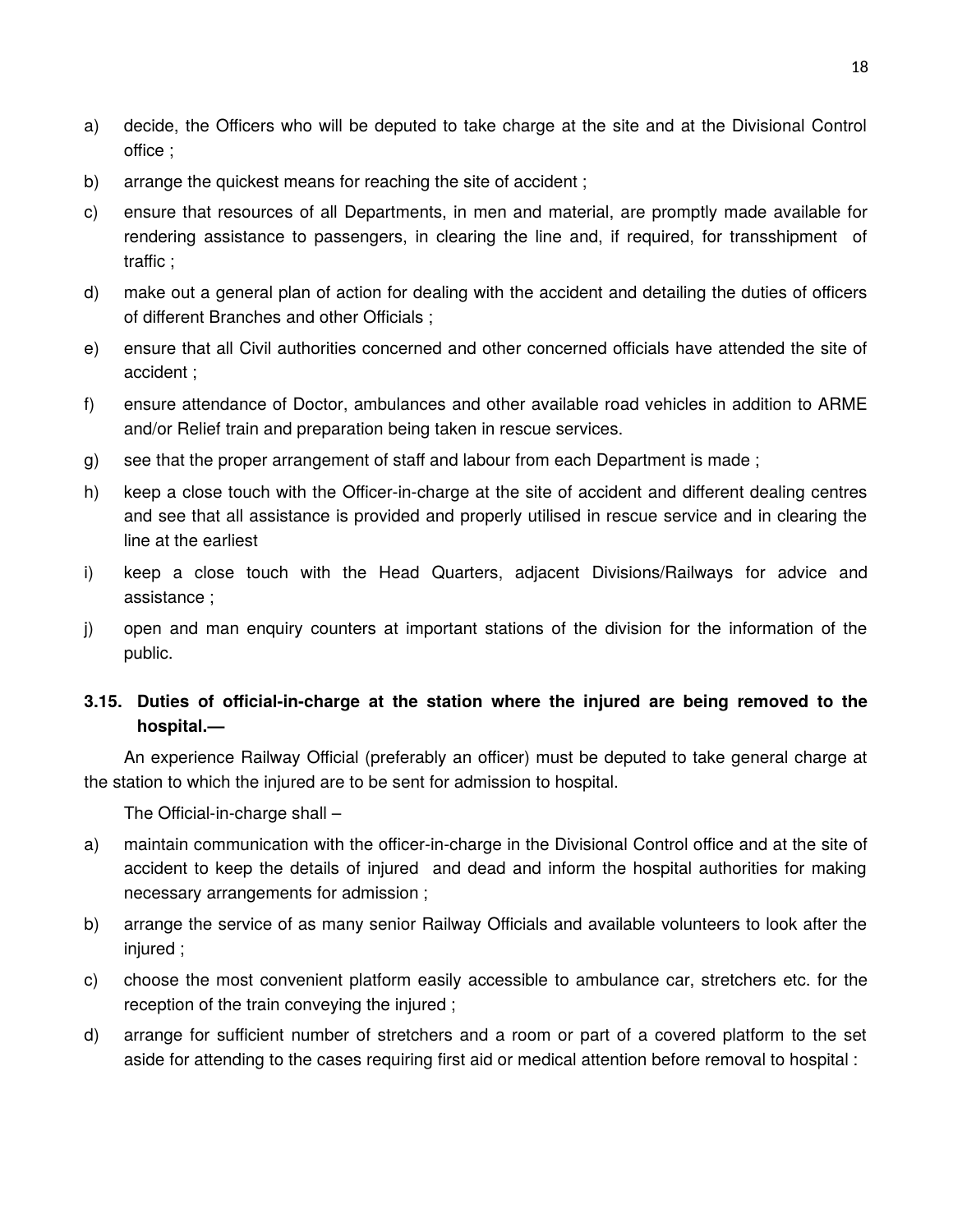a) decide, the Officers who will be deputed to take charge at the site and at the Divisional Control office ;
b) arrange the quickest means for reaching the site of accident ;
c) ensure that resources of all Departments, in men and material, are promptly made available for rendering assistance to passengers, in clearing the line and, if required, for transshipment of traffic ;
d) make out a general plan of action for dealing with the accident and detailing the duties of officers of different Branches and other Officials ;
e) ensure that all Civil authorities concerned and other concerned officials have attended the site of accident ;
f) ensure attendance of Doctor, ambulances and other available road vehicles in addition to ARME and/or Relief train and preparation being taken in rescue services.
g) see that the proper arrangement of staff and labour from each Department is made ;
h) keep a close touch with the Officer-in-charge at the site of accident and different dealing centres and see that all assistance is provided and properly utilised in rescue service and in clearing the line at the earliest
i) keep a close touch with the Head Quarters, adjacent Divisions/Railways for advice and assistance ;
j) open and man enquiry counters at important stations of the division for the information of the public.

### 3.15. Duties of official-in-charge at the station where the injured are being removed to the hospital.—

An experience Railway Official (preferably an officer) must be deputed to take general charge at the station to which the injured are to be sent for admission to hospital.

The Official-in-charge shall –

a) maintain communication with the officer-in-charge in the Divisional Control office and at the site of accident to keep the details of injured and dead and inform the hospital authorities for making necessary arrangements for admission ;
b) arrange the service of as many senior Railway Officials and available volunteers to look after the injured ;
c) choose the most convenient platform easily accessible to ambulance car, stretchers etc. for the reception of the train conveying the injured ;
d) arrange for sufficient number of stretchers and a room or part of a covered platform to the set aside for attending to the cases requiring first aid or medical attention before removal to hospital :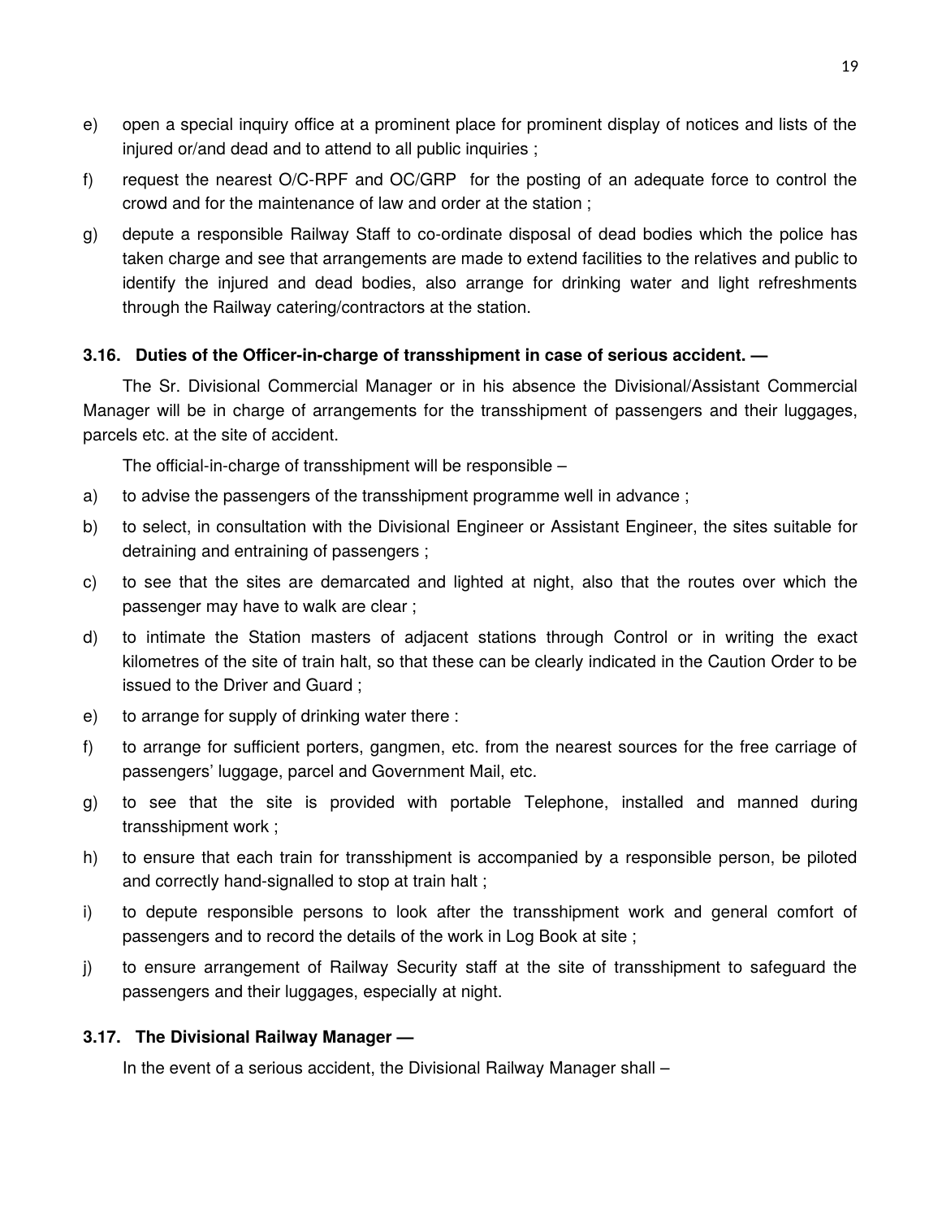e) open a special inquiry office at a prominent place for prominent display of notices and lists of the injured or/and dead and to attend to all public inquiries ;

f) request the nearest O/C-RPF and OC/GRP for the posting of an adequate force to control the crowd and for the maintenance of law and order at the station ;

g) depute a responsible Railway Staff to co-ordinate disposal of dead bodies which the police has taken charge and see that arrangements are made to extend facilities to the relatives and public to identify the injured and dead bodies, also arrange for drinking water and light refreshments through the Railway catering/contractors at the station.

### 3.16. Duties of the Officer-in-charge of transshipment in case of serious accident. —

The Sr. Divisional Commercial Manager or in his absence the Divisional/Assistant Commercial Manager will be in charge of arrangements for the transshipment of passengers and their luggages, parcels etc. at the site of accident.

The official-in-charge of transshipment will be responsible –

a) to advise the passengers of the transshipment programme well in advance ;

b) to select, in consultation with the Divisional Engineer or Assistant Engineer, the sites suitable for detraining and entraining of passengers ;

c) to see that the sites are demarcated and lighted at night, also that the routes over which the passenger may have to walk are clear ;

d) to intimate the Station masters of adjacent stations through Control or in writing the exact kilometres of the site of train halt, so that these can be clearly indicated in the Caution Order to be issued to the Driver and Guard ;

e) to arrange for supply of drinking water there :

f) to arrange for sufficient porters, gangmen, etc. from the nearest sources for the free carriage of passengers' luggage, parcel and Government Mail, etc.

g) to see that the site is provided with portable Telephone, installed and manned during transshipment work ;

h) to ensure that each train for transshipment is accompanied by a responsible person, be piloted and correctly hand-signalled to stop at train halt ;

i) to depute responsible persons to look after the transshipment work and general comfort of passengers and to record the details of the work in Log Book at site ;

j) to ensure arrangement of Railway Security staff at the site of transshipment to safeguard the passengers and their luggages, especially at night.

### 3.17. The Divisional Railway Manager —

In the event of a serious accident, the Divisional Railway Manager shall –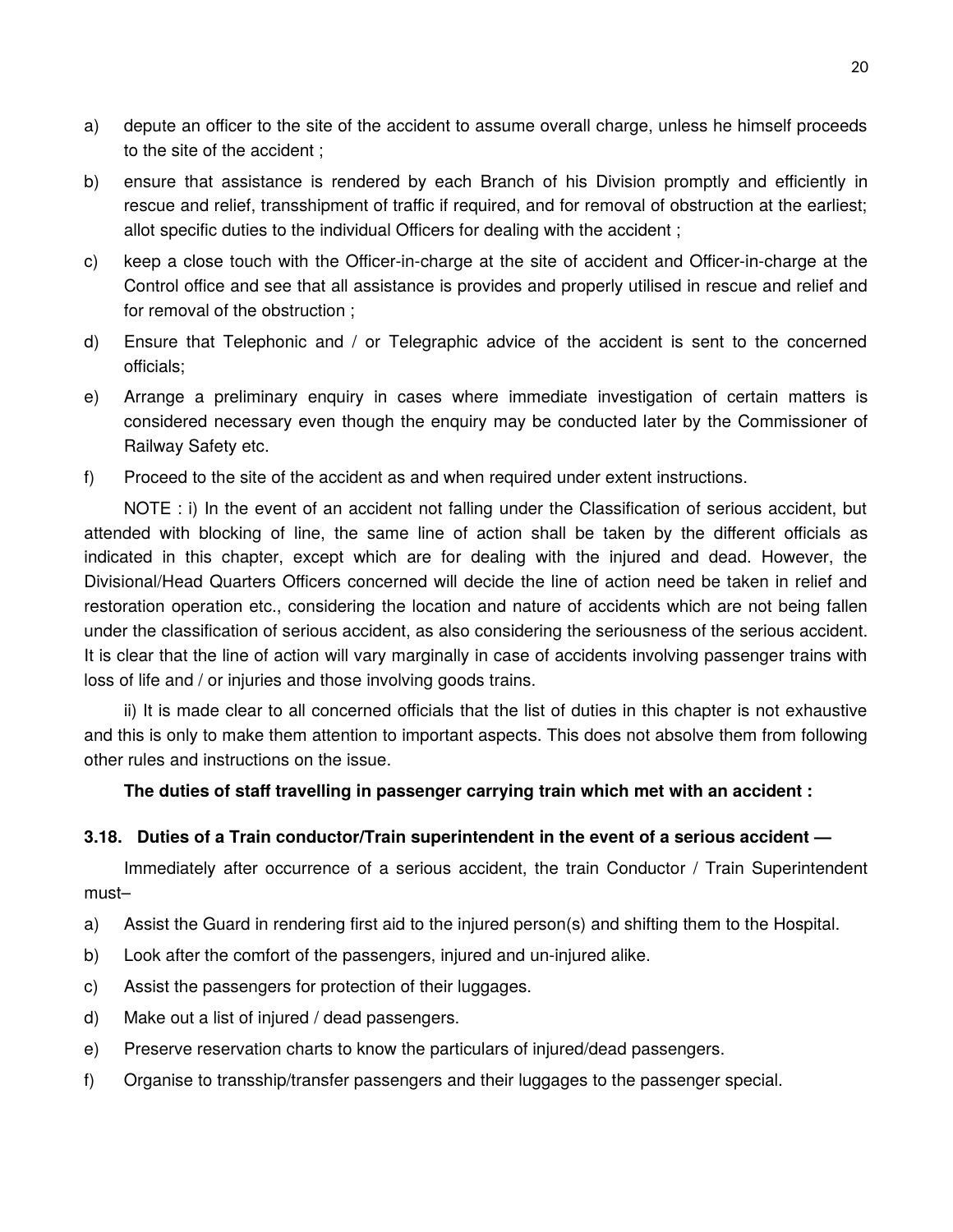a) depute an officer to the site of the accident to assume overall charge, unless he himself proceeds to the site of the accident ;

b) ensure that assistance is rendered by each Branch of his Division promptly and efficiently in rescue and relief, transshipment of traffic if required, and for removal of obstruction at the earliest; allot specific duties to the individual Officers for dealing with the accident ;

c) keep a close touch with the Officer-in-charge at the site of accident and Officer-in-charge at the Control office and see that all assistance is provides and properly utilised in rescue and relief and for removal of the obstruction ;

d) Ensure that Telephonic and / or Telegraphic advice of the accident is sent to the concerned officials;

e) Arrange a preliminary enquiry in cases where immediate investigation of certain matters is considered necessary even though the enquiry may be conducted later by the Commissioner of Railway Safety etc.

f) Proceed to the site of the accident as and when required under extent instructions.

NOTE : i) In the event of an accident not falling under the Classification of serious accident, but attended with blocking of line, the same line of action shall be taken by the different officials as indicated in this chapter, except which are for dealing with the injured and dead. However, the Divisional/Head Quarters Officers concerned will decide the line of action need be taken in relief and restoration operation etc., considering the location and nature of accidents which are not being fallen under the classification of serious accident, as also considering the seriousness of the serious accident. It is clear that the line of action will vary marginally in case of accidents involving passenger trains with loss of life and / or injuries and those involving goods trains.

ii) It is made clear to all concerned officials that the list of duties in this chapter is not exhaustive and this is only to make them attention to important aspects. This does not absolve them from following other rules and instructions on the issue.

**The duties of staff travelling in passenger carrying train which met with an accident :**

### 3.18. Duties of a Train conductor/Train superintendent in the event of a serious accident —

Immediately after occurrence of a serious accident, the train Conductor / Train Superintendent must–

a) Assist the Guard in rendering first aid to the injured person(s) and shifting them to the Hospital.

b) Look after the comfort of the passengers, injured and un-injured alike.

c) Assist the passengers for protection of their luggages.

d) Make out a list of injured / dead passengers.

e) Preserve reservation charts to know the particulars of injured/dead passengers.

f) Organise to transship/transfer passengers and their luggages to the passenger special.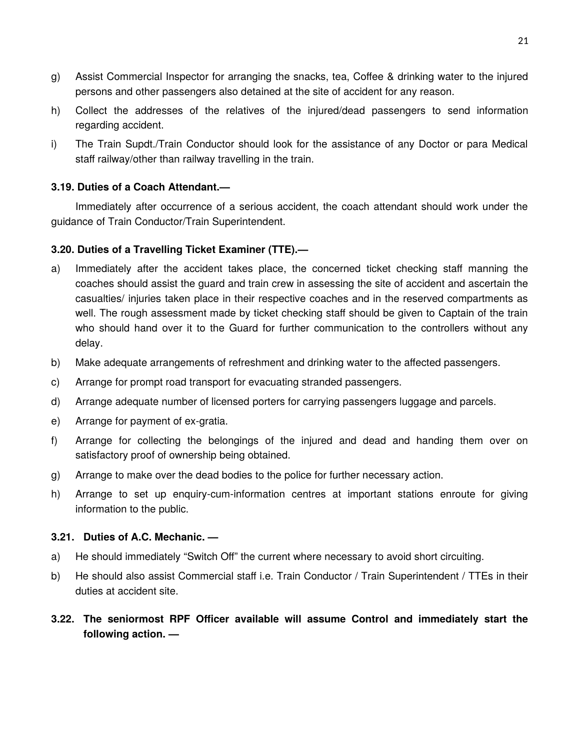g) Assist Commercial Inspector for arranging the snacks, tea, Coffee & drinking water to the injured persons and other passengers also detained at the site of accident for any reason.

h) Collect the addresses of the relatives of the injured/dead passengers to send information regarding accident.

i) The Train Supdt./Train Conductor should look for the assistance of any Doctor or para Medical staff railway/other than railway travelling in the train.

**3.19. Duties of a Coach Attendant.—**

Immediately after occurrence of a serious accident, the coach attendant should work under the guidance of Train Conductor/Train Superintendent.

**3.20. Duties of a Travelling Ticket Examiner (TTE).—**

a) Immediately after the accident takes place, the concerned ticket checking staff manning the coaches should assist the guard and train crew in assessing the site of accident and ascertain the casualties/ injuries taken place in their respective coaches and in the reserved compartments as well. The rough assessment made by ticket checking staff should be given to Captain of the train who should hand over it to the Guard for further communication to the controllers without any delay.

b) Make adequate arrangements of refreshment and drinking water to the affected passengers.

c) Arrange for prompt road transport for evacuating stranded passengers.

d) Arrange adequate number of licensed porters for carrying passengers luggage and parcels.

e) Arrange for payment of ex-gratia.

f) Arrange for collecting the belongings of the injured and dead and handing them over on satisfactory proof of ownership being obtained.

g) Arrange to make over the dead bodies to the police for further necessary action.

h) Arrange to set up enquiry-cum-information centres at important stations enroute for giving information to the public.

**3.21. Duties of A.C. Mechanic. —**

a) He should immediately "Switch Off" the current where necessary to avoid short circuiting.

b) He should also assist Commercial staff i.e. Train Conductor / Train Superintendent / TTEs in their duties at accident site.

**3.22. The seniormost RPF Officer available will assume Control and immediately start the following action. —**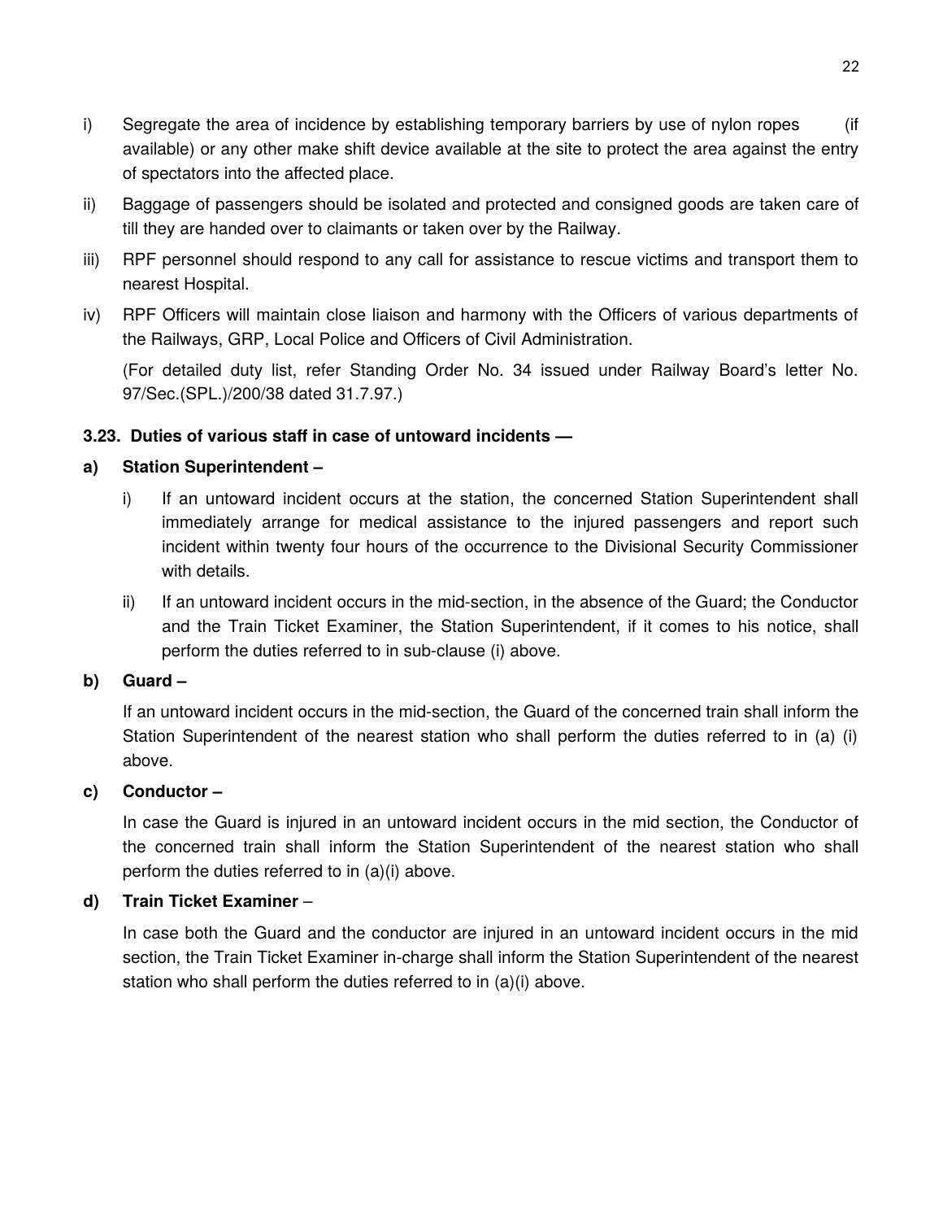i) Segregate the area of incidence by establishing temporary barriers by use of nylon ropes (if available) or any other make shift device available at the site to protect the area against the entry of spectators into the affected place.

ii) Baggage of passengers should be isolated and protected and consigned goods are taken care of till they are handed over to claimants or taken over by the Railway.

iii) RPF personnel should respond to any call for assistance to rescue victims and transport them to nearest Hospital.

iv) RPF Officers will maintain close liaison and harmony with the Officers of various departments of the Railways, GRP, Local Police and Officers of Civil Administration.

(For detailed duty list, refer Standing Order No. 34 issued under Railway Board's letter No. 97/Sec.(SPL.)/200/38 dated 31.7.97.)

**3.23. Duties of various staff in case of untoward incidents —**

**a) Station Superintendent –**

i) If an untoward incident occurs at the station, the concerned Station Superintendent shall immediately arrange for medical assistance to the injured passengers and report such incident within twenty four hours of the occurrence to the Divisional Security Commissioner with details.

ii) If an untoward incident occurs in the mid-section, in the absence of the Guard; the Conductor and the Train Ticket Examiner, the Station Superintendent, if it comes to his notice, shall perform the duties referred to in sub-clause (i) above.

**b) Guard –**

If an untoward incident occurs in the mid-section, the Guard of the concerned train shall inform the Station Superintendent of the nearest station who shall perform the duties referred to in (a) (i) above.

**c) Conductor –**

In case the Guard is injured in an untoward incident occurs in the mid section, the Conductor of the concerned train shall inform the Station Superintendent of the nearest station who shall perform the duties referred to in (a)(i) above.

**d) Train Ticket Examiner –**

In case both the Guard and the conductor are injured in an untoward incident occurs in the mid section, the Train Ticket Examiner in-charge shall inform the Station Superintendent of the nearest station who shall perform the duties referred to in (a)(i) above.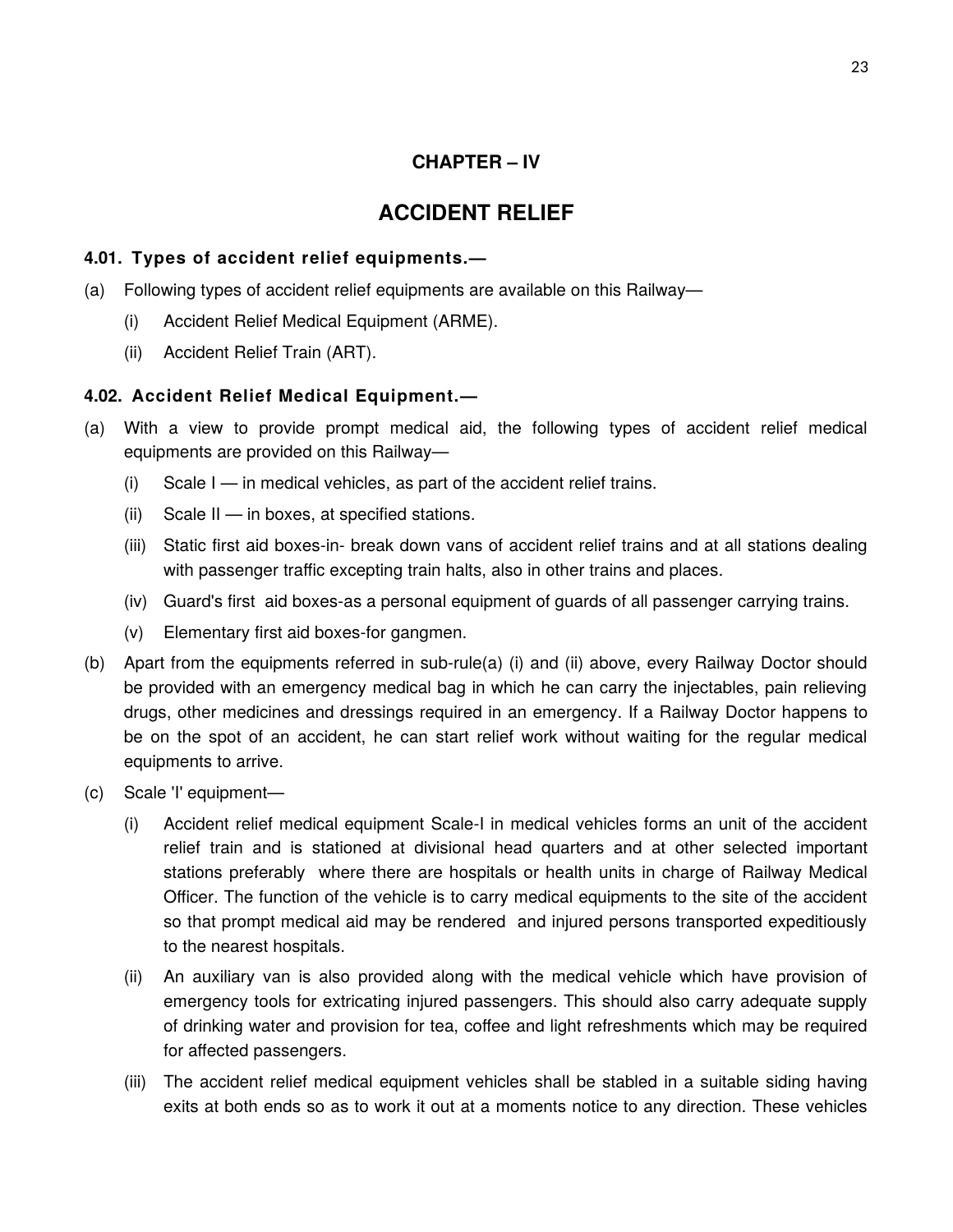# CHAPTER – IV

# ACCIDENT RELIEF

### 4.01. Types of accident relief equipments.—

(a) Following types of accident relief equipments are available on this Railway—

 (i) Accident Relief Medical Equipment (ARME).

 (ii) Accident Relief Train (ART).

### 4.02. Accident Relief Medical Equipment.—

(a) With a view to provide prompt medical aid, the following types of accident relief medical equipments are provided on this Railway—

 (i) Scale I — in medical vehicles, as part of the accident relief trains.

 (ii) Scale II — in boxes, at specified stations.

 (iii) Static first aid boxes-in- break down vans of accident relief trains and at all stations dealing with passenger traffic excepting train halts, also in other trains and places.

 (iv) Guard's first aid boxes-as a personal equipment of guards of all passenger carrying trains.

 (v) Elementary first aid boxes-for gangmen.

(b) Apart from the equipments referred in sub-rule(a) (i) and (ii) above, every Railway Doctor should be provided with an emergency medical bag in which he can carry the injectables, pain relieving drugs, other medicines and dressings required in an emergency. If a Railway Doctor happens to be on the spot of an accident, he can start relief work without waiting for the regular medical equipments to arrive.

(c) Scale 'I' equipment—

 (i) Accident relief medical equipment Scale-I in medical vehicles forms an unit of the accident relief train and is stationed at divisional head quarters and at other selected important stations preferably where there are hospitals or health units in charge of Railway Medical Officer. The function of the vehicle is to carry medical equipments to the site of the accident so that prompt medical aid may be rendered and injured persons transported expeditiously to the nearest hospitals.

 (ii) An auxiliary van is also provided along with the medical vehicle which have provision of emergency tools for extricating injured passengers. This should also carry adequate supply of drinking water and provision for tea, coffee and light refreshments which may be required for affected passengers.

 (iii) The accident relief medical equipment vehicles shall be stabled in a suitable siding having exits at both ends so as to work it out at a moments notice to any direction. These vehicles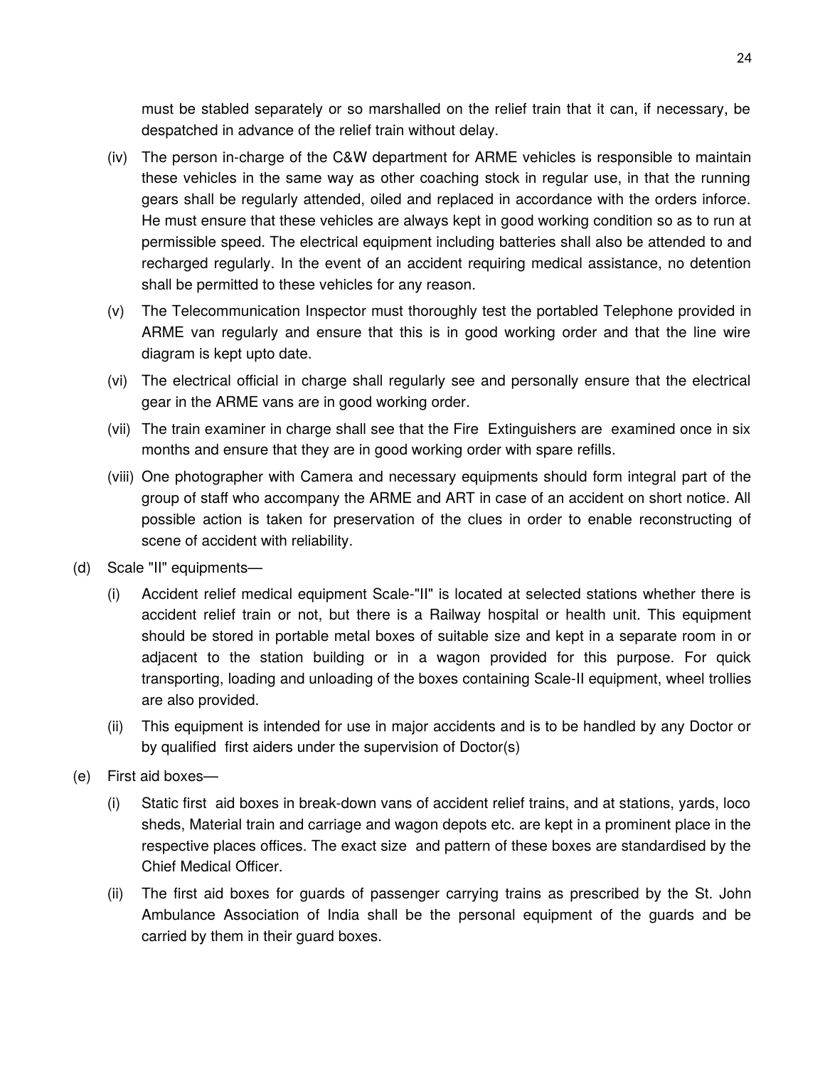must be stabled separately or so marshalled on the relief train that it can, if necessary, be despatched in advance of the relief train without delay.

(iv) The person in-charge of the C&W department for ARME vehicles is responsible to maintain these vehicles in the same way as other coaching stock in regular use, in that the running gears shall be regularly attended, oiled and replaced in accordance with the orders inforce. He must ensure that these vehicles are always kept in good working condition so as to run at permissible speed. The electrical equipment including batteries shall also be attended to and recharged regularly. In the event of an accident requiring medical assistance, no detention shall be permitted to these vehicles for any reason.

(v) The Telecommunication Inspector must thoroughly test the portabled Telephone provided in ARME van regularly and ensure that this is in good working order and that the line wire diagram is kept upto date.

(vi) The electrical official in charge shall regularly see and personally ensure that the electrical gear in the ARME vans are in good working order.

(vii) The train examiner in charge shall see that the Fire Extinguishers are examined once in six months and ensure that they are in good working order with spare refills.

(viii) One photographer with Camera and necessary equipments should form integral part of the group of staff who accompany the ARME and ART in case of an accident on short notice. All possible action is taken for preservation of the clues in order to enable reconstructing of scene of accident with reliability.

(d) Scale "II" equipments—

(i) Accident relief medical equipment Scale-"II" is located at selected stations whether there is accident relief train or not, but there is a Railway hospital or health unit. This equipment should be stored in portable metal boxes of suitable size and kept in a separate room in or adjacent to the station building or in a wagon provided for this purpose. For quick transporting, loading and unloading of the boxes containing Scale-II equipment, wheel trollies are also provided.

(ii) This equipment is intended for use in major accidents and is to be handled by any Doctor or by qualified first aiders under the supervision of Doctor(s)

(e) First aid boxes—

(i) Static first aid boxes in break-down vans of accident relief trains, and at stations, yards, loco sheds, Material train and carriage and wagon depots etc. are kept in a prominent place in the respective places offices. The exact size and pattern of these boxes are standardised by the Chief Medical Officer.

(ii) The first aid boxes for guards of passenger carrying trains as prescribed by the St. John Ambulance Association of India shall be the personal equipment of the guards and be carried by them in their guard boxes.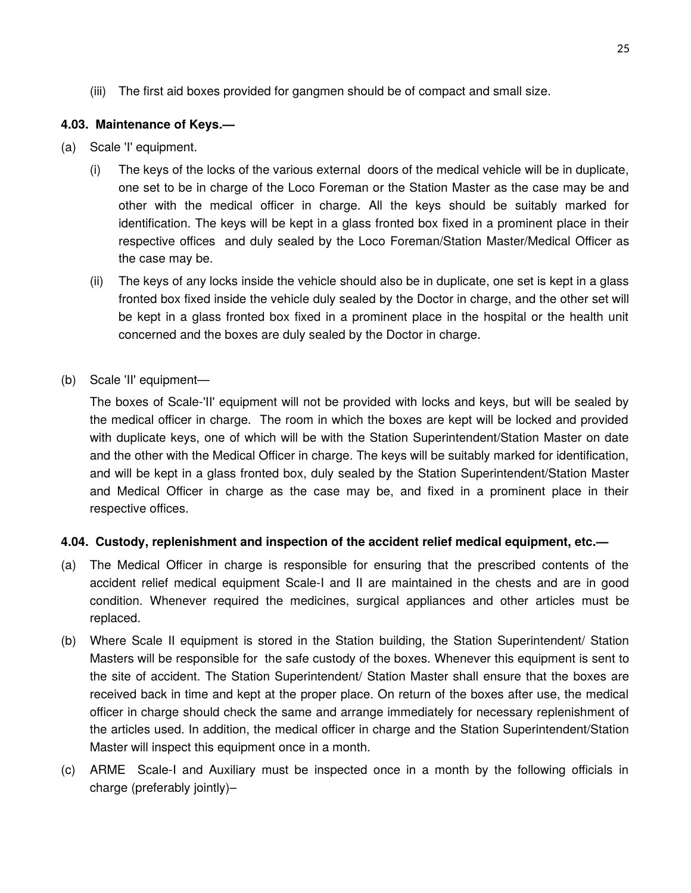(iii) The first aid boxes provided for gangmen should be of compact and small size.

**4.03. Maintenance of Keys.—**

(a) Scale 'I' equipment.

(i) The keys of the locks of the various external doors of the medical vehicle will be in duplicate, one set to be in charge of the Loco Foreman or the Station Master as the case may be and other with the medical officer in charge. All the keys should be suitably marked for identification. The keys will be kept in a glass fronted box fixed in a prominent place in their respective offices and duly sealed by the Loco Foreman/Station Master/Medical Officer as the case may be.

(ii) The keys of any locks inside the vehicle should also be in duplicate, one set is kept in a glass fronted box fixed inside the vehicle duly sealed by the Doctor in charge, and the other set will be kept in a glass fronted box fixed in a prominent place in the hospital or the health unit concerned and the boxes are duly sealed by the Doctor in charge.

(b) Scale 'II' equipment—

The boxes of Scale-'II' equipment will not be provided with locks and keys, but will be sealed by the medical officer in charge. The room in which the boxes are kept will be locked and provided with duplicate keys, one of which will be with the Station Superintendent/Station Master on date and the other with the Medical Officer in charge. The keys will be suitably marked for identification, and will be kept in a glass fronted box, duly sealed by the Station Superintendent/Station Master and Medical Officer in charge as the case may be, and fixed in a prominent place in their respective offices.

**4.04. Custody, replenishment and inspection of the accident relief medical equipment, etc.—**

(a) The Medical Officer in charge is responsible for ensuring that the prescribed contents of the accident relief medical equipment Scale-I and II are maintained in the chests and are in good condition. Whenever required the medicines, surgical appliances and other articles must be replaced.

(b) Where Scale II equipment is stored in the Station building, the Station Superintendent/ Station Masters will be responsible for the safe custody of the boxes. Whenever this equipment is sent to the site of accident. The Station Superintendent/ Station Master shall ensure that the boxes are received back in time and kept at the proper place. On return of the boxes after use, the medical officer in charge should check the same and arrange immediately for necessary replenishment of the articles used. In addition, the medical officer in charge and the Station Superintendent/Station Master will inspect this equipment once in a month.

(c) ARME Scale-I and Auxiliary must be inspected once in a month by the following officials in charge (preferably jointly)–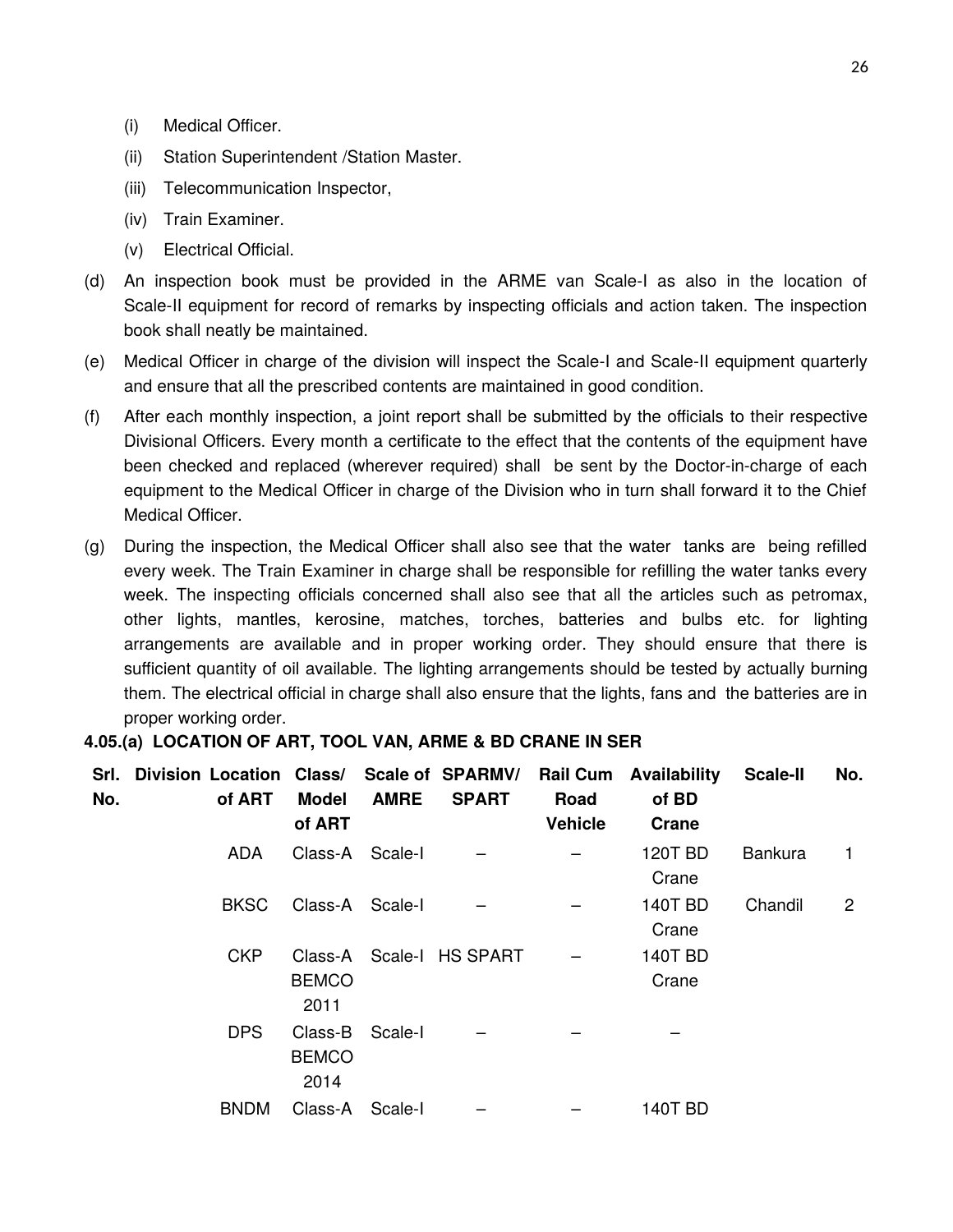(i) Medical Officer.

(ii) Station Superintendent /Station Master.

(iii) Telecommunication Inspector,

(iv) Train Examiner.

(v) Electrical Official.

(d) An inspection book must be provided in the ARME van Scale-I as also in the location of Scale-II equipment for record of remarks by inspecting officials and action taken. The inspection book shall neatly be maintained.

(e) Medical Officer in charge of the division will inspect the Scale-I and Scale-II equipment quarterly and ensure that all the prescribed contents are maintained in good condition.

(f) After each monthly inspection, a joint report shall be submitted by the officials to their respective Divisional Officers. Every month a certificate to the effect that the contents of the equipment have been checked and replaced (wherever required) shall be sent by the Doctor-in-charge of each equipment to the Medical Officer in charge of the Division who in turn shall forward it to the Chief Medical Officer.

(g) During the inspection, the Medical Officer shall also see that the water tanks are being refilled every week. The Train Examiner in charge shall be responsible for refilling the water tanks every week. The inspecting officials concerned shall also see that all the articles such as petromax, other lights, mantles, kerosine, matches, torches, batteries and bulbs etc. for lighting arrangements are available and in proper working order. They should ensure that there is sufficient quantity of oil available. The lighting arrangements should be tested by actually burning them. The electrical official in charge shall also ensure that the lights, fans and the batteries are in proper working order.

**4.05.(a) LOCATION OF ART, TOOL VAN, ARME & BD CRANE IN SER**

| Srl. No. | Division | Location of ART | Class/ Model of ART | Scale of AMRE | SPARMV/ SPART | Rail Cum Road Vehicle | Availability of BD Crane | Scale-II | No. |
|---|---|---|---|---|---|---|---|---|---|
| | | ADA | Class-A | Scale-I | – | – | 120T BD Crane | Bankura | 1 |
| | | BKSC | Class-A | Scale-I | – | – | 140T BD Crane | Chandil | 2 |
| | | CKP | Class-A BEMCO 2011 | Scale-I | HS SPART | – | 140T BD Crane | | |
| | | DPS | Class-B BEMCO 2014 | Scale-I | – | – | – | | |
| | | BNDM | Class-A | Scale-I | – | – | 140T BD | | |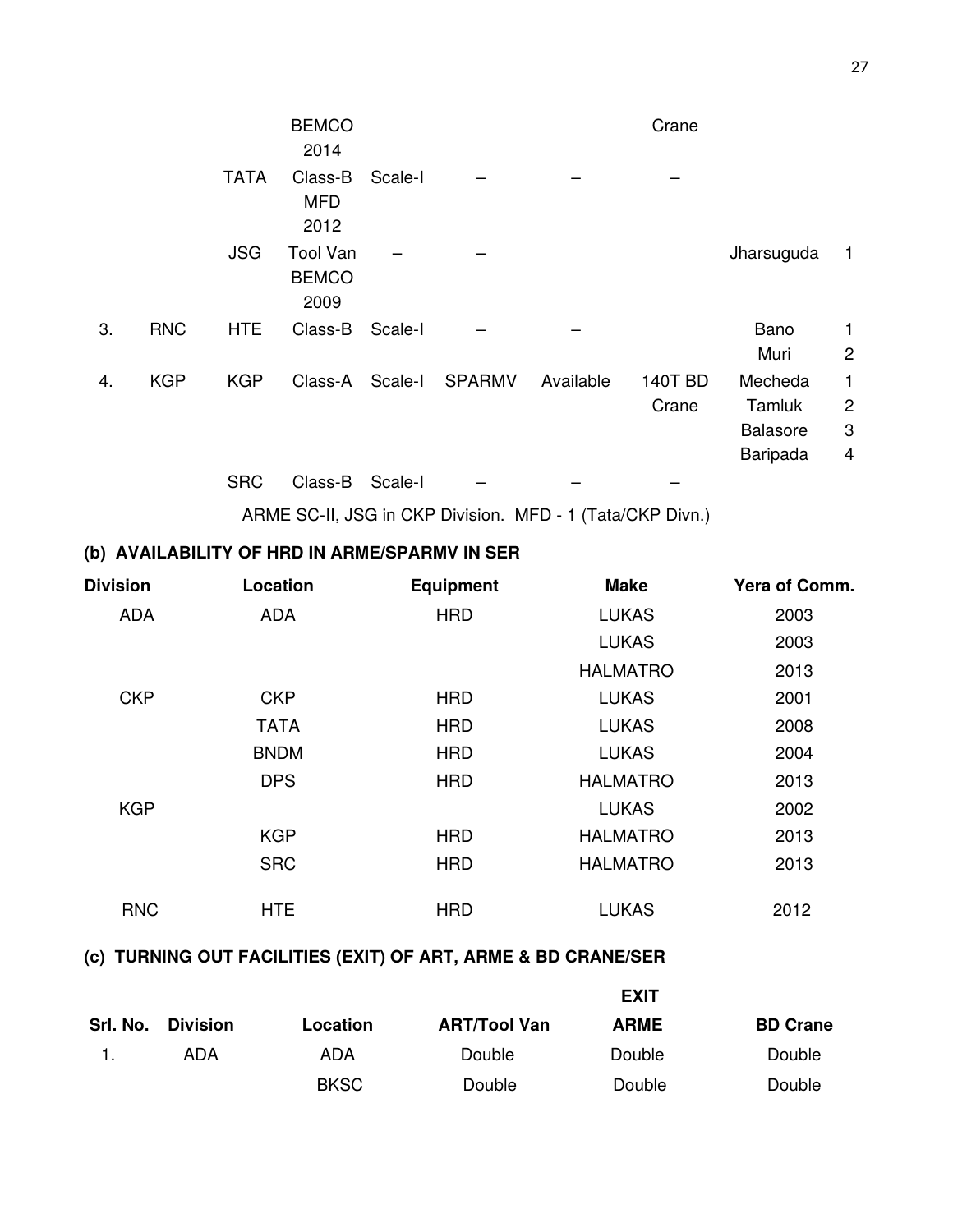| | | | | | | | | | |
|---|---|---|---|---|---|---|---|---|---|
| | | | BEMCO 2014 | | | | Crane | | |
| | | TATA | Class-B MFD 2012 | Scale-I | – | – | – | | |
| | | JSG | Tool Van BEMCO 2009 | – | – | | | Jharsuguda | 1 |
| 3. | RNC | HTE | Class-B | Scale-I | – | – | | Bano<br>Muri | 1<br>2 |
| 4. | KGP | KGP | Class-A | Scale-I | SPARMV | Available | 140T BD Crane | Mecheda<br>Tamluk<br>Balasore<br>Baripada | 1<br>2<br>3<br>4 |
| | | SRC | Class-B | Scale-I | – | – | – | | |

ARME SC-II, JSG in CKP Division. MFD - 1 (Tata/CKP Divn.)

### (b) AVAILABILITY OF HRD IN ARME/SPARMV IN SER

| Division | Location | Equipment | Make | Yera of Comm. |
|---|---|---|---|---|
| ADA | ADA | HRD | LUKAS | 2003 |
| | | | LUKAS | 2003 |
| | | | HALMATRO | 2013 |
| CKP | CKP | HRD | LUKAS | 2001 |
| | TATA | HRD | LUKAS | 2008 |
| | BNDM | HRD | LUKAS | 2004 |
| | DPS | HRD | HALMATRO | 2013 |
| KGP | | | LUKAS | 2002 |
| | KGP | HRD | HALMATRO | 2013 |
| | SRC | HRD | HALMATRO | 2013 |
| RNC | HTE | HRD | LUKAS | 2012 |

### (c) TURNING OUT FACILITIES (EXIT) OF ART, ARME & BD CRANE/SER

| | | | | EXIT | |
|---|---|---|---|---|---|
| Srl. No. | Division | Location | ART/Tool Van | ARME | BD Crane |
| 1. | ADA | ADA | Double | Double | Double |
| | | BKSC | Double | Double | Double |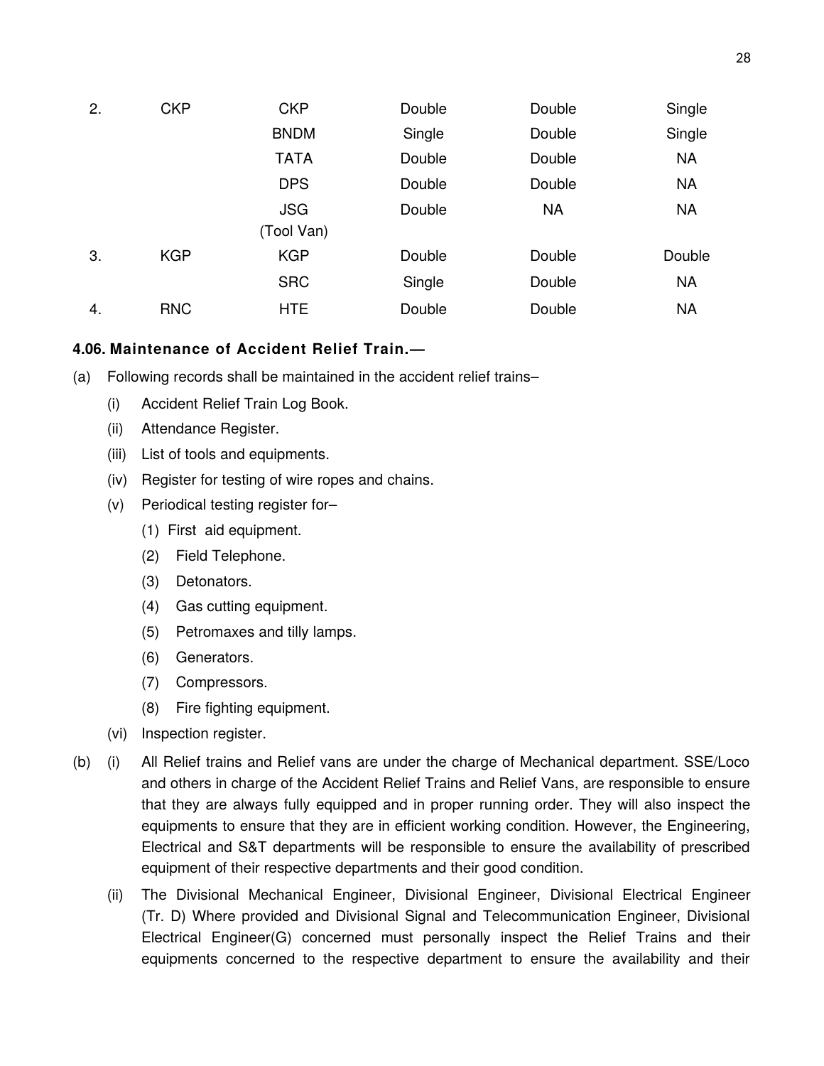| 2. | CKP | CKP | Double | Double | Single |
|---|---|---|---|---|---|
| | | BNDM | Single | Double | Single |
| | | TATA | Double | Double | NA |
| | | DPS | Double | Double | NA |
| | | JSG (Tool Van) | Double | NA | NA |
| 3. | KGP | KGP | Double | Double | Double |
| | | SRC | Single | Double | NA |
| 4. | RNC | HTE | Double | Double | NA |

**4.06. Maintenance of Accident Relief Train.—**

(a) Following records shall be maintained in the accident relief trains–

- (i) Accident Relief Train Log Book.
- (ii) Attendance Register.
- (iii) List of tools and equipments.
- (iv) Register for testing of wire ropes and chains.
- (v) Periodical testing register for–
  - (1) First aid equipment.
  - (2) Field Telephone.
  - (3) Detonators.
  - (4) Gas cutting equipment.
  - (5) Petromaxes and tilly lamps.
  - (6) Generators.
  - (7) Compressors.
  - (8) Fire fighting equipment.
- (vi) Inspection register.

(b) (i) All Relief trains and Relief vans are under the charge of Mechanical department. SSE/Loco and others in charge of the Accident Relief Trains and Relief Vans, are responsible to ensure that they are always fully equipped and in proper running order. They will also inspect the equipments to ensure that they are in efficient working condition. However, the Engineering, Electrical and S&T departments will be responsible to ensure the availability of prescribed equipment of their respective departments and their good condition.

(ii) The Divisional Mechanical Engineer, Divisional Engineer, Divisional Electrical Engineer (Tr. D) Where provided and Divisional Signal and Telecommunication Engineer, Divisional Electrical Engineer(G) concerned must personally inspect the Relief Trains and their equipments concerned to the respective department to ensure the availability and their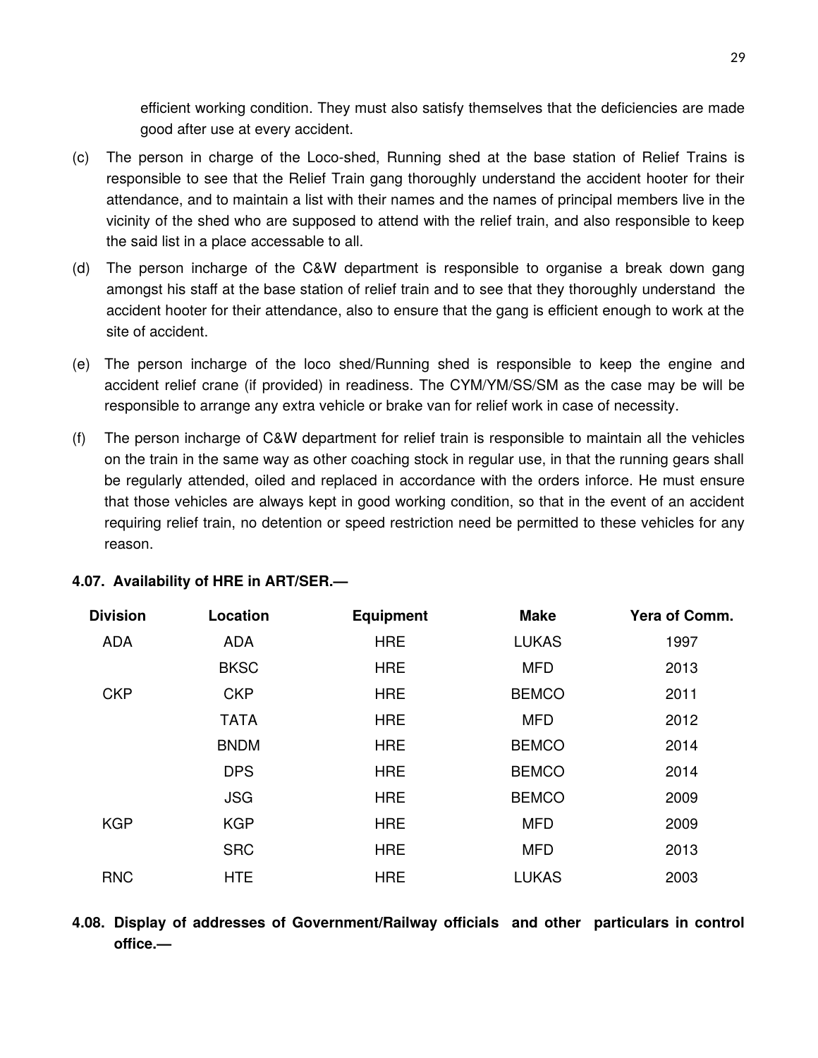efficient working condition. They must also satisfy themselves that the deficiencies are made good after use at every accident.

(c) The person in charge of the Loco-shed, Running shed at the base station of Relief Trains is responsible to see that the Relief Train gang thoroughly understand the accident hooter for their attendance, and to maintain a list with their names and the names of principal members live in the vicinity of the shed who are supposed to attend with the relief train, and also responsible to keep the said list in a place accessable to all.

(d) The person incharge of the C&W department is responsible to organise a break down gang amongst his staff at the base station of relief train and to see that they thoroughly understand the accident hooter for their attendance, also to ensure that the gang is efficient enough to work at the site of accident.

(e) The person incharge of the loco shed/Running shed is responsible to keep the engine and accident relief crane (if provided) in readiness. The CYM/YM/SS/SM as the case may be will be responsible to arrange any extra vehicle or brake van for relief work in case of necessity.

(f) The person incharge of C&W department for relief train is responsible to maintain all the vehicles on the train in the same way as other coaching stock in regular use, in that the running gears shall be regularly attended, oiled and replaced in accordance with the orders inforce. He must ensure that those vehicles are always kept in good working condition, so that in the event of an accident requiring relief train, no detention or speed restriction need be permitted to these vehicles for any reason.

**4.07. Availability of HRE in ART/SER.—**

| Division | Location | Equipment | Make | Yera of Comm. |
|---|---|---|---|---|
| ADA | ADA | HRE | LUKAS | 1997 |
| | BKSC | HRE | MFD | 2013 |
| CKP | CKP | HRE | BEMCO | 2011 |
| | TATA | HRE | MFD | 2012 |
| | BNDM | HRE | BEMCO | 2014 |
| | DPS | HRE | BEMCO | 2014 |
| | JSG | HRE | BEMCO | 2009 |
| KGP | KGP | HRE | MFD | 2009 |
| | SRC | HRE | MFD | 2013 |
| RNC | HTE | HRE | LUKAS | 2003 |

**4.08. Display of addresses of Government/Railway officials and other particulars in control office.—**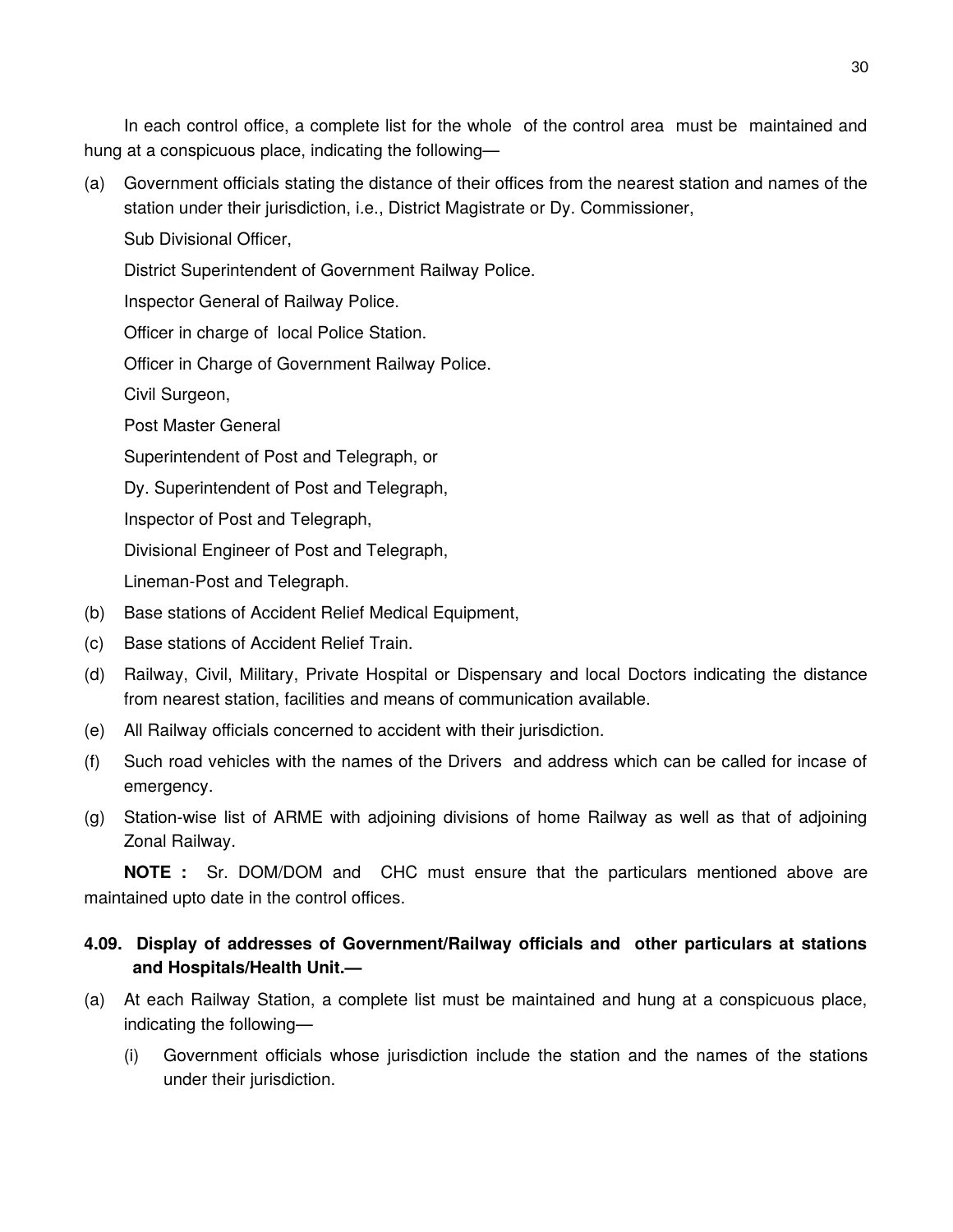In each control office, a complete list for the whole of the control area must be maintained and hung at a conspicuous place, indicating the following—

(a) Government officials stating the distance of their offices from the nearest station and names of the station under their jurisdiction, i.e., District Magistrate or Dy. Commissioner,

Sub Divisional Officer,

District Superintendent of Government Railway Police.

Inspector General of Railway Police.

Officer in charge of local Police Station.

Officer in Charge of Government Railway Police.

Civil Surgeon,

Post Master General

Superintendent of Post and Telegraph, or

Dy. Superintendent of Post and Telegraph,

Inspector of Post and Telegraph,

Divisional Engineer of Post and Telegraph,

Lineman-Post and Telegraph.

(b) Base stations of Accident Relief Medical Equipment,

(c) Base stations of Accident Relief Train.

(d) Railway, Civil, Military, Private Hospital or Dispensary and local Doctors indicating the distance from nearest station, facilities and means of communication available.

(e) All Railway officials concerned to accident with their jurisdiction.

(f) Such road vehicles with the names of the Drivers and address which can be called for incase of emergency.

(g) Station-wise list of ARME with adjoining divisions of home Railway as well as that of adjoining Zonal Railway.

**NOTE :** Sr. DOM/DOM and CHC must ensure that the particulars mentioned above are maintained upto date in the control offices.

### 4.09. Display of addresses of Government/Railway officials and other particulars at stations and Hospitals/Health Unit.—

(a) At each Railway Station, a complete list must be maintained and hung at a conspicuous place, indicating the following—

   (i) Government officials whose jurisdiction include the station and the names of the stations under their jurisdiction.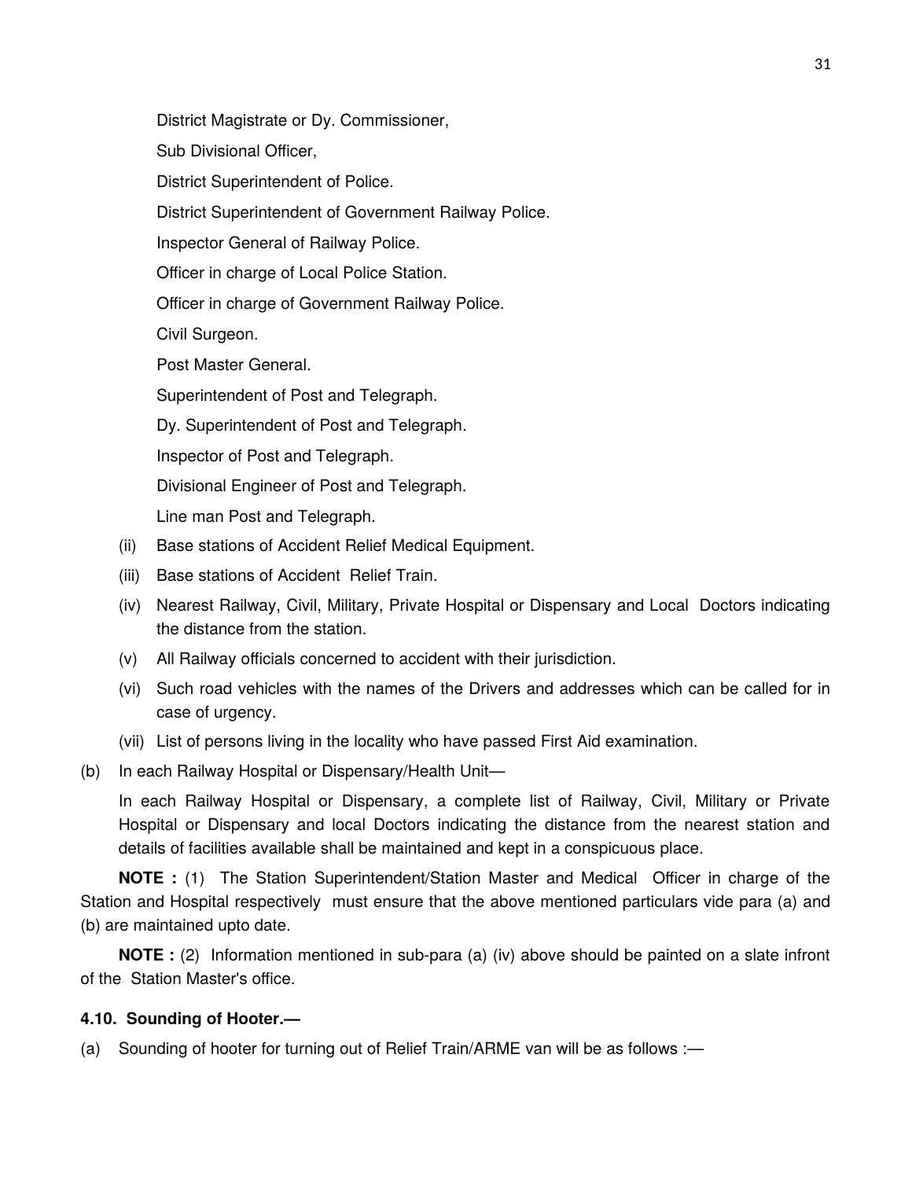District Magistrate or Dy. Commissioner,

Sub Divisional Officer,

District Superintendent of Police.

District Superintendent of Government Railway Police.

Inspector General of Railway Police.

Officer in charge of Local Police Station.

Officer in charge of Government Railway Police.

Civil Surgeon.

Post Master General.

Superintendent of Post and Telegraph.

Dy. Superintendent of Post and Telegraph.

Inspector of Post and Telegraph.

Divisional Engineer of Post and Telegraph.

Line man Post and Telegraph.

(ii) Base stations of Accident Relief Medical Equipment.

(iii) Base stations of Accident Relief Train.

(iv) Nearest Railway, Civil, Military, Private Hospital or Dispensary and Local Doctors indicating the distance from the station.

(v) All Railway officials concerned to accident with their jurisdiction.

(vi) Such road vehicles with the names of the Drivers and addresses which can be called for in case of urgency.

(vii) List of persons living in the locality who have passed First Aid examination.

(b) In each Railway Hospital or Dispensary/Health Unit—

In each Railway Hospital or Dispensary, a complete list of Railway, Civil, Military or Private Hospital or Dispensary and local Doctors indicating the distance from the nearest station and details of facilities available shall be maintained and kept in a conspicuous place.

**NOTE :** (1) The Station Superintendent/Station Master and Medical Officer in charge of the Station and Hospital respectively must ensure that the above mentioned particulars vide para (a) and (b) are maintained upto date.

**NOTE :** (2) Information mentioned in sub-para (a) (iv) above should be painted on a slate infront of the Station Master's office.

**4.10. Sounding of Hooter.—**

(a) Sounding of hooter for turning out of Relief Train/ARME van will be as follows :—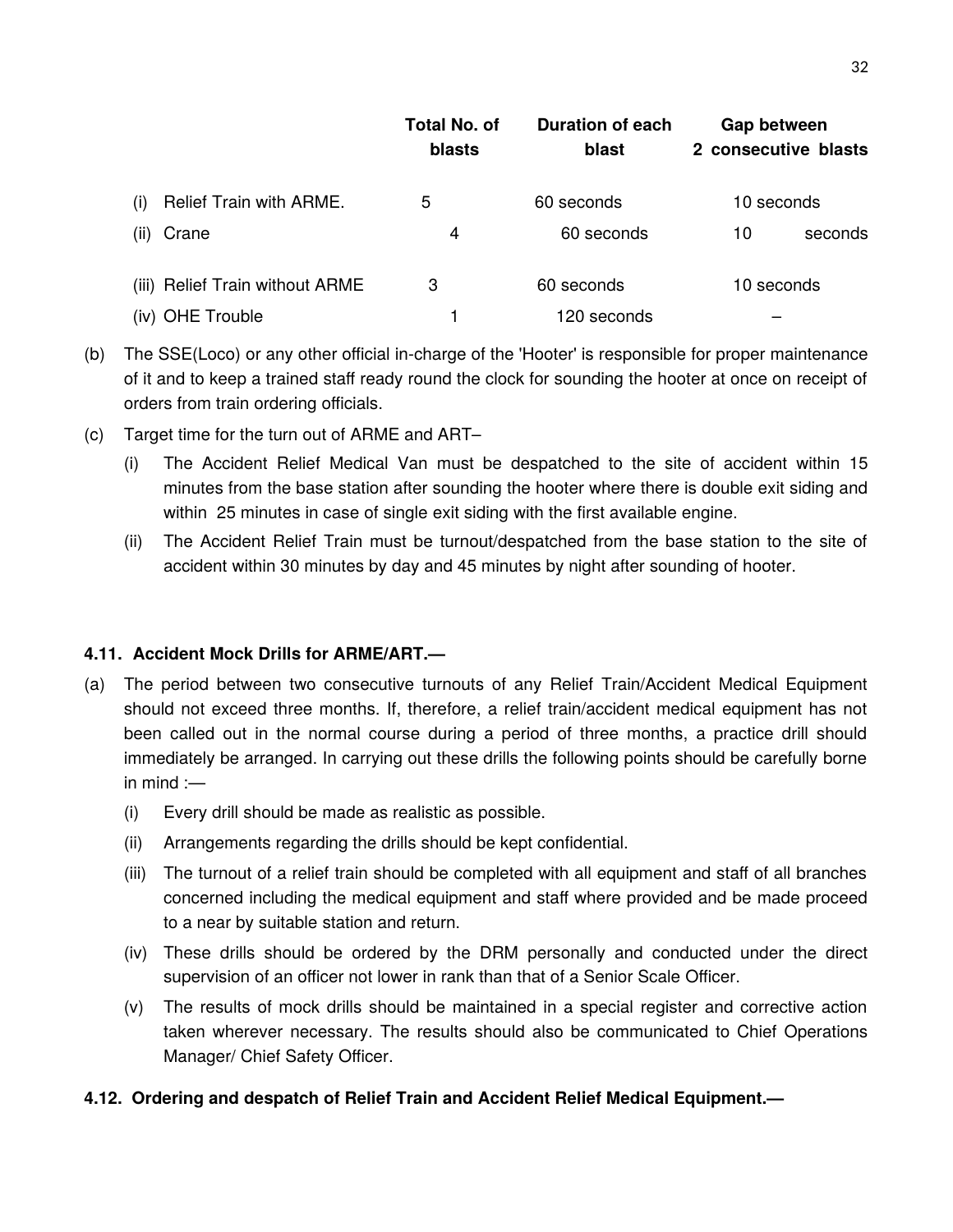| | Total No. of blasts | Duration of each blast | Gap between 2 consecutive blasts |
|---|---|---|---|
| (i) Relief Train with ARME. | 5 | 60 seconds | 10 seconds |
| (ii) Crane | 4 | 60 seconds | 10 seconds |
| (iii) Relief Train without ARME | 3 | 60 seconds | 10 seconds |
| (iv) OHE Trouble | 1 | 120 seconds | – |

(b) The SSE(Loco) or any other official in-charge of the 'Hooter' is responsible for proper maintenance of it and to keep a trained staff ready round the clock for sounding the hooter at once on receipt of orders from train ordering officials.

(c) Target time for the turn out of ARME and ART–

(i) The Accident Relief Medical Van must be despatched to the site of accident within 15 minutes from the base station after sounding the hooter where there is double exit siding and within 25 minutes in case of single exit siding with the first available engine.

(ii) The Accident Relief Train must be turnout/despatched from the base station to the site of accident within 30 minutes by day and 45 minutes by night after sounding of hooter.

### 4.11. Accident Mock Drills for ARME/ART.—

(a) The period between two consecutive turnouts of any Relief Train/Accident Medical Equipment should not exceed three months. If, therefore, a relief train/accident medical equipment has not been called out in the normal course during a period of three months, a practice drill should immediately be arranged. In carrying out these drills the following points should be carefully borne in mind :—

(i) Every drill should be made as realistic as possible.

(ii) Arrangements regarding the drills should be kept confidential.

(iii) The turnout of a relief train should be completed with all equipment and staff of all branches concerned including the medical equipment and staff where provided and be made proceed to a near by suitable station and return.

(iv) These drills should be ordered by the DRM personally and conducted under the direct supervision of an officer not lower in rank than that of a Senior Scale Officer.

(v) The results of mock drills should be maintained in a special register and corrective action taken wherever necessary. The results should also be communicated to Chief Operations Manager/ Chief Safety Officer.

### 4.12. Ordering and despatch of Relief Train and Accident Relief Medical Equipment.—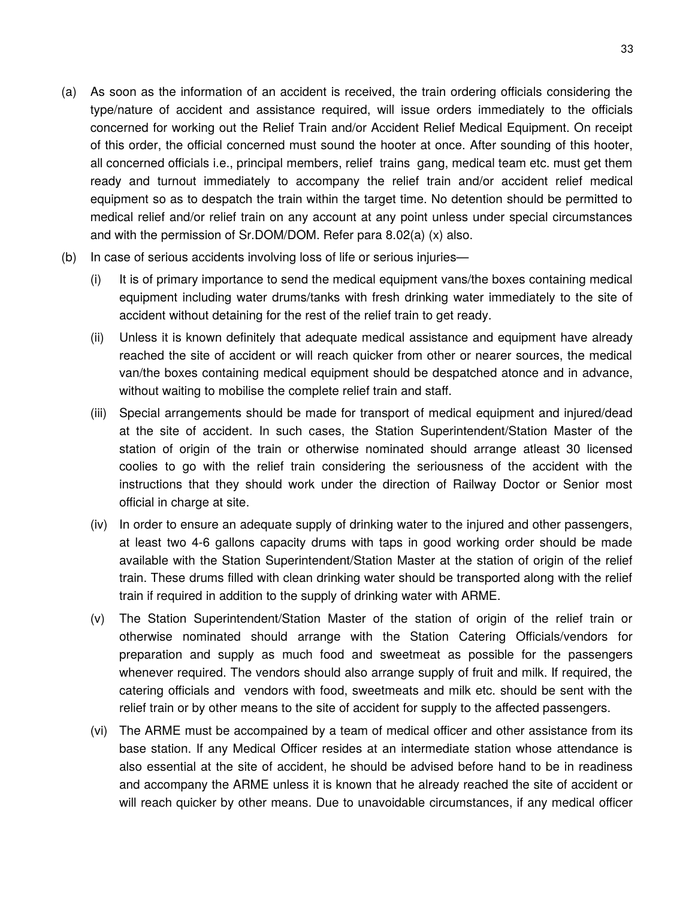(a) As soon as the information of an accident is received, the train ordering officials considering the type/nature of accident and assistance required, will issue orders immediately to the officials concerned for working out the Relief Train and/or Accident Relief Medical Equipment. On receipt of this order, the official concerned must sound the hooter at once. After sounding of this hooter, all concerned officials i.e., principal members, relief trains gang, medical team etc. must get them ready and turnout immediately to accompany the relief train and/or accident relief medical equipment so as to despatch the train within the target time. No detention should be permitted to medical relief and/or relief train on any account at any point unless under special circumstances and with the permission of Sr.DOM/DOM. Refer para 8.02(a) (x) also.

(b) In case of serious accidents involving loss of life or serious injuries—

(i) It is of primary importance to send the medical equipment vans/the boxes containing medical equipment including water drums/tanks with fresh drinking water immediately to the site of accident without detaining for the rest of the relief train to get ready.

(ii) Unless it is known definitely that adequate medical assistance and equipment have already reached the site of accident or will reach quicker from other or nearer sources, the medical van/the boxes containing medical equipment should be despatched atonce and in advance, without waiting to mobilise the complete relief train and staff.

(iii) Special arrangements should be made for transport of medical equipment and injured/dead at the site of accident. In such cases, the Station Superintendent/Station Master of the station of origin of the train or otherwise nominated should arrange atleast 30 licensed coolies to go with the relief train considering the seriousness of the accident with the instructions that they should work under the direction of Railway Doctor or Senior most official in charge at site.

(iv) In order to ensure an adequate supply of drinking water to the injured and other passengers, at least two 4-6 gallons capacity drums with taps in good working order should be made available with the Station Superintendent/Station Master at the station of origin of the relief train. These drums filled with clean drinking water should be transported along with the relief train if required in addition to the supply of drinking water with ARME.

(v) The Station Superintendent/Station Master of the station of origin of the relief train or otherwise nominated should arrange with the Station Catering Officials/vendors for preparation and supply as much food and sweetmeat as possible for the passengers whenever required. The vendors should also arrange supply of fruit and milk. If required, the catering officials and vendors with food, sweetmeats and milk etc. should be sent with the relief train or by other means to the site of accident for supply to the affected passengers.

(vi) The ARME must be accompained by a team of medical officer and other assistance from its base station. If any Medical Officer resides at an intermediate station whose attendance is also essential at the site of accident, he should be advised before hand to be in readiness and accompany the ARME unless it is known that he already reached the site of accident or will reach quicker by other means. Due to unavoidable circumstances, if any medical officer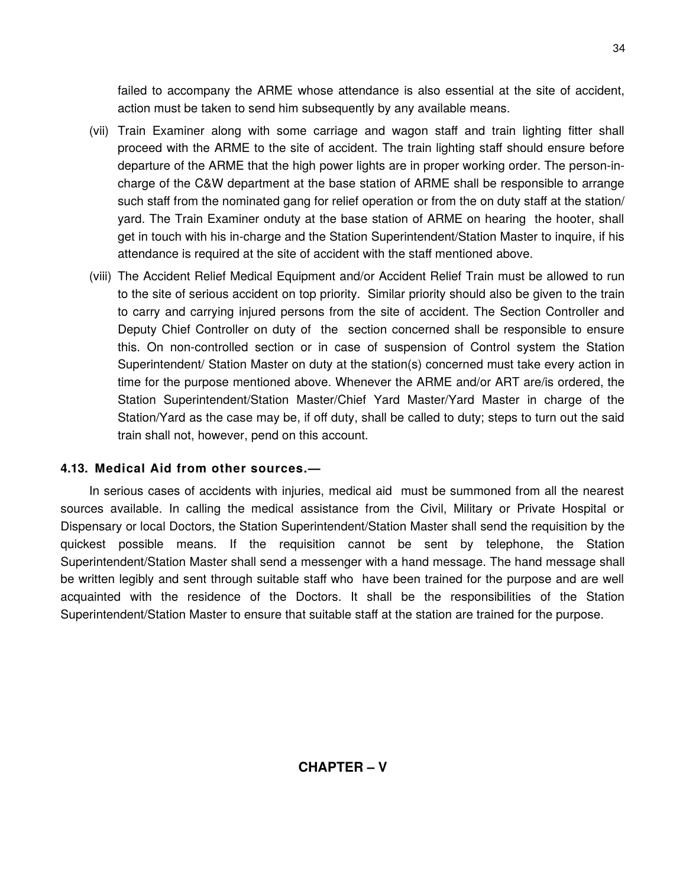failed to accompany the ARME whose attendance is also essential at the site of accident, action must be taken to send him subsequently by any available means.

(vii) Train Examiner along with some carriage and wagon staff and train lighting fitter shall proceed with the ARME to the site of accident. The train lighting staff should ensure before departure of the ARME that the high power lights are in proper working order. The person-in-charge of the C&W department at the base station of ARME shall be responsible to arrange such staff from the nominated gang for relief operation or from the on duty staff at the station/ yard. The Train Examiner onduty at the base station of ARME on hearing the hooter, shall get in touch with his in-charge and the Station Superintendent/Station Master to inquire, if his attendance is required at the site of accident with the staff mentioned above.

(viii) The Accident Relief Medical Equipment and/or Accident Relief Train must be allowed to run to the site of serious accident on top priority. Similar priority should also be given to the train to carry and carrying injured persons from the site of accident. The Section Controller and Deputy Chief Controller on duty of the section concerned shall be responsible to ensure this. On non-controlled section or in case of suspension of Control system the Station Superintendent/ Station Master on duty at the station(s) concerned must take every action in time for the purpose mentioned above. Whenever the ARME and/or ART are/is ordered, the Station Superintendent/Station Master/Chief Yard Master/Yard Master in charge of the Station/Yard as the case may be, if off duty, shall be called to duty; steps to turn out the said train shall not, however, pend on this account.

#### 4.13. Medical Aid from other sources.—

In serious cases of accidents with injuries, medical aid must be summoned from all the nearest sources available. In calling the medical assistance from the Civil, Military or Private Hospital or Dispensary or local Doctors, the Station Superintendent/Station Master shall send the requisition by the quickest possible means. If the requisition cannot be sent by telephone, the Station Superintendent/Station Master shall send a messenger with a hand message. The hand message shall be written legibly and sent through suitable staff who have been trained for the purpose and are well acquainted with the residence of the Doctors. It shall be the responsibilities of the Station Superintendent/Station Master to ensure that suitable staff at the station are trained for the purpose.

## CHAPTER – V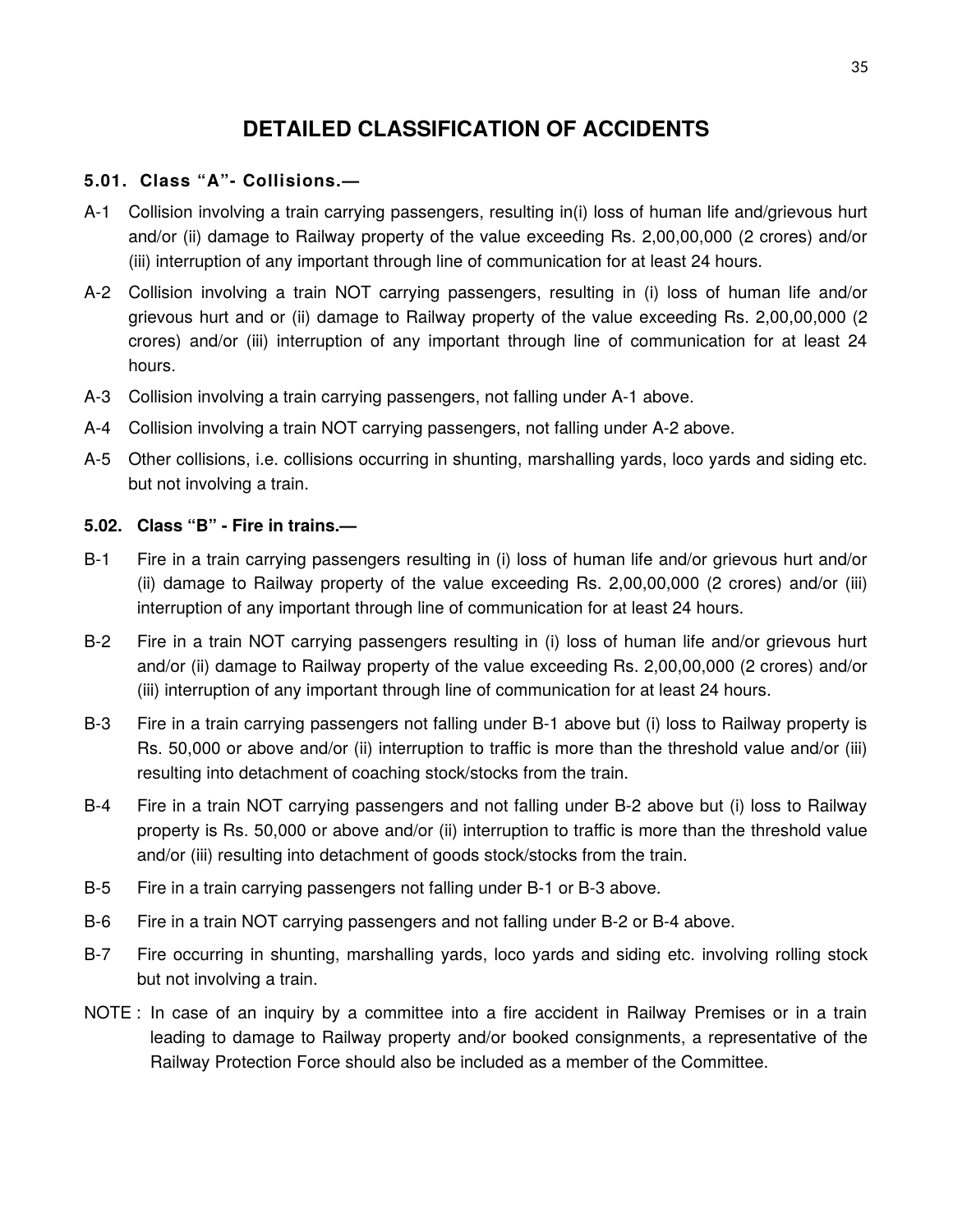# DETAILED CLASSIFICATION OF ACCIDENTS

### 5.01. Class "A"- Collisions.—

A-1 Collision involving a train carrying passengers, resulting in(i) loss of human life and/grievous hurt and/or (ii) damage to Railway property of the value exceeding Rs. 2,00,00,000 (2 crores) and/or (iii) interruption of any important through line of communication for at least 24 hours.

A-2 Collision involving a train NOT carrying passengers, resulting in (i) loss of human life and/or grievous hurt and or (ii) damage to Railway property of the value exceeding Rs. 2,00,00,000 (2 crores) and/or (iii) interruption of any important through line of communication for at least 24 hours.

A-3 Collision involving a train carrying passengers, not falling under A-1 above.

A-4 Collision involving a train NOT carrying passengers, not falling under A-2 above.

A-5 Other collisions, i.e. collisions occurring in shunting, marshalling yards, loco yards and siding etc. but not involving a train.

### 5.02. Class "B" - Fire in trains.—

B-1 Fire in a train carrying passengers resulting in (i) loss of human life and/or grievous hurt and/or (ii) damage to Railway property of the value exceeding Rs. 2,00,00,000 (2 crores) and/or (iii) interruption of any important through line of communication for at least 24 hours.

B-2 Fire in a train NOT carrying passengers resulting in (i) loss of human life and/or grievous hurt and/or (ii) damage to Railway property of the value exceeding Rs. 2,00,00,000 (2 crores) and/or (iii) interruption of any important through line of communication for at least 24 hours.

B-3 Fire in a train carrying passengers not falling under B-1 above but (i) loss to Railway property is Rs. 50,000 or above and/or (ii) interruption to traffic is more than the threshold value and/or (iii) resulting into detachment of coaching stock/stocks from the train.

B-4 Fire in a train NOT carrying passengers and not falling under B-2 above but (i) loss to Railway property is Rs. 50,000 or above and/or (ii) interruption to traffic is more than the threshold value and/or (iii) resulting into detachment of goods stock/stocks from the train.

B-5 Fire in a train carrying passengers not falling under B-1 or B-3 above.

B-6 Fire in a train NOT carrying passengers and not falling under B-2 or B-4 above.

B-7 Fire occurring in shunting, marshalling yards, loco yards and siding etc. involving rolling stock but not involving a train.

NOTE : In case of an inquiry by a committee into a fire accident in Railway Premises or in a train leading to damage to Railway property and/or booked consignments, a representative of the Railway Protection Force should also be included as a member of the Committee.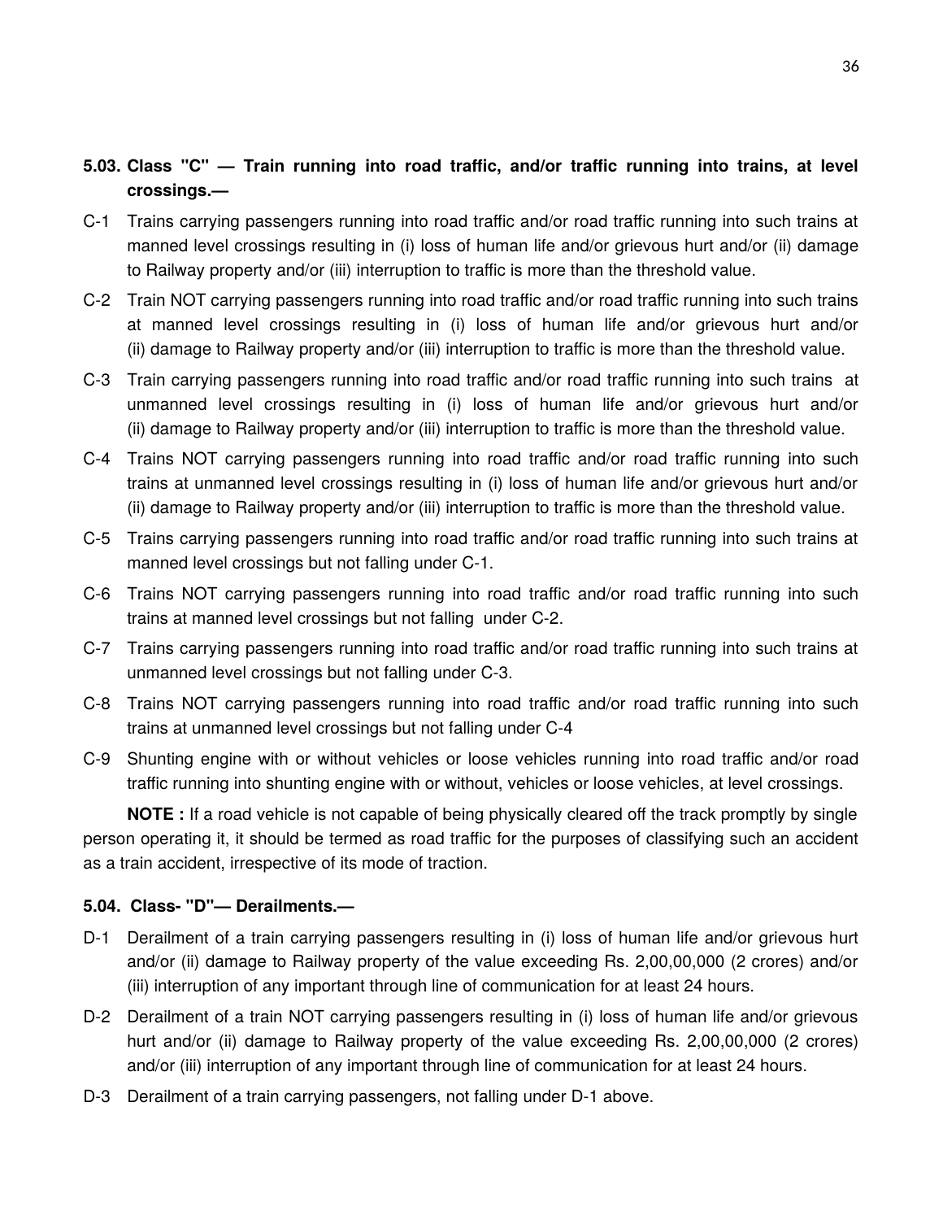### 5.03. Class "C" — Train running into road traffic, and/or traffic running into trains, at level crossings.—

C-1 Trains carrying passengers running into road traffic and/or road traffic running into such trains at manned level crossings resulting in (i) loss of human life and/or grievous hurt and/or (ii) damage to Railway property and/or (iii) interruption to traffic is more than the threshold value.

C-2 Train NOT carrying passengers running into road traffic and/or road traffic running into such trains at manned level crossings resulting in (i) loss of human life and/or grievous hurt and/or (ii) damage to Railway property and/or (iii) interruption to traffic is more than the threshold value.

C-3 Train carrying passengers running into road traffic and/or road traffic running into such trains at unmanned level crossings resulting in (i) loss of human life and/or grievous hurt and/or (ii) damage to Railway property and/or (iii) interruption to traffic is more than the threshold value.

C-4 Trains NOT carrying passengers running into road traffic and/or road traffic running into such trains at unmanned level crossings resulting in (i) loss of human life and/or grievous hurt and/or (ii) damage to Railway property and/or (iii) interruption to traffic is more than the threshold value.

C-5 Trains carrying passengers running into road traffic and/or road traffic running into such trains at manned level crossings but not falling under C-1.

C-6 Trains NOT carrying passengers running into road traffic and/or road traffic running into such trains at manned level crossings but not falling under C-2.

C-7 Trains carrying passengers running into road traffic and/or road traffic running into such trains at unmanned level crossings but not falling under C-3.

C-8 Trains NOT carrying passengers running into road traffic and/or road traffic running into such trains at unmanned level crossings but not falling under C-4

C-9 Shunting engine with or without vehicles or loose vehicles running into road traffic and/or road traffic running into shunting engine with or without, vehicles or loose vehicles, at level crossings.

**NOTE :** If a road vehicle is not capable of being physically cleared off the track promptly by single person operating it, it should be termed as road traffic for the purposes of classifying such an accident as a train accident, irrespective of its mode of traction.

### 5.04. Class- "D"— Derailments.—

D-1 Derailment of a train carrying passengers resulting in (i) loss of human life and/or grievous hurt and/or (ii) damage to Railway property of the value exceeding Rs. 2,00,00,000 (2 crores) and/or (iii) interruption of any important through line of communication for at least 24 hours.

D-2 Derailment of a train NOT carrying passengers resulting in (i) loss of human life and/or grievous hurt and/or (ii) damage to Railway property of the value exceeding Rs. 2,00,00,000 (2 crores) and/or (iii) interruption of any important through line of communication for at least 24 hours.

D-3 Derailment of a train carrying passengers, not falling under D-1 above.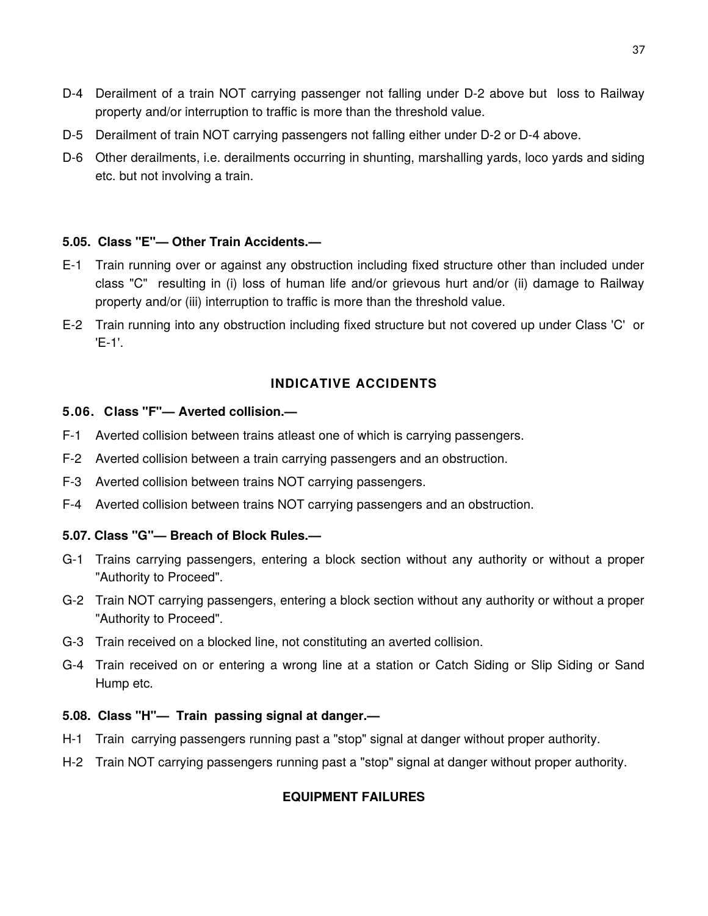D-4 Derailment of a train NOT carrying passenger not falling under D-2 above but loss to Railway property and/or interruption to traffic is more than the threshold value.

D-5 Derailment of train NOT carrying passengers not falling either under D-2 or D-4 above.

D-6 Other derailments, i.e. derailments occurring in shunting, marshalling yards, loco yards and siding etc. but not involving a train.

**5.05. Class "E"— Other Train Accidents.—**

E-1 Train running over or against any obstruction including fixed structure other than included under class "C" resulting in (i) loss of human life and/or grievous hurt and/or (ii) damage to Railway property and/or (iii) interruption to traffic is more than the threshold value.

E-2 Train running into any obstruction including fixed structure but not covered up under Class 'C' or 'E-1'.

## INDICATIVE ACCIDENTS

**5.06. Class "F"— Averted collision.—**

F-1 Averted collision between trains atleast one of which is carrying passengers.

F-2 Averted collision between a train carrying passengers and an obstruction.

F-3 Averted collision between trains NOT carrying passengers.

F-4 Averted collision between trains NOT carrying passengers and an obstruction.

**5.07. Class "G"— Breach of Block Rules.—**

G-1 Trains carrying passengers, entering a block section without any authority or without a proper "Authority to Proceed".

G-2 Train NOT carrying passengers, entering a block section without any authority or without a proper "Authority to Proceed".

G-3 Train received on a blocked line, not constituting an averted collision.

G-4 Train received on or entering a wrong line at a station or Catch Siding or Slip Siding or Sand Hump etc.

**5.08. Class "H"— Train passing signal at danger.—**

H-1 Train carrying passengers running past a "stop" signal at danger without proper authority.

H-2 Train NOT carrying passengers running past a "stop" signal at danger without proper authority.

## EQUIPMENT FAILURES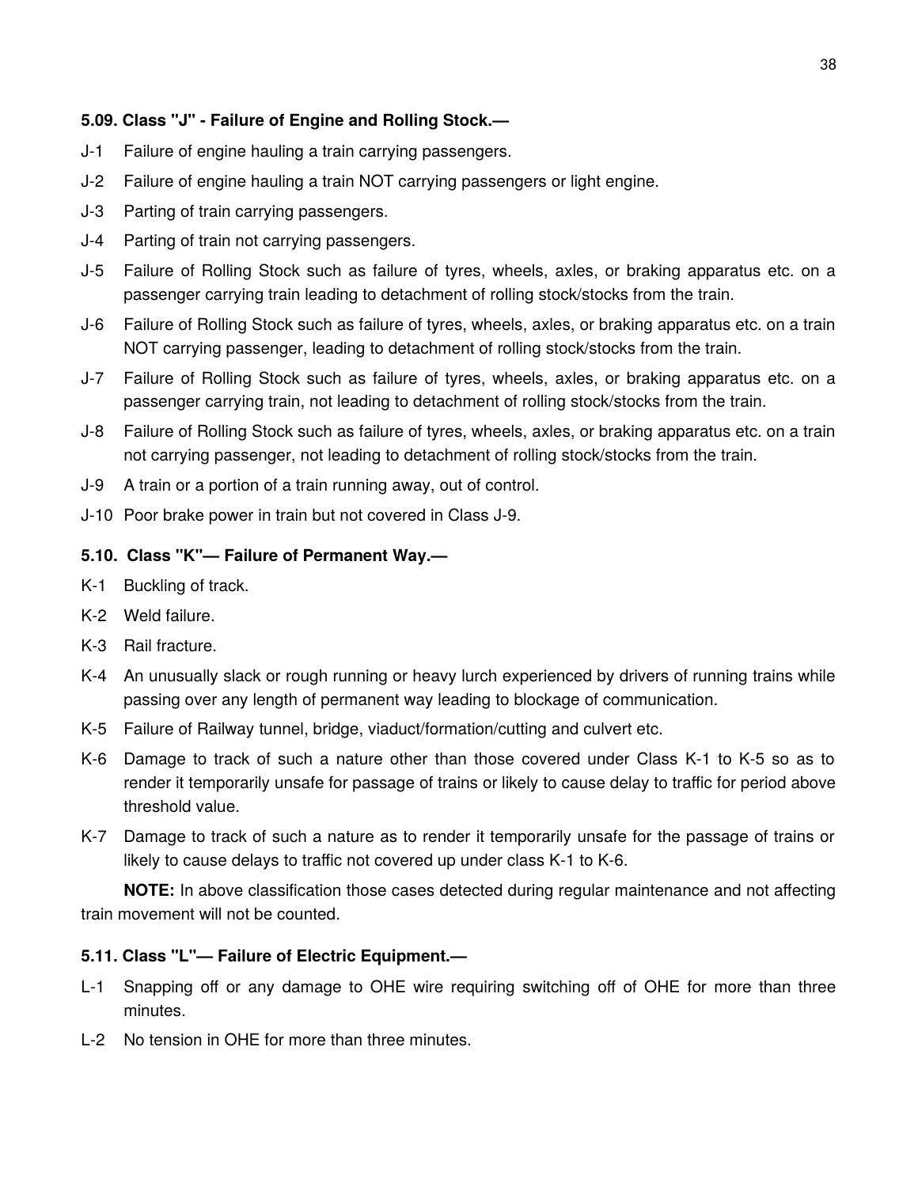### 5.09. Class "J" - Failure of Engine and Rolling Stock.—

J-1 Failure of engine hauling a train carrying passengers.

J-2 Failure of engine hauling a train NOT carrying passengers or light engine.

J-3 Parting of train carrying passengers.

J-4 Parting of train not carrying passengers.

J-5 Failure of Rolling Stock such as failure of tyres, wheels, axles, or braking apparatus etc. on a passenger carrying train leading to detachment of rolling stock/stocks from the train.

J-6 Failure of Rolling Stock such as failure of tyres, wheels, axles, or braking apparatus etc. on a train NOT carrying passenger, leading to detachment of rolling stock/stocks from the train.

J-7 Failure of Rolling Stock such as failure of tyres, wheels, axles, or braking apparatus etc. on a passenger carrying train, not leading to detachment of rolling stock/stocks from the train.

J-8 Failure of Rolling Stock such as failure of tyres, wheels, axles, or braking apparatus etc. on a train not carrying passenger, not leading to detachment of rolling stock/stocks from the train.

J-9 A train or a portion of a train running away, out of control.

J-10 Poor brake power in train but not covered in Class J-9.

### 5.10. Class "K"— Failure of Permanent Way.—

K-1 Buckling of track.

K-2 Weld failure.

K-3 Rail fracture.

K-4 An unusually slack or rough running or heavy lurch experienced by drivers of running trains while passing over any length of permanent way leading to blockage of communication.

K-5 Failure of Railway tunnel, bridge, viaduct/formation/cutting and culvert etc.

K-6 Damage to track of such a nature other than those covered under Class K-1 to K-5 so as to render it temporarily unsafe for passage of trains or likely to cause delay to traffic for period above threshold value.

K-7 Damage to track of such a nature as to render it temporarily unsafe for the passage of trains or likely to cause delays to traffic not covered up under class K-1 to K-6.

**NOTE:** In above classification those cases detected during regular maintenance and not affecting train movement will not be counted.

### 5.11. Class "L"— Failure of Electric Equipment.—

L-1 Snapping off or any damage to OHE wire requiring switching off of OHE for more than three minutes.

L-2 No tension in OHE for more than three minutes.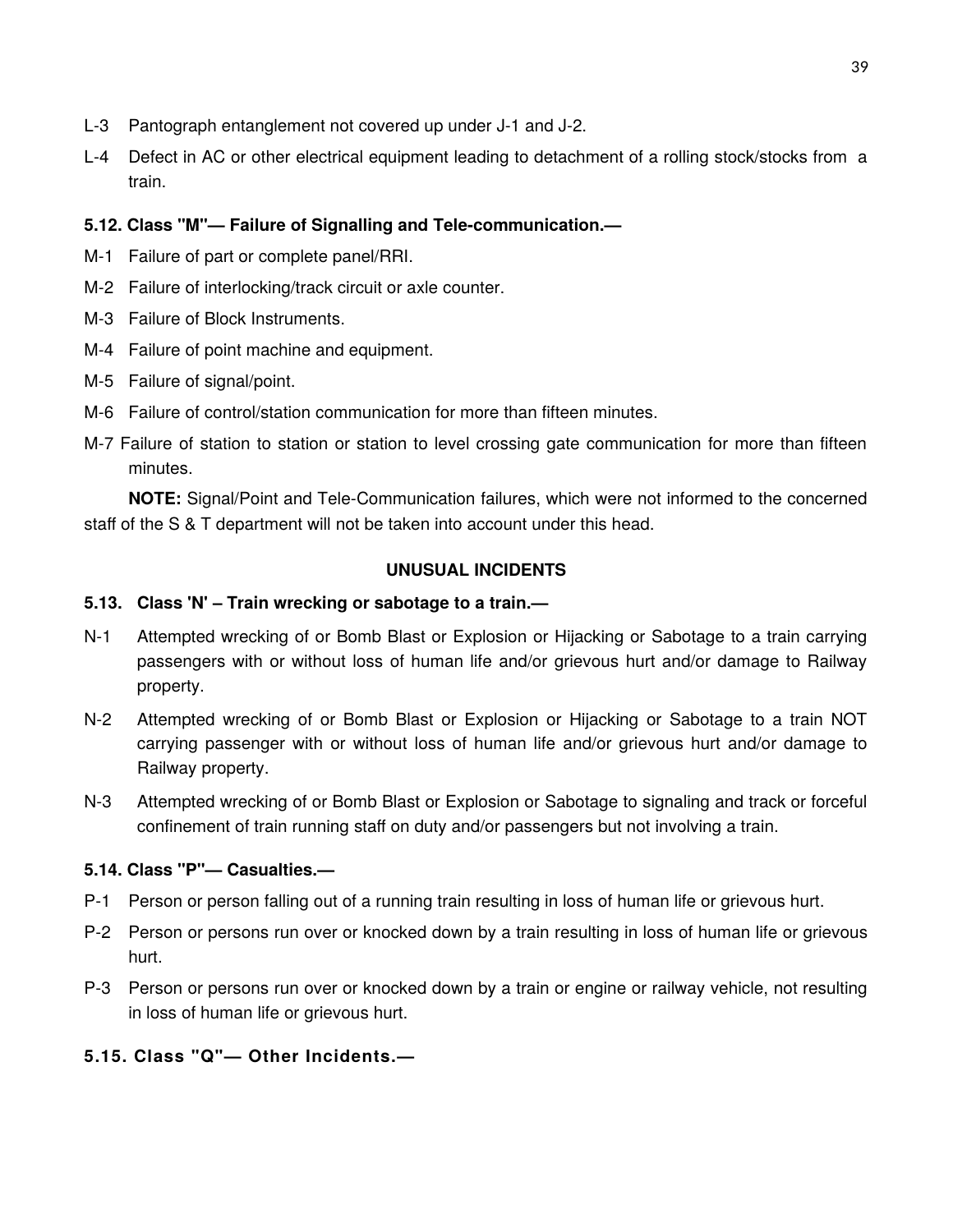L-3 Pantograph entanglement not covered up under J-1 and J-2.

L-4 Defect in AC or other electrical equipment leading to detachment of a rolling stock/stocks from a train.

### 5.12. Class "M"— Failure of Signalling and Tele-communication.—

M-1 Failure of part or complete panel/RRI.

M-2 Failure of interlocking/track circuit or axle counter.

M-3 Failure of Block Instruments.

M-4 Failure of point machine and equipment.

M-5 Failure of signal/point.

M-6 Failure of control/station communication for more than fifteen minutes.

M-7 Failure of station to station or station to level crossing gate communication for more than fifteen minutes.

**NOTE:** Signal/Point and Tele-Communication failures, which were not informed to the concerned staff of the S & T department will not be taken into account under this head.

## UNUSUAL INCIDENTS

### 5.13. Class 'N' – Train wrecking or sabotage to a train.—

N-1 Attempted wrecking of or Bomb Blast or Explosion or Hijacking or Sabotage to a train carrying passengers with or without loss of human life and/or grievous hurt and/or damage to Railway property.

N-2 Attempted wrecking of or Bomb Blast or Explosion or Hijacking or Sabotage to a train NOT carrying passenger with or without loss of human life and/or grievous hurt and/or damage to Railway property.

N-3 Attempted wrecking of or Bomb Blast or Explosion or Sabotage to signaling and track or forceful confinement of train running staff on duty and/or passengers but not involving a train.

### 5.14. Class "P"— Casualties.—

P-1 Person or person falling out of a running train resulting in loss of human life or grievous hurt.

P-2 Person or persons run over or knocked down by a train resulting in loss of human life or grievous hurt.

P-3 Person or persons run over or knocked down by a train or engine or railway vehicle, not resulting in loss of human life or grievous hurt.

### 5.15. Class "Q"— Other Incidents.—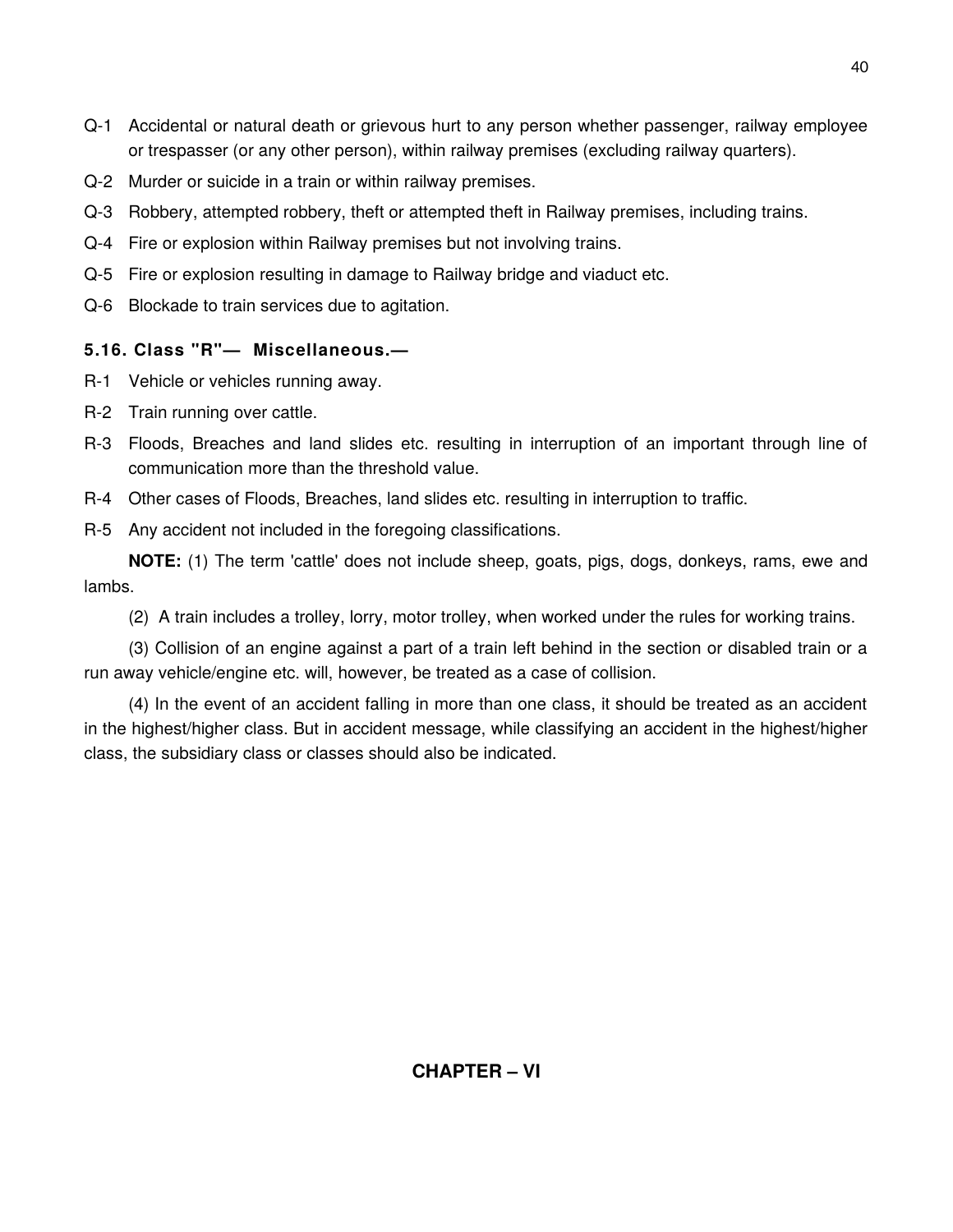Q-1 Accidental or natural death or grievous hurt to any person whether passenger, railway employee or trespasser (or any other person), within railway premises (excluding railway quarters).

Q-2 Murder or suicide in a train or within railway premises.

Q-3 Robbery, attempted robbery, theft or attempted theft in Railway premises, including trains.

Q-4 Fire or explosion within Railway premises but not involving trains.

Q-5 Fire or explosion resulting in damage to Railway bridge and viaduct etc.

Q-6 Blockade to train services due to agitation.

### 5.16. Class "R"— Miscellaneous.—

R-1 Vehicle or vehicles running away.

R-2 Train running over cattle.

R-3 Floods, Breaches and land slides etc. resulting in interruption of an important through line of communication more than the threshold value.

R-4 Other cases of Floods, Breaches, land slides etc. resulting in interruption to traffic.

R-5 Any accident not included in the foregoing classifications.

**NOTE:** (1) The term 'cattle' does not include sheep, goats, pigs, dogs, donkeys, rams, ewe and lambs.

(2) A train includes a trolley, lorry, motor trolley, when worked under the rules for working trains.

(3) Collision of an engine against a part of a train left behind in the section or disabled train or a run away vehicle/engine etc. will, however, be treated as a case of collision.

(4) In the event of an accident falling in more than one class, it should be treated as an accident in the highest/higher class. But in accident message, while classifying an accident in the highest/higher class, the subsidiary class or classes should also be indicated.

## CHAPTER – VI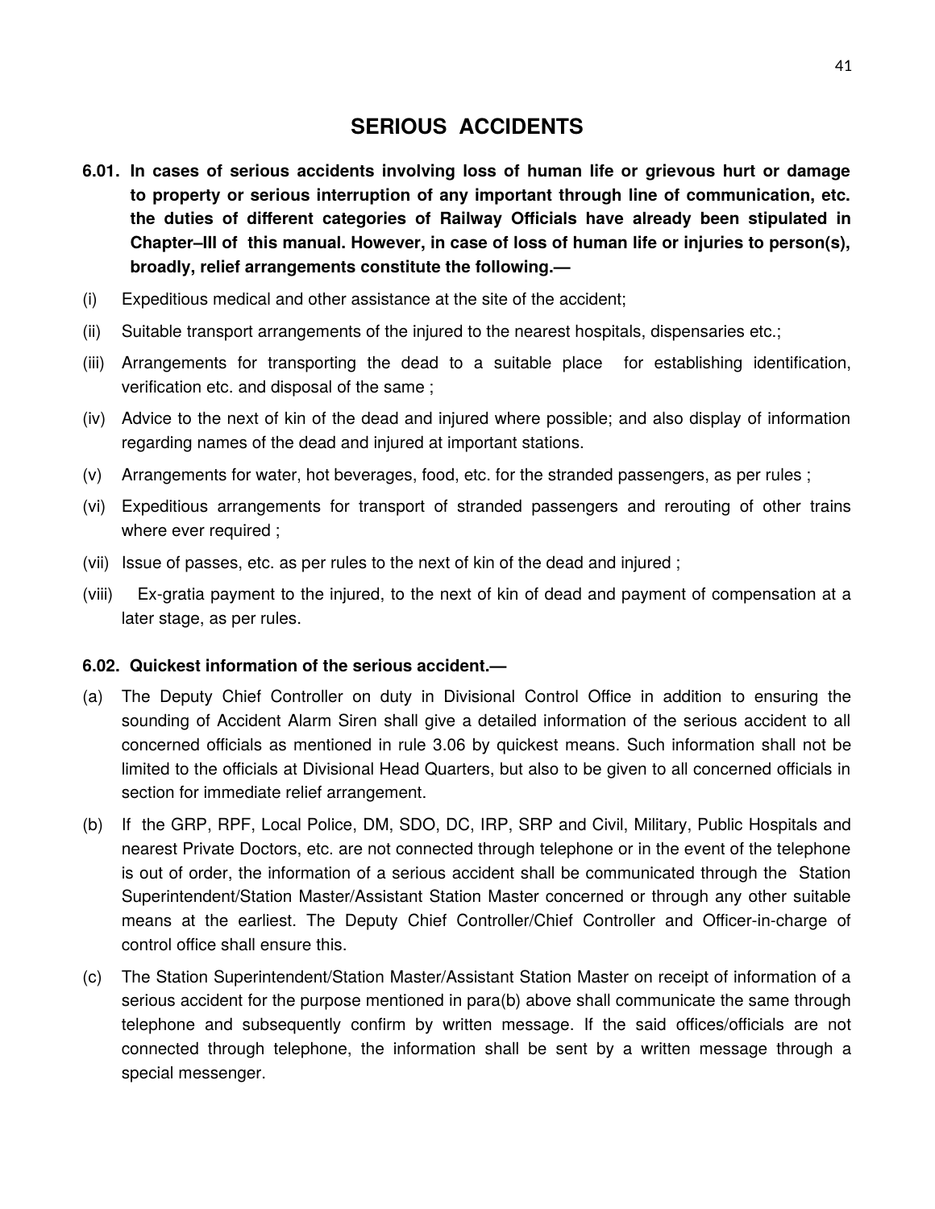# SERIOUS ACCIDENTS

**6.01. In cases of serious accidents involving loss of human life or grievous hurt or damage to property or serious interruption of any important through line of communication, etc. the duties of different categories of Railway Officials have already been stipulated in Chapter–III of this manual. However, in case of loss of human life or injuries to person(s), broadly, relief arrangements constitute the following.—**

(i) Expeditious medical and other assistance at the site of the accident;

(ii) Suitable transport arrangements of the injured to the nearest hospitals, dispensaries etc.;

(iii) Arrangements for transporting the dead to a suitable place for establishing identification, verification etc. and disposal of the same ;

(iv) Advice to the next of kin of the dead and injured where possible; and also display of information regarding names of the dead and injured at important stations.

(v) Arrangements for water, hot beverages, food, etc. for the stranded passengers, as per rules ;

(vi) Expeditious arrangements for transport of stranded passengers and rerouting of other trains where ever required ;

(vii) Issue of passes, etc. as per rules to the next of kin of the dead and injured ;

(viii) Ex-gratia payment to the injured, to the next of kin of dead and payment of compensation at a later stage, as per rules.

**6.02. Quickest information of the serious accident.—**

(a) The Deputy Chief Controller on duty in Divisional Control Office in addition to ensuring the sounding of Accident Alarm Siren shall give a detailed information of the serious accident to all concerned officials as mentioned in rule 3.06 by quickest means. Such information shall not be limited to the officials at Divisional Head Quarters, but also to be given to all concerned officials in section for immediate relief arrangement.

(b) If the GRP, RPF, Local Police, DM, SDO, DC, IRP, SRP and Civil, Military, Public Hospitals and nearest Private Doctors, etc. are not connected through telephone or in the event of the telephone is out of order, the information of a serious accident shall be communicated through the Station Superintendent/Station Master/Assistant Station Master concerned or through any other suitable means at the earliest. The Deputy Chief Controller/Chief Controller and Officer-in-charge of control office shall ensure this.

(c) The Station Superintendent/Station Master/Assistant Station Master on receipt of information of a serious accident for the purpose mentioned in para(b) above shall communicate the same through telephone and subsequently confirm by written message. If the said offices/officials are not connected through telephone, the information shall be sent by a written message through a special messenger.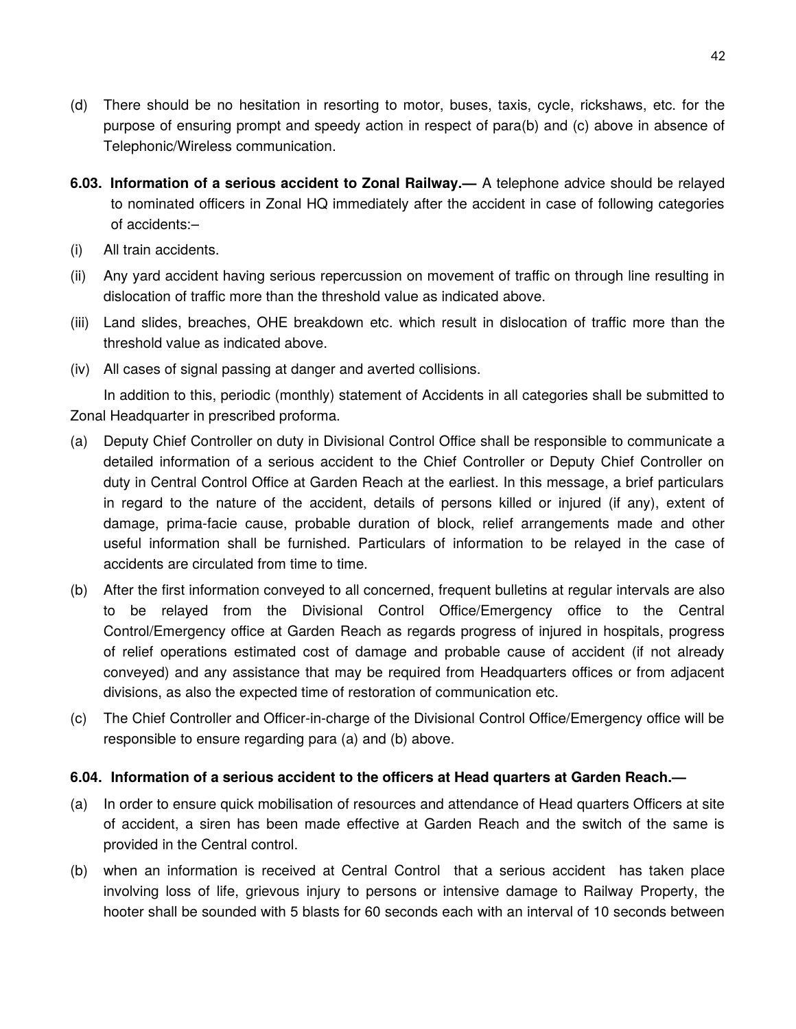(d) There should be no hesitation in resorting to motor, buses, taxis, cycle, rickshaws, etc. for the purpose of ensuring prompt and speedy action in respect of para(b) and (c) above in absence of Telephonic/Wireless communication.

**6.03. Information of a serious accident to Zonal Railway.—** A telephone advice should be relayed to nominated officers in Zonal HQ immediately after the accident in case of following categories of accidents:–

(i) All train accidents.

(ii) Any yard accident having serious repercussion on movement of traffic on through line resulting in dislocation of traffic more than the threshold value as indicated above.

(iii) Land slides, breaches, OHE breakdown etc. which result in dislocation of traffic more than the threshold value as indicated above.

(iv) All cases of signal passing at danger and averted collisions.

In addition to this, periodic (monthly) statement of Accidents in all categories shall be submitted to Zonal Headquarter in prescribed proforma.

(a) Deputy Chief Controller on duty in Divisional Control Office shall be responsible to communicate a detailed information of a serious accident to the Chief Controller or Deputy Chief Controller on duty in Central Control Office at Garden Reach at the earliest. In this message, a brief particulars in regard to the nature of the accident, details of persons killed or injured (if any), extent of damage, prima-facie cause, probable duration of block, relief arrangements made and other useful information shall be furnished. Particulars of information to be relayed in the case of accidents are circulated from time to time.

(b) After the first information conveyed to all concerned, frequent bulletins at regular intervals are also to be relayed from the Divisional Control Office/Emergency office to the Central Control/Emergency office at Garden Reach as regards progress of injured in hospitals, progress of relief operations estimated cost of damage and probable cause of accident (if not already conveyed) and any assistance that may be required from Headquarters offices or from adjacent divisions, as also the expected time of restoration of communication etc.

(c) The Chief Controller and Officer-in-charge of the Divisional Control Office/Emergency office will be responsible to ensure regarding para (a) and (b) above.

**6.04. Information of a serious accident to the officers at Head quarters at Garden Reach.—**

(a) In order to ensure quick mobilisation of resources and attendance of Head quarters Officers at site of accident, a siren has been made effective at Garden Reach and the switch of the same is provided in the Central control.

(b) when an information is received at Central Control that a serious accident has taken place involving loss of life, grievous injury to persons or intensive damage to Railway Property, the hooter shall be sounded with 5 blasts for 60 seconds each with an interval of 10 seconds between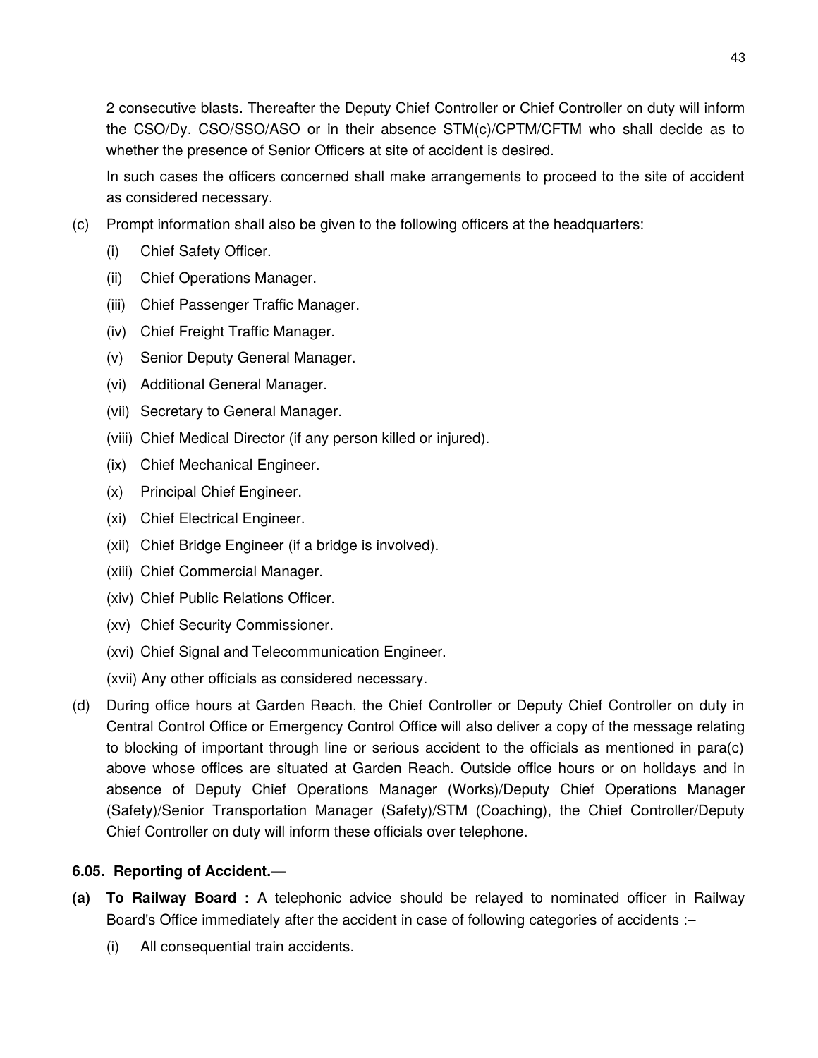2 consecutive blasts. Thereafter the Deputy Chief Controller or Chief Controller on duty will inform the CSO/Dy. CSO/SSO/ASO or in their absence STM(c)/CPTM/CFTM who shall decide as to whether the presence of Senior Officers at site of accident is desired.

In such cases the officers concerned shall make arrangements to proceed to the site of accident as considered necessary.

(c) Prompt information shall also be given to the following officers at the headquarters:

 (i) Chief Safety Officer.

 (ii) Chief Operations Manager.

 (iii) Chief Passenger Traffic Manager.

 (iv) Chief Freight Traffic Manager.

 (v) Senior Deputy General Manager.

 (vi) Additional General Manager.

 (vii) Secretary to General Manager.

 (viii) Chief Medical Director (if any person killed or injured).

 (ix) Chief Mechanical Engineer.

 (x) Principal Chief Engineer.

 (xi) Chief Electrical Engineer.

 (xii) Chief Bridge Engineer (if a bridge is involved).

 (xiii) Chief Commercial Manager.

 (xiv) Chief Public Relations Officer.

 (xv) Chief Security Commissioner.

 (xvi) Chief Signal and Telecommunication Engineer.

 (xvii) Any other officials as considered necessary.

(d) During office hours at Garden Reach, the Chief Controller or Deputy Chief Controller on duty in Central Control Office or Emergency Control Office will also deliver a copy of the message relating to blocking of important through line or serious accident to the officials as mentioned in para(c) above whose offices are situated at Garden Reach. Outside office hours or on holidays and in absence of Deputy Chief Operations Manager (Works)/Deputy Chief Operations Manager (Safety)/Senior Transportation Manager (Safety)/STM (Coaching), the Chief Controller/Deputy Chief Controller on duty will inform these officials over telephone.

### 6.05. Reporting of Accident.—

**(a) To Railway Board :** A telephonic advice should be relayed to nominated officer in Railway Board's Office immediately after the accident in case of following categories of accidents :–

 (i) All consequential train accidents.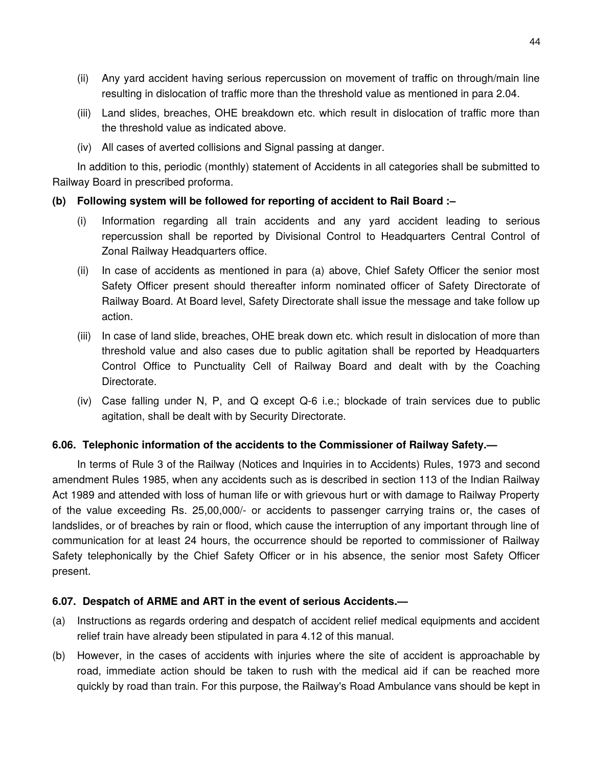(ii) Any yard accident having serious repercussion on movement of traffic on through/main line resulting in dislocation of traffic more than the threshold value as mentioned in para 2.04.

(iii) Land slides, breaches, OHE breakdown etc. which result in dislocation of traffic more than the threshold value as indicated above.

(iv) All cases of averted collisions and Signal passing at danger.

In addition to this, periodic (monthly) statement of Accidents in all categories shall be submitted to Railway Board in prescribed proforma.

**(b) Following system will be followed for reporting of accident to Rail Board :–**

(i) Information regarding all train accidents and any yard accident leading to serious repercussion shall be reported by Divisional Control to Headquarters Central Control of Zonal Railway Headquarters office.

(ii) In case of accidents as mentioned in para (a) above, Chief Safety Officer the senior most Safety Officer present should thereafter inform nominated officer of Safety Directorate of Railway Board. At Board level, Safety Directorate shall issue the message and take follow up action.

(iii) In case of land slide, breaches, OHE break down etc. which result in dislocation of more than threshold value and also cases due to public agitation shall be reported by Headquarters Control Office to Punctuality Cell of Railway Board and dealt with by the Coaching Directorate.

(iv) Case falling under N, P, and Q except Q-6 i.e.; blockade of train services due to public agitation, shall be dealt with by Security Directorate.

### 6.06. Telephonic information of the accidents to the Commissioner of Railway Safety.—

In terms of Rule 3 of the Railway (Notices and Inquiries in to Accidents) Rules, 1973 and second amendment Rules 1985, when any accidents such as is described in section 113 of the Indian Railway Act 1989 and attended with loss of human life or with grievous hurt or with damage to Railway Property of the value exceeding Rs. 25,00,000/- or accidents to passenger carrying trains or, the cases of landslides, or of breaches by rain or flood, which cause the interruption of any important through line of communication for at least 24 hours, the occurrence should be reported to commissioner of Railway Safety telephonically by the Chief Safety Officer or in his absence, the senior most Safety Officer present.

### 6.07. Despatch of ARME and ART in the event of serious Accidents.—

(a) Instructions as regards ordering and despatch of accident relief medical equipments and accident relief train have already been stipulated in para 4.12 of this manual.

(b) However, in the cases of accidents with injuries where the site of accident is approachable by road, immediate action should be taken to rush with the medical aid if can be reached more quickly by road than train. For this purpose, the Railway's Road Ambulance vans should be kept in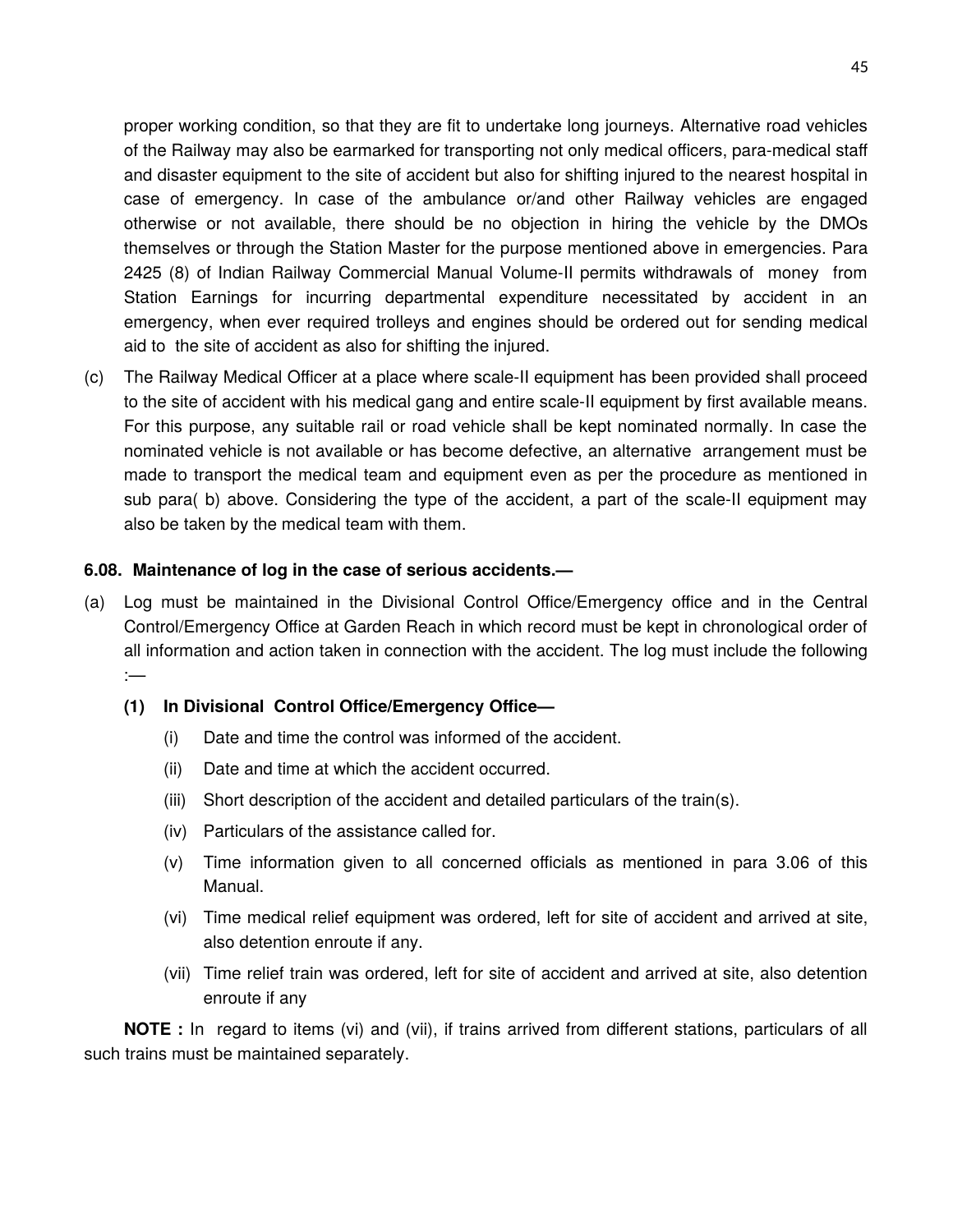proper working condition, so that they are fit to undertake long journeys. Alternative road vehicles of the Railway may also be earmarked for transporting not only medical officers, para-medical staff and disaster equipment to the site of accident but also for shifting injured to the nearest hospital in case of emergency. In case of the ambulance or/and other Railway vehicles are engaged otherwise or not available, there should be no objection in hiring the vehicle by the DMOs themselves or through the Station Master for the purpose mentioned above in emergencies. Para 2425 (8) of Indian Railway Commercial Manual Volume-II permits withdrawals of money from Station Earnings for incurring departmental expenditure necessitated by accident in an emergency, when ever required trolleys and engines should be ordered out for sending medical aid to the site of accident as also for shifting the injured.

(c) The Railway Medical Officer at a place where scale-II equipment has been provided shall proceed to the site of accident with his medical gang and entire scale-II equipment by first available means. For this purpose, any suitable rail or road vehicle shall be kept nominated normally. In case the nominated vehicle is not available or has become defective, an alternative arrangement must be made to transport the medical team and equipment even as per the procedure as mentioned in sub para( b) above. Considering the type of the accident, a part of the scale-II equipment may also be taken by the medical team with them.

**6.08. Maintenance of log in the case of serious accidents.—**

(a) Log must be maintained in the Divisional Control Office/Emergency office and in the Central Control/Emergency Office at Garden Reach in which record must be kept in chronological order of all information and action taken in connection with the accident. The log must include the following :—

**(1) In Divisional Control Office/Emergency Office—**

(i) Date and time the control was informed of the accident.

(ii) Date and time at which the accident occurred.

(iii) Short description of the accident and detailed particulars of the train(s).

(iv) Particulars of the assistance called for.

(v) Time information given to all concerned officials as mentioned in para 3.06 of this Manual.

(vi) Time medical relief equipment was ordered, left for site of accident and arrived at site, also detention enroute if any.

(vii) Time relief train was ordered, left for site of accident and arrived at site, also detention enroute if any

**NOTE :** In regard to items (vi) and (vii), if trains arrived from different stations, particulars of all such trains must be maintained separately.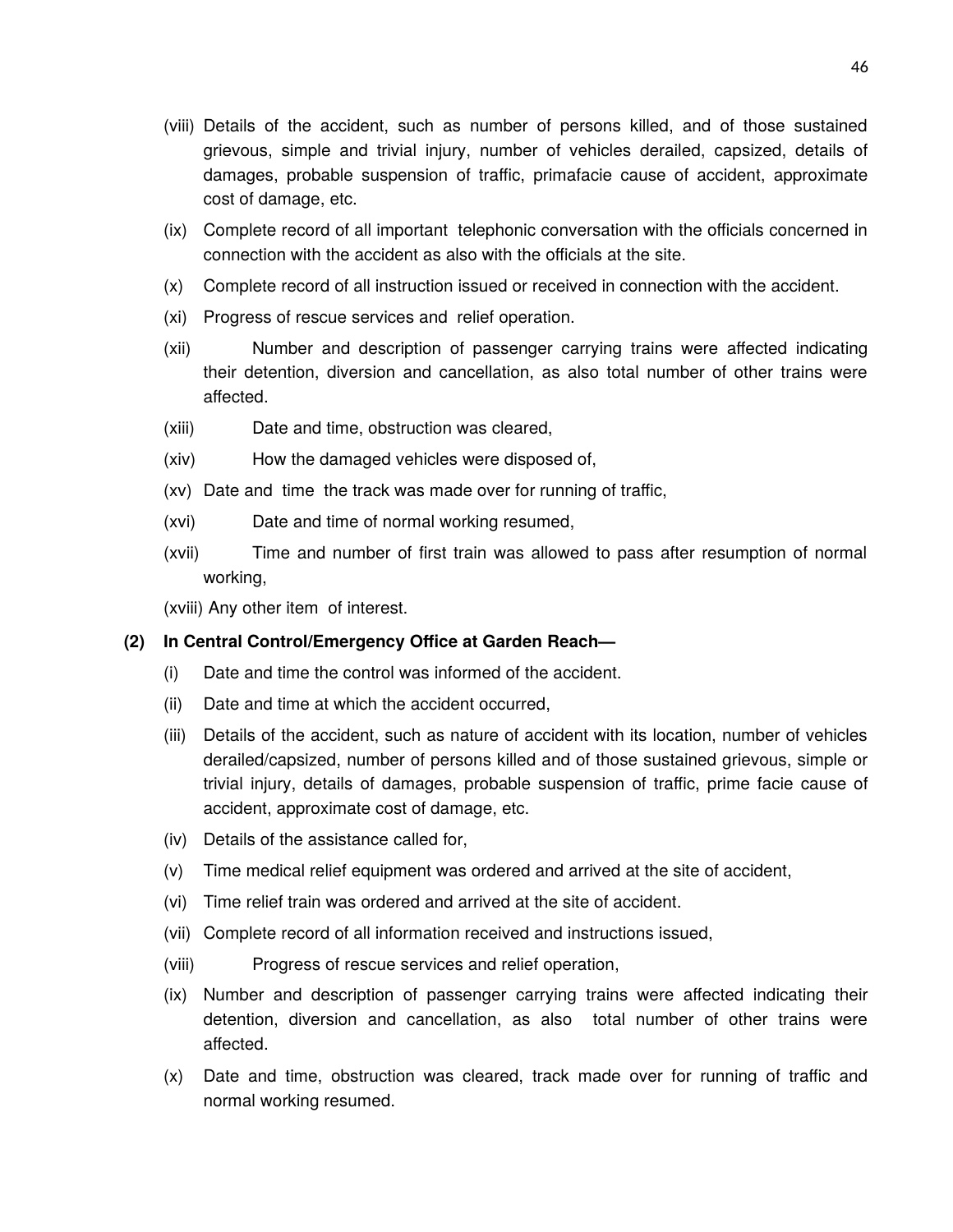(viii) Details of the accident, such as number of persons killed, and of those sustained grievous, simple and trivial injury, number of vehicles derailed, capsized, details of damages, probable suspension of traffic, primafacie cause of accident, approximate cost of damage, etc.

(ix) Complete record of all important telephonic conversation with the officials concerned in connection with the accident as also with the officials at the site.

(x) Complete record of all instruction issued or received in connection with the accident.

(xi) Progress of rescue services and relief operation.

(xii) Number and description of passenger carrying trains were affected indicating their detention, diversion and cancellation, as also total number of other trains were affected.

(xiii) Date and time, obstruction was cleared,

(xiv) How the damaged vehicles were disposed of,

(xv) Date and time the track was made over for running of traffic,

(xvi) Date and time of normal working resumed,

(xvii) Time and number of first train was allowed to pass after resumption of normal working,

(xviii) Any other item of interest.

**(2) In Central Control/Emergency Office at Garden Reach—**

(i) Date and time the control was informed of the accident.

(ii) Date and time at which the accident occurred,

(iii) Details of the accident, such as nature of accident with its location, number of vehicles derailed/capsized, number of persons killed and of those sustained grievous, simple or trivial injury, details of damages, probable suspension of traffic, prime facie cause of accident, approximate cost of damage, etc.

(iv) Details of the assistance called for,

(v) Time medical relief equipment was ordered and arrived at the site of accident,

(vi) Time relief train was ordered and arrived at the site of accident.

(vii) Complete record of all information received and instructions issued,

(viii) Progress of rescue services and relief operation,

(ix) Number and description of passenger carrying trains were affected indicating their detention, diversion and cancellation, as also total number of other trains were affected.

(x) Date and time, obstruction was cleared, track made over for running of traffic and normal working resumed.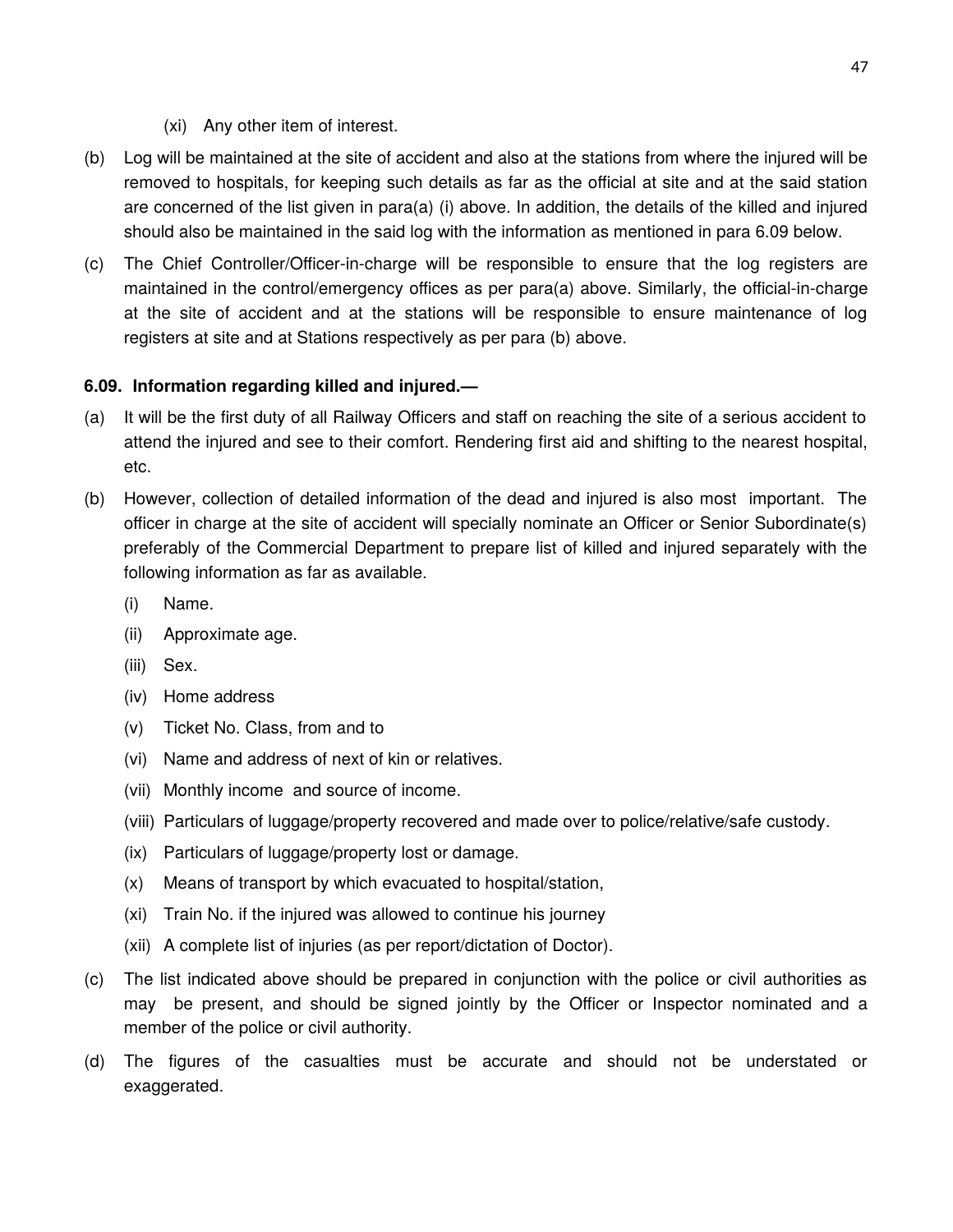(xi) Any other item of interest.

(b) Log will be maintained at the site of accident and also at the stations from where the injured will be removed to hospitals, for keeping such details as far as the official at site and at the said station are concerned of the list given in para(a) (i) above. In addition, the details of the killed and injured should also be maintained in the said log with the information as mentioned in para 6.09 below.

(c) The Chief Controller/Officer-in-charge will be responsible to ensure that the log registers are maintained in the control/emergency offices as per para(a) above. Similarly, the official-in-charge at the site of accident and at the stations will be responsible to ensure maintenance of log registers at site and at Stations respectively as per para (b) above.

**6.09. Information regarding killed and injured.—**

(a) It will be the first duty of all Railway Officers and staff on reaching the site of a serious accident to attend the injured and see to their comfort. Rendering first aid and shifting to the nearest hospital, etc.

(b) However, collection of detailed information of the dead and injured is also most important. The officer in charge at the site of accident will specially nominate an Officer or Senior Subordinate(s) preferably of the Commercial Department to prepare list of killed and injured separately with the following information as far as available.

(i) Name.

(ii) Approximate age.

(iii) Sex.

(iv) Home address

(v) Ticket No. Class, from and to

(vi) Name and address of next of kin or relatives.

(vii) Monthly income and source of income.

(viii) Particulars of luggage/property recovered and made over to police/relative/safe custody.

(ix) Particulars of luggage/property lost or damage.

(x) Means of transport by which evacuated to hospital/station,

(xi) Train No. if the injured was allowed to continue his journey

(xii) A complete list of injuries (as per report/dictation of Doctor).

(c) The list indicated above should be prepared in conjunction with the police or civil authorities as may be present, and should be signed jointly by the Officer or Inspector nominated and a member of the police or civil authority.

(d) The figures of the casualties must be accurate and should not be understated or exaggerated.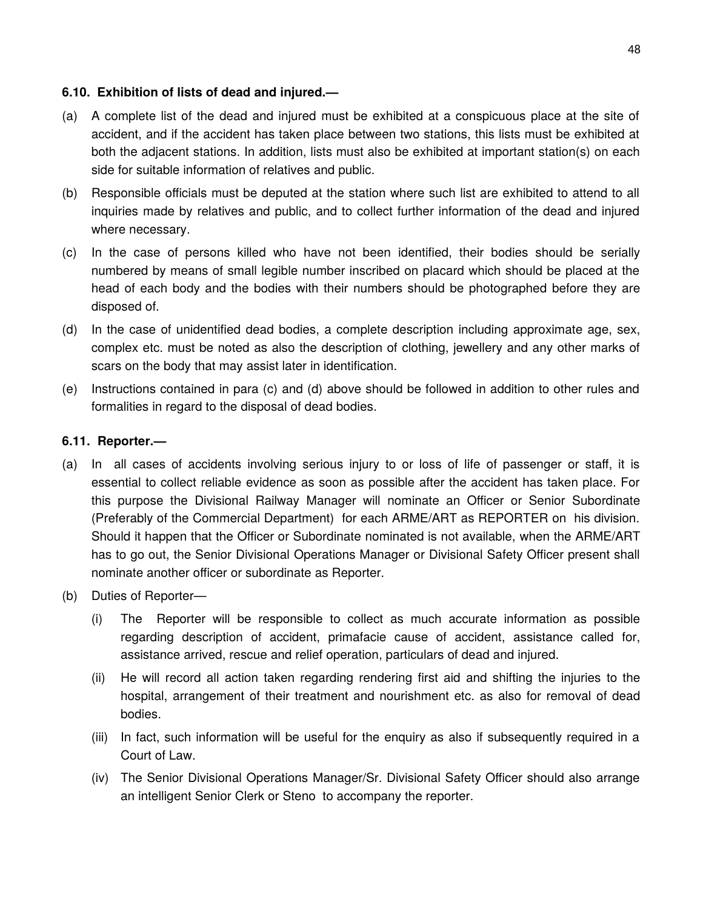### 6.10. Exhibition of lists of dead and injured.—

(a) A complete list of the dead and injured must be exhibited at a conspicuous place at the site of accident, and if the accident has taken place between two stations, this lists must be exhibited at both the adjacent stations. In addition, lists must also be exhibited at important station(s) on each side for suitable information of relatives and public.

(b) Responsible officials must be deputed at the station where such list are exhibited to attend to all inquiries made by relatives and public, and to collect further information of the dead and injured where necessary.

(c) In the case of persons killed who have not been identified, their bodies should be serially numbered by means of small legible number inscribed on placard which should be placed at the head of each body and the bodies with their numbers should be photographed before they are disposed of.

(d) In the case of unidentified dead bodies, a complete description including approximate age, sex, complex etc. must be noted as also the description of clothing, jewellery and any other marks of scars on the body that may assist later in identification.

(e) Instructions contained in para (c) and (d) above should be followed in addition to other rules and formalities in regard to the disposal of dead bodies.

### 6.11. Reporter.—

(a) In all cases of accidents involving serious injury to or loss of life of passenger or staff, it is essential to collect reliable evidence as soon as possible after the accident has taken place. For this purpose the Divisional Railway Manager will nominate an Officer or Senior Subordinate (Preferably of the Commercial Department) for each ARME/ART as REPORTER on his division. Should it happen that the Officer or Subordinate nominated is not available, when the ARME/ART has to go out, the Senior Divisional Operations Manager or Divisional Safety Officer present shall nominate another officer or subordinate as Reporter.

(b) Duties of Reporter—

   (i) The Reporter will be responsible to collect as much accurate information as possible regarding description of accident, primafacie cause of accident, assistance called for, assistance arrived, rescue and relief operation, particulars of dead and injured.

   (ii) He will record all action taken regarding rendering first aid and shifting the injuries to the hospital, arrangement of their treatment and nourishment etc. as also for removal of dead bodies.

   (iii) In fact, such information will be useful for the enquiry as also if subsequently required in a Court of Law.

   (iv) The Senior Divisional Operations Manager/Sr. Divisional Safety Officer should also arrange an intelligent Senior Clerk or Steno to accompany the reporter.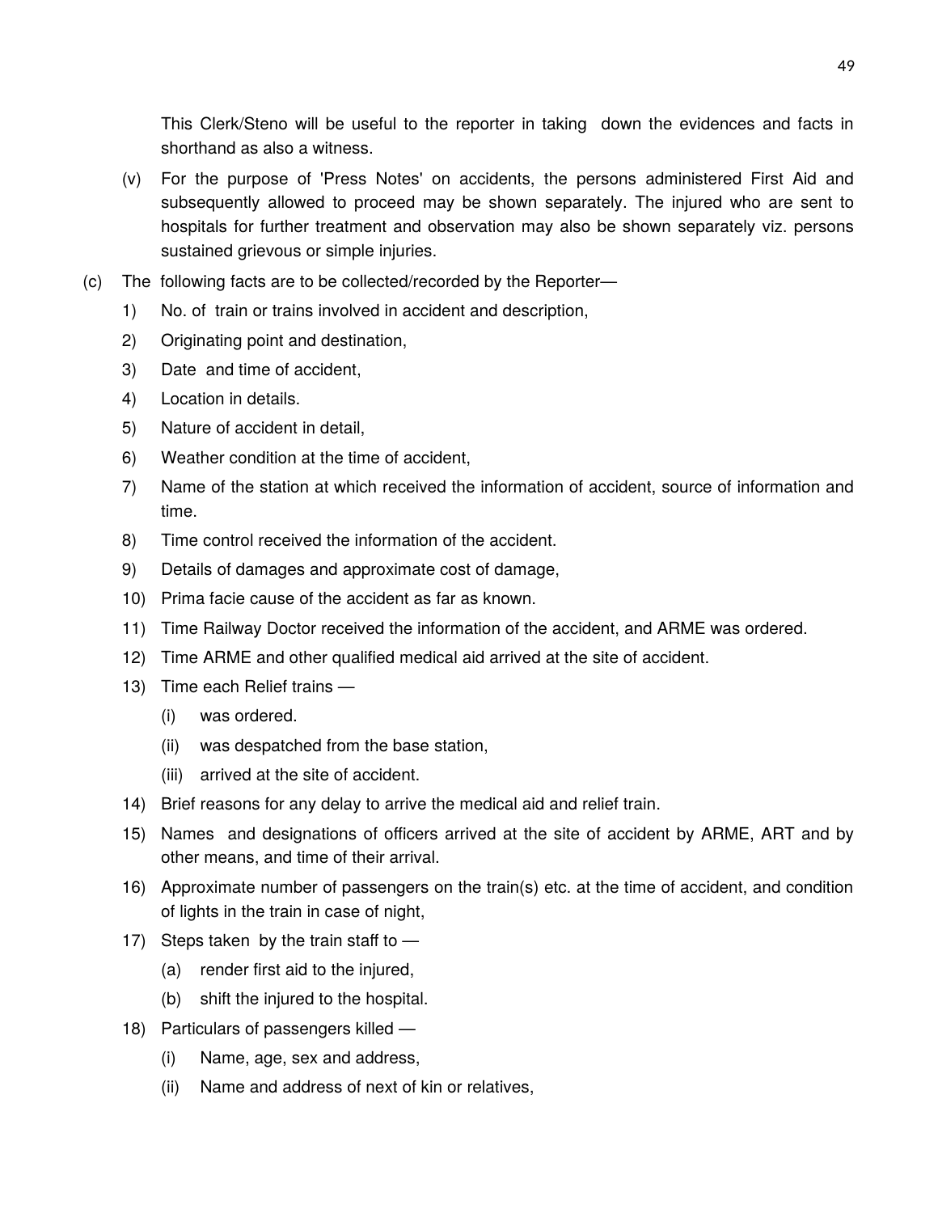This Clerk/Steno will be useful to the reporter in taking down the evidences and facts in shorthand as also a witness.

(v) For the purpose of 'Press Notes' on accidents, the persons administered First Aid and subsequently allowed to proceed may be shown separately. The injured who are sent to hospitals for further treatment and observation may also be shown separately viz. persons sustained grievous or simple injuries.

(c) The following facts are to be collected/recorded by the Reporter—

1) No. of train or trains involved in accident and description,
2) Originating point and destination,
3) Date and time of accident,
4) Location in details.
5) Nature of accident in detail,
6) Weather condition at the time of accident,
7) Name of the station at which received the information of accident, source of information and time.
8) Time control received the information of the accident.
9) Details of damages and approximate cost of damage,
10) Prima facie cause of the accident as far as known.
11) Time Railway Doctor received the information of the accident, and ARME was ordered.
12) Time ARME and other qualified medical aid arrived at the site of accident.
13) Time each Relief trains —
    (i) was ordered.
    (ii) was despatched from the base station,
    (iii) arrived at the site of accident.
14) Brief reasons for any delay to arrive the medical aid and relief train.
15) Names and designations of officers arrived at the site of accident by ARME, ART and by other means, and time of their arrival.
16) Approximate number of passengers on the train(s) etc. at the time of accident, and condition of lights in the train in case of night,
17) Steps taken by the train staff to —
    (a) render first aid to the injured,
    (b) shift the injured to the hospital.
18) Particulars of passengers killed —
    (i) Name, age, sex and address,
    (ii) Name and address of next of kin or relatives,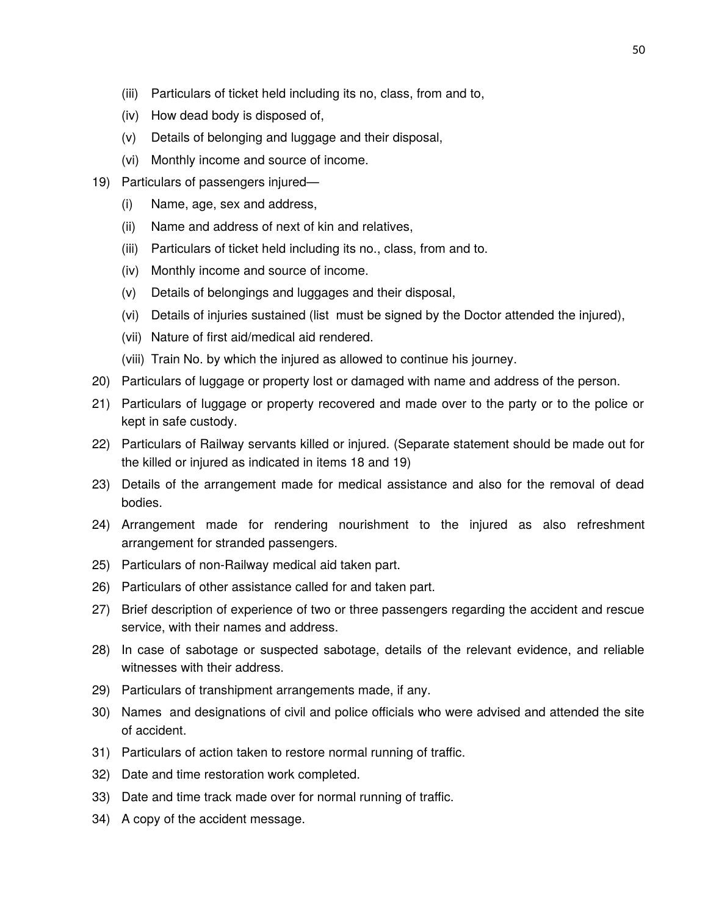- (iii) Particulars of ticket held including its no, class, from and to,
   - (iv) How dead body is disposed of,
   - (v) Details of belonging and luggage and their disposal,
   - (vi) Monthly income and source of income.

19) Particulars of passengers injured—
   - (i) Name, age, sex and address,
   - (ii) Name and address of next of kin and relatives,
   - (iii) Particulars of ticket held including its no., class, from and to.
   - (iv) Monthly income and source of income.
   - (v) Details of belongings and luggages and their disposal,
   - (vi) Details of injuries sustained (list must be signed by the Doctor attended the injured),
   - (vii) Nature of first aid/medical aid rendered.
   - (viii) Train No. by which the injured as allowed to continue his journey.

20) Particulars of luggage or property lost or damaged with name and address of the person.

21) Particulars of luggage or property recovered and made over to the party or to the police or kept in safe custody.

22) Particulars of Railway servants killed or injured. (Separate statement should be made out for the killed or injured as indicated in items 18 and 19)

23) Details of the arrangement made for medical assistance and also for the removal of dead bodies.

24) Arrangement made for rendering nourishment to the injured as also refreshment arrangement for stranded passengers.

25) Particulars of non-Railway medical aid taken part.

26) Particulars of other assistance called for and taken part.

27) Brief description of experience of two or three passengers regarding the accident and rescue service, with their names and address.

28) In case of sabotage or suspected sabotage, details of the relevant evidence, and reliable witnesses with their address.

29) Particulars of transhipment arrangements made, if any.

30) Names and designations of civil and police officials who were advised and attended the site of accident.

31) Particulars of action taken to restore normal running of traffic.

32) Date and time restoration work completed.

33) Date and time track made over for normal running of traffic.

34) A copy of the accident message.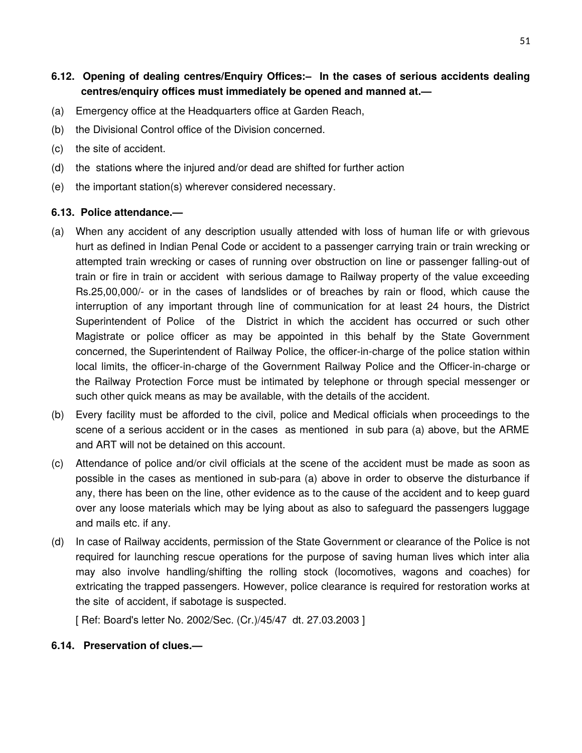**6.12. Opening of dealing centres/Enquiry Offices:– In the cases of serious accidents dealing centres/enquiry offices must immediately be opened and manned at.—**

(a) Emergency office at the Headquarters office at Garden Reach,

(b) the Divisional Control office of the Division concerned.

(c) the site of accident.

(d) the stations where the injured and/or dead are shifted for further action

(e) the important station(s) wherever considered necessary.

**6.13. Police attendance.—**

(a) When any accident of any description usually attended with loss of human life or with grievous hurt as defined in Indian Penal Code or accident to a passenger carrying train or train wrecking or attempted train wrecking or cases of running over obstruction on line or passenger falling-out of train or fire in train or accident with serious damage to Railway property of the value exceeding Rs.25,00,000/- or in the cases of landslides or of breaches by rain or flood, which cause the interruption of any important through line of communication for at least 24 hours, the District Superintendent of Police of the District in which the accident has occurred or such other Magistrate or police officer as may be appointed in this behalf by the State Government concerned, the Superintendent of Railway Police, the officer-in-charge of the police station within local limits, the officer-in-charge of the Government Railway Police and the Officer-in-charge or the Railway Protection Force must be intimated by telephone or through special messenger or such other quick means as may be available, with the details of the accident.

(b) Every facility must be afforded to the civil, police and Medical officials when proceedings to the scene of a serious accident or in the cases as mentioned in sub para (a) above, but the ARME and ART will not be detained on this account.

(c) Attendance of police and/or civil officials at the scene of the accident must be made as soon as possible in the cases as mentioned in sub-para (a) above in order to observe the disturbance if any, there has been on the line, other evidence as to the cause of the accident and to keep guard over any loose materials which may be lying about as also to safeguard the passengers luggage and mails etc. if any.

(d) In case of Railway accidents, permission of the State Government or clearance of the Police is not required for launching rescue operations for the purpose of saving human lives which inter alia may also involve handling/shifting the rolling stock (locomotives, wagons and coaches) for extricating the trapped passengers. However, police clearance is required for restoration works at the site of accident, if sabotage is suspected.

[ Ref: Board's letter No. 2002/Sec. (Cr.)/45/47 dt. 27.03.2003 ]

**6.14. Preservation of clues.—**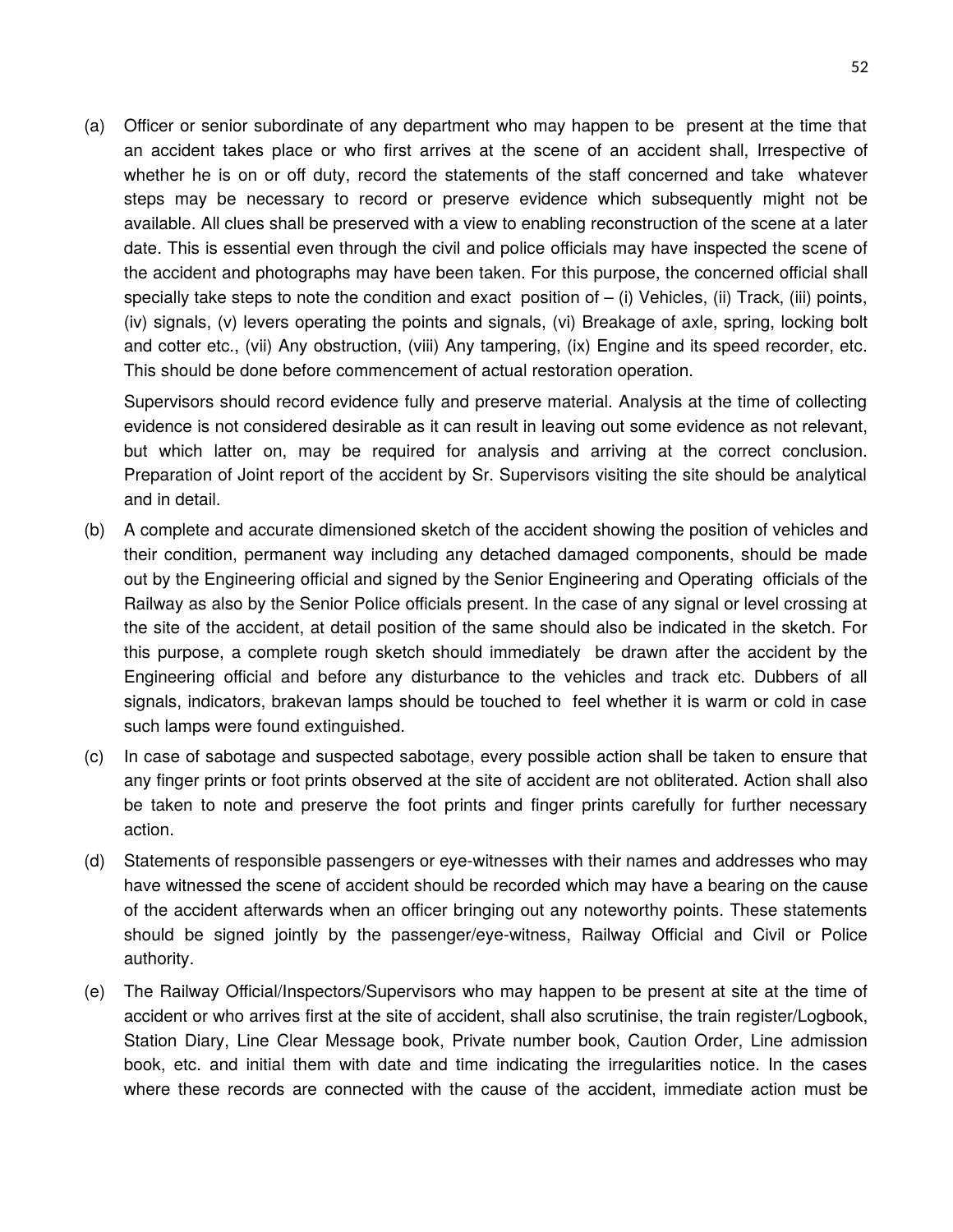(a) Officer or senior subordinate of any department who may happen to be present at the time that an accident takes place or who first arrives at the scene of an accident shall, Irrespective of whether he is on or off duty, record the statements of the staff concerned and take whatever steps may be necessary to record or preserve evidence which subsequently might not be available. All clues shall be preserved with a view to enabling reconstruction of the scene at a later date. This is essential even through the civil and police officials may have inspected the scene of the accident and photographs may have been taken. For this purpose, the concerned official shall specially take steps to note the condition and exact position of – (i) Vehicles, (ii) Track, (iii) points, (iv) signals, (v) levers operating the points and signals, (vi) Breakage of axle, spring, locking bolt and cotter etc., (vii) Any obstruction, (viii) Any tampering, (ix) Engine and its speed recorder, etc. This should be done before commencement of actual restoration operation.

Supervisors should record evidence fully and preserve material. Analysis at the time of collecting evidence is not considered desirable as it can result in leaving out some evidence as not relevant, but which latter on, may be required for analysis and arriving at the correct conclusion. Preparation of Joint report of the accident by Sr. Supervisors visiting the site should be analytical and in detail.

(b) A complete and accurate dimensioned sketch of the accident showing the position of vehicles and their condition, permanent way including any detached damaged components, should be made out by the Engineering official and signed by the Senior Engineering and Operating officials of the Railway as also by the Senior Police officials present. In the case of any signal or level crossing at the site of the accident, at detail position of the same should also be indicated in the sketch. For this purpose, a complete rough sketch should immediately be drawn after the accident by the Engineering official and before any disturbance to the vehicles and track etc. Dubbers of all signals, indicators, brakevan lamps should be touched to feel whether it is warm or cold in case such lamps were found extinguished.

(c) In case of sabotage and suspected sabotage, every possible action shall be taken to ensure that any finger prints or foot prints observed at the site of accident are not obliterated. Action shall also be taken to note and preserve the foot prints and finger prints carefully for further necessary action.

(d) Statements of responsible passengers or eye-witnesses with their names and addresses who may have witnessed the scene of accident should be recorded which may have a bearing on the cause of the accident afterwards when an officer bringing out any noteworthy points. These statements should be signed jointly by the passenger/eye-witness, Railway Official and Civil or Police authority.

(e) The Railway Official/Inspectors/Supervisors who may happen to be present at site at the time of accident or who arrives first at the site of accident, shall also scrutinise, the train register/Logbook, Station Diary, Line Clear Message book, Private number book, Caution Order, Line admission book, etc. and initial them with date and time indicating the irregularities notice. In the cases where these records are connected with the cause of the accident, immediate action must be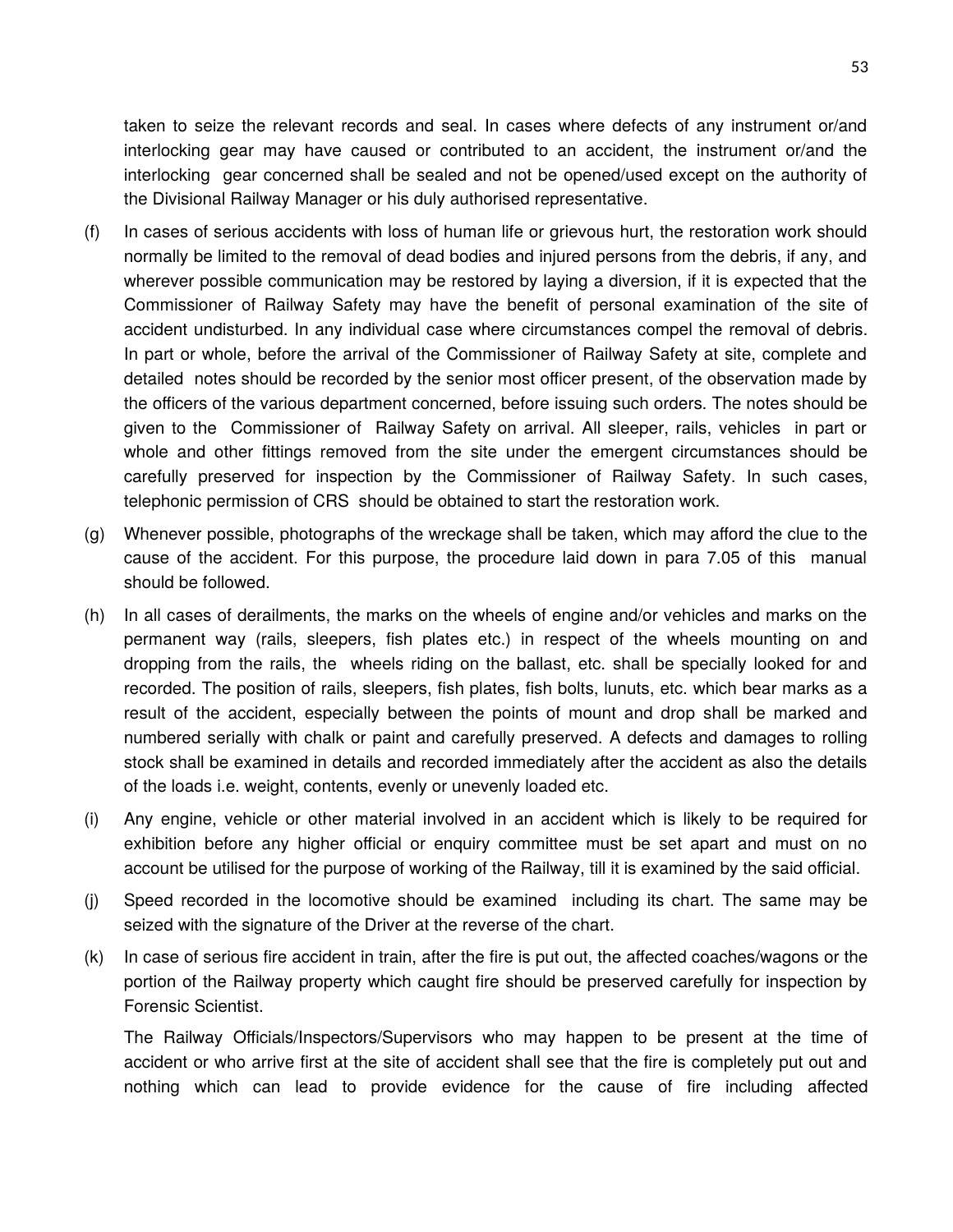taken to seize the relevant records and seal. In cases where defects of any instrument or/and interlocking gear may have caused or contributed to an accident, the instrument or/and the interlocking gear concerned shall be sealed and not be opened/used except on the authority of the Divisional Railway Manager or his duly authorised representative.

(f) In cases of serious accidents with loss of human life or grievous hurt, the restoration work should normally be limited to the removal of dead bodies and injured persons from the debris, if any, and wherever possible communication may be restored by laying a diversion, if it is expected that the Commissioner of Railway Safety may have the benefit of personal examination of the site of accident undisturbed. In any individual case where circumstances compel the removal of debris. In part or whole, before the arrival of the Commissioner of Railway Safety at site, complete and detailed notes should be recorded by the senior most officer present, of the observation made by the officers of the various department concerned, before issuing such orders. The notes should be given to the Commissioner of Railway Safety on arrival. All sleeper, rails, vehicles in part or whole and other fittings removed from the site under the emergent circumstances should be carefully preserved for inspection by the Commissioner of Railway Safety. In such cases, telephonic permission of CRS should be obtained to start the restoration work.

(g) Whenever possible, photographs of the wreckage shall be taken, which may afford the clue to the cause of the accident. For this purpose, the procedure laid down in para 7.05 of this manual should be followed.

(h) In all cases of derailments, the marks on the wheels of engine and/or vehicles and marks on the permanent way (rails, sleepers, fish plates etc.) in respect of the wheels mounting on and dropping from the rails, the wheels riding on the ballast, etc. shall be specially looked for and recorded. The position of rails, sleepers, fish plates, fish bolts, lunuts, etc. which bear marks as a result of the accident, especially between the points of mount and drop shall be marked and numbered serially with chalk or paint and carefully preserved. A defects and damages to rolling stock shall be examined in details and recorded immediately after the accident as also the details of the loads i.e. weight, contents, evenly or unevenly loaded etc.

(i) Any engine, vehicle or other material involved in an accident which is likely to be required for exhibition before any higher official or enquiry committee must be set apart and must on no account be utilised for the purpose of working of the Railway, till it is examined by the said official.

(j) Speed recorded in the locomotive should be examined including its chart. The same may be seized with the signature of the Driver at the reverse of the chart.

(k) In case of serious fire accident in train, after the fire is put out, the affected coaches/wagons or the portion of the Railway property which caught fire should be preserved carefully for inspection by Forensic Scientist.

The Railway Officials/Inspectors/Supervisors who may happen to be present at the time of accident or who arrive first at the site of accident shall see that the fire is completely put out and nothing which can lead to provide evidence for the cause of fire including affected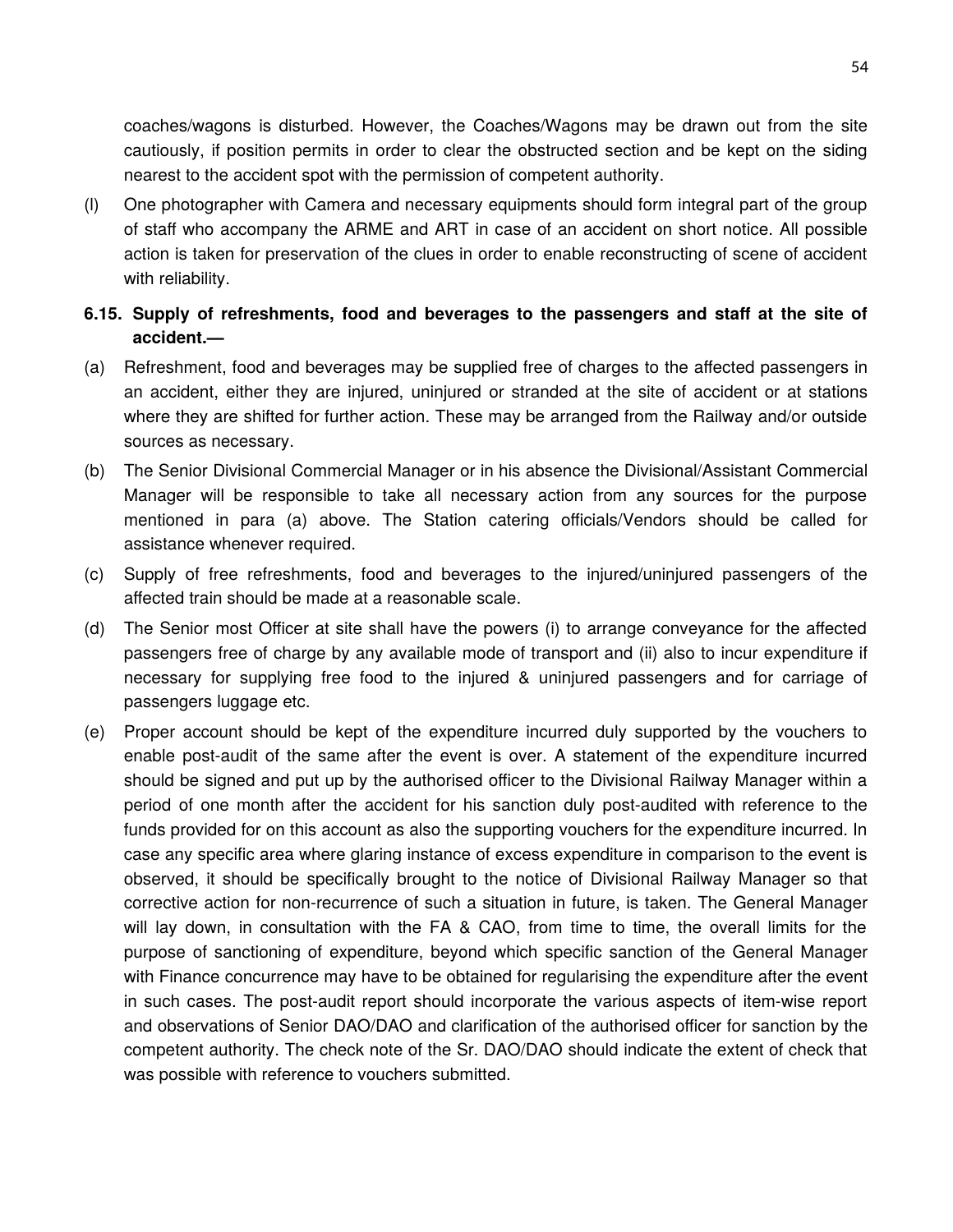coaches/wagons is disturbed. However, the Coaches/Wagons may be drawn out from the site cautiously, if position permits in order to clear the obstructed section and be kept on the siding nearest to the accident spot with the permission of competent authority.

(l) One photographer with Camera and necessary equipments should form integral part of the group of staff who accompany the ARME and ART in case of an accident on short notice. All possible action is taken for preservation of the clues in order to enable reconstructing of scene of accident with reliability.

**6.15. Supply of refreshments, food and beverages to the passengers and staff at the site of accident.—**

(a) Refreshment, food and beverages may be supplied free of charges to the affected passengers in an accident, either they are injured, uninjured or stranded at the site of accident or at stations where they are shifted for further action. These may be arranged from the Railway and/or outside sources as necessary.

(b) The Senior Divisional Commercial Manager or in his absence the Divisional/Assistant Commercial Manager will be responsible to take all necessary action from any sources for the purpose mentioned in para (a) above. The Station catering officials/Vendors should be called for assistance whenever required.

(c) Supply of free refreshments, food and beverages to the injured/uninjured passengers of the affected train should be made at a reasonable scale.

(d) The Senior most Officer at site shall have the powers (i) to arrange conveyance for the affected passengers free of charge by any available mode of transport and (ii) also to incur expenditure if necessary for supplying free food to the injured & uninjured passengers and for carriage of passengers luggage etc.

(e) Proper account should be kept of the expenditure incurred duly supported by the vouchers to enable post-audit of the same after the event is over. A statement of the expenditure incurred should be signed and put up by the authorised officer to the Divisional Railway Manager within a period of one month after the accident for his sanction duly post-audited with reference to the funds provided for on this account as also the supporting vouchers for the expenditure incurred. In case any specific area where glaring instance of excess expenditure in comparison to the event is observed, it should be specifically brought to the notice of Divisional Railway Manager so that corrective action for non-recurrence of such a situation in future, is taken. The General Manager will lay down, in consultation with the FA & CAO, from time to time, the overall limits for the purpose of sanctioning of expenditure, beyond which specific sanction of the General Manager with Finance concurrence may have to be obtained for regularising the expenditure after the event in such cases. The post-audit report should incorporate the various aspects of item-wise report and observations of Senior DAO/DAO and clarification of the authorised officer for sanction by the competent authority. The check note of the Sr. DAO/DAO should indicate the extent of check that was possible with reference to vouchers submitted.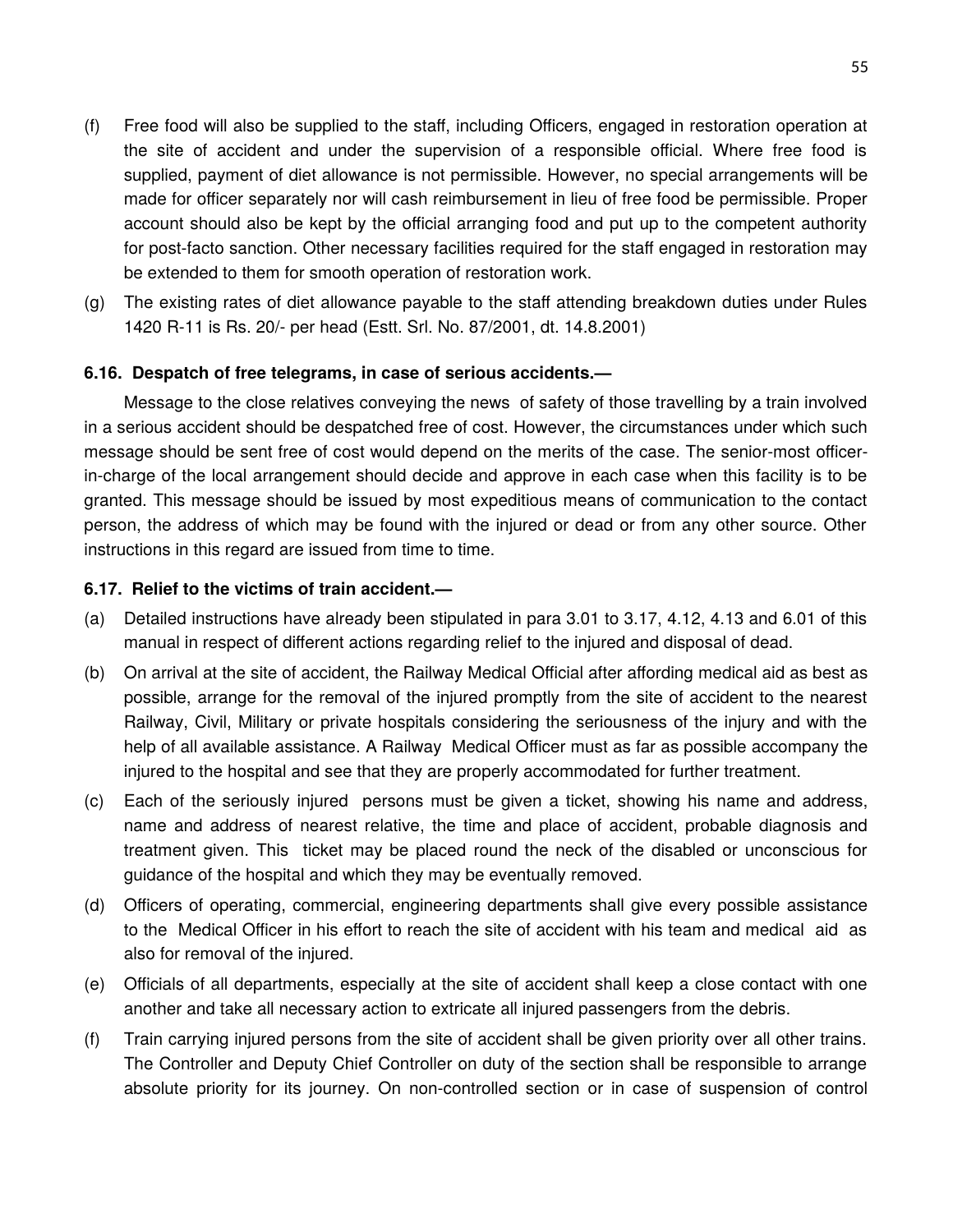(f) Free food will also be supplied to the staff, including Officers, engaged in restoration operation at the site of accident and under the supervision of a responsible official. Where free food is supplied, payment of diet allowance is not permissible. However, no special arrangements will be made for officer separately nor will cash reimbursement in lieu of free food be permissible. Proper account should also be kept by the official arranging food and put up to the competent authority for post-facto sanction. Other necessary facilities required for the staff engaged in restoration may be extended to them for smooth operation of restoration work.

(g) The existing rates of diet allowance payable to the staff attending breakdown duties under Rules 1420 R-11 is Rs. 20/- per head (Estt. Srl. No. 87/2001, dt. 14.8.2001)

**6.16. Despatch of free telegrams, in case of serious accidents.—**

Message to the close relatives conveying the news of safety of those travelling by a train involved in a serious accident should be despatched free of cost. However, the circumstances under which such message should be sent free of cost would depend on the merits of the case. The senior-most officer-in-charge of the local arrangement should decide and approve in each case when this facility is to be granted. This message should be issued by most expeditious means of communication to the contact person, the address of which may be found with the injured or dead or from any other source. Other instructions in this regard are issued from time to time.

**6.17. Relief to the victims of train accident.—**

(a) Detailed instructions have already been stipulated in para 3.01 to 3.17, 4.12, 4.13 and 6.01 of this manual in respect of different actions regarding relief to the injured and disposal of dead.

(b) On arrival at the site of accident, the Railway Medical Official after affording medical aid as best as possible, arrange for the removal of the injured promptly from the site of accident to the nearest Railway, Civil, Military or private hospitals considering the seriousness of the injury and with the help of all available assistance. A Railway Medical Officer must as far as possible accompany the injured to the hospital and see that they are properly accommodated for further treatment.

(c) Each of the seriously injured persons must be given a ticket, showing his name and address, name and address of nearest relative, the time and place of accident, probable diagnosis and treatment given. This ticket may be placed round the neck of the disabled or unconscious for guidance of the hospital and which they may be eventually removed.

(d) Officers of operating, commercial, engineering departments shall give every possible assistance to the Medical Officer in his effort to reach the site of accident with his team and medical aid as also for removal of the injured.

(e) Officials of all departments, especially at the site of accident shall keep a close contact with one another and take all necessary action to extricate all injured passengers from the debris.

(f) Train carrying injured persons from the site of accident shall be given priority over all other trains. The Controller and Deputy Chief Controller on duty of the section shall be responsible to arrange absolute priority for its journey. On non-controlled section or in case of suspension of control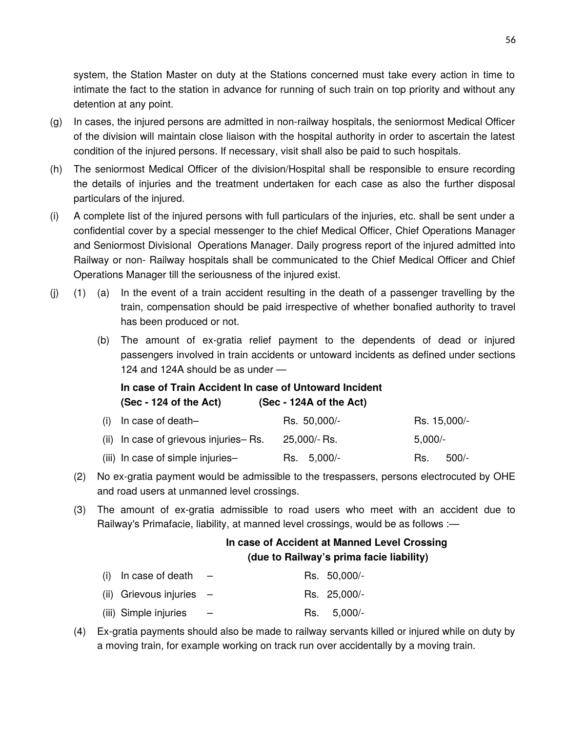system, the Station Master on duty at the Stations concerned must take every action in time to intimate the fact to the station in advance for running of such train on top priority and without any detention at any point.

(g) In cases, the injured persons are admitted in non-railway hospitals, the seniormost Medical Officer of the division will maintain close liaison with the hospital authority in order to ascertain the latest condition of the injured persons. If necessary, visit shall also be paid to such hospitals.

(h) The seniormost Medical Officer of the division/Hospital shall be responsible to ensure recording the details of injuries and the treatment undertaken for each case as also the further disposal particulars of the injured.

(i) A complete list of the injured persons with full particulars of the injuries, etc. shall be sent under a confidential cover by a special messenger to the chief Medical Officer, Chief Operations Manager and Seniormost Divisional Operations Manager. Daily progress report of the injured admitted into Railway or non- Railway hospitals shall be communicated to the Chief Medical Officer and Chief Operations Manager till the seriousness of the injured exist.

(j) (1) (a) In the event of a train accident resulting in the death of a passenger travelling by the train, compensation should be paid irrespective of whether bonafied authority to travel has been produced or not.

(b) The amount of ex-gratia relief payment to the dependents of dead or injured passengers involved in train accidents or untoward incidents as defined under sections 124 and 124A should be as under —

| | **In case of Train Accident (Sec - 124 of the Act)** | **In case of Untoward Incident (Sec - 124A of the Act)** |
|---|---|---|
| (i) In case of death– | Rs. 50,000/- | Rs. 15,000/- |
| (ii) In case of grievous injuries– | Rs. 25,000/- | Rs. 5,000/- |
| (iii) In case of simple injuries– | Rs. 5,000/- | Rs. 500/- |

(2) No ex-gratia payment would be admissible to the trespassers, persons electrocuted by OHE and road users at unmanned level crossings.

(3) The amount of ex-gratia admissible to road users who meet with an accident due to Railway's Primafacie, liability, at manned level crossings, would be as follows :—

| | **In case of Accident at Manned Level Crossing (due to Railway's prima facie liability)** |
|---|---|
| (i) In case of death – | Rs. 50,000/- |
| (ii) Grievous injuries – | Rs. 25,000/- |
| (iii) Simple injuries – | Rs. 5,000/- |

(4) Ex-gratia payments should also be made to railway servants killed or injured while on duty by a moving train, for example working on track run over accidentally by a moving train.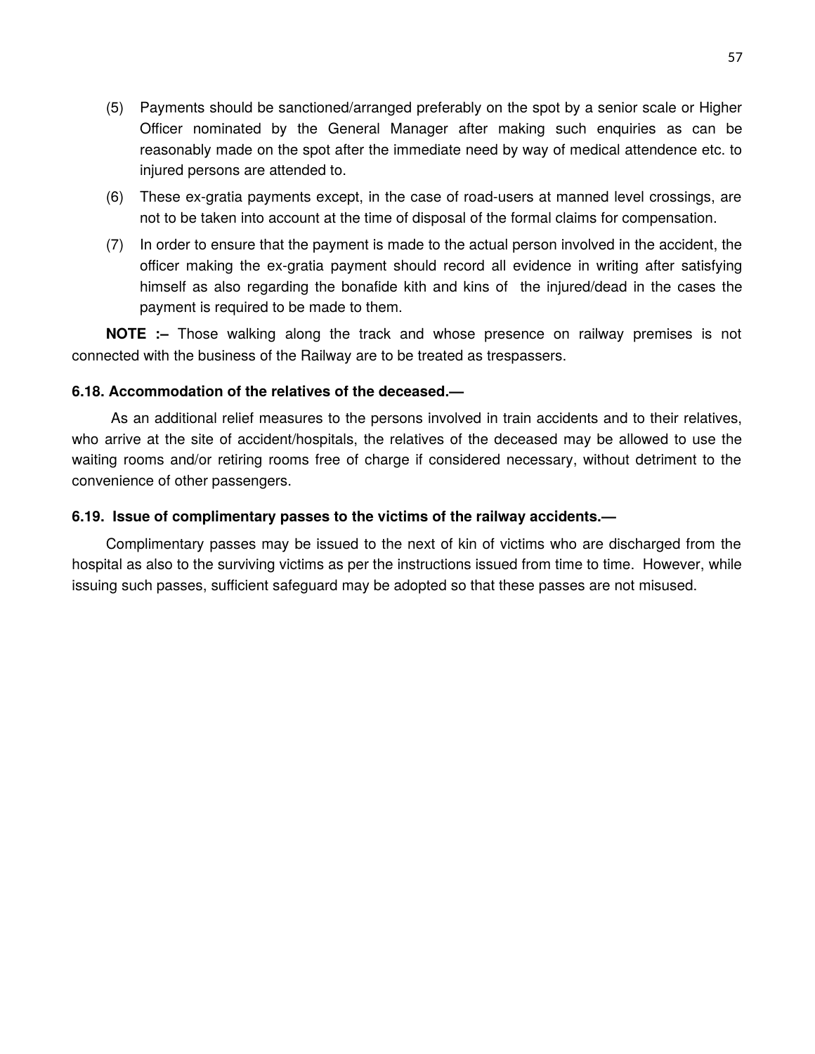(5) Payments should be sanctioned/arranged preferably on the spot by a senior scale or Higher Officer nominated by the General Manager after making such enquiries as can be reasonably made on the spot after the immediate need by way of medical attendence etc. to injured persons are attended to.

(6) These ex-gratia payments except, in the case of road-users at manned level crossings, are not to be taken into account at the time of disposal of the formal claims for compensation.

(7) In order to ensure that the payment is made to the actual person involved in the accident, the officer making the ex-gratia payment should record all evidence in writing after satisfying himself as also regarding the bonafide kith and kins of the injured/dead in the cases the payment is required to be made to them.

**NOTE :–** Those walking along the track and whose presence on railway premises is not connected with the business of the Railway are to be treated as trespassers.

**6.18. Accommodation of the relatives of the deceased.—**

As an additional relief measures to the persons involved in train accidents and to their relatives, who arrive at the site of accident/hospitals, the relatives of the deceased may be allowed to use the waiting rooms and/or retiring rooms free of charge if considered necessary, without detriment to the convenience of other passengers.

**6.19. Issue of complimentary passes to the victims of the railway accidents.—**

Complimentary passes may be issued to the next of kin of victims who are discharged from the hospital as also to the surviving victims as per the instructions issued from time to time. However, while issuing such passes, sufficient safeguard may be adopted so that these passes are not misused.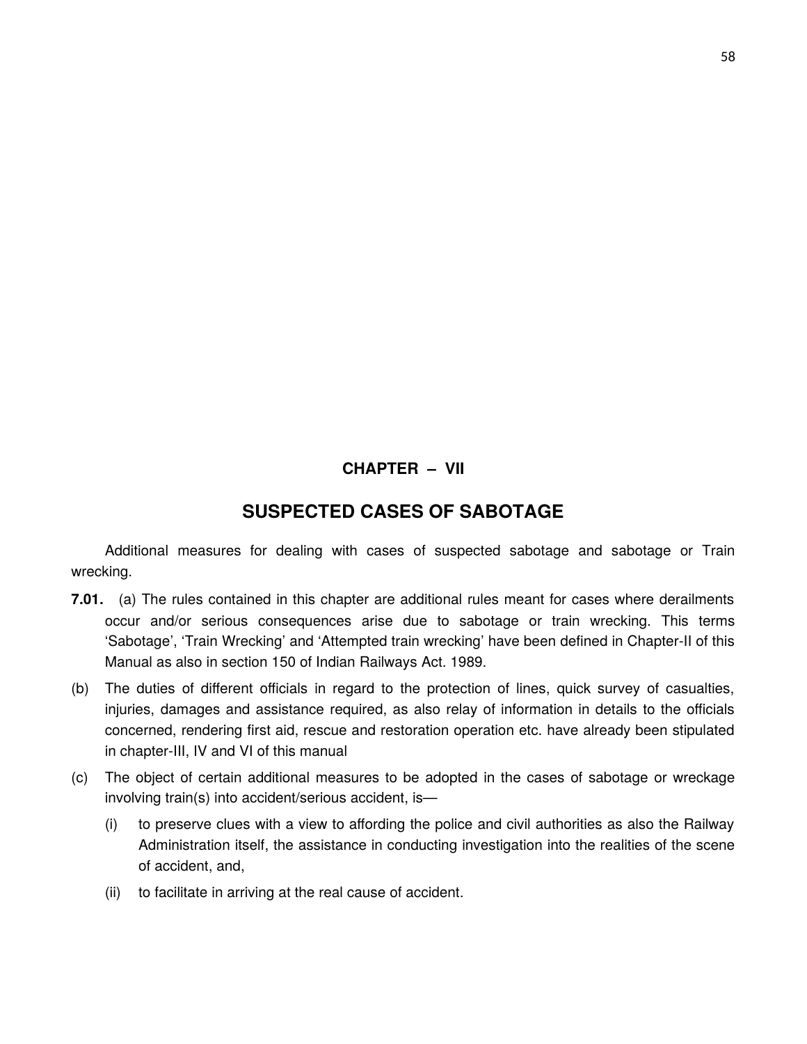# CHAPTER – VII

## SUSPECTED CASES OF SABOTAGE

Additional measures for dealing with cases of suspected sabotage and sabotage or Train wrecking.

**7.01.** (a) The rules contained in this chapter are additional rules meant for cases where derailments occur and/or serious consequences arise due to sabotage or train wrecking. This terms 'Sabotage', 'Train Wrecking' and 'Attempted train wrecking' have been defined in Chapter-II of this Manual as also in section 150 of Indian Railways Act. 1989.

(b) The duties of different officials in regard to the protection of lines, quick survey of casualties, injuries, damages and assistance required, as also relay of information in details to the officials concerned, rendering first aid, rescue and restoration operation etc. have already been stipulated in chapter-III, IV and VI of this manual

(c) The object of certain additional measures to be adopted in the cases of sabotage or wreckage involving train(s) into accident/serious accident, is—

  (i) to preserve clues with a view to affording the police and civil authorities as also the Railway Administration itself, the assistance in conducting investigation into the realities of the scene of accident, and,

  (ii) to facilitate in arriving at the real cause of accident.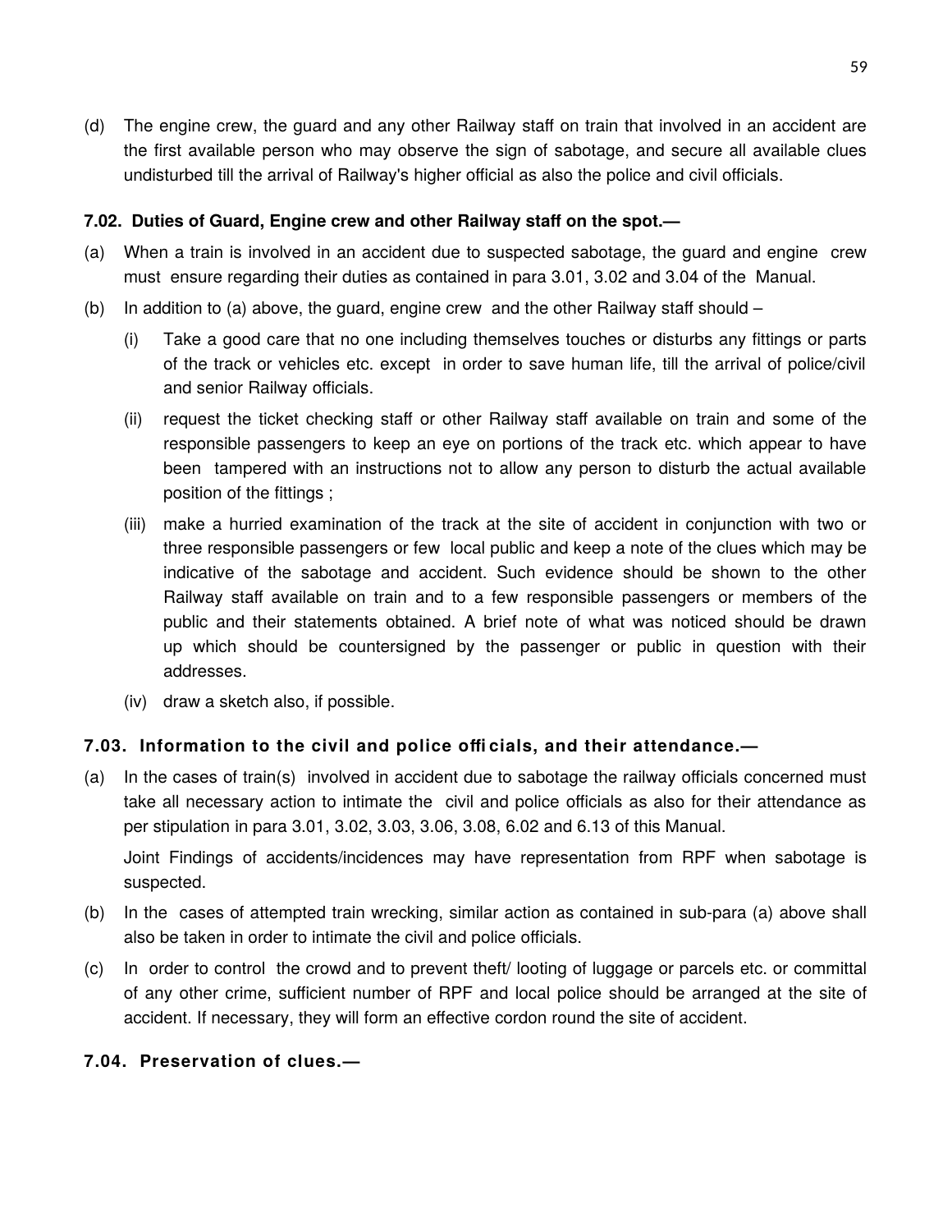(d) The engine crew, the guard and any other Railway staff on train that involved in an accident are the first available person who may observe the sign of sabotage, and secure all available clues undisturbed till the arrival of Railway's higher official as also the police and civil officials.

**7.02. Duties of Guard, Engine crew and other Railway staff on the spot.—**

(a) When a train is involved in an accident due to suspected sabotage, the guard and engine crew must ensure regarding their duties as contained in para 3.01, 3.02 and 3.04 of the Manual.

(b) In addition to (a) above, the guard, engine crew and the other Railway staff should –

  (i) Take a good care that no one including themselves touches or disturbs any fittings or parts of the track or vehicles etc. except in order to save human life, till the arrival of police/civil and senior Railway officials.

  (ii) request the ticket checking staff or other Railway staff available on train and some of the responsible passengers to keep an eye on portions of the track etc. which appear to have been tampered with an instructions not to allow any person to disturb the actual available position of the fittings ;

  (iii) make a hurried examination of the track at the site of accident in conjunction with two or three responsible passengers or few local public and keep a note of the clues which may be indicative of the sabotage and accident. Such evidence should be shown to the other Railway staff available on train and to a few responsible passengers or members of the public and their statements obtained. A brief note of what was noticed should be drawn up which should be countersigned by the passenger or public in question with their addresses.

  (iv) draw a sketch also, if possible.

**7.03. Information to the civil and police officials, and their attendance.—**

(a) In the cases of train(s) involved in accident due to sabotage the railway officials concerned must take all necessary action to intimate the civil and police officials as also for their attendance as per stipulation in para 3.01, 3.02, 3.03, 3.06, 3.08, 6.02 and 6.13 of this Manual.

  Joint Findings of accidents/incidences may have representation from RPF when sabotage is suspected.

(b) In the cases of attempted train wrecking, similar action as contained in sub-para (a) above shall also be taken in order to intimate the civil and police officials.

(c) In order to control the crowd and to prevent theft/ looting of luggage or parcels etc. or committal of any other crime, sufficient number of RPF and local police should be arranged at the site of accident. If necessary, they will form an effective cordon round the site of accident.

**7.04. Preservation of clues.—**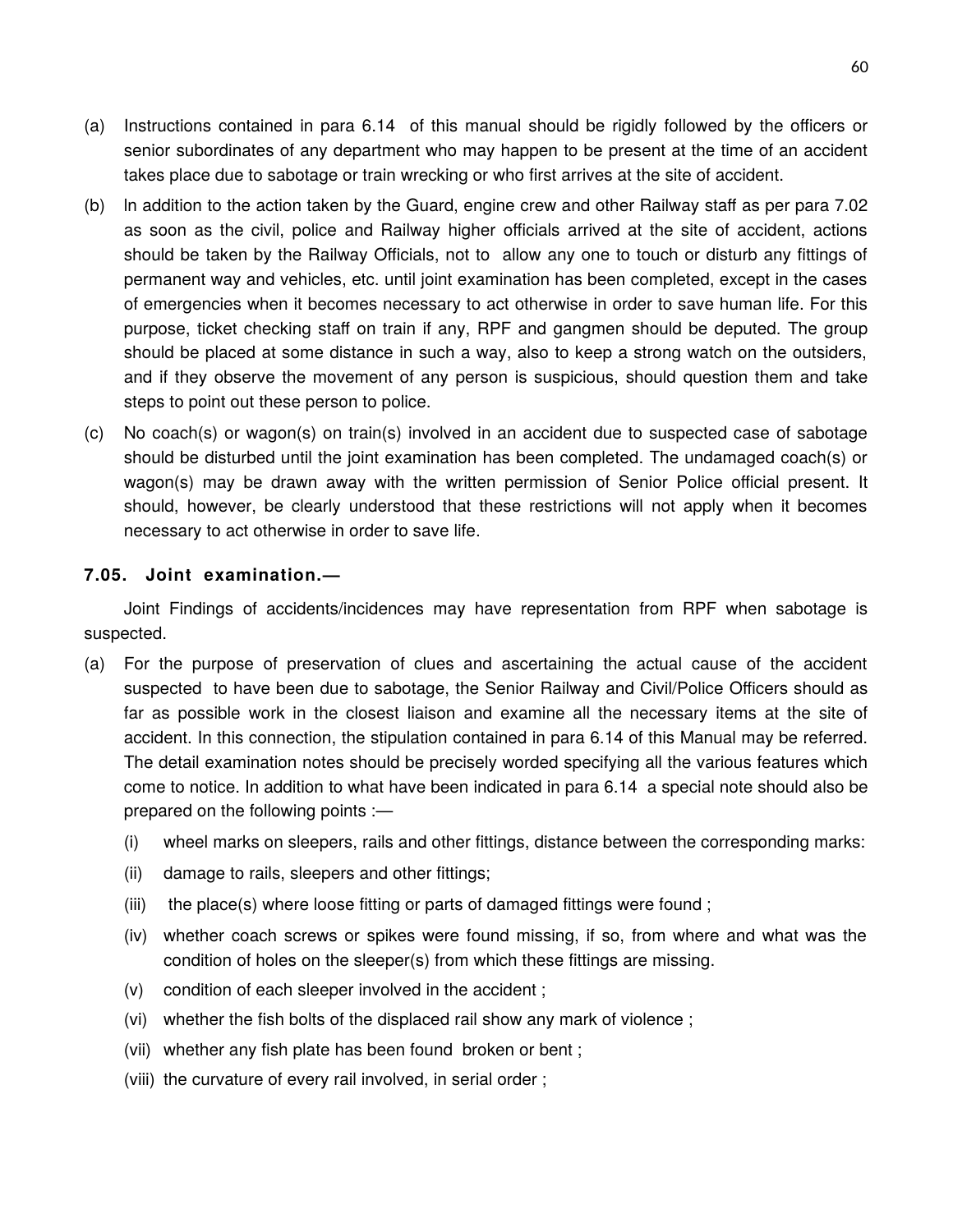(a) Instructions contained in para 6.14 of this manual should be rigidly followed by the officers or senior subordinates of any department who may happen to be present at the time of an accident takes place due to sabotage or train wrecking or who first arrives at the site of accident.

(b) In addition to the action taken by the Guard, engine crew and other Railway staff as per para 7.02 as soon as the civil, police and Railway higher officials arrived at the site of accident, actions should be taken by the Railway Officials, not to allow any one to touch or disturb any fittings of permanent way and vehicles, etc. until joint examination has been completed, except in the cases of emergencies when it becomes necessary to act otherwise in order to save human life. For this purpose, ticket checking staff on train if any, RPF and gangmen should be deputed. The group should be placed at some distance in such a way, also to keep a strong watch on the outsiders, and if they observe the movement of any person is suspicious, should question them and take steps to point out these person to police.

(c) No coach(s) or wagon(s) on train(s) involved in an accident due to suspected case of sabotage should be disturbed until the joint examination has been completed. The undamaged coach(s) or wagon(s) may be drawn away with the written permission of Senior Police official present. It should, however, be clearly understood that these restrictions will not apply when it becomes necessary to act otherwise in order to save life.

### 7.05. Joint examination.—

Joint Findings of accidents/incidences may have representation from RPF when sabotage is suspected.

(a) For the purpose of preservation of clues and ascertaining the actual cause of the accident suspected to have been due to sabotage, the Senior Railway and Civil/Police Officers should as far as possible work in the closest liaison and examine all the necessary items at the site of accident. In this connection, the stipulation contained in para 6.14 of this Manual may be referred. The detail examination notes should be precisely worded specifying all the various features which come to notice. In addition to what have been indicated in para 6.14 a special note should also be prepared on the following points :—

   (i) wheel marks on sleepers, rails and other fittings, distance between the corresponding marks:

   (ii) damage to rails, sleepers and other fittings;

   (iii) the place(s) where loose fitting or parts of damaged fittings were found ;

   (iv) whether coach screws or spikes were found missing, if so, from where and what was the condition of holes on the sleeper(s) from which these fittings are missing.

   (v) condition of each sleeper involved in the accident ;

   (vi) whether the fish bolts of the displaced rail show any mark of violence ;

   (vii) whether any fish plate has been found broken or bent ;

   (viii) the curvature of every rail involved, in serial order ;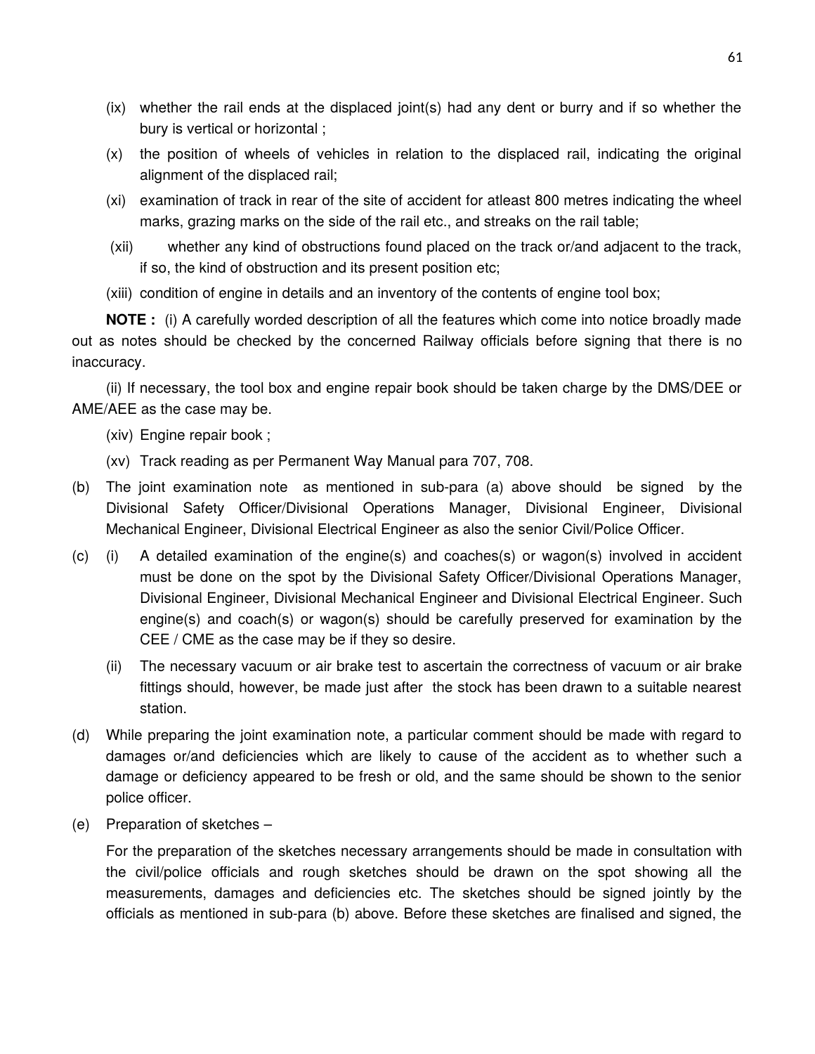(ix) whether the rail ends at the displaced joint(s) had any dent or burry and if so whether the bury is vertical or horizontal ;

(x) the position of wheels of vehicles in relation to the displaced rail, indicating the original alignment of the displaced rail;

(xi) examination of track in rear of the site of accident for atleast 800 metres indicating the wheel marks, grazing marks on the side of the rail etc., and streaks on the rail table;

(xii) whether any kind of obstructions found placed on the track or/and adjacent to the track, if so, the kind of obstruction and its present position etc;

(xiii) condition of engine in details and an inventory of the contents of engine tool box;

**NOTE :** (i) A carefully worded description of all the features which come into notice broadly made out as notes should be checked by the concerned Railway officials before signing that there is no inaccuracy.

(ii) If necessary, the tool box and engine repair book should be taken charge by the DMS/DEE or AME/AEE as the case may be.

(xiv) Engine repair book ;

(xv) Track reading as per Permanent Way Manual para 707, 708.

(b) The joint examination note as mentioned in sub-para (a) above should be signed by the Divisional Safety Officer/Divisional Operations Manager, Divisional Engineer, Divisional Mechanical Engineer, Divisional Electrical Engineer as also the senior Civil/Police Officer.

(c) (i) A detailed examination of the engine(s) and coaches(s) or wagon(s) involved in accident must be done on the spot by the Divisional Safety Officer/Divisional Operations Manager, Divisional Engineer, Divisional Mechanical Engineer and Divisional Electrical Engineer. Such engine(s) and coach(s) or wagon(s) should be carefully preserved for examination by the CEE / CME as the case may be if they so desire.

(ii) The necessary vacuum or air brake test to ascertain the correctness of vacuum or air brake fittings should, however, be made just after the stock has been drawn to a suitable nearest station.

(d) While preparing the joint examination note, a particular comment should be made with regard to damages or/and deficiencies which are likely to cause of the accident as to whether such a damage or deficiency appeared to be fresh or old, and the same should be shown to the senior police officer.

(e) Preparation of sketches –

For the preparation of the sketches necessary arrangements should be made in consultation with the civil/police officials and rough sketches should be drawn on the spot showing all the measurements, damages and deficiencies etc. The sketches should be signed jointly by the officials as mentioned in sub-para (b) above. Before these sketches are finalised and signed, the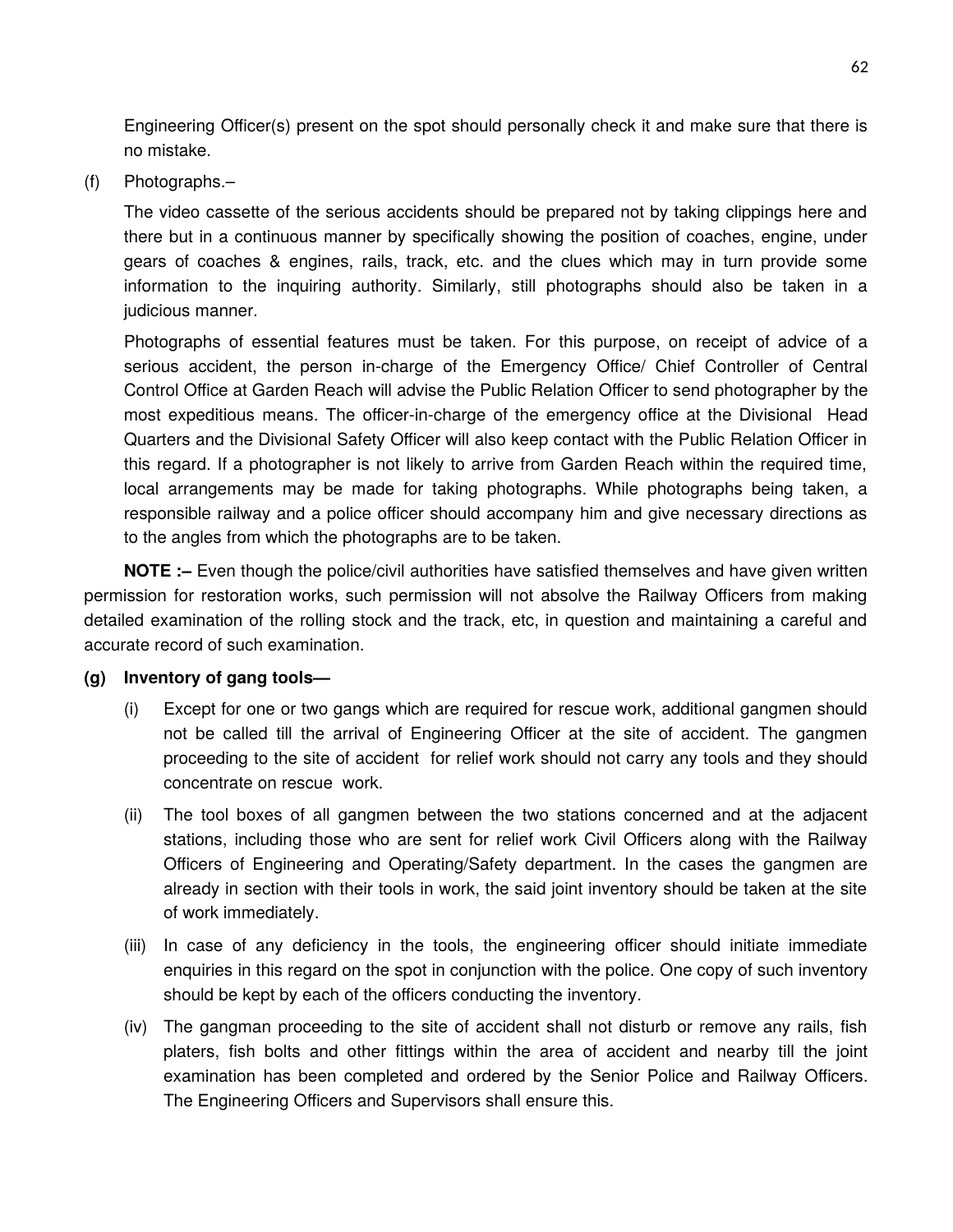Engineering Officer(s) present on the spot should personally check it and make sure that there is no mistake.

(f) Photographs.–

The video cassette of the serious accidents should be prepared not by taking clippings here and there but in a continuous manner by specifically showing the position of coaches, engine, under gears of coaches & engines, rails, track, etc. and the clues which may in turn provide some information to the inquiring authority. Similarly, still photographs should also be taken in a judicious manner.

Photographs of essential features must be taken. For this purpose, on receipt of advice of a serious accident, the person in-charge of the Emergency Office/ Chief Controller of Central Control Office at Garden Reach will advise the Public Relation Officer to send photographer by the most expeditious means. The officer-in-charge of the emergency office at the Divisional Head Quarters and the Divisional Safety Officer will also keep contact with the Public Relation Officer in this regard. If a photographer is not likely to arrive from Garden Reach within the required time, local arrangements may be made for taking photographs. While photographs being taken, a responsible railway and a police officer should accompany him and give necessary directions as to the angles from which the photographs are to be taken.

**NOTE :–** Even though the police/civil authorities have satisfied themselves and have given written permission for restoration works, such permission will not absolve the Railway Officers from making detailed examination of the rolling stock and the track, etc, in question and maintaining a careful and accurate record of such examination.

**(g) Inventory of gang tools—**

(i) Except for one or two gangs which are required for rescue work, additional gangmen should not be called till the arrival of Engineering Officer at the site of accident. The gangmen proceeding to the site of accident for relief work should not carry any tools and they should concentrate on rescue work.

(ii) The tool boxes of all gangmen between the two stations concerned and at the adjacent stations, including those who are sent for relief work Civil Officers along with the Railway Officers of Engineering and Operating/Safety department. In the cases the gangmen are already in section with their tools in work, the said joint inventory should be taken at the site of work immediately.

(iii) In case of any deficiency in the tools, the engineering officer should initiate immediate enquiries in this regard on the spot in conjunction with the police. One copy of such inventory should be kept by each of the officers conducting the inventory.

(iv) The gangman proceeding to the site of accident shall not disturb or remove any rails, fish platers, fish bolts and other fittings within the area of accident and nearby till the joint examination has been completed and ordered by the Senior Police and Railway Officers. The Engineering Officers and Supervisors shall ensure this.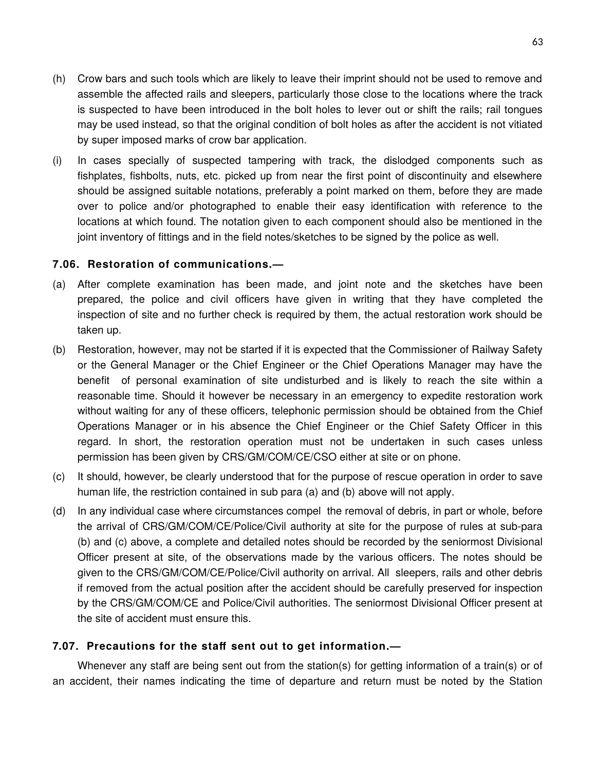(h) Crow bars and such tools which are likely to leave their imprint should not be used to remove and assemble the affected rails and sleepers, particularly those close to the locations where the track is suspected to have been introduced in the bolt holes to lever out or shift the rails; rail tongues may be used instead, so that the original condition of bolt holes as after the accident is not vitiated by super imposed marks of crow bar application.

(i) In cases specially of suspected tampering with track, the dislodged components such as fishplates, fishbolts, nuts, etc. picked up from near the first point of discontinuity and elsewhere should be assigned suitable notations, preferably a point marked on them, before they are made over to police and/or photographed to enable their easy identification with reference to the locations at which found. The notation given to each component should also be mentioned in the joint inventory of fittings and in the field notes/sketches to be signed by the police as well.

### 7.06. Restoration of communications.—

(a) After complete examination has been made, and joint note and the sketches have been prepared, the police and civil officers have given in writing that they have completed the inspection of site and no further check is required by them, the actual restoration work should be taken up.

(b) Restoration, however, may not be started if it is expected that the Commissioner of Railway Safety or the General Manager or the Chief Engineer or the Chief Operations Manager may have the benefit of personal examination of site undisturbed and is likely to reach the site within a reasonable time. Should it however be necessary in an emergency to expedite restoration work without waiting for any of these officers, telephonic permission should be obtained from the Chief Operations Manager or in his absence the Chief Engineer or the Chief Safety Officer in this regard. In short, the restoration operation must not be undertaken in such cases unless permission has been given by CRS/GM/COM/CE/CSO either at site or on phone.

(c) It should, however, be clearly understood that for the purpose of rescue operation in order to save human life, the restriction contained in sub para (a) and (b) above will not apply.

(d) In any individual case where circumstances compel the removal of debris, in part or whole, before the arrival of CRS/GM/COM/CE/Police/Civil authority at site for the purpose of rules at sub-para (b) and (c) above, a complete and detailed notes should be recorded by the seniormost Divisional Officer present at site, of the observations made by the various officers. The notes should be given to the CRS/GM/COM/CE/Police/Civil authority on arrival. All sleepers, rails and other debris if removed from the actual position after the accident should be carefully preserved for inspection by the CRS/GM/COM/CE and Police/Civil authorities. The seniormost Divisional Officer present at the site of accident must ensure this.

### 7.07. Precautions for the staff sent out to get information.—

Whenever any staff are being sent out from the station(s) for getting information of a train(s) or of an accident, their names indicating the time of departure and return must be noted by the Station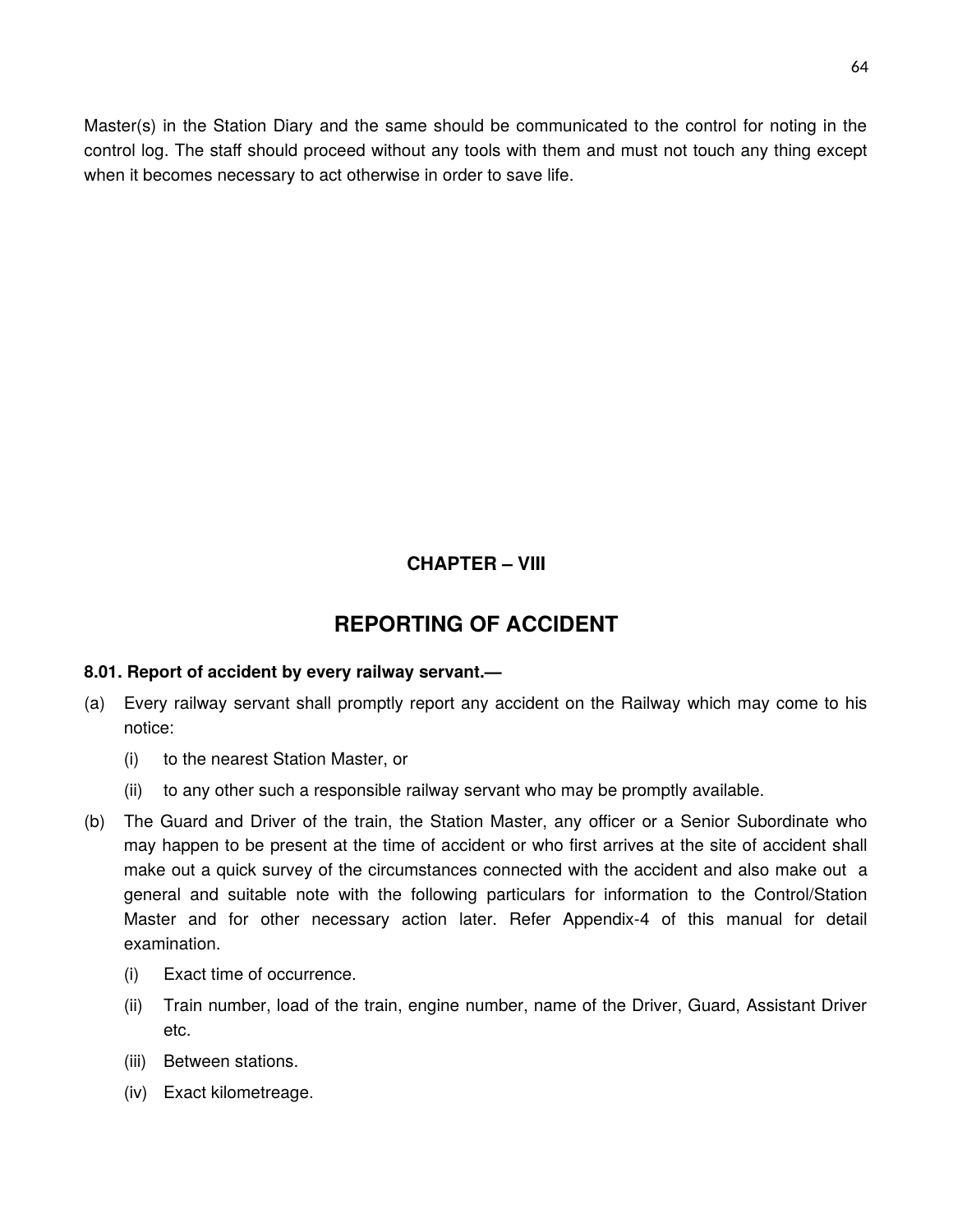Master(s) in the Station Diary and the same should be communicated to the control for noting in the control log. The staff should proceed without any tools with them and must not touch any thing except when it becomes necessary to act otherwise in order to save life.

## CHAPTER – VIII

# REPORTING OF ACCIDENT

**8.01. Report of accident by every railway servant.—**

(a) Every railway servant shall promptly report any accident on the Railway which may come to his notice:

   (i) to the nearest Station Master, or

   (ii) to any other such a responsible railway servant who may be promptly available.

(b) The Guard and Driver of the train, the Station Master, any officer or a Senior Subordinate who may happen to be present at the time of accident or who first arrives at the site of accident shall make out a quick survey of the circumstances connected with the accident and also make out a general and suitable note with the following particulars for information to the Control/Station Master and for other necessary action later. Refer Appendix-4 of this manual for detail examination.

   (i) Exact time of occurrence.

   (ii) Train number, load of the train, engine number, name of the Driver, Guard, Assistant Driver etc.

   (iii) Between stations.

   (iv) Exact kilometreage.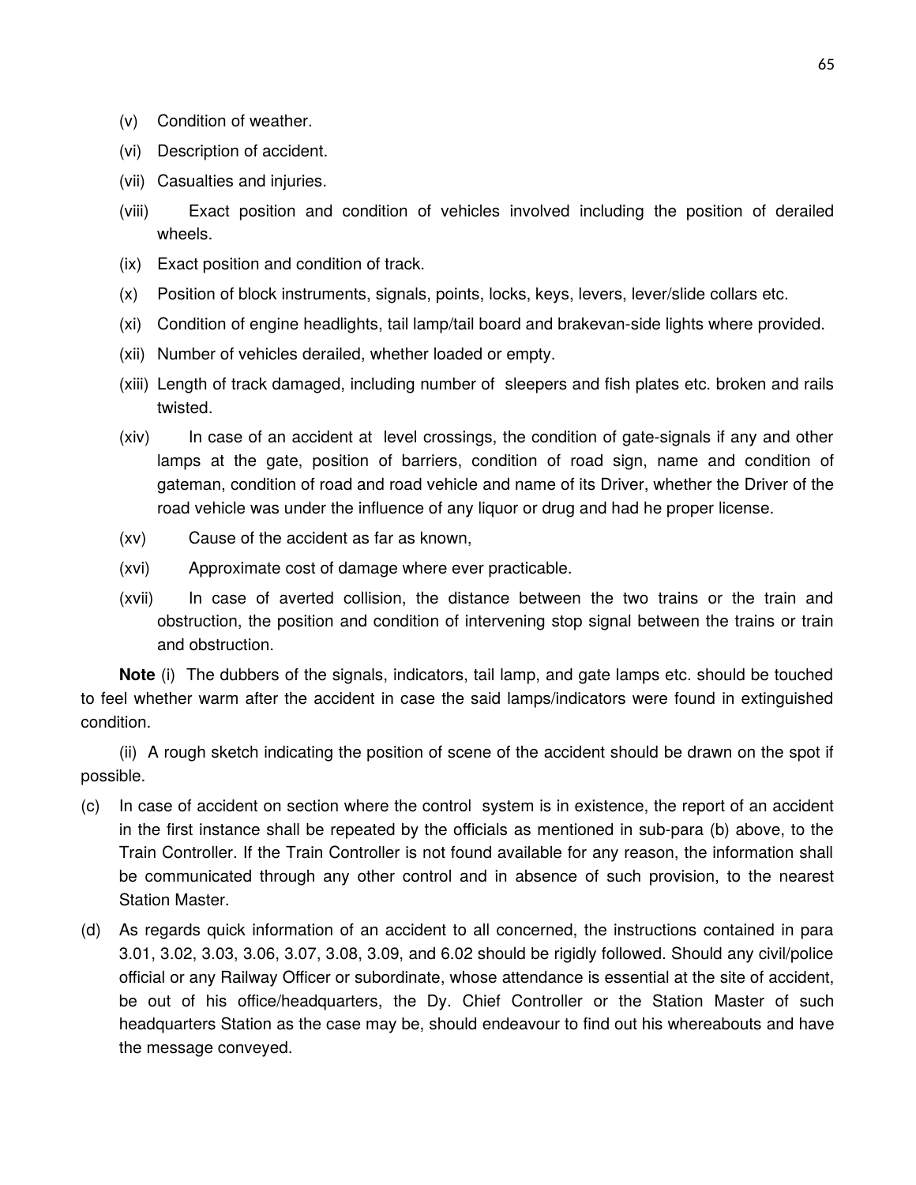(v) Condition of weather.

(vi) Description of accident.

(vii) Casualties and injuries.

(viii) Exact position and condition of vehicles involved including the position of derailed wheels.

(ix) Exact position and condition of track.

(x) Position of block instruments, signals, points, locks, keys, levers, lever/slide collars etc.

(xi) Condition of engine headlights, tail lamp/tail board and brakevan-side lights where provided.

(xii) Number of vehicles derailed, whether loaded or empty.

(xiii) Length of track damaged, including number of sleepers and fish plates etc. broken and rails twisted.

(xiv) In case of an accident at level crossings, the condition of gate-signals if any and other lamps at the gate, position of barriers, condition of road sign, name and condition of gateman, condition of road and road vehicle and name of its Driver, whether the Driver of the road vehicle was under the influence of any liquor or drug and had he proper license.

(xv) Cause of the accident as far as known,

(xvi) Approximate cost of damage where ever practicable.

(xvii) In case of averted collision, the distance between the two trains or the train and obstruction, the position and condition of intervening stop signal between the trains or train and obstruction.

**Note** (i) The dubbers of the signals, indicators, tail lamp, and gate lamps etc. should be touched to feel whether warm after the accident in case the said lamps/indicators were found in extinguished condition.

(ii) A rough sketch indicating the position of scene of the accident should be drawn on the spot if possible.

(c) In case of accident on section where the control system is in existence, the report of an accident in the first instance shall be repeated by the officials as mentioned in sub-para (b) above, to the Train Controller. If the Train Controller is not found available for any reason, the information shall be communicated through any other control and in absence of such provision, to the nearest Station Master.

(d) As regards quick information of an accident to all concerned, the instructions contained in para 3.01, 3.02, 3.03, 3.06, 3.07, 3.08, 3.09, and 6.02 should be rigidly followed. Should any civil/police official or any Railway Officer or subordinate, whose attendance is essential at the site of accident, be out of his office/headquarters, the Dy. Chief Controller or the Station Master of such headquarters Station as the case may be, should endeavour to find out his whereabouts and have the message conveyed.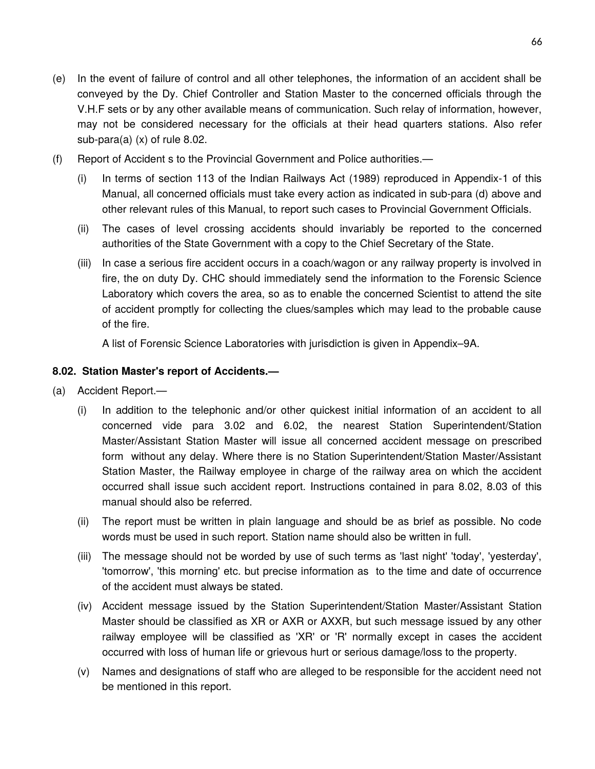(e) In the event of failure of control and all other telephones, the information of an accident shall be conveyed by the Dy. Chief Controller and Station Master to the concerned officials through the V.H.F sets or by any other available means of communication. Such relay of information, however, may not be considered necessary for the officials at their head quarters stations. Also refer sub-para(a) (x) of rule 8.02.

(f) Report of Accident s to the Provincial Government and Police authorities.—

   (i) In terms of section 113 of the Indian Railways Act (1989) reproduced in Appendix-1 of this Manual, all concerned officials must take every action as indicated in sub-para (d) above and other relevant rules of this Manual, to report such cases to Provincial Government Officials.

   (ii) The cases of level crossing accidents should invariably be reported to the concerned authorities of the State Government with a copy to the Chief Secretary of the State.

   (iii) In case a serious fire accident occurs in a coach/wagon or any railway property is involved in fire, the on duty Dy. CHC should immediately send the information to the Forensic Science Laboratory which covers the area, so as to enable the concerned Scientist to attend the site of accident promptly for collecting the clues/samples which may lead to the probable cause of the fire.

   A list of Forensic Science Laboratories with jurisdiction is given in Appendix–9A.

**8.02. Station Master's report of Accidents.—**

(a) Accident Report.—

   (i) In addition to the telephonic and/or other quickest initial information of an accident to all concerned vide para 3.02 and 6.02, the nearest Station Superintendent/Station Master/Assistant Station Master will issue all concerned accident message on prescribed form without any delay. Where there is no Station Superintendent/Station Master/Assistant Station Master, the Railway employee in charge of the railway area on which the accident occurred shall issue such accident report. Instructions contained in para 8.02, 8.03 of this manual should also be referred.

   (ii) The report must be written in plain language and should be as brief as possible. No code words must be used in such report. Station name should also be written in full.

   (iii) The message should not be worded by use of such terms as 'last night' 'today', 'yesterday', 'tomorrow', 'this morning' etc. but precise information as to the time and date of occurrence of the accident must always be stated.

   (iv) Accident message issued by the Station Superintendent/Station Master/Assistant Station Master should be classified as XR or AXR or AXXR, but such message issued by any other railway employee will be classified as 'XR' or 'R' normally except in cases the accident occurred with loss of human life or grievous hurt or serious damage/loss to the property.

   (v) Names and designations of staff who are alleged to be responsible for the accident need not be mentioned in this report.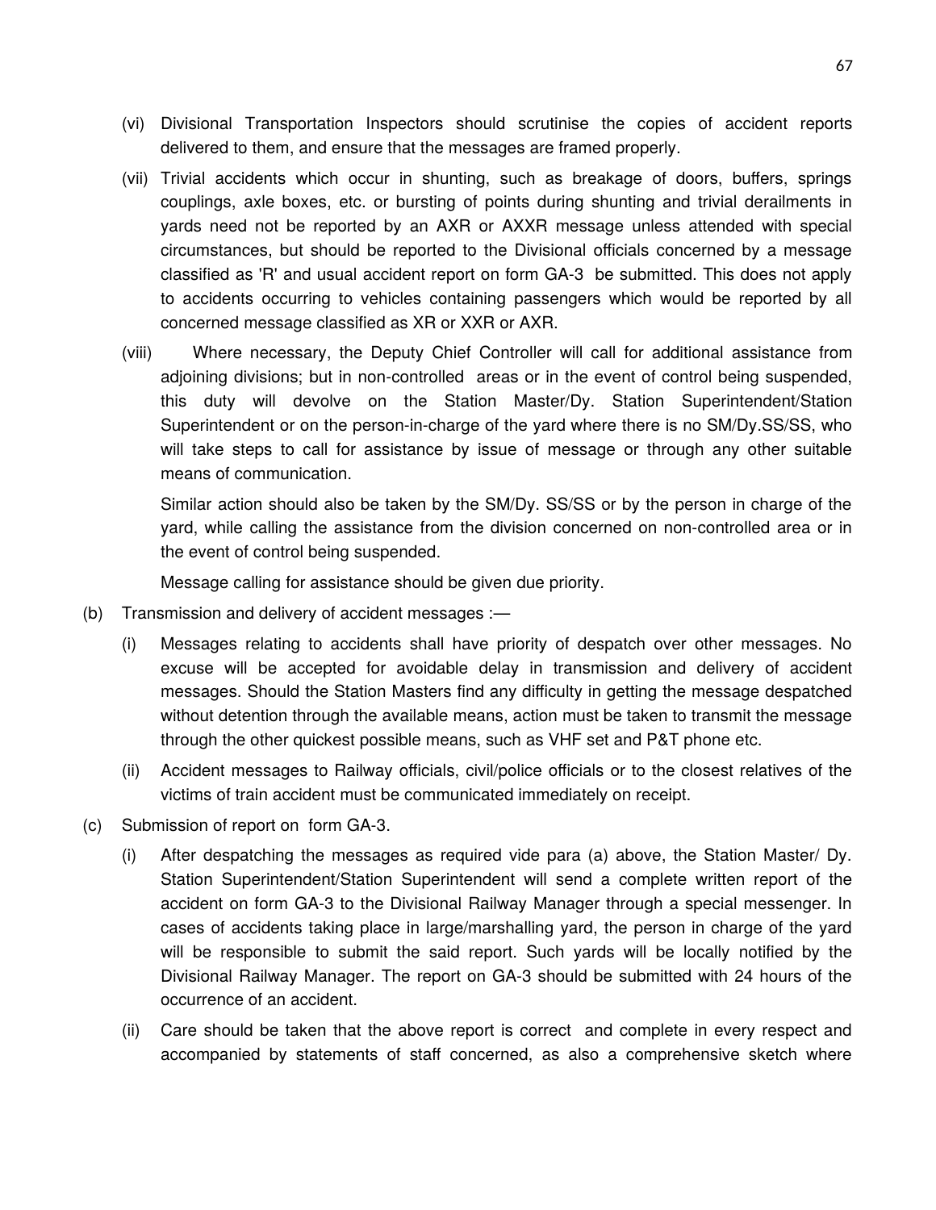(vi) Divisional Transportation Inspectors should scrutinise the copies of accident reports delivered to them, and ensure that the messages are framed properly.

(vii) Trivial accidents which occur in shunting, such as breakage of doors, buffers, springs couplings, axle boxes, etc. or bursting of points during shunting and trivial derailments in yards need not be reported by an AXR or AXXR message unless attended with special circumstances, but should be reported to the Divisional officials concerned by a message classified as 'R' and usual accident report on form GA-3 be submitted. This does not apply to accidents occurring to vehicles containing passengers which would be reported by all concerned message classified as XR or XXR or AXR.

(viii) Where necessary, the Deputy Chief Controller will call for additional assistance from adjoining divisions; but in non-controlled areas or in the event of control being suspended, this duty will devolve on the Station Master/Dy. Station Superintendent/Station Superintendent or on the person-in-charge of the yard where there is no SM/Dy.SS/SS, who will take steps to call for assistance by issue of message or through any other suitable means of communication.

Similar action should also be taken by the SM/Dy. SS/SS or by the person in charge of the yard, while calling the assistance from the division concerned on non-controlled area or in the event of control being suspended.

Message calling for assistance should be given due priority.

(b) Transmission and delivery of accident messages :—

(i) Messages relating to accidents shall have priority of despatch over other messages. No excuse will be accepted for avoidable delay in transmission and delivery of accident messages. Should the Station Masters find any difficulty in getting the message despatched without detention through the available means, action must be taken to transmit the message through the other quickest possible means, such as VHF set and P&T phone etc.

(ii) Accident messages to Railway officials, civil/police officials or to the closest relatives of the victims of train accident must be communicated immediately on receipt.

(c) Submission of report on form GA-3.

(i) After despatching the messages as required vide para (a) above, the Station Master/ Dy. Station Superintendent/Station Superintendent will send a complete written report of the accident on form GA-3 to the Divisional Railway Manager through a special messenger. In cases of accidents taking place in large/marshalling yard, the person in charge of the yard will be responsible to submit the said report. Such yards will be locally notified by the Divisional Railway Manager. The report on GA-3 should be submitted with 24 hours of the occurrence of an accident.

(ii) Care should be taken that the above report is correct and complete in every respect and accompanied by statements of staff concerned, as also a comprehensive sketch where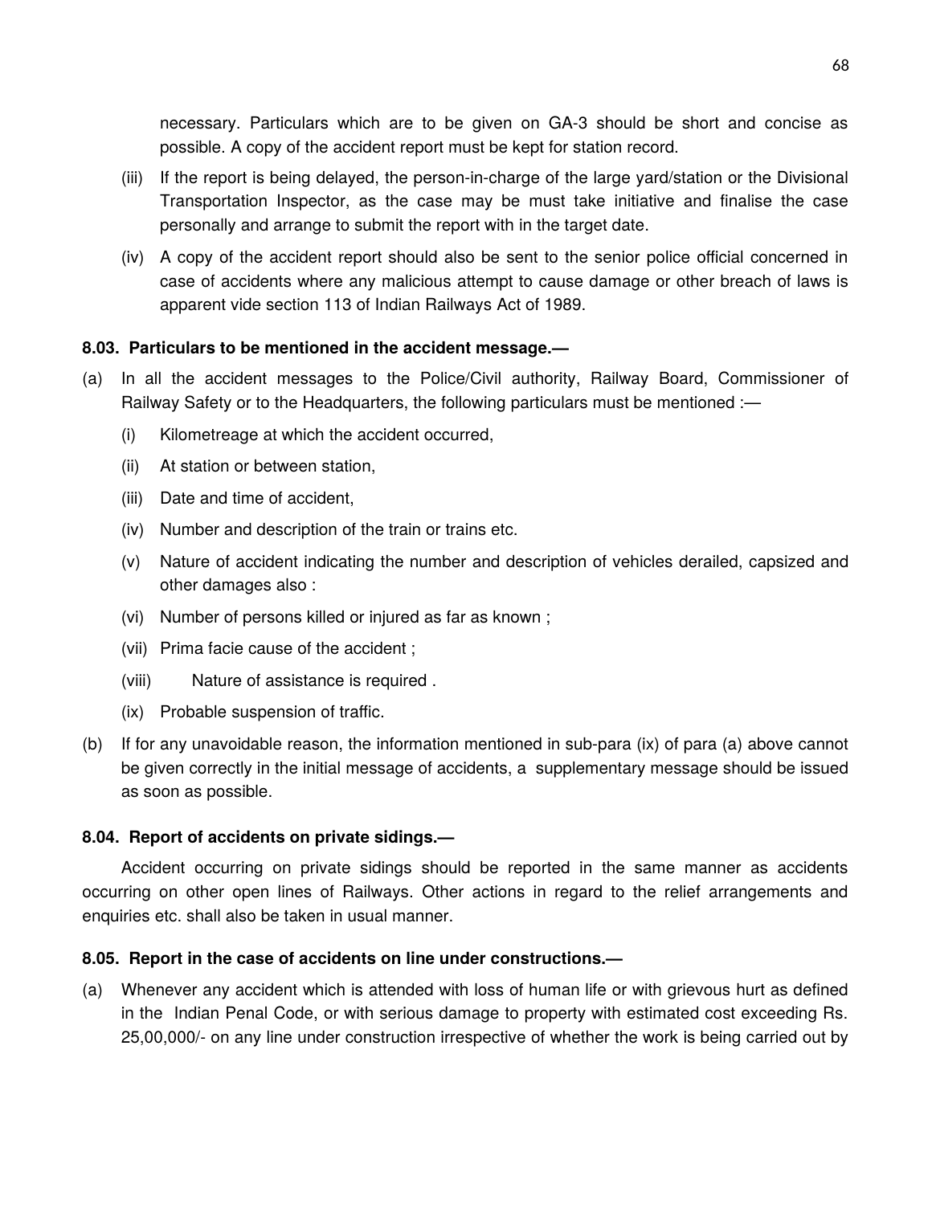necessary. Particulars which are to be given on GA-3 should be short and concise as possible. A copy of the accident report must be kept for station record.

(iii) If the report is being delayed, the person-in-charge of the large yard/station or the Divisional Transportation Inspector, as the case may be must take initiative and finalise the case personally and arrange to submit the report with in the target date.

(iv) A copy of the accident report should also be sent to the senior police official concerned in case of accidents where any malicious attempt to cause damage or other breach of laws is apparent vide section 113 of Indian Railways Act of 1989.

**8.03. Particulars to be mentioned in the accident message.—**

(a) In all the accident messages to the Police/Civil authority, Railway Board, Commissioner of Railway Safety or to the Headquarters, the following particulars must be mentioned :—

(i) Kilometreage at which the accident occurred,

(ii) At station or between station,

(iii) Date and time of accident,

(iv) Number and description of the train or trains etc.

(v) Nature of accident indicating the number and description of vehicles derailed, capsized and other damages also :

(vi) Number of persons killed or injured as far as known ;

(vii) Prima facie cause of the accident ;

(viii) Nature of assistance is required .

(ix) Probable suspension of traffic.

(b) If for any unavoidable reason, the information mentioned in sub-para (ix) of para (a) above cannot be given correctly in the initial message of accidents, a supplementary message should be issued as soon as possible.

**8.04. Report of accidents on private sidings.—**

Accident occurring on private sidings should be reported in the same manner as accidents occurring on other open lines of Railways. Other actions in regard to the relief arrangements and enquiries etc. shall also be taken in usual manner.

**8.05. Report in the case of accidents on line under constructions.—**

(a) Whenever any accident which is attended with loss of human life or with grievous hurt as defined in the Indian Penal Code, or with serious damage to property with estimated cost exceeding Rs. 25,00,000/- on any line under construction irrespective of whether the work is being carried out by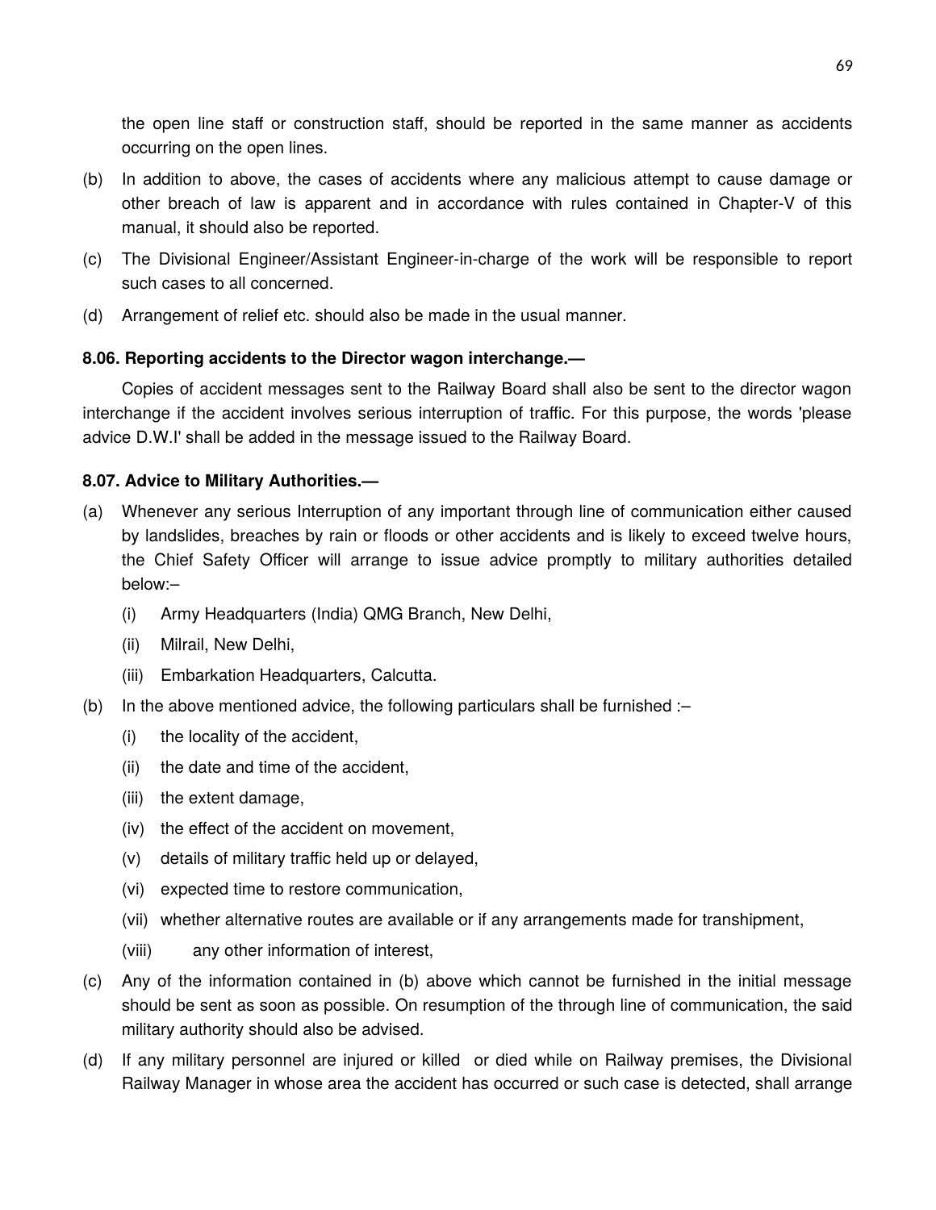the open line staff or construction staff, should be reported in the same manner as accidents occurring on the open lines.

(b) In addition to above, the cases of accidents where any malicious attempt to cause damage or other breach of law is apparent and in accordance with rules contained in Chapter-V of this manual, it should also be reported.

(c) The Divisional Engineer/Assistant Engineer-in-charge of the work will be responsible to report such cases to all concerned.

(d) Arrangement of relief etc. should also be made in the usual manner.

**8.06. Reporting accidents to the Director wagon interchange.—**

Copies of accident messages sent to the Railway Board shall also be sent to the director wagon interchange if the accident involves serious interruption of traffic. For this purpose, the words 'please advice D.W.I' shall be added in the message issued to the Railway Board.

**8.07. Advice to Military Authorities.—**

(a) Whenever any serious Interruption of any important through line of communication either caused by landslides, breaches by rain or floods or other accidents and is likely to exceed twelve hours, the Chief Safety Officer will arrange to issue advice promptly to military authorities detailed below:–

   (i) Army Headquarters (India) QMG Branch, New Delhi,

   (ii) Milrail, New Delhi,

   (iii) Embarkation Headquarters, Calcutta.

(b) In the above mentioned advice, the following particulars shall be furnished :–

   (i) the locality of the accident,

   (ii) the date and time of the accident,

   (iii) the extent damage,

   (iv) the effect of the accident on movement,

   (v) details of military traffic held up or delayed,

   (vi) expected time to restore communication,

   (vii) whether alternative routes are available or if any arrangements made for transhipment,

   (viii) any other information of interest,

(c) Any of the information contained in (b) above which cannot be furnished in the initial message should be sent as soon as possible. On resumption of the through line of communication, the said military authority should also be advised.

(d) If any military personnel are injured or killed or died while on Railway premises, the Divisional Railway Manager in whose area the accident has occurred or such case is detected, shall arrange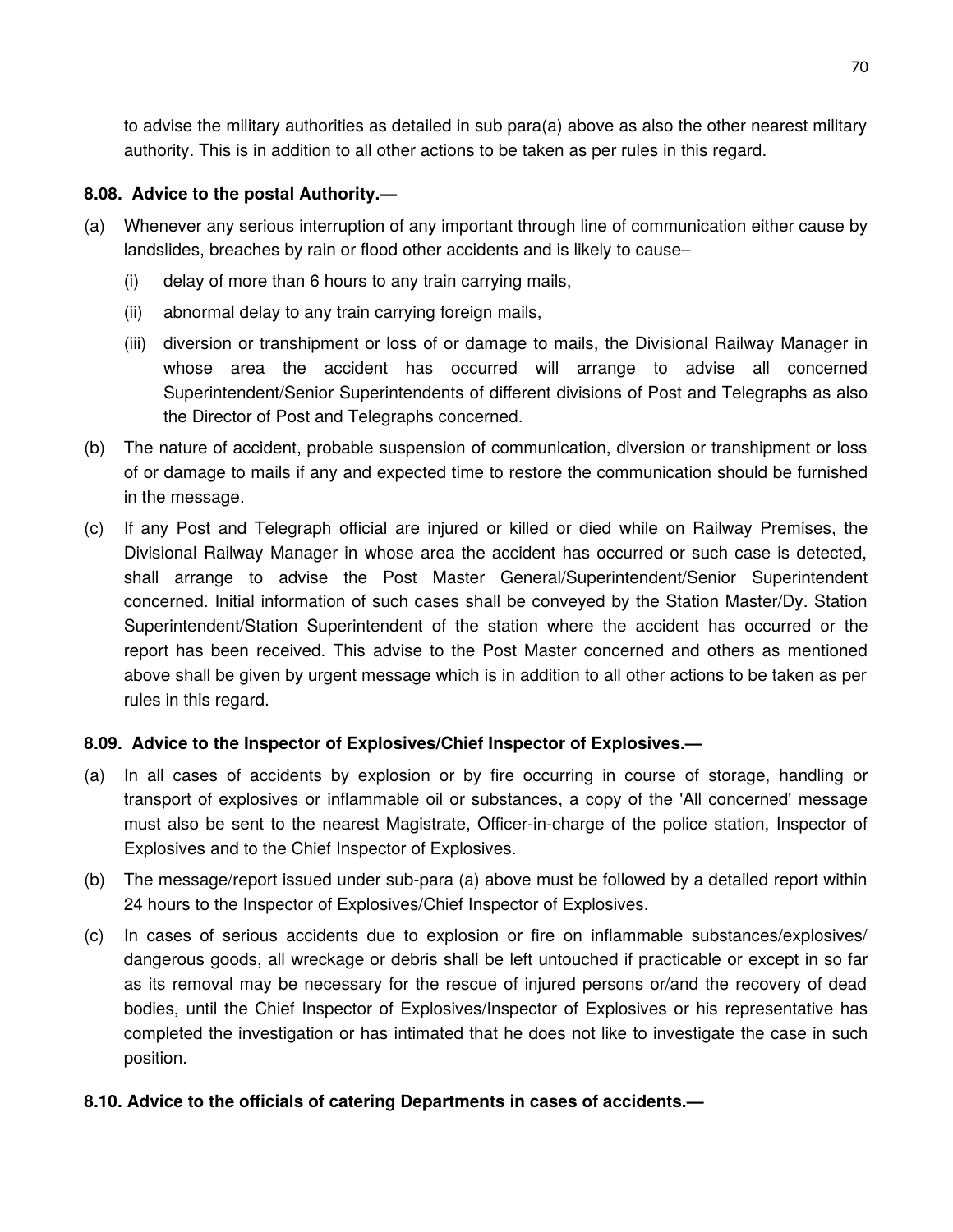to advise the military authorities as detailed in sub para(a) above as also the other nearest military authority. This is in addition to all other actions to be taken as per rules in this regard.

**8.08. Advice to the postal Authority.—**

(a) Whenever any serious interruption of any important through line of communication either cause by landslides, breaches by rain or flood other accidents and is likely to cause–

  (i) delay of more than 6 hours to any train carrying mails,

  (ii) abnormal delay to any train carrying foreign mails,

  (iii) diversion or transhipment or loss of or damage to mails, the Divisional Railway Manager in whose area the accident has occurred will arrange to advise all concerned Superintendent/Senior Superintendents of different divisions of Post and Telegraphs as also the Director of Post and Telegraphs concerned.

(b) The nature of accident, probable suspension of communication, diversion or transhipment or loss of or damage to mails if any and expected time to restore the communication should be furnished in the message.

(c) If any Post and Telegraph official are injured or killed or died while on Railway Premises, the Divisional Railway Manager in whose area the accident has occurred or such case is detected, shall arrange to advise the Post Master General/Superintendent/Senior Superintendent concerned. Initial information of such cases shall be conveyed by the Station Master/Dy. Station Superintendent/Station Superintendent of the station where the accident has occurred or the report has been received. This advise to the Post Master concerned and others as mentioned above shall be given by urgent message which is in addition to all other actions to be taken as per rules in this regard.

**8.09. Advice to the Inspector of Explosives/Chief Inspector of Explosives.—**

(a) In all cases of accidents by explosion or by fire occurring in course of storage, handling or transport of explosives or inflammable oil or substances, a copy of the 'All concerned' message must also be sent to the nearest Magistrate, Officer-in-charge of the police station, Inspector of Explosives and to the Chief Inspector of Explosives.

(b) The message/report issued under sub-para (a) above must be followed by a detailed report within 24 hours to the Inspector of Explosives/Chief Inspector of Explosives.

(c) In cases of serious accidents due to explosion or fire on inflammable substances/explosives/dangerous goods, all wreckage or debris shall be left untouched if practicable or except in so far as its removal may be necessary for the rescue of injured persons or/and the recovery of dead bodies, until the Chief Inspector of Explosives/Inspector of Explosives or his representative has completed the investigation or has intimated that he does not like to investigate the case in such position.

**8.10. Advice to the officials of catering Departments in cases of accidents.—**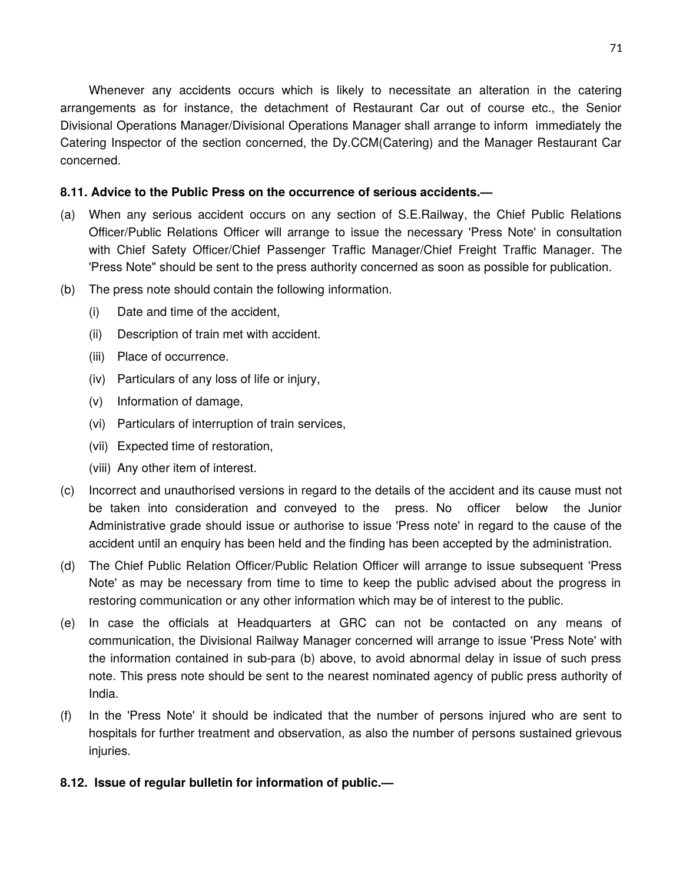Whenever any accidents occurs which is likely to necessitate an alteration in the catering arrangements as for instance, the detachment of Restaurant Car out of course etc., the Senior Divisional Operations Manager/Divisional Operations Manager shall arrange to inform immediately the Catering Inspector of the section concerned, the Dy.CCM(Catering) and the Manager Restaurant Car concerned.

**8.11. Advice to the Public Press on the occurrence of serious accidents.—**

(a) When any serious accident occurs on any section of S.E.Railway, the Chief Public Relations Officer/Public Relations Officer will arrange to issue the necessary 'Press Note' in consultation with Chief Safety Officer/Chief Passenger Traffic Manager/Chief Freight Traffic Manager. The 'Press Note" should be sent to the press authority concerned as soon as possible for publication.

(b) The press note should contain the following information.

   (i) Date and time of the accident,

   (ii) Description of train met with accident.

   (iii) Place of occurrence.

   (iv) Particulars of any loss of life or injury,

   (v) Information of damage,

   (vi) Particulars of interruption of train services,

   (vii) Expected time of restoration,

   (viii) Any other item of interest.

(c) Incorrect and unauthorised versions in regard to the details of the accident and its cause must not be taken into consideration and conveyed to the press. No officer below the Junior Administrative grade should issue or authorise to issue 'Press note' in regard to the cause of the accident until an enquiry has been held and the finding has been accepted by the administration.

(d) The Chief Public Relation Officer/Public Relation Officer will arrange to issue subsequent 'Press Note' as may be necessary from time to time to keep the public advised about the progress in restoring communication or any other information which may be of interest to the public.

(e) In case the officials at Headquarters at GRC can not be contacted on any means of communication, the Divisional Railway Manager concerned will arrange to issue 'Press Note' with the information contained in sub-para (b) above, to avoid abnormal delay in issue of such press note. This press note should be sent to the nearest nominated agency of public press authority of India.

(f) In the 'Press Note' it should be indicated that the number of persons injured who are sent to hospitals for further treatment and observation, as also the number of persons sustained grievous injuries.

**8.12. Issue of regular bulletin for information of public.—**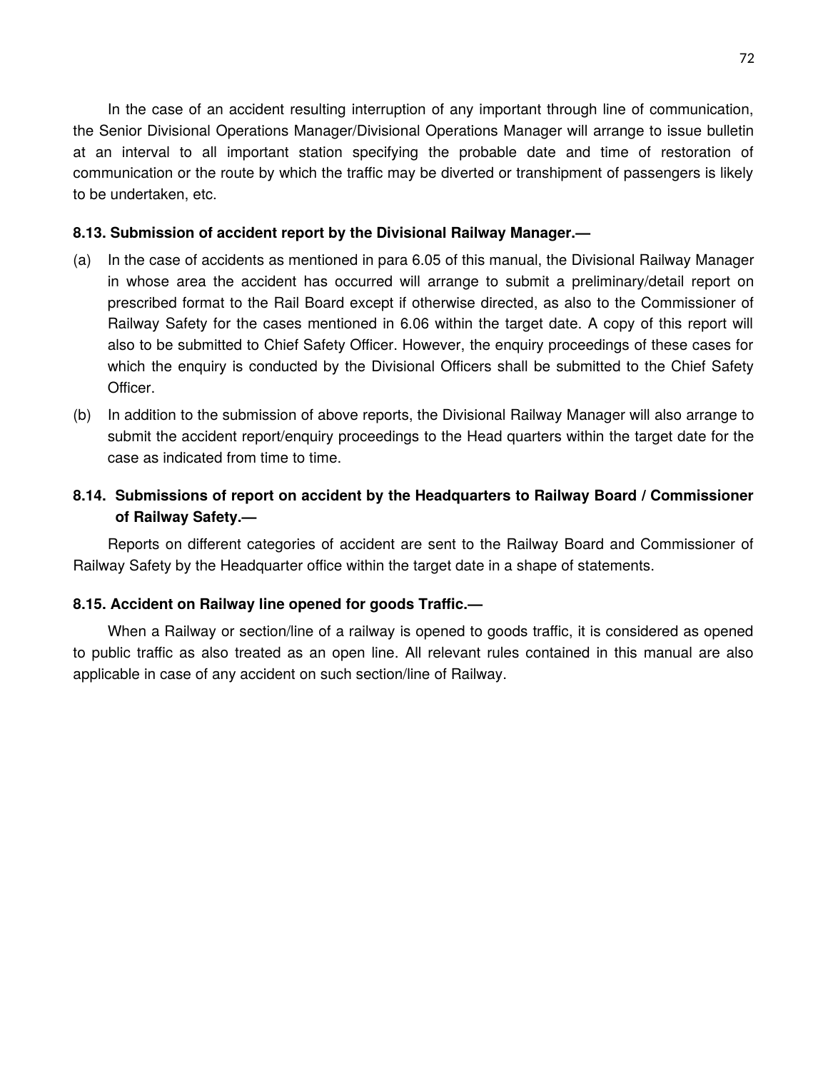In the case of an accident resulting interruption of any important through line of communication, the Senior Divisional Operations Manager/Divisional Operations Manager will arrange to issue bulletin at an interval to all important station specifying the probable date and time of restoration of communication or the route by which the traffic may be diverted or transhipment of passengers is likely to be undertaken, etc.

### 8.13. Submission of accident report by the Divisional Railway Manager.—

(a) In the case of accidents as mentioned in para 6.05 of this manual, the Divisional Railway Manager in whose area the accident has occurred will arrange to submit a preliminary/detail report on prescribed format to the Rail Board except if otherwise directed, as also to the Commissioner of Railway Safety for the cases mentioned in 6.06 within the target date. A copy of this report will also to be submitted to Chief Safety Officer. However, the enquiry proceedings of these cases for which the enquiry is conducted by the Divisional Officers shall be submitted to the Chief Safety Officer.

(b) In addition to the submission of above reports, the Divisional Railway Manager will also arrange to submit the accident report/enquiry proceedings to the Head quarters within the target date for the case as indicated from time to time.

### 8.14. Submissions of report on accident by the Headquarters to Railway Board / Commissioner of Railway Safety.—

Reports on different categories of accident are sent to the Railway Board and Commissioner of Railway Safety by the Headquarter office within the target date in a shape of statements.

### 8.15. Accident on Railway line opened for goods Traffic.—

When a Railway or section/line of a railway is opened to goods traffic, it is considered as opened to public traffic as also treated as an open line. All relevant rules contained in this manual are also applicable in case of any accident on such section/line of Railway.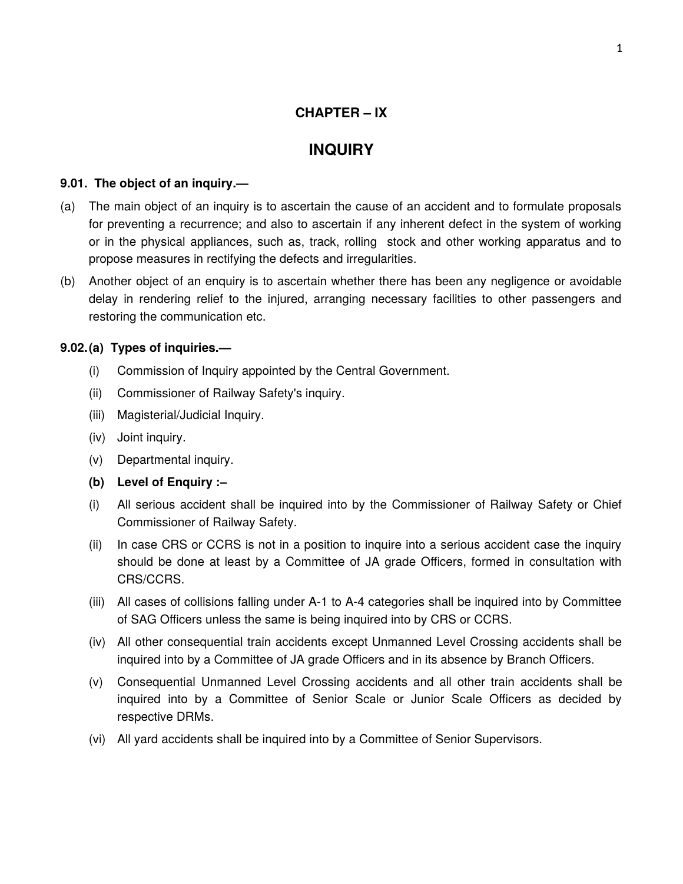## CHAPTER – IX

# INQUIRY

**9.01. The object of an inquiry.—**

(a) The main object of an inquiry is to ascertain the cause of an accident and to formulate proposals for preventing a recurrence; and also to ascertain if any inherent defect in the system of working or in the physical appliances, such as, track, rolling stock and other working apparatus and to propose measures in rectifying the defects and irregularities.

(b) Another object of an enquiry is to ascertain whether there has been any negligence or avoidable delay in rendering relief to the injured, arranging necessary facilities to other passengers and restoring the communication etc.

**9.02. (a) Types of inquiries.—**

(i) Commission of Inquiry appointed by the Central Government.

(ii) Commissioner of Railway Safety's inquiry.

(iii) Magisterial/Judicial Inquiry.

(iv) Joint inquiry.

(v) Departmental inquiry.

**(b) Level of Enquiry :–**

(i) All serious accident shall be inquired into by the Commissioner of Railway Safety or Chief Commissioner of Railway Safety.

(ii) In case CRS or CCRS is not in a position to inquire into a serious accident case the inquiry should be done at least by a Committee of JA grade Officers, formed in consultation with CRS/CCRS.

(iii) All cases of collisions falling under A-1 to A-4 categories shall be inquired into by Committee of SAG Officers unless the same is being inquired into by CRS or CCRS.

(iv) All other consequential train accidents except Unmanned Level Crossing accidents shall be inquired into by a Committee of JA grade Officers and in its absence by Branch Officers.

(v) Consequential Unmanned Level Crossing accidents and all other train accidents shall be inquired into by a Committee of Senior Scale or Junior Scale Officers as decided by respective DRMs.

(vi) All yard accidents shall be inquired into by a Committee of Senior Supervisors.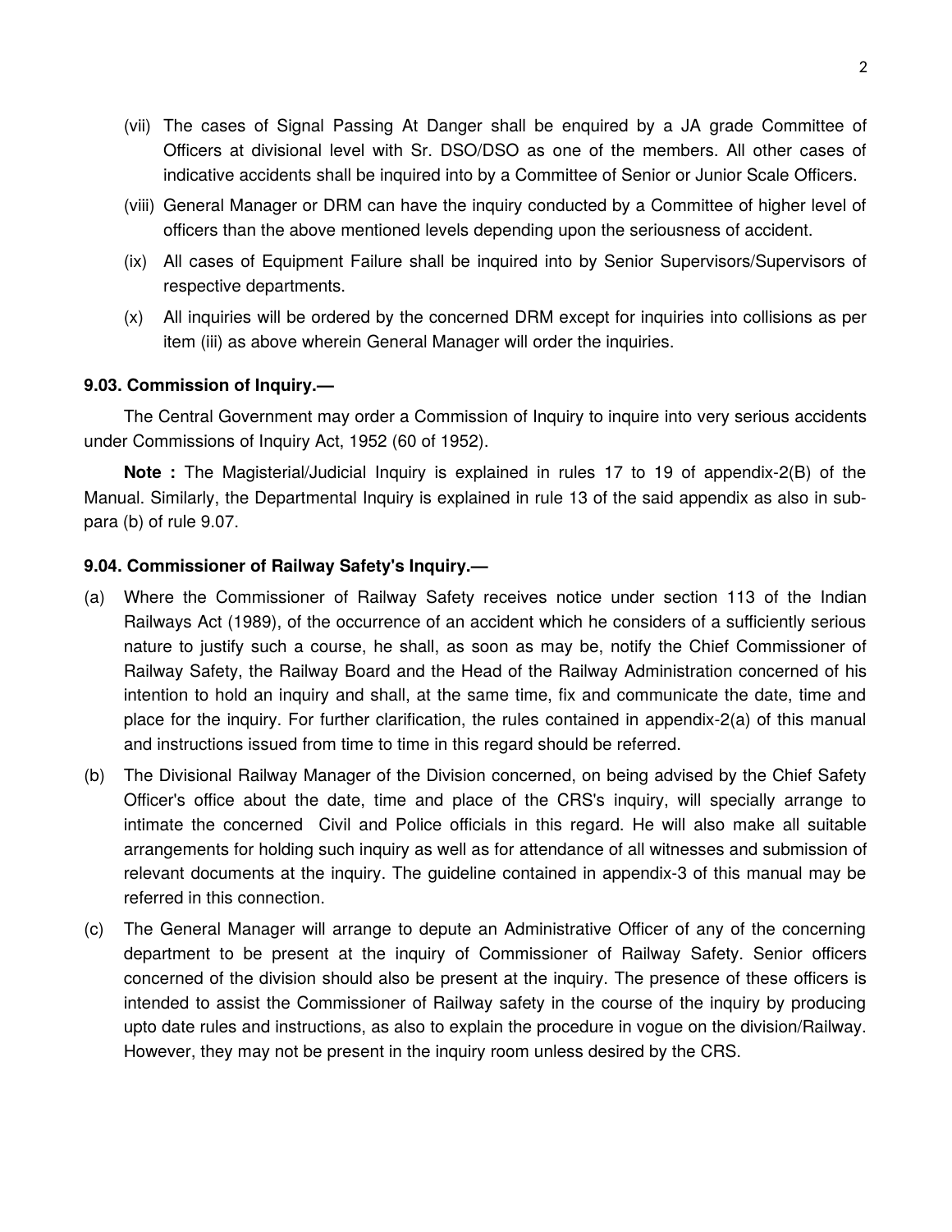(vii) The cases of Signal Passing At Danger shall be enquired by a JA grade Committee of Officers at divisional level with Sr. DSO/DSO as one of the members. All other cases of indicative accidents shall be inquired into by a Committee of Senior or Junior Scale Officers.

(viii) General Manager or DRM can have the inquiry conducted by a Committee of higher level of officers than the above mentioned levels depending upon the seriousness of accident.

(ix) All cases of Equipment Failure shall be inquired into by Senior Supervisors/Supervisors of respective departments.

(x) All inquiries will be ordered by the concerned DRM except for inquiries into collisions as per item (iii) as above wherein General Manager will order the inquiries.

**9.03. Commission of Inquiry.—**

The Central Government may order a Commission of Inquiry to inquire into very serious accidents under Commissions of Inquiry Act, 1952 (60 of 1952).

**Note :** The Magisterial/Judicial Inquiry is explained in rules 17 to 19 of appendix-2(B) of the Manual. Similarly, the Departmental Inquiry is explained in rule 13 of the said appendix as also in sub-para (b) of rule 9.07.

**9.04. Commissioner of Railway Safety's Inquiry.—**

(a) Where the Commissioner of Railway Safety receives notice under section 113 of the Indian Railways Act (1989), of the occurrence of an accident which he considers of a sufficiently serious nature to justify such a course, he shall, as soon as may be, notify the Chief Commissioner of Railway Safety, the Railway Board and the Head of the Railway Administration concerned of his intention to hold an inquiry and shall, at the same time, fix and communicate the date, time and place for the inquiry. For further clarification, the rules contained in appendix-2(a) of this manual and instructions issued from time to time in this regard should be referred.

(b) The Divisional Railway Manager of the Division concerned, on being advised by the Chief Safety Officer's office about the date, time and place of the CRS's inquiry, will specially arrange to intimate the concerned Civil and Police officials in this regard. He will also make all suitable arrangements for holding such inquiry as well as for attendance of all witnesses and submission of relevant documents at the inquiry. The guideline contained in appendix-3 of this manual may be referred in this connection.

(c) The General Manager will arrange to depute an Administrative Officer of any of the concerning department to be present at the inquiry of Commissioner of Railway Safety. Senior officers concerned of the division should also be present at the inquiry. The presence of these officers is intended to assist the Commissioner of Railway safety in the course of the inquiry by producing upto date rules and instructions, as also to explain the procedure in vogue on the division/Railway. However, they may not be present in the inquiry room unless desired by the CRS.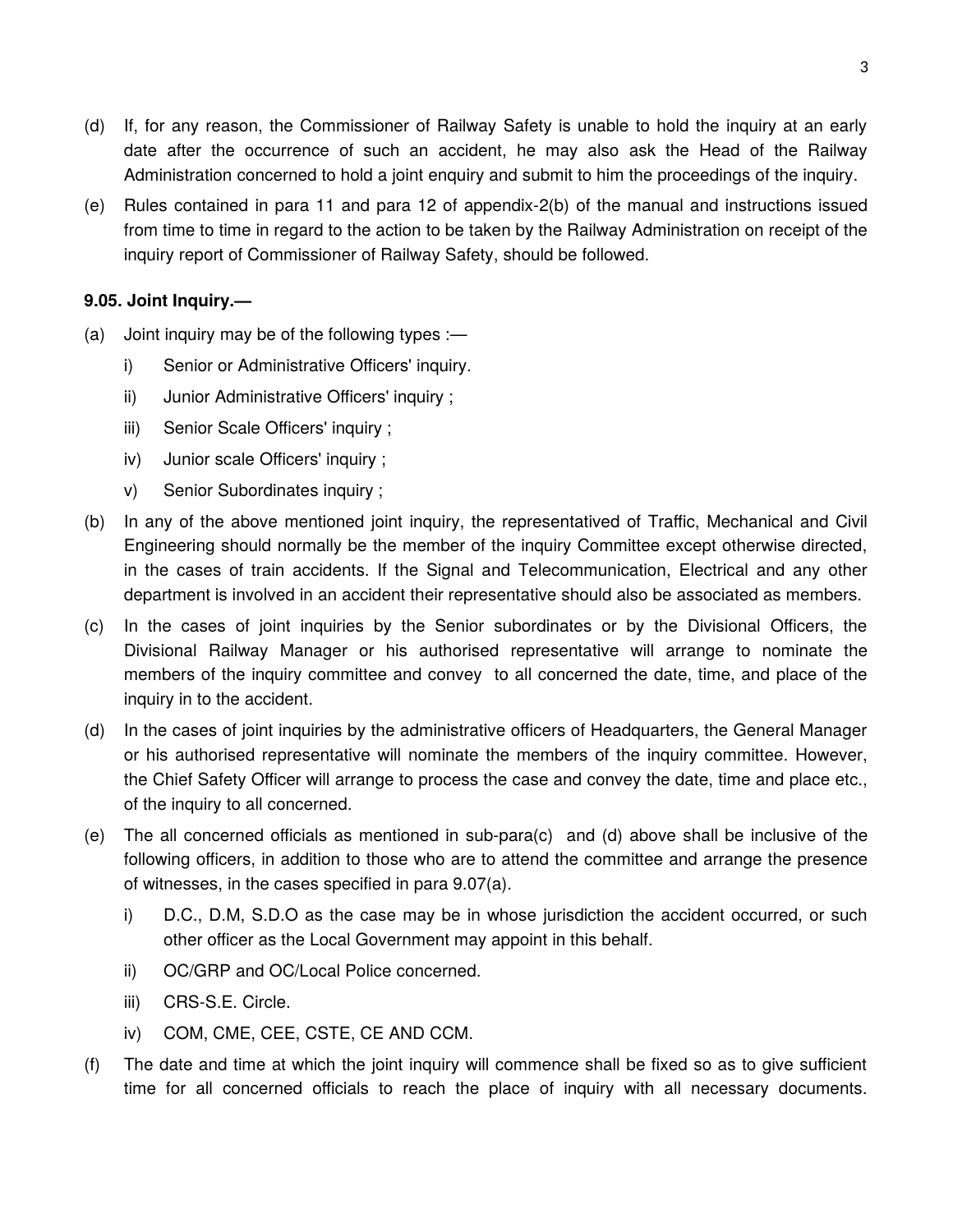(d) If, for any reason, the Commissioner of Railway Safety is unable to hold the inquiry at an early date after the occurrence of such an accident, he may also ask the Head of the Railway Administration concerned to hold a joint enquiry and submit to him the proceedings of the inquiry.

(e) Rules contained in para 11 and para 12 of appendix-2(b) of the manual and instructions issued from time to time in regard to the action to be taken by the Railway Administration on receipt of the inquiry report of Commissioner of Railway Safety, should be followed.

**9.05. Joint Inquiry.—**

(a) Joint inquiry may be of the following types :—

  i) Senior or Administrative Officers' inquiry.

  ii) Junior Administrative Officers' inquiry ;

  iii) Senior Scale Officers' inquiry ;

  iv) Junior scale Officers' inquiry ;

  v) Senior Subordinates inquiry ;

(b) In any of the above mentioned joint inquiry, the representatived of Traffic, Mechanical and Civil Engineering should normally be the member of the inquiry Committee except otherwise directed, in the cases of train accidents. If the Signal and Telecommunication, Electrical and any other department is involved in an accident their representative should also be associated as members.

(c) In the cases of joint inquiries by the Senior subordinates or by the Divisional Officers, the Divisional Railway Manager or his authorised representative will arrange to nominate the members of the inquiry committee and convey to all concerned the date, time, and place of the inquiry in to the accident.

(d) In the cases of joint inquiries by the administrative officers of Headquarters, the General Manager or his authorised representative will nominate the members of the inquiry committee. However, the Chief Safety Officer will arrange to process the case and convey the date, time and place etc., of the inquiry to all concerned.

(e) The all concerned officials as mentioned in sub-para(c) and (d) above shall be inclusive of the following officers, in addition to those who are to attend the committee and arrange the presence of witnesses, in the cases specified in para 9.07(a).

  i) D.C., D.M, S.D.O as the case may be in whose jurisdiction the accident occurred, or such other officer as the Local Government may appoint in this behalf.

  ii) OC/GRP and OC/Local Police concerned.

  iii) CRS-S.E. Circle.

  iv) COM, CME, CEE, CSTE, CE AND CCM.

(f) The date and time at which the joint inquiry will commence shall be fixed so as to give sufficient time for all concerned officials to reach the place of inquiry with all necessary documents.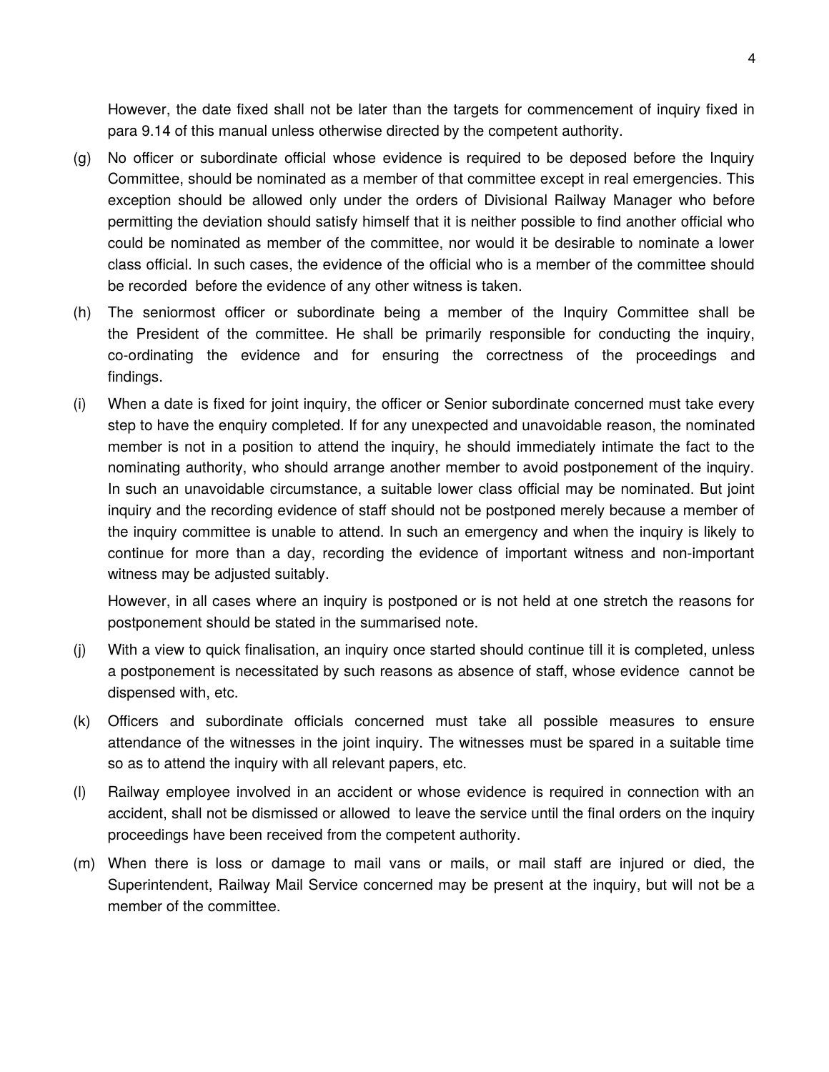However, the date fixed shall not be later than the targets for commencement of inquiry fixed in para 9.14 of this manual unless otherwise directed by the competent authority.

(g) No officer or subordinate official whose evidence is required to be deposed before the Inquiry Committee, should be nominated as a member of that committee except in real emergencies. This exception should be allowed only under the orders of Divisional Railway Manager who before permitting the deviation should satisfy himself that it is neither possible to find another official who could be nominated as member of the committee, nor would it be desirable to nominate a lower class official. In such cases, the evidence of the official who is a member of the committee should be recorded before the evidence of any other witness is taken.

(h) The seniormost officer or subordinate being a member of the Inquiry Committee shall be the President of the committee. He shall be primarily responsible for conducting the inquiry, co-ordinating the evidence and for ensuring the correctness of the proceedings and findings.

(i) When a date is fixed for joint inquiry, the officer or Senior subordinate concerned must take every step to have the enquiry completed. If for any unexpected and unavoidable reason, the nominated member is not in a position to attend the inquiry, he should immediately intimate the fact to the nominating authority, who should arrange another member to avoid postponement of the inquiry. In such an unavoidable circumstance, a suitable lower class official may be nominated. But joint inquiry and the recording evidence of staff should not be postponed merely because a member of the inquiry committee is unable to attend. In such an emergency and when the inquiry is likely to continue for more than a day, recording the evidence of important witness and non-important witness may be adjusted suitably.

 However, in all cases where an inquiry is postponed or is not held at one stretch the reasons for postponement should be stated in the summarised note.

(j) With a view to quick finalisation, an inquiry once started should continue till it is completed, unless a postponement is necessitated by such reasons as absence of staff, whose evidence cannot be dispensed with, etc.

(k) Officers and subordinate officials concerned must take all possible measures to ensure attendance of the witnesses in the joint inquiry. The witnesses must be spared in a suitable time so as to attend the inquiry with all relevant papers, etc.

(l) Railway employee involved in an accident or whose evidence is required in connection with an accident, shall not be dismissed or allowed to leave the service until the final orders on the inquiry proceedings have been received from the competent authority.

(m) When there is loss or damage to mail vans or mails, or mail staff are injured or died, the Superintendent, Railway Mail Service concerned may be present at the inquiry, but will not be a member of the committee.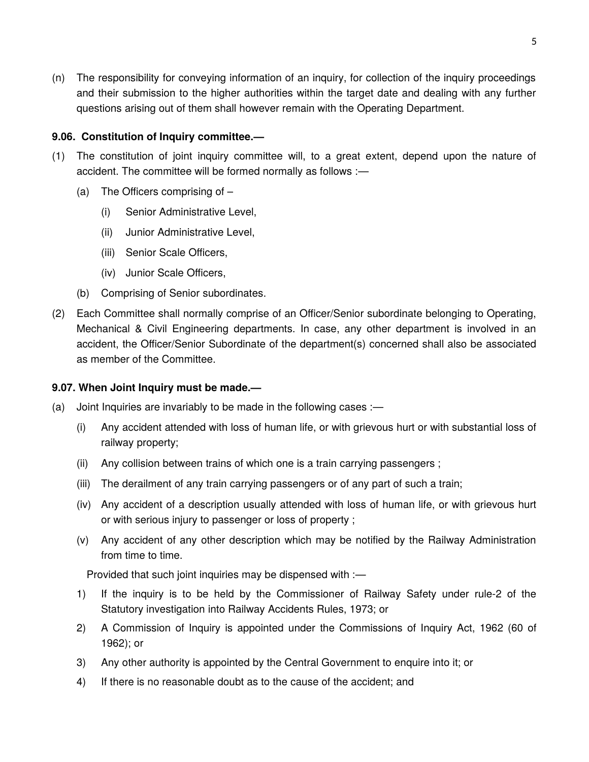(n) The responsibility for conveying information of an inquiry, for collection of the inquiry proceedings and their submission to the higher authorities within the target date and dealing with any further questions arising out of them shall however remain with the Operating Department.

### 9.06. Constitution of Inquiry committee.—

(1) The constitution of joint inquiry committee will, to a great extent, depend upon the nature of accident. The committee will be formed normally as follows :—

  (a) The Officers comprising of –

    (i) Senior Administrative Level,

    (ii) Junior Administrative Level,

    (iii) Senior Scale Officers,

    (iv) Junior Scale Officers,

  (b) Comprising of Senior subordinates.

(2) Each Committee shall normally comprise of an Officer/Senior subordinate belonging to Operating, Mechanical & Civil Engineering departments. In case, any other department is involved in an accident, the Officer/Senior Subordinate of the department(s) concerned shall also be associated as member of the Committee.

### 9.07. When Joint Inquiry must be made.—

(a) Joint Inquiries are invariably to be made in the following cases :—

  (i) Any accident attended with loss of human life, or with grievous hurt or with substantial loss of railway property;

  (ii) Any collision between trains of which one is a train carrying passengers ;

  (iii) The derailment of any train carrying passengers or of any part of such a train;

  (iv) Any accident of a description usually attended with loss of human life, or with grievous hurt or with serious injury to passenger or loss of property ;

  (v) Any accident of any other description which may be notified by the Railway Administration from time to time.

  Provided that such joint inquiries may be dispensed with :—

  1) If the inquiry is to be held by the Commissioner of Railway Safety under rule-2 of the Statutory investigation into Railway Accidents Rules, 1973; or

  2) A Commission of Inquiry is appointed under the Commissions of Inquiry Act, 1962 (60 of 1962); or

  3) Any other authority is appointed by the Central Government to enquire into it; or

  4) If there is no reasonable doubt as to the cause of the accident; and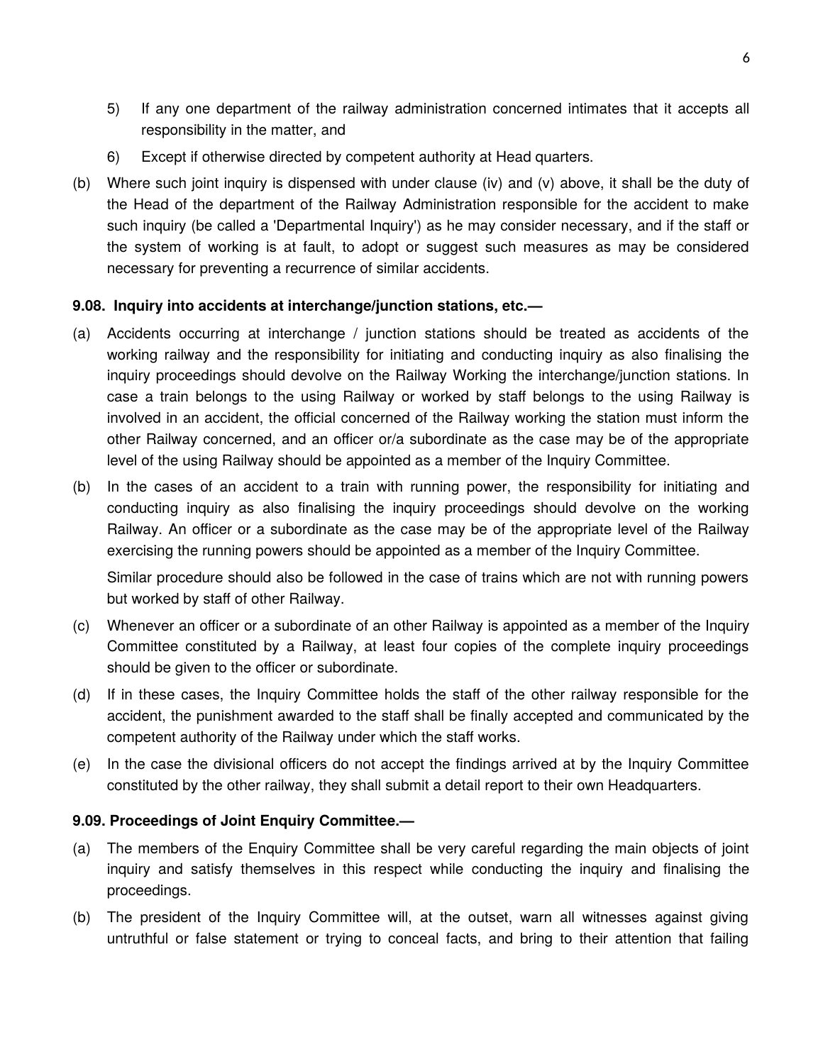5) If any one department of the railway administration concerned intimates that it accepts all responsibility in the matter, and

6) Except if otherwise directed by competent authority at Head quarters.

(b) Where such joint inquiry is dispensed with under clause (iv) and (v) above, it shall be the duty of the Head of the department of the Railway Administration responsible for the accident to make such inquiry (be called a 'Departmental Inquiry') as he may consider necessary, and if the staff or the system of working is at fault, to adopt or suggest such measures as may be considered necessary for preventing a recurrence of similar accidents.

**9.08. Inquiry into accidents at interchange/junction stations, etc.—**

(a) Accidents occurring at interchange / junction stations should be treated as accidents of the working railway and the responsibility for initiating and conducting inquiry as also finalising the inquiry proceedings should devolve on the Railway Working the interchange/junction stations. In case a train belongs to the using Railway or worked by staff belongs to the using Railway is involved in an accident, the official concerned of the Railway working the station must inform the other Railway concerned, and an officer or/a subordinate as the case may be of the appropriate level of the using Railway should be appointed as a member of the Inquiry Committee.

(b) In the cases of an accident to a train with running power, the responsibility for initiating and conducting inquiry as also finalising the inquiry proceedings should devolve on the working Railway. An officer or a subordinate as the case may be of the appropriate level of the Railway exercising the running powers should be appointed as a member of the Inquiry Committee.

Similar procedure should also be followed in the case of trains which are not with running powers but worked by staff of other Railway.

(c) Whenever an officer or a subordinate of an other Railway is appointed as a member of the Inquiry Committee constituted by a Railway, at least four copies of the complete inquiry proceedings should be given to the officer or subordinate.

(d) If in these cases, the Inquiry Committee holds the staff of the other railway responsible for the accident, the punishment awarded to the staff shall be finally accepted and communicated by the competent authority of the Railway under which the staff works.

(e) In the case the divisional officers do not accept the findings arrived at by the Inquiry Committee constituted by the other railway, they shall submit a detail report to their own Headquarters.

**9.09. Proceedings of Joint Enquiry Committee.—**

(a) The members of the Enquiry Committee shall be very careful regarding the main objects of joint inquiry and satisfy themselves in this respect while conducting the inquiry and finalising the proceedings.

(b) The president of the Inquiry Committee will, at the outset, warn all witnesses against giving untruthful or false statement or trying to conceal facts, and bring to their attention that failing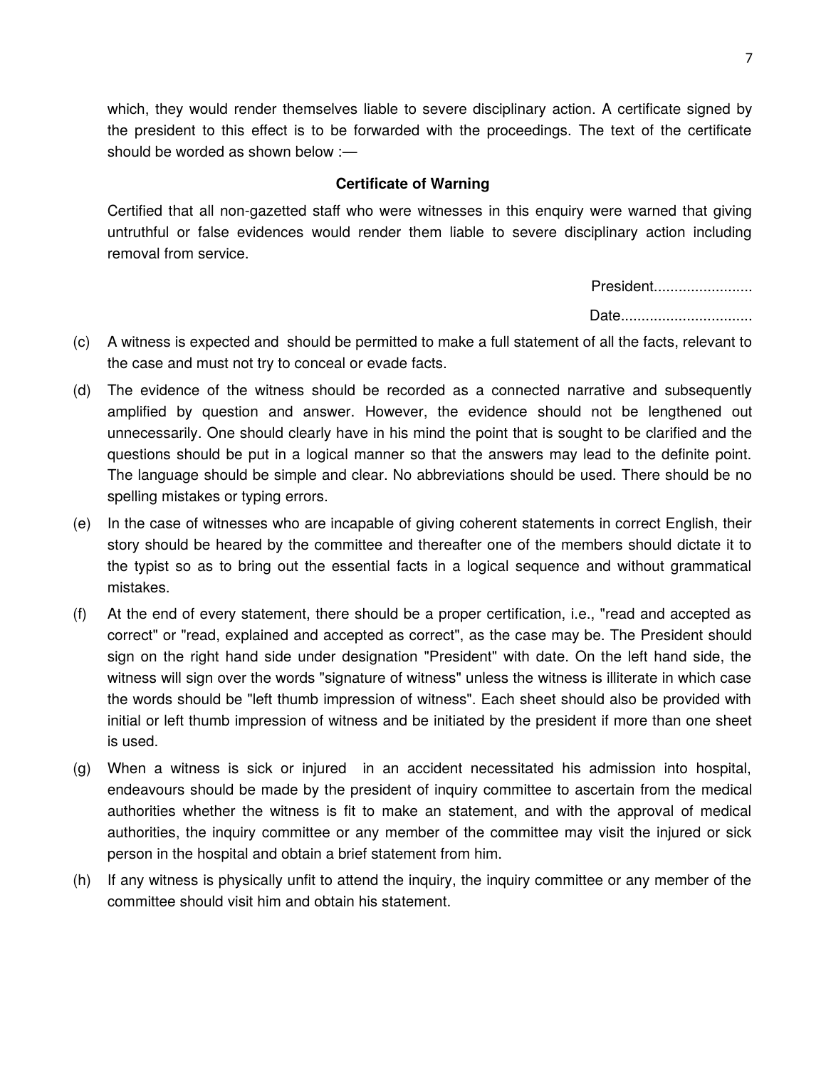which, they would render themselves liable to severe disciplinary action. A certificate signed by the president to this effect is to be forwarded with the proceedings. The text of the certificate should be worded as shown below :—

**Certificate of Warning**

Certified that all non-gazetted staff who were witnesses in this enquiry were warned that giving untruthful or false evidences would render them liable to severe disciplinary action including removal from service.

President.......................

Date...............................

(c) A witness is expected and should be permitted to make a full statement of all the facts, relevant to the case and must not try to conceal or evade facts.

(d) The evidence of the witness should be recorded as a connected narrative and subsequently amplified by question and answer. However, the evidence should not be lengthened out unnecessarily. One should clearly have in his mind the point that is sought to be clarified and the questions should be put in a logical manner so that the answers may lead to the definite point. The language should be simple and clear. No abbreviations should be used. There should be no spelling mistakes or typing errors.

(e) In the case of witnesses who are incapable of giving coherent statements in correct English, their story should be heared by the committee and thereafter one of the members should dictate it to the typist so as to bring out the essential facts in a logical sequence and without grammatical mistakes.

(f) At the end of every statement, there should be a proper certification, i.e., "read and accepted as correct" or "read, explained and accepted as correct", as the case may be. The President should sign on the right hand side under designation "President" with date. On the left hand side, the witness will sign over the words "signature of witness" unless the witness is illiterate in which case the words should be "left thumb impression of witness". Each sheet should also be provided with initial or left thumb impression of witness and be initiated by the president if more than one sheet is used.

(g) When a witness is sick or injured in an accident necessitated his admission into hospital, endeavours should be made by the president of inquiry committee to ascertain from the medical authorities whether the witness is fit to make an statement, and with the approval of medical authorities, the inquiry committee or any member of the committee may visit the injured or sick person in the hospital and obtain a brief statement from him.

(h) If any witness is physically unfit to attend the inquiry, the inquiry committee or any member of the committee should visit him and obtain his statement.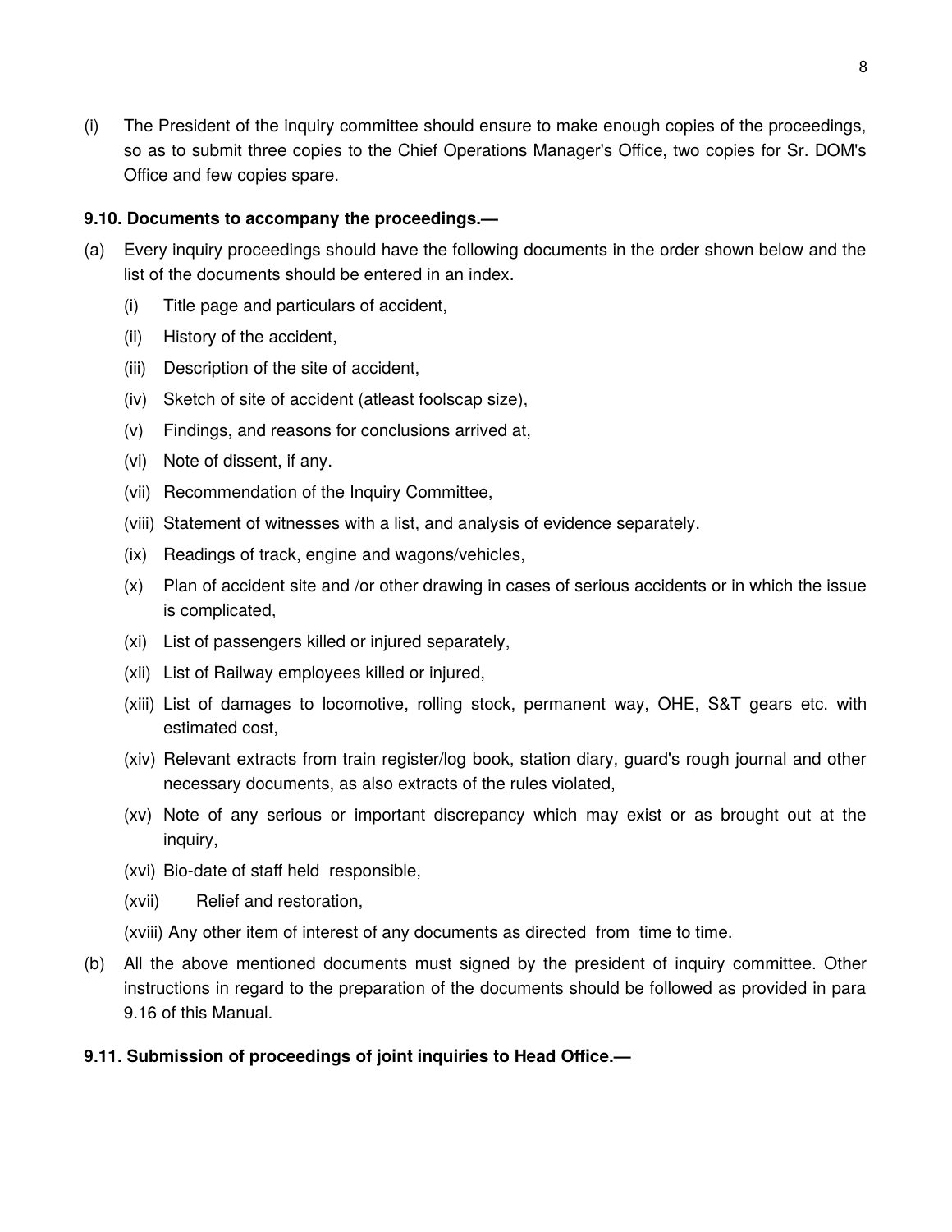(i) The President of the inquiry committee should ensure to make enough copies of the proceedings, so as to submit three copies to the Chief Operations Manager's Office, two copies for Sr. DOM's Office and few copies spare.

**9.10. Documents to accompany the proceedings.—**

(a) Every inquiry proceedings should have the following documents in the order shown below and the list of the documents should be entered in an index.

  (i) Title page and particulars of accident,

  (ii) History of the accident,

  (iii) Description of the site of accident,

  (iv) Sketch of site of accident (atleast foolscap size),

  (v) Findings, and reasons for conclusions arrived at,

  (vi) Note of dissent, if any.

  (vii) Recommendation of the Inquiry Committee,

  (viii) Statement of witnesses with a list, and analysis of evidence separately.

  (ix) Readings of track, engine and wagons/vehicles,

  (x) Plan of accident site and /or other drawing in cases of serious accidents or in which the issue is complicated,

  (xi) List of passengers killed or injured separately,

  (xii) List of Railway employees killed or injured,

  (xiii) List of damages to locomotive, rolling stock, permanent way, OHE, S&T gears etc. with estimated cost,

  (xiv) Relevant extracts from train register/log book, station diary, guard's rough journal and other necessary documents, as also extracts of the rules violated,

  (xv) Note of any serious or important discrepancy which may exist or as brought out at the inquiry,

  (xvi) Bio-date of staff held responsible,

  (xvii) Relief and restoration,

  (xviii) Any other item of interest of any documents as directed from time to time.

(b) All the above mentioned documents must signed by the president of inquiry committee. Other instructions in regard to the preparation of the documents should be followed as provided in para 9.16 of this Manual.

**9.11. Submission of proceedings of joint inquiries to Head Office.—**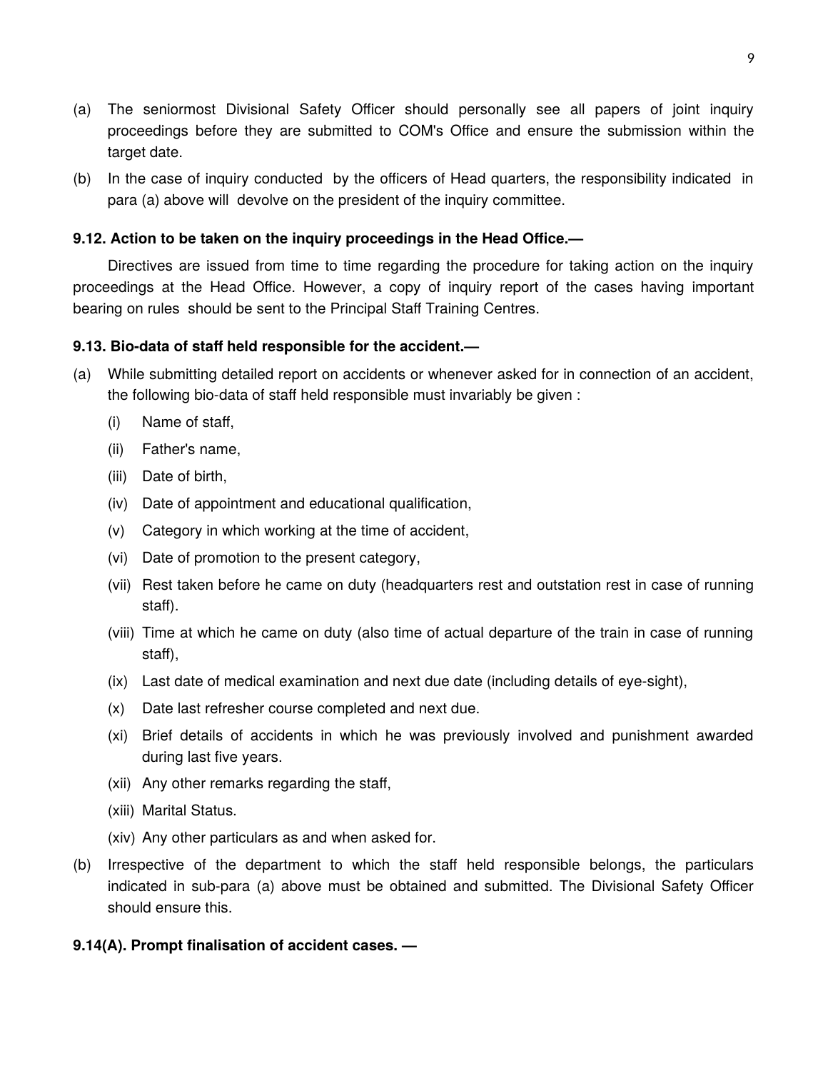(a) The seniormost Divisional Safety Officer should personally see all papers of joint inquiry proceedings before they are submitted to COM's Office and ensure the submission within the target date.

(b) In the case of inquiry conducted by the officers of Head quarters, the responsibility indicated in para (a) above will devolve on the president of the inquiry committee.

**9.12. Action to be taken on the inquiry proceedings in the Head Office.—**

Directives are issued from time to time regarding the procedure for taking action on the inquiry proceedings at the Head Office. However, a copy of inquiry report of the cases having important bearing on rules should be sent to the Principal Staff Training Centres.

**9.13. Bio-data of staff held responsible for the accident.—**

(a) While submitting detailed report on accidents or whenever asked for in connection of an accident, the following bio-data of staff held responsible must invariably be given :

  (i) Name of staff,

  (ii) Father's name,

  (iii) Date of birth,

  (iv) Date of appointment and educational qualification,

  (v) Category in which working at the time of accident,

  (vi) Date of promotion to the present category,

  (vii) Rest taken before he came on duty (headquarters rest and outstation rest in case of running staff).

  (viii) Time at which he came on duty (also time of actual departure of the train in case of running staff),

  (ix) Last date of medical examination and next due date (including details of eye-sight),

  (x) Date last refresher course completed and next due.

  (xi) Brief details of accidents in which he was previously involved and punishment awarded during last five years.

  (xii) Any other remarks regarding the staff,

  (xiii) Marital Status.

  (xiv) Any other particulars as and when asked for.

(b) Irrespective of the department to which the staff held responsible belongs, the particulars indicated in sub-para (a) above must be obtained and submitted. The Divisional Safety Officer should ensure this.

**9.14(A). Prompt finalisation of accident cases. —**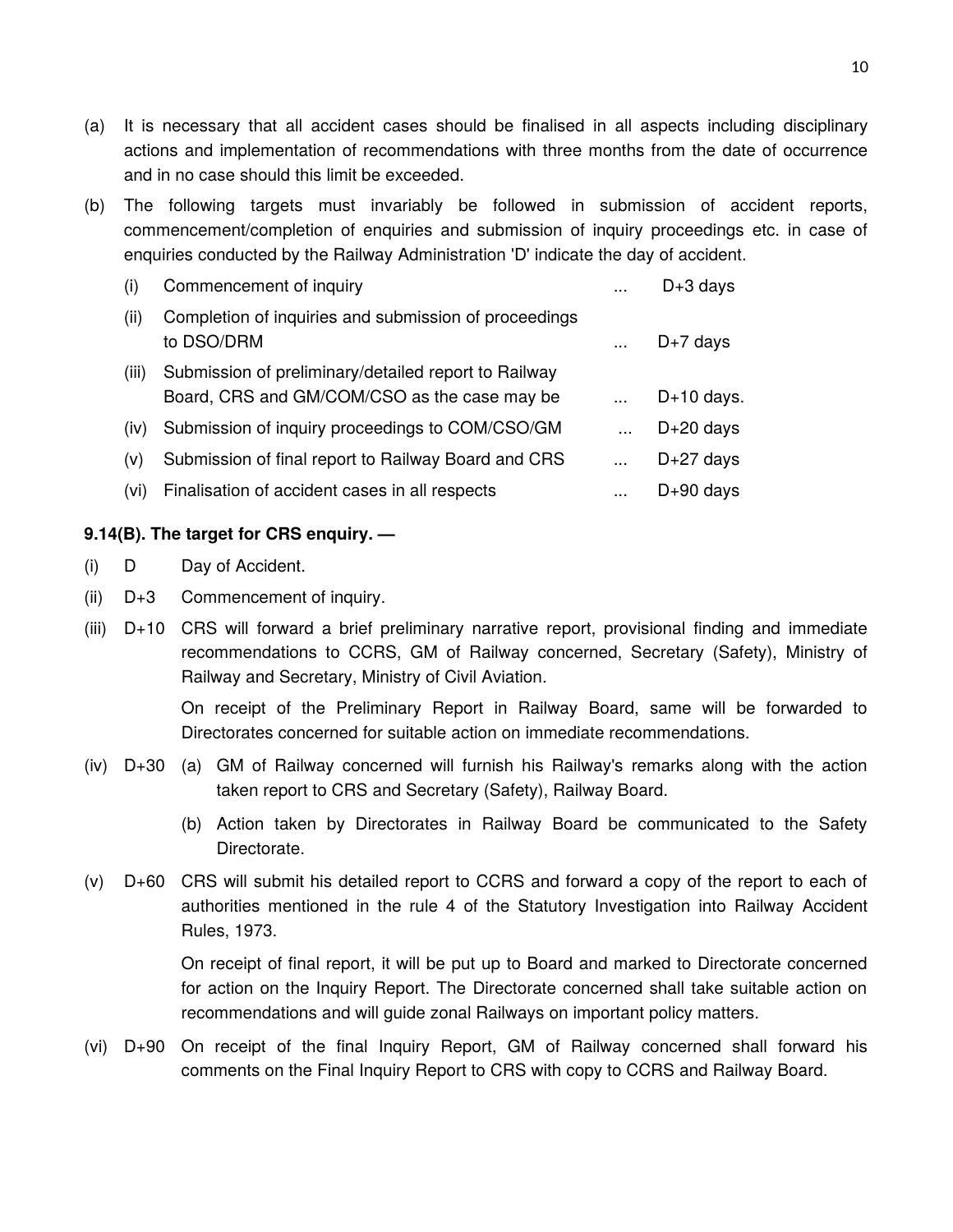(a) It is necessary that all accident cases should be finalised in all aspects including disciplinary actions and implementation of recommendations with three months from the date of occurrence and in no case should this limit be exceeded.

(b) The following targets must invariably be followed in submission of accident reports, commencement/completion of enquiries and submission of inquiry proceedings etc. in case of enquiries conducted by the Railway Administration 'D' indicate the day of accident.

| | | | |
|---|---|---|---|
| (i) | Commencement of inquiry | ... | D+3 days |
| (ii) | Completion of inquiries and submission of proceedings to DSO/DRM | ... | D+7 days |
| (iii) | Submission of preliminary/detailed report to Railway Board, CRS and GM/COM/CSO as the case may be | ... | D+10 days. |
| (iv) | Submission of inquiry proceedings to COM/CSO/GM | ... | D+20 days |
| (v) | Submission of final report to Railway Board and CRS | ... | D+27 days |
| (vi) | Finalisation of accident cases in all respects | ... | D+90 days |

**9.14(B). The target for CRS enquiry. —**

(i) D Day of Accident.

(ii) D+3 Commencement of inquiry.

(iii) D+10 CRS will forward a brief preliminary narrative report, provisional finding and immediate recommendations to CCRS, GM of Railway concerned, Secretary (Safety), Ministry of Railway and Secretary, Ministry of Civil Aviation.

On receipt of the Preliminary Report in Railway Board, same will be forwarded to Directorates concerned for suitable action on immediate recommendations.

(iv) D+30 (a) GM of Railway concerned will furnish his Railway's remarks along with the action taken report to CRS and Secretary (Safety), Railway Board.

(b) Action taken by Directorates in Railway Board be communicated to the Safety Directorate.

(v) D+60 CRS will submit his detailed report to CCRS and forward a copy of the report to each of authorities mentioned in the rule 4 of the Statutory Investigation into Railway Accident Rules, 1973.

On receipt of final report, it will be put up to Board and marked to Directorate concerned for action on the Inquiry Report. The Directorate concerned shall take suitable action on recommendations and will guide zonal Railways on important policy matters.

(vi) D+90 On receipt of the final Inquiry Report, GM of Railway concerned shall forward his comments on the Final Inquiry Report to CRS with copy to CCRS and Railway Board.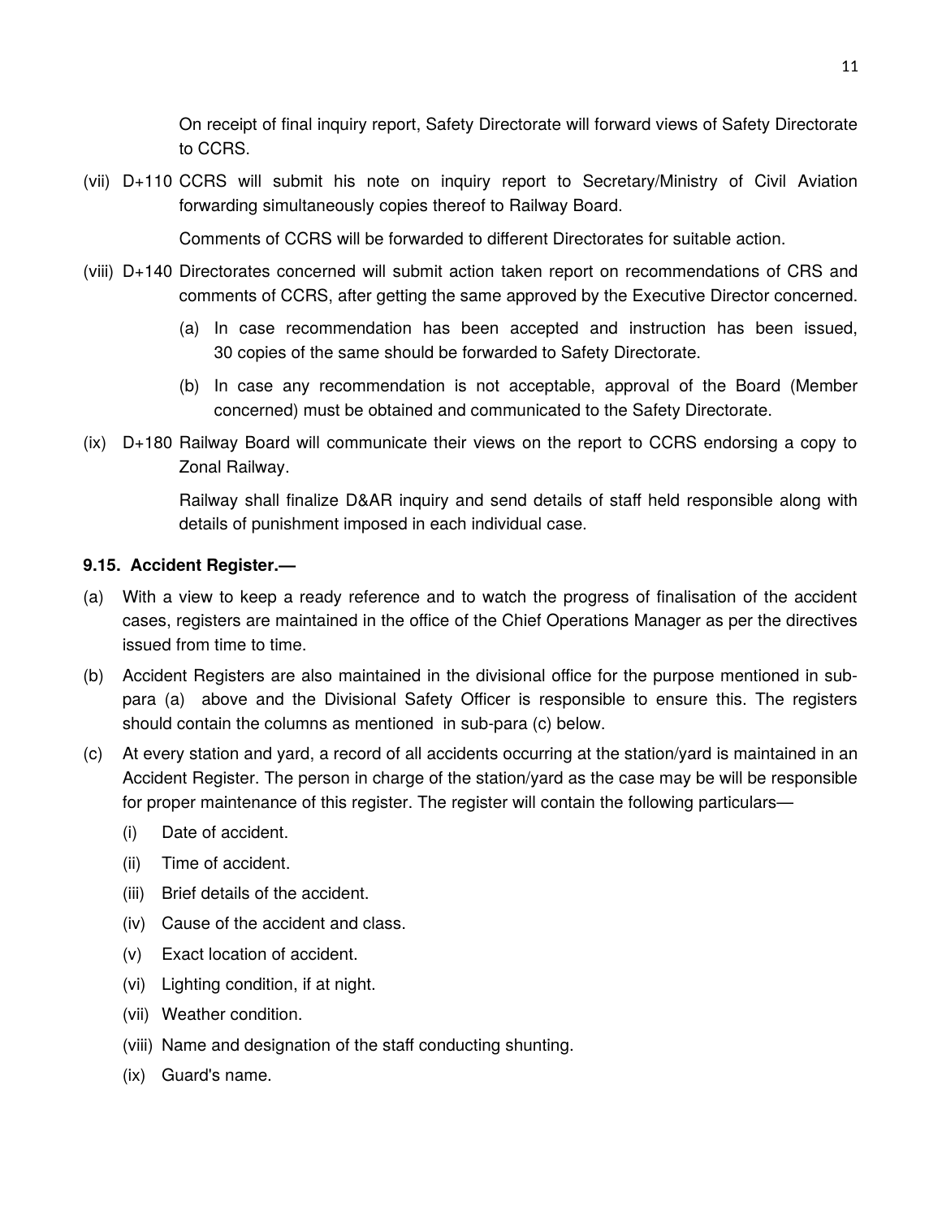On receipt of final inquiry report, Safety Directorate will forward views of Safety Directorate to CCRS.

(vii) D+110 CCRS will submit his note on inquiry report to Secretary/Ministry of Civil Aviation forwarding simultaneously copies thereof to Railway Board.

Comments of CCRS will be forwarded to different Directorates for suitable action.

(viii) D+140 Directorates concerned will submit action taken report on recommendations of CRS and comments of CCRS, after getting the same approved by the Executive Director concerned.

(a) In case recommendation has been accepted and instruction has been issued, 30 copies of the same should be forwarded to Safety Directorate.

(b) In case any recommendation is not acceptable, approval of the Board (Member concerned) must be obtained and communicated to the Safety Directorate.

(ix) D+180 Railway Board will communicate their views on the report to CCRS endorsing a copy to Zonal Railway.

Railway shall finalize D&AR inquiry and send details of staff held responsible along with details of punishment imposed in each individual case.

**9.15. Accident Register.—**

(a) With a view to keep a ready reference and to watch the progress of finalisation of the accident cases, registers are maintained in the office of the Chief Operations Manager as per the directives issued from time to time.

(b) Accident Registers are also maintained in the divisional office for the purpose mentioned in sub-para (a) above and the Divisional Safety Officer is responsible to ensure this. The registers should contain the columns as mentioned in sub-para (c) below.

(c) At every station and yard, a record of all accidents occurring at the station/yard is maintained in an Accident Register. The person in charge of the station/yard as the case may be will be responsible for proper maintenance of this register. The register will contain the following particulars—

(i) Date of accident.

(ii) Time of accident.

(iii) Brief details of the accident.

(iv) Cause of the accident and class.

(v) Exact location of accident.

(vi) Lighting condition, if at night.

(vii) Weather condition.

(viii) Name and designation of the staff conducting shunting.

(ix) Guard's name.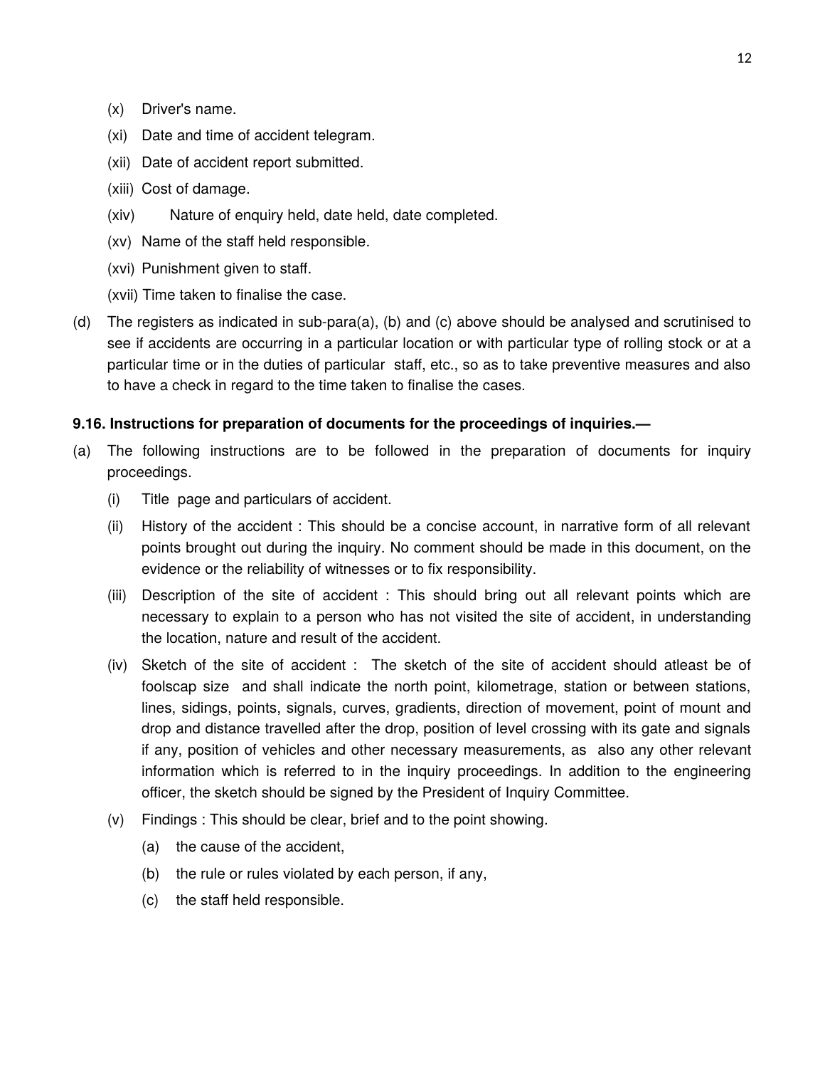(x) Driver's name.

(xi) Date and time of accident telegram.

(xii) Date of accident report submitted.

(xiii) Cost of damage.

(xiv) Nature of enquiry held, date held, date completed.

(xv) Name of the staff held responsible.

(xvi) Punishment given to staff.

(xvii) Time taken to finalise the case.

(d) The registers as indicated in sub-para(a), (b) and (c) above should be analysed and scrutinised to see if accidents are occurring in a particular location or with particular type of rolling stock or at a particular time or in the duties of particular staff, etc., so as to take preventive measures and also to have a check in regard to the time taken to finalise the cases.

**9.16. Instructions for preparation of documents for the proceedings of inquiries.—**

(a) The following instructions are to be followed in the preparation of documents for inquiry proceedings.

(i) Title page and particulars of accident.

(ii) History of the accident : This should be a concise account, in narrative form of all relevant points brought out during the inquiry. No comment should be made in this document, on the evidence or the reliability of witnesses or to fix responsibility.

(iii) Description of the site of accident : This should bring out all relevant points which are necessary to explain to a person who has not visited the site of accident, in understanding the location, nature and result of the accident.

(iv) Sketch of the site of accident : The sketch of the site of accident should atleast be of foolscap size and shall indicate the north point, kilometrage, station or between stations, lines, sidings, points, signals, curves, gradients, direction of movement, point of mount and drop and distance travelled after the drop, position of level crossing with its gate and signals if any, position of vehicles and other necessary measurements, as also any other relevant information which is referred to in the inquiry proceedings. In addition to the engineering officer, the sketch should be signed by the President of Inquiry Committee.

(v) Findings : This should be clear, brief and to the point showing.

(a) the cause of the accident,

(b) the rule or rules violated by each person, if any,

(c) the staff held responsible.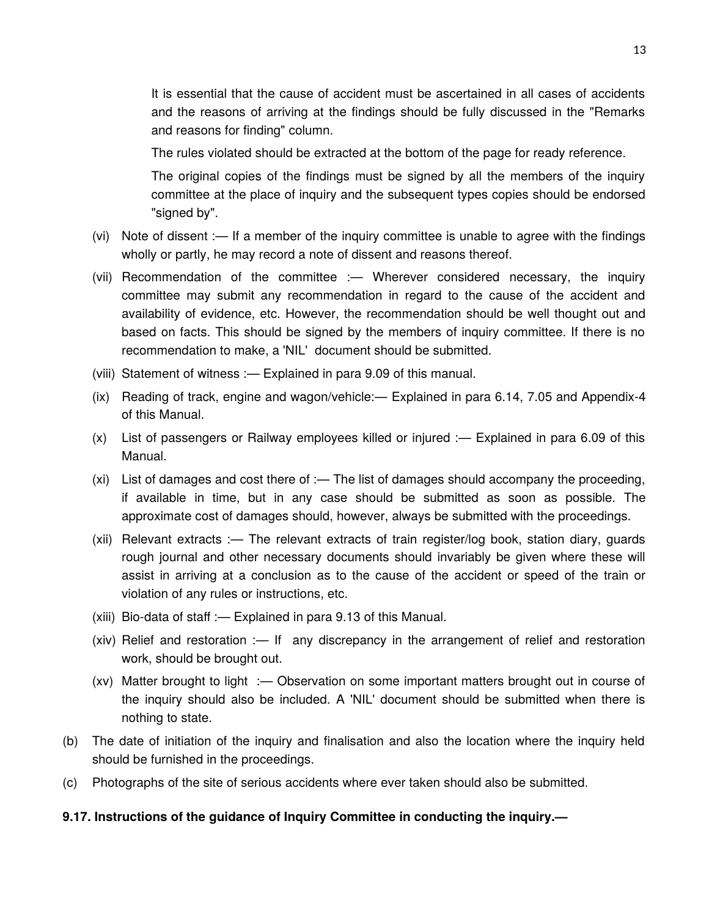It is essential that the cause of accident must be ascertained in all cases of accidents and the reasons of arriving at the findings should be fully discussed in the "Remarks and reasons for finding" column.

The rules violated should be extracted at the bottom of the page for ready reference.

The original copies of the findings must be signed by all the members of the inquiry committee at the place of inquiry and the subsequent types copies should be endorsed "signed by".

(vi) Note of dissent :— If a member of the inquiry committee is unable to agree with the findings wholly or partly, he may record a note of dissent and reasons thereof.

(vii) Recommendation of the committee :— Wherever considered necessary, the inquiry committee may submit any recommendation in regard to the cause of the accident and availability of evidence, etc. However, the recommendation should be well thought out and based on facts. This should be signed by the members of inquiry committee. If there is no recommendation to make, a 'NIL' document should be submitted.

(viii) Statement of witness :— Explained in para 9.09 of this manual.

(ix) Reading of track, engine and wagon/vehicle:— Explained in para 6.14, 7.05 and Appendix-4 of this Manual.

(x) List of passengers or Railway employees killed or injured :— Explained in para 6.09 of this Manual.

(xi) List of damages and cost there of :— The list of damages should accompany the proceeding, if available in time, but in any case should be submitted as soon as possible. The approximate cost of damages should, however, always be submitted with the proceedings.

(xii) Relevant extracts :— The relevant extracts of train register/log book, station diary, guards rough journal and other necessary documents should invariably be given where these will assist in arriving at a conclusion as to the cause of the accident or speed of the train or violation of any rules or instructions, etc.

(xiii) Bio-data of staff :— Explained in para 9.13 of this Manual.

(xiv) Relief and restoration :— If any discrepancy in the arrangement of relief and restoration work, should be brought out.

(xv) Matter brought to light :— Observation on some important matters brought out in course of the inquiry should also be included. A 'NIL' document should be submitted when there is nothing to state.

(b) The date of initiation of the inquiry and finalisation and also the location where the inquiry held should be furnished in the proceedings.

(c) Photographs of the site of serious accidents where ever taken should also be submitted.

**9.17. Instructions of the guidance of Inquiry Committee in conducting the inquiry.—**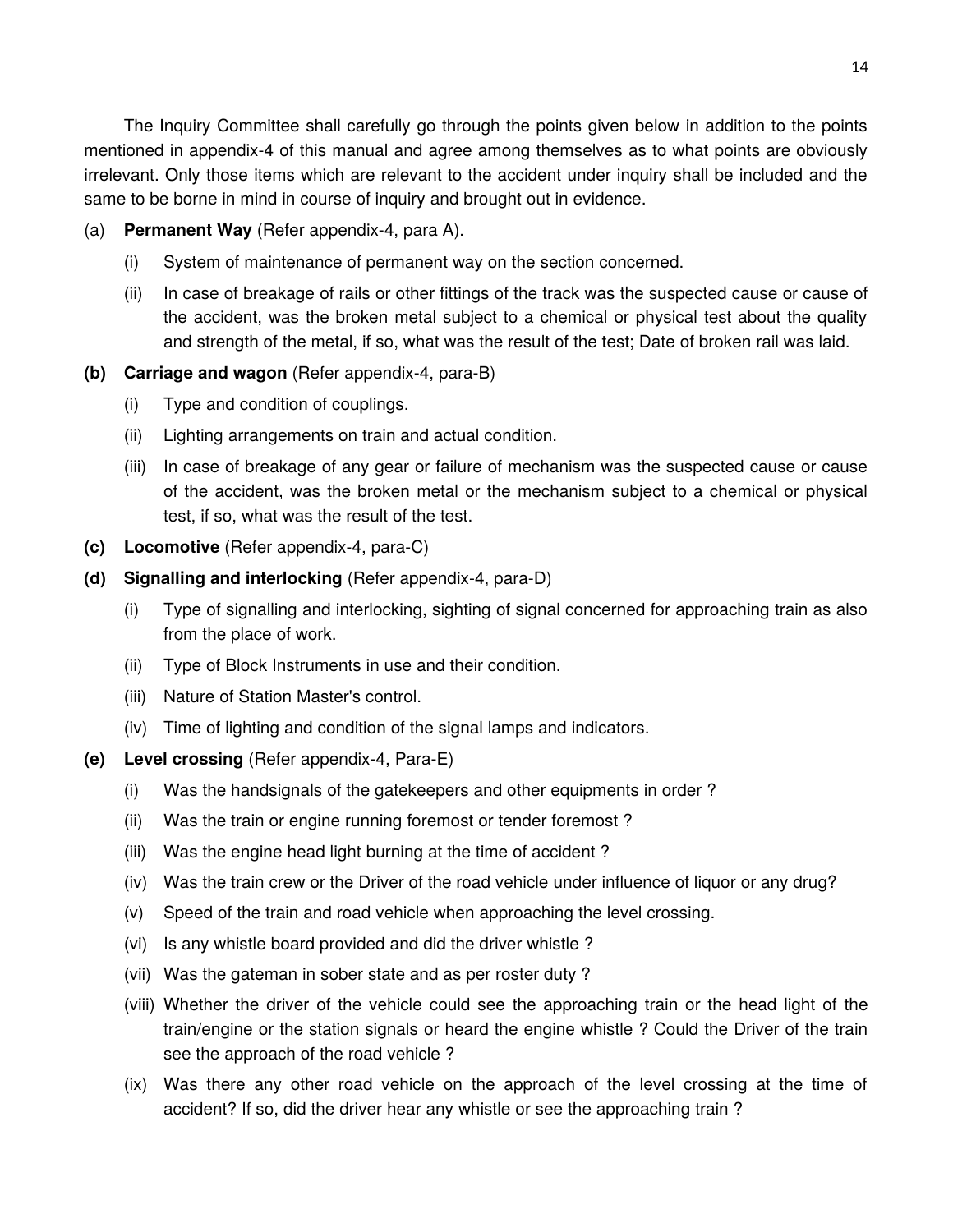The Inquiry Committee shall carefully go through the points given below in addition to the points mentioned in appendix-4 of this manual and agree among themselves as to what points are obviously irrelevant. Only those items which are relevant to the accident under inquiry shall be included and the same to be borne in mind in course of inquiry and brought out in evidence.

(a) **Permanent Way** (Refer appendix-4, para A).

  (i) System of maintenance of permanent way on the section concerned.

  (ii) In case of breakage of rails or other fittings of the track was the suspected cause or cause of the accident, was the broken metal subject to a chemical or physical test about the quality and strength of the metal, if so, what was the result of the test; Date of broken rail was laid.

**(b) Carriage and wagon** (Refer appendix-4, para-B)

  (i) Type and condition of couplings.

  (ii) Lighting arrangements on train and actual condition.

  (iii) In case of breakage of any gear or failure of mechanism was the suspected cause or cause of the accident, was the broken metal or the mechanism subject to a chemical or physical test, if so, what was the result of the test.

**(c) Locomotive** (Refer appendix-4, para-C)

**(d) Signalling and interlocking** (Refer appendix-4, para-D)

  (i) Type of signalling and interlocking, sighting of signal concerned for approaching train as also from the place of work.

  (ii) Type of Block Instruments in use and their condition.

  (iii) Nature of Station Master's control.

  (iv) Time of lighting and condition of the signal lamps and indicators.

**(e) Level crossing** (Refer appendix-4, Para-E)

  (i) Was the handsignals of the gatekeepers and other equipments in order ?

  (ii) Was the train or engine running foremost or tender foremost ?

  (iii) Was the engine head light burning at the time of accident ?

  (iv) Was the train crew or the Driver of the road vehicle under influence of liquor or any drug?

  (v) Speed of the train and road vehicle when approaching the level crossing.

  (vi) Is any whistle board provided and did the driver whistle ?

  (vii) Was the gateman in sober state and as per roster duty ?

  (viii) Whether the driver of the vehicle could see the approaching train or the head light of the train/engine or the station signals or heard the engine whistle ? Could the Driver of the train see the approach of the road vehicle ?

  (ix) Was there any other road vehicle on the approach of the level crossing at the time of accident? If so, did the driver hear any whistle or see the approaching train ?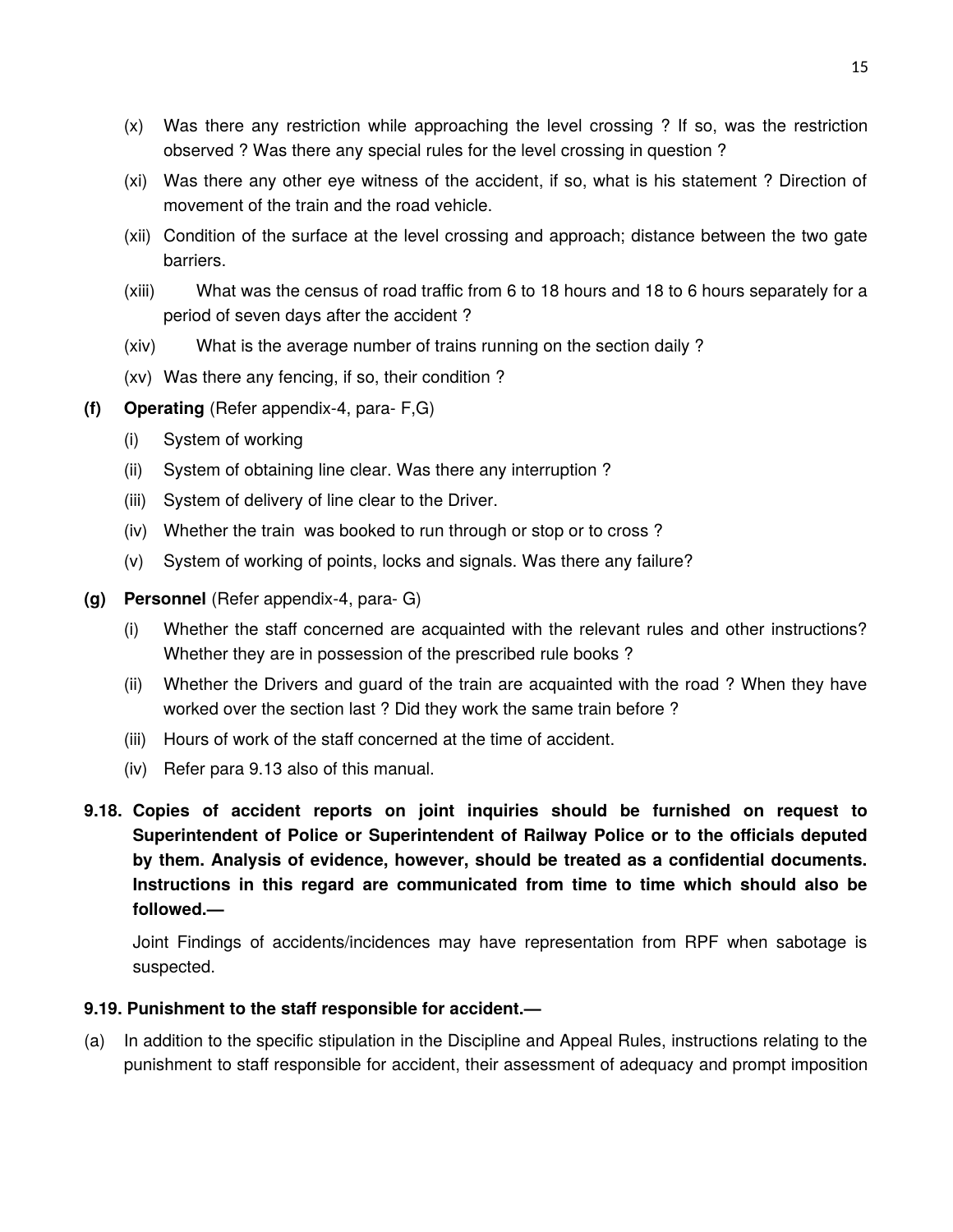(x) Was there any restriction while approaching the level crossing ? If so, was the restriction observed ? Was there any special rules for the level crossing in question ?

(xi) Was there any other eye witness of the accident, if so, what is his statement ? Direction of movement of the train and the road vehicle.

(xii) Condition of the surface at the level crossing and approach; distance between the two gate barriers.

(xiii) What was the census of road traffic from 6 to 18 hours and 18 to 6 hours separately for a period of seven days after the accident ?

(xiv) What is the average number of trains running on the section daily ?

(xv) Was there any fencing, if so, their condition ?

**(f) Operating** (Refer appendix-4, para- F,G)

(i) System of working

(ii) System of obtaining line clear. Was there any interruption ?

(iii) System of delivery of line clear to the Driver.

(iv) Whether the train was booked to run through or stop or to cross ?

(v) System of working of points, locks and signals. Was there any failure?

**(g) Personnel** (Refer appendix-4, para- G)

(i) Whether the staff concerned are acquainted with the relevant rules and other instructions? Whether they are in possession of the prescribed rule books ?

(ii) Whether the Drivers and guard of the train are acquainted with the road ? When they have worked over the section last ? Did they work the same train before ?

(iii) Hours of work of the staff concerned at the time of accident.

(iv) Refer para 9.13 also of this manual.

**9.18. Copies of accident reports on joint inquiries should be furnished on request to Superintendent of Police or Superintendent of Railway Police or to the officials deputed by them. Analysis of evidence, however, should be treated as a confidential documents. Instructions in this regard are communicated from time to time which should also be followed.—**

Joint Findings of accidents/incidences may have representation from RPF when sabotage is suspected.

**9.19. Punishment to the staff responsible for accident.—**

(a) In addition to the specific stipulation in the Discipline and Appeal Rules, instructions relating to the punishment to staff responsible for accident, their assessment of adequacy and prompt imposition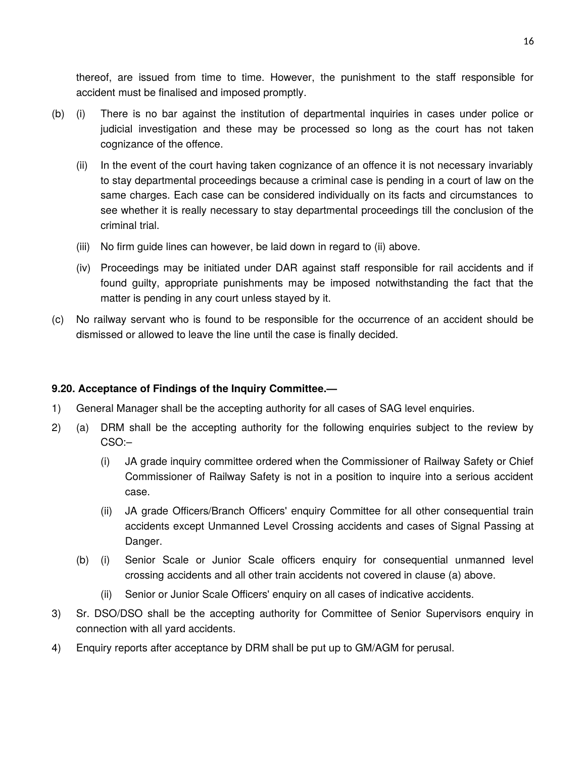thereof, are issued from time to time. However, the punishment to the staff responsible for accident must be finalised and imposed promptly.

(b) (i) There is no bar against the institution of departmental inquiries in cases under police or judicial investigation and these may be processed so long as the court has not taken cognizance of the offence.

(ii) In the event of the court having taken cognizance of an offence it is not necessary invariably to stay departmental proceedings because a criminal case is pending in a court of law on the same charges. Each case can be considered individually on its facts and circumstances to see whether it is really necessary to stay departmental proceedings till the conclusion of the criminal trial.

(iii) No firm guide lines can however, be laid down in regard to (ii) above.

(iv) Proceedings may be initiated under DAR against staff responsible for rail accidents and if found guilty, appropriate punishments may be imposed notwithstanding the fact that the matter is pending in any court unless stayed by it.

(c) No railway servant who is found to be responsible for the occurrence of an accident should be dismissed or allowed to leave the line until the case is finally decided.

**9.20. Acceptance of Findings of the Inquiry Committee.—**

1) General Manager shall be the accepting authority for all cases of SAG level enquiries.

2) (a) DRM shall be the accepting authority for the following enquiries subject to the review by CSO:–

(i) JA grade inquiry committee ordered when the Commissioner of Railway Safety or Chief Commissioner of Railway Safety is not in a position to inquire into a serious accident case.

(ii) JA grade Officers/Branch Officers' enquiry Committee for all other consequential train accidents except Unmanned Level Crossing accidents and cases of Signal Passing at Danger.

(b) (i) Senior Scale or Junior Scale officers enquiry for consequential unmanned level crossing accidents and all other train accidents not covered in clause (a) above.

(ii) Senior or Junior Scale Officers' enquiry on all cases of indicative accidents.

3) Sr. DSO/DSO shall be the accepting authority for Committee of Senior Supervisors enquiry in connection with all yard accidents.

4) Enquiry reports after acceptance by DRM shall be put up to GM/AGM for perusal.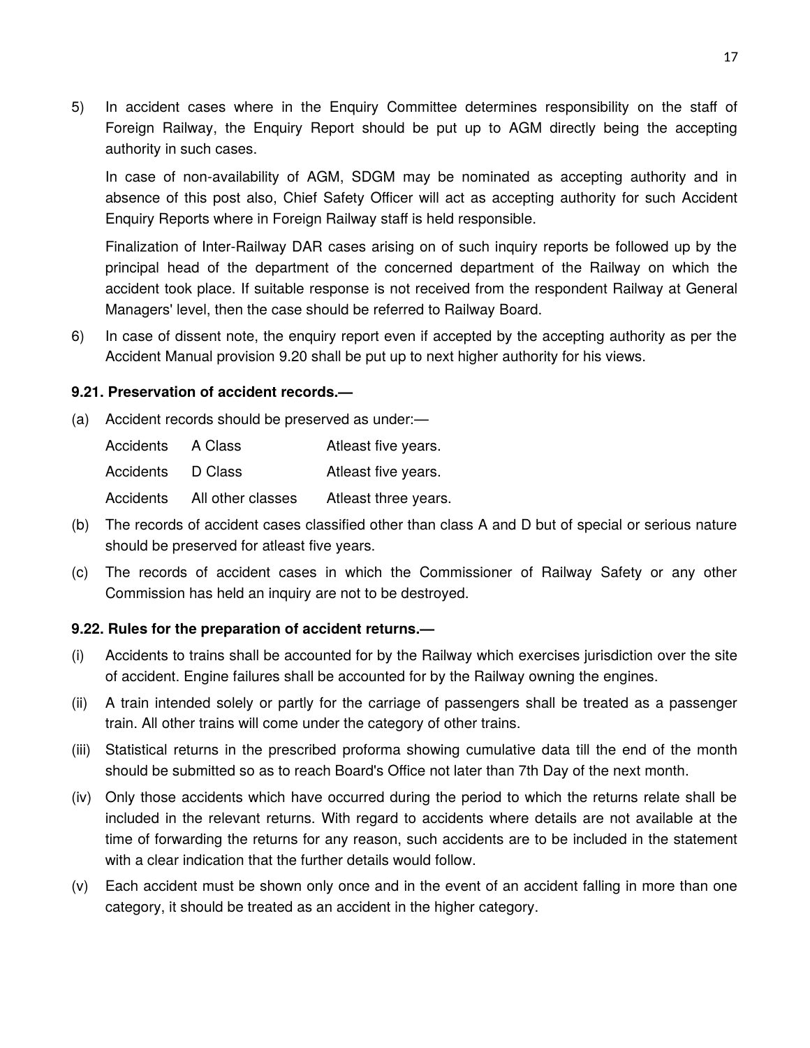5) In accident cases where in the Enquiry Committee determines responsibility on the staff of Foreign Railway, the Enquiry Report should be put up to AGM directly being the accepting authority in such cases.

   In case of non-availability of AGM, SDGM may be nominated as accepting authority and in absence of this post also, Chief Safety Officer will act as accepting authority for such Accident Enquiry Reports where in Foreign Railway staff is held responsible.

   Finalization of Inter-Railway DAR cases arising on of such inquiry reports be followed up by the principal head of the department of the concerned department of the Railway on which the accident took place. If suitable response is not received from the respondent Railway at General Managers' level, then the case should be referred to Railway Board.

6) In case of dissent note, the enquiry report even if accepted by the accepting authority as per the Accident Manual provision 9.20 shall be put up to next higher authority for his views.

**9.21. Preservation of accident records.—**

(a) Accident records should be preserved as under:—

| | | |
|---|---|---|
| Accidents | A Class | Atleast five years. |
| Accidents | D Class | Atleast five years. |
| Accidents | All other classes | Atleast three years. |

(b) The records of accident cases classified other than class A and D but of special or serious nature should be preserved for atleast five years.

(c) The records of accident cases in which the Commissioner of Railway Safety or any other Commission has held an inquiry are not to be destroyed.

**9.22. Rules for the preparation of accident returns.—**

(i) Accidents to trains shall be accounted for by the Railway which exercises jurisdiction over the site of accident. Engine failures shall be accounted for by the Railway owning the engines.

(ii) A train intended solely or partly for the carriage of passengers shall be treated as a passenger train. All other trains will come under the category of other trains.

(iii) Statistical returns in the prescribed proforma showing cumulative data till the end of the month should be submitted so as to reach Board's Office not later than 7th Day of the next month.

(iv) Only those accidents which have occurred during the period to which the returns relate shall be included in the relevant returns. With regard to accidents where details are not available at the time of forwarding the returns for any reason, such accidents are to be included in the statement with a clear indication that the further details would follow.

(v) Each accident must be shown only once and in the event of an accident falling in more than one category, it should be treated as an accident in the higher category.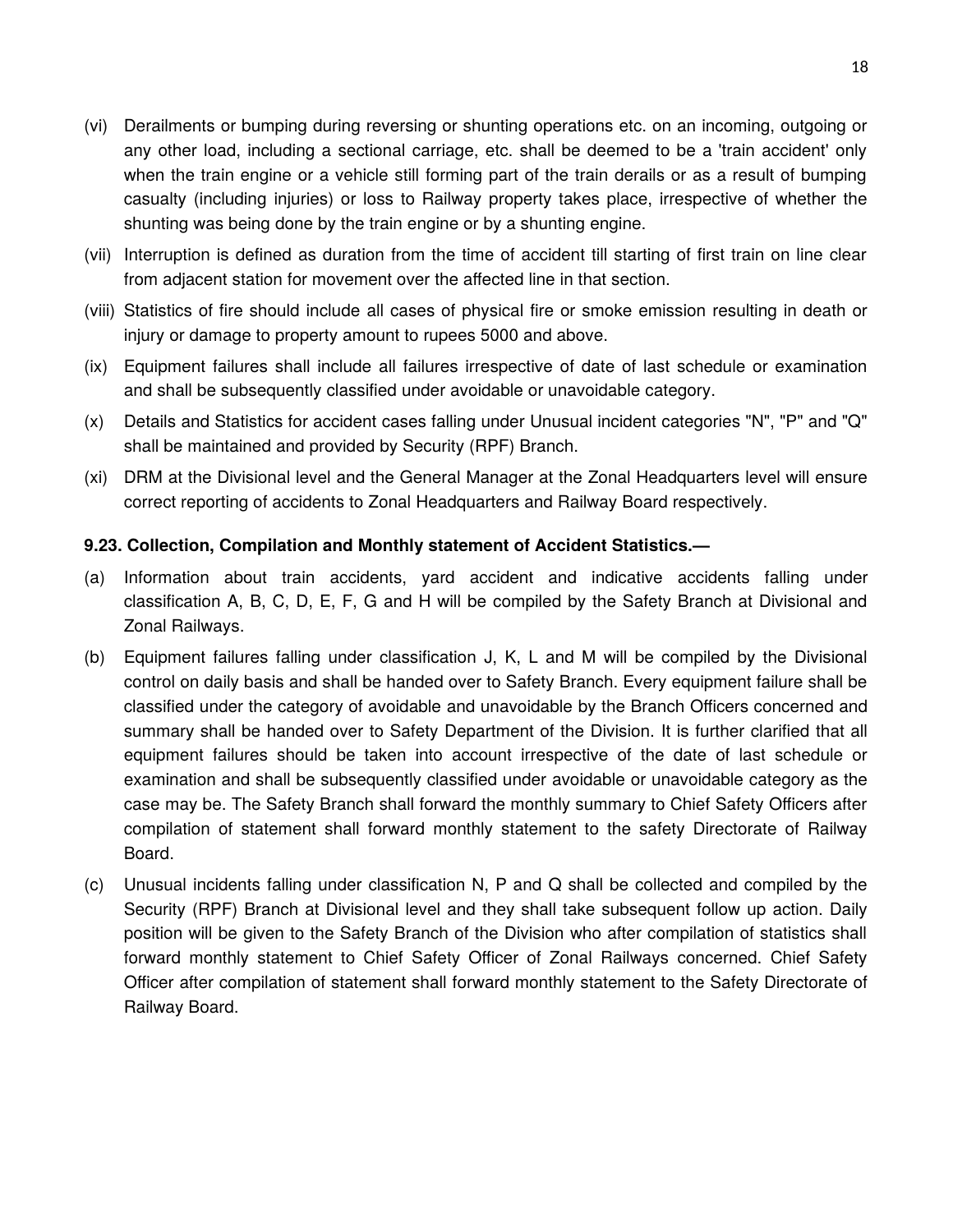(vi) Derailments or bumping during reversing or shunting operations etc. on an incoming, outgoing or any other load, including a sectional carriage, etc. shall be deemed to be a 'train accident' only when the train engine or a vehicle still forming part of the train derails or as a result of bumping casualty (including injuries) or loss to Railway property takes place, irrespective of whether the shunting was being done by the train engine or by a shunting engine.

(vii) Interruption is defined as duration from the time of accident till starting of first train on line clear from adjacent station for movement over the affected line in that section.

(viii) Statistics of fire should include all cases of physical fire or smoke emission resulting in death or injury or damage to property amount to rupees 5000 and above.

(ix) Equipment failures shall include all failures irrespective of date of last schedule or examination and shall be subsequently classified under avoidable or unavoidable category.

(x) Details and Statistics for accident cases falling under Unusual incident categories "N", "P" and "Q" shall be maintained and provided by Security (RPF) Branch.

(xi) DRM at the Divisional level and the General Manager at the Zonal Headquarters level will ensure correct reporting of accidents to Zonal Headquarters and Railway Board respectively.

**9.23. Collection, Compilation and Monthly statement of Accident Statistics.—**

(a) Information about train accidents, yard accident and indicative accidents falling under classification A, B, C, D, E, F, G and H will be compiled by the Safety Branch at Divisional and Zonal Railways.

(b) Equipment failures falling under classification J, K, L and M will be compiled by the Divisional control on daily basis and shall be handed over to Safety Branch. Every equipment failure shall be classified under the category of avoidable and unavoidable by the Branch Officers concerned and summary shall be handed over to Safety Department of the Division. It is further clarified that all equipment failures should be taken into account irrespective of the date of last schedule or examination and shall be subsequently classified under avoidable or unavoidable category as the case may be. The Safety Branch shall forward the monthly summary to Chief Safety Officers after compilation of statement shall forward monthly statement to the safety Directorate of Railway Board.

(c) Unusual incidents falling under classification N, P and Q shall be collected and compiled by the Security (RPF) Branch at Divisional level and they shall take subsequent follow up action. Daily position will be given to the Safety Branch of the Division who after compilation of statistics shall forward monthly statement to Chief Safety Officer of Zonal Railways concerned. Chief Safety Officer after compilation of statement shall forward monthly statement to the Safety Directorate of Railway Board.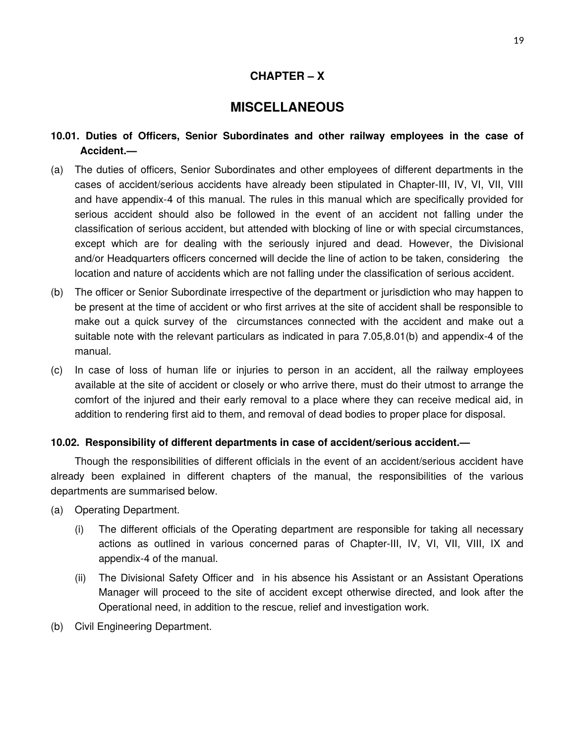# CHAPTER – X

## MISCELLANEOUS

### 10.01. Duties of Officers, Senior Subordinates and other railway employees in the case of Accident.—

(a) The duties of officers, Senior Subordinates and other employees of different departments in the cases of accident/serious accidents have already been stipulated in Chapter-III, IV, VI, VII, VIII and have appendix-4 of this manual. The rules in this manual which are specifically provided for serious accident should also be followed in the event of an accident not falling under the classification of serious accident, but attended with blocking of line or with special circumstances, except which are for dealing with the seriously injured and dead. However, the Divisional and/or Headquarters officers concerned will decide the line of action to be taken, considering the location and nature of accidents which are not falling under the classification of serious accident.

(b) The officer or Senior Subordinate irrespective of the department or jurisdiction who may happen to be present at the time of accident or who first arrives at the site of accident shall be responsible to make out a quick survey of the circumstances connected with the accident and make out a suitable note with the relevant particulars as indicated in para 7.05,8.01(b) and appendix-4 of the manual.

(c) In case of loss of human life or injuries to person in an accident, all the railway employees available at the site of accident or closely or who arrive there, must do their utmost to arrange the comfort of the injured and their early removal to a place where they can receive medical aid, in addition to rendering first aid to them, and removal of dead bodies to proper place for disposal.

### 10.02. Responsibility of different departments in case of accident/serious accident.—

Though the responsibilities of different officials in the event of an accident/serious accident have already been explained in different chapters of the manual, the responsibilities of the various departments are summarised below.

(a) Operating Department.

   (i) The different officials of the Operating department are responsible for taking all necessary actions as outlined in various concerned paras of Chapter-III, IV, VI, VII, VIII, IX and appendix-4 of the manual.

   (ii) The Divisional Safety Officer and in his absence his Assistant or an Assistant Operations Manager will proceed to the site of accident except otherwise directed, and look after the Operational need, in addition to the rescue, relief and investigation work.

(b) Civil Engineering Department.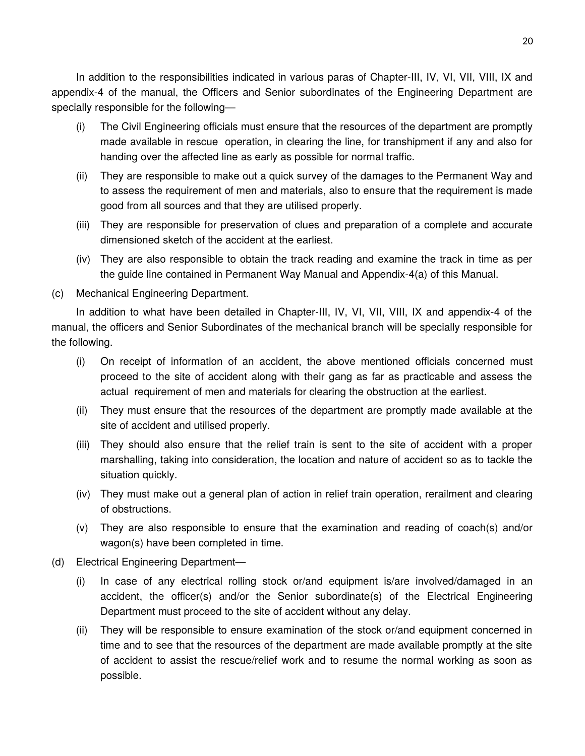In addition to the responsibilities indicated in various paras of Chapter-III, IV, VI, VII, VIII, IX and appendix-4 of the manual, the Officers and Senior subordinates of the Engineering Department are specially responsible for the following—

(i) The Civil Engineering officials must ensure that the resources of the department are promptly made available in rescue operation, in clearing the line, for transhipment if any and also for handing over the affected line as early as possible for normal traffic.

(ii) They are responsible to make out a quick survey of the damages to the Permanent Way and to assess the requirement of men and materials, also to ensure that the requirement is made good from all sources and that they are utilised properly.

(iii) They are responsible for preservation of clues and preparation of a complete and accurate dimensioned sketch of the accident at the earliest.

(iv) They are also responsible to obtain the track reading and examine the track in time as per the guide line contained in Permanent Way Manual and Appendix-4(a) of this Manual.

(c) Mechanical Engineering Department.

In addition to what have been detailed in Chapter-III, IV, VI, VII, VIII, IX and appendix-4 of the manual, the officers and Senior Subordinates of the mechanical branch will be specially responsible for the following.

(i) On receipt of information of an accident, the above mentioned officials concerned must proceed to the site of accident along with their gang as far as practicable and assess the actual requirement of men and materials for clearing the obstruction at the earliest.

(ii) They must ensure that the resources of the department are promptly made available at the site of accident and utilised properly.

(iii) They should also ensure that the relief train is sent to the site of accident with a proper marshalling, taking into consideration, the location and nature of accident so as to tackle the situation quickly.

(iv) They must make out a general plan of action in relief train operation, rerailment and clearing of obstructions.

(v) They are also responsible to ensure that the examination and reading of coach(s) and/or wagon(s) have been completed in time.

(d) Electrical Engineering Department—

(i) In case of any electrical rolling stock or/and equipment is/are involved/damaged in an accident, the officer(s) and/or the Senior subordinate(s) of the Electrical Engineering Department must proceed to the site of accident without any delay.

(ii) They will be responsible to ensure examination of the stock or/and equipment concerned in time and to see that the resources of the department are made available promptly at the site of accident to assist the rescue/relief work and to resume the normal working as soon as possible.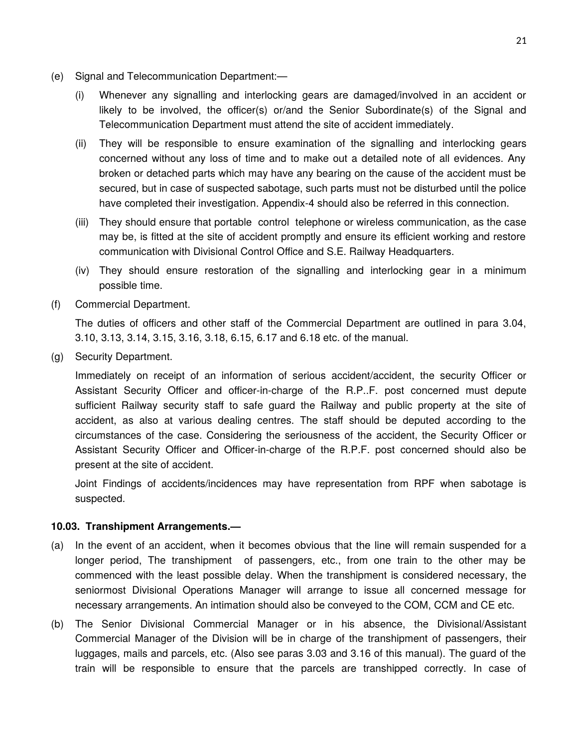(e) Signal and Telecommunication Department:—

   (i) Whenever any signalling and interlocking gears are damaged/involved in an accident or likely to be involved, the officer(s) or/and the Senior Subordinate(s) of the Signal and Telecommunication Department must attend the site of accident immediately.

   (ii) They will be responsible to ensure examination of the signalling and interlocking gears concerned without any loss of time and to make out a detailed note of all evidences. Any broken or detached parts which may have any bearing on the cause of the accident must be secured, but in case of suspected sabotage, such parts must not be disturbed until the police have completed their investigation. Appendix-4 should also be referred in this connection.

   (iii) They should ensure that portable control telephone or wireless communication, as the case may be, is fitted at the site of accident promptly and ensure its efficient working and restore communication with Divisional Control Office and S.E. Railway Headquarters.

   (iv) They should ensure restoration of the signalling and interlocking gear in a minimum possible time.

(f) Commercial Department.

   The duties of officers and other staff of the Commercial Department are outlined in para 3.04, 3.10, 3.13, 3.14, 3.15, 3.16, 3.18, 6.15, 6.17 and 6.18 etc. of the manual.

(g) Security Department.

   Immediately on receipt of an information of serious accident/accident, the security Officer or Assistant Security Officer and officer-in-charge of the R.P..F. post concerned must depute sufficient Railway security staff to safe guard the Railway and public property at the site of accident, as also at various dealing centres. The staff should be deputed according to the circumstances of the case. Considering the seriousness of the accident, the Security Officer or Assistant Security Officer and Officer-in-charge of the R.P.F. post concerned should also be present at the site of accident.

   Joint Findings of accidents/incidences may have representation from RPF when sabotage is suspected.

**10.03. Transhipment Arrangements.—**

(a) In the event of an accident, when it becomes obvious that the line will remain suspended for a longer period, The transhipment of passengers, etc., from one train to the other may be commenced with the least possible delay. When the transhipment is considered necessary, the seniormost Divisional Operations Manager will arrange to issue all concerned message for necessary arrangements. An intimation should also be conveyed to the COM, CCM and CE etc.

(b) The Senior Divisional Commercial Manager or in his absence, the Divisional/Assistant Commercial Manager of the Division will be in charge of the transhipment of passengers, their luggages, mails and parcels, etc. (Also see paras 3.03 and 3.16 of this manual). The guard of the train will be responsible to ensure that the parcels are transhipped correctly. In case of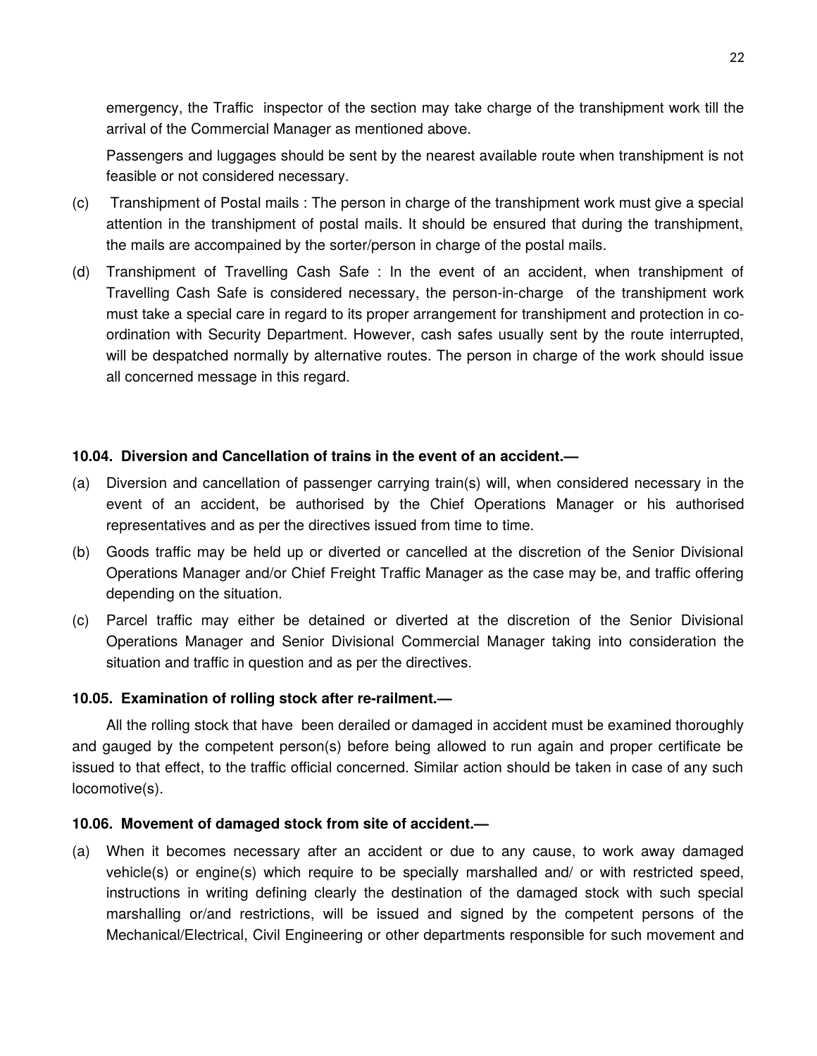emergency, the Traffic inspector of the section may take charge of the transhipment work till the arrival of the Commercial Manager as mentioned above.

Passengers and luggages should be sent by the nearest available route when transhipment is not feasible or not considered necessary.

(c) Transhipment of Postal mails : The person in charge of the transhipment work must give a special attention in the transhipment of postal mails. It should be ensured that during the transhipment, the mails are accompained by the sorter/person in charge of the postal mails.

(d) Transhipment of Travelling Cash Safe : In the event of an accident, when transhipment of Travelling Cash Safe is considered necessary, the person-in-charge of the transhipment work must take a special care in regard to its proper arrangement for transhipment and protection in co-ordination with Security Department. However, cash safes usually sent by the route interrupted, will be despatched normally by alternative routes. The person in charge of the work should issue all concerned message in this regard.

**10.04. Diversion and Cancellation of trains in the event of an accident.—**

(a) Diversion and cancellation of passenger carrying train(s) will, when considered necessary in the event of an accident, be authorised by the Chief Operations Manager or his authorised representatives and as per the directives issued from time to time.

(b) Goods traffic may be held up or diverted or cancelled at the discretion of the Senior Divisional Operations Manager and/or Chief Freight Traffic Manager as the case may be, and traffic offering depending on the situation.

(c) Parcel traffic may either be detained or diverted at the discretion of the Senior Divisional Operations Manager and Senior Divisional Commercial Manager taking into consideration the situation and traffic in question and as per the directives.

**10.05. Examination of rolling stock after re-railment.—**

All the rolling stock that have been derailed or damaged in accident must be examined thoroughly and gauged by the competent person(s) before being allowed to run again and proper certificate be issued to that effect, to the traffic official concerned. Similar action should be taken in case of any such locomotive(s).

**10.06. Movement of damaged stock from site of accident.—**

(a) When it becomes necessary after an accident or due to any cause, to work away damaged vehicle(s) or engine(s) which require to be specially marshalled and/ or with restricted speed, instructions in writing defining clearly the destination of the damaged stock with such special marshalling or/and restrictions, will be issued and signed by the competent persons of the Mechanical/Electrical, Civil Engineering or other departments responsible for such movement and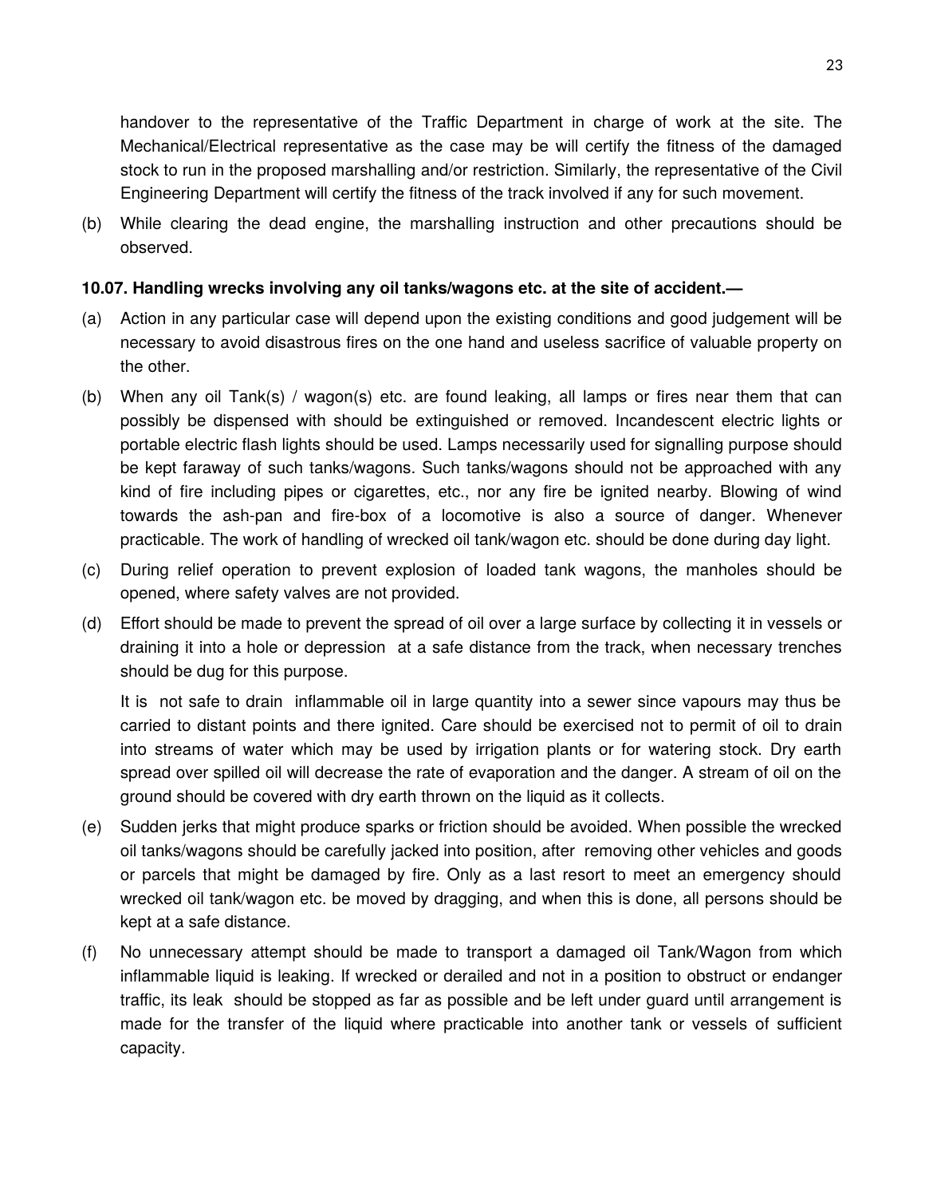handover to the representative of the Traffic Department in charge of work at the site. The Mechanical/Electrical representative as the case may be will certify the fitness of the damaged stock to run in the proposed marshalling and/or restriction. Similarly, the representative of the Civil Engineering Department will certify the fitness of the track involved if any for such movement.

(b) While clearing the dead engine, the marshalling instruction and other precautions should be observed.

**10.07. Handling wrecks involving any oil tanks/wagons etc. at the site of accident.—**

(a) Action in any particular case will depend upon the existing conditions and good judgement will be necessary to avoid disastrous fires on the one hand and useless sacrifice of valuable property on the other.

(b) When any oil Tank(s) / wagon(s) etc. are found leaking, all lamps or fires near them that can possibly be dispensed with should be extinguished or removed. Incandescent electric lights or portable electric flash lights should be used. Lamps necessarily used for signalling purpose should be kept faraway of such tanks/wagons. Such tanks/wagons should not be approached with any kind of fire including pipes or cigarettes, etc., nor any fire be ignited nearby. Blowing of wind towards the ash-pan and fire-box of a locomotive is also a source of danger. Whenever practicable. The work of handling of wrecked oil tank/wagon etc. should be done during day light.

(c) During relief operation to prevent explosion of loaded tank wagons, the manholes should be opened, where safety valves are not provided.

(d) Effort should be made to prevent the spread of oil over a large surface by collecting it in vessels or draining it into a hole or depression at a safe distance from the track, when necessary trenches should be dug for this purpose.

It is not safe to drain inflammable oil in large quantity into a sewer since vapours may thus be carried to distant points and there ignited. Care should be exercised not to permit of oil to drain into streams of water which may be used by irrigation plants or for watering stock. Dry earth spread over spilled oil will decrease the rate of evaporation and the danger. A stream of oil on the ground should be covered with dry earth thrown on the liquid as it collects.

(e) Sudden jerks that might produce sparks or friction should be avoided. When possible the wrecked oil tanks/wagons should be carefully jacked into position, after removing other vehicles and goods or parcels that might be damaged by fire. Only as a last resort to meet an emergency should wrecked oil tank/wagon etc. be moved by dragging, and when this is done, all persons should be kept at a safe distance.

(f) No unnecessary attempt should be made to transport a damaged oil Tank/Wagon from which inflammable liquid is leaking. If wrecked or derailed and not in a position to obstruct or endanger traffic, its leak should be stopped as far as possible and be left under guard until arrangement is made for the transfer of the liquid where practicable into another tank or vessels of sufficient capacity.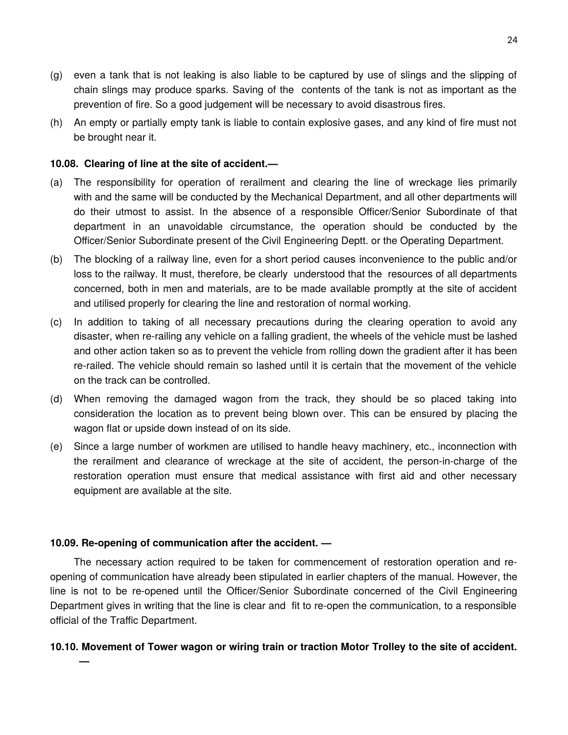(g) even a tank that is not leaking is also liable to be captured by use of slings and the slipping of chain slings may produce sparks. Saving of the contents of the tank is not as important as the prevention of fire. So a good judgement will be necessary to avoid disastrous fires.

(h) An empty or partially empty tank is liable to contain explosive gases, and any kind of fire must not be brought near it.

**10.08. Clearing of line at the site of accident.—**

(a) The responsibility for operation of rerailment and clearing the line of wreckage lies primarily with and the same will be conducted by the Mechanical Department, and all other departments will do their utmost to assist. In the absence of a responsible Officer/Senior Subordinate of that department in an unavoidable circumstance, the operation should be conducted by the Officer/Senior Subordinate present of the Civil Engineering Deptt. or the Operating Department.

(b) The blocking of a railway line, even for a short period causes inconvenience to the public and/or loss to the railway. It must, therefore, be clearly understood that the resources of all departments concerned, both in men and materials, are to be made available promptly at the site of accident and utilised properly for clearing the line and restoration of normal working.

(c) In addition to taking of all necessary precautions during the clearing operation to avoid any disaster, when re-railing any vehicle on a falling gradient, the wheels of the vehicle must be lashed and other action taken so as to prevent the vehicle from rolling down the gradient after it has been re-railed. The vehicle should remain so lashed until it is certain that the movement of the vehicle on the track can be controlled.

(d) When removing the damaged wagon from the track, they should be so placed taking into consideration the location as to prevent being blown over. This can be ensured by placing the wagon flat or upside down instead of on its side.

(e) Since a large number of workmen are utilised to handle heavy machinery, etc., inconnection with the rerailment and clearance of wreckage at the site of accident, the person-in-charge of the restoration operation must ensure that medical assistance with first aid and other necessary equipment are available at the site.

**10.09. Re-opening of communication after the accident. —**

The necessary action required to be taken for commencement of restoration operation and re-opening of communication have already been stipulated in earlier chapters of the manual. However, the line is not to be re-opened until the Officer/Senior Subordinate concerned of the Civil Engineering Department gives in writing that the line is clear and fit to re-open the communication, to a responsible official of the Traffic Department.

**10.10. Movement of Tower wagon or wiring train or traction Motor Trolley to the site of accident. —**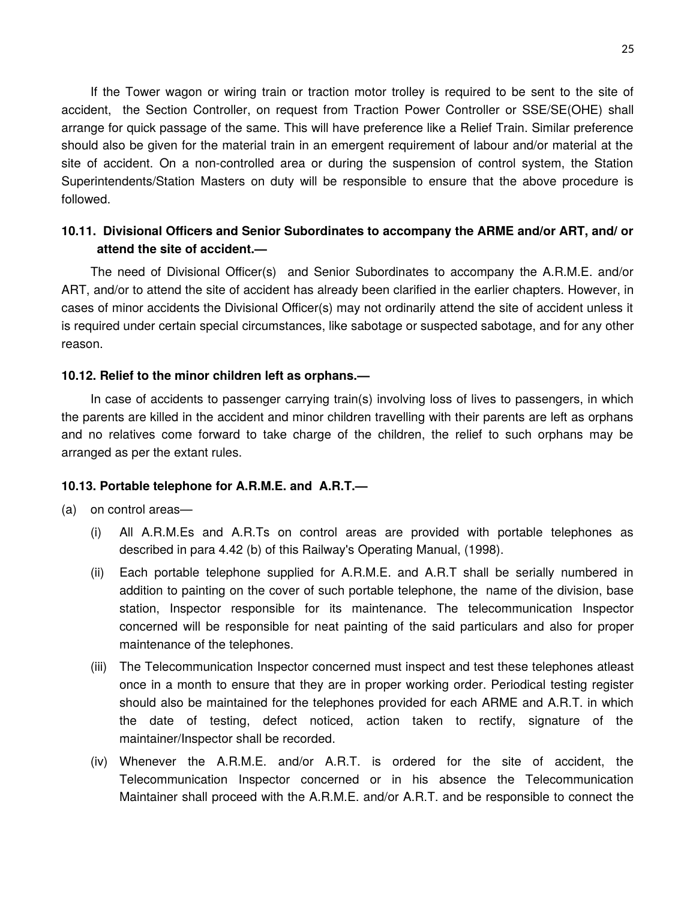If the Tower wagon or wiring train or traction motor trolley is required to be sent to the site of accident, the Section Controller, on request from Traction Power Controller or SSE/SE(OHE) shall arrange for quick passage of the same. This will have preference like a Relief Train. Similar preference should also be given for the material train in an emergent requirement of labour and/or material at the site of accident. On a non-controlled area or during the suspension of control system, the Station Superintendents/Station Masters on duty will be responsible to ensure that the above procedure is followed.

### 10.11. Divisional Officers and Senior Subordinates to accompany the ARME and/or ART, and/ or attend the site of accident.—

The need of Divisional Officer(s) and Senior Subordinates to accompany the A.R.M.E. and/or ART, and/or to attend the site of accident has already been clarified in the earlier chapters. However, in cases of minor accidents the Divisional Officer(s) may not ordinarily attend the site of accident unless it is required under certain special circumstances, like sabotage or suspected sabotage, and for any other reason.

### 10.12. Relief to the minor children left as orphans.—

In case of accidents to passenger carrying train(s) involving loss of lives to passengers, in which the parents are killed in the accident and minor children travelling with their parents are left as orphans and no relatives come forward to take charge of the children, the relief to such orphans may be arranged as per the extant rules.

### 10.13. Portable telephone for A.R.M.E. and A.R.T.—

(a) on control areas—

(i) All A.R.M.Es and A.R.Ts on control areas are provided with portable telephones as described in para 4.42 (b) of this Railway's Operating Manual, (1998).

(ii) Each portable telephone supplied for A.R.M.E. and A.R.T shall be serially numbered in addition to painting on the cover of such portable telephone, the name of the division, base station, Inspector responsible for its maintenance. The telecommunication Inspector concerned will be responsible for neat painting of the said particulars and also for proper maintenance of the telephones.

(iii) The Telecommunication Inspector concerned must inspect and test these telephones atleast once in a month to ensure that they are in proper working order. Periodical testing register should also be maintained for the telephones provided for each ARME and A.R.T. in which the date of testing, defect noticed, action taken to rectify, signature of the maintainer/Inspector shall be recorded.

(iv) Whenever the A.R.M.E. and/or A.R.T. is ordered for the site of accident, the Telecommunication Inspector concerned or in his absence the Telecommunication Maintainer shall proceed with the A.R.M.E. and/or A.R.T. and be responsible to connect the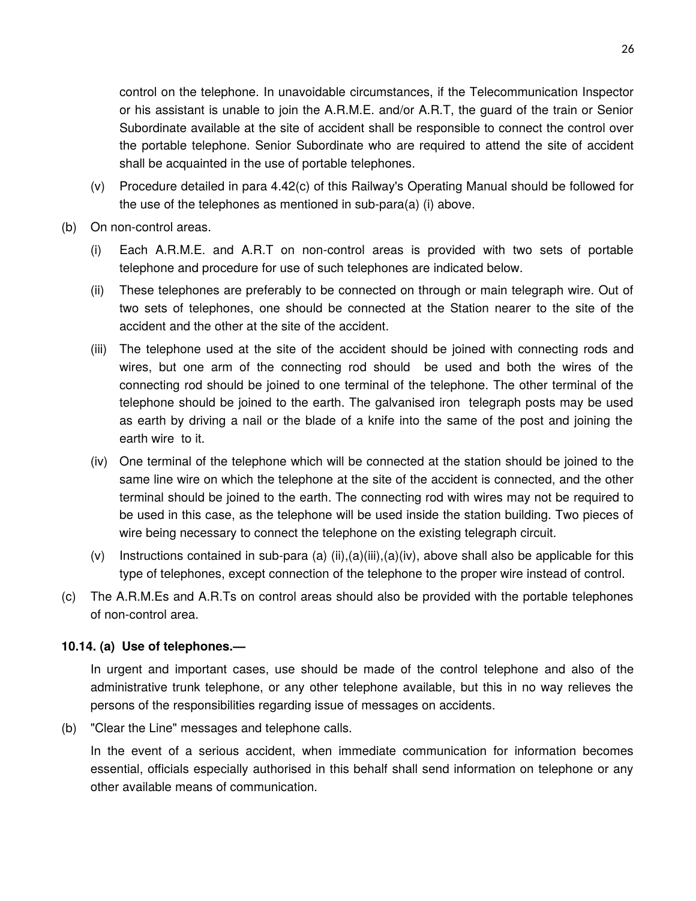control on the telephone. In unavoidable circumstances, if the Telecommunication Inspector or his assistant is unable to join the A.R.M.E. and/or A.R.T, the guard of the train or Senior Subordinate available at the site of accident shall be responsible to connect the control over the portable telephone. Senior Subordinate who are required to attend the site of accident shall be acquainted in the use of portable telephones.

(v) Procedure detailed in para 4.42(c) of this Railway's Operating Manual should be followed for the use of the telephones as mentioned in sub-para(a) (i) above.

(b) On non-control areas.

(i) Each A.R.M.E. and A.R.T on non-control areas is provided with two sets of portable telephone and procedure for use of such telephones are indicated below.

(ii) These telephones are preferably to be connected on through or main telegraph wire. Out of two sets of telephones, one should be connected at the Station nearer to the site of the accident and the other at the site of the accident.

(iii) The telephone used at the site of the accident should be joined with connecting rods and wires, but one arm of the connecting rod should be used and both the wires of the connecting rod should be joined to one terminal of the telephone. The other terminal of the telephone should be joined to the earth. The galvanised iron telegraph posts may be used as earth by driving a nail or the blade of a knife into the same of the post and joining the earth wire to it.

(iv) One terminal of the telephone which will be connected at the station should be joined to the same line wire on which the telephone at the site of the accident is connected, and the other terminal should be joined to the earth. The connecting rod with wires may not be required to be used in this case, as the telephone will be used inside the station building. Two pieces of wire being necessary to connect the telephone on the existing telegraph circuit.

(v) Instructions contained in sub-para (a) (ii),(a)(iii),(a)(iv), above shall also be applicable for this type of telephones, except connection of the telephone to the proper wire instead of control.

(c) The A.R.M.Es and A.R.Ts on control areas should also be provided with the portable telephones of non-control area.

**10.14. (a) Use of telephones.—**

In urgent and important cases, use should be made of the control telephone and also of the administrative trunk telephone, or any other telephone available, but this in no way relieves the persons of the responsibilities regarding issue of messages on accidents.

(b) "Clear the Line" messages and telephone calls.

In the event of a serious accident, when immediate communication for information becomes essential, officials especially authorised in this behalf shall send information on telephone or any other available means of communication.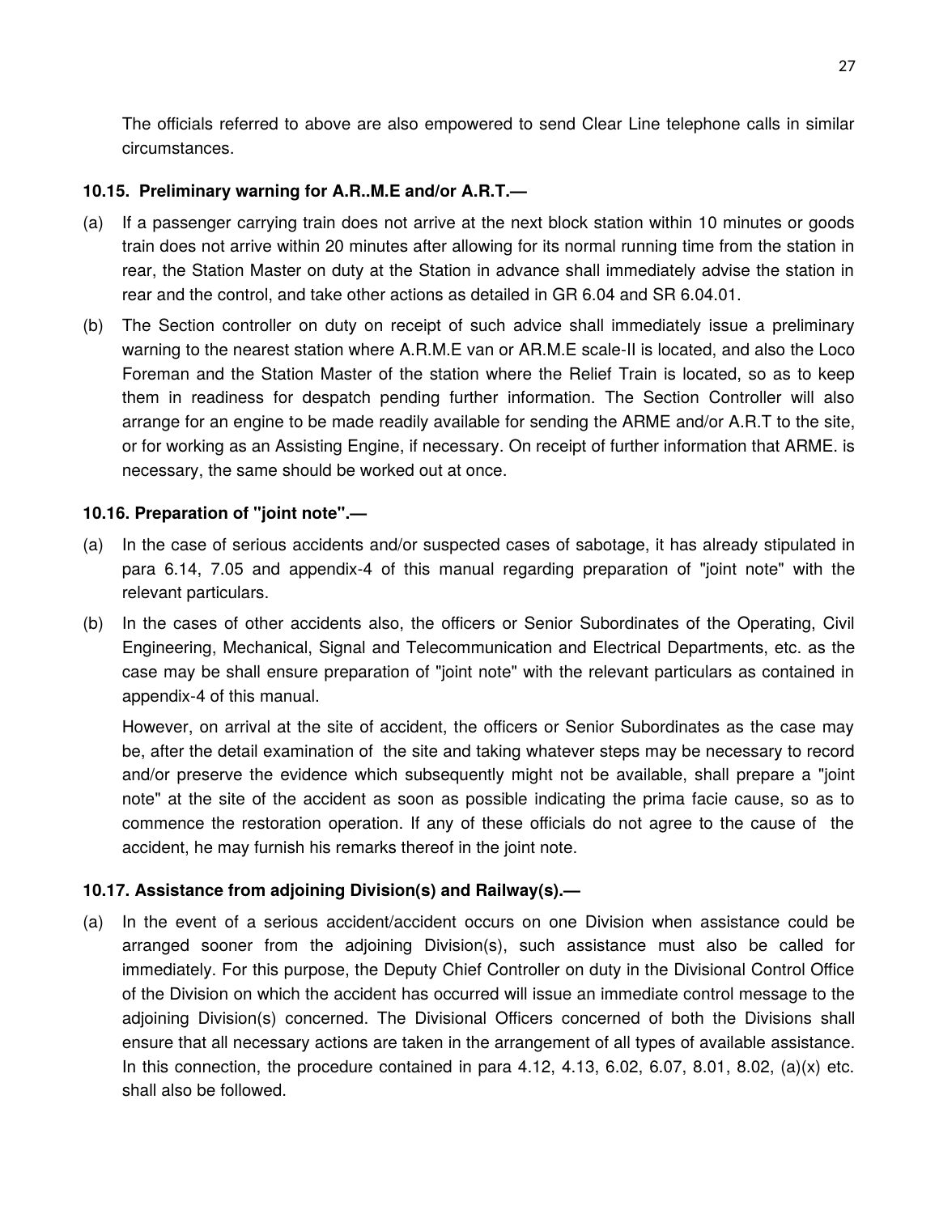The officials referred to above are also empowered to send Clear Line telephone calls in similar circumstances.

**10.15. Preliminary warning for A.R..M.E and/or A.R.T.—**

(a) If a passenger carrying train does not arrive at the next block station within 10 minutes or goods train does not arrive within 20 minutes after allowing for its normal running time from the station in rear, the Station Master on duty at the Station in advance shall immediately advise the station in rear and the control, and take other actions as detailed in GR 6.04 and SR 6.04.01.

(b) The Section controller on duty on receipt of such advice shall immediately issue a preliminary warning to the nearest station where A.R.M.E van or AR.M.E scale-II is located, and also the Loco Foreman and the Station Master of the station where the Relief Train is located, so as to keep them in readiness for despatch pending further information. The Section Controller will also arrange for an engine to be made readily available for sending the ARME and/or A.R.T to the site, or for working as an Assisting Engine, if necessary. On receipt of further information that ARME. is necessary, the same should be worked out at once.

**10.16. Preparation of "joint note".—**

(a) In the case of serious accidents and/or suspected cases of sabotage, it has already stipulated in para 6.14, 7.05 and appendix-4 of this manual regarding preparation of "joint note" with the relevant particulars.

(b) In the cases of other accidents also, the officers or Senior Subordinates of the Operating, Civil Engineering, Mechanical, Signal and Telecommunication and Electrical Departments, etc. as the case may be shall ensure preparation of "joint note" with the relevant particulars as contained in appendix-4 of this manual.

However, on arrival at the site of accident, the officers or Senior Subordinates as the case may be, after the detail examination of the site and taking whatever steps may be necessary to record and/or preserve the evidence which subsequently might not be available, shall prepare a "joint note" at the site of the accident as soon as possible indicating the prima facie cause, so as to commence the restoration operation. If any of these officials do not agree to the cause of the accident, he may furnish his remarks thereof in the joint note.

**10.17. Assistance from adjoining Division(s) and Railway(s).—**

(a) In the event of a serious accident/accident occurs on one Division when assistance could be arranged sooner from the adjoining Division(s), such assistance must also be called for immediately. For this purpose, the Deputy Chief Controller on duty in the Divisional Control Office of the Division on which the accident has occurred will issue an immediate control message to the adjoining Division(s) concerned. The Divisional Officers concerned of both the Divisions shall ensure that all necessary actions are taken in the arrangement of all types of available assistance. In this connection, the procedure contained in para 4.12, 4.13, 6.02, 6.07, 8.01, 8.02, (a)(x) etc. shall also be followed.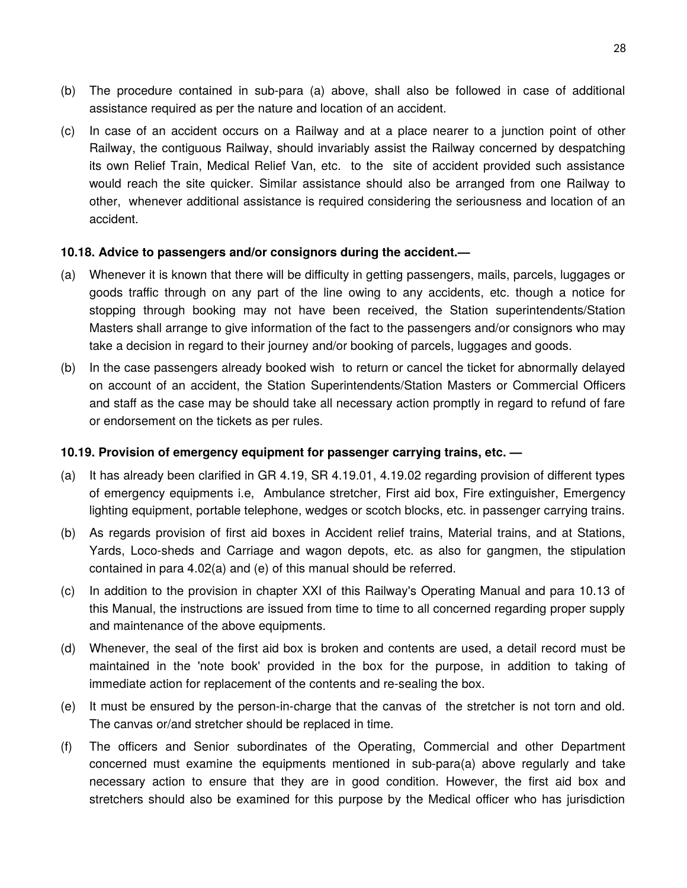(b) The procedure contained in sub-para (a) above, shall also be followed in case of additional assistance required as per the nature and location of an accident.

(c) In case of an accident occurs on a Railway and at a place nearer to a junction point of other Railway, the contiguous Railway, should invariably assist the Railway concerned by despatching its own Relief Train, Medical Relief Van, etc. to the site of accident provided such assistance would reach the site quicker. Similar assistance should also be arranged from one Railway to other, whenever additional assistance is required considering the seriousness and location of an accident.

**10.18. Advice to passengers and/or consignors during the accident.—**

(a) Whenever it is known that there will be difficulty in getting passengers, mails, parcels, luggages or goods traffic through on any part of the line owing to any accidents, etc. though a notice for stopping through booking may not have been received, the Station superintendents/Station Masters shall arrange to give information of the fact to the passengers and/or consignors who may take a decision in regard to their journey and/or booking of parcels, luggages and goods.

(b) In the case passengers already booked wish to return or cancel the ticket for abnormally delayed on account of an accident, the Station Superintendents/Station Masters or Commercial Officers and staff as the case may be should take all necessary action promptly in regard to refund of fare or endorsement on the tickets as per rules.

**10.19. Provision of emergency equipment for passenger carrying trains, etc. —**

(a) It has already been clarified in GR 4.19, SR 4.19.01, 4.19.02 regarding provision of different types of emergency equipments i.e, Ambulance stretcher, First aid box, Fire extinguisher, Emergency lighting equipment, portable telephone, wedges or scotch blocks, etc. in passenger carrying trains.

(b) As regards provision of first aid boxes in Accident relief trains, Material trains, and at Stations, Yards, Loco-sheds and Carriage and wagon depots, etc. as also for gangmen, the stipulation contained in para 4.02(a) and (e) of this manual should be referred.

(c) In addition to the provision in chapter XXI of this Railway's Operating Manual and para 10.13 of this Manual, the instructions are issued from time to time to all concerned regarding proper supply and maintenance of the above equipments.

(d) Whenever, the seal of the first aid box is broken and contents are used, a detail record must be maintained in the 'note book' provided in the box for the purpose, in addition to taking of immediate action for replacement of the contents and re-sealing the box.

(e) It must be ensured by the person-in-charge that the canvas of the stretcher is not torn and old. The canvas or/and stretcher should be replaced in time.

(f) The officers and Senior subordinates of the Operating, Commercial and other Department concerned must examine the equipments mentioned in sub-para(a) above regularly and take necessary action to ensure that they are in good condition. However, the first aid box and stretchers should also be examined for this purpose by the Medical officer who has jurisdiction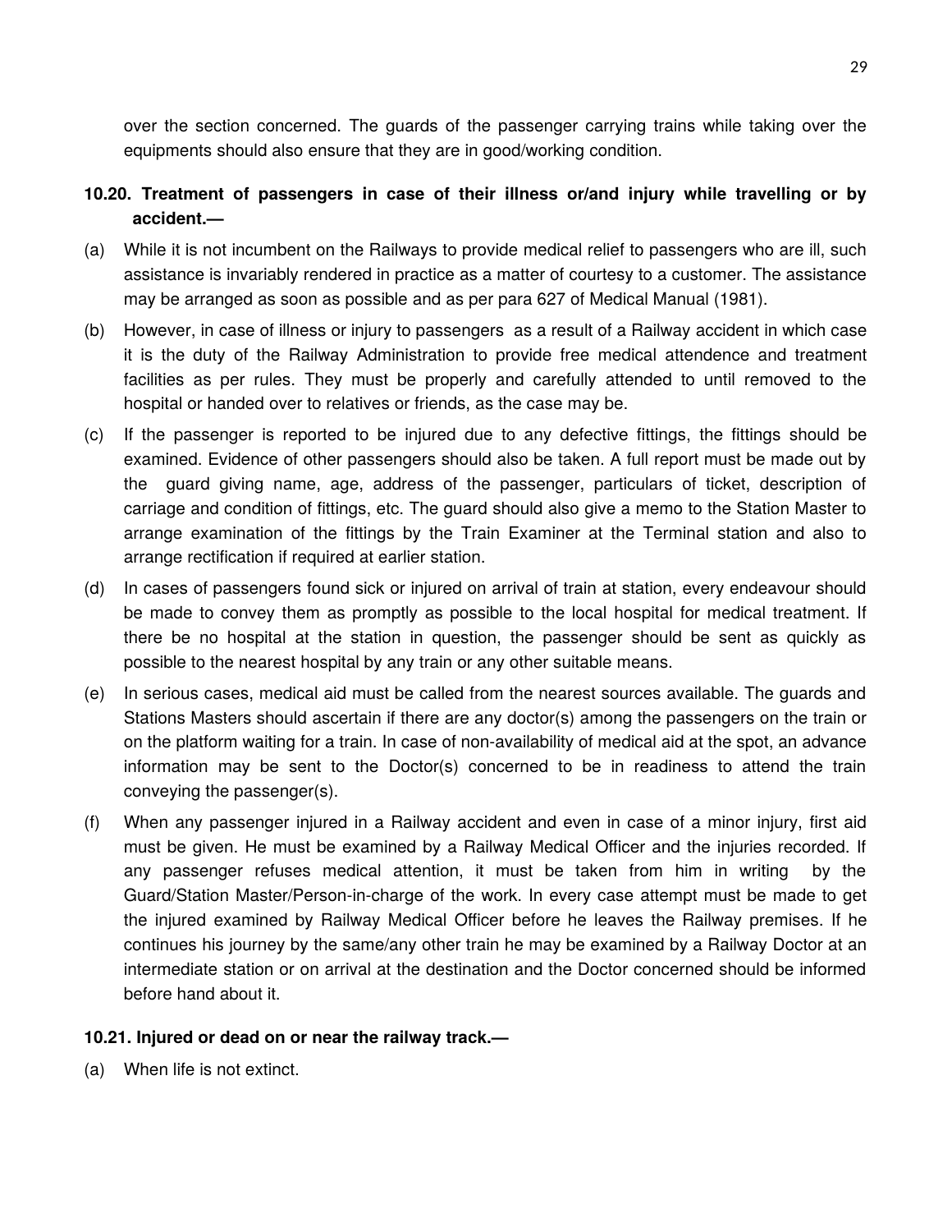over the section concerned. The guards of the passenger carrying trains while taking over the equipments should also ensure that they are in good/working condition.

**10.20. Treatment of passengers in case of their illness or/and injury while travelling or by accident.—**

(a) While it is not incumbent on the Railways to provide medical relief to passengers who are ill, such assistance is invariably rendered in practice as a matter of courtesy to a customer. The assistance may be arranged as soon as possible and as per para 627 of Medical Manual (1981).

(b) However, in case of illness or injury to passengers as a result of a Railway accident in which case it is the duty of the Railway Administration to provide free medical attendence and treatment facilities as per rules. They must be properly and carefully attended to until removed to the hospital or handed over to relatives or friends, as the case may be.

(c) If the passenger is reported to be injured due to any defective fittings, the fittings should be examined. Evidence of other passengers should also be taken. A full report must be made out by the guard giving name, age, address of the passenger, particulars of ticket, description of carriage and condition of fittings, etc. The guard should also give a memo to the Station Master to arrange examination of the fittings by the Train Examiner at the Terminal station and also to arrange rectification if required at earlier station.

(d) In cases of passengers found sick or injured on arrival of train at station, every endeavour should be made to convey them as promptly as possible to the local hospital for medical treatment. If there be no hospital at the station in question, the passenger should be sent as quickly as possible to the nearest hospital by any train or any other suitable means.

(e) In serious cases, medical aid must be called from the nearest sources available. The guards and Stations Masters should ascertain if there are any doctor(s) among the passengers on the train or on the platform waiting for a train. In case of non-availability of medical aid at the spot, an advance information may be sent to the Doctor(s) concerned to be in readiness to attend the train conveying the passenger(s).

(f) When any passenger injured in a Railway accident and even in case of a minor injury, first aid must be given. He must be examined by a Railway Medical Officer and the injuries recorded. If any passenger refuses medical attention, it must be taken from him in writing by the Guard/Station Master/Person-in-charge of the work. In every case attempt must be made to get the injured examined by Railway Medical Officer before he leaves the Railway premises. If he continues his journey by the same/any other train he may be examined by a Railway Doctor at an intermediate station or on arrival at the destination and the Doctor concerned should be informed before hand about it.

**10.21. Injured or dead on or near the railway track.—**

(a) When life is not extinct.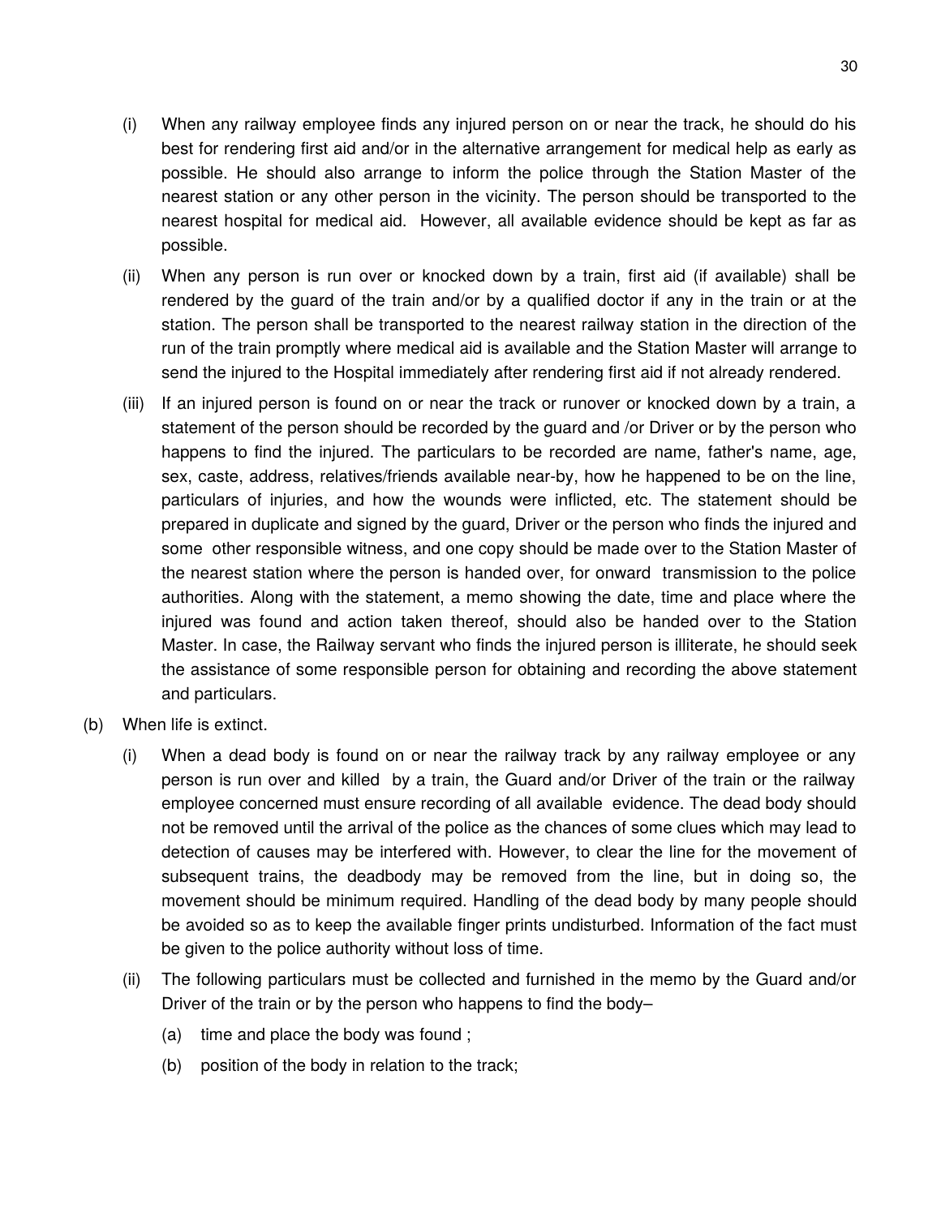(i) When any railway employee finds any injured person on or near the track, he should do his best for rendering first aid and/or in the alternative arrangement for medical help as early as possible. He should also arrange to inform the police through the Station Master of the nearest station or any other person in the vicinity. The person should be transported to the nearest hospital for medical aid. However, all available evidence should be kept as far as possible.

(ii) When any person is run over or knocked down by a train, first aid (if available) shall be rendered by the guard of the train and/or by a qualified doctor if any in the train or at the station. The person shall be transported to the nearest railway station in the direction of the run of the train promptly where medical aid is available and the Station Master will arrange to send the injured to the Hospital immediately after rendering first aid if not already rendered.

(iii) If an injured person is found on or near the track or runover or knocked down by a train, a statement of the person should be recorded by the guard and /or Driver or by the person who happens to find the injured. The particulars to be recorded are name, father's name, age, sex, caste, address, relatives/friends available near-by, how he happened to be on the line, particulars of injuries, and how the wounds were inflicted, etc. The statement should be prepared in duplicate and signed by the guard, Driver or the person who finds the injured and some other responsible witness, and one copy should be made over to the Station Master of the nearest station where the person is handed over, for onward transmission to the police authorities. Along with the statement, a memo showing the date, time and place where the injured was found and action taken thereof, should also be handed over to the Station Master. In case, the Railway servant who finds the injured person is illiterate, he should seek the assistance of some responsible person for obtaining and recording the above statement and particulars.

(b) When life is extinct.

(i) When a dead body is found on or near the railway track by any railway employee or any person is run over and killed by a train, the Guard and/or Driver of the train or the railway employee concerned must ensure recording of all available evidence. The dead body should not be removed until the arrival of the police as the chances of some clues which may lead to detection of causes may be interfered with. However, to clear the line for the movement of subsequent trains, the deadbody may be removed from the line, but in doing so, the movement should be minimum required. Handling of the dead body by many people should be avoided so as to keep the available finger prints undisturbed. Information of the fact must be given to the police authority without loss of time.

(ii) The following particulars must be collected and furnished in the memo by the Guard and/or Driver of the train or by the person who happens to find the body–

(a) time and place the body was found ;

(b) position of the body in relation to the track;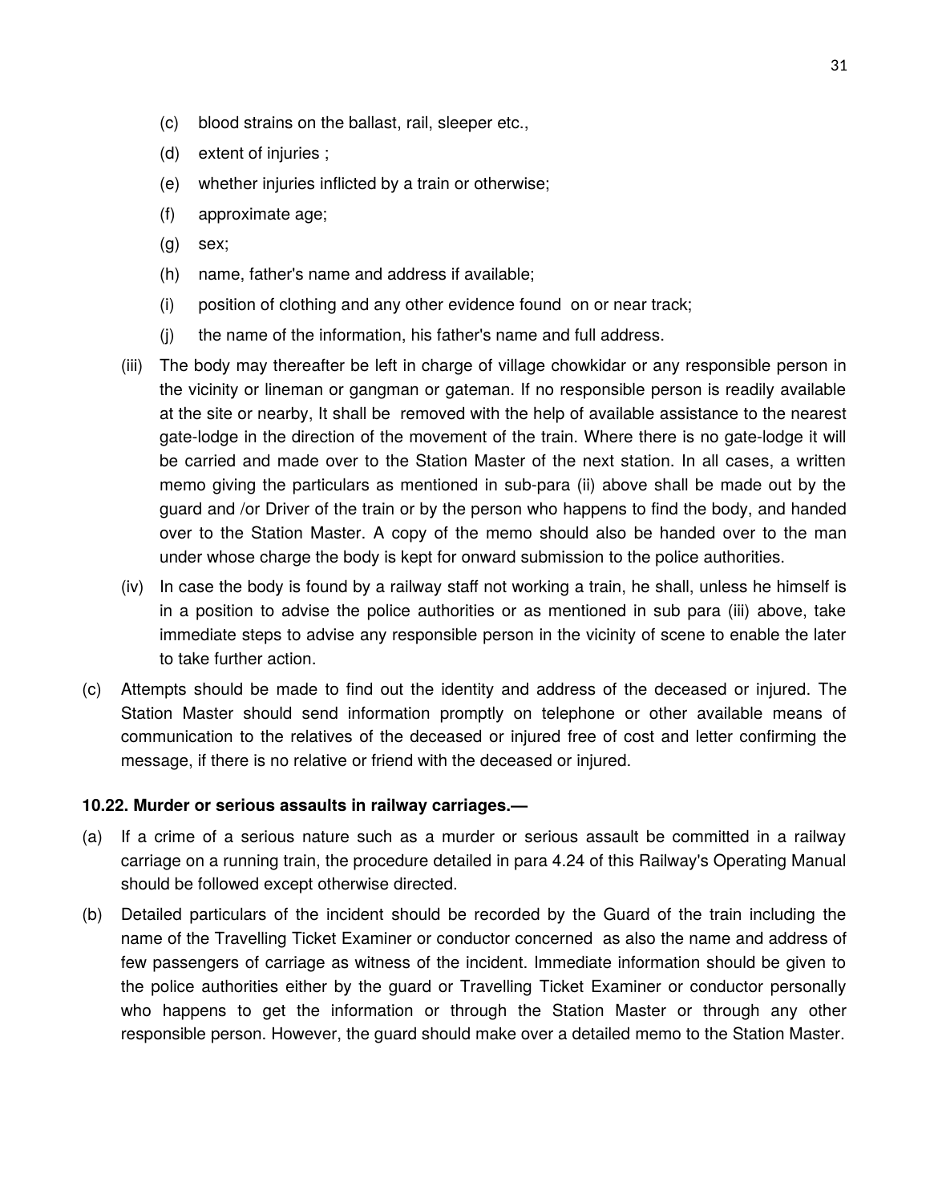(c) blood strains on the ballast, rail, sleeper etc.,

(d) extent of injuries ;

(e) whether injuries inflicted by a train or otherwise;

(f) approximate age;

(g) sex;

(h) name, father's name and address if available;

(i) position of clothing and any other evidence found on or near track;

(j) the name of the information, his father's name and full address.

(iii) The body may thereafter be left in charge of village chowkidar or any responsible person in the vicinity or lineman or gangman or gateman. If no responsible person is readily available at the site or nearby, It shall be removed with the help of available assistance to the nearest gate-lodge in the direction of the movement of the train. Where there is no gate-lodge it will be carried and made over to the Station Master of the next station. In all cases, a written memo giving the particulars as mentioned in sub-para (ii) above shall be made out by the guard and /or Driver of the train or by the person who happens to find the body, and handed over to the Station Master. A copy of the memo should also be handed over to the man under whose charge the body is kept for onward submission to the police authorities.

(iv) In case the body is found by a railway staff not working a train, he shall, unless he himself is in a position to advise the police authorities or as mentioned in sub para (iii) above, take immediate steps to advise any responsible person in the vicinity of scene to enable the later to take further action.

(c) Attempts should be made to find out the identity and address of the deceased or injured. The Station Master should send information promptly on telephone or other available means of communication to the relatives of the deceased or injured free of cost and letter confirming the message, if there is no relative or friend with the deceased or injured.

**10.22. Murder or serious assaults in railway carriages.—**

(a) If a crime of a serious nature such as a murder or serious assault be committed in a railway carriage on a running train, the procedure detailed in para 4.24 of this Railway's Operating Manual should be followed except otherwise directed.

(b) Detailed particulars of the incident should be recorded by the Guard of the train including the name of the Travelling Ticket Examiner or conductor concerned as also the name and address of few passengers of carriage as witness of the incident. Immediate information should be given to the police authorities either by the guard or Travelling Ticket Examiner or conductor personally who happens to get the information or through the Station Master or through any other responsible person. However, the guard should make over a detailed memo to the Station Master.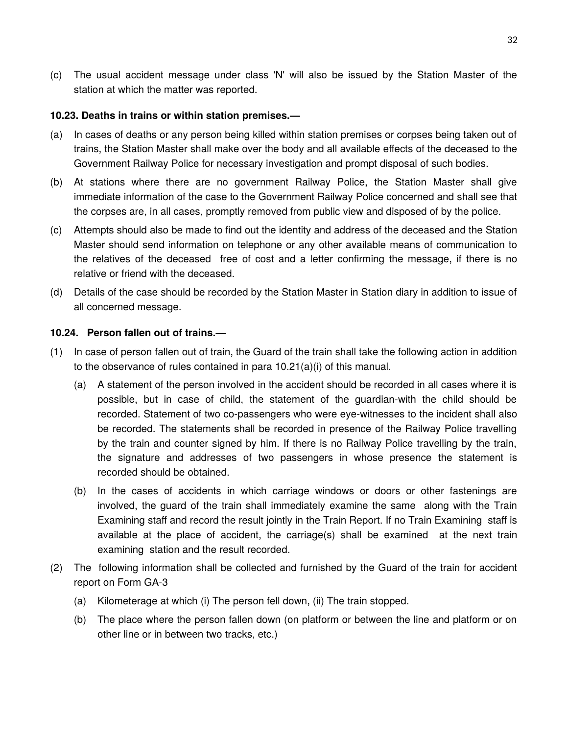(c) The usual accident message under class 'N' will also be issued by the Station Master of the station at which the matter was reported.

### 10.23. Deaths in trains or within station premises.—

(a) In cases of deaths or any person being killed within station premises or corpses being taken out of trains, the Station Master shall make over the body and all available effects of the deceased to the Government Railway Police for necessary investigation and prompt disposal of such bodies.

(b) At stations where there are no government Railway Police, the Station Master shall give immediate information of the case to the Government Railway Police concerned and shall see that the corpses are, in all cases, promptly removed from public view and disposed of by the police.

(c) Attempts should also be made to find out the identity and address of the deceased and the Station Master should send information on telephone or any other available means of communication to the relatives of the deceased free of cost and a letter confirming the message, if there is no relative or friend with the deceased.

(d) Details of the case should be recorded by the Station Master in Station diary in addition to issue of all concerned message.

### 10.24. Person fallen out of trains.—

(1) In case of person fallen out of train, the Guard of the train shall take the following action in addition to the observance of rules contained in para 10.21(a)(i) of this manual.

   (a) A statement of the person involved in the accident should be recorded in all cases where it is possible, but in case of child, the statement of the guardian-with the child should be recorded. Statement of two co-passengers who were eye-witnesses to the incident shall also be recorded. The statements shall be recorded in presence of the Railway Police travelling by the train and counter signed by him. If there is no Railway Police travelling by the train, the signature and addresses of two passengers in whose presence the statement is recorded should be obtained.

   (b) In the cases of accidents in which carriage windows or doors or other fastenings are involved, the guard of the train shall immediately examine the same along with the Train Examining staff and record the result jointly in the Train Report. If no Train Examining staff is available at the place of accident, the carriage(s) shall be examined at the next train examining station and the result recorded.

(2) The following information shall be collected and furnished by the Guard of the train for accident report on Form GA-3

   (a) Kilometerage at which (i) The person fell down, (ii) The train stopped.

   (b) The place where the person fallen down (on platform or between the line and platform or on other line or in between two tracks, etc.)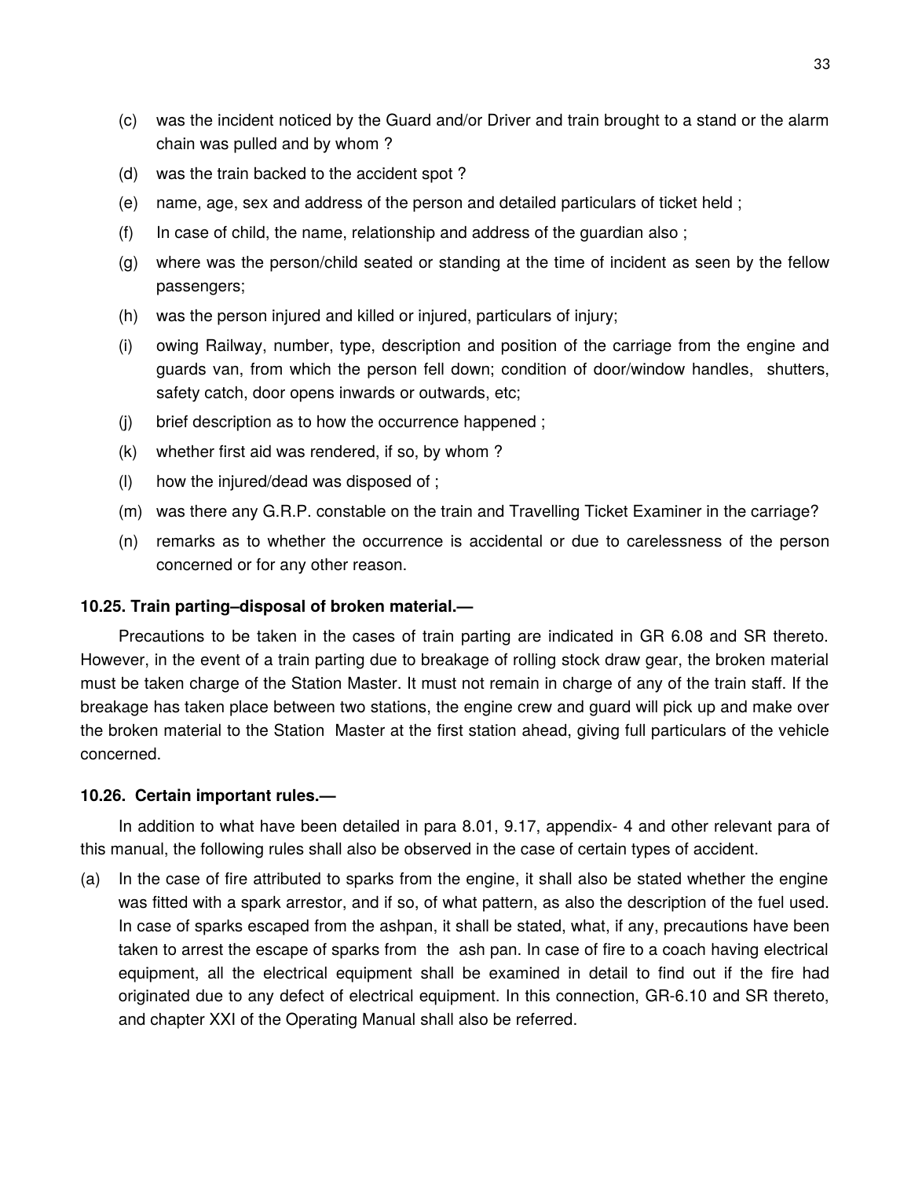(c) was the incident noticed by the Guard and/or Driver and train brought to a stand or the alarm chain was pulled and by whom ?

(d) was the train backed to the accident spot ?

(e) name, age, sex and address of the person and detailed particulars of ticket held ;

(f) In case of child, the name, relationship and address of the guardian also ;

(g) where was the person/child seated or standing at the time of incident as seen by the fellow passengers;

(h) was the person injured and killed or injured, particulars of injury;

(i) owing Railway, number, type, description and position of the carriage from the engine and guards van, from which the person fell down; condition of door/window handles, shutters, safety catch, door opens inwards or outwards, etc;

(j) brief description as to how the occurrence happened ;

(k) whether first aid was rendered, if so, by whom ?

(l) how the injured/dead was disposed of ;

(m) was there any G.R.P. constable on the train and Travelling Ticket Examiner in the carriage?

(n) remarks as to whether the occurrence is accidental or due to carelessness of the person concerned or for any other reason.

**10.25. Train parting–disposal of broken material.—**

Precautions to be taken in the cases of train parting are indicated in GR 6.08 and SR thereto. However, in the event of a train parting due to breakage of rolling stock draw gear, the broken material must be taken charge of the Station Master. It must not remain in charge of any of the train staff. If the breakage has taken place between two stations, the engine crew and guard will pick up and make over the broken material to the Station Master at the first station ahead, giving full particulars of the vehicle concerned.

**10.26. Certain important rules.—**

In addition to what have been detailed in para 8.01, 9.17, appendix- 4 and other relevant para of this manual, the following rules shall also be observed in the case of certain types of accident.

(a) In the case of fire attributed to sparks from the engine, it shall also be stated whether the engine was fitted with a spark arrestor, and if so, of what pattern, as also the description of the fuel used. In case of sparks escaped from the ashpan, it shall be stated, what, if any, precautions have been taken to arrest the escape of sparks from the ash pan. In case of fire to a coach having electrical equipment, all the electrical equipment shall be examined in detail to find out if the fire had originated due to any defect of electrical equipment. In this connection, GR-6.10 and SR thereto, and chapter XXI of the Operating Manual shall also be referred.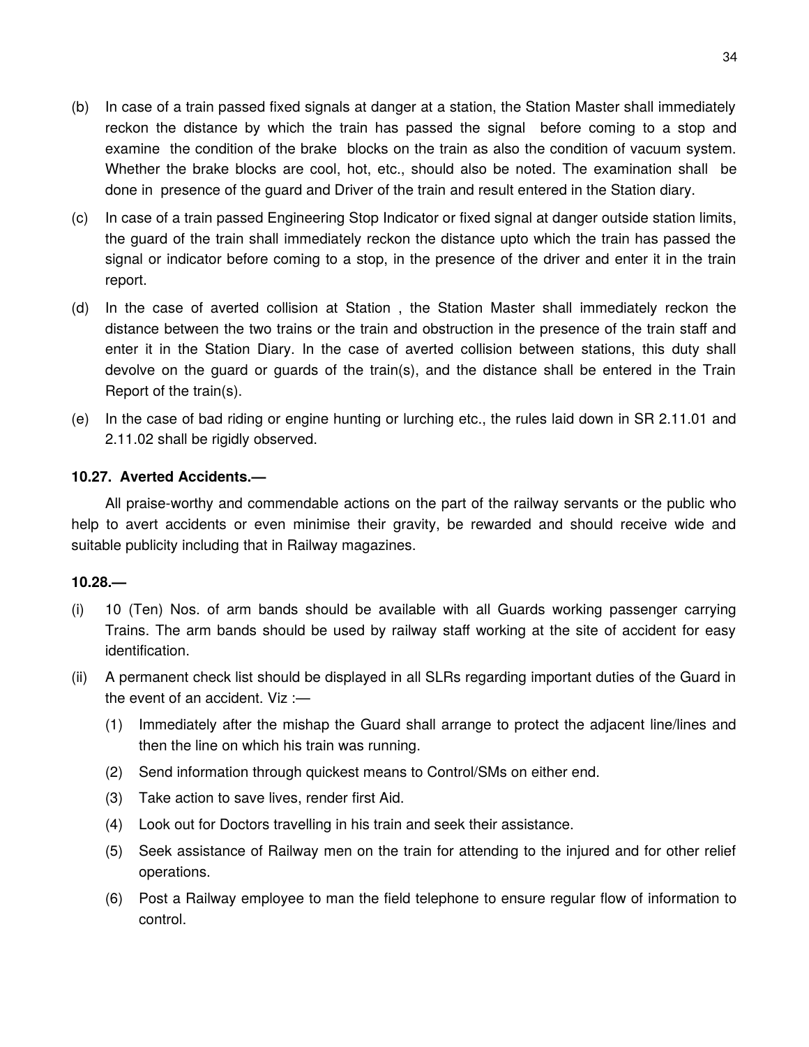(b) In case of a train passed fixed signals at danger at a station, the Station Master shall immediately reckon the distance by which the train has passed the signal before coming to a stop and examine the condition of the brake blocks on the train as also the condition of vacuum system. Whether the brake blocks are cool, hot, etc., should also be noted. The examination shall be done in presence of the guard and Driver of the train and result entered in the Station diary.

(c) In case of a train passed Engineering Stop Indicator or fixed signal at danger outside station limits, the guard of the train shall immediately reckon the distance upto which the train has passed the signal or indicator before coming to a stop, in the presence of the driver and enter it in the train report.

(d) In the case of averted collision at Station , the Station Master shall immediately reckon the distance between the two trains or the train and obstruction in the presence of the train staff and enter it in the Station Diary. In the case of averted collision between stations, this duty shall devolve on the guard or guards of the train(s), and the distance shall be entered in the Train Report of the train(s).

(e) In the case of bad riding or engine hunting or lurching etc., the rules laid down in SR 2.11.01 and 2.11.02 shall be rigidly observed.

**10.27. Averted Accidents.—**

All praise-worthy and commendable actions on the part of the railway servants or the public who help to avert accidents or even minimise their gravity, be rewarded and should receive wide and suitable publicity including that in Railway magazines.

**10.28.—**

(i) 10 (Ten) Nos. of arm bands should be available with all Guards working passenger carrying Trains. The arm bands should be used by railway staff working at the site of accident for easy identification.

(ii) A permanent check list should be displayed in all SLRs regarding important duties of the Guard in the event of an accident. Viz :—

  (1) Immediately after the mishap the Guard shall arrange to protect the adjacent line/lines and then the line on which his train was running.

  (2) Send information through quickest means to Control/SMs on either end.

  (3) Take action to save lives, render first Aid.

  (4) Look out for Doctors travelling in his train and seek their assistance.

  (5) Seek assistance of Railway men on the train for attending to the injured and for other relief operations.

  (6) Post a Railway employee to man the field telephone to ensure regular flow of information to control.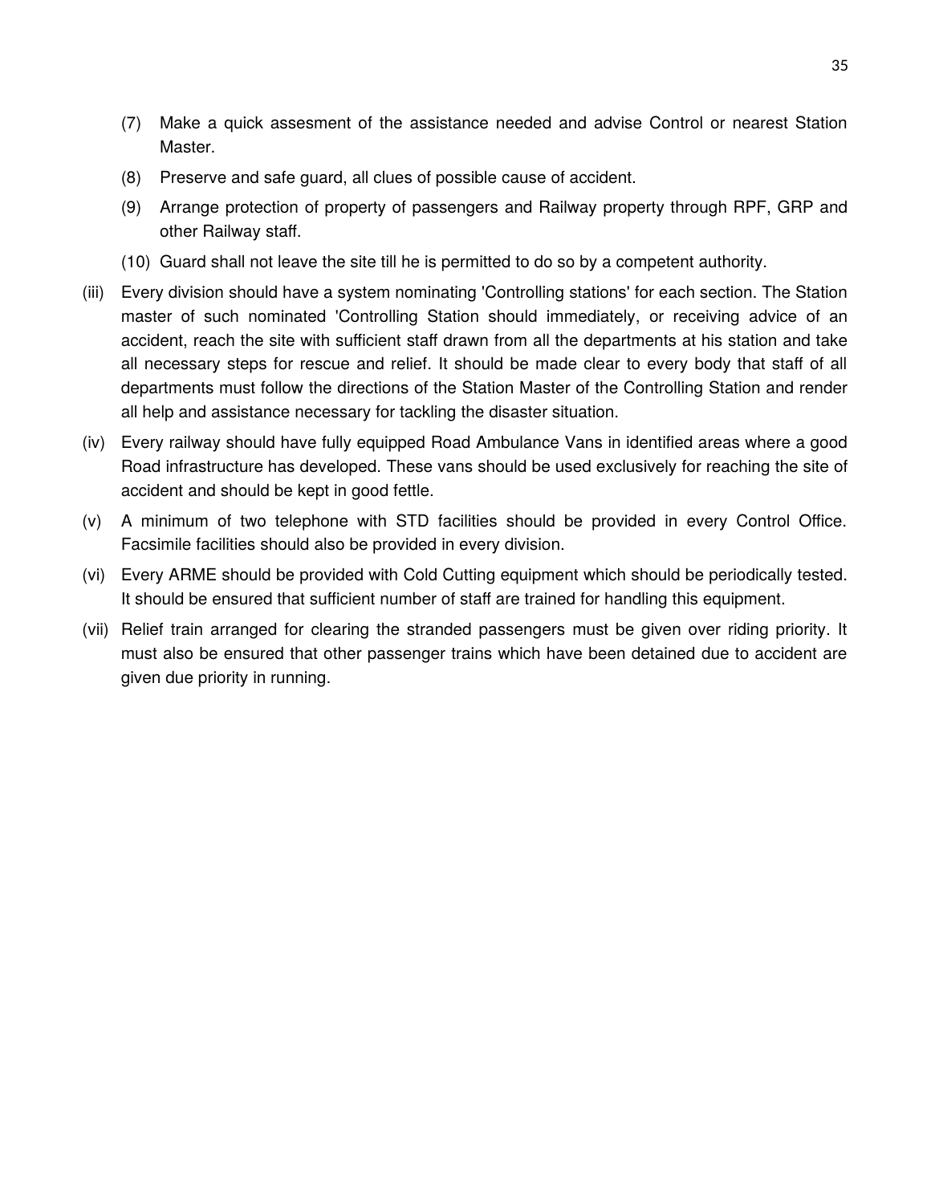(7) Make a quick assesment of the assistance needed and advise Control or nearest Station Master.

(8) Preserve and safe guard, all clues of possible cause of accident.

(9) Arrange protection of property of passengers and Railway property through RPF, GRP and other Railway staff.

(10) Guard shall not leave the site till he is permitted to do so by a competent authority.

(iii) Every division should have a system nominating 'Controlling stations' for each section. The Station master of such nominated 'Controlling Station should immediately, or receiving advice of an accident, reach the site with sufficient staff drawn from all the departments at his station and take all necessary steps for rescue and relief. It should be made clear to every body that staff of all departments must follow the directions of the Station Master of the Controlling Station and render all help and assistance necessary for tackling the disaster situation.

(iv) Every railway should have fully equipped Road Ambulance Vans in identified areas where a good Road infrastructure has developed. These vans should be used exclusively for reaching the site of accident and should be kept in good fettle.

(v) A minimum of two telephone with STD facilities should be provided in every Control Office. Facsimile facilities should also be provided in every division.

(vi) Every ARME should be provided with Cold Cutting equipment which should be periodically tested. It should be ensured that sufficient number of staff are trained for handling this equipment.

(vii) Relief train arranged for clearing the stranded passengers must be given over riding priority. It must also be ensured that other passenger trains which have been detained due to accident are given due priority in running.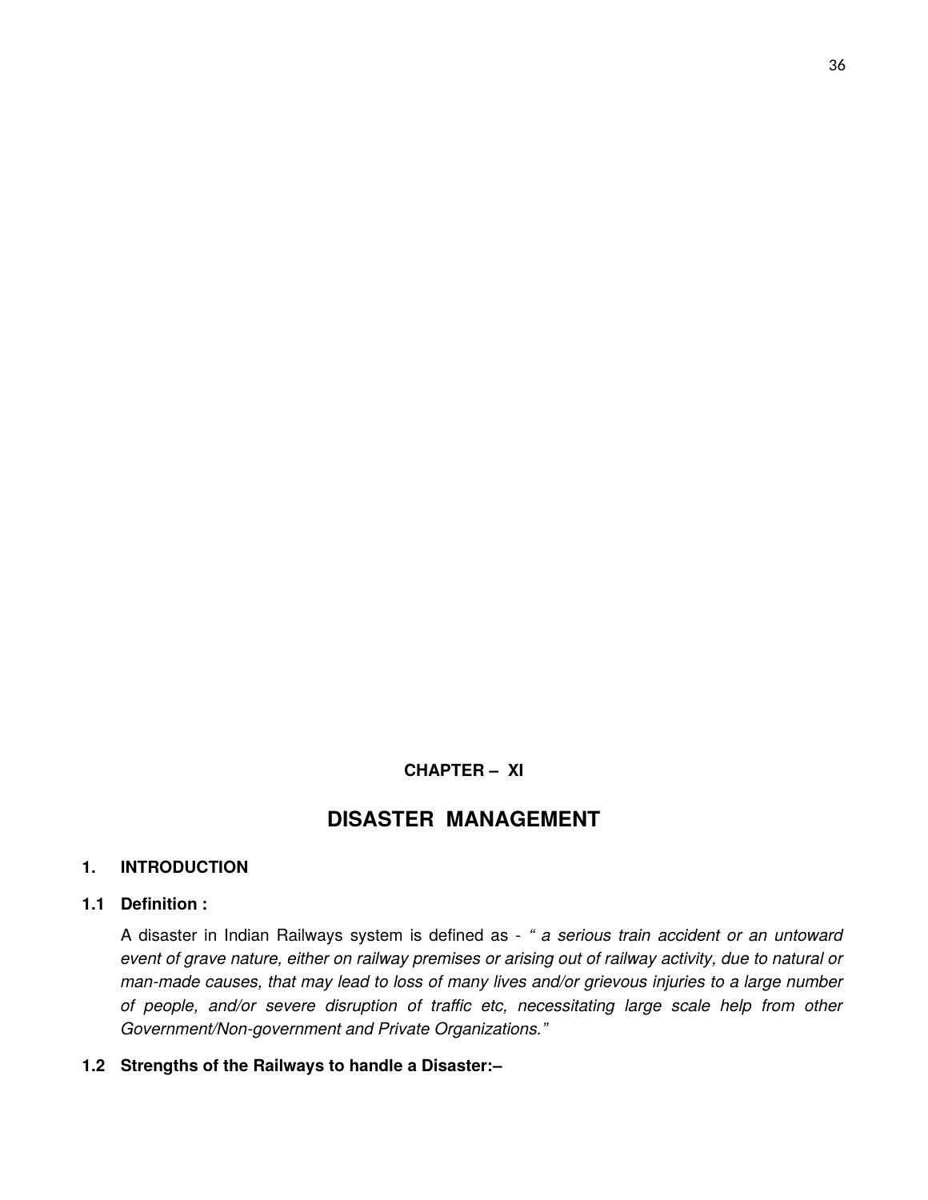**CHAPTER – XI**

# DISASTER MANAGEMENT

## 1. INTRODUCTION

### 1.1 Definition :

A disaster in Indian Railways system is defined as - *" a serious train accident or an untoward event of grave nature, either on railway premises or arising out of railway activity, due to natural or man-made causes, that may lead to loss of many lives and/or grievous injuries to a large number of people, and/or severe disruption of traffic etc, necessitating large scale help from other Government/Non-government and Private Organizations."*

### 1.2 Strengths of the Railways to handle a Disaster:–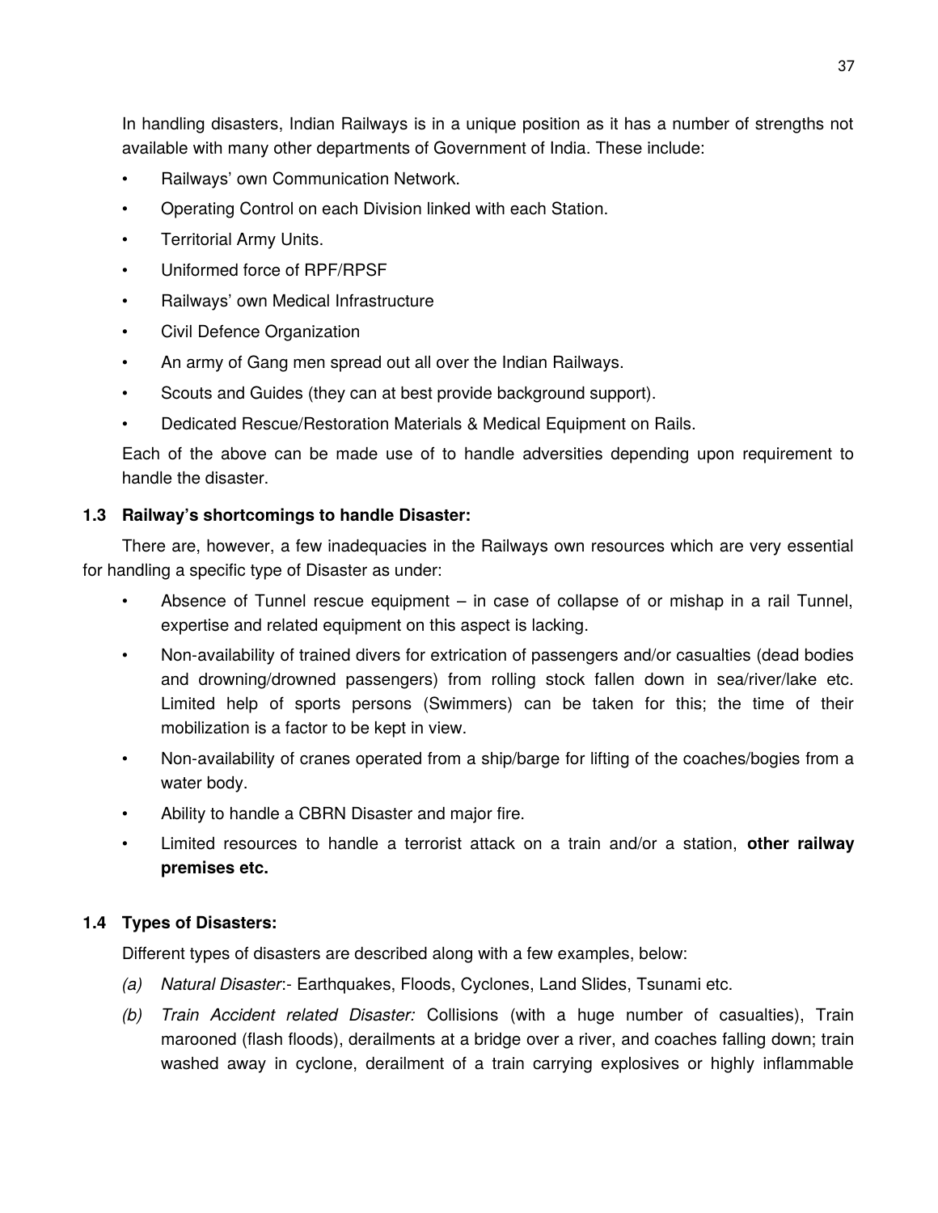In handling disasters, Indian Railways is in a unique position as it has a number of strengths not available with many other departments of Government of India. These include:

- Railways' own Communication Network.
- Operating Control on each Division linked with each Station.
- Territorial Army Units.
- Uniformed force of RPF/RPSF
- Railways' own Medical Infrastructure
- Civil Defence Organization
- An army of Gang men spread out all over the Indian Railways.
- Scouts and Guides (they can at best provide background support).
- Dedicated Rescue/Restoration Materials & Medical Equipment on Rails.

Each of the above can be made use of to handle adversities depending upon requirement to handle the disaster.

### 1.3 Railway's shortcomings to handle Disaster:

There are, however, a few inadequacies in the Railways own resources which are very essential for handling a specific type of Disaster as under:

- Absence of Tunnel rescue equipment – in case of collapse of or mishap in a rail Tunnel, expertise and related equipment on this aspect is lacking.
- Non-availability of trained divers for extrication of passengers and/or casualties (dead bodies and drowning/drowned passengers) from rolling stock fallen down in sea/river/lake etc. Limited help of sports persons (Swimmers) can be taken for this; the time of their mobilization is a factor to be kept in view.
- Non-availability of cranes operated from a ship/barge for lifting of the coaches/bogies from a water body.
- Ability to handle a CBRN Disaster and major fire.
- Limited resources to handle a terrorist attack on a train and/or a station, **other railway premises etc.**

### 1.4 Types of Disasters:

Different types of disasters are described along with a few examples, below:

(a) *Natural Disaster*:- Earthquakes, Floods, Cyclones, Land Slides, Tsunami etc.

(b) *Train Accident related Disaster:* Collisions (with a huge number of casualties), Train marooned (flash floods), derailments at a bridge over a river, and coaches falling down; train washed away in cyclone, derailment of a train carrying explosives or highly inflammable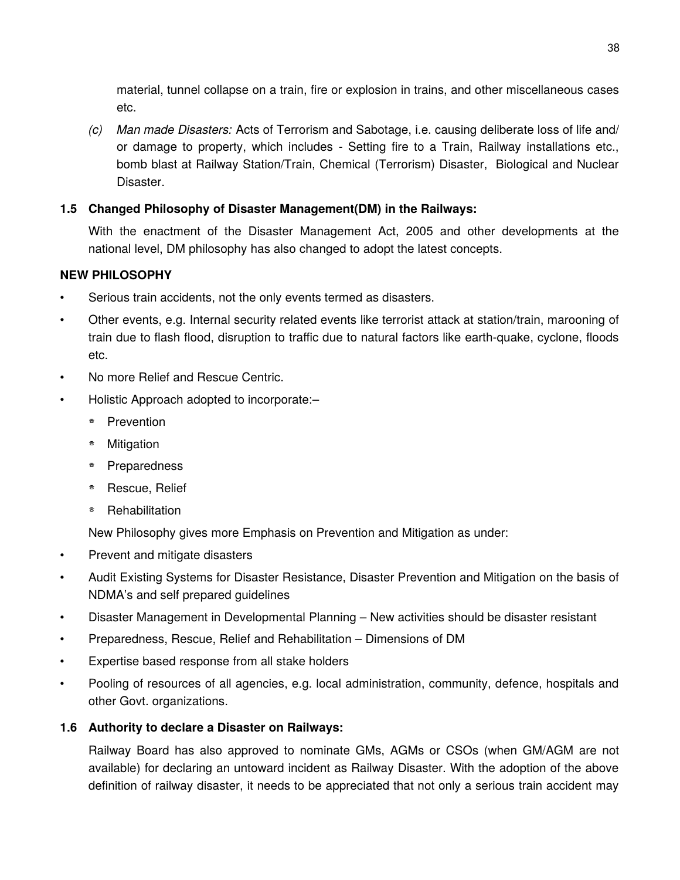material, tunnel collapse on a train, fire or explosion in trains, and other miscellaneous cases etc.

(c) *Man made Disasters:* Acts of Terrorism and Sabotage, i.e. causing deliberate loss of life and/ or damage to property, which includes - Setting fire to a Train, Railway installations etc., bomb blast at Railway Station/Train, Chemical (Terrorism) Disaster, Biological and Nuclear Disaster.

### 1.5 Changed Philosophy of Disaster Management(DM) in the Railways:

With the enactment of the Disaster Management Act, 2005 and other developments at the national level, DM philosophy has also changed to adopt the latest concepts.

**NEW PHILOSOPHY**

- Serious train accidents, not the only events termed as disasters.
- Other events, e.g. Internal security related events like terrorist attack at station/train, marooning of train due to flash flood, disruption to traffic due to natural factors like earth-quake, cyclone, floods etc.
- No more Relief and Rescue Centric.
- Holistic Approach adopted to incorporate:–
  - Prevention
  - Mitigation
  - Preparedness
  - Rescue, Relief
  - Rehabilitation

New Philosophy gives more Emphasis on Prevention and Mitigation as under:

- Prevent and mitigate disasters
- Audit Existing Systems for Disaster Resistance, Disaster Prevention and Mitigation on the basis of NDMA's and self prepared guidelines
- Disaster Management in Developmental Planning – New activities should be disaster resistant
- Preparedness, Rescue, Relief and Rehabilitation – Dimensions of DM
- Expertise based response from all stake holders
- Pooling of resources of all agencies, e.g. local administration, community, defence, hospitals and other Govt. organizations.

### 1.6 Authority to declare a Disaster on Railways:

Railway Board has also approved to nominate GMs, AGMs or CSOs (when GM/AGM are not available) for declaring an untoward incident as Railway Disaster. With the adoption of the above definition of railway disaster, it needs to be appreciated that not only a serious train accident may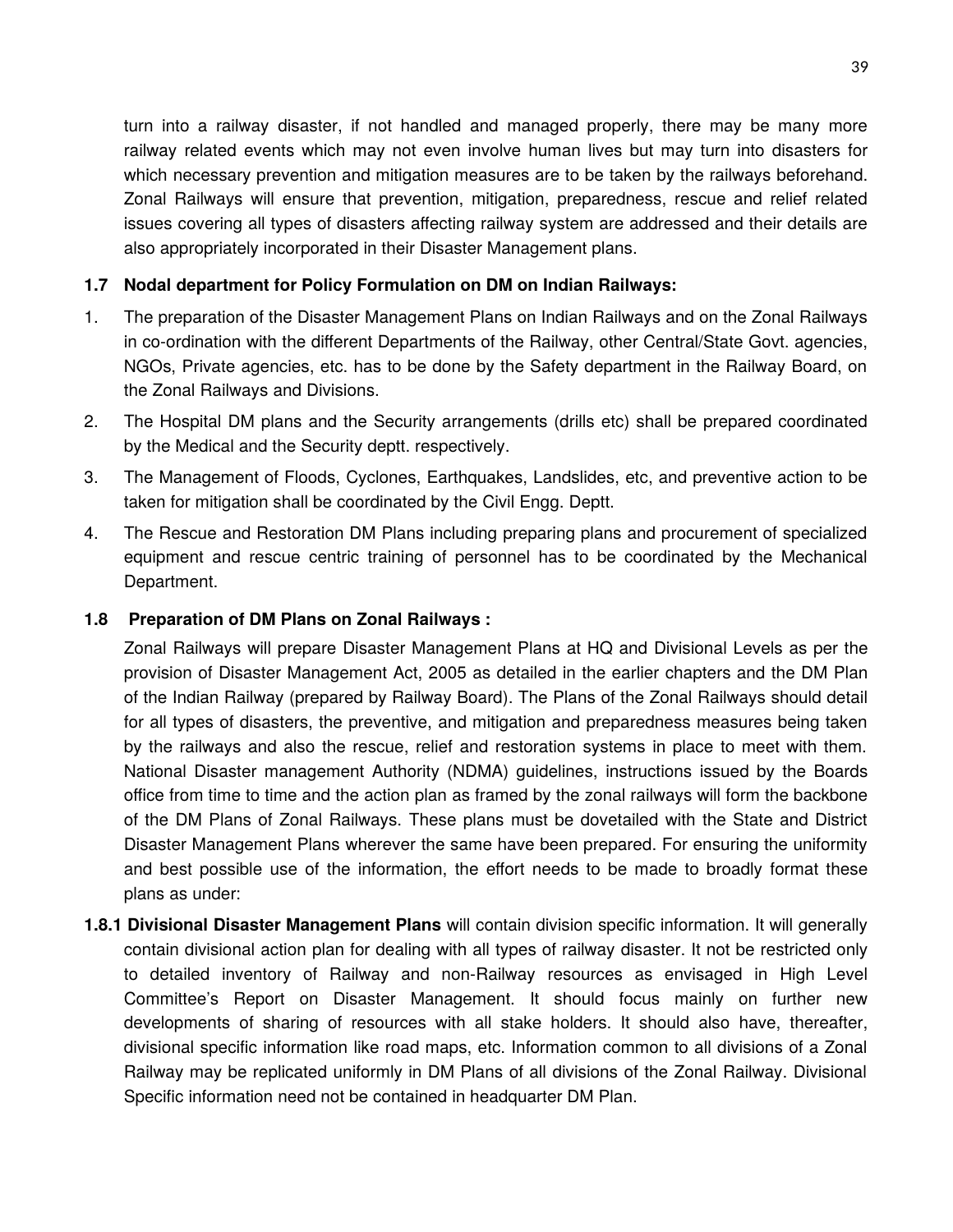turn into a railway disaster, if not handled and managed properly, there may be many more railway related events which may not even involve human lives but may turn into disasters for which necessary prevention and mitigation measures are to be taken by the railways beforehand. Zonal Railways will ensure that prevention, mitigation, preparedness, rescue and relief related issues covering all types of disasters affecting railway system are addressed and their details are also appropriately incorporated in their Disaster Management plans.

**1.7 Nodal department for Policy Formulation on DM on Indian Railways:**

1. The preparation of the Disaster Management Plans on Indian Railways and on the Zonal Railways in co-ordination with the different Departments of the Railway, other Central/State Govt. agencies, NGOs, Private agencies, etc. has to be done by the Safety department in the Railway Board, on the Zonal Railways and Divisions.
2. The Hospital DM plans and the Security arrangements (drills etc) shall be prepared coordinated by the Medical and the Security deptt. respectively.
3. The Management of Floods, Cyclones, Earthquakes, Landslides, etc, and preventive action to be taken for mitigation shall be coordinated by the Civil Engg. Deptt.
4. The Rescue and Restoration DM Plans including preparing plans and procurement of specialized equipment and rescue centric training of personnel has to be coordinated by the Mechanical Department.

**1.8 Preparation of DM Plans on Zonal Railways :**

Zonal Railways will prepare Disaster Management Plans at HQ and Divisional Levels as per the provision of Disaster Management Act, 2005 as detailed in the earlier chapters and the DM Plan of the Indian Railway (prepared by Railway Board). The Plans of the Zonal Railways should detail for all types of disasters, the preventive, and mitigation and preparedness measures being taken by the railways and also the rescue, relief and restoration systems in place to meet with them. National Disaster management Authority (NDMA) guidelines, instructions issued by the Boards office from time to time and the action plan as framed by the zonal railways will form the backbone of the DM Plans of Zonal Railways. These plans must be dovetailed with the State and District Disaster Management Plans wherever the same have been prepared. For ensuring the uniformity and best possible use of the information, the effort needs to be made to broadly format these plans as under:

**1.8.1 Divisional Disaster Management Plans** will contain division specific information. It will generally contain divisional action plan for dealing with all types of railway disaster. It not be restricted only to detailed inventory of Railway and non-Railway resources as envisaged in High Level Committee's Report on Disaster Management. It should focus mainly on further new developments of sharing of resources with all stake holders. It should also have, thereafter, divisional specific information like road maps, etc. Information common to all divisions of a Zonal Railway may be replicated uniformly in DM Plans of all divisions of the Zonal Railway. Divisional Specific information need not be contained in headquarter DM Plan.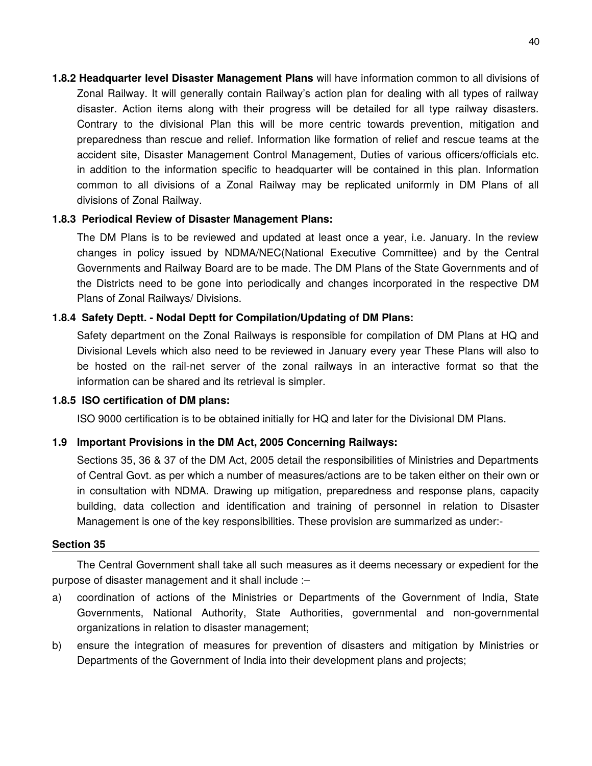**1.8.2 Headquarter level Disaster Management Plans** will have information common to all divisions of Zonal Railway. It will generally contain Railway's action plan for dealing with all types of railway disaster. Action items along with their progress will be detailed for all type railway disasters. Contrary to the divisional Plan this will be more centric towards prevention, mitigation and preparedness than rescue and relief. Information like formation of relief and rescue teams at the accident site, Disaster Management Control Management, Duties of various officers/officials etc. in addition to the information specific to headquarter will be contained in this plan. Information common to all divisions of a Zonal Railway may be replicated uniformly in DM Plans of all divisions of Zonal Railway.

### 1.8.3 Periodical Review of Disaster Management Plans:

The DM Plans is to be reviewed and updated at least once a year, i.e. January. In the review changes in policy issued by NDMA/NEC(National Executive Committee) and by the Central Governments and Railway Board are to be made. The DM Plans of the State Governments and of the Districts need to be gone into periodically and changes incorporated in the respective DM Plans of Zonal Railways/ Divisions.

### 1.8.4 Safety Deptt. - Nodal Deptt for Compilation/Updating of DM Plans:

Safety department on the Zonal Railways is responsible for compilation of DM Plans at HQ and Divisional Levels which also need to be reviewed in January every year These Plans will also to be hosted on the rail-net server of the zonal railways in an interactive format so that the information can be shared and its retrieval is simpler.

### 1.8.5 ISO certification of DM plans:

ISO 9000 certification is to be obtained initially for HQ and later for the Divisional DM Plans.

## 1.9 Important Provisions in the DM Act, 2005 Concerning Railways:

Sections 35, 36 & 37 of the DM Act, 2005 detail the responsibilities of Ministries and Departments of Central Govt. as per which a number of measures/actions are to be taken either on their own or in consultation with NDMA. Drawing up mitigation, preparedness and response plans, capacity building, data collection and identification and training of personnel in relation to Disaster Management is one of the key responsibilities. These provision are summarized as under:-

**Section 35**

The Central Government shall take all such measures as it deems necessary or expedient for the purpose of disaster management and it shall include :–

a) coordination of actions of the Ministries or Departments of the Government of India, State Governments, National Authority, State Authorities, governmental and non-governmental organizations in relation to disaster management;

b) ensure the integration of measures for prevention of disasters and mitigation by Ministries or Departments of the Government of India into their development plans and projects;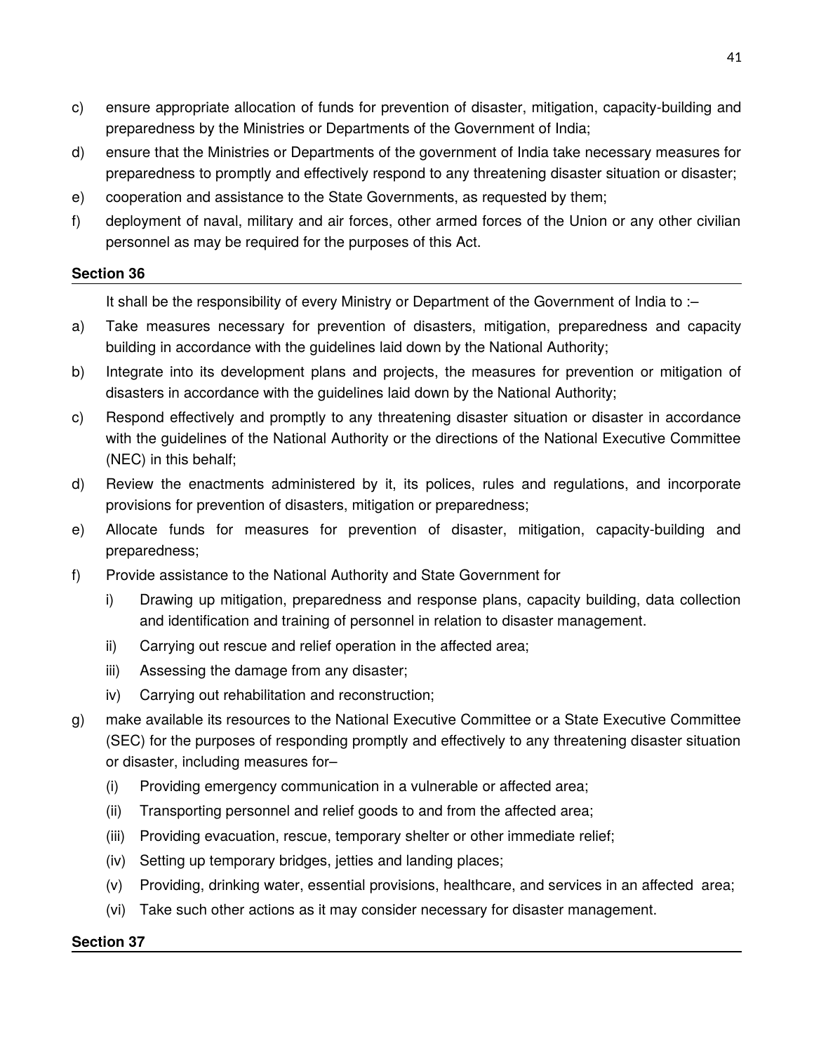c) ensure appropriate allocation of funds for prevention of disaster, mitigation, capacity-building and preparedness by the Ministries or Departments of the Government of India;

d) ensure that the Ministries or Departments of the government of India take necessary measures for preparedness to promptly and effectively respond to any threatening disaster situation or disaster;

e) cooperation and assistance to the State Governments, as requested by them;

f) deployment of naval, military and air forces, other armed forces of the Union or any other civilian personnel as may be required for the purposes of this Act.

**Section 36**

It shall be the responsibility of every Ministry or Department of the Government of India to :–

a) Take measures necessary for prevention of disasters, mitigation, preparedness and capacity building in accordance with the guidelines laid down by the National Authority;

b) Integrate into its development plans and projects, the measures for prevention or mitigation of disasters in accordance with the guidelines laid down by the National Authority;

c) Respond effectively and promptly to any threatening disaster situation or disaster in accordance with the guidelines of the National Authority or the directions of the National Executive Committee (NEC) in this behalf;

d) Review the enactments administered by it, its polices, rules and regulations, and incorporate provisions for prevention of disasters, mitigation or preparedness;

e) Allocate funds for measures for prevention of disaster, mitigation, capacity-building and preparedness;

f) Provide assistance to the National Authority and State Government for

   i) Drawing up mitigation, preparedness and response plans, capacity building, data collection and identification and training of personnel in relation to disaster management.

   ii) Carrying out rescue and relief operation in the affected area;

   iii) Assessing the damage from any disaster;

   iv) Carrying out rehabilitation and reconstruction;

g) make available its resources to the National Executive Committee or a State Executive Committee (SEC) for the purposes of responding promptly and effectively to any threatening disaster situation or disaster, including measures for–

   (i) Providing emergency communication in a vulnerable or affected area;

   (ii) Transporting personnel and relief goods to and from the affected area;

   (iii) Providing evacuation, rescue, temporary shelter or other immediate relief;

   (iv) Setting up temporary bridges, jetties and landing places;

   (v) Providing, drinking water, essential provisions, healthcare, and services in an affected area;

   (vi) Take such other actions as it may consider necessary for disaster management.

**Section 37**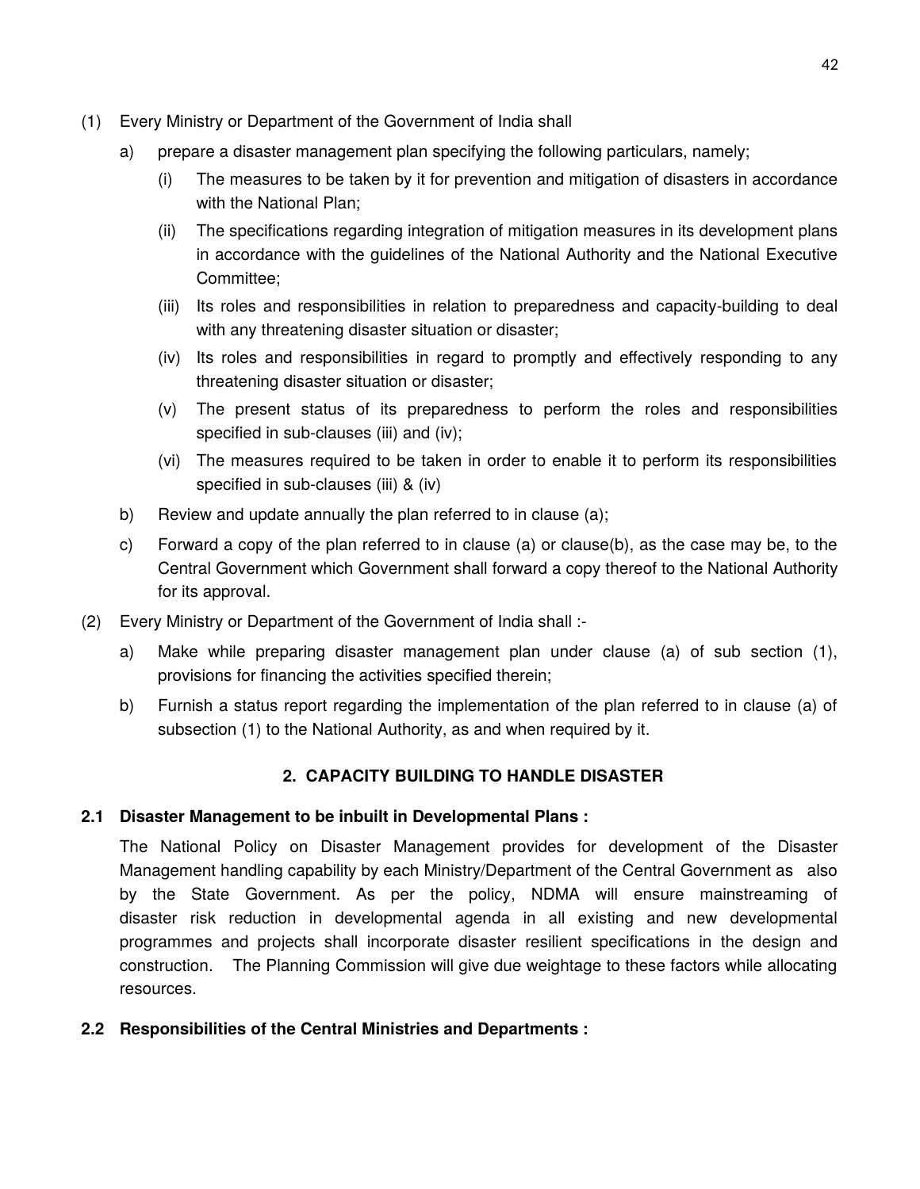(1) Every Ministry or Department of the Government of India shall

  a) prepare a disaster management plan specifying the following particulars, namely;

    (i) The measures to be taken by it for prevention and mitigation of disasters in accordance with the National Plan;

    (ii) The specifications regarding integration of mitigation measures in its development plans in accordance with the guidelines of the National Authority and the National Executive Committee;

    (iii) Its roles and responsibilities in relation to preparedness and capacity-building to deal with any threatening disaster situation or disaster;

    (iv) Its roles and responsibilities in regard to promptly and effectively responding to any threatening disaster situation or disaster;

    (v) The present status of its preparedness to perform the roles and responsibilities specified in sub-clauses (iii) and (iv);

    (vi) The measures required to be taken in order to enable it to perform its responsibilities specified in sub-clauses (iii) & (iv)

  b) Review and update annually the plan referred to in clause (a);

  c) Forward a copy of the plan referred to in clause (a) or clause(b), as the case may be, to the Central Government which Government shall forward a copy thereof to the National Authority for its approval.

(2) Every Ministry or Department of the Government of India shall :-

  a) Make while preparing disaster management plan under clause (a) of sub section (1), provisions for financing the activities specified therein;

  b) Furnish a status report regarding the implementation of the plan referred to in clause (a) of subsection (1) to the National Authority, as and when required by it.

## 2. CAPACITY BUILDING TO HANDLE DISASTER

**2.1 Disaster Management to be inbuilt in Developmental Plans :**

The National Policy on Disaster Management provides for development of the Disaster Management handling capability by each Ministry/Department of the Central Government as also by the State Government. As per the policy, NDMA will ensure mainstreaming of disaster risk reduction in developmental agenda in all existing and new developmental programmes and projects shall incorporate disaster resilient specifications in the design and construction. The Planning Commission will give due weightage to these factors while allocating resources.

**2.2 Responsibilities of the Central Ministries and Departments :**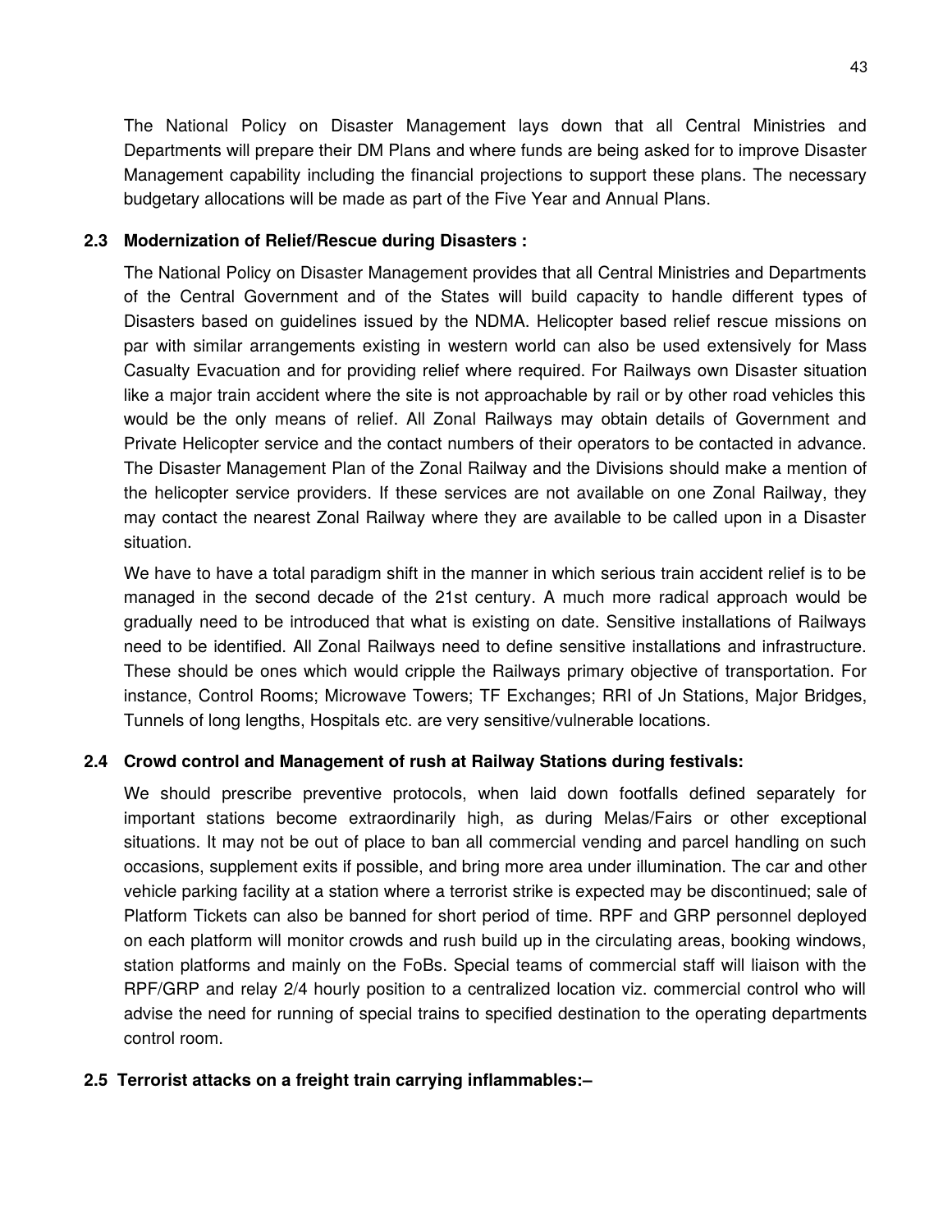The National Policy on Disaster Management lays down that all Central Ministries and Departments will prepare their DM Plans and where funds are being asked for to improve Disaster Management capability including the financial projections to support these plans. The necessary budgetary allocations will be made as part of the Five Year and Annual Plans.

### 2.3 Modernization of Relief/Rescue during Disasters :

The National Policy on Disaster Management provides that all Central Ministries and Departments of the Central Government and of the States will build capacity to handle different types of Disasters based on guidelines issued by the NDMA. Helicopter based relief rescue missions on par with similar arrangements existing in western world can also be used extensively for Mass Casualty Evacuation and for providing relief where required. For Railways own Disaster situation like a major train accident where the site is not approachable by rail or by other road vehicles this would be the only means of relief. All Zonal Railways may obtain details of Government and Private Helicopter service and the contact numbers of their operators to be contacted in advance. The Disaster Management Plan of the Zonal Railway and the Divisions should make a mention of the helicopter service providers. If these services are not available on one Zonal Railway, they may contact the nearest Zonal Railway where they are available to be called upon in a Disaster situation.

We have to have a total paradigm shift in the manner in which serious train accident relief is to be managed in the second decade of the 21st century. A much more radical approach would be gradually need to be introduced that what is existing on date. Sensitive installations of Railways need to be identified. All Zonal Railways need to define sensitive installations and infrastructure. These should be ones which would cripple the Railways primary objective of transportation. For instance, Control Rooms; Microwave Towers; TF Exchanges; RRI of Jn Stations, Major Bridges, Tunnels of long lengths, Hospitals etc. are very sensitive/vulnerable locations.

### 2.4 Crowd control and Management of rush at Railway Stations during festivals:

We should prescribe preventive protocols, when laid down footfalls defined separately for important stations become extraordinarily high, as during Melas/Fairs or other exceptional situations. It may not be out of place to ban all commercial vending and parcel handling on such occasions, supplement exits if possible, and bring more area under illumination. The car and other vehicle parking facility at a station where a terrorist strike is expected may be discontinued; sale of Platform Tickets can also be banned for short period of time. RPF and GRP personnel deployed on each platform will monitor crowds and rush build up in the circulating areas, booking windows, station platforms and mainly on the FoBs. Special teams of commercial staff will liaison with the RPF/GRP and relay 2/4 hourly position to a centralized location viz. commercial control who will advise the need for running of special trains to specified destination to the operating departments control room.

### 2.5 Terrorist attacks on a freight train carrying inflammables:–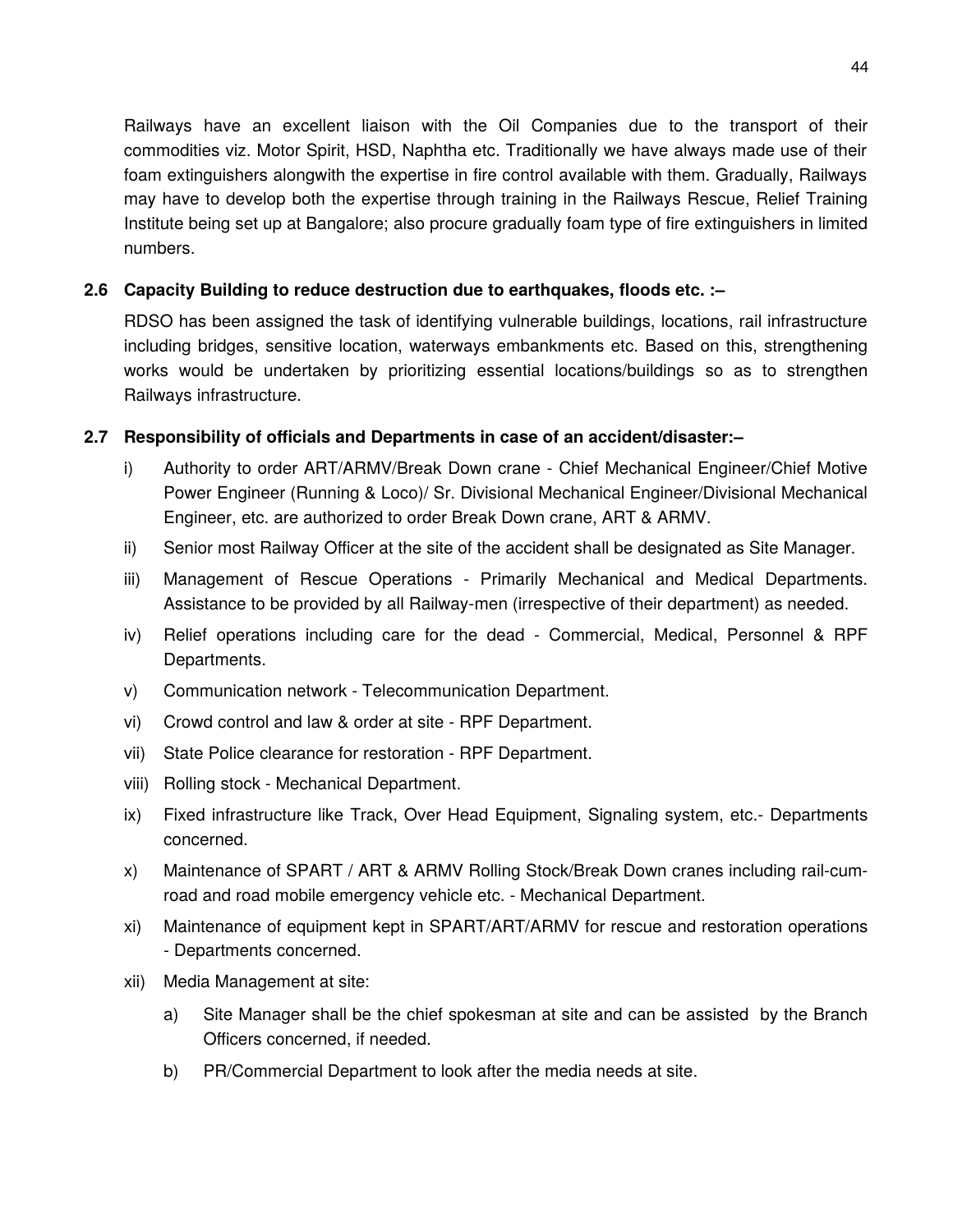Railways have an excellent liaison with the Oil Companies due to the transport of their commodities viz. Motor Spirit, HSD, Naphtha etc. Traditionally we have always made use of their foam extinguishers alongwith the expertise in fire control available with them. Gradually, Railways may have to develop both the expertise through training in the Railways Rescue, Relief Training Institute being set up at Bangalore; also procure gradually foam type of fire extinguishers in limited numbers.

### 2.6 Capacity Building to reduce destruction due to earthquakes, floods etc. :–

RDSO has been assigned the task of identifying vulnerable buildings, locations, rail infrastructure including bridges, sensitive location, waterways embankments etc. Based on this, strengthening works would be undertaken by prioritizing essential locations/buildings so as to strengthen Railways infrastructure.

### 2.7 Responsibility of officials and Departments in case of an accident/disaster:–

i) Authority to order ART/ARMV/Break Down crane - Chief Mechanical Engineer/Chief Motive Power Engineer (Running & Loco)/ Sr. Divisional Mechanical Engineer/Divisional Mechanical Engineer, etc. are authorized to order Break Down crane, ART & ARMV.

ii) Senior most Railway Officer at the site of the accident shall be designated as Site Manager.

iii) Management of Rescue Operations - Primarily Mechanical and Medical Departments. Assistance to be provided by all Railway-men (irrespective of their department) as needed.

iv) Relief operations including care for the dead - Commercial, Medical, Personnel & RPF Departments.

v) Communication network - Telecommunication Department.

vi) Crowd control and law & order at site - RPF Department.

vii) State Police clearance for restoration - RPF Department.

viii) Rolling stock - Mechanical Department.

ix) Fixed infrastructure like Track, Over Head Equipment, Signaling system, etc.- Departments concerned.

x) Maintenance of SPART / ART & ARMV Rolling Stock/Break Down cranes including rail-cum-road and road mobile emergency vehicle etc. - Mechanical Department.

xi) Maintenance of equipment kept in SPART/ART/ARMV for rescue and restoration operations - Departments concerned.

xii) Media Management at site:

a) Site Manager shall be the chief spokesman at site and can be assisted by the Branch Officers concerned, if needed.

b) PR/Commercial Department to look after the media needs at site.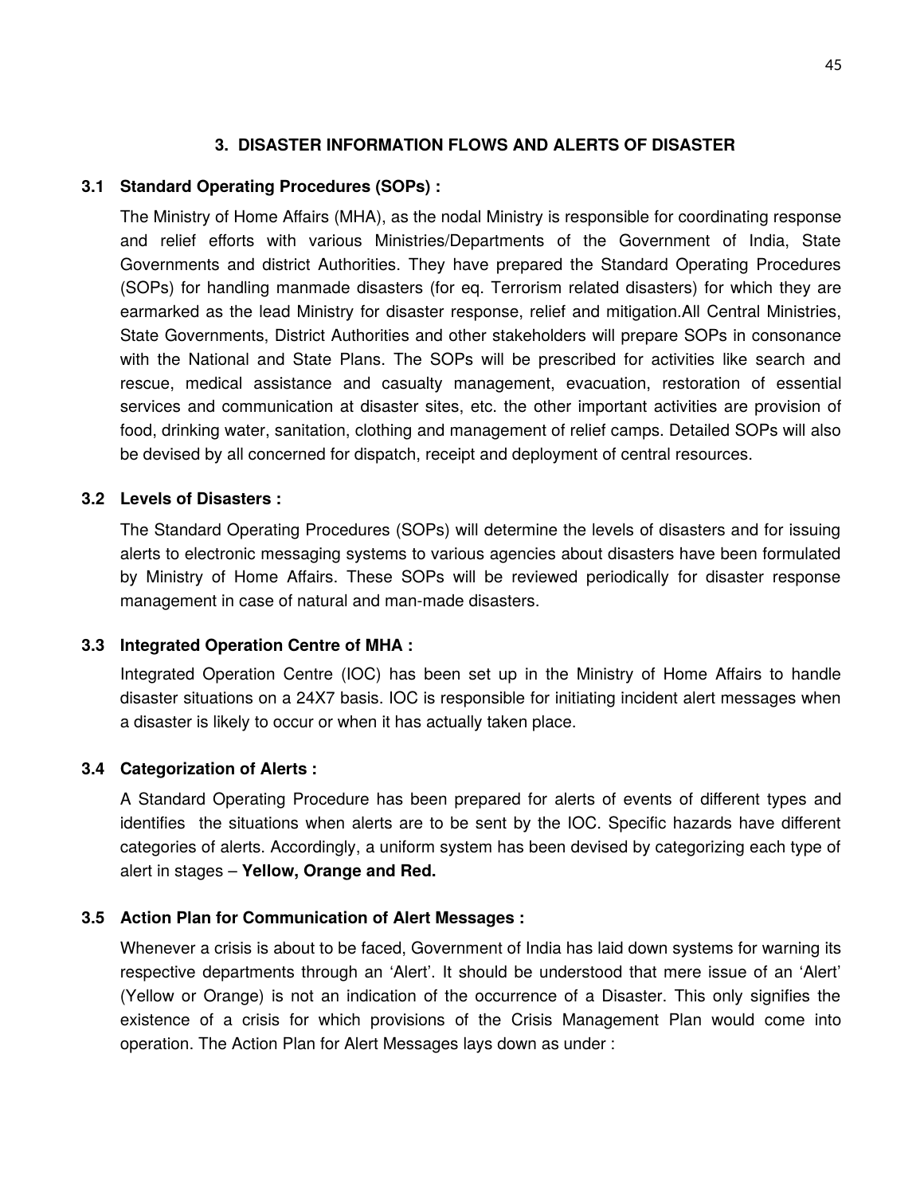## 3. DISASTER INFORMATION FLOWS AND ALERTS OF DISASTER

### 3.1 Standard Operating Procedures (SOPs) :

The Ministry of Home Affairs (MHA), as the nodal Ministry is responsible for coordinating response and relief efforts with various Ministries/Departments of the Government of India, State Governments and district Authorities. They have prepared the Standard Operating Procedures (SOPs) for handling manmade disasters (for eq. Terrorism related disasters) for which they are earmarked as the lead Ministry for disaster response, relief and mitigation.All Central Ministries, State Governments, District Authorities and other stakeholders will prepare SOPs in consonance with the National and State Plans. The SOPs will be prescribed for activities like search and rescue, medical assistance and casualty management, evacuation, restoration of essential services and communication at disaster sites, etc. the other important activities are provision of food, drinking water, sanitation, clothing and management of relief camps. Detailed SOPs will also be devised by all concerned for dispatch, receipt and deployment of central resources.

### 3.2 Levels of Disasters :

The Standard Operating Procedures (SOPs) will determine the levels of disasters and for issuing alerts to electronic messaging systems to various agencies about disasters have been formulated by Ministry of Home Affairs. These SOPs will be reviewed periodically for disaster response management in case of natural and man-made disasters.

### 3.3 Integrated Operation Centre of MHA :

Integrated Operation Centre (IOC) has been set up in the Ministry of Home Affairs to handle disaster situations on a 24X7 basis. IOC is responsible for initiating incident alert messages when a disaster is likely to occur or when it has actually taken place.

### 3.4 Categorization of Alerts :

A Standard Operating Procedure has been prepared for alerts of events of different types and identifies the situations when alerts are to be sent by the IOC. Specific hazards have different categories of alerts. Accordingly, a uniform system has been devised by categorizing each type of alert in stages – **Yellow, Orange and Red.**

### 3.5 Action Plan for Communication of Alert Messages :

Whenever a crisis is about to be faced, Government of India has laid down systems for warning its respective departments through an 'Alert'. It should be understood that mere issue of an 'Alert' (Yellow or Orange) is not an indication of the occurrence of a Disaster. This only signifies the existence of a crisis for which provisions of the Crisis Management Plan would come into operation. The Action Plan for Alert Messages lays down as under :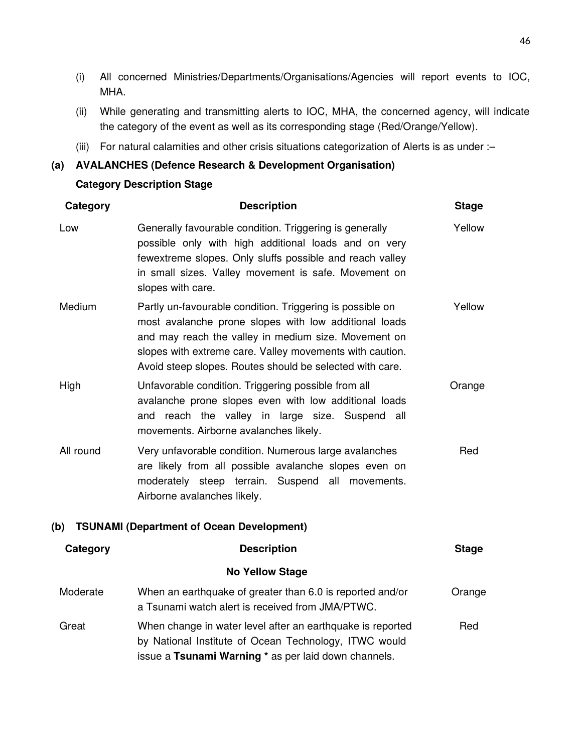(i) All concerned Ministries/Departments/Organisations/Agencies will report events to IOC, MHA.

(ii) While generating and transmitting alerts to IOC, MHA, the concerned agency, will indicate the category of the event as well as its corresponding stage (Red/Orange/Yellow).

(iii) For natural calamities and other crisis situations categorization of Alerts is as under :–

**(a) AVALANCHES (Defence Research & Development Organisation)**

**Category Description Stage**

| Category | Description | Stage |
|---|---|---|
| Low | Generally favourable condition. Triggering is generally possible only with high additional loads and on very fewextreme slopes. Only sluffs possible and reach valley in small sizes. Valley movement is safe. Movement on slopes with care. | Yellow |
| Medium | Partly un-favourable condition. Triggering is possible on most avalanche prone slopes with low additional loads and may reach the valley in medium size. Movement on slopes with extreme care. Valley movements with caution. Avoid steep slopes. Routes should be selected with care. | Yellow |
| High | Unfavorable condition. Triggering possible from all avalanche prone slopes even with low additional loads and reach the valley in large size. Suspend all movements. Airborne avalanches likely. | Orange |
| All round | Very unfavorable condition. Numerous large avalanches are likely from all possible avalanche slopes even on moderately steep terrain. Suspend all movements. Airborne avalanches likely. | Red |

**(b) TSUNAMI (Department of Ocean Development)**

| Category | Description | Stage |
|---|---|---|
| | **No Yellow Stage** | |
| Moderate | When an earthquake of greater than 6.0 is reported and/or a Tsunami watch alert is received from JMA/PTWC. | Orange |
| Great | When change in water level after an earthquake is reported by National Institute of Ocean Technology, ITWC would issue a **Tsunami Warning *** as per laid down channels. | Red |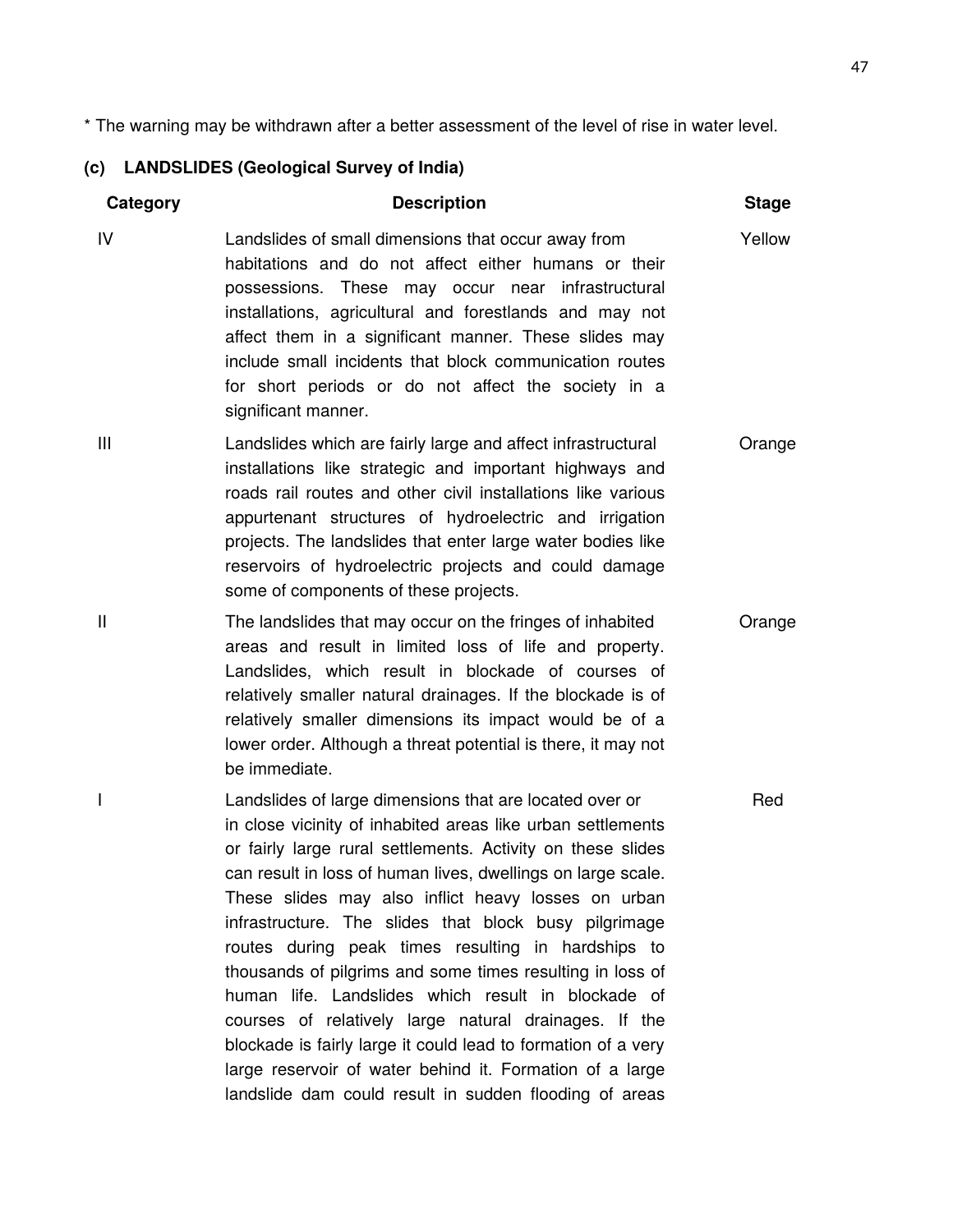* The warning may be withdrawn after a better assessment of the level of rise in water level.

### (c) LANDSLIDES (Geological Survey of India)

| Category | Description | Stage |
|---|---|---|
| IV | Landslides of small dimensions that occur away from habitations and do not affect either humans or their possessions. These may occur near infrastructural installations, agricultural and forestlands and may not affect them in a significant manner. These slides may include small incidents that block communication routes for short periods or do not affect the society in a significant manner. | Yellow |
| III | Landslides which are fairly large and affect infrastructural installations like strategic and important highways and roads rail routes and other civil installations like various appurtenant structures of hydroelectric and irrigation projects. The landslides that enter large water bodies like reservoirs of hydroelectric projects and could damage some of components of these projects. | Orange |
| II | The landslides that may occur on the fringes of inhabited areas and result in limited loss of life and property. Landslides, which result in blockade of courses of relatively smaller natural drainages. If the blockade is of relatively smaller dimensions its impact would be of a lower order. Although a threat potential is there, it may not be immediate. | Orange |
| I | Landslides of large dimensions that are located over or in close vicinity of inhabited areas like urban settlements or fairly large rural settlements. Activity on these slides can result in loss of human lives, dwellings on large scale. These slides may also inflict heavy losses on urban infrastructure. The slides that block busy pilgrimage routes during peak times resulting in hardships to thousands of pilgrims and some times resulting in loss of human life. Landslides which result in blockade of courses of relatively large natural drainages. If the blockade is fairly large it could lead to formation of a very large reservoir of water behind it. Formation of a large landslide dam could result in sudden flooding of areas | Red |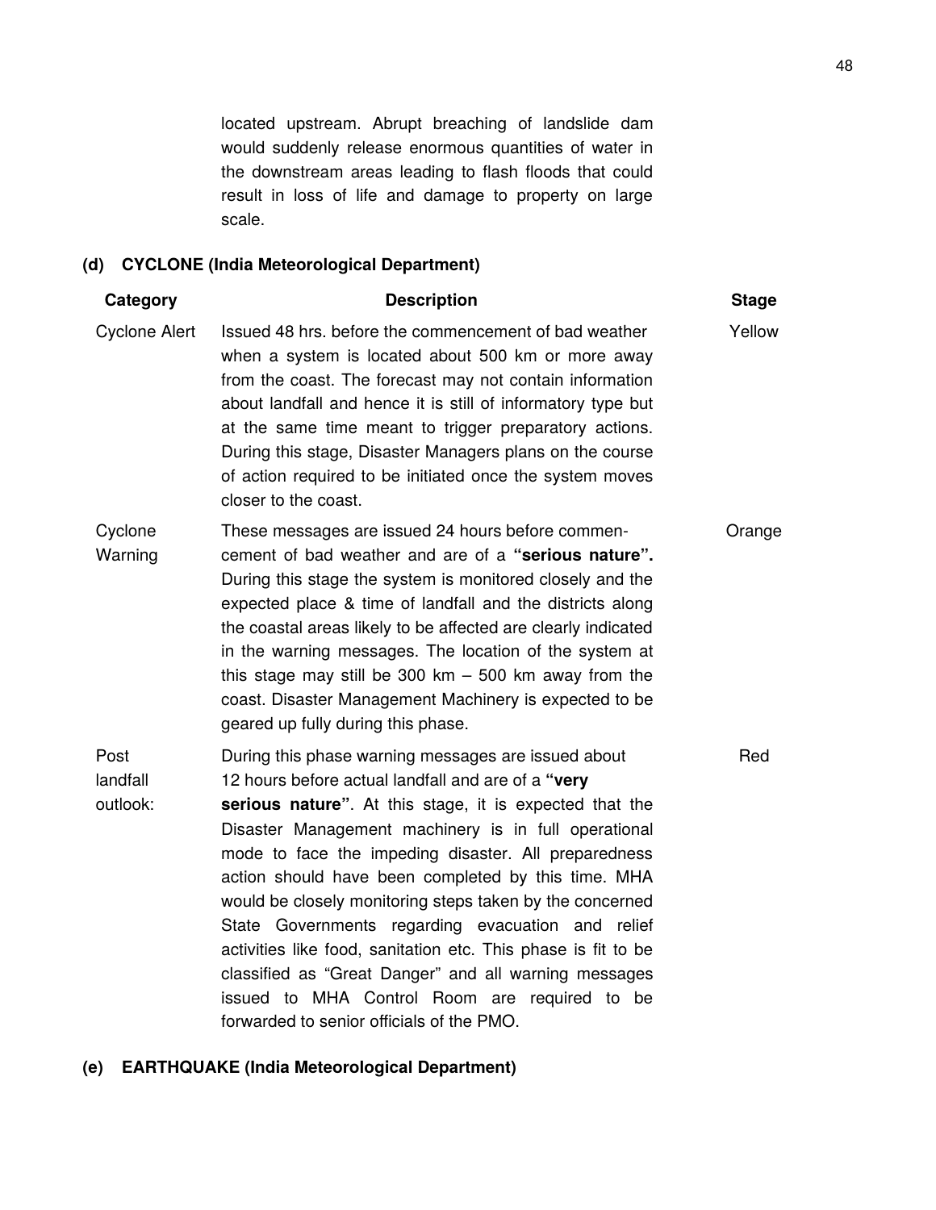located upstream. Abrupt breaching of landslide dam would suddenly release enormous quantities of water in the downstream areas leading to flash floods that could result in loss of life and damage to property on large scale.

**(d) CYCLONE (India Meteorological Department)**

| Category | Description | Stage |
|---|---|---|
| Cyclone Alert | Issued 48 hrs. before the commencement of bad weather when a system is located about 500 km or more away from the coast. The forecast may not contain information about landfall and hence it is still of informatory type but at the same time meant to trigger preparatory actions. During this stage, Disaster Managers plans on the course of action required to be initiated once the system moves closer to the coast. | Yellow |
| Cyclone Warning | These messages are issued 24 hours before commencement of bad weather and are of a **"serious nature".** During this stage the system is monitored closely and the expected place & time of landfall and the districts along the coastal areas likely to be affected are clearly indicated in the warning messages. The location of the system at this stage may still be 300 km – 500 km away from the coast. Disaster Management Machinery is expected to be geared up fully during this phase. | Orange |
| Post landfall outlook: | During this phase warning messages are issued about 12 hours before actual landfall and are of a **"very serious nature"**. At this stage, it is expected that the Disaster Management machinery is in full operational mode to face the impeding disaster. All preparedness action should have been completed by this time. MHA would be closely monitoring steps taken by the concerned State Governments regarding evacuation and relief activities like food, sanitation etc. This phase is fit to be classified as "Great Danger" and all warning messages issued to MHA Control Room are required to be forwarded to senior officials of the PMO. | Red |

**(e) EARTHQUAKE (India Meteorological Department)**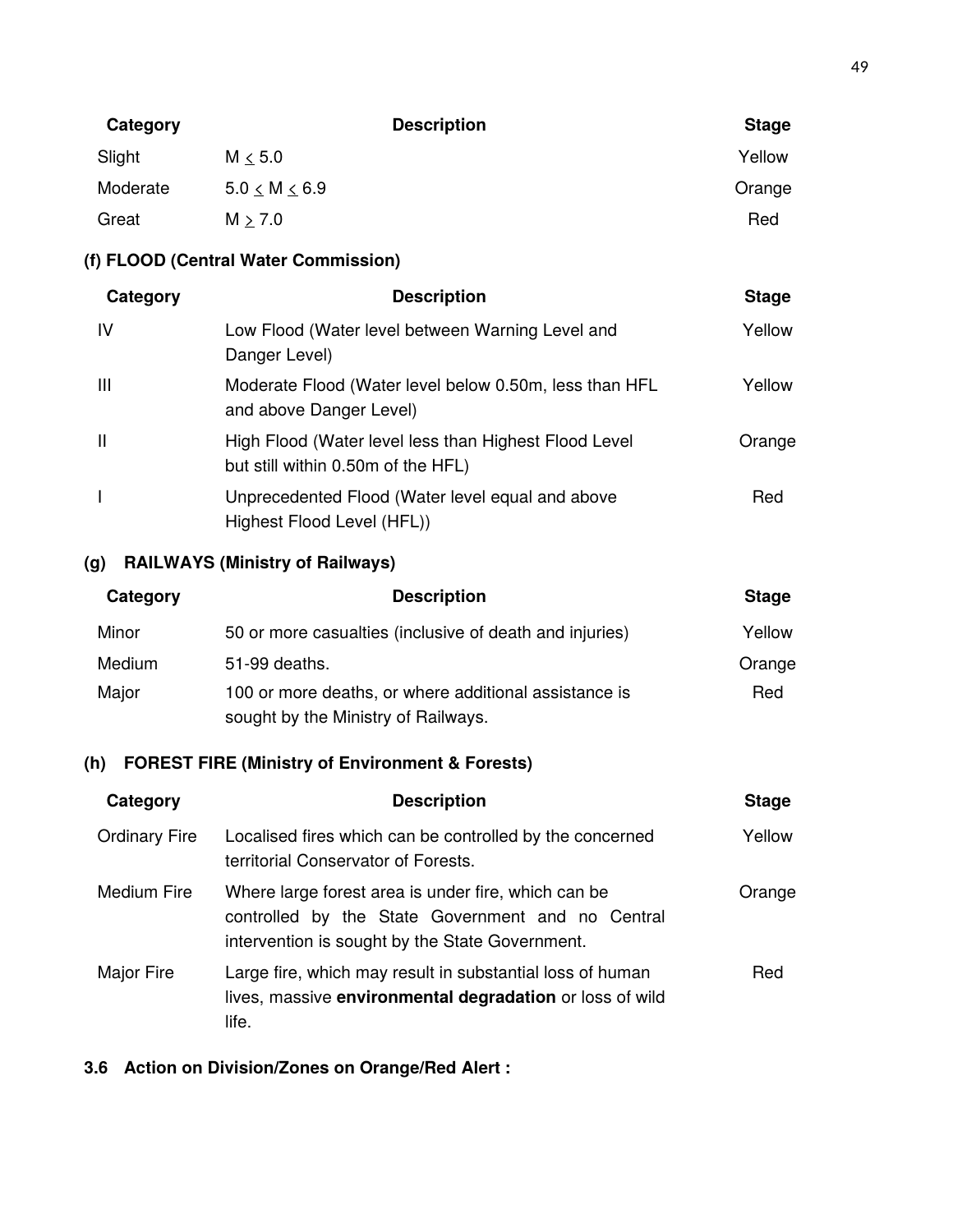| Category | Description | Stage |
|---|---|---|
| Slight | $M \leq 5.0$ | Yellow |
| Moderate | $5.0 \leq M \leq 6.9$ | Orange |
| Great | $M \geq 7.0$ | Red |

### (f) FLOOD (Central Water Commission)

| Category | Description | Stage |
|---|---|---|
| IV | Low Flood (Water level between Warning Level and Danger Level) | Yellow |
| III | Moderate Flood (Water level below 0.50m, less than HFL and above Danger Level) | Yellow |
| II | High Flood (Water level less than Highest Flood Level but still within 0.50m of the HFL) | Orange |
| I | Unprecedented Flood (Water level equal and above Highest Flood Level (HFL)) | Red |

### (g) RAILWAYS (Ministry of Railways)

| Category | Description | Stage |
|---|---|---|
| Minor | 50 or more casualties (inclusive of death and injuries) | Yellow |
| Medium | 51-99 deaths. | Orange |
| Major | 100 or more deaths, or where additional assistance is sought by the Ministry of Railways. | Red |

### (h) FOREST FIRE (Ministry of Environment & Forests)

| Category | Description | Stage |
|---|---|---|
| Ordinary Fire | Localised fires which can be controlled by the concerned territorial Conservator of Forests. | Yellow |
| Medium Fire | Where large forest area is under fire, which can be controlled by the State Government and no Central intervention is sought by the State Government. | Orange |
| Major Fire | Large fire, which may result in substantial loss of human lives, massive **environmental degradation** or loss of wild life. | Red |

### 3.6 Action on Division/Zones on Orange/Red Alert :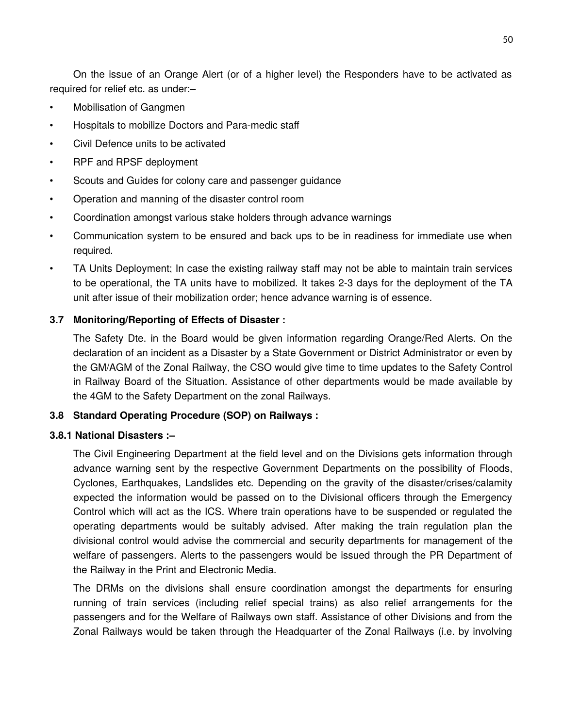On the issue of an Orange Alert (or of a higher level) the Responders have to be activated as required for relief etc. as under:–

- Mobilisation of Gangmen
- Hospitals to mobilize Doctors and Para-medic staff
- Civil Defence units to be activated
- RPF and RPSF deployment
- Scouts and Guides for colony care and passenger guidance
- Operation and manning of the disaster control room
- Coordination amongst various stake holders through advance warnings
- Communication system to be ensured and back ups to be in readiness for immediate use when required.
- TA Units Deployment; In case the existing railway staff may not be able to maintain train services to be operational, the TA units have to mobilized. It takes 2-3 days for the deployment of the TA unit after issue of their mobilization order; hence advance warning is of essence.

### 3.7 Monitoring/Reporting of Effects of Disaster :

The Safety Dte. in the Board would be given information regarding Orange/Red Alerts. On the declaration of an incident as a Disaster by a State Government or District Administrator or even by the GM/AGM of the Zonal Railway, the CSO would give time to time updates to the Safety Control in Railway Board of the Situation. Assistance of other departments would be made available by the 4GM to the Safety Department on the zonal Railways.

### 3.8 Standard Operating Procedure (SOP) on Railways :

#### 3.8.1 National Disasters :–

The Civil Engineering Department at the field level and on the Divisions gets information through advance warning sent by the respective Government Departments on the possibility of Floods, Cyclones, Earthquakes, Landslides etc. Depending on the gravity of the disaster/crises/calamity expected the information would be passed on to the Divisional officers through the Emergency Control which will act as the ICS. Where train operations have to be suspended or regulated the operating departments would be suitably advised. After making the train regulation plan the divisional control would advise the commercial and security departments for management of the welfare of passengers. Alerts to the passengers would be issued through the PR Department of the Railway in the Print and Electronic Media.

The DRMs on the divisions shall ensure coordination amongst the departments for ensuring running of train services (including relief special trains) as also relief arrangements for the passengers and for the Welfare of Railways own staff. Assistance of other Divisions and from the Zonal Railways would be taken through the Headquarter of the Zonal Railways (i.e. by involving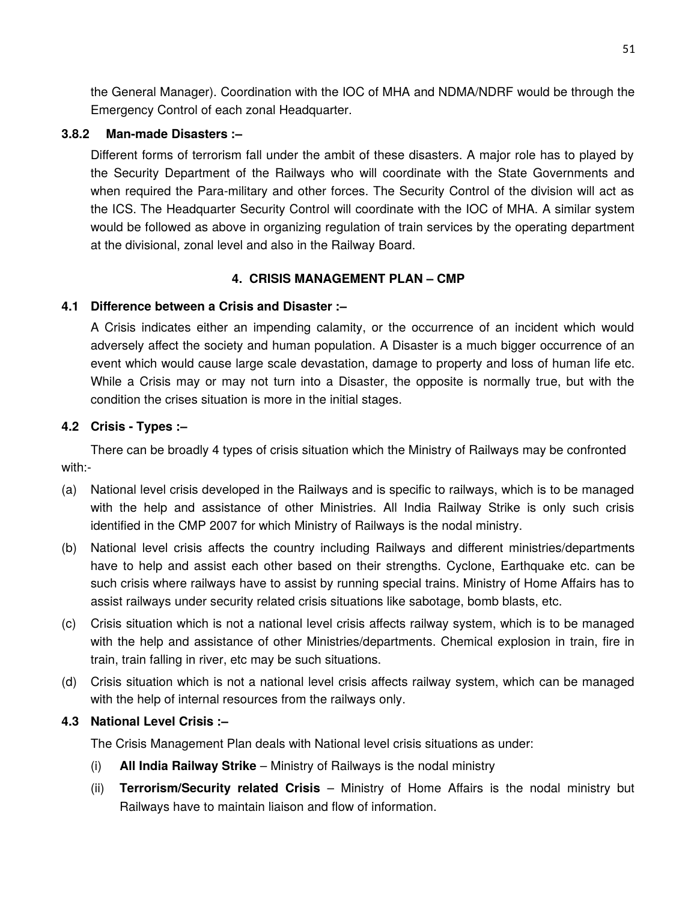the General Manager). Coordination with the IOC of MHA and NDMA/NDRF would be through the Emergency Control of each zonal Headquarter.

### 3.8.2 Man-made Disasters :–

Different forms of terrorism fall under the ambit of these disasters. A major role has to played by the Security Department of the Railways who will coordinate with the State Governments and when required the Para-military and other forces. The Security Control of the division will act as the ICS. The Headquarter Security Control will coordinate with the IOC of MHA. A similar system would be followed as above in organizing regulation of train services by the operating department at the divisional, zonal level and also in the Railway Board.

## 4. CRISIS MANAGEMENT PLAN – CMP

### 4.1 Difference between a Crisis and Disaster :–

A Crisis indicates either an impending calamity, or the occurrence of an incident which would adversely affect the society and human population. A Disaster is a much bigger occurrence of an event which would cause large scale devastation, damage to property and loss of human life etc. While a Crisis may or may not turn into a Disaster, the opposite is normally true, but with the condition the crises situation is more in the initial stages.

### 4.2 Crisis - Types :–

There can be broadly 4 types of crisis situation which the Ministry of Railways may be confronted with:-

(a) National level crisis developed in the Railways and is specific to railways, which is to be managed with the help and assistance of other Ministries. All India Railway Strike is only such crisis identified in the CMP 2007 for which Ministry of Railways is the nodal ministry.

(b) National level crisis affects the country including Railways and different ministries/departments have to help and assist each other based on their strengths. Cyclone, Earthquake etc. can be such crisis where railways have to assist by running special trains. Ministry of Home Affairs has to assist railways under security related crisis situations like sabotage, bomb blasts, etc.

(c) Crisis situation which is not a national level crisis affects railway system, which is to be managed with the help and assistance of other Ministries/departments. Chemical explosion in train, fire in train, train falling in river, etc may be such situations.

(d) Crisis situation which is not a national level crisis affects railway system, which can be managed with the help of internal resources from the railways only.

### 4.3 National Level Crisis :–

The Crisis Management Plan deals with National level crisis situations as under:

(i) **All India Railway Strike** – Ministry of Railways is the nodal ministry

(ii) **Terrorism/Security related Crisis** – Ministry of Home Affairs is the nodal ministry but Railways have to maintain liaison and flow of information.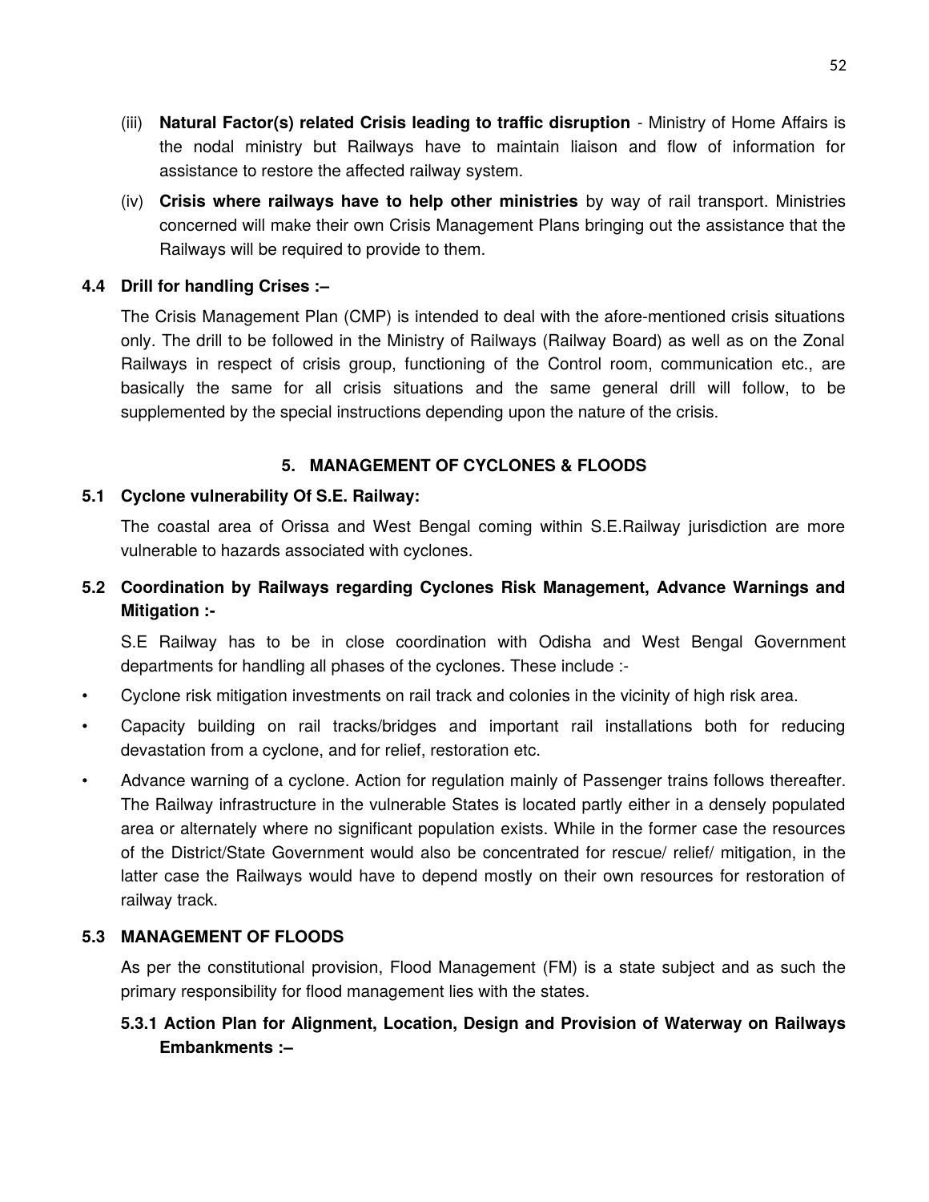(iii) **Natural Factor(s) related Crisis leading to traffic disruption** - Ministry of Home Affairs is the nodal ministry but Railways have to maintain liaison and flow of information for assistance to restore the affected railway system.

(iv) **Crisis where railways have to help other ministries** by way of rail transport. Ministries concerned will make their own Crisis Management Plans bringing out the assistance that the Railways will be required to provide to them.

**4.4 Drill for handling Crises :–**

The Crisis Management Plan (CMP) is intended to deal with the afore-mentioned crisis situations only. The drill to be followed in the Ministry of Railways (Railway Board) as well as on the Zonal Railways in respect of crisis group, functioning of the Control room, communication etc., are basically the same for all crisis situations and the same general drill will follow, to be supplemented by the special instructions depending upon the nature of the crisis.

## 5. MANAGEMENT OF CYCLONES & FLOODS

**5.1 Cyclone vulnerability Of S.E. Railway:**

The coastal area of Orissa and West Bengal coming within S.E.Railway jurisdiction are more vulnerable to hazards associated with cyclones.

**5.2 Coordination by Railways regarding Cyclones Risk Management, Advance Warnings and Mitigation :-**

S.E Railway has to be in close coordination with Odisha and West Bengal Government departments for handling all phases of the cyclones. These include :-

- Cyclone risk mitigation investments on rail track and colonies in the vicinity of high risk area.
- Capacity building on rail tracks/bridges and important rail installations both for reducing devastation from a cyclone, and for relief, restoration etc.
- Advance warning of a cyclone. Action for regulation mainly of Passenger trains follows thereafter. The Railway infrastructure in the vulnerable States is located partly either in a densely populated area or alternately where no significant population exists. While in the former case the resources of the District/State Government would also be concentrated for rescue/ relief/ mitigation, in the latter case the Railways would have to depend mostly on their own resources for restoration of railway track.

**5.3 MANAGEMENT OF FLOODS**

As per the constitutional provision, Flood Management (FM) is a state subject and as such the primary responsibility for flood management lies with the states.

**5.3.1 Action Plan for Alignment, Location, Design and Provision of Waterway on Railways Embankments :–**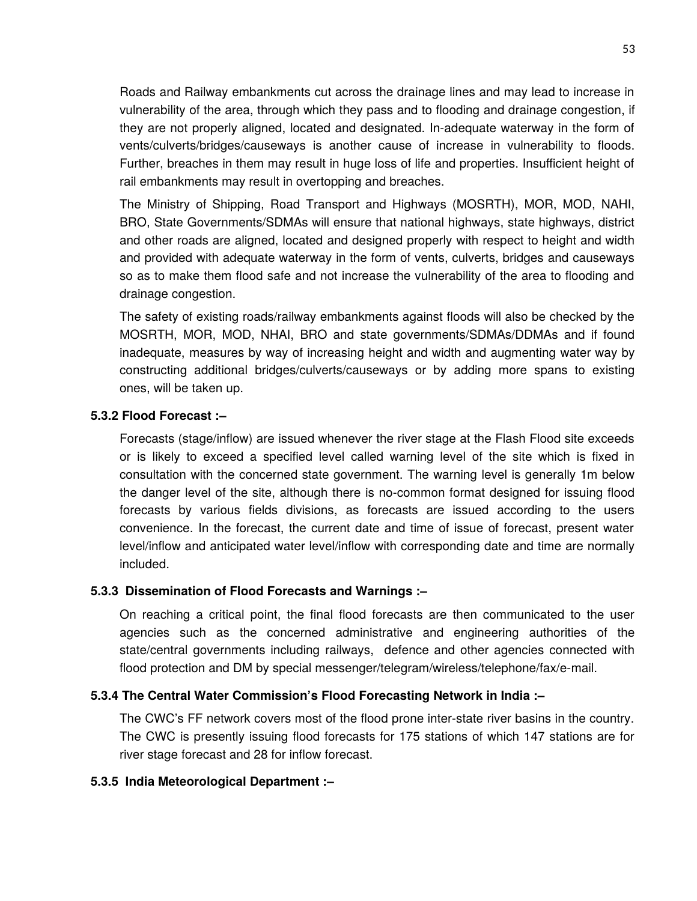Roads and Railway embankments cut across the drainage lines and may lead to increase in vulnerability of the area, through which they pass and to flooding and drainage congestion, if they are not properly aligned, located and designated. In-adequate waterway in the form of vents/culverts/bridges/causeways is another cause of increase in vulnerability to floods. Further, breaches in them may result in huge loss of life and properties. Insufficient height of rail embankments may result in overtopping and breaches.

The Ministry of Shipping, Road Transport and Highways (MOSRTH), MOR, MOD, NAHI, BRO, State Governments/SDMAs will ensure that national highways, state highways, district and other roads are aligned, located and designed properly with respect to height and width and provided with adequate waterway in the form of vents, culverts, bridges and causeways so as to make them flood safe and not increase the vulnerability of the area to flooding and drainage congestion.

The safety of existing roads/railway embankments against floods will also be checked by the MOSRTH, MOR, MOD, NHAI, BRO and state governments/SDMAs/DDMAs and if found inadequate, measures by way of increasing height and width and augmenting water way by constructing additional bridges/culverts/causeways or by adding more spans to existing ones, will be taken up.

### 5.3.2 Flood Forecast :–

Forecasts (stage/inflow) are issued whenever the river stage at the Flash Flood site exceeds or is likely to exceed a specified level called warning level of the site which is fixed in consultation with the concerned state government. The warning level is generally 1m below the danger level of the site, although there is no-common format designed for issuing flood forecasts by various fields divisions, as forecasts are issued according to the users convenience. In the forecast, the current date and time of issue of forecast, present water level/inflow and anticipated water level/inflow with corresponding date and time are normally included.

### 5.3.3 Dissemination of Flood Forecasts and Warnings :–

On reaching a critical point, the final flood forecasts are then communicated to the user agencies such as the concerned administrative and engineering authorities of the state/central governments including railways, defence and other agencies connected with flood protection and DM by special messenger/telegram/wireless/telephone/fax/e-mail.

### 5.3.4 The Central Water Commission's Flood Forecasting Network in India :–

The CWC's FF network covers most of the flood prone inter-state river basins in the country. The CWC is presently issuing flood forecasts for 175 stations of which 147 stations are for river stage forecast and 28 for inflow forecast.

### 5.3.5 India Meteorological Department :–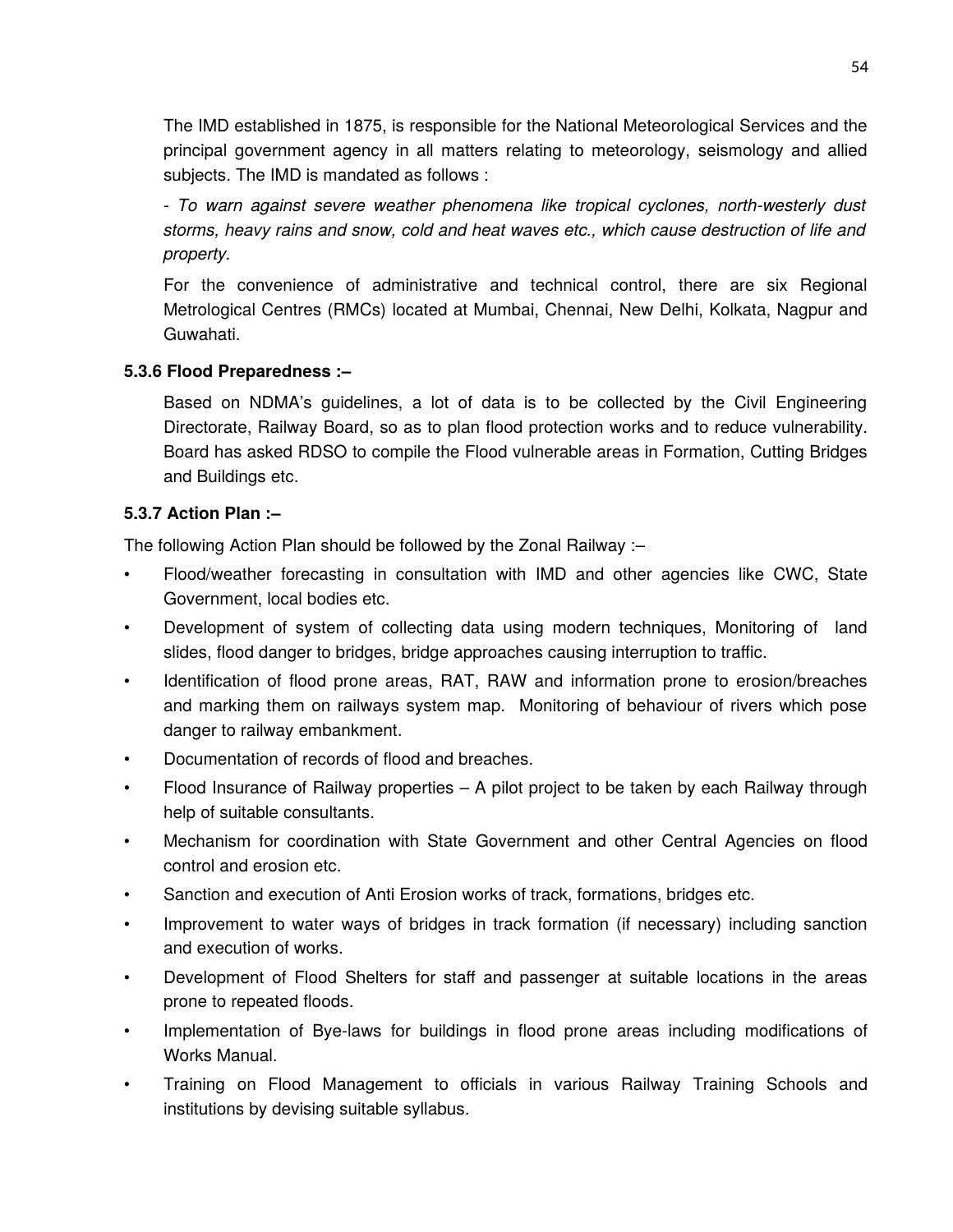The IMD established in 1875, is responsible for the National Meteorological Services and the principal government agency in all matters relating to meteorology, seismology and allied subjects. The IMD is mandated as follows :

- *To warn against severe weather phenomena like tropical cyclones, north-westerly dust storms, heavy rains and snow, cold and heat waves etc., which cause destruction of life and property.*

For the convenience of administrative and technical control, there are six Regional Metrological Centres (RMCs) located at Mumbai, Chennai, New Delhi, Kolkata, Nagpur and Guwahati.

**5.3.6 Flood Preparedness :–**

Based on NDMA's guidelines, a lot of data is to be collected by the Civil Engineering Directorate, Railway Board, so as to plan flood protection works and to reduce vulnerability. Board has asked RDSO to compile the Flood vulnerable areas in Formation, Cutting Bridges and Buildings etc.

**5.3.7 Action Plan :–**

The following Action Plan should be followed by the Zonal Railway :–

- Flood/weather forecasting in consultation with IMD and other agencies like CWC, State Government, local bodies etc.
- Development of system of collecting data using modern techniques, Monitoring of land slides, flood danger to bridges, bridge approaches causing interruption to traffic.
- Identification of flood prone areas, RAT, RAW and information prone to erosion/breaches and marking them on railways system map. Monitoring of behaviour of rivers which pose danger to railway embankment.
- Documentation of records of flood and breaches.
- Flood Insurance of Railway properties – A pilot project to be taken by each Railway through help of suitable consultants.
- Mechanism for coordination with State Government and other Central Agencies on flood control and erosion etc.
- Sanction and execution of Anti Erosion works of track, formations, bridges etc.
- Improvement to water ways of bridges in track formation (if necessary) including sanction and execution of works.
- Development of Flood Shelters for staff and passenger at suitable locations in the areas prone to repeated floods.
- Implementation of Bye-laws for buildings in flood prone areas including modifications of Works Manual.
- Training on Flood Management to officials in various Railway Training Schools and institutions by devising suitable syllabus.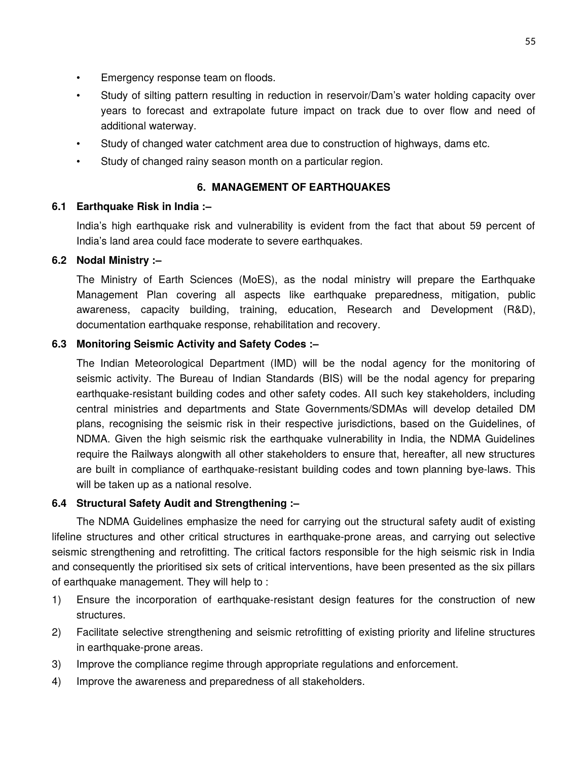- Emergency response team on floods.
- Study of silting pattern resulting in reduction in reservoir/Dam's water holding capacity over years to forecast and extrapolate future impact on track due to over flow and need of additional waterway.
- Study of changed water catchment area due to construction of highways, dams etc.
- Study of changed rainy season month on a particular region.

## 6. MANAGEMENT OF EARTHQUAKES

### 6.1 Earthquake Risk in India :–

India's high earthquake risk and vulnerability is evident from the fact that about 59 percent of India's land area could face moderate to severe earthquakes.

### 6.2 Nodal Ministry :–

The Ministry of Earth Sciences (MoES), as the nodal ministry will prepare the Earthquake Management Plan covering all aspects like earthquake preparedness, mitigation, public awareness, capacity building, training, education, Research and Development (R&D), documentation earthquake response, rehabilitation and recovery.

### 6.3 Monitoring Seismic Activity and Safety Codes :–

The Indian Meteorological Department (IMD) will be the nodal agency for the monitoring of seismic activity. The Bureau of Indian Standards (BIS) will be the nodal agency for preparing earthquake-resistant building codes and other safety codes. All such key stakeholders, including central ministries and departments and State Governments/SDMAs will develop detailed DM plans, recognising the seismic risk in their respective jurisdictions, based on the Guidelines, of NDMA. Given the high seismic risk the earthquake vulnerability in India, the NDMA Guidelines require the Railways alongwith all other stakeholders to ensure that, hereafter, all new structures are built in compliance of earthquake-resistant building codes and town planning bye-laws. This will be taken up as a national resolve.

### 6.4 Structural Safety Audit and Strengthening :–

The NDMA Guidelines emphasize the need for carrying out the structural safety audit of existing lifeline structures and other critical structures in earthquake-prone areas, and carrying out selective seismic strengthening and retrofitting. The critical factors responsible for the high seismic risk in India and consequently the prioritised six sets of critical interventions, have been presented as the six pillars of earthquake management. They will help to :

1) Ensure the incorporation of earthquake-resistant design features for the construction of new structures.
2) Facilitate selective strengthening and seismic retrofitting of existing priority and lifeline structures in earthquake-prone areas.
3) Improve the compliance regime through appropriate regulations and enforcement.
4) Improve the awareness and preparedness of all stakeholders.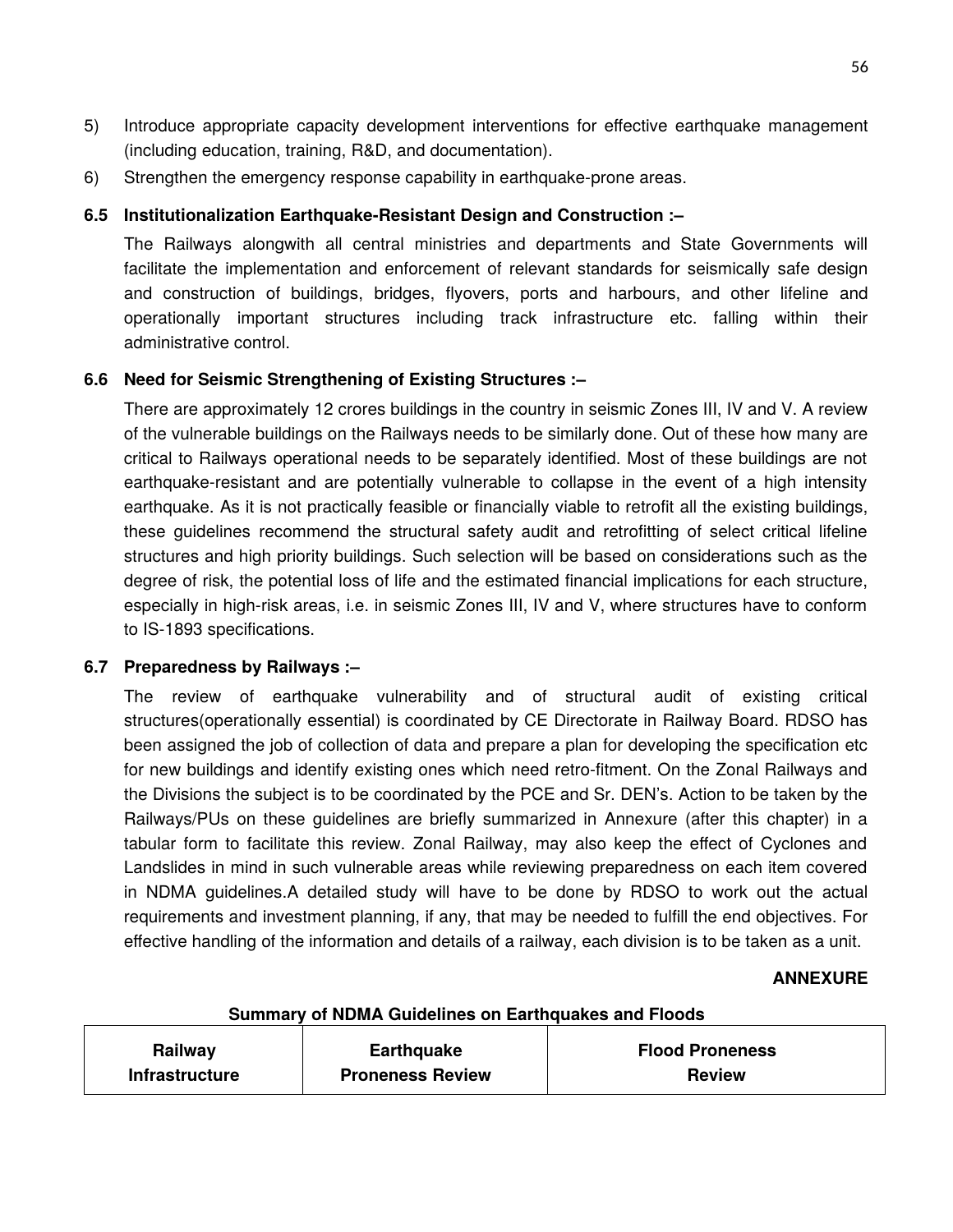5) Introduce appropriate capacity development interventions for effective earthquake management (including education, training, R&D, and documentation).

6) Strengthen the emergency response capability in earthquake-prone areas.

### 6.5 Institutionalization Earthquake-Resistant Design and Construction :–

The Railways alongwith all central ministries and departments and State Governments will facilitate the implementation and enforcement of relevant standards for seismically safe design and construction of buildings, bridges, flyovers, ports and harbours, and other lifeline and operationally important structures including track infrastructure etc. falling within their administrative control.

### 6.6 Need for Seismic Strengthening of Existing Structures :–

There are approximately 12 crores buildings in the country in seismic Zones III, IV and V. A review of the vulnerable buildings on the Railways needs to be similarly done. Out of these how many are critical to Railways operational needs to be separately identified. Most of these buildings are not earthquake-resistant and are potentially vulnerable to collapse in the event of a high intensity earthquake. As it is not practically feasible or financially viable to retrofit all the existing buildings, these guidelines recommend the structural safety audit and retrofitting of select critical lifeline structures and high priority buildings. Such selection will be based on considerations such as the degree of risk, the potential loss of life and the estimated financial implications for each structure, especially in high-risk areas, i.e. in seismic Zones III, IV and V, where structures have to conform to IS-1893 specifications.

### 6.7 Preparedness by Railways :–

The review of earthquake vulnerability and of structural audit of existing critical structures(operationally essential) is coordinated by CE Directorate in Railway Board. RDSO has been assigned the job of collection of data and prepare a plan for developing the specification etc for new buildings and identify existing ones which need retro-fitment. On the Zonal Railways and the Divisions the subject is to be coordinated by the PCE and Sr. DEN's. Action to be taken by the Railways/PUs on these guidelines are briefly summarized in Annexure (after this chapter) in a tabular form to facilitate this review. Zonal Railway, may also keep the effect of Cyclones and Landslides in mind in such vulnerable areas while reviewing preparedness on each item covered in NDMA guidelines.A detailed study will have to be done by RDSO to work out the actual requirements and investment planning, if any, that may be needed to fulfill the end objectives. For effective handling of the information and details of a railway, each division is to be taken as a unit.

**ANNEXURE**

**Summary of NDMA Guidelines on Earthquakes and Floods**

| Railway Infrastructure | Earthquake Proneness Review | Flood Proneness Review |
|---|---|---|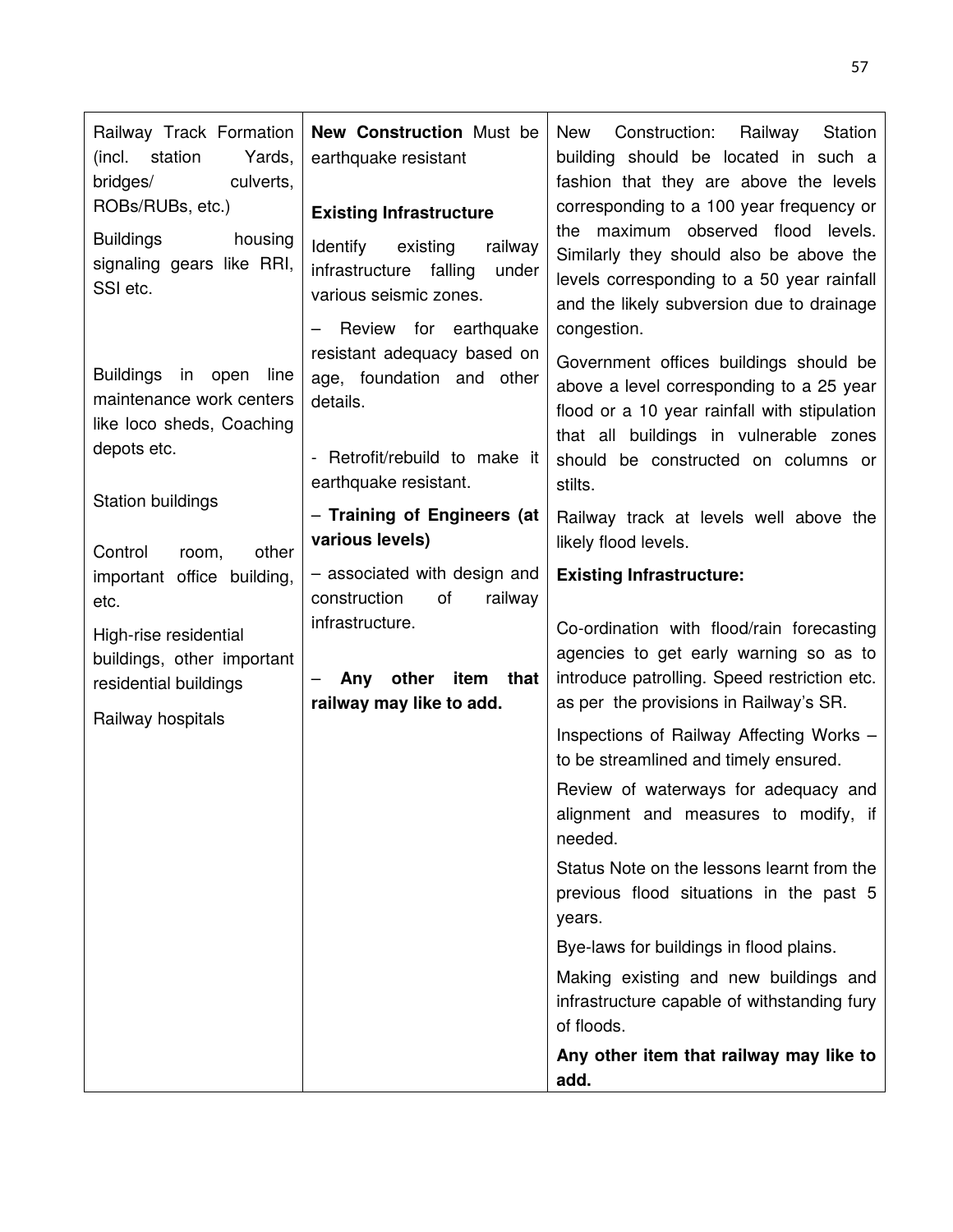| | | |
|---|---|---|
| Railway Track Formation (incl. station Yards, bridges/ culverts, ROBs/RUBs, etc.)<br><br>Buildings housing signaling gears like RRI, SSI etc.<br><br>Buildings in open line maintenance work centers like loco sheds, Coaching depots etc.<br><br>Station buildings<br><br>Control room, other important office building, etc.<br><br>High-rise residential buildings, other important residential buildings<br><br>Railway hospitals | **New Construction** Must be earthquake resistant<br><br>**Existing Infrastructure**<br><br>Identify existing railway infrastructure falling under various seismic zones.<br><br>– Review for earthquake resistant adequacy based on age, foundation and other details.<br><br>- Retrofit/rebuild to make it earthquake resistant.<br><br>– **Training of Engineers (at various levels)**<br><br>– associated with design and construction of railway infrastructure.<br><br>– **Any other item that railway may like to add.** | New Construction: Railway Station building should be located in such a fashion that they are above the levels corresponding to a 100 year frequency or the maximum observed flood levels. Similarly they should also be above the levels corresponding to a 50 year rainfall and the likely subversion due to drainage congestion.<br><br>Government offices buildings should be above a level corresponding to a 25 year flood or a 10 year rainfall with stipulation that all buildings in vulnerable zones should be constructed on columns or stilts.<br><br>Railway track at levels well above the likely flood levels.<br><br>**Existing Infrastructure:**<br><br>Co-ordination with flood/rain forecasting agencies to get early warning so as to introduce patrolling. Speed restriction etc. as per the provisions in Railway's SR.<br><br>Inspections of Railway Affecting Works – to be streamlined and timely ensured.<br><br>Review of waterways for adequacy and alignment and measures to modify, if needed.<br><br>Status Note on the lessons learnt from the previous flood situations in the past 5 years.<br><br>Bye-laws for buildings in flood plains.<br><br>Making existing and new buildings and infrastructure capable of withstanding fury of floods.<br><br>**Any other item that railway may like to add.** |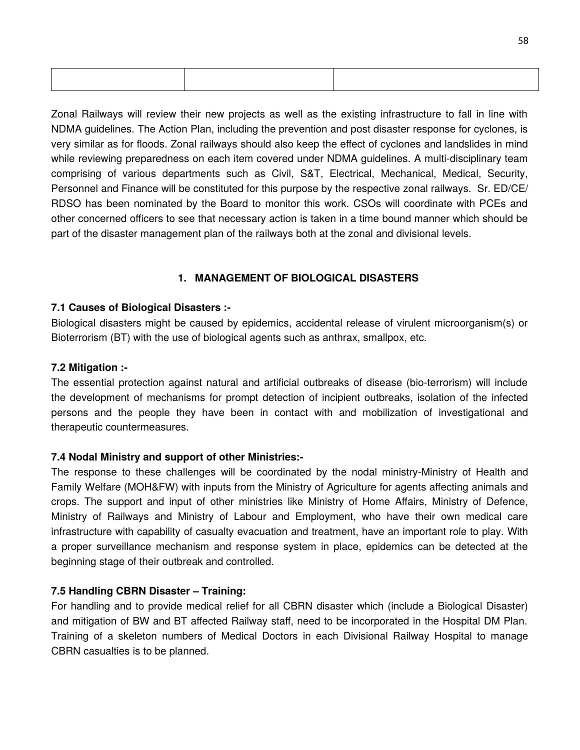| | | |
|---|---|---|
| | | |

Zonal Railways will review their new projects as well as the existing infrastructure to fall in line with NDMA guidelines. The Action Plan, including the prevention and post disaster response for cyclones, is very similar as for floods. Zonal railways should also keep the effect of cyclones and landslides in mind while reviewing preparedness on each item covered under NDMA guidelines. A multi-disciplinary team comprising of various departments such as Civil, S&T, Electrical, Mechanical, Medical, Security, Personnel and Finance will be constituted for this purpose by the respective zonal railways. Sr. ED/CE/ RDSO has been nominated by the Board to monitor this work. CSOs will coordinate with PCEs and other concerned officers to see that necessary action is taken in a time bound manner which should be part of the disaster management plan of the railways both at the zonal and divisional levels.

## 1. MANAGEMENT OF BIOLOGICAL DISASTERS

### 7.1 Causes of Biological Disasters :-

Biological disasters might be caused by epidemics, accidental release of virulent microorganism(s) or Bioterrorism (BT) with the use of biological agents such as anthrax, smallpox, etc.

### 7.2 Mitigation :-

The essential protection against natural and artificial outbreaks of disease (bio-terrorism) will include the development of mechanisms for prompt detection of incipient outbreaks, isolation of the infected persons and the people they have been in contact with and mobilization of investigational and therapeutic countermeasures.

### 7.4 Nodal Ministry and support of other Ministries:-

The response to these challenges will be coordinated by the nodal ministry-Ministry of Health and Family Welfare (MOH&FW) with inputs from the Ministry of Agriculture for agents affecting animals and crops. The support and input of other ministries like Ministry of Home Affairs, Ministry of Defence, Ministry of Railways and Ministry of Labour and Employment, who have their own medical care infrastructure with capability of casualty evacuation and treatment, have an important role to play. With a proper surveillance mechanism and response system in place, epidemics can be detected at the beginning stage of their outbreak and controlled.

### 7.5 Handling CBRN Disaster – Training:

For handling and to provide medical relief for all CBRN disaster which (include a Biological Disaster) and mitigation of BW and BT affected Railway staff, need to be incorporated in the Hospital DM Plan. Training of a skeleton numbers of Medical Doctors in each Divisional Railway Hospital to manage CBRN casualties is to be planned.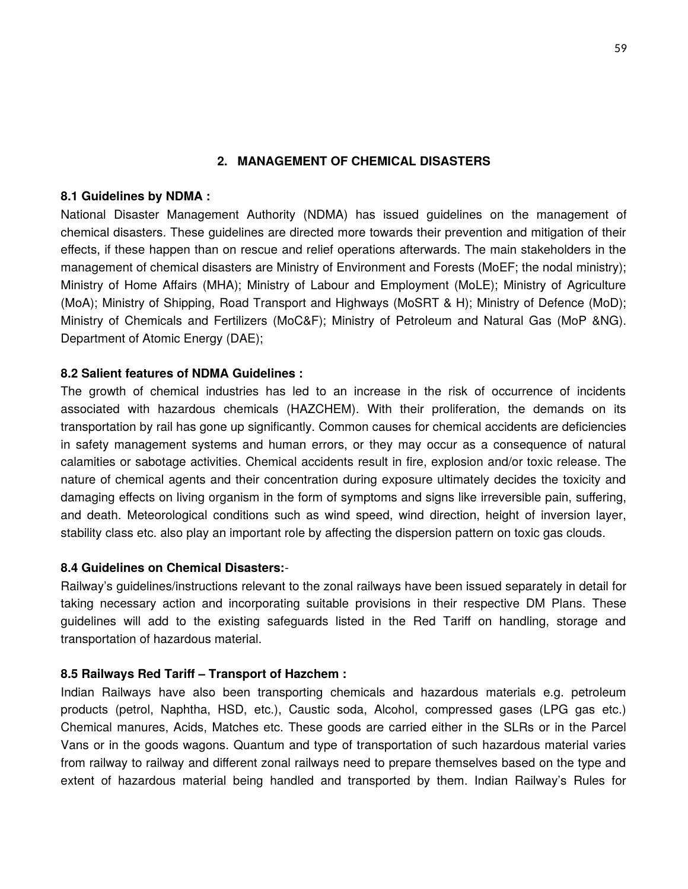## 2. MANAGEMENT OF CHEMICAL DISASTERS

**8.1 Guidelines by NDMA :**

National Disaster Management Authority (NDMA) has issued guidelines on the management of chemical disasters. These guidelines are directed more towards their prevention and mitigation of their effects, if these happen than on rescue and relief operations afterwards. The main stakeholders in the management of chemical disasters are Ministry of Environment and Forests (MoEF; the nodal ministry); Ministry of Home Affairs (MHA); Ministry of Labour and Employment (MoLE); Ministry of Agriculture (MoA); Ministry of Shipping, Road Transport and Highways (MoSRT & H); Ministry of Defence (MoD); Ministry of Chemicals and Fertilizers (MoC&F); Ministry of Petroleum and Natural Gas (MoP &NG). Department of Atomic Energy (DAE);

**8.2 Salient features of NDMA Guidelines :**

The growth of chemical industries has led to an increase in the risk of occurrence of incidents associated with hazardous chemicals (HAZCHEM). With their proliferation, the demands on its transportation by rail has gone up significantly. Common causes for chemical accidents are deficiencies in safety management systems and human errors, or they may occur as a consequence of natural calamities or sabotage activities. Chemical accidents result in fire, explosion and/or toxic release. The nature of chemical agents and their concentration during exposure ultimately decides the toxicity and damaging effects on living organism in the form of symptoms and signs like irreversible pain, suffering, and death. Meteorological conditions such as wind speed, wind direction, height of inversion layer, stability class etc. also play an important role by affecting the dispersion pattern on toxic gas clouds.

**8.4 Guidelines on Chemical Disasters:**-

Railway's guidelines/instructions relevant to the zonal railways have been issued separately in detail for taking necessary action and incorporating suitable provisions in their respective DM Plans. These guidelines will add to the existing safeguards listed in the Red Tariff on handling, storage and transportation of hazardous material.

**8.5 Railways Red Tariff – Transport of Hazchem :**

Indian Railways have also been transporting chemicals and hazardous materials e.g. petroleum products (petrol, Naphtha, HSD, etc.), Caustic soda, Alcohol, compressed gases (LPG gas etc.) Chemical manures, Acids, Matches etc. These goods are carried either in the SLRs or in the Parcel Vans or in the goods wagons. Quantum and type of transportation of such hazardous material varies from railway to railway and different zonal railways need to prepare themselves based on the type and extent of hazardous material being handled and transported by them. Indian Railway's Rules for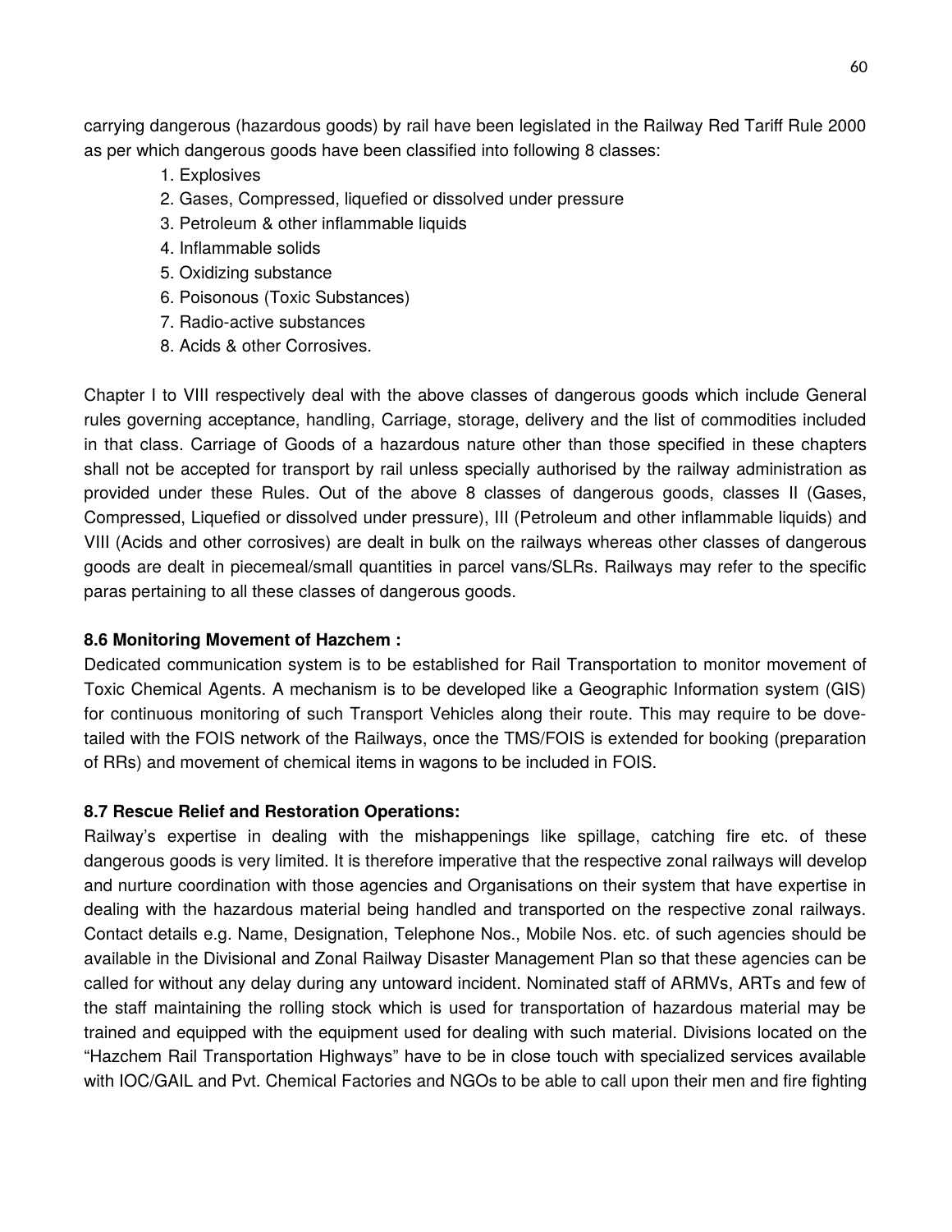carrying dangerous (hazardous goods) by rail have been legislated in the Railway Red Tariff Rule 2000 as per which dangerous goods have been classified into following 8 classes:

1. Explosives
2. Gases, Compressed, liquefied or dissolved under pressure
3. Petroleum & other inflammable liquids
4. Inflammable solids
5. Oxidizing substance
6. Poisonous (Toxic Substances)
7. Radio-active substances
8. Acids & other Corrosives.

Chapter I to VIII respectively deal with the above classes of dangerous goods which include General rules governing acceptance, handling, Carriage, storage, delivery and the list of commodities included in that class. Carriage of Goods of a hazardous nature other than those specified in these chapters shall not be accepted for transport by rail unless specially authorised by the railway administration as provided under these Rules. Out of the above 8 classes of dangerous goods, classes II (Gases, Compressed, Liquefied or dissolved under pressure), III (Petroleum and other inflammable liquids) and VIII (Acids and other corrosives) are dealt in bulk on the railways whereas other classes of dangerous goods are dealt in piecemeal/small quantities in parcel vans/SLRs. Railways may refer to the specific paras pertaining to all these classes of dangerous goods.

**8.6 Monitoring Movement of Hazchem :**

Dedicated communication system is to be established for Rail Transportation to monitor movement of Toxic Chemical Agents. A mechanism is to be developed like a Geographic Information system (GIS) for continuous monitoring of such Transport Vehicles along their route. This may require to be dove-tailed with the FOIS network of the Railways, once the TMS/FOIS is extended for booking (preparation of RRs) and movement of chemical items in wagons to be included in FOIS.

**8.7 Rescue Relief and Restoration Operations:**

Railway's expertise in dealing with the mishappenings like spillage, catching fire etc. of these dangerous goods is very limited. It is therefore imperative that the respective zonal railways will develop and nurture coordination with those agencies and Organisations on their system that have expertise in dealing with the hazardous material being handled and transported on the respective zonal railways. Contact details e.g. Name, Designation, Telephone Nos., Mobile Nos. etc. of such agencies should be available in the Divisional and Zonal Railway Disaster Management Plan so that these agencies can be called for without any delay during any untoward incident. Nominated staff of ARMVs, ARTs and few of the staff maintaining the rolling stock which is used for transportation of hazardous material may be trained and equipped with the equipment used for dealing with such material. Divisions located on the "Hazchem Rail Transportation Highways" have to be in close touch with specialized services available with IOC/GAIL and Pvt. Chemical Factories and NGOs to be able to call upon their men and fire fighting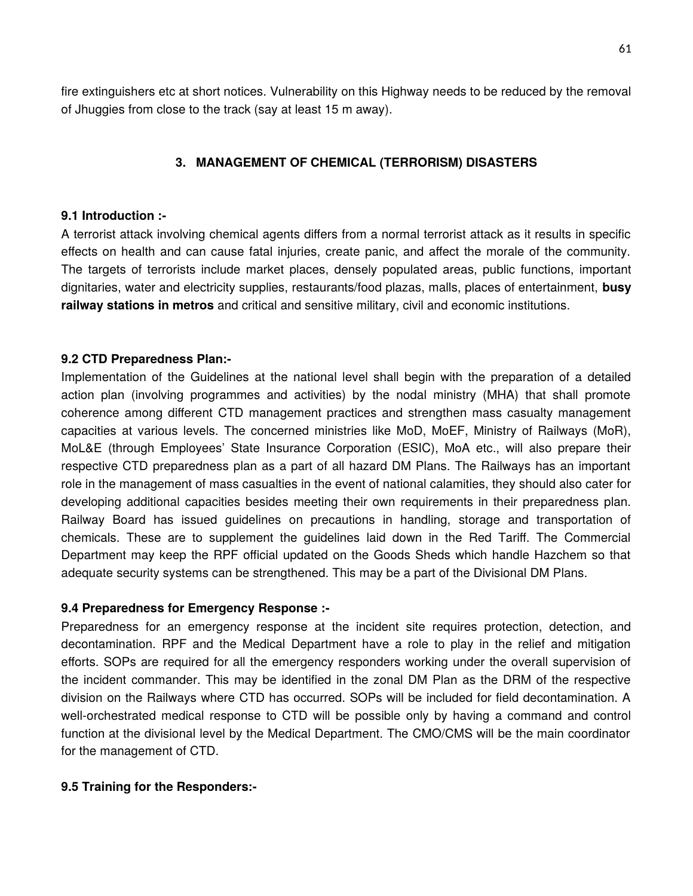fire extinguishers etc at short notices. Vulnerability on this Highway needs to be reduced by the removal of Jhuggies from close to the track (say at least 15 m away).

## 3. MANAGEMENT OF CHEMICAL (TERRORISM) DISASTERS

### 9.1 Introduction :-

A terrorist attack involving chemical agents differs from a normal terrorist attack as it results in specific effects on health and can cause fatal injuries, create panic, and affect the morale of the community. The targets of terrorists include market places, densely populated areas, public functions, important dignitaries, water and electricity supplies, restaurants/food plazas, malls, places of entertainment, **busy railway stations in metros** and critical and sensitive military, civil and economic institutions.

### 9.2 CTD Preparedness Plan:-

Implementation of the Guidelines at the national level shall begin with the preparation of a detailed action plan (involving programmes and activities) by the nodal ministry (MHA) that shall promote coherence among different CTD management practices and strengthen mass casualty management capacities at various levels. The concerned ministries like MoD, MoEF, Ministry of Railways (MoR), MoL&E (through Employees' State Insurance Corporation (ESIC), MoA etc., will also prepare their respective CTD preparedness plan as a part of all hazard DM Plans. The Railways has an important role in the management of mass casualties in the event of national calamities, they should also cater for developing additional capacities besides meeting their own requirements in their preparedness plan. Railway Board has issued guidelines on precautions in handling, storage and transportation of chemicals. These are to supplement the guidelines laid down in the Red Tariff. The Commercial Department may keep the RPF official updated on the Goods Sheds which handle Hazchem so that adequate security systems can be strengthened. This may be a part of the Divisional DM Plans.

### 9.4 Preparedness for Emergency Response :-

Preparedness for an emergency response at the incident site requires protection, detection, and decontamination. RPF and the Medical Department have a role to play in the relief and mitigation efforts. SOPs are required for all the emergency responders working under the overall supervision of the incident commander. This may be identified in the zonal DM Plan as the DRM of the respective division on the Railways where CTD has occurred. SOPs will be included for field decontamination. A well-orchestrated medical response to CTD will be possible only by having a command and control function at the divisional level by the Medical Department. The CMO/CMS will be the main coordinator for the management of CTD.

### 9.5 Training for the Responders:-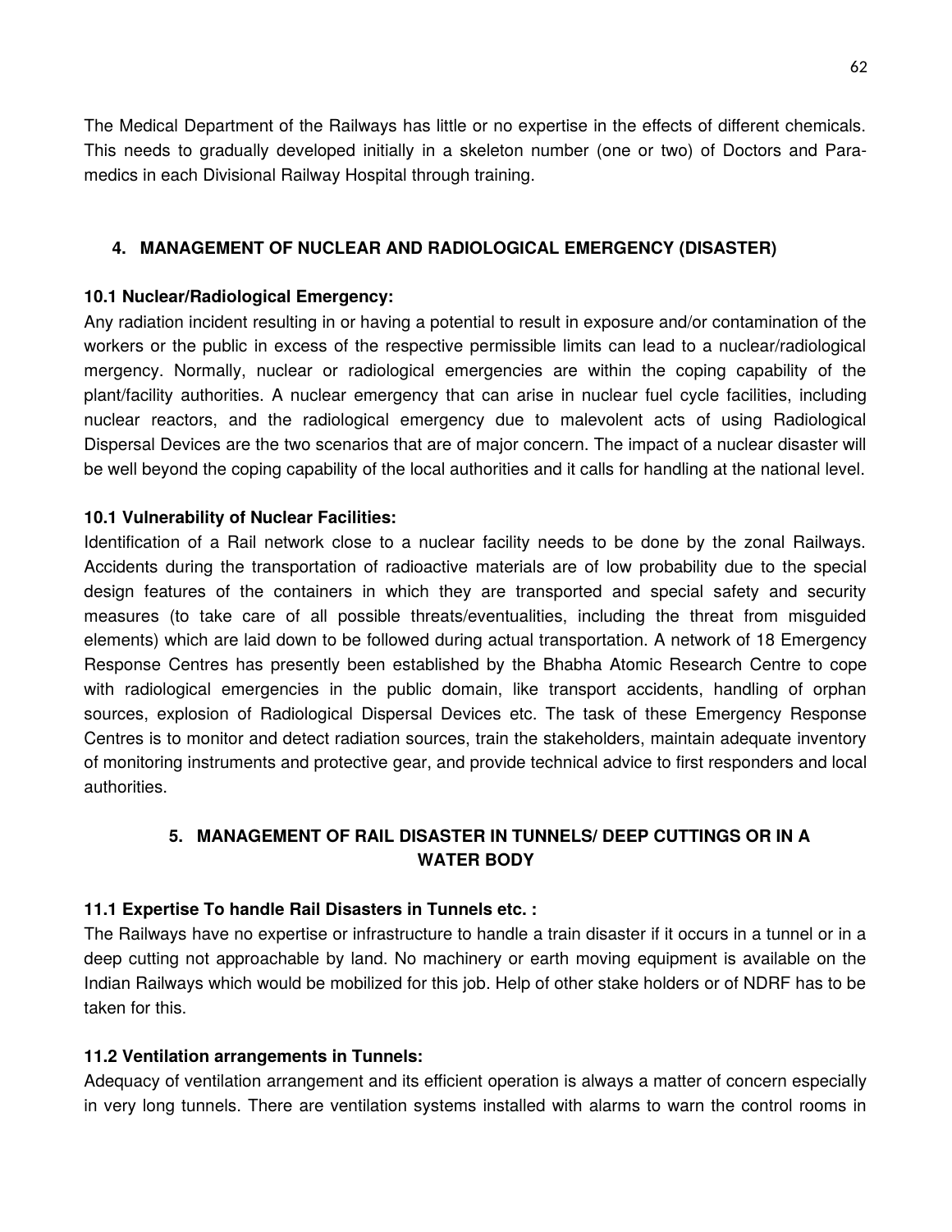The Medical Department of the Railways has little or no expertise in the effects of different chemicals. This needs to gradually developed initially in a skeleton number (one or two) of Doctors and Para-medics in each Divisional Railway Hospital through training.

## 4. MANAGEMENT OF NUCLEAR AND RADIOLOGICAL EMERGENCY (DISASTER)

### 10.1 Nuclear/Radiological Emergency:

Any radiation incident resulting in or having a potential to result in exposure and/or contamination of the workers or the public in excess of the respective permissible limits can lead to a nuclear/radiological mergency. Normally, nuclear or radiological emergencies are within the coping capability of the plant/facility authorities. A nuclear emergency that can arise in nuclear fuel cycle facilities, including nuclear reactors, and the radiological emergency due to malevolent acts of using Radiological Dispersal Devices are the two scenarios that are of major concern. The impact of a nuclear disaster will be well beyond the coping capability of the local authorities and it calls for handling at the national level.

### 10.1 Vulnerability of Nuclear Facilities:

Identification of a Rail network close to a nuclear facility needs to be done by the zonal Railways. Accidents during the transportation of radioactive materials are of low probability due to the special design features of the containers in which they are transported and special safety and security measures (to take care of all possible threats/eventualities, including the threat from misguided elements) which are laid down to be followed during actual transportation. A network of 18 Emergency Response Centres has presently been established by the Bhabha Atomic Research Centre to cope with radiological emergencies in the public domain, like transport accidents, handling of orphan sources, explosion of Radiological Dispersal Devices etc. The task of these Emergency Response Centres is to monitor and detect radiation sources, train the stakeholders, maintain adequate inventory of monitoring instruments and protective gear, and provide technical advice to first responders and local authorities.

## 5. MANAGEMENT OF RAIL DISASTER IN TUNNELS/ DEEP CUTTINGS OR IN A WATER BODY

### 11.1 Expertise To handle Rail Disasters in Tunnels etc. :

The Railways have no expertise or infrastructure to handle a train disaster if it occurs in a tunnel or in a deep cutting not approachable by land. No machinery or earth moving equipment is available on the Indian Railways which would be mobilized for this job. Help of other stake holders or of NDRF has to be taken for this.

### 11.2 Ventilation arrangements in Tunnels:

Adequacy of ventilation arrangement and its efficient operation is always a matter of concern especially in very long tunnels. There are ventilation systems installed with alarms to warn the control rooms in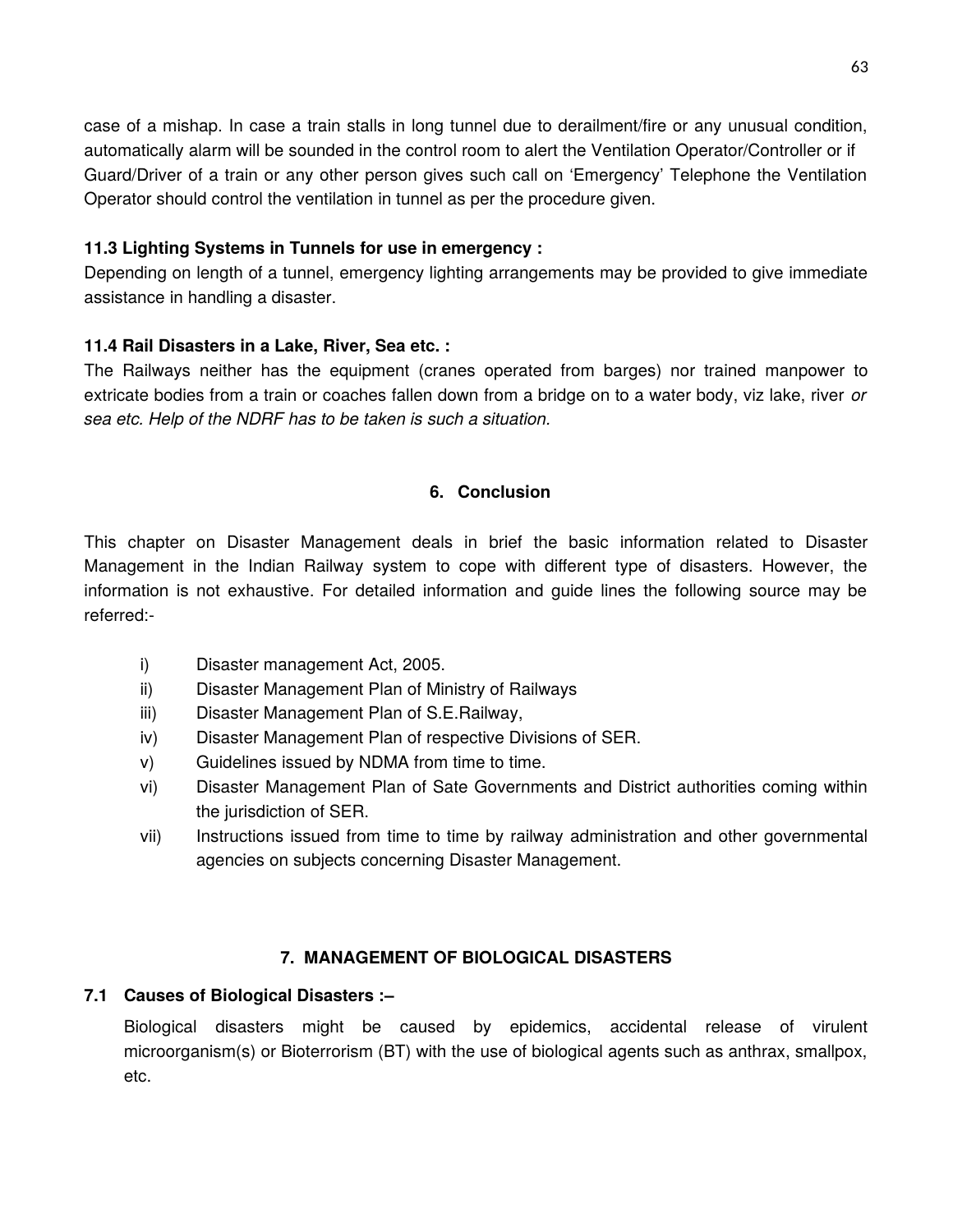case of a mishap. In case a train stalls in long tunnel due to derailment/fire or any unusual condition, automatically alarm will be sounded in the control room to alert the Ventilation Operator/Controller or if Guard/Driver of a train or any other person gives such call on 'Emergency' Telephone the Ventilation Operator should control the ventilation in tunnel as per the procedure given.

**11.3 Lighting Systems in Tunnels for use in emergency :**

Depending on length of a tunnel, emergency lighting arrangements may be provided to give immediate assistance in handling a disaster.

**11.4 Rail Disasters in a Lake, River, Sea etc. :**

The Railways neither has the equipment (cranes operated from barges) nor trained manpower to extricate bodies from a train or coaches fallen down from a bridge on to a water body, viz lake, river *or sea etc. Help of the NDRF has to be taken is such a situation.*

## 6. Conclusion

This chapter on Disaster Management deals in brief the basic information related to Disaster Management in the Indian Railway system to cope with different type of disasters. However, the information is not exhaustive. For detailed information and guide lines the following source may be referred:-

i) Disaster management Act, 2005.
ii) Disaster Management Plan of Ministry of Railways
iii) Disaster Management Plan of S.E.Railway,
iv) Disaster Management Plan of respective Divisions of SER.
v) Guidelines issued by NDMA from time to time.
vi) Disaster Management Plan of Sate Governments and District authorities coming within the jurisdiction of SER.
vii) Instructions issued from time to time by railway administration and other governmental agencies on subjects concerning Disaster Management.

## 7. MANAGEMENT OF BIOLOGICAL DISASTERS

**7.1 Causes of Biological Disasters :–**

Biological disasters might be caused by epidemics, accidental release of virulent microorganism(s) or Bioterrorism (BT) with the use of biological agents such as anthrax, smallpox, etc.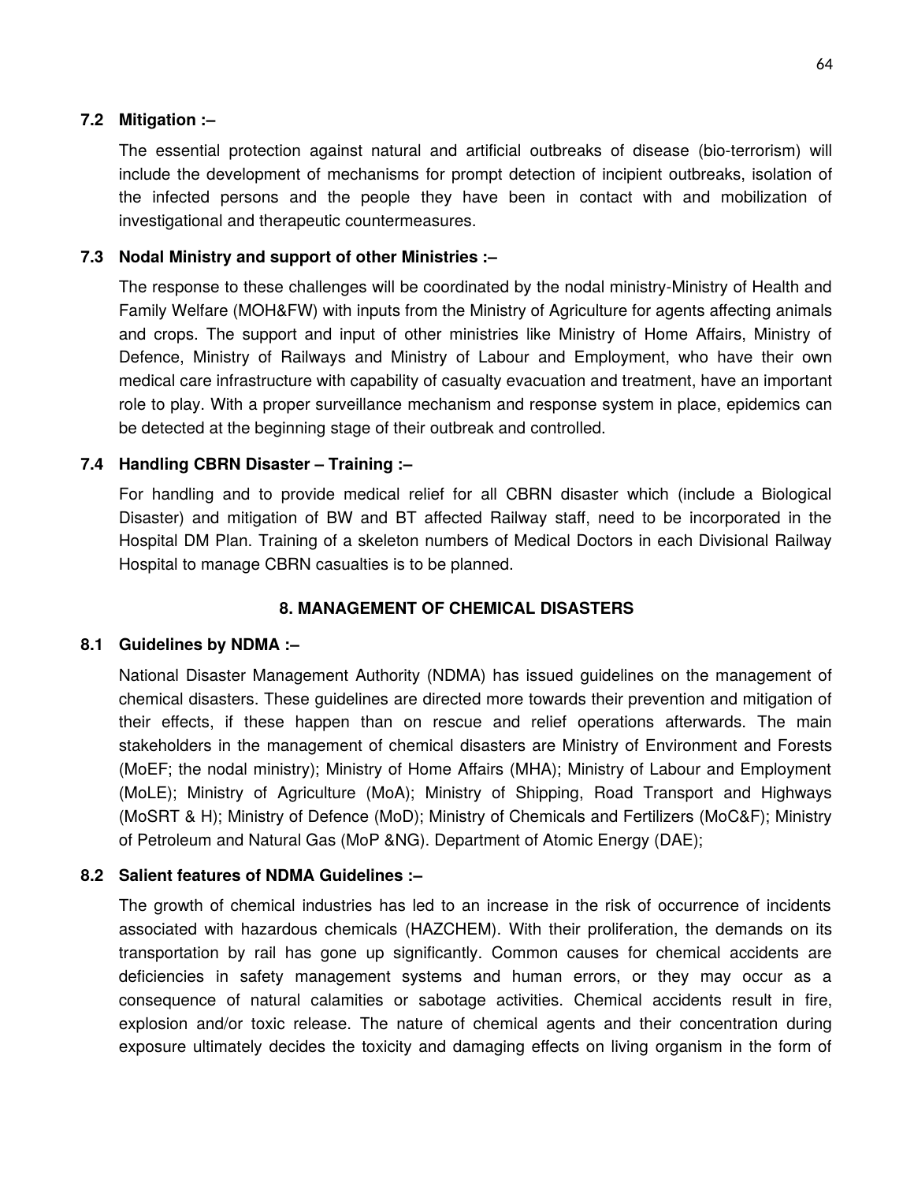### 7.2 Mitigation :–

The essential protection against natural and artificial outbreaks of disease (bio-terrorism) will include the development of mechanisms for prompt detection of incipient outbreaks, isolation of the infected persons and the people they have been in contact with and mobilization of investigational and therapeutic countermeasures.

### 7.3 Nodal Ministry and support of other Ministries :–

The response to these challenges will be coordinated by the nodal ministry-Ministry of Health and Family Welfare (MOH&FW) with inputs from the Ministry of Agriculture for agents affecting animals and crops. The support and input of other ministries like Ministry of Home Affairs, Ministry of Defence, Ministry of Railways and Ministry of Labour and Employment, who have their own medical care infrastructure with capability of casualty evacuation and treatment, have an important role to play. With a proper surveillance mechanism and response system in place, epidemics can be detected at the beginning stage of their outbreak and controlled.

### 7.4 Handling CBRN Disaster – Training :–

For handling and to provide medical relief for all CBRN disaster which (include a Biological Disaster) and mitigation of BW and BT affected Railway staff, need to be incorporated in the Hospital DM Plan. Training of a skeleton numbers of Medical Doctors in each Divisional Railway Hospital to manage CBRN casualties is to be planned.

## 8. MANAGEMENT OF CHEMICAL DISASTERS

### 8.1 Guidelines by NDMA :–

National Disaster Management Authority (NDMA) has issued guidelines on the management of chemical disasters. These guidelines are directed more towards their prevention and mitigation of their effects, if these happen than on rescue and relief operations afterwards. The main stakeholders in the management of chemical disasters are Ministry of Environment and Forests (MoEF; the nodal ministry); Ministry of Home Affairs (MHA); Ministry of Labour and Employment (MoLE); Ministry of Agriculture (MoA); Ministry of Shipping, Road Transport and Highways (MoSRT & H); Ministry of Defence (MoD); Ministry of Chemicals and Fertilizers (MoC&F); Ministry of Petroleum and Natural Gas (MoP &NG). Department of Atomic Energy (DAE);

### 8.2 Salient features of NDMA Guidelines :–

The growth of chemical industries has led to an increase in the risk of occurrence of incidents associated with hazardous chemicals (HAZCHEM). With their proliferation, the demands on its transportation by rail has gone up significantly. Common causes for chemical accidents are deficiencies in safety management systems and human errors, or they may occur as a consequence of natural calamities or sabotage activities. Chemical accidents result in fire, explosion and/or toxic release. The nature of chemical agents and their concentration during exposure ultimately decides the toxicity and damaging effects on living organism in the form of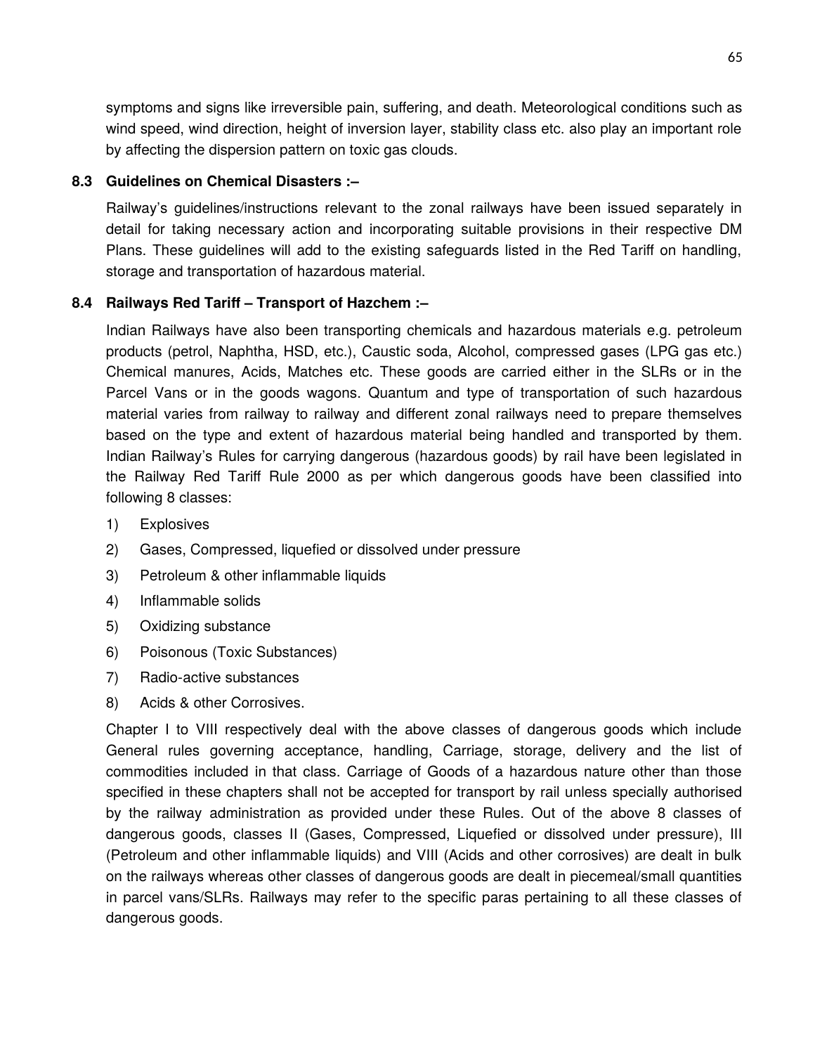symptoms and signs like irreversible pain, suffering, and death. Meteorological conditions such as wind speed, wind direction, height of inversion layer, stability class etc. also play an important role by affecting the dispersion pattern on toxic gas clouds.

### 8.3 Guidelines on Chemical Disasters :–

Railway's guidelines/instructions relevant to the zonal railways have been issued separately in detail for taking necessary action and incorporating suitable provisions in their respective DM Plans. These guidelines will add to the existing safeguards listed in the Red Tariff on handling, storage and transportation of hazardous material.

### 8.4 Railways Red Tariff – Transport of Hazchem :–

Indian Railways have also been transporting chemicals and hazardous materials e.g. petroleum products (petrol, Naphtha, HSD, etc.), Caustic soda, Alcohol, compressed gases (LPG gas etc.) Chemical manures, Acids, Matches etc. These goods are carried either in the SLRs or in the Parcel Vans or in the goods wagons. Quantum and type of transportation of such hazardous material varies from railway to railway and different zonal railways need to prepare themselves based on the type and extent of hazardous material being handled and transported by them. Indian Railway's Rules for carrying dangerous (hazardous goods) by rail have been legislated in the Railway Red Tariff Rule 2000 as per which dangerous goods have been classified into following 8 classes:

1) Explosives
2) Gases, Compressed, liquefied or dissolved under pressure
3) Petroleum & other inflammable liquids
4) Inflammable solids
5) Oxidizing substance
6) Poisonous (Toxic Substances)
7) Radio-active substances
8) Acids & other Corrosives.

Chapter I to VIII respectively deal with the above classes of dangerous goods which include General rules governing acceptance, handling, Carriage, storage, delivery and the list of commodities included in that class. Carriage of Goods of a hazardous nature other than those specified in these chapters shall not be accepted for transport by rail unless specially authorised by the railway administration as provided under these Rules. Out of the above 8 classes of dangerous goods, classes II (Gases, Compressed, Liquefied or dissolved under pressure), III (Petroleum and other inflammable liquids) and VIII (Acids and other corrosives) are dealt in bulk on the railways whereas other classes of dangerous goods are dealt in piecemeal/small quantities in parcel vans/SLRs. Railways may refer to the specific paras pertaining to all these classes of dangerous goods.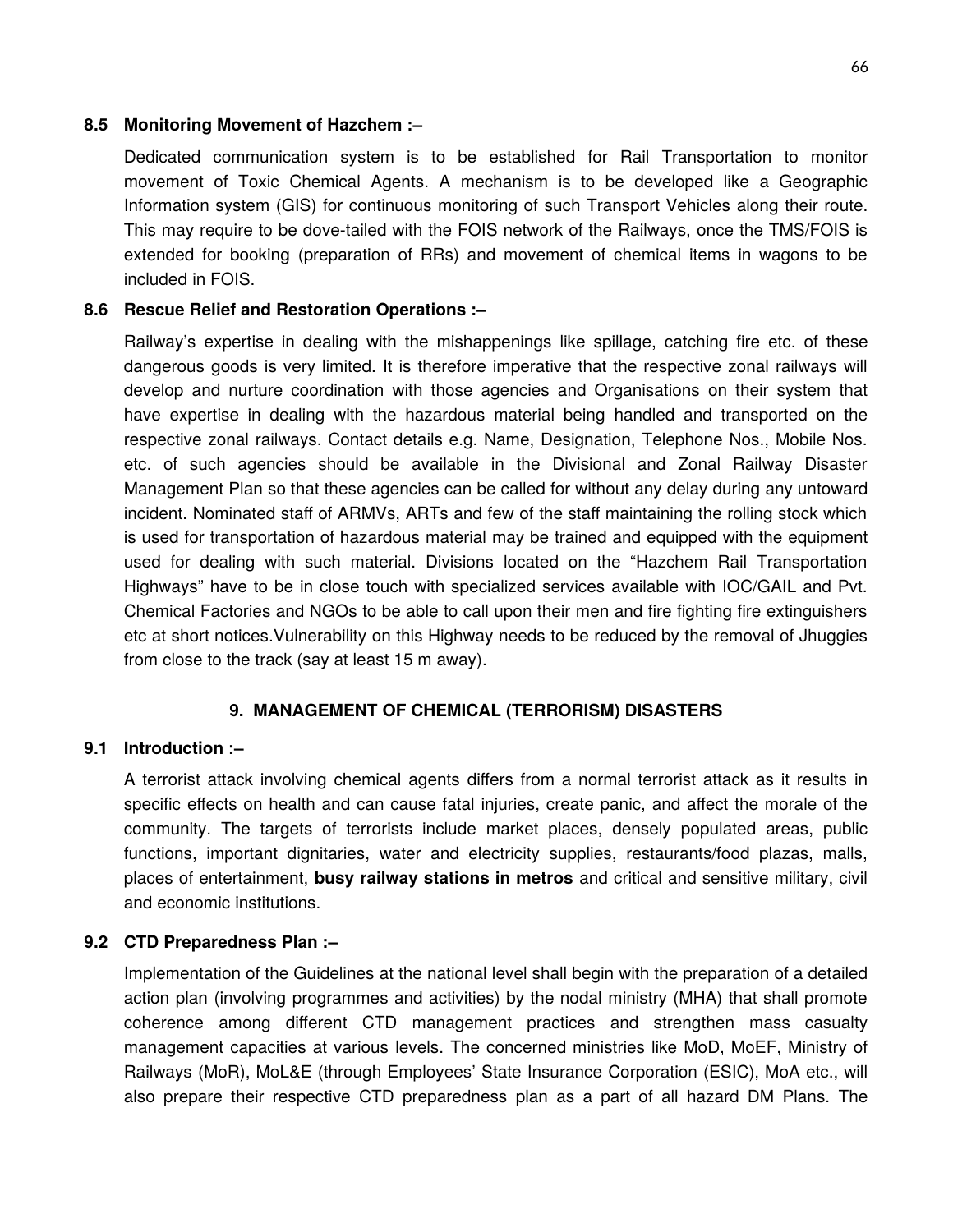**8.5 Monitoring Movement of Hazchem :–**

Dedicated communication system is to be established for Rail Transportation to monitor movement of Toxic Chemical Agents. A mechanism is to be developed like a Geographic Information system (GIS) for continuous monitoring of such Transport Vehicles along their route. This may require to be dove-tailed with the FOIS network of the Railways, once the TMS/FOIS is extended for booking (preparation of RRs) and movement of chemical items in wagons to be included in FOIS.

**8.6 Rescue Relief and Restoration Operations :–**

Railway's expertise in dealing with the mishappenings like spillage, catching fire etc. of these dangerous goods is very limited. It is therefore imperative that the respective zonal railways will develop and nurture coordination with those agencies and Organisations on their system that have expertise in dealing with the hazardous material being handled and transported on the respective zonal railways. Contact details e.g. Name, Designation, Telephone Nos., Mobile Nos. etc. of such agencies should be available in the Divisional and Zonal Railway Disaster Management Plan so that these agencies can be called for without any delay during any untoward incident. Nominated staff of ARMVs, ARTs and few of the staff maintaining the rolling stock which is used for transportation of hazardous material may be trained and equipped with the equipment used for dealing with such material. Divisions located on the "Hazchem Rail Transportation Highways" have to be in close touch with specialized services available with IOC/GAIL and Pvt. Chemical Factories and NGOs to be able to call upon their men and fire fighting fire extinguishers etc at short notices.Vulnerability on this Highway needs to be reduced by the removal of Jhuggies from close to the track (say at least 15 m away).

## 9. MANAGEMENT OF CHEMICAL (TERRORISM) DISASTERS

**9.1 Introduction :–**

A terrorist attack involving chemical agents differs from a normal terrorist attack as it results in specific effects on health and can cause fatal injuries, create panic, and affect the morale of the community. The targets of terrorists include market places, densely populated areas, public functions, important dignitaries, water and electricity supplies, restaurants/food plazas, malls, places of entertainment, **busy railway stations in metros** and critical and sensitive military, civil and economic institutions.

**9.2 CTD Preparedness Plan :–**

Implementation of the Guidelines at the national level shall begin with the preparation of a detailed action plan (involving programmes and activities) by the nodal ministry (MHA) that shall promote coherence among different CTD management practices and strengthen mass casualty management capacities at various levels. The concerned ministries like MoD, MoEF, Ministry of Railways (MoR), MoL&E (through Employees' State Insurance Corporation (ESIC), MoA etc., will also prepare their respective CTD preparedness plan as a part of all hazard DM Plans. The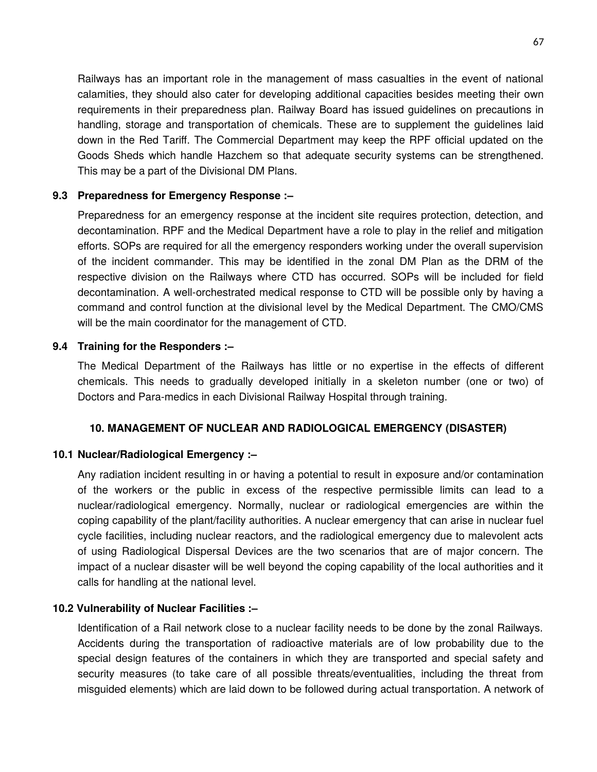Railways has an important role in the management of mass casualties in the event of national calamities, they should also cater for developing additional capacities besides meeting their own requirements in their preparedness plan. Railway Board has issued guidelines on precautions in handling, storage and transportation of chemicals. These are to supplement the guidelines laid down in the Red Tariff. The Commercial Department may keep the RPF official updated on the Goods Sheds which handle Hazchem so that adequate security systems can be strengthened. This may be a part of the Divisional DM Plans.

### 9.3 Preparedness for Emergency Response :–

Preparedness for an emergency response at the incident site requires protection, detection, and decontamination. RPF and the Medical Department have a role to play in the relief and mitigation efforts. SOPs are required for all the emergency responders working under the overall supervision of the incident commander. This may be identified in the zonal DM Plan as the DRM of the respective division on the Railways where CTD has occurred. SOPs will be included for field decontamination. A well-orchestrated medical response to CTD will be possible only by having a command and control function at the divisional level by the Medical Department. The CMO/CMS will be the main coordinator for the management of CTD.

### 9.4 Training for the Responders :–

The Medical Department of the Railways has little or no expertise in the effects of different chemicals. This needs to gradually developed initially in a skeleton number (one or two) of Doctors and Para-medics in each Divisional Railway Hospital through training.

## 10. MANAGEMENT OF NUCLEAR AND RADIOLOGICAL EMERGENCY (DISASTER)

### 10.1 Nuclear/Radiological Emergency :–

Any radiation incident resulting in or having a potential to result in exposure and/or contamination of the workers or the public in excess of the respective permissible limits can lead to a nuclear/radiological emergency. Normally, nuclear or radiological emergencies are within the coping capability of the plant/facility authorities. A nuclear emergency that can arise in nuclear fuel cycle facilities, including nuclear reactors, and the radiological emergency due to malevolent acts of using Radiological Dispersal Devices are the two scenarios that are of major concern. The impact of a nuclear disaster will be well beyond the coping capability of the local authorities and it calls for handling at the national level.

### 10.2 Vulnerability of Nuclear Facilities :–

Identification of a Rail network close to a nuclear facility needs to be done by the zonal Railways. Accidents during the transportation of radioactive materials are of low probability due to the special design features of the containers in which they are transported and special safety and security measures (to take care of all possible threats/eventualities, including the threat from misguided elements) which are laid down to be followed during actual transportation. A network of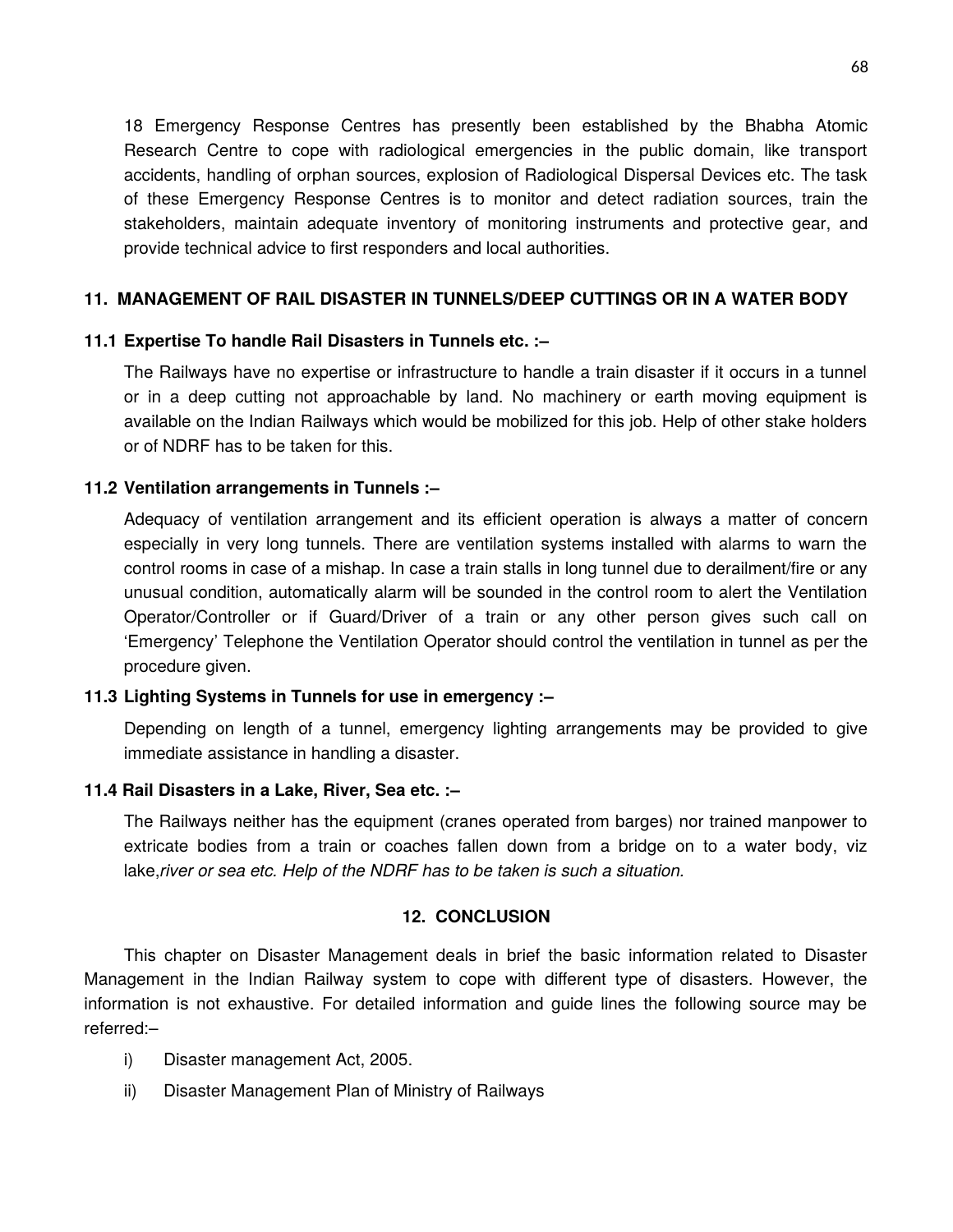18 Emergency Response Centres has presently been established by the Bhabha Atomic Research Centre to cope with radiological emergencies in the public domain, like transport accidents, handling of orphan sources, explosion of Radiological Dispersal Devices etc. The task of these Emergency Response Centres is to monitor and detect radiation sources, train the stakeholders, maintain adequate inventory of monitoring instruments and protective gear, and provide technical advice to first responders and local authorities.

## 11. MANAGEMENT OF RAIL DISASTER IN TUNNELS/DEEP CUTTINGS OR IN A WATER BODY

### 11.1 Expertise To handle Rail Disasters in Tunnels etc. :–

The Railways have no expertise or infrastructure to handle a train disaster if it occurs in a tunnel or in a deep cutting not approachable by land. No machinery or earth moving equipment is available on the Indian Railways which would be mobilized for this job. Help of other stake holders or of NDRF has to be taken for this.

### 11.2 Ventilation arrangements in Tunnels :–

Adequacy of ventilation arrangement and its efficient operation is always a matter of concern especially in very long tunnels. There are ventilation systems installed with alarms to warn the control rooms in case of a mishap. In case a train stalls in long tunnel due to derailment/fire or any unusual condition, automatically alarm will be sounded in the control room to alert the Ventilation Operator/Controller or if Guard/Driver of a train or any other person gives such call on 'Emergency' Telephone the Ventilation Operator should control the ventilation in tunnel as per the procedure given.

### 11.3 Lighting Systems in Tunnels for use in emergency :–

Depending on length of a tunnel, emergency lighting arrangements may be provided to give immediate assistance in handling a disaster.

### 11.4 Rail Disasters in a Lake, River, Sea etc. :–

The Railways neither has the equipment (cranes operated from barges) nor trained manpower to extricate bodies from a train or coaches fallen down from a bridge on to a water body, viz lake,*river or sea etc. Help of the NDRF has to be taken is such a situation.*

## 12. CONCLUSION

This chapter on Disaster Management deals in brief the basic information related to Disaster Management in the Indian Railway system to cope with different type of disasters. However, the information is not exhaustive. For detailed information and guide lines the following source may be referred:–

i) Disaster management Act, 2005.

ii) Disaster Management Plan of Ministry of Railways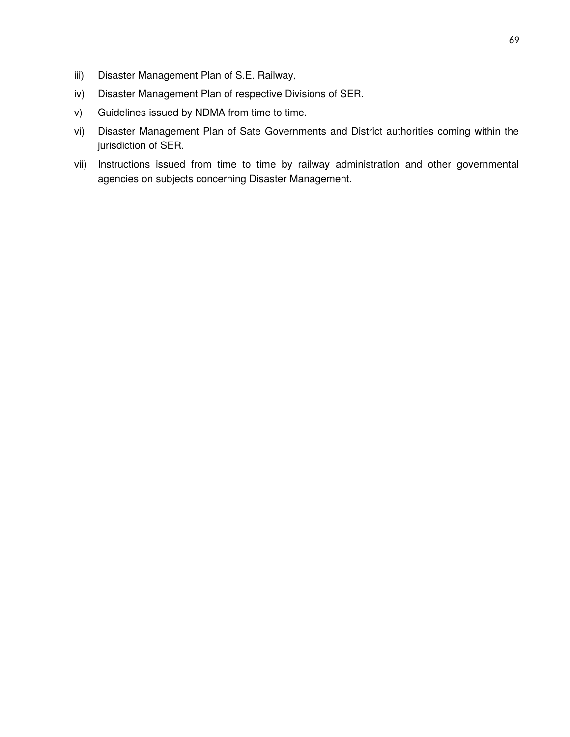iii) Disaster Management Plan of S.E. Railway,

iv) Disaster Management Plan of respective Divisions of SER.

v) Guidelines issued by NDMA from time to time.

vi) Disaster Management Plan of Sate Governments and District authorities coming within the jurisdiction of SER.

vii) Instructions issued from time to time by railway administration and other governmental agencies on subjects concerning Disaster Management.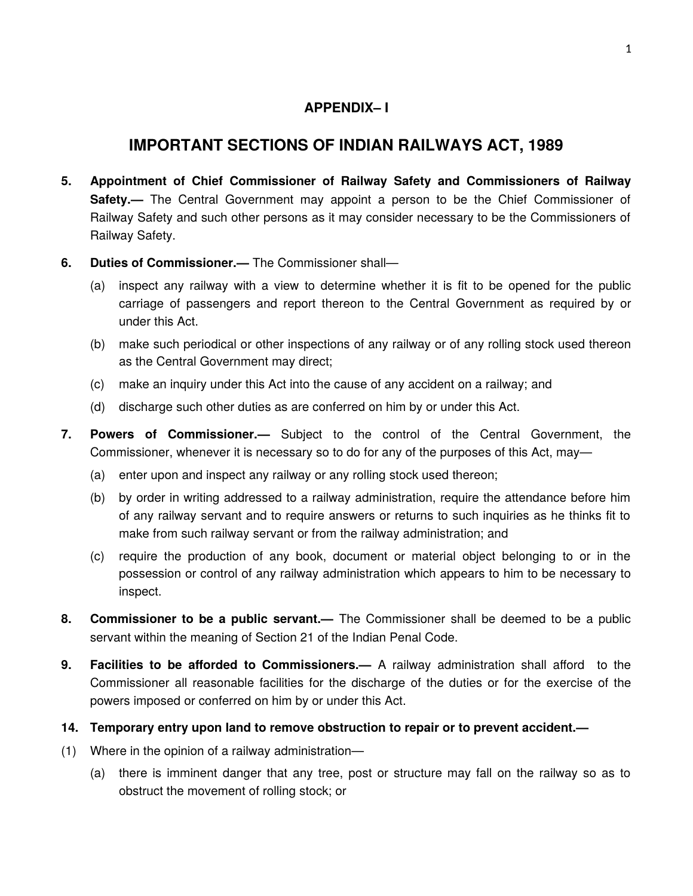# APPENDIX– I

## IMPORTANT SECTIONS OF INDIAN RAILWAYS ACT, 1989

**5. Appointment of Chief Commissioner of Railway Safety and Commissioners of Railway Safety.—** The Central Government may appoint a person to be the Chief Commissioner of Railway Safety and such other persons as it may consider necessary to be the Commissioners of Railway Safety.

**6. Duties of Commissioner.—** The Commissioner shall—

(a) inspect any railway with a view to determine whether it is fit to be opened for the public carriage of passengers and report thereon to the Central Government as required by or under this Act.

(b) make such periodical or other inspections of any railway or of any rolling stock used thereon as the Central Government may direct;

(c) make an inquiry under this Act into the cause of any accident on a railway; and

(d) discharge such other duties as are conferred on him by or under this Act.

**7. Powers of Commissioner.—** Subject to the control of the Central Government, the Commissioner, whenever it is necessary so to do for any of the purposes of this Act, may—

(a) enter upon and inspect any railway or any rolling stock used thereon;

(b) by order in writing addressed to a railway administration, require the attendance before him of any railway servant and to require answers or returns to such inquiries as he thinks fit to make from such railway servant or from the railway administration; and

(c) require the production of any book, document or material object belonging to or in the possession or control of any railway administration which appears to him to be necessary to inspect.

**8. Commissioner to be a public servant.—** The Commissioner shall be deemed to be a public servant within the meaning of Section 21 of the Indian Penal Code.

**9. Facilities to be afforded to Commissioners.—** A railway administration shall afford to the Commissioner all reasonable facilities for the discharge of the duties or for the exercise of the powers imposed or conferred on him by or under this Act.

**14. Temporary entry upon land to remove obstruction to repair or to prevent accident.—**

(1) Where in the opinion of a railway administration—

(a) there is imminent danger that any tree, post or structure may fall on the railway so as to obstruct the movement of rolling stock; or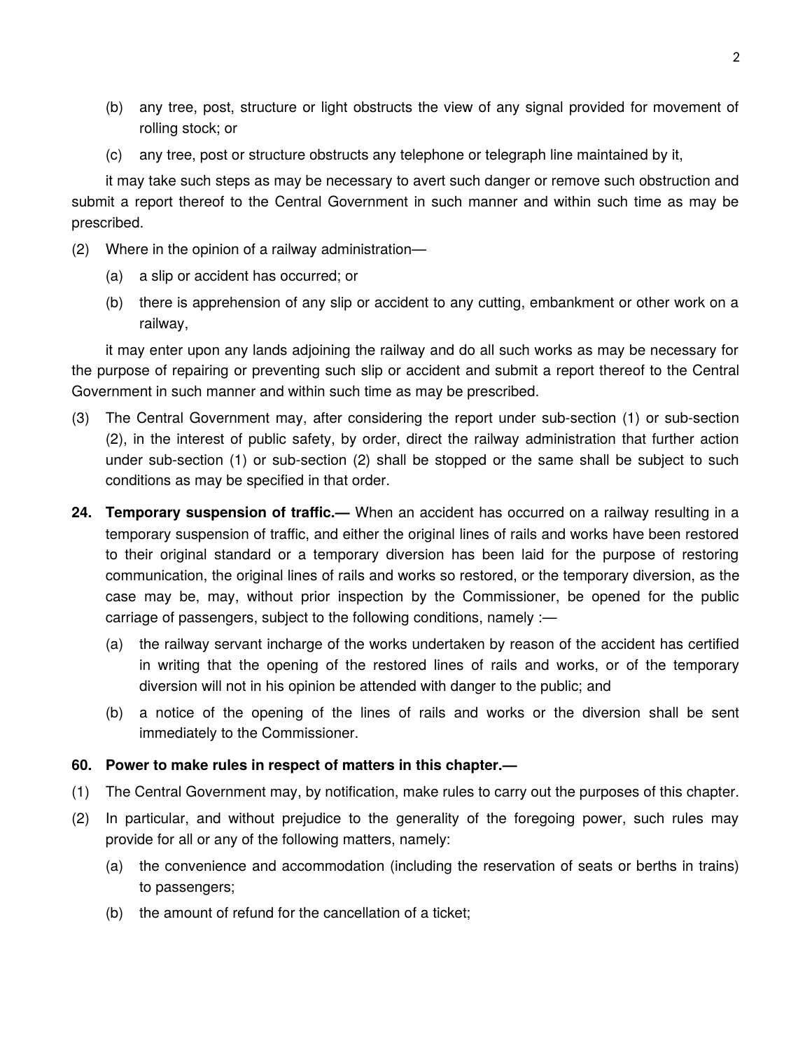(b) any tree, post, structure or light obstructs the view of any signal provided for movement of rolling stock; or

(c) any tree, post or structure obstructs any telephone or telegraph line maintained by it,

it may take such steps as may be necessary to avert such danger or remove such obstruction and submit a report thereof to the Central Government in such manner and within such time as may be prescribed.

(2) Where in the opinion of a railway administration—

(a) a slip or accident has occurred; or

(b) there is apprehension of any slip or accident to any cutting, embankment or other work on a railway,

it may enter upon any lands adjoining the railway and do all such works as may be necessary for the purpose of repairing or preventing such slip or accident and submit a report thereof to the Central Government in such manner and within such time as may be prescribed.

(3) The Central Government may, after considering the report under sub-section (1) or sub-section (2), in the interest of public safety, by order, direct the railway administration that further action under sub-section (1) or sub-section (2) shall be stopped or the same shall be subject to such conditions as may be specified in that order.

**24. Temporary suspension of traffic.—** When an accident has occurred on a railway resulting in a temporary suspension of traffic, and either the original lines of rails and works have been restored to their original standard or a temporary diversion has been laid for the purpose of restoring communication, the original lines of rails and works so restored, or the temporary diversion, as the case may be, may, without prior inspection by the Commissioner, be opened for the public carriage of passengers, subject to the following conditions, namely :—

(a) the railway servant incharge of the works undertaken by reason of the accident has certified in writing that the opening of the restored lines of rails and works, or of the temporary diversion will not in his opinion be attended with danger to the public; and

(b) a notice of the opening of the lines of rails and works or the diversion shall be sent immediately to the Commissioner.

**60. Power to make rules in respect of matters in this chapter.—**

(1) The Central Government may, by notification, make rules to carry out the purposes of this chapter.

(2) In particular, and without prejudice to the generality of the foregoing power, such rules may provide for all or any of the following matters, namely:

(a) the convenience and accommodation (including the reservation of seats or berths in trains) to passengers;

(b) the amount of refund for the cancellation of a ticket;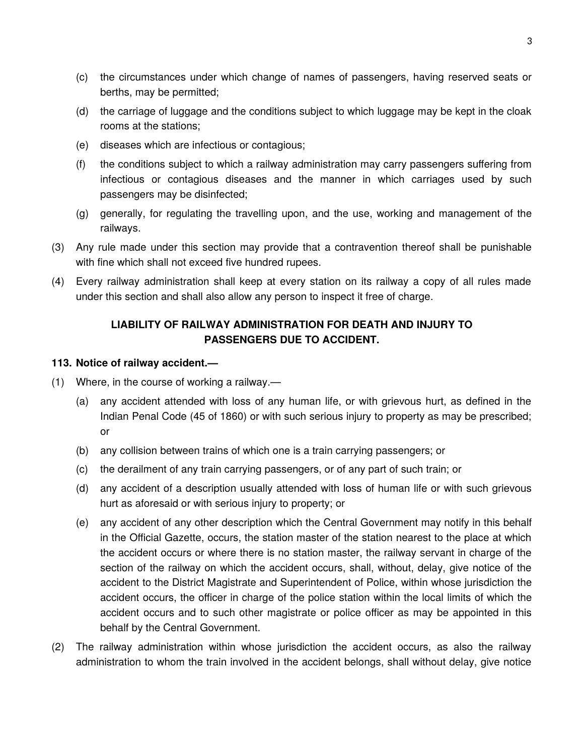(c) the circumstances under which change of names of passengers, having reserved seats or berths, may be permitted;

(d) the carriage of luggage and the conditions subject to which luggage may be kept in the cloak rooms at the stations;

(e) diseases which are infectious or contagious;

(f) the conditions subject to which a railway administration may carry passengers suffering from infectious or contagious diseases and the manner in which carriages used by such passengers may be disinfected;

(g) generally, for regulating the travelling upon, and the use, working and management of the railways.

(3) Any rule made under this section may provide that a contravention thereof shall be punishable with fine which shall not exceed five hundred rupees.

(4) Every railway administration shall keep at every station on its railway a copy of all rules made under this section and shall also allow any person to inspect it free of charge.

## LIABILITY OF RAILWAY ADMINISTRATION FOR DEATH AND INJURY TO PASSENGERS DUE TO ACCIDENT.

**113. Notice of railway accident.—**

(1) Where, in the course of working a railway.—

(a) any accident attended with loss of any human life, or with grievous hurt, as defined in the Indian Penal Code (45 of 1860) or with such serious injury to property as may be prescribed; or

(b) any collision between trains of which one is a train carrying passengers; or

(c) the derailment of any train carrying passengers, or of any part of such train; or

(d) any accident of a description usually attended with loss of human life or with such grievous hurt as aforesaid or with serious injury to property; or

(e) any accident of any other description which the Central Government may notify in this behalf in the Official Gazette, occurs, the station master of the station nearest to the place at which the accident occurs or where there is no station master, the railway servant in charge of the section of the railway on which the accident occurs, shall, without, delay, give notice of the accident to the District Magistrate and Superintendent of Police, within whose jurisdiction the accident occurs, the officer in charge of the police station within the local limits of which the accident occurs and to such other magistrate or police officer as may be appointed in this behalf by the Central Government.

(2) The railway administration within whose jurisdiction the accident occurs, as also the railway administration to whom the train involved in the accident belongs, shall without delay, give notice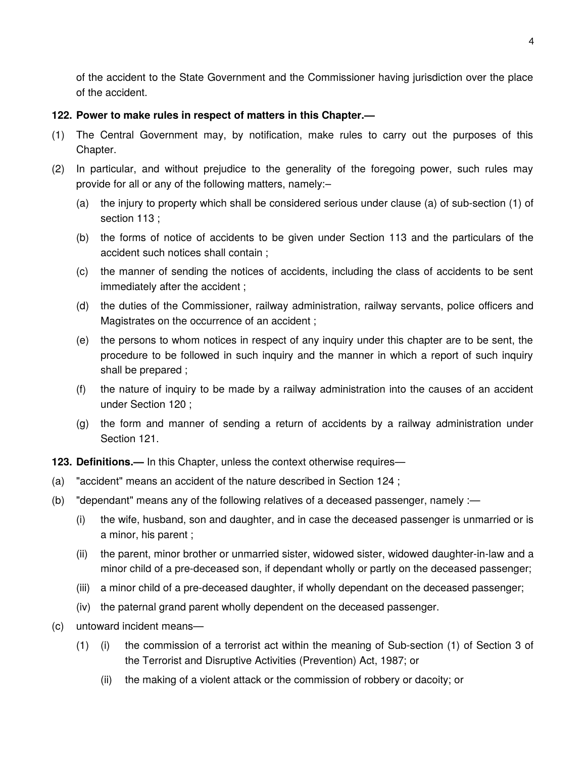of the accident to the State Government and the Commissioner having jurisdiction over the place of the accident.

**122. Power to make rules in respect of matters in this Chapter.—**

(1) The Central Government may, by notification, make rules to carry out the purposes of this Chapter.

(2) In particular, and without prejudice to the generality of the foregoing power, such rules may provide for all or any of the following matters, namely:–

  (a) the injury to property which shall be considered serious under clause (a) of sub-section (1) of section 113 ;

  (b) the forms of notice of accidents to be given under Section 113 and the particulars of the accident such notices shall contain ;

  (c) the manner of sending the notices of accidents, including the class of accidents to be sent immediately after the accident ;

  (d) the duties of the Commissioner, railway administration, railway servants, police officers and Magistrates on the occurrence of an accident ;

  (e) the persons to whom notices in respect of any inquiry under this chapter are to be sent, the procedure to be followed in such inquiry and the manner in which a report of such inquiry shall be prepared ;

  (f) the nature of inquiry to be made by a railway administration into the causes of an accident under Section 120 ;

  (g) the form and manner of sending a return of accidents by a railway administration under Section 121.

**123. Definitions.—** In this Chapter, unless the context otherwise requires—

(a) "accident" means an accident of the nature described in Section 124 ;

(b) "dependant" means any of the following relatives of a deceased passenger, namely :—

  (i) the wife, husband, son and daughter, and in case the deceased passenger is unmarried or is a minor, his parent ;

  (ii) the parent, minor brother or unmarried sister, widowed sister, widowed daughter-in-law and a minor child of a pre-deceased son, if dependant wholly or partly on the deceased passenger;

  (iii) a minor child of a pre-deceased daughter, if wholly dependant on the deceased passenger;

  (iv) the paternal grand parent wholly dependent on the deceased passenger.

(c) untoward incident means—

  (1) (i) the commission of a terrorist act within the meaning of Sub-section (1) of Section 3 of the Terrorist and Disruptive Activities (Prevention) Act, 1987; or

  (ii) the making of a violent attack or the commission of robbery or dacoity; or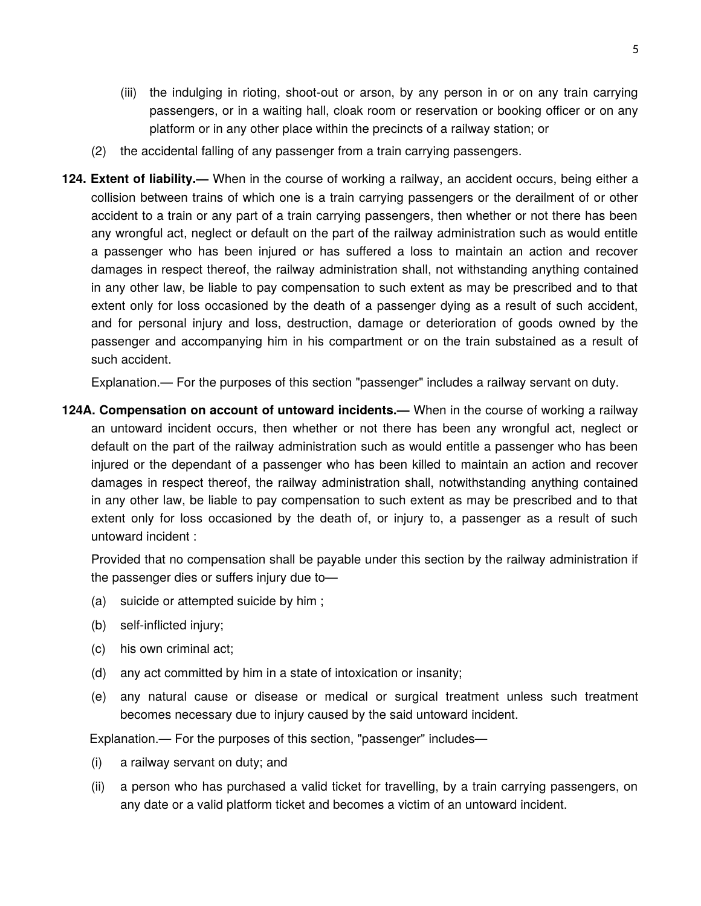(iii) the indulging in rioting, shoot-out or arson, by any person in or on any train carrying passengers, or in a waiting hall, cloak room or reservation or booking officer or on any platform or in any other place within the precincts of a railway station; or

(2) the accidental falling of any passenger from a train carrying passengers.

**124. Extent of liability.—** When in the course of working a railway, an accident occurs, being either a collision between trains of which one is a train carrying passengers or the derailment of or other accident to a train or any part of a train carrying passengers, then whether or not there has been any wrongful act, neglect or default on the part of the railway administration such as would entitle a passenger who has been injured or has suffered a loss to maintain an action and recover damages in respect thereof, the railway administration shall, not withstanding anything contained in any other law, be liable to pay compensation to such extent as may be prescribed and to that extent only for loss occasioned by the death of a passenger dying as a result of such accident, and for personal injury and loss, destruction, damage or deterioration of goods owned by the passenger and accompanying him in his compartment or on the train substained as a result of such accident.

Explanation.— For the purposes of this section "passenger" includes a railway servant on duty.

**124A. Compensation on account of untoward incidents.—** When in the course of working a railway an untoward incident occurs, then whether or not there has been any wrongful act, neglect or default on the part of the railway administration such as would entitle a passenger who has been injured or the dependant of a passenger who has been killed to maintain an action and recover damages in respect thereof, the railway administration shall, notwithstanding anything contained in any other law, be liable to pay compensation to such extent as may be prescribed and to that extent only for loss occasioned by the death of, or injury to, a passenger as a result of such untoward incident :

Provided that no compensation shall be payable under this section by the railway administration if the passenger dies or suffers injury due to—

(a) suicide or attempted suicide by him ;

(b) self-inflicted injury;

(c) his own criminal act;

(d) any act committed by him in a state of intoxication or insanity;

(e) any natural cause or disease or medical or surgical treatment unless such treatment becomes necessary due to injury caused by the said untoward incident.

Explanation.— For the purposes of this section, "passenger" includes—

(i) a railway servant on duty; and

(ii) a person who has purchased a valid ticket for travelling, by a train carrying passengers, on any date or a valid platform ticket and becomes a victim of an untoward incident.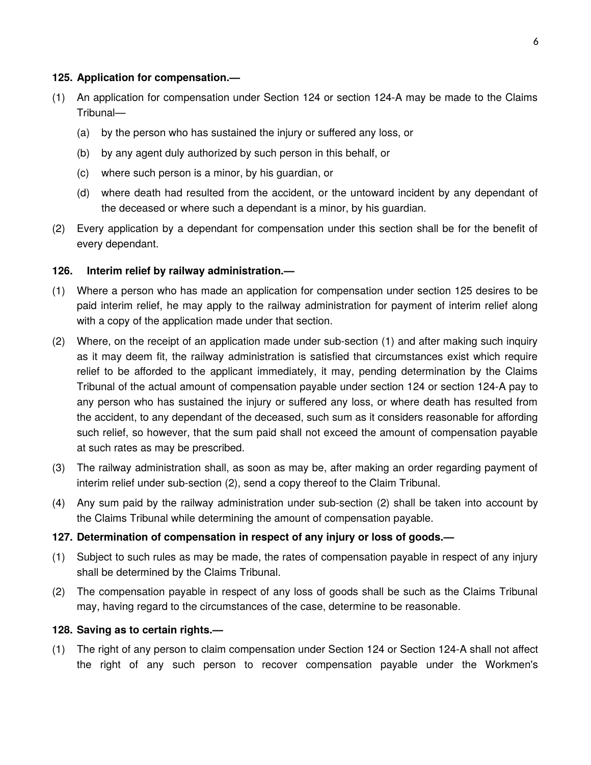**125. Application for compensation.—**

(1) An application for compensation under Section 124 or section 124-A may be made to the Claims Tribunal—

  (a) by the person who has sustained the injury or suffered any loss, or

  (b) by any agent duly authorized by such person in this behalf, or

  (c) where such person is a minor, by his guardian, or

  (d) where death had resulted from the accident, or the untoward incident by any dependant of the deceased or where such a dependant is a minor, by his guardian.

(2) Every application by a dependant for compensation under this section shall be for the benefit of every dependant.

**126. Interim relief by railway administration.—**

(1) Where a person who has made an application for compensation under section 125 desires to be paid interim relief, he may apply to the railway administration for payment of interim relief along with a copy of the application made under that section.

(2) Where, on the receipt of an application made under sub-section (1) and after making such inquiry as it may deem fit, the railway administration is satisfied that circumstances exist which require relief to be afforded to the applicant immediately, it may, pending determination by the Claims Tribunal of the actual amount of compensation payable under section 124 or section 124-A pay to any person who has sustained the injury or suffered any loss, or where death has resulted from the accident, to any dependant of the deceased, such sum as it considers reasonable for affording such relief, so however, that the sum paid shall not exceed the amount of compensation payable at such rates as may be prescribed.

(3) The railway administration shall, as soon as may be, after making an order regarding payment of interim relief under sub-section (2), send a copy thereof to the Claim Tribunal.

(4) Any sum paid by the railway administration under sub-section (2) shall be taken into account by the Claims Tribunal while determining the amount of compensation payable.

**127. Determination of compensation in respect of any injury or loss of goods.—**

(1) Subject to such rules as may be made, the rates of compensation payable in respect of any injury shall be determined by the Claims Tribunal.

(2) The compensation payable in respect of any loss of goods shall be such as the Claims Tribunal may, having regard to the circumstances of the case, determine to be reasonable.

**128. Saving as to certain rights.—**

(1) The right of any person to claim compensation under Section 124 or Section 124-A shall not affect the right of any such person to recover compensation payable under the Workmen's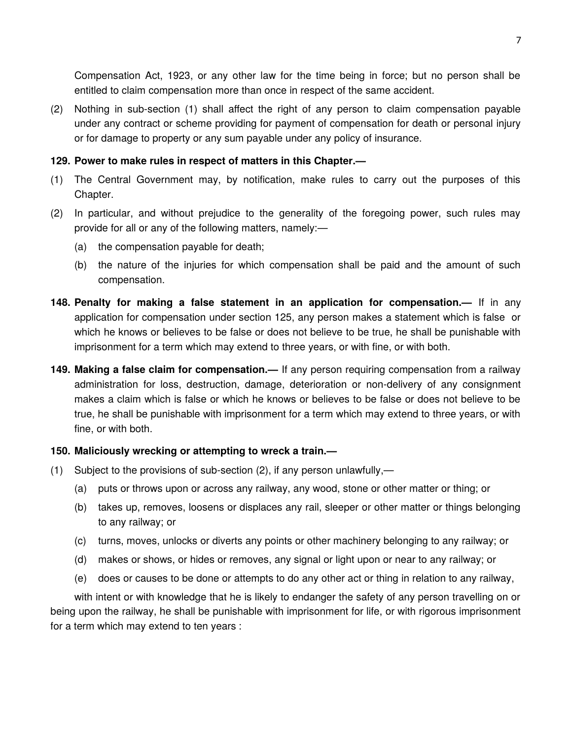Compensation Act, 1923, or any other law for the time being in force; but no person shall be entitled to claim compensation more than once in respect of the same accident.

(2) Nothing in sub-section (1) shall affect the right of any person to claim compensation payable under any contract or scheme providing for payment of compensation for death or personal injury or for damage to property or any sum payable under any policy of insurance.

**129. Power to make rules in respect of matters in this Chapter.—**

(1) The Central Government may, by notification, make rules to carry out the purposes of this Chapter.

(2) In particular, and without prejudice to the generality of the foregoing power, such rules may provide for all or any of the following matters, namely:—

- (a) the compensation payable for death;
- (b) the nature of the injuries for which compensation shall be paid and the amount of such compensation.

**148. Penalty for making a false statement in an application for compensation.—** If in any application for compensation under section 125, any person makes a statement which is false or which he knows or believes to be false or does not believe to be true, he shall be punishable with imprisonment for a term which may extend to three years, or with fine, or with both.

**149. Making a false claim for compensation.—** If any person requiring compensation from a railway administration for loss, destruction, damage, deterioration or non-delivery of any consignment makes a claim which is false or which he knows or believes to be false or does not believe to be true, he shall be punishable with imprisonment for a term which may extend to three years, or with fine, or with both.

**150. Maliciously wrecking or attempting to wreck a train.—**

(1) Subject to the provisions of sub-section (2), if any person unlawfully,—

- (a) puts or throws upon or across any railway, any wood, stone or other matter or thing; or
- (b) takes up, removes, loosens or displaces any rail, sleeper or other matter or things belonging to any railway; or
- (c) turns, moves, unlocks or diverts any points or other machinery belonging to any railway; or
- (d) makes or shows, or hides or removes, any signal or light upon or near to any railway; or
- (e) does or causes to be done or attempts to do any other act or thing in relation to any railway,

with intent or with knowledge that he is likely to endanger the safety of any person travelling on or being upon the railway, he shall be punishable with imprisonment for life, or with rigorous imprisonment for a term which may extend to ten years :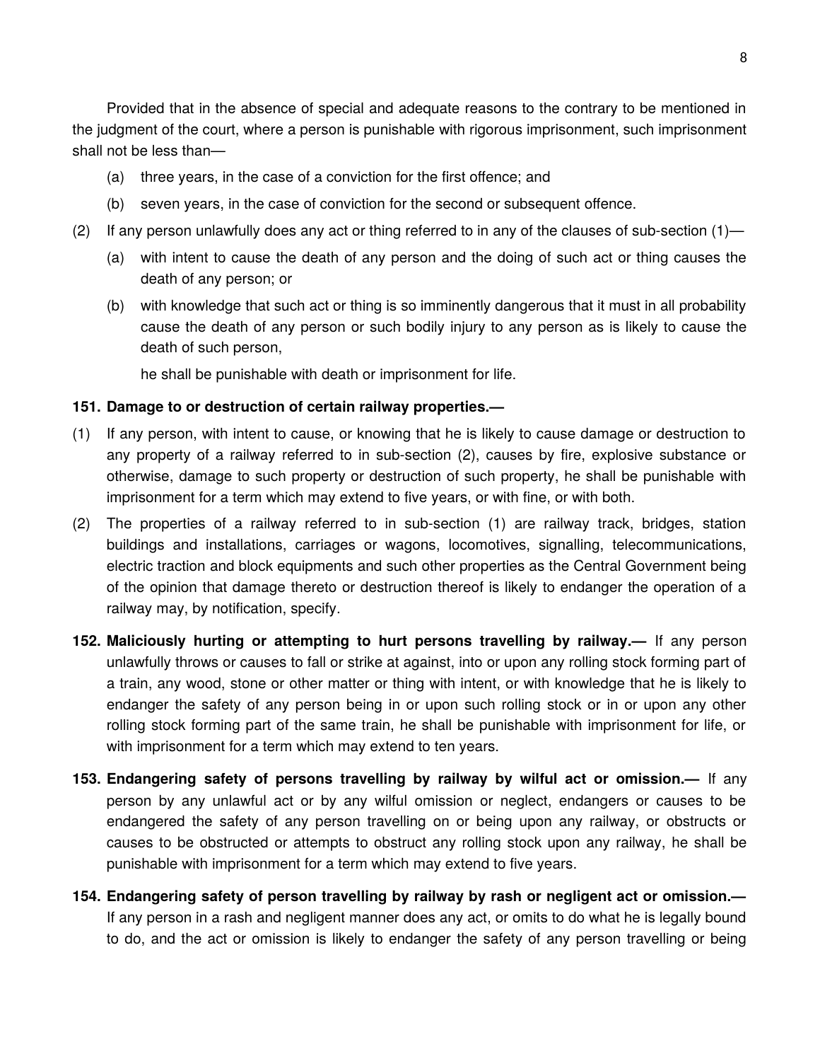Provided that in the absence of special and adequate reasons to the contrary to be mentioned in the judgment of the court, where a person is punishable with rigorous imprisonment, such imprisonment shall not be less than—

(a) three years, in the case of a conviction for the first offence; and

(b) seven years, in the case of conviction for the second or subsequent offence.

(2) If any person unlawfully does any act or thing referred to in any of the clauses of sub-section (1)—

(a) with intent to cause the death of any person and the doing of such act or thing causes the death of any person; or

(b) with knowledge that such act or thing is so imminently dangerous that it must in all probability cause the death of any person or such bodily injury to any person as is likely to cause the death of such person,

he shall be punishable with death or imprisonment for life.

**151. Damage to or destruction of certain railway properties.—**

(1) If any person, with intent to cause, or knowing that he is likely to cause damage or destruction to any property of a railway referred to in sub-section (2), causes by fire, explosive substance or otherwise, damage to such property or destruction of such property, he shall be punishable with imprisonment for a term which may extend to five years, or with fine, or with both.

(2) The properties of a railway referred to in sub-section (1) are railway track, bridges, station buildings and installations, carriages or wagons, locomotives, signalling, telecommunications, electric traction and block equipments and such other properties as the Central Government being of the opinion that damage thereto or destruction thereof is likely to endanger the operation of a railway may, by notification, specify.

**152. Maliciously hurting or attempting to hurt persons travelling by railway.—** If any person unlawfully throws or causes to fall or strike at against, into or upon any rolling stock forming part of a train, any wood, stone or other matter or thing with intent, or with knowledge that he is likely to endanger the safety of any person being in or upon such rolling stock or in or upon any other rolling stock forming part of the same train, he shall be punishable with imprisonment for life, or with imprisonment for a term which may extend to ten years.

**153. Endangering safety of persons travelling by railway by wilful act or omission.—** If any person by any unlawful act or by any wilful omission or neglect, endangers or causes to be endangered the safety of any person travelling on or being upon any railway, or obstructs or causes to be obstructed or attempts to obstruct any rolling stock upon any railway, he shall be punishable with imprisonment for a term which may extend to five years.

**154. Endangering safety of person travelling by railway by rash or negligent act or omission.—** If any person in a rash and negligent manner does any act, or omits to do what he is legally bound to do, and the act or omission is likely to endanger the safety of any person travelling or being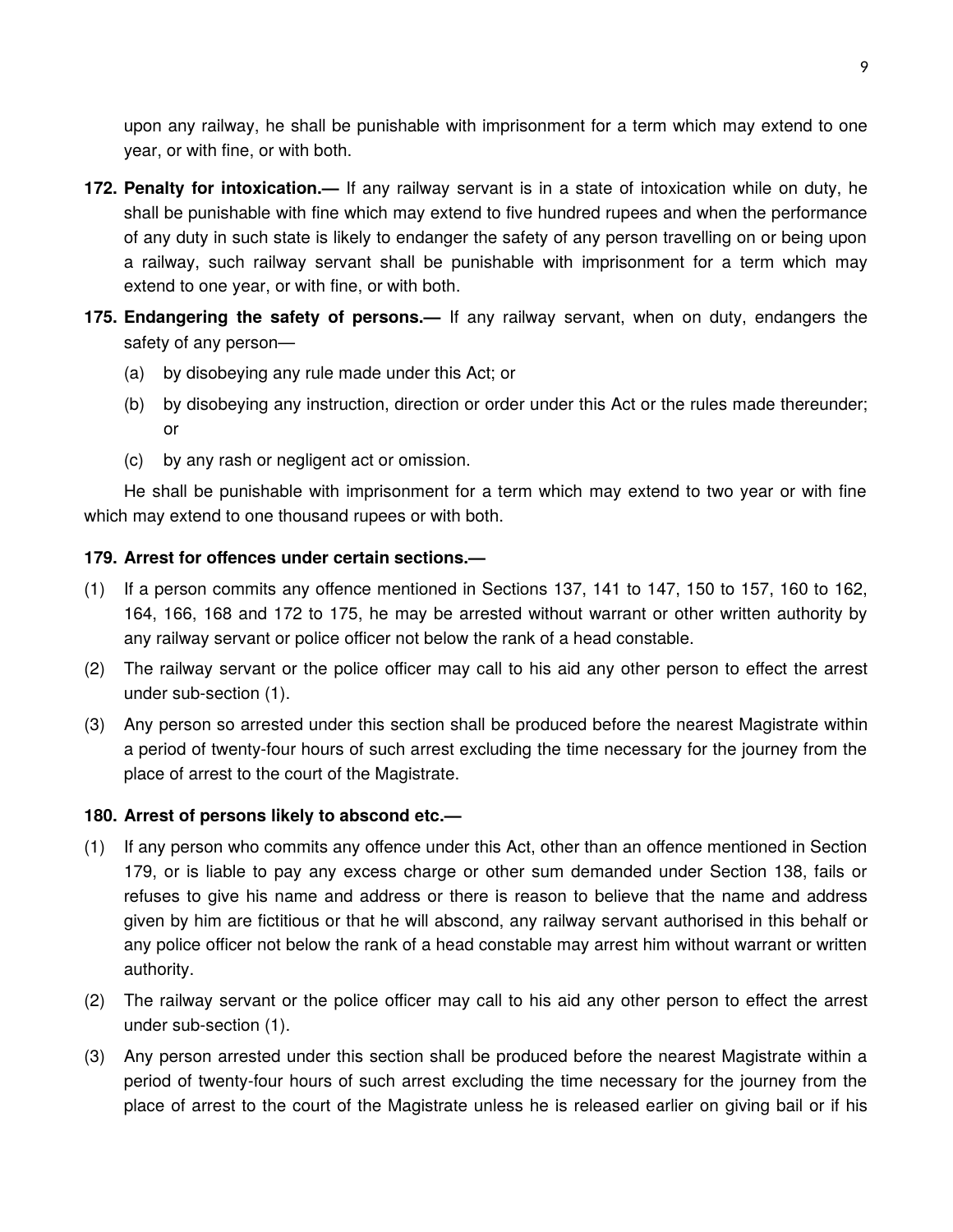upon any railway, he shall be punishable with imprisonment for a term which may extend to one year, or with fine, or with both.

**172. Penalty for intoxication.—** If any railway servant is in a state of intoxication while on duty, he shall be punishable with fine which may extend to five hundred rupees and when the performance of any duty in such state is likely to endanger the safety of any person travelling on or being upon a railway, such railway servant shall be punishable with imprisonment for a term which may extend to one year, or with fine, or with both.

**175. Endangering the safety of persons.—** If any railway servant, when on duty, endangers the safety of any person—

(a) by disobeying any rule made under this Act; or

(b) by disobeying any instruction, direction or order under this Act or the rules made thereunder; or

(c) by any rash or negligent act or omission.

He shall be punishable with imprisonment for a term which may extend to two year or with fine which may extend to one thousand rupees or with both.

**179. Arrest for offences under certain sections.—**

(1) If a person commits any offence mentioned in Sections 137, 141 to 147, 150 to 157, 160 to 162, 164, 166, 168 and 172 to 175, he may be arrested without warrant or other written authority by any railway servant or police officer not below the rank of a head constable.

(2) The railway servant or the police officer may call to his aid any other person to effect the arrest under sub-section (1).

(3) Any person so arrested under this section shall be produced before the nearest Magistrate within a period of twenty-four hours of such arrest excluding the time necessary for the journey from the place of arrest to the court of the Magistrate.

**180. Arrest of persons likely to abscond etc.—**

(1) If any person who commits any offence under this Act, other than an offence mentioned in Section 179, or is liable to pay any excess charge or other sum demanded under Section 138, fails or refuses to give his name and address or there is reason to believe that the name and address given by him are fictitious or that he will abscond, any railway servant authorised in this behalf or any police officer not below the rank of a head constable may arrest him without warrant or written authority.

(2) The railway servant or the police officer may call to his aid any other person to effect the arrest under sub-section (1).

(3) Any person arrested under this section shall be produced before the nearest Magistrate within a period of twenty-four hours of such arrest excluding the time necessary for the journey from the place of arrest to the court of the Magistrate unless he is released earlier on giving bail or if his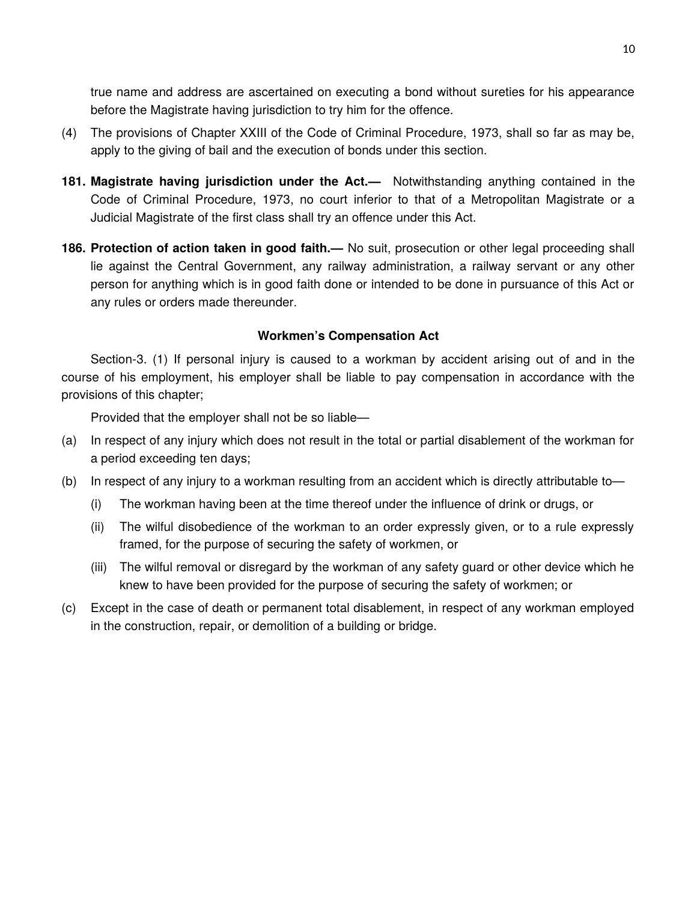true name and address are ascertained on executing a bond without sureties for his appearance before the Magistrate having jurisdiction to try him for the offence.

(4) The provisions of Chapter XXIII of the Code of Criminal Procedure, 1973, shall so far as may be, apply to the giving of bail and the execution of bonds under this section.

**181. Magistrate having jurisdiction under the Act.—** Notwithstanding anything contained in the Code of Criminal Procedure, 1973, no court inferior to that of a Metropolitan Magistrate or a Judicial Magistrate of the first class shall try an offence under this Act.

**186. Protection of action taken in good faith.—** No suit, prosecution or other legal proceeding shall lie against the Central Government, any railway administration, a railway servant or any other person for anything which is in good faith done or intended to be done in pursuance of this Act or any rules or orders made thereunder.

**Workmen's Compensation Act**

Section-3. (1) If personal injury is caused to a workman by accident arising out of and in the course of his employment, his employer shall be liable to pay compensation in accordance with the provisions of this chapter;

Provided that the employer shall not be so liable—

(a) In respect of any injury which does not result in the total or partial disablement of the workman for a period exceeding ten days;

(b) In respect of any injury to a workman resulting from an accident which is directly attributable to—

(i) The workman having been at the time thereof under the influence of drink or drugs, or

(ii) The wilful disobedience of the workman to an order expressly given, or to a rule expressly framed, for the purpose of securing the safety of workmen, or

(iii) The wilful removal or disregard by the workman of any safety guard or other device which he knew to have been provided for the purpose of securing the safety of workmen; or

(c) Except in the case of death or permanent total disablement, in respect of any workman employed in the construction, repair, or demolition of a building or bridge.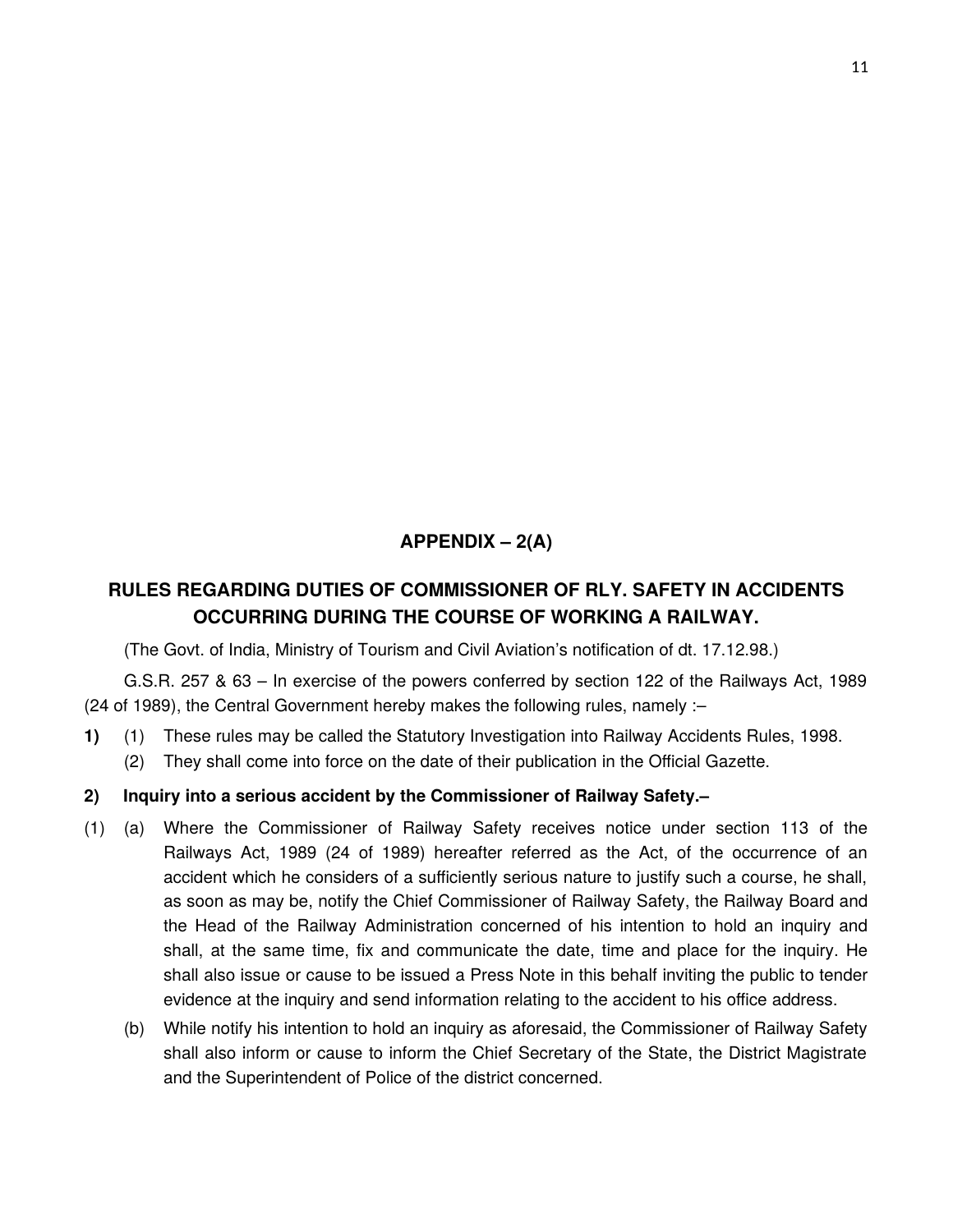## APPENDIX – 2(A)

## RULES REGARDING DUTIES OF COMMISSIONER OF RLY. SAFETY IN ACCIDENTS OCCURRING DURING THE COURSE OF WORKING A RAILWAY.

(The Govt. of India, Ministry of Tourism and Civil Aviation's notification of dt. 17.12.98.)

G.S.R. 257 & 63 – In exercise of the powers conferred by section 122 of the Railways Act, 1989 (24 of 1989), the Central Government hereby makes the following rules, namely :–

**1)** (1) These rules may be called the Statutory Investigation into Railway Accidents Rules, 1998.

(2) They shall come into force on the date of their publication in the Official Gazette.

**2) Inquiry into a serious accident by the Commissioner of Railway Safety.–**

(1) (a) Where the Commissioner of Railway Safety receives notice under section 113 of the Railways Act, 1989 (24 of 1989) hereafter referred as the Act, of the occurrence of an accident which he considers of a sufficiently serious nature to justify such a course, he shall, as soon as may be, notify the Chief Commissioner of Railway Safety, the Railway Board and the Head of the Railway Administration concerned of his intention to hold an inquiry and shall, at the same time, fix and communicate the date, time and place for the inquiry. He shall also issue or cause to be issued a Press Note in this behalf inviting the public to tender evidence at the inquiry and send information relating to the accident to his office address.

(b) While notify his intention to hold an inquiry as aforesaid, the Commissioner of Railway Safety shall also inform or cause to inform the Chief Secretary of the State, the District Magistrate and the Superintendent of Police of the district concerned.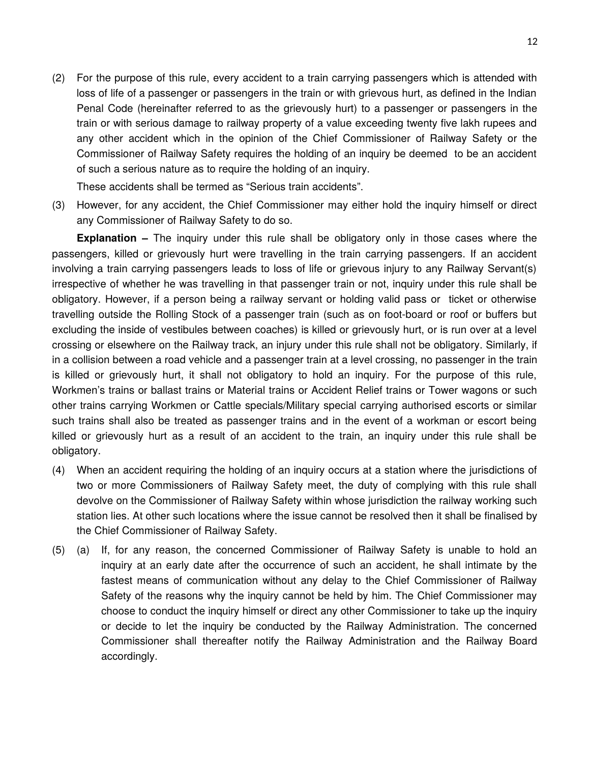(2) For the purpose of this rule, every accident to a train carrying passengers which is attended with loss of life of a passenger or passengers in the train or with grievous hurt, as defined in the Indian Penal Code (hereinafter referred to as the grievously hurt) to a passenger or passengers in the train or with serious damage to railway property of a value exceeding twenty five lakh rupees and any other accident which in the opinion of the Chief Commissioner of Railway Safety or the Commissioner of Railway Safety requires the holding of an inquiry be deemed to be an accident of such a serious nature as to require the holding of an inquiry.

These accidents shall be termed as "Serious train accidents".

(3) However, for any accident, the Chief Commissioner may either hold the inquiry himself or direct any Commissioner of Railway Safety to do so.

**Explanation –** The inquiry under this rule shall be obligatory only in those cases where the passengers, killed or grievously hurt were travelling in the train carrying passengers. If an accident involving a train carrying passengers leads to loss of life or grievous injury to any Railway Servant(s) irrespective of whether he was travelling in that passenger train or not, inquiry under this rule shall be obligatory. However, if a person being a railway servant or holding valid pass or ticket or otherwise travelling outside the Rolling Stock of a passenger train (such as on foot-board or roof or buffers but excluding the inside of vestibules between coaches) is killed or grievously hurt, or is run over at a level crossing or elsewhere on the Railway track, an injury under this rule shall not be obligatory. Similarly, if in a collision between a road vehicle and a passenger train at a level crossing, no passenger in the train is killed or grievously hurt, it shall not obligatory to hold an inquiry. For the purpose of this rule, Workmen's trains or ballast trains or Material trains or Accident Relief trains or Tower wagons or such other trains carrying Workmen or Cattle specials/Military special carrying authorised escorts or similar such trains shall also be treated as passenger trains and in the event of a workman or escort being killed or grievously hurt as a result of an accident to the train, an inquiry under this rule shall be obligatory.

(4) When an accident requiring the holding of an inquiry occurs at a station where the jurisdictions of two or more Commissioners of Railway Safety meet, the duty of complying with this rule shall devolve on the Commissioner of Railway Safety within whose jurisdiction the railway working such station lies. At other such locations where the issue cannot be resolved then it shall be finalised by the Chief Commissioner of Railway Safety.

(5) (a) If, for any reason, the concerned Commissioner of Railway Safety is unable to hold an inquiry at an early date after the occurrence of such an accident, he shall intimate by the fastest means of communication without any delay to the Chief Commissioner of Railway Safety of the reasons why the inquiry cannot be held by him. The Chief Commissioner may choose to conduct the inquiry himself or direct any other Commissioner to take up the inquiry or decide to let the inquiry be conducted by the Railway Administration. The concerned Commissioner shall thereafter notify the Railway Administration and the Railway Board accordingly.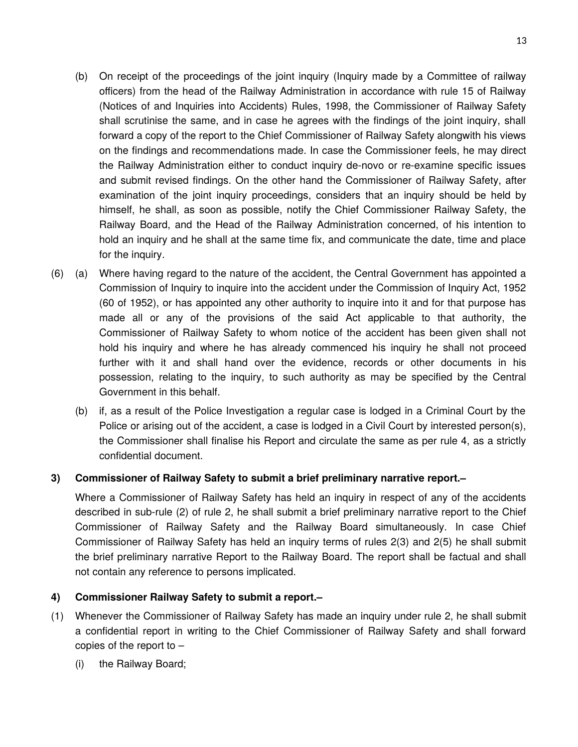(b) On receipt of the proceedings of the joint inquiry (Inquiry made by a Committee of railway officers) from the head of the Railway Administration in accordance with rule 15 of Railway (Notices of and Inquiries into Accidents) Rules, 1998, the Commissioner of Railway Safety shall scrutinise the same, and in case he agrees with the findings of the joint inquiry, shall forward a copy of the report to the Chief Commissioner of Railway Safety alongwith his views on the findings and recommendations made. In case the Commissioner feels, he may direct the Railway Administration either to conduct inquiry de-novo or re-examine specific issues and submit revised findings. On the other hand the Commissioner of Railway Safety, after examination of the joint inquiry proceedings, considers that an inquiry should be held by himself, he shall, as soon as possible, notify the Chief Commissioner Railway Safety, the Railway Board, and the Head of the Railway Administration concerned, of his intention to hold an inquiry and he shall at the same time fix, and communicate the date, time and place for the inquiry.

(6) (a) Where having regard to the nature of the accident, the Central Government has appointed a Commission of Inquiry to inquire into the accident under the Commission of Inquiry Act, 1952 (60 of 1952), or has appointed any other authority to inquire into it and for that purpose has made all or any of the provisions of the said Act applicable to that authority, the Commissioner of Railway Safety to whom notice of the accident has been given shall not hold his inquiry and where he has already commenced his inquiry he shall not proceed further with it and shall hand over the evidence, records or other documents in his possession, relating to the inquiry, to such authority as may be specified by the Central Government in this behalf.

(b) if, as a result of the Police Investigation a regular case is lodged in a Criminal Court by the Police or arising out of the accident, a case is lodged in a Civil Court by interested person(s), the Commissioner shall finalise his Report and circulate the same as per rule 4, as a strictly confidential document.

**3) Commissioner of Railway Safety to submit a brief preliminary narrative report.–**

Where a Commissioner of Railway Safety has held an inquiry in respect of any of the accidents described in sub-rule (2) of rule 2, he shall submit a brief preliminary narrative report to the Chief Commissioner of Railway Safety and the Railway Board simultaneously. In case Chief Commissioner of Railway Safety has held an inquiry terms of rules 2(3) and 2(5) he shall submit the brief preliminary narrative Report to the Railway Board. The report shall be factual and shall not contain any reference to persons implicated.

**4) Commissioner Railway Safety to submit a report.–**

(1) Whenever the Commissioner of Railway Safety has made an inquiry under rule 2, he shall submit a confidential report in writing to the Chief Commissioner of Railway Safety and shall forward copies of the report to –

(i) the Railway Board;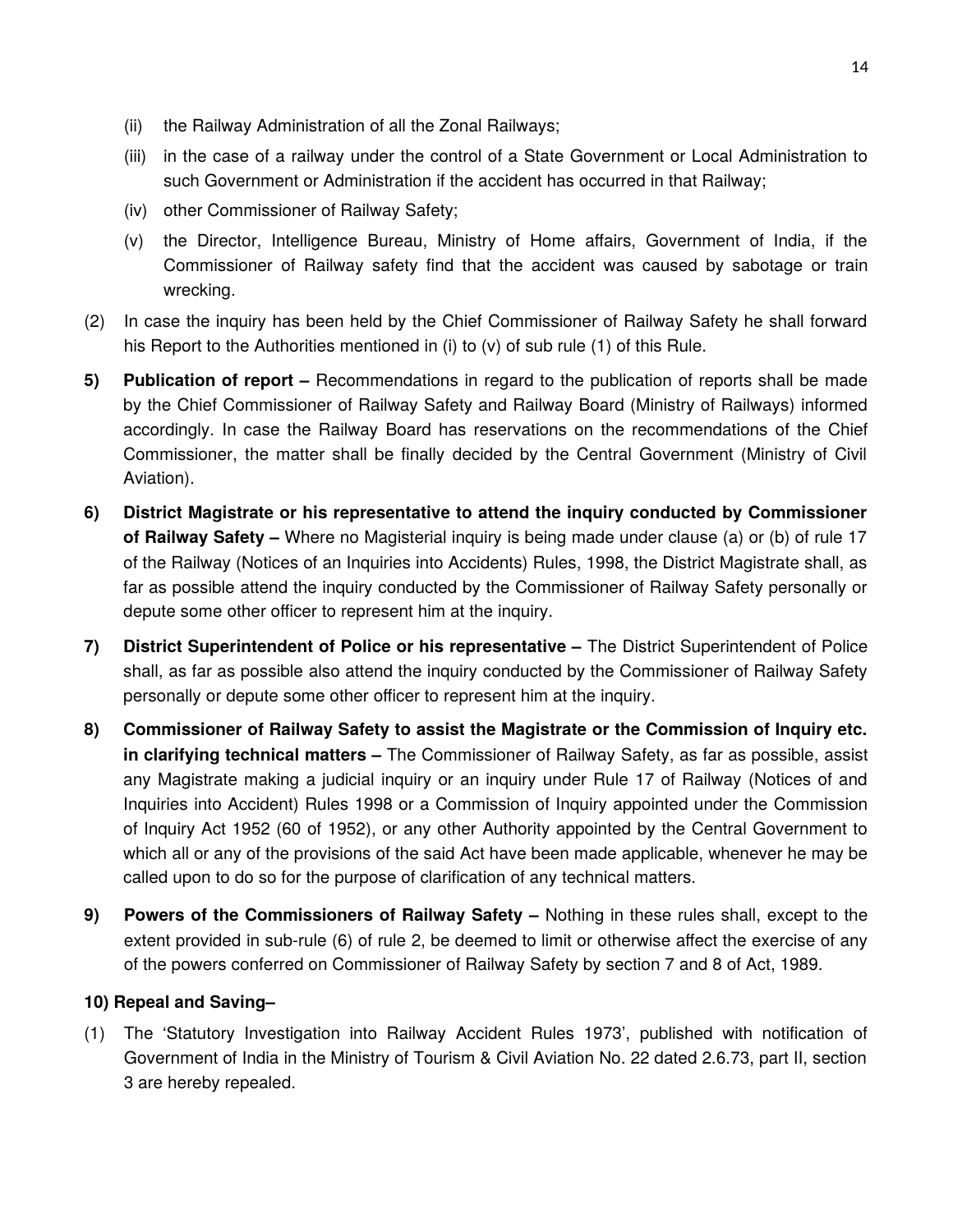(ii) the Railway Administration of all the Zonal Railways;

(iii) in the case of a railway under the control of a State Government or Local Administration to such Government or Administration if the accident has occurred in that Railway;

(iv) other Commissioner of Railway Safety;

(v) the Director, Intelligence Bureau, Ministry of Home affairs, Government of India, if the Commissioner of Railway safety find that the accident was caused by sabotage or train wrecking.

(2) In case the inquiry has been held by the Chief Commissioner of Railway Safety he shall forward his Report to the Authorities mentioned in (i) to (v) of sub rule (1) of this Rule.

**5) Publication of report –** Recommendations in regard to the publication of reports shall be made by the Chief Commissioner of Railway Safety and Railway Board (Ministry of Railways) informed accordingly. In case the Railway Board has reservations on the recommendations of the Chief Commissioner, the matter shall be finally decided by the Central Government (Ministry of Civil Aviation).

**6) District Magistrate or his representative to attend the inquiry conducted by Commissioner of Railway Safety –** Where no Magisterial inquiry is being made under clause (a) or (b) of rule 17 of the Railway (Notices of an Inquiries into Accidents) Rules, 1998, the District Magistrate shall, as far as possible attend the inquiry conducted by the Commissioner of Railway Safety personally or depute some other officer to represent him at the inquiry.

**7) District Superintendent of Police or his representative –** The District Superintendent of Police shall, as far as possible also attend the inquiry conducted by the Commissioner of Railway Safety personally or depute some other officer to represent him at the inquiry.

**8) Commissioner of Railway Safety to assist the Magistrate or the Commission of Inquiry etc. in clarifying technical matters –** The Commissioner of Railway Safety, as far as possible, assist any Magistrate making a judicial inquiry or an inquiry under Rule 17 of Railway (Notices of and Inquiries into Accident) Rules 1998 or a Commission of Inquiry appointed under the Commission of Inquiry Act 1952 (60 of 1952), or any other Authority appointed by the Central Government to which all or any of the provisions of the said Act have been made applicable, whenever he may be called upon to do so for the purpose of clarification of any technical matters.

**9) Powers of the Commissioners of Railway Safety –** Nothing in these rules shall, except to the extent provided in sub-rule (6) of rule 2, be deemed to limit or otherwise affect the exercise of any of the powers conferred on Commissioner of Railway Safety by section 7 and 8 of Act, 1989.

**10) Repeal and Saving–**

(1) The 'Statutory Investigation into Railway Accident Rules 1973', published with notification of Government of India in the Ministry of Tourism & Civil Aviation No. 22 dated 2.6.73, part II, section 3 are hereby repealed.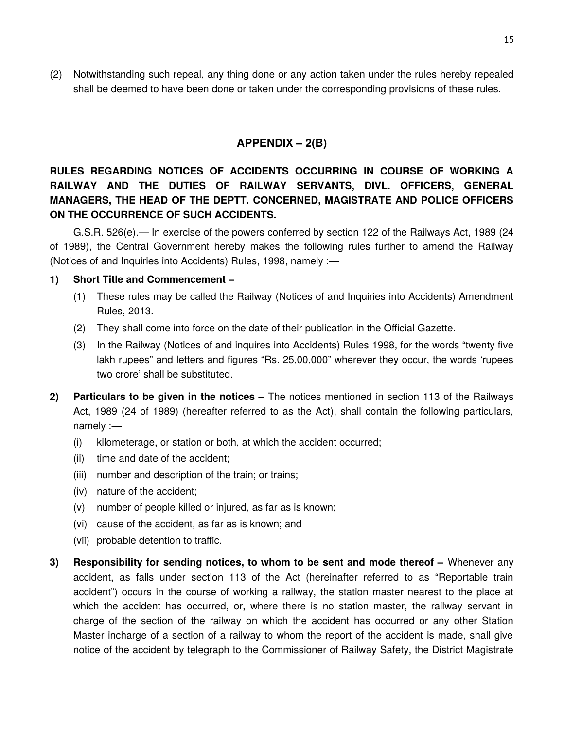(2) Notwithstanding such repeal, any thing done or any action taken under the rules hereby repealed shall be deemed to have been done or taken under the corresponding provisions of these rules.

## APPENDIX – 2(B)

### RULES REGARDING NOTICES OF ACCIDENTS OCCURRING IN COURSE OF WORKING A RAILWAY AND THE DUTIES OF RAILWAY SERVANTS, DIVL. OFFICERS, GENERAL MANAGERS, THE HEAD OF THE DEPTT. CONCERNED, MAGISTRATE AND POLICE OFFICERS ON THE OCCURRENCE OF SUCH ACCIDENTS.

G.S.R. 526(e).— In exercise of the powers conferred by section 122 of the Railways Act, 1989 (24 of 1989), the Central Government hereby makes the following rules further to amend the Railway (Notices of and Inquiries into Accidents) Rules, 1998, namely :—

**1) Short Title and Commencement –**

(1) These rules may be called the Railway (Notices of and Inquiries into Accidents) Amendment Rules, 2013.

(2) They shall come into force on the date of their publication in the Official Gazette.

(3) In the Railway (Notices of and inquires into Accidents) Rules 1998, for the words "twenty five lakh rupees" and letters and figures "Rs. 25,00,000" wherever they occur, the words 'rupees two crore' shall be substituted.

**2) Particulars to be given in the notices –** The notices mentioned in section 113 of the Railways Act, 1989 (24 of 1989) (hereafter referred to as the Act), shall contain the following particulars, namely :—

(i) kilometerage, or station or both, at which the accident occurred;

(ii) time and date of the accident;

(iii) number and description of the train; or trains;

(iv) nature of the accident;

(v) number of people killed or injured, as far as is known;

(vi) cause of the accident, as far as is known; and

(vii) probable detention to traffic.

**3) Responsibility for sending notices, to whom to be sent and mode thereof –** Whenever any accident, as falls under section 113 of the Act (hereinafter referred to as "Reportable train accident") occurs in the course of working a railway, the station master nearest to the place at which the accident has occurred, or, where there is no station master, the railway servant in charge of the section of the railway on which the accident has occurred or any other Station Master incharge of a section of a railway to whom the report of the accident is made, shall give notice of the accident by telegraph to the Commissioner of Railway Safety, the District Magistrate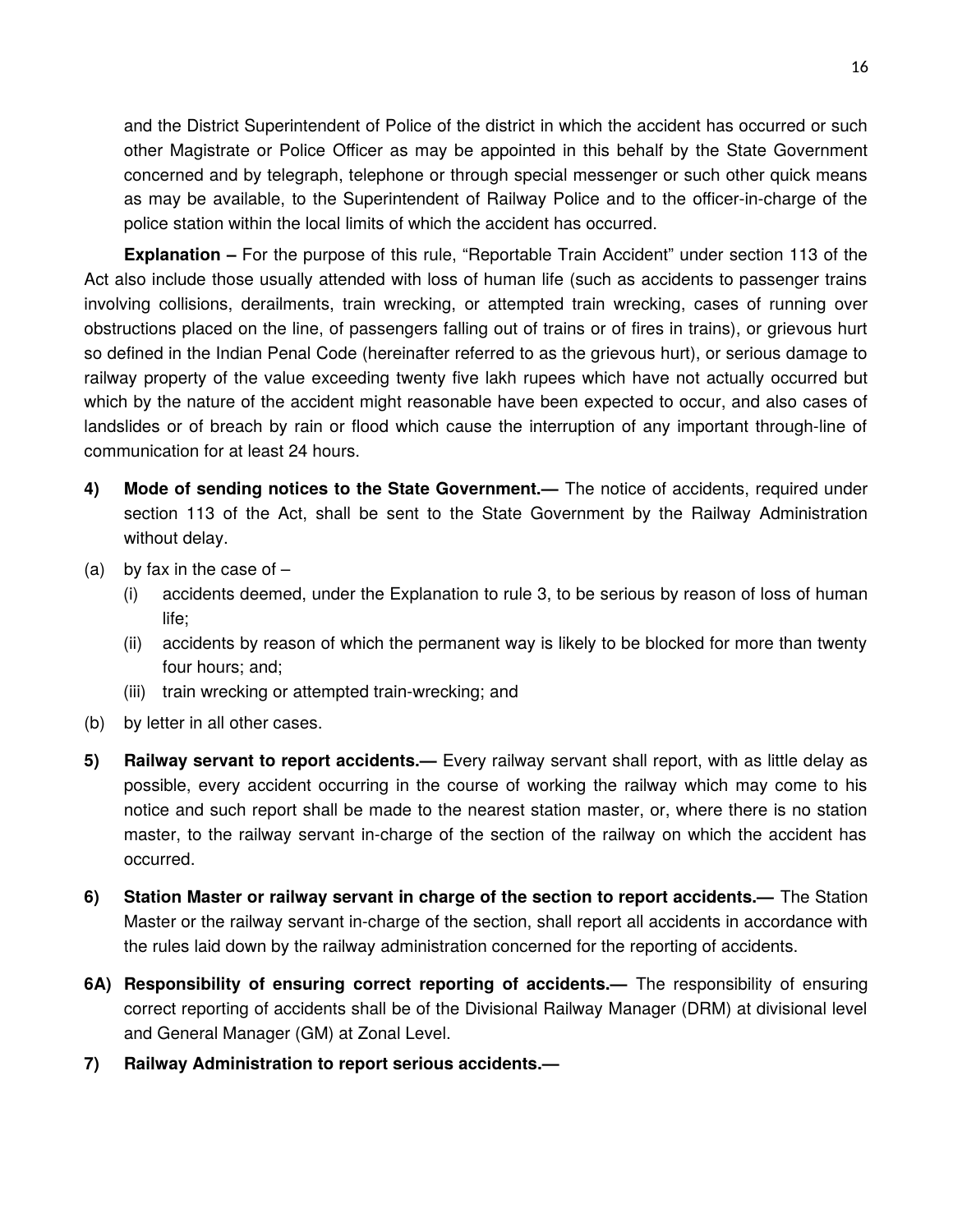and the District Superintendent of Police of the district in which the accident has occurred or such other Magistrate or Police Officer as may be appointed in this behalf by the State Government concerned and by telegraph, telephone or through special messenger or such other quick means as may be available, to the Superintendent of Railway Police and to the officer-in-charge of the police station within the local limits of which the accident has occurred.

**Explanation –** For the purpose of this rule, "Reportable Train Accident" under section 113 of the Act also include those usually attended with loss of human life (such as accidents to passenger trains involving collisions, derailments, train wrecking, or attempted train wrecking, cases of running over obstructions placed on the line, of passengers falling out of trains or of fires in trains), or grievous hurt so defined in the Indian Penal Code (hereinafter referred to as the grievous hurt), or serious damage to railway property of the value exceeding twenty five lakh rupees which have not actually occurred but which by the nature of the accident might reasonable have been expected to occur, and also cases of landslides or of breach by rain or flood which cause the interruption of any important through-line of communication for at least 24 hours.

**4) Mode of sending notices to the State Government.—** The notice of accidents, required under section 113 of the Act, shall be sent to the State Government by the Railway Administration without delay.

(a) by fax in the case of –

  (i) accidents deemed, under the Explanation to rule 3, to be serious by reason of loss of human life;

  (ii) accidents by reason of which the permanent way is likely to be blocked for more than twenty four hours; and;

  (iii) train wrecking or attempted train-wrecking; and

(b) by letter in all other cases.

**5) Railway servant to report accidents.—** Every railway servant shall report, with as little delay as possible, every accident occurring in the course of working the railway which may come to his notice and such report shall be made to the nearest station master, or, where there is no station master, to the railway servant in-charge of the section of the railway on which the accident has occurred.

**6) Station Master or railway servant in charge of the section to report accidents.—** The Station Master or the railway servant in-charge of the section, shall report all accidents in accordance with the rules laid down by the railway administration concerned for the reporting of accidents.

**6A) Responsibility of ensuring correct reporting of accidents.—** The responsibility of ensuring correct reporting of accidents shall be of the Divisional Railway Manager (DRM) at divisional level and General Manager (GM) at Zonal Level.

**7) Railway Administration to report serious accidents.—**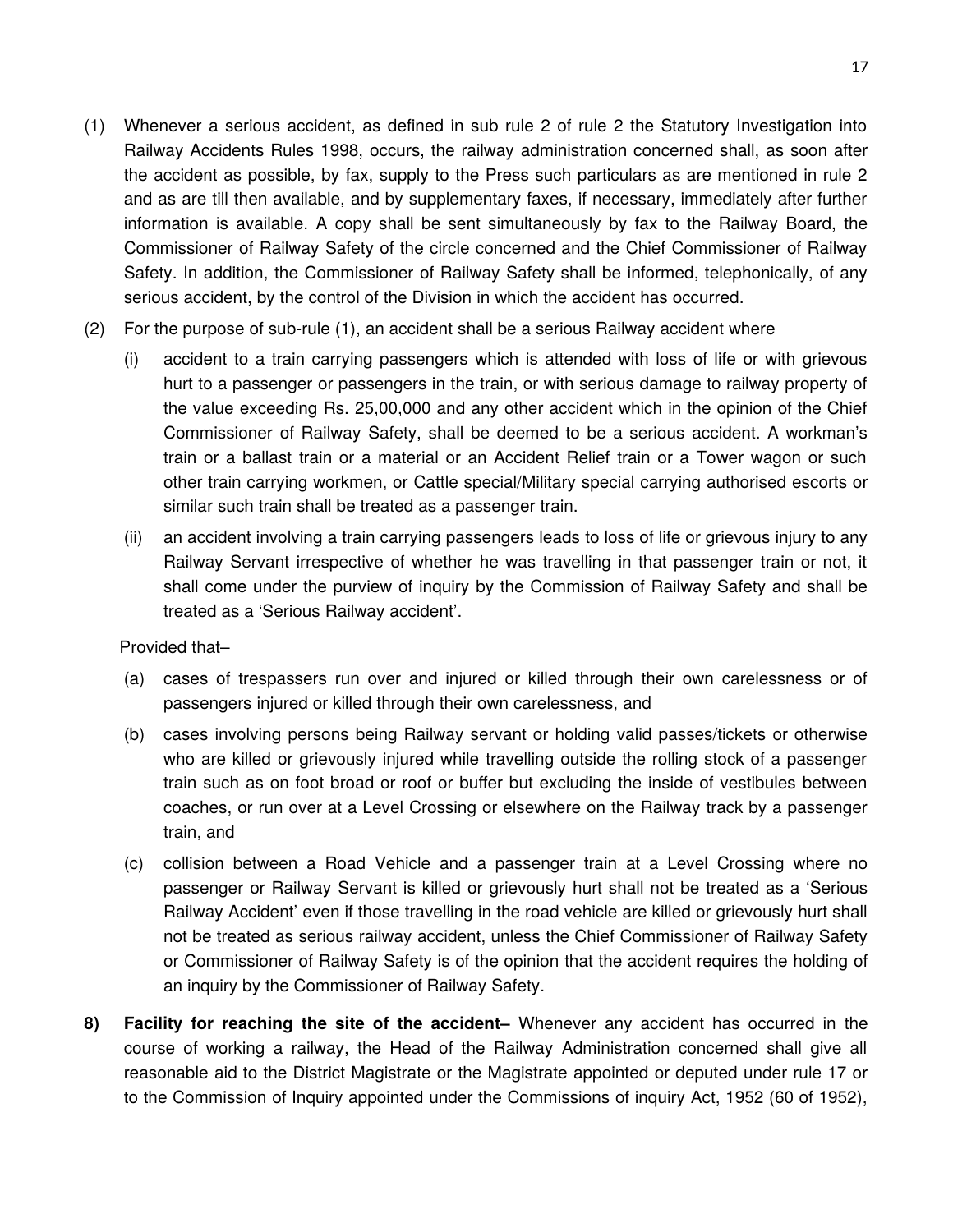(1) Whenever a serious accident, as defined in sub rule 2 of rule 2 the Statutory Investigation into Railway Accidents Rules 1998, occurs, the railway administration concerned shall, as soon after the accident as possible, by fax, supply to the Press such particulars as are mentioned in rule 2 and as are till then available, and by supplementary faxes, if necessary, immediately after further information is available. A copy shall be sent simultaneously by fax to the Railway Board, the Commissioner of Railway Safety of the circle concerned and the Chief Commissioner of Railway Safety. In addition, the Commissioner of Railway Safety shall be informed, telephonically, of any serious accident, by the control of the Division in which the accident has occurred.

(2) For the purpose of sub-rule (1), an accident shall be a serious Railway accident where

(i) accident to a train carrying passengers which is attended with loss of life or with grievous hurt to a passenger or passengers in the train, or with serious damage to railway property of the value exceeding Rs. 25,00,000 and any other accident which in the opinion of the Chief Commissioner of Railway Safety, shall be deemed to be a serious accident. A workman's train or a ballast train or a material or an Accident Relief train or a Tower wagon or such other train carrying workmen, or Cattle special/Military special carrying authorised escorts or similar such train shall be treated as a passenger train.

(ii) an accident involving a train carrying passengers leads to loss of life or grievous injury to any Railway Servant irrespective of whether he was travelling in that passenger train or not, it shall come under the purview of inquiry by the Commission of Railway Safety and shall be treated as a 'Serious Railway accident'.

Provided that–

(a) cases of trespassers run over and injured or killed through their own carelessness or of passengers injured or killed through their own carelessness, and

(b) cases involving persons being Railway servant or holding valid passes/tickets or otherwise who are killed or grievously injured while travelling outside the rolling stock of a passenger train such as on foot broad or roof or buffer but excluding the inside of vestibules between coaches, or run over at a Level Crossing or elsewhere on the Railway track by a passenger train, and

(c) collision between a Road Vehicle and a passenger train at a Level Crossing where no passenger or Railway Servant is killed or grievously hurt shall not be treated as a 'Serious Railway Accident' even if those travelling in the road vehicle are killed or grievously hurt shall not be treated as serious railway accident, unless the Chief Commissioner of Railway Safety or Commissioner of Railway Safety is of the opinion that the accident requires the holding of an inquiry by the Commissioner of Railway Safety.

**8) Facility for reaching the site of the accident–** Whenever any accident has occurred in the course of working a railway, the Head of the Railway Administration concerned shall give all reasonable aid to the District Magistrate or the Magistrate appointed or deputed under rule 17 or to the Commission of Inquiry appointed under the Commissions of inquiry Act, 1952 (60 of 1952),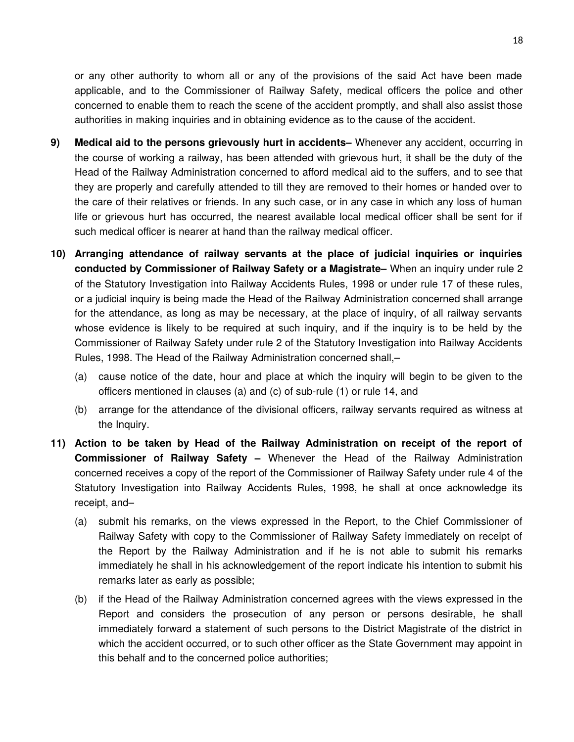or any other authority to whom all or any of the provisions of the said Act have been made applicable, and to the Commissioner of Railway Safety, medical officers the police and other concerned to enable them to reach the scene of the accident promptly, and shall also assist those authorities in making inquiries and in obtaining evidence as to the cause of the accident.

**9) Medical aid to the persons grievously hurt in accidents–** Whenever any accident, occurring in the course of working a railway, has been attended with grievous hurt, it shall be the duty of the Head of the Railway Administration concerned to afford medical aid to the suffers, and to see that they are properly and carefully attended to till they are removed to their homes or handed over to the care of their relatives or friends. In any such case, or in any case in which any loss of human life or grievous hurt has occurred, the nearest available local medical officer shall be sent for if such medical officer is nearer at hand than the railway medical officer.

**10) Arranging attendance of railway servants at the place of judicial inquiries or inquiries conducted by Commissioner of Railway Safety or a Magistrate–** When an inquiry under rule 2 of the Statutory Investigation into Railway Accidents Rules, 1998 or under rule 17 of these rules, or a judicial inquiry is being made the Head of the Railway Administration concerned shall arrange for the attendance, as long as may be necessary, at the place of inquiry, of all railway servants whose evidence is likely to be required at such inquiry, and if the inquiry is to be held by the Commissioner of Railway Safety under rule 2 of the Statutory Investigation into Railway Accidents Rules, 1998. The Head of the Railway Administration concerned shall,–

(a) cause notice of the date, hour and place at which the inquiry will begin to be given to the officers mentioned in clauses (a) and (c) of sub-rule (1) or rule 14, and

(b) arrange for the attendance of the divisional officers, railway servants required as witness at the Inquiry.

**11) Action to be taken by Head of the Railway Administration on receipt of the report of Commissioner of Railway Safety –** Whenever the Head of the Railway Administration concerned receives a copy of the report of the Commissioner of Railway Safety under rule 4 of the Statutory Investigation into Railway Accidents Rules, 1998, he shall at once acknowledge its receipt, and–

(a) submit his remarks, on the views expressed in the Report, to the Chief Commissioner of Railway Safety with copy to the Commissioner of Railway Safety immediately on receipt of the Report by the Railway Administration and if he is not able to submit his remarks immediately he shall in his acknowledgement of the report indicate his intention to submit his remarks later as early as possible;

(b) if the Head of the Railway Administration concerned agrees with the views expressed in the Report and considers the prosecution of any person or persons desirable, he shall immediately forward a statement of such persons to the District Magistrate of the district in which the accident occurred, or to such other officer as the State Government may appoint in this behalf and to the concerned police authorities;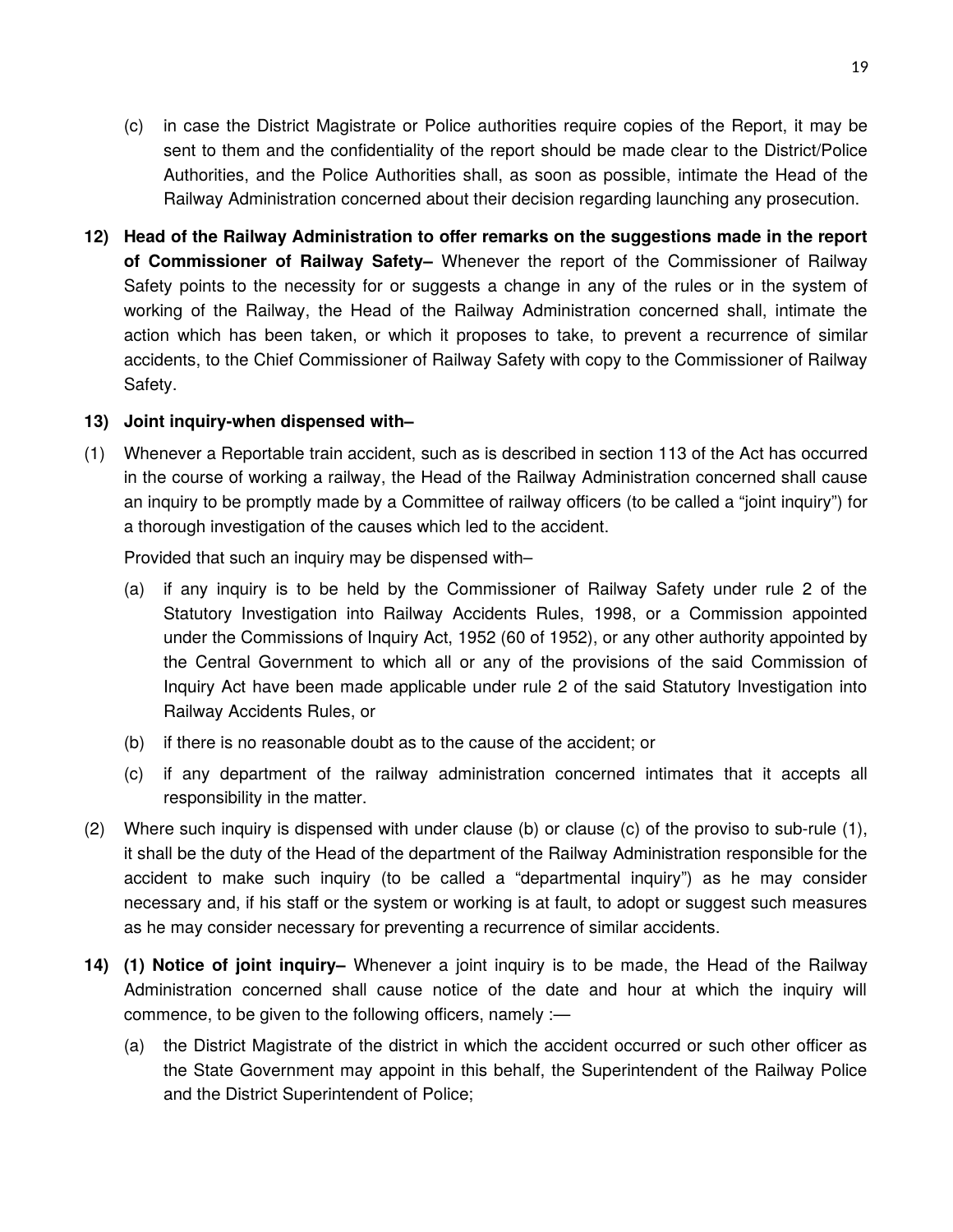(c) in case the District Magistrate or Police authorities require copies of the Report, it may be sent to them and the confidentiality of the report should be made clear to the District/Police Authorities, and the Police Authorities shall, as soon as possible, intimate the Head of the Railway Administration concerned about their decision regarding launching any prosecution.

**12) Head of the Railway Administration to offer remarks on the suggestions made in the report of Commissioner of Railway Safety–** Whenever the report of the Commissioner of Railway Safety points to the necessity for or suggests a change in any of the rules or in the system of working of the Railway, the Head of the Railway Administration concerned shall, intimate the action which has been taken, or which it proposes to take, to prevent a recurrence of similar accidents, to the Chief Commissioner of Railway Safety with copy to the Commissioner of Railway Safety.

**13) Joint inquiry-when dispensed with–**

(1) Whenever a Reportable train accident, such as is described in section 113 of the Act has occurred in the course of working a railway, the Head of the Railway Administration concerned shall cause an inquiry to be promptly made by a Committee of railway officers (to be called a "joint inquiry") for a thorough investigation of the causes which led to the accident.

Provided that such an inquiry may be dispensed with–

(a) if any inquiry is to be held by the Commissioner of Railway Safety under rule 2 of the Statutory Investigation into Railway Accidents Rules, 1998, or a Commission appointed under the Commissions of Inquiry Act, 1952 (60 of 1952), or any other authority appointed by the Central Government to which all or any of the provisions of the said Commission of Inquiry Act have been made applicable under rule 2 of the said Statutory Investigation into Railway Accidents Rules, or

(b) if there is no reasonable doubt as to the cause of the accident; or

(c) if any department of the railway administration concerned intimates that it accepts all responsibility in the matter.

(2) Where such inquiry is dispensed with under clause (b) or clause (c) of the proviso to sub-rule (1), it shall be the duty of the Head of the department of the Railway Administration responsible for the accident to make such inquiry (to be called a "departmental inquiry") as he may consider necessary and, if his staff or the system or working is at fault, to adopt or suggest such measures as he may consider necessary for preventing a recurrence of similar accidents.

**14) (1) Notice of joint inquiry–** Whenever a joint inquiry is to be made, the Head of the Railway Administration concerned shall cause notice of the date and hour at which the inquiry will commence, to be given to the following officers, namely :—

(a) the District Magistrate of the district in which the accident occurred or such other officer as the State Government may appoint in this behalf, the Superintendent of the Railway Police and the District Superintendent of Police;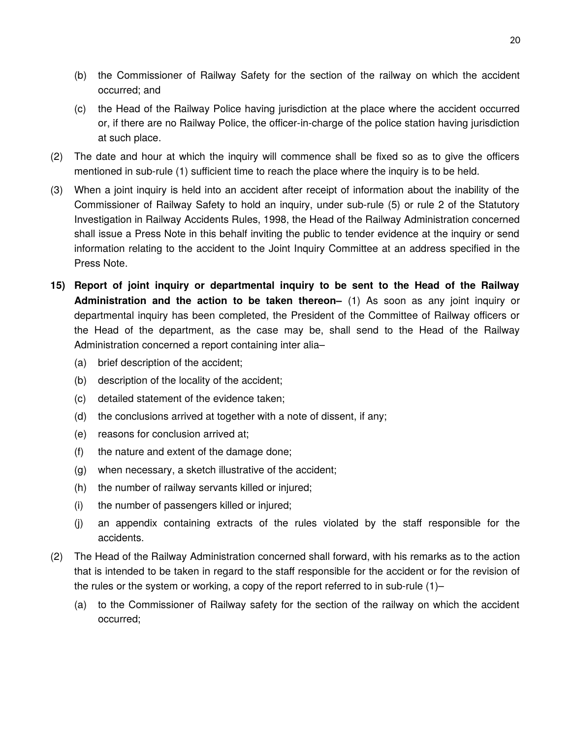(b) the Commissioner of Railway Safety for the section of the railway on which the accident occurred; and

(c) the Head of the Railway Police having jurisdiction at the place where the accident occurred or, if there are no Railway Police, the officer-in-charge of the police station having jurisdiction at such place.

(2) The date and hour at which the inquiry will commence shall be fixed so as to give the officers mentioned in sub-rule (1) sufficient time to reach the place where the inquiry is to be held.

(3) When a joint inquiry is held into an accident after receipt of information about the inability of the Commissioner of Railway Safety to hold an inquiry, under sub-rule (5) or rule 2 of the Statutory Investigation in Railway Accidents Rules, 1998, the Head of the Railway Administration concerned shall issue a Press Note in this behalf inviting the public to tender evidence at the inquiry or send information relating to the accident to the Joint Inquiry Committee at an address specified in the Press Note.

**15) Report of joint inquiry or departmental inquiry to be sent to the Head of the Railway Administration and the action to be taken thereon–** (1) As soon as any joint inquiry or departmental inquiry has been completed, the President of the Committee of Railway officers or the Head of the department, as the case may be, shall send to the Head of the Railway Administration concerned a report containing inter alia–

(a) brief description of the accident;

(b) description of the locality of the accident;

(c) detailed statement of the evidence taken;

(d) the conclusions arrived at together with a note of dissent, if any;

(e) reasons for conclusion arrived at;

(f) the nature and extent of the damage done;

(g) when necessary, a sketch illustrative of the accident;

(h) the number of railway servants killed or injured;

(i) the number of passengers killed or injured;

(j) an appendix containing extracts of the rules violated by the staff responsible for the accidents.

(2) The Head of the Railway Administration concerned shall forward, with his remarks as to the action that is intended to be taken in regard to the staff responsible for the accident or for the revision of the rules or the system or working, a copy of the report referred to in sub-rule (1)–

(a) to the Commissioner of Railway safety for the section of the railway on which the accident occurred;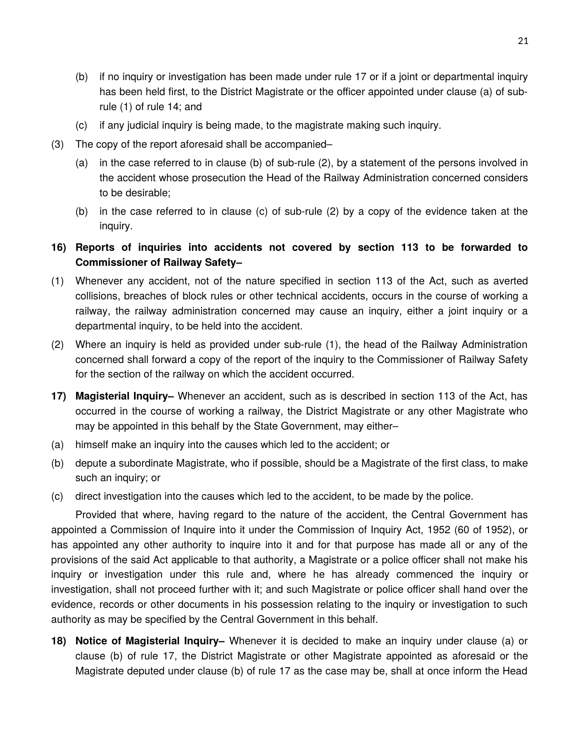(b) if no inquiry or investigation has been made under rule 17 or if a joint or departmental inquiry has been held first, to the District Magistrate or the officer appointed under clause (a) of sub-rule (1) of rule 14; and

(c) if any judicial inquiry is being made, to the magistrate making such inquiry.

(3) The copy of the report aforesaid shall be accompanied–

(a) in the case referred to in clause (b) of sub-rule (2), by a statement of the persons involved in the accident whose prosecution the Head of the Railway Administration concerned considers to be desirable;

(b) in the case referred to in clause (c) of sub-rule (2) by a copy of the evidence taken at the inquiry.

**16) Reports of inquiries into accidents not covered by section 113 to be forwarded to Commissioner of Railway Safety–**

(1) Whenever any accident, not of the nature specified in section 113 of the Act, such as averted collisions, breaches of block rules or other technical accidents, occurs in the course of working a railway, the railway administration concerned may cause an inquiry, either a joint inquiry or a departmental inquiry, to be held into the accident.

(2) Where an inquiry is held as provided under sub-rule (1), the head of the Railway Administration concerned shall forward a copy of the report of the inquiry to the Commissioner of Railway Safety for the section of the railway on which the accident occurred.

**17) Magisterial Inquiry–** Whenever an accident, such as is described in section 113 of the Act, has occurred in the course of working a railway, the District Magistrate or any other Magistrate who may be appointed in this behalf by the State Government, may either–

(a) himself make an inquiry into the causes which led to the accident; or

(b) depute a subordinate Magistrate, who if possible, should be a Magistrate of the first class, to make such an inquiry; or

(c) direct investigation into the causes which led to the accident, to be made by the police.

Provided that where, having regard to the nature of the accident, the Central Government has appointed a Commission of Inquire into it under the Commission of Inquiry Act, 1952 (60 of 1952), or has appointed any other authority to inquire into it and for that purpose has made all or any of the provisions of the said Act applicable to that authority, a Magistrate or a police officer shall not make his inquiry or investigation under this rule and, where he has already commenced the inquiry or investigation, shall not proceed further with it; and such Magistrate or police officer shall hand over the evidence, records or other documents in his possession relating to the inquiry or investigation to such authority as may be specified by the Central Government in this behalf.

**18) Notice of Magisterial Inquiry–** Whenever it is decided to make an inquiry under clause (a) or clause (b) of rule 17, the District Magistrate or other Magistrate appointed as aforesaid or the Magistrate deputed under clause (b) of rule 17 as the case may be, shall at once inform the Head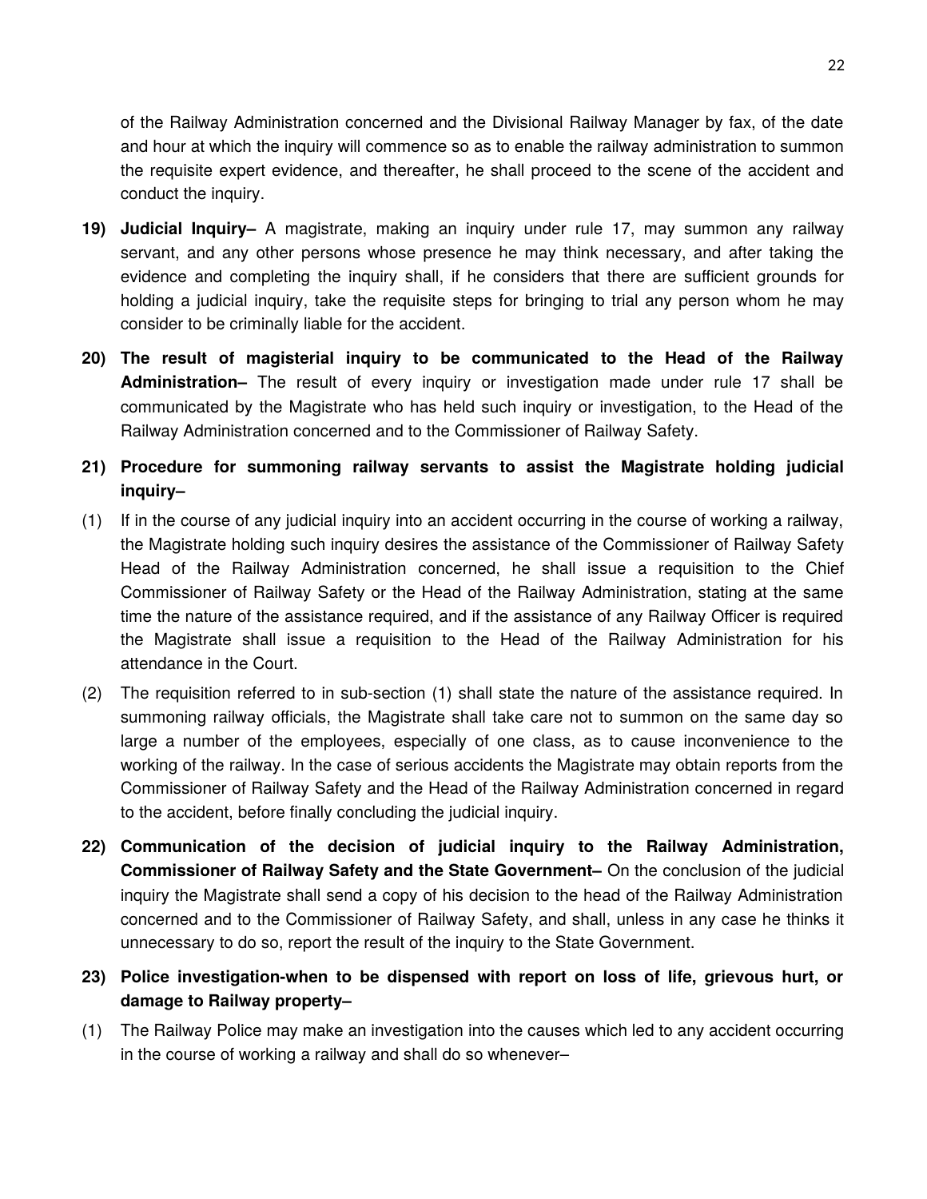of the Railway Administration concerned and the Divisional Railway Manager by fax, of the date and hour at which the inquiry will commence so as to enable the railway administration to summon the requisite expert evidence, and thereafter, he shall proceed to the scene of the accident and conduct the inquiry.

**19) Judicial Inquiry–** A magistrate, making an inquiry under rule 17, may summon any railway servant, and any other persons whose presence he may think necessary, and after taking the evidence and completing the inquiry shall, if he considers that there are sufficient grounds for holding a judicial inquiry, take the requisite steps for bringing to trial any person whom he may consider to be criminally liable for the accident.

**20) The result of magisterial inquiry to be communicated to the Head of the Railway Administration–** The result of every inquiry or investigation made under rule 17 shall be communicated by the Magistrate who has held such inquiry or investigation, to the Head of the Railway Administration concerned and to the Commissioner of Railway Safety.

**21) Procedure for summoning railway servants to assist the Magistrate holding judicial inquiry–**

(1) If in the course of any judicial inquiry into an accident occurring in the course of working a railway, the Magistrate holding such inquiry desires the assistance of the Commissioner of Railway Safety Head of the Railway Administration concerned, he shall issue a requisition to the Chief Commissioner of Railway Safety or the Head of the Railway Administration, stating at the same time the nature of the assistance required, and if the assistance of any Railway Officer is required the Magistrate shall issue a requisition to the Head of the Railway Administration for his attendance in the Court.

(2) The requisition referred to in sub-section (1) shall state the nature of the assistance required. In summoning railway officials, the Magistrate shall take care not to summon on the same day so large a number of the employees, especially of one class, as to cause inconvenience to the working of the railway. In the case of serious accidents the Magistrate may obtain reports from the Commissioner of Railway Safety and the Head of the Railway Administration concerned in regard to the accident, before finally concluding the judicial inquiry.

**22) Communication of the decision of judicial inquiry to the Railway Administration, Commissioner of Railway Safety and the State Government–** On the conclusion of the judicial inquiry the Magistrate shall send a copy of his decision to the head of the Railway Administration concerned and to the Commissioner of Railway Safety, and shall, unless in any case he thinks it unnecessary to do so, report the result of the inquiry to the State Government.

**23) Police investigation-when to be dispensed with report on loss of life, grievous hurt, or damage to Railway property–**

(1) The Railway Police may make an investigation into the causes which led to any accident occurring in the course of working a railway and shall do so whenever–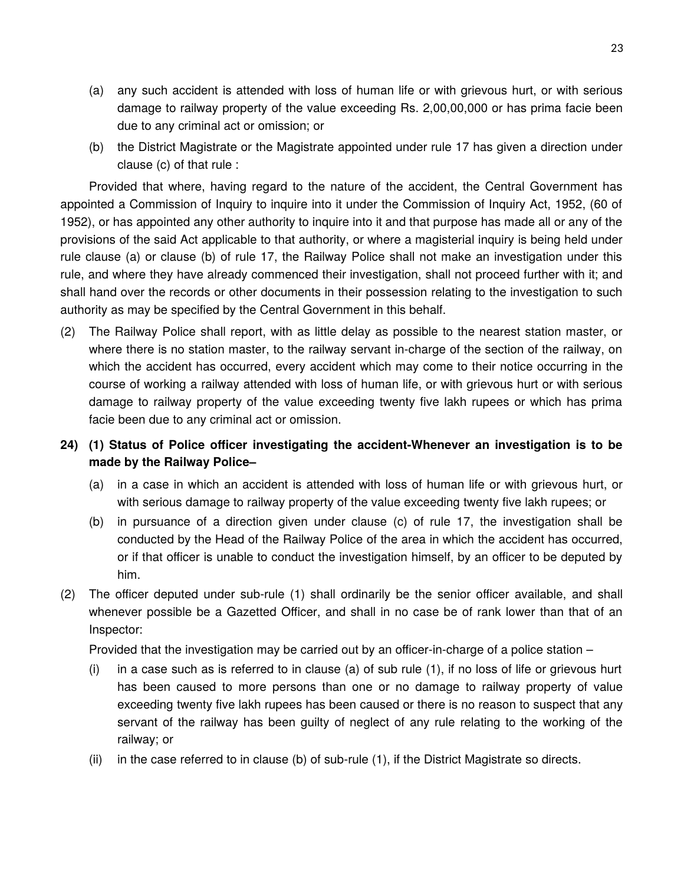(a) any such accident is attended with loss of human life or with grievous hurt, or with serious damage to railway property of the value exceeding Rs. 2,00,00,000 or has prima facie been due to any criminal act or omission; or

(b) the District Magistrate or the Magistrate appointed under rule 17 has given a direction under clause (c) of that rule :

Provided that where, having regard to the nature of the accident, the Central Government has appointed a Commission of Inquiry to inquire into it under the Commission of Inquiry Act, 1952, (60 of 1952), or has appointed any other authority to inquire into it and that purpose has made all or any of the provisions of the said Act applicable to that authority, or where a magisterial inquiry is being held under rule clause (a) or clause (b) of rule 17, the Railway Police shall not make an investigation under this rule, and where they have already commenced their investigation, shall not proceed further with it; and shall hand over the records or other documents in their possession relating to the investigation to such authority as may be specified by the Central Government in this behalf.

(2) The Railway Police shall report, with as little delay as possible to the nearest station master, or where there is no station master, to the railway servant in-charge of the section of the railway, on which the accident has occurred, every accident which may come to their notice occurring in the course of working a railway attended with loss of human life, or with grievous hurt or with serious damage to railway property of the value exceeding twenty five lakh rupees or which has prima facie been due to any criminal act or omission.

**24) (1) Status of Police officer investigating the accident-Whenever an investigation is to be made by the Railway Police–**

(a) in a case in which an accident is attended with loss of human life or with grievous hurt, or with serious damage to railway property of the value exceeding twenty five lakh rupees; or

(b) in pursuance of a direction given under clause (c) of rule 17, the investigation shall be conducted by the Head of the Railway Police of the area in which the accident has occurred, or if that officer is unable to conduct the investigation himself, by an officer to be deputed by him.

(2) The officer deputed under sub-rule (1) shall ordinarily be the senior officer available, and shall whenever possible be a Gazetted Officer, and shall in no case be of rank lower than that of an Inspector:

Provided that the investigation may be carried out by an officer-in-charge of a police station –

(i) in a case such as is referred to in clause (a) of sub rule (1), if no loss of life or grievous hurt has been caused to more persons than one or no damage to railway property of value exceeding twenty five lakh rupees has been caused or there is no reason to suspect that any servant of the railway has been guilty of neglect of any rule relating to the working of the railway; or

(ii) in the case referred to in clause (b) of sub-rule (1), if the District Magistrate so directs.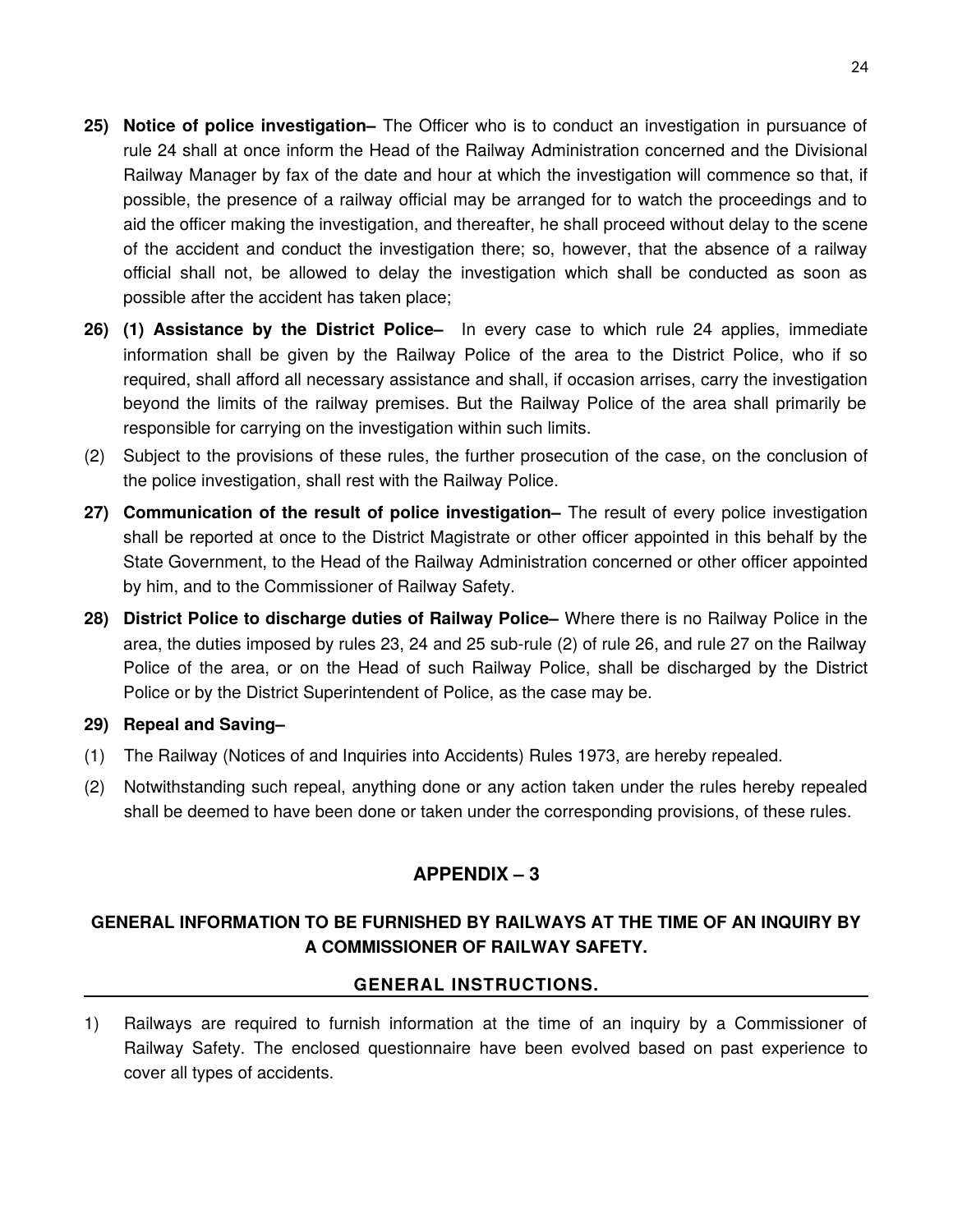**25) Notice of police investigation–** The Officer who is to conduct an investigation in pursuance of rule 24 shall at once inform the Head of the Railway Administration concerned and the Divisional Railway Manager by fax of the date and hour at which the investigation will commence so that, if possible, the presence of a railway official may be arranged for to watch the proceedings and to aid the officer making the investigation, and thereafter, he shall proceed without delay to the scene of the accident and conduct the investigation there; so, however, that the absence of a railway official shall not, be allowed to delay the investigation which shall be conducted as soon as possible after the accident has taken place;

**26) (1) Assistance by the District Police–** In every case to which rule 24 applies, immediate information shall be given by the Railway Police of the area to the District Police, who if so required, shall afford all necessary assistance and shall, if occasion arrises, carry the investigation beyond the limits of the railway premises. But the Railway Police of the area shall primarily be responsible for carrying on the investigation within such limits.

(2) Subject to the provisions of these rules, the further prosecution of the case, on the conclusion of the police investigation, shall rest with the Railway Police.

**27) Communication of the result of police investigation–** The result of every police investigation shall be reported at once to the District Magistrate or other officer appointed in this behalf by the State Government, to the Head of the Railway Administration concerned or other officer appointed by him, and to the Commissioner of Railway Safety.

**28) District Police to discharge duties of Railway Police–** Where there is no Railway Police in the area, the duties imposed by rules 23, 24 and 25 sub-rule (2) of rule 26, and rule 27 on the Railway Police of the area, or on the Head of such Railway Police, shall be discharged by the District Police or by the District Superintendent of Police, as the case may be.

**29) Repeal and Saving–**

(1) The Railway (Notices of and Inquiries into Accidents) Rules 1973, are hereby repealed.

(2) Notwithstanding such repeal, anything done or any action taken under the rules hereby repealed shall be deemed to have been done or taken under the corresponding provisions, of these rules.

## APPENDIX – 3

### GENERAL INFORMATION TO BE FURNISHED BY RAILWAYS AT THE TIME OF AN INQUIRY BY A COMMISSIONER OF RAILWAY SAFETY.

#### GENERAL INSTRUCTIONS.

1) Railways are required to furnish information at the time of an inquiry by a Commissioner of Railway Safety. The enclosed questionnaire have been evolved based on past experience to cover all types of accidents.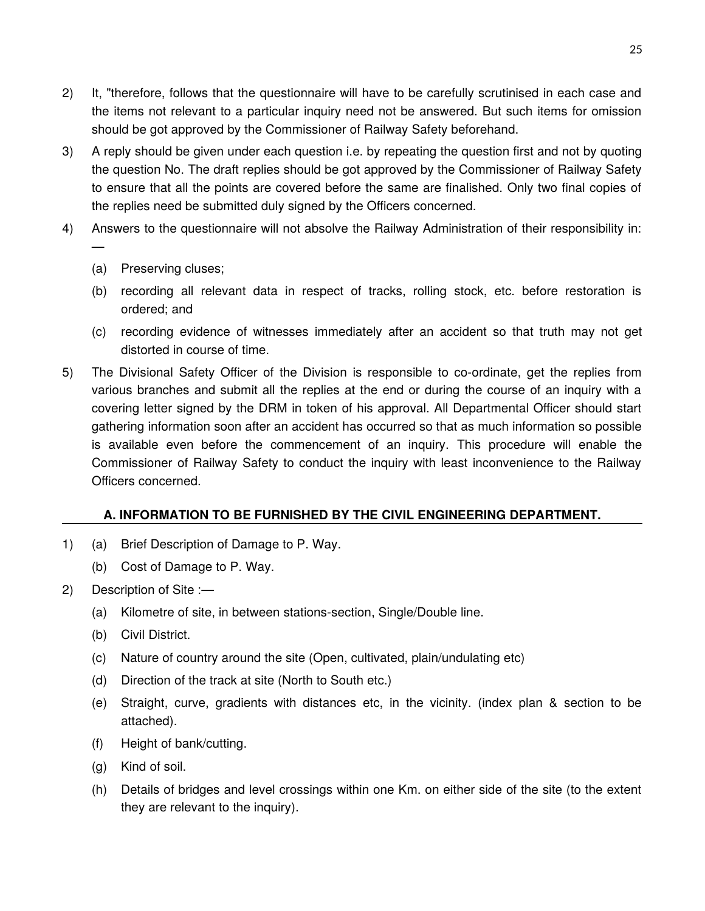2) It, "therefore, follows that the questionnaire will have to be carefully scrutinised in each case and the items not relevant to a particular inquiry need not be answered. But such items for omission should be got approved by the Commissioner of Railway Safety beforehand.

3) A reply should be given under each question i.e. by repeating the question first and not by quoting the question No. The draft replies should be got approved by the Commissioner of Railway Safety to ensure that all the points are covered before the same are finalised. Only two final copies of the replies need be submitted duly signed by the Officers concerned.

4) Answers to the questionnaire will not absolve the Railway Administration of their responsibility in:—

   (a) Preserving cluses;

   (b) recording all relevant data in respect of tracks, rolling stock, etc. before restoration is ordered; and

   (c) recording evidence of witnesses immediately after an accident so that truth may not get distorted in course of time.

5) The Divisional Safety Officer of the Division is responsible to co-ordinate, get the replies from various branches and submit all the replies at the end or during the course of an inquiry with a covering letter signed by the DRM in token of his approval. All Departmental Officer should start gathering information soon after an accident has occurred so that as much information so possible is available even before the commencement of an inquiry. This procedure will enable the Commissioner of Railway Safety to conduct the inquiry with least inconvenience to the Railway Officers concerned.

## A. INFORMATION TO BE FURNISHED BY THE CIVIL ENGINEERING DEPARTMENT.

1) (a) Brief Description of Damage to P. Way.

   (b) Cost of Damage to P. Way.

2) Description of Site :—

   (a) Kilometre of site, in between stations-section, Single/Double line.

   (b) Civil District.

   (c) Nature of country around the site (Open, cultivated, plain/undulating etc)

   (d) Direction of the track at site (North to South etc.)

   (e) Straight, curve, gradients with distances etc, in the vicinity. (index plan & section to be attached).

   (f) Height of bank/cutting.

   (g) Kind of soil.

   (h) Details of bridges and level crossings within one Km. on either side of the site (to the extent they are relevant to the inquiry).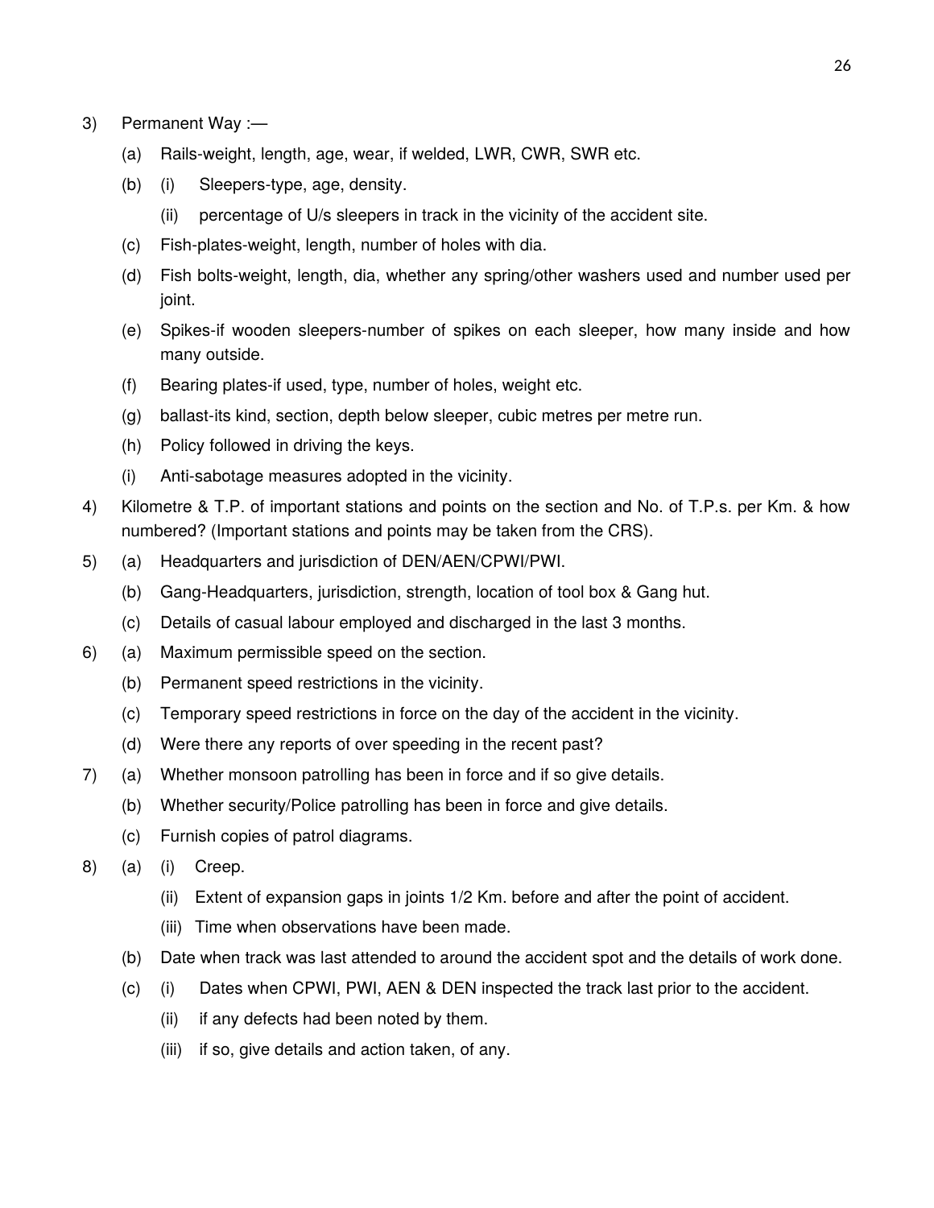3) Permanent Way :—

   (a) Rails-weight, length, age, wear, if welded, LWR, CWR, SWR etc.

   (b) (i) Sleepers-type, age, density.

       (ii) percentage of U/s sleepers in track in the vicinity of the accident site.

   (c) Fish-plates-weight, length, number of holes with dia.

   (d) Fish bolts-weight, length, dia, whether any spring/other washers used and number used per joint.

   (e) Spikes-if wooden sleepers-number of spikes on each sleeper, how many inside and how many outside.

   (f) Bearing plates-if used, type, number of holes, weight etc.

   (g) ballast-its kind, section, depth below sleeper, cubic metres per metre run.

   (h) Policy followed in driving the keys.

   (i) Anti-sabotage measures adopted in the vicinity.

4) Kilometre & T.P. of important stations and points on the section and No. of T.P.s. per Km. & how numbered? (Important stations and points may be taken from the CRS).

5) (a) Headquarters and jurisdiction of DEN/AEN/CPWI/PWI.

   (b) Gang-Headquarters, jurisdiction, strength, location of tool box & Gang hut.

   (c) Details of casual labour employed and discharged in the last 3 months.

6) (a) Maximum permissible speed on the section.

   (b) Permanent speed restrictions in the vicinity.

   (c) Temporary speed restrictions in force on the day of the accident in the vicinity.

   (d) Were there any reports of over speeding in the recent past?

7) (a) Whether monsoon patrolling has been in force and if so give details.

   (b) Whether security/Police patrolling has been in force and give details.

   (c) Furnish copies of patrol diagrams.

8) (a) (i) Creep.

       (ii) Extent of expansion gaps in joints 1/2 Km. before and after the point of accident.

       (iii) Time when observations have been made.

   (b) Date when track was last attended to around the accident spot and the details of work done.

   (c) (i) Dates when CPWI, PWI, AEN & DEN inspected the track last prior to the accident.

       (ii) if any defects had been noted by them.

       (iii) if so, give details and action taken, of any.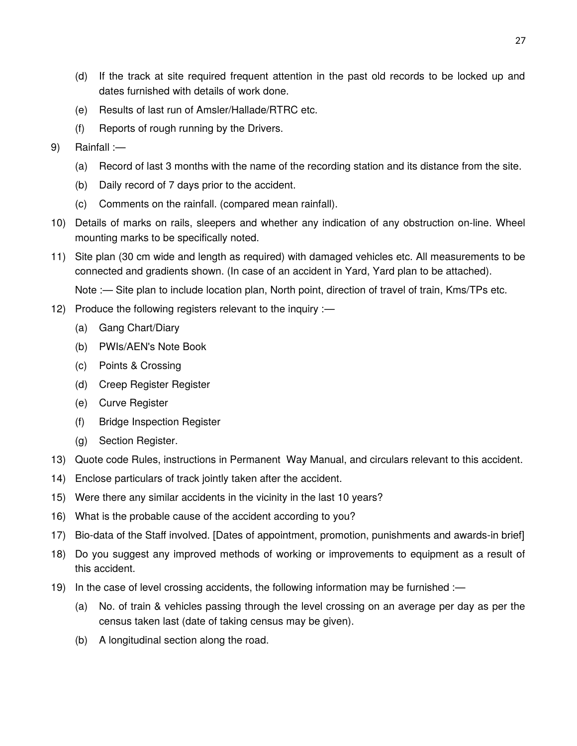(d) If the track at site required frequent attention in the past old records to be locked up and dates furnished with details of work done.

(e) Results of last run of Amsler/Hallade/RTRC etc.

(f) Reports of rough running by the Drivers.

9) Rainfall :—

(a) Record of last 3 months with the name of the recording station and its distance from the site.

(b) Daily record of 7 days prior to the accident.

(c) Comments on the rainfall. (compared mean rainfall).

10) Details of marks on rails, sleepers and whether any indication of any obstruction on-line. Wheel mounting marks to be specifically noted.

11) Site plan (30 cm wide and length as required) with damaged vehicles etc. All measurements to be connected and gradients shown. (In case of an accident in Yard, Yard plan to be attached).

Note :— Site plan to include location plan, North point, direction of travel of train, Kms/TPs etc.

12) Produce the following registers relevant to the inquiry :—

(a) Gang Chart/Diary

(b) PWIs/AEN's Note Book

(c) Points & Crossing

(d) Creep Register Register

(e) Curve Register

(f) Bridge Inspection Register

(g) Section Register.

13) Quote code Rules, instructions in Permanent Way Manual, and circulars relevant to this accident.

14) Enclose particulars of track jointly taken after the accident.

15) Were there any similar accidents in the vicinity in the last 10 years?

16) What is the probable cause of the accident according to you?

17) Bio-data of the Staff involved. [Dates of appointment, promotion, punishments and awards-in brief]

18) Do you suggest any improved methods of working or improvements to equipment as a result of this accident.

19) In the case of level crossing accidents, the following information may be furnished :—

(a) No. of train & vehicles passing through the level crossing on an average per day as per the census taken last (date of taking census may be given).

(b) A longitudinal section along the road.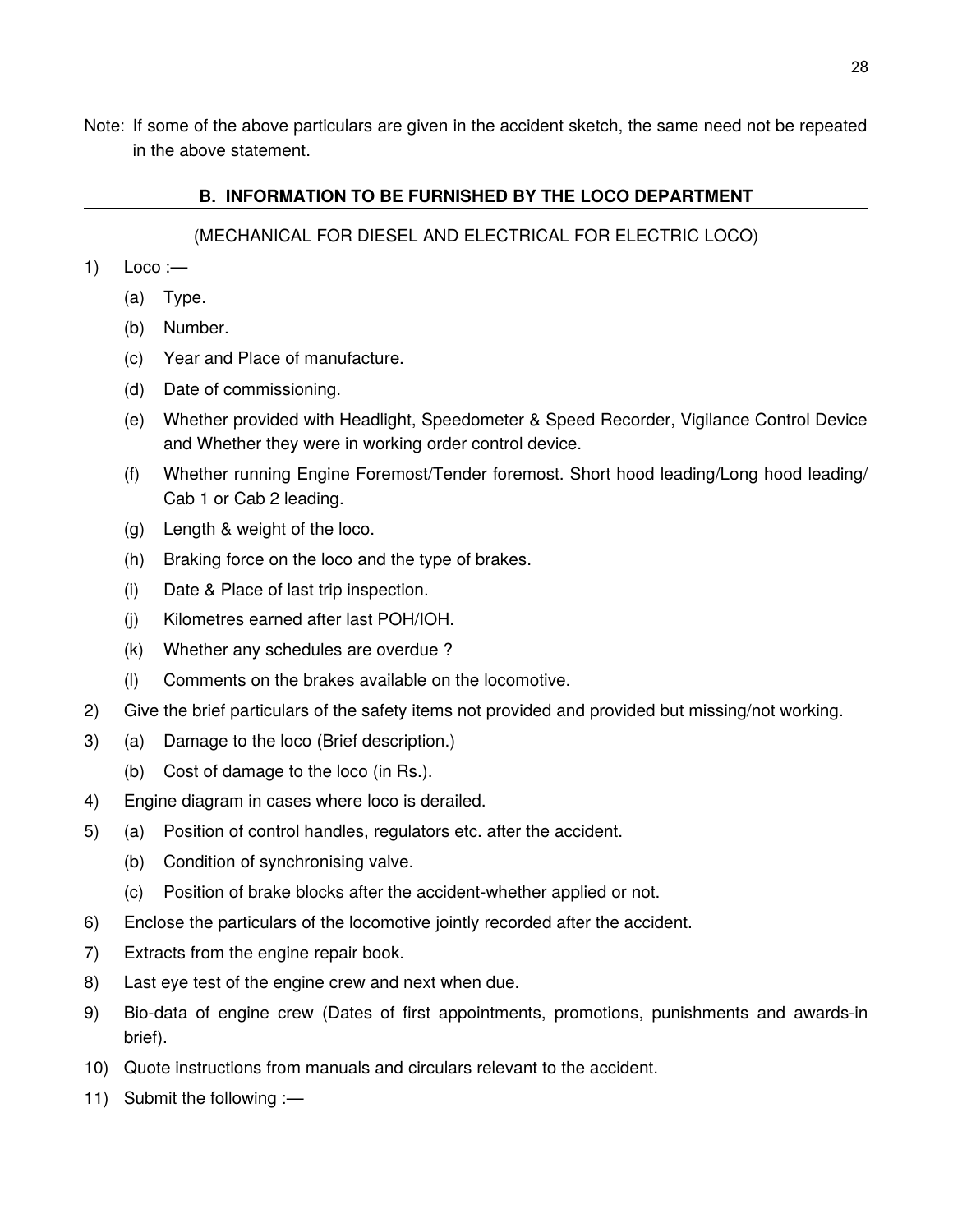Note: If some of the above particulars are given in the accident sketch, the same need not be repeated in the above statement.

## B. INFORMATION TO BE FURNISHED BY THE LOCO DEPARTMENT

(MECHANICAL FOR DIESEL AND ELECTRICAL FOR ELECTRIC LOCO)

1) Loco :—
   - (a) Type.
   - (b) Number.
   - (c) Year and Place of manufacture.
   - (d) Date of commissioning.
   - (e) Whether provided with Headlight, Speedometer & Speed Recorder, Vigilance Control Device and Whether they were in working order control device.
   - (f) Whether running Engine Foremost/Tender foremost. Short hood leading/Long hood leading/ Cab 1 or Cab 2 leading.
   - (g) Length & weight of the loco.
   - (h) Braking force on the loco and the type of brakes.
   - (i) Date & Place of last trip inspection.
   - (j) Kilometres earned after last POH/IOH.
   - (k) Whether any schedules are overdue ?
   - (l) Comments on the brakes available on the locomotive.
2) Give the brief particulars of the safety items not provided and provided but missing/not working.
3) (a) Damage to the loco (Brief description.)
   - (b) Cost of damage to the loco (in Rs.).
4) Engine diagram in cases where loco is derailed.
5) (a) Position of control handles, regulators etc. after the accident.
   - (b) Condition of synchronising valve.
   - (c) Position of brake blocks after the accident-whether applied or not.
6) Enclose the particulars of the locomotive jointly recorded after the accident.
7) Extracts from the engine repair book.
8) Last eye test of the engine crew and next when due.
9) Bio-data of engine crew (Dates of first appointments, promotions, punishments and awards-in brief).
10) Quote instructions from manuals and circulars relevant to the accident.
11) Submit the following :—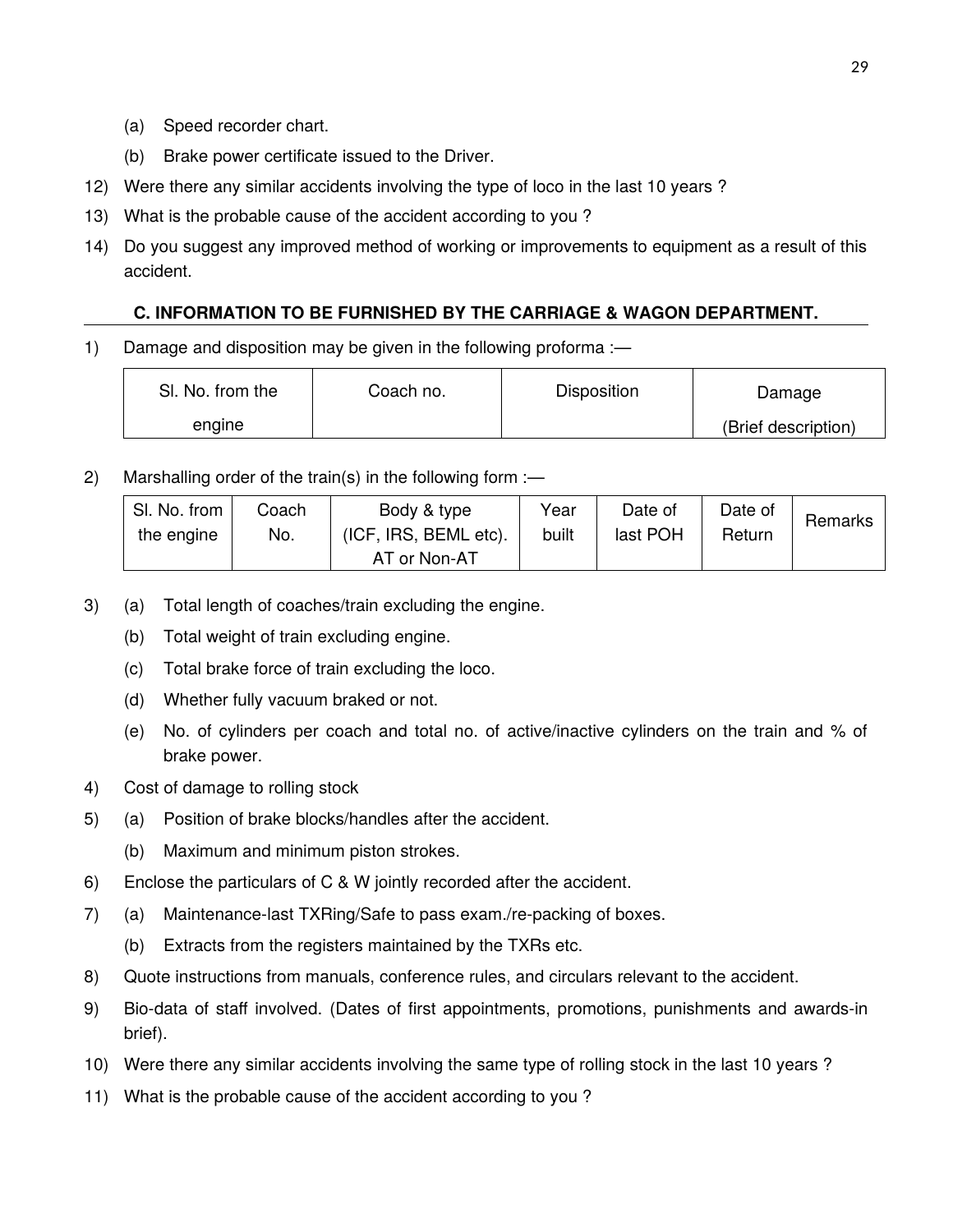(a) Speed recorder chart.

(b) Brake power certificate issued to the Driver.

12) Were there any similar accidents involving the type of loco in the last 10 years ?

13) What is the probable cause of the accident according to you ?

14) Do you suggest any improved method of working or improvements to equipment as a result of this accident.

### C. INFORMATION TO BE FURNISHED BY THE CARRIAGE & WAGON DEPARTMENT.

1) Damage and disposition may be given in the following proforma :—

| Sl. No. from the engine | Coach no. | Disposition | Damage (Brief description) |
|---|---|---|---|

2) Marshalling order of the train(s) in the following form :—

| Sl. No. from the engine | Coach No. | Body & type (ICF, IRS, BEML etc). AT or Non-AT | Year built | Date of last POH | Date of Return | Remarks |
|---|---|---|---|---|---|---|

3) (a) Total length of coaches/train excluding the engine.

(b) Total weight of train excluding engine.

(c) Total brake force of train excluding the loco.

(d) Whether fully vacuum braked or not.

(e) No. of cylinders per coach and total no. of active/inactive cylinders on the train and % of brake power.

4) Cost of damage to rolling stock

5) (a) Position of brake blocks/handles after the accident.

(b) Maximum and minimum piston strokes.

6) Enclose the particulars of C & W jointly recorded after the accident.

7) (a) Maintenance-last TXRing/Safe to pass exam./re-packing of boxes.

(b) Extracts from the registers maintained by the TXRs etc.

8) Quote instructions from manuals, conference rules, and circulars relevant to the accident.

9) Bio-data of staff involved. (Dates of first appointments, promotions, punishments and awards-in brief).

10) Were there any similar accidents involving the same type of rolling stock in the last 10 years ?

11) What is the probable cause of the accident according to you ?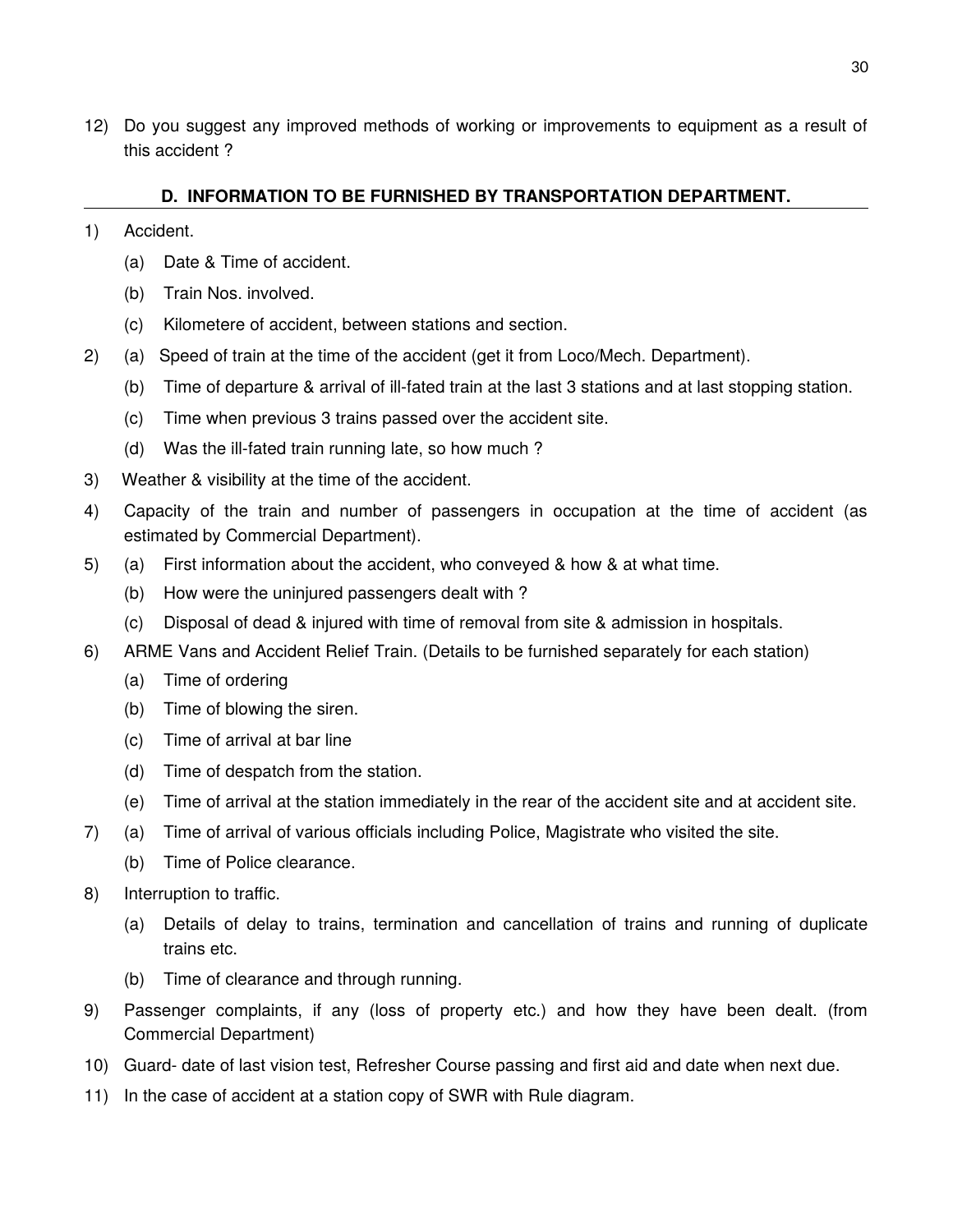12) Do you suggest any improved methods of working or improvements to equipment as a result of this accident ?

## D. INFORMATION TO BE FURNISHED BY TRANSPORTATION DEPARTMENT.

1) Accident.
   - (a) Date & Time of accident.
   - (b) Train Nos. involved.
   - (c) Kilometere of accident, between stations and section.
2) (a) Speed of train at the time of the accident (get it from Loco/Mech. Department).
   - (b) Time of departure & arrival of ill-fated train at the last 3 stations and at last stopping station.
   - (c) Time when previous 3 trains passed over the accident site.
   - (d) Was the ill-fated train running late, so how much ?
3) Weather & visibility at the time of the accident.
4) Capacity of the train and number of passengers in occupation at the time of accident (as estimated by Commercial Department).
5) (a) First information about the accident, who conveyed & how & at what time.
   - (b) How were the uninjured passengers dealt with ?
   - (c) Disposal of dead & injured with time of removal from site & admission in hospitals.
6) ARME Vans and Accident Relief Train. (Details to be furnished separately for each station)
   - (a) Time of ordering
   - (b) Time of blowing the siren.
   - (c) Time of arrival at bar line
   - (d) Time of despatch from the station.
   - (e) Time of arrival at the station immediately in the rear of the accident site and at accident site.
7) (a) Time of arrival of various officials including Police, Magistrate who visited the site.
   - (b) Time of Police clearance.
8) Interruption to traffic.
   - (a) Details of delay to trains, termination and cancellation of trains and running of duplicate trains etc.
   - (b) Time of clearance and through running.
9) Passenger complaints, if any (loss of property etc.) and how they have been dealt. (from Commercial Department)
10) Guard- date of last vision test, Refresher Course passing and first aid and date when next due.
11) In the case of accident at a station copy of SWR with Rule diagram.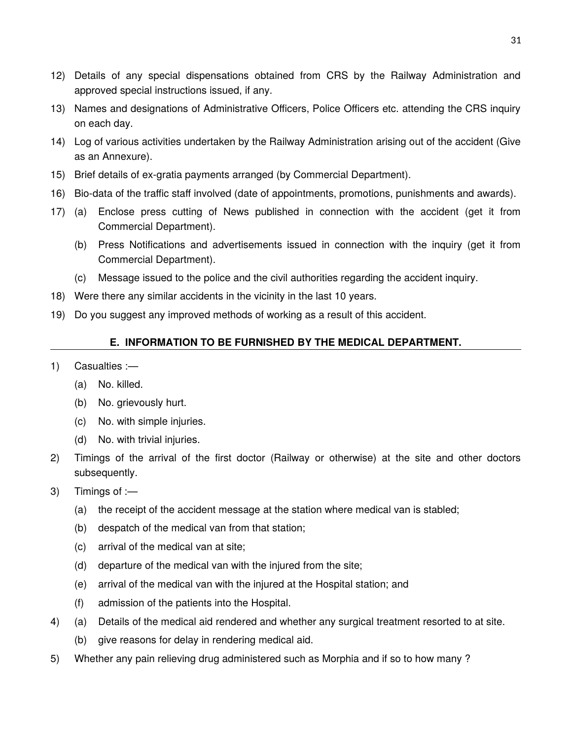12) Details of any special dispensations obtained from CRS by the Railway Administration and approved special instructions issued, if any.

13) Names and designations of Administrative Officers, Police Officers etc. attending the CRS inquiry on each day.

14) Log of various activities undertaken by the Railway Administration arising out of the accident (Give as an Annexure).

15) Brief details of ex-gratia payments arranged (by Commercial Department).

16) Bio-data of the traffic staff involved (date of appointments, promotions, punishments and awards).

17) (a) Enclose press cutting of News published in connection with the accident (get it from Commercial Department).

    (b) Press Notifications and advertisements issued in connection with the inquiry (get it from Commercial Department).

    (c) Message issued to the police and the civil authorities regarding the accident inquiry.

18) Were there any similar accidents in the vicinity in the last 10 years.

19) Do you suggest any improved methods of working as a result of this accident.

## E. INFORMATION TO BE FURNISHED BY THE MEDICAL DEPARTMENT.

1) Casualties :—

    (a) No. killed.

    (b) No. grievously hurt.

    (c) No. with simple injuries.

    (d) No. with trivial injuries.

2) Timings of the arrival of the first doctor (Railway or otherwise) at the site and other doctors subsequently.

3) Timings of :—

    (a) the receipt of the accident message at the station where medical van is stabled;

    (b) despatch of the medical van from that station;

    (c) arrival of the medical van at site;

    (d) departure of the medical van with the injured from the site;

    (e) arrival of the medical van with the injured at the Hospital station; and

    (f) admission of the patients into the Hospital.

4) (a) Details of the medical aid rendered and whether any surgical treatment resorted to at site.

    (b) give reasons for delay in rendering medical aid.

5) Whether any pain relieving drug administered such as Morphia and if so to how many ?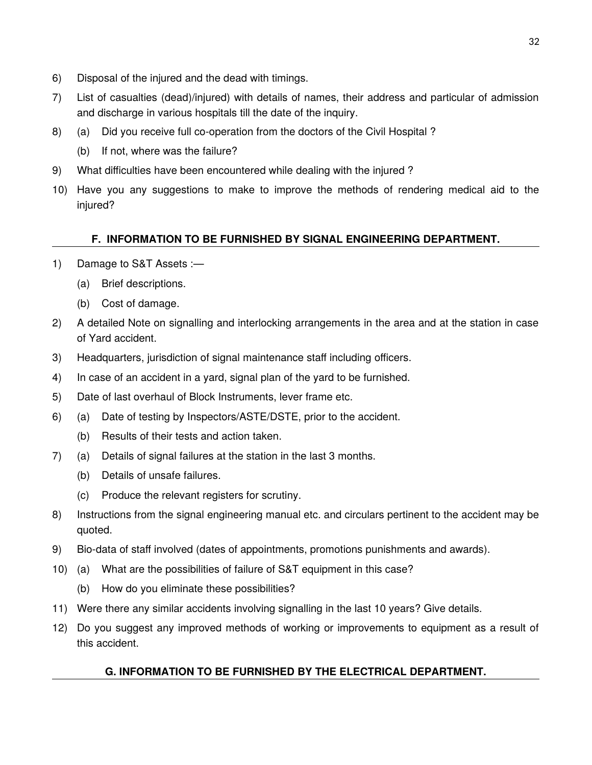6) Disposal of the injured and the dead with timings.

7) List of casualties (dead)/injured) with details of names, their address and particular of admission and discharge in various hospitals till the date of the inquiry.

8) (a) Did you receive full co-operation from the doctors of the Civil Hospital ?

   (b) If not, where was the failure?

9) What difficulties have been encountered while dealing with the injured ?

10) Have you any suggestions to make to improve the methods of rendering medical aid to the injured?

## F. INFORMATION TO BE FURNISHED BY SIGNAL ENGINEERING DEPARTMENT.

1) Damage to S&T Assets :—

   (a) Brief descriptions.

   (b) Cost of damage.

2) A detailed Note on signalling and interlocking arrangements in the area and at the station in case of Yard accident.

3) Headquarters, jurisdiction of signal maintenance staff including officers.

4) In case of an accident in a yard, signal plan of the yard to be furnished.

5) Date of last overhaul of Block Instruments, lever frame etc.

6) (a) Date of testing by Inspectors/ASTE/DSTE, prior to the accident.

   (b) Results of their tests and action taken.

7) (a) Details of signal failures at the station in the last 3 months.

   (b) Details of unsafe failures.

   (c) Produce the relevant registers for scrutiny.

8) Instructions from the signal engineering manual etc. and circulars pertinent to the accident may be quoted.

9) Bio-data of staff involved (dates of appointments, promotions punishments and awards).

10) (a) What are the possibilities of failure of S&T equipment in this case?

    (b) How do you eliminate these possibilities?

11) Were there any similar accidents involving signalling in the last 10 years? Give details.

12) Do you suggest any improved methods of working or improvements to equipment as a result of this accident.

## G. INFORMATION TO BE FURNISHED BY THE ELECTRICAL DEPARTMENT.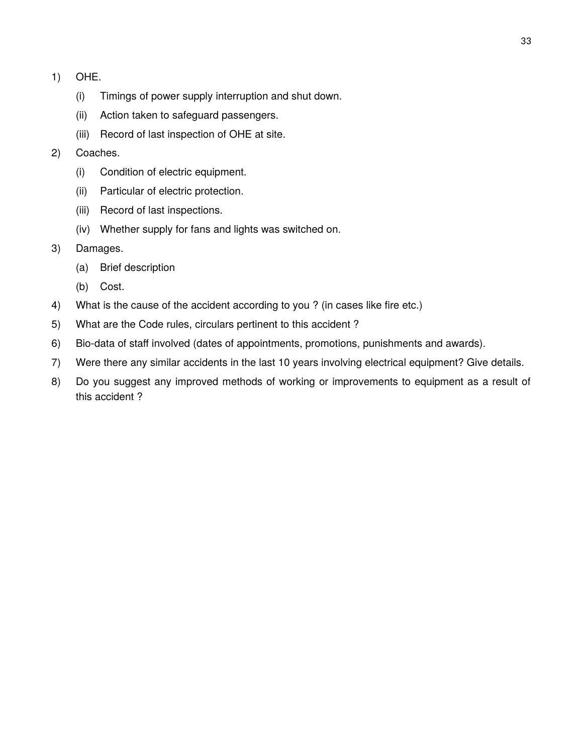1) OHE.
   - (i) Timings of power supply interruption and shut down.
   - (ii) Action taken to safeguard passengers.
   - (iii) Record of last inspection of OHE at site.
2) Coaches.
   - (i) Condition of electric equipment.
   - (ii) Particular of electric protection.
   - (iii) Record of last inspections.
   - (iv) Whether supply for fans and lights was switched on.
3) Damages.
   - (a) Brief description
   - (b) Cost.
4) What is the cause of the accident according to you ? (in cases like fire etc.)
5) What are the Code rules, circulars pertinent to this accident ?
6) Bio-data of staff involved (dates of appointments, promotions, punishments and awards).
7) Were there any similar accidents in the last 10 years involving electrical equipment? Give details.
8) Do you suggest any improved methods of working or improvements to equipment as a result of this accident ?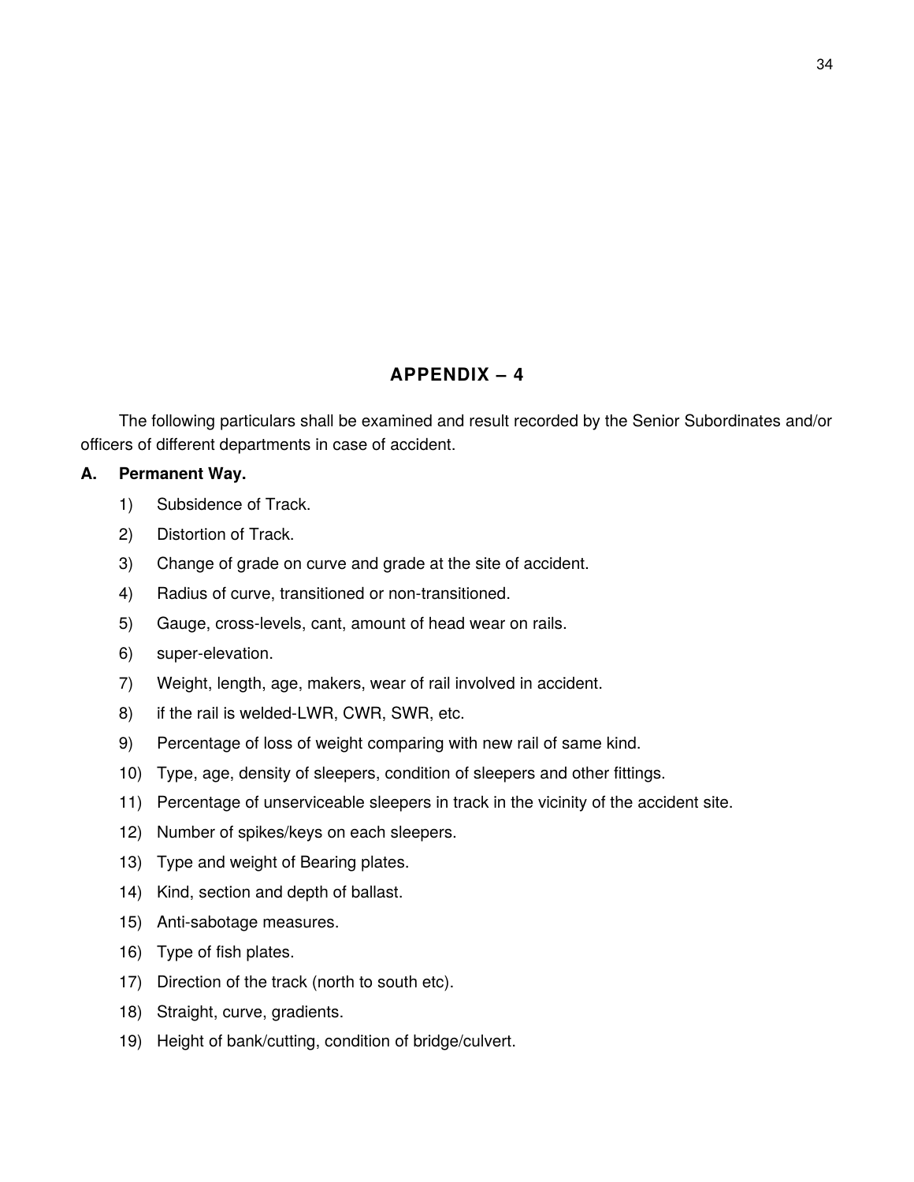## APPENDIX – 4

The following particulars shall be examined and result recorded by the Senior Subordinates and/or officers of different departments in case of accident.

**A. Permanent Way.**

1) Subsidence of Track.
2) Distortion of Track.
3) Change of grade on curve and grade at the site of accident.
4) Radius of curve, transitioned or non-transitioned.
5) Gauge, cross-levels, cant, amount of head wear on rails.
6) super-elevation.
7) Weight, length, age, makers, wear of rail involved in accident.
8) if the rail is welded-LWR, CWR, SWR, etc.
9) Percentage of loss of weight comparing with new rail of same kind.
10) Type, age, density of sleepers, condition of sleepers and other fittings.
11) Percentage of unserviceable sleepers in track in the vicinity of the accident site.
12) Number of spikes/keys on each sleepers.
13) Type and weight of Bearing plates.
14) Kind, section and depth of ballast.
15) Anti-sabotage measures.
16) Type of fish plates.
17) Direction of the track (north to south etc).
18) Straight, curve, gradients.
19) Height of bank/cutting, condition of bridge/culvert.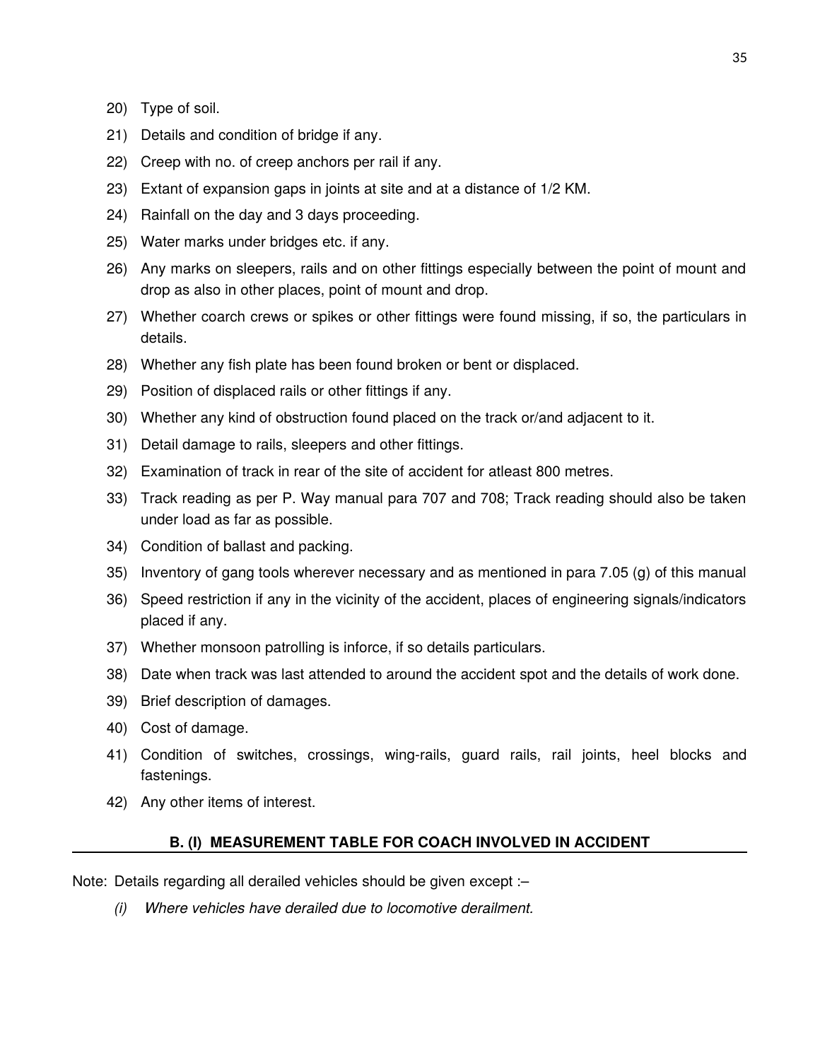20) Type of soil.
21) Details and condition of bridge if any.
22) Creep with no. of creep anchors per rail if any.
23) Extant of expansion gaps in joints at site and at a distance of 1/2 KM.
24) Rainfall on the day and 3 days proceeding.
25) Water marks under bridges etc. if any.
26) Any marks on sleepers, rails and on other fittings especially between the point of mount and drop as also in other places, point of mount and drop.
27) Whether coarch crews or spikes or other fittings were found missing, if so, the particulars in details.
28) Whether any fish plate has been found broken or bent or displaced.
29) Position of displaced rails or other fittings if any.
30) Whether any kind of obstruction found placed on the track or/and adjacent to it.
31) Detail damage to rails, sleepers and other fittings.
32) Examination of track in rear of the site of accident for atleast 800 metres.
33) Track reading as per P. Way manual para 707 and 708; Track reading should also be taken under load as far as possible.
34) Condition of ballast and packing.
35) Inventory of gang tools wherever necessary and as mentioned in para 7.05 (g) of this manual
36) Speed restriction if any in the vicinity of the accident, places of engineering signals/indicators placed if any.
37) Whether monsoon patrolling is inforce, if so details particulars.
38) Date when track was last attended to around the accident spot and the details of work done.
39) Brief description of damages.
40) Cost of damage.
41) Condition of switches, crossings, wing-rails, guard rails, rail joints, heel blocks and fastenings.
42) Any other items of interest.

## B. (I) MEASUREMENT TABLE FOR COACH INVOLVED IN ACCIDENT

Note: Details regarding all derailed vehicles should be given except :–

*(i) Where vehicles have derailed due to locomotive derailment.*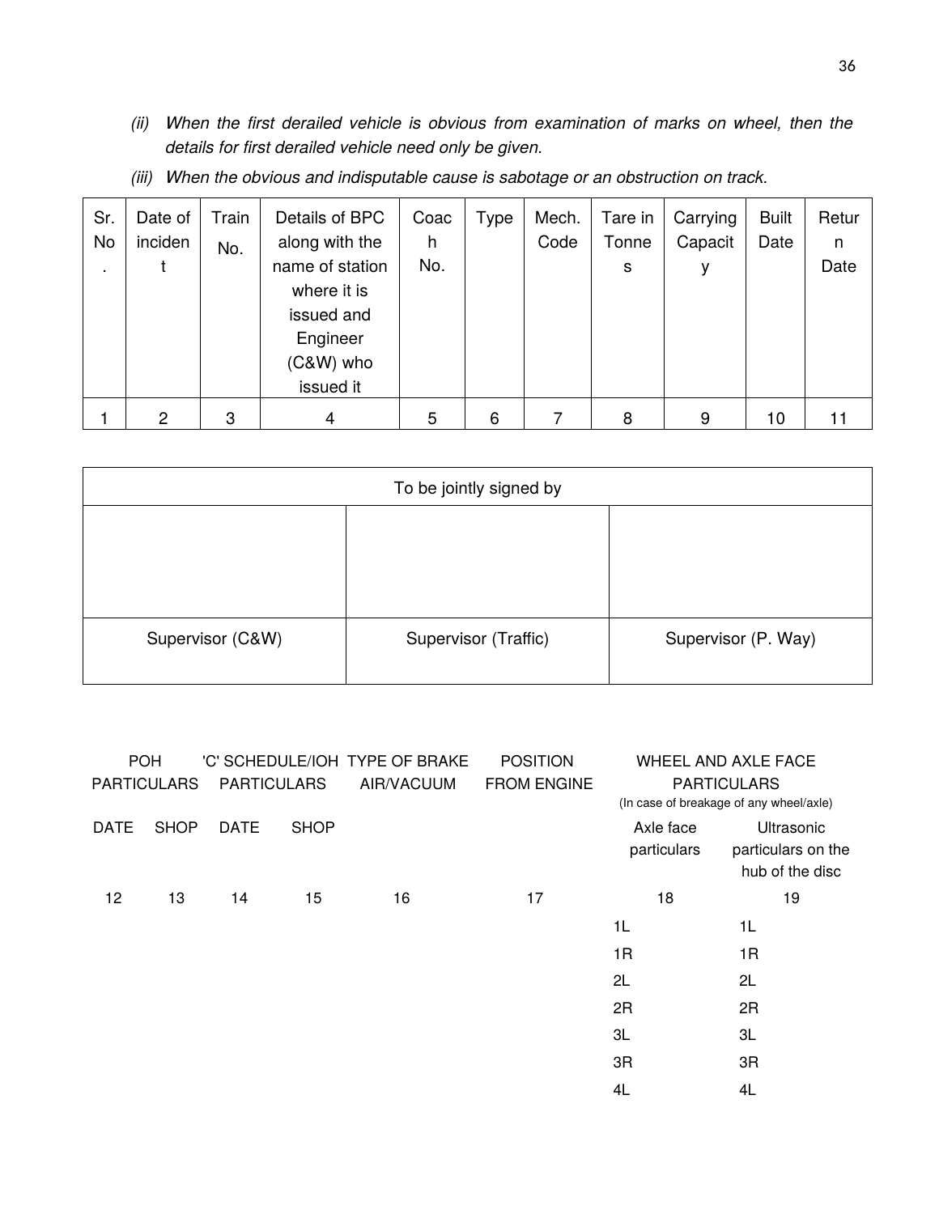(ii) *When the first derailed vehicle is obvious from examination of marks on wheel, then the details for first derailed vehicle need only be given.*

(iii) *When the obvious and indisputable cause is sabotage or an obstruction on track.*

| Sr. No. | Date of incident | Train No. | Details of BPC along with the name of station where it is issued and Engineer (C&W) who issued it | Coach No. | Type | Mech. Code | Tare in Tonnes | Carrying Capacity | Built Date | Return Date |
|---|---|---|---|---|---|---|---|---|---|---|
| 1 | 2 | 3 | 4 | 5 | 6 | 7 | 8 | 9 | 10 | 11 |

| To be jointly signed by | | |
|---|---|---|
| | | |
| Supervisor (C&W) | Supervisor (Traffic) | Supervisor (P. Way) |

| POH PARTICULARS | | 'C' SCHEDULE/IOH PARTICULARS | | TYPE OF BRAKE AIR/VACUUM | POSITION FROM ENGINE | WHEEL AND AXLE FACE PARTICULARS (In case of breakage of any wheel/axle) | |
|---|---|---|---|---|---|---|---|
| DATE | SHOP | DATE | SHOP | | | Axle face particulars | Ultrasonic particulars on the hub of the disc |
| 12 | 13 | 14 | 15 | 16 | 17 | 18 | 19 |
| | | | | | | 1L | 1L |
| | | | | | | 1R | 1R |
| | | | | | | 2L | 2L |
| | | | | | | 2R | 2R |
| | | | | | | 3L | 3L |
| | | | | | | 3R | 3R |
| | | | | | | 4L | 4L |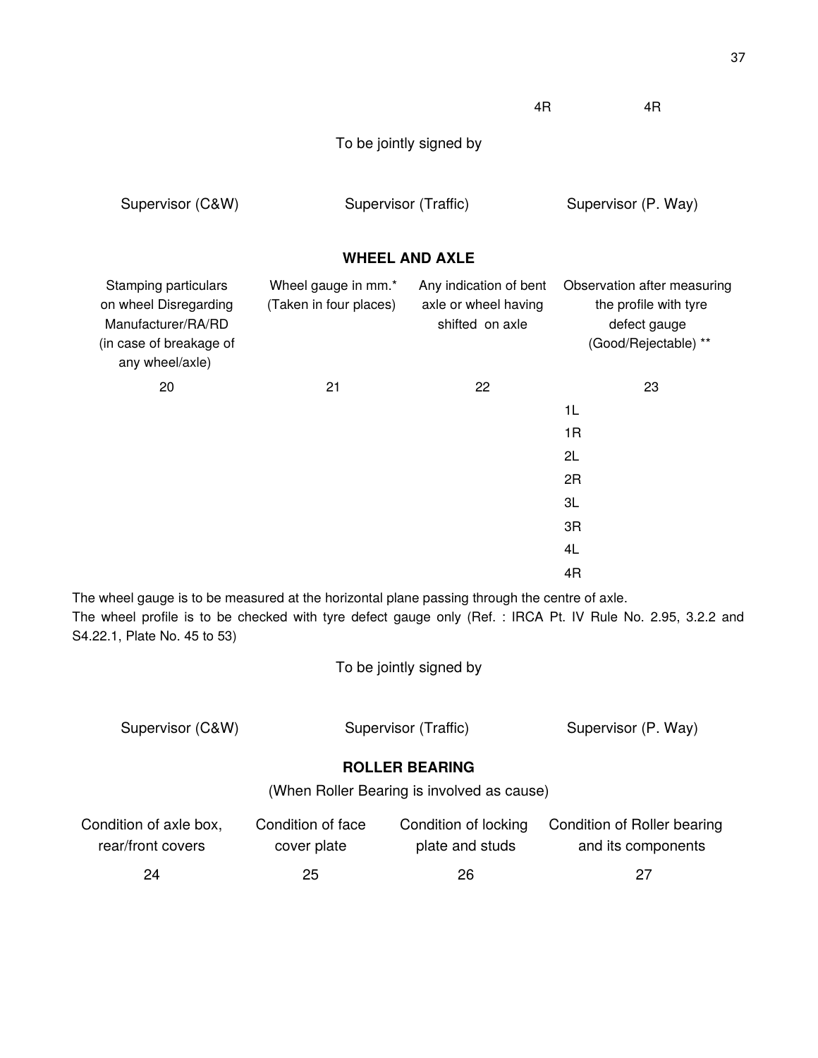| | | 4R | 4R |
|---|---|---|---|

To be jointly signed by

Supervisor (C&W) Supervisor (Traffic) Supervisor (P. Way)

**WHEEL AND AXLE**

| Stamping particulars on wheel Disregarding Manufacturer/RA/RD (in case of breakage of any wheel/axle) | Wheel gauge in mm.* (Taken in four places) | Any indication of bent axle or wheel having shifted on axle | Observation after measuring the profile with tyre defect gauge (Good/Rejectable) ** |
|---|---|---|---|
| 20 | 21 | 22 | 23 |
| | | | 1L |
| | | | 1R |
| | | | 2L |
| | | | 2R |
| | | | 3L |
| | | | 3R |
| | | | 4L |
| | | | 4R |

The wheel gauge is to be measured at the horizontal plane passing through the centre of axle.
The wheel profile is to be checked with tyre defect gauge only (Ref. : IRCA Pt. IV Rule No. 2.95, 3.2.2 and S4.22.1, Plate No. 45 to 53)

To be jointly signed by

Supervisor (C&W) Supervisor (Traffic) Supervisor (P. Way)

**ROLLER BEARING**

(When Roller Bearing is involved as cause)

| Condition of axle box, rear/front covers | Condition of face cover plate | Condition of locking plate and studs | Condition of Roller bearing and its components |
|---|---|---|---|
| 24 | 25 | 26 | 27 |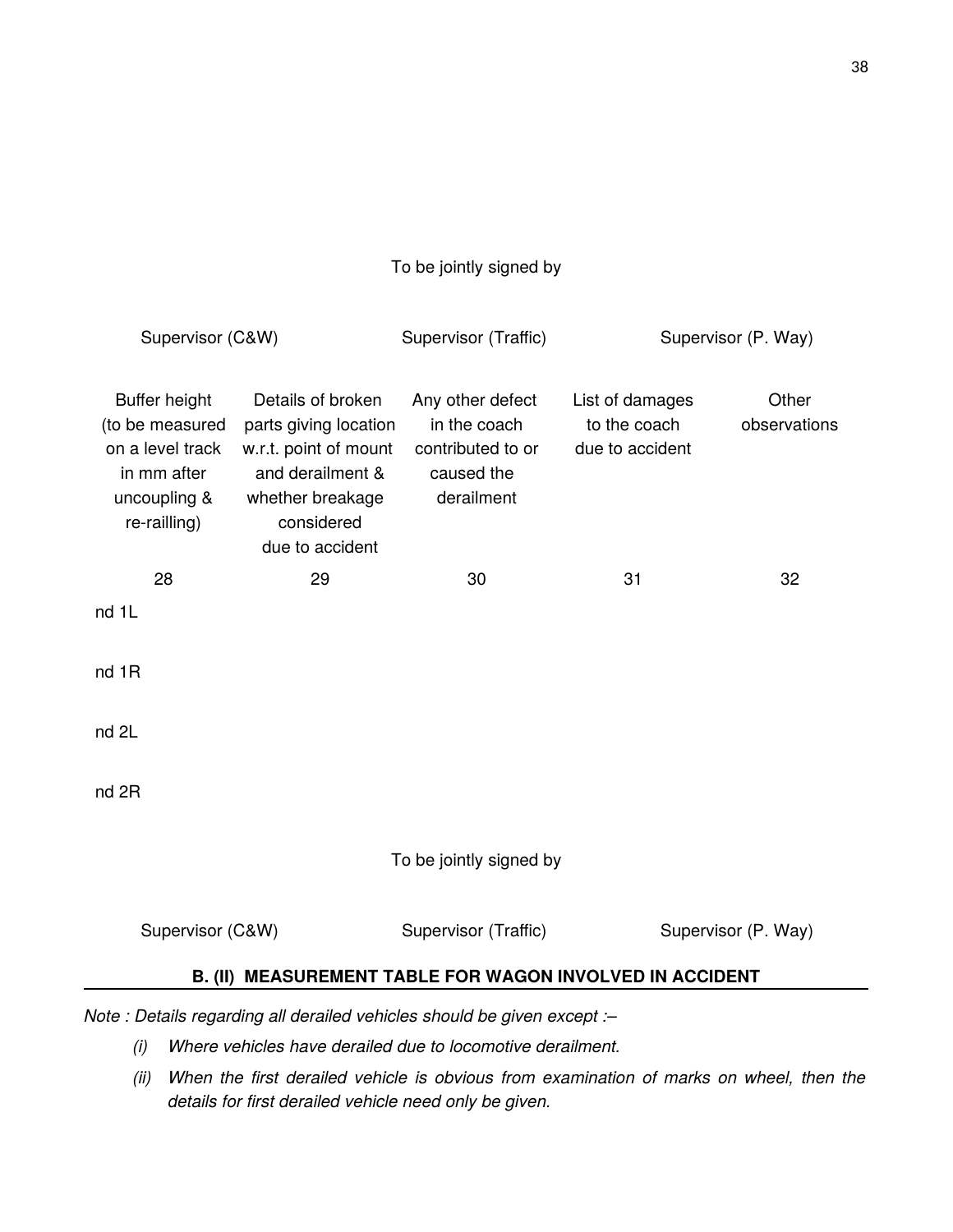To be jointly signed by

Supervisor (C&W) Supervisor (Traffic) Supervisor (P. Way)

| | Buffer height (to be measured on a level track in mm after uncoupling & re-railling) | Details of broken parts giving location w.r.t. point of mount and derailment & whether breakage considered due to accident | Any other defect in the coach contributed to or caused the derailment | List of damages to the coach due to accident | Other observations |
|---|---|---|---|---|---|
| | 28 | 29 | 30 | 31 | 32 |
| nd 1L | | | | | |
| nd 1R | | | | | |
| nd 2L | | | | | |
| nd 2R | | | | | |

To be jointly signed by

Supervisor (C&W) Supervisor (Traffic) Supervisor (P. Way)

## B. (II) MEASUREMENT TABLE FOR WAGON INVOLVED IN ACCIDENT

*Note : Details regarding all derailed vehicles should be given except :–*

*(i) Where vehicles have derailed due to locomotive derailment.*

*(ii) When the first derailed vehicle is obvious from examination of marks on wheel, then the details for first derailed vehicle need only be given.*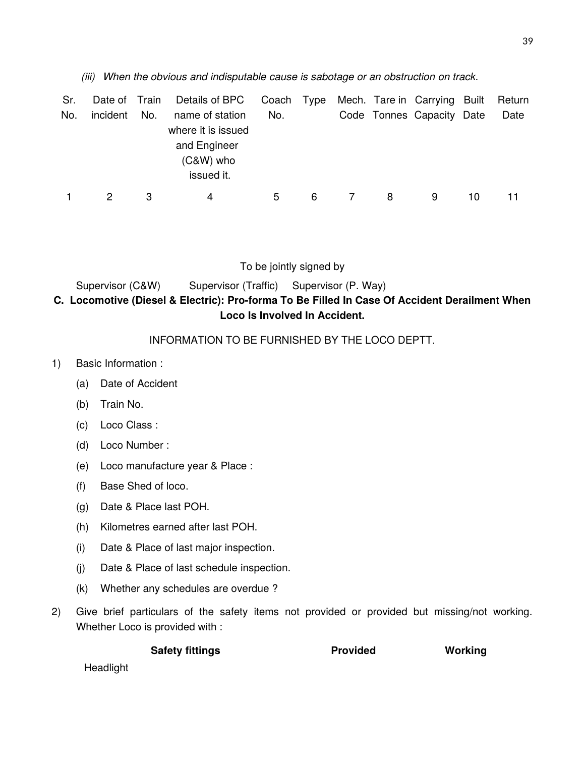*(iii) When the obvious and indisputable cause is sabotage or an obstruction on track.*

| Sr. No. | Date of incident | Train No. | Details of BPC name of station where it is issued and Engineer (C&W) who issued it. | Coach No. | Type | Mech. Code | Tare in Tonnes | Carrying Capacity | Built Date | Return Date |
|---|---|---|---|---|---|---|---|---|---|---|
| 1 | 2 | 3 | 4 | 5 | 6 | 7 | 8 | 9 | 10 | 11 |

To be jointly signed by

Supervisor (C&W) Supervisor (Traffic) Supervisor (P. Way)

**C. Locomotive (Diesel & Electric): Pro-forma To Be Filled In Case Of Accident Derailment When Loco Is Involved In Accident.**

INFORMATION TO BE FURNISHED BY THE LOCO DEPTT.

1) Basic Information :
   - (a) Date of Accident
   - (b) Train No.
   - (c) Loco Class :
   - (d) Loco Number :
   - (e) Loco manufacture year & Place :
   - (f) Base Shed of loco.
   - (g) Date & Place last POH.
   - (h) Kilometres earned after last POH.
   - (i) Date & Place of last major inspection.
   - (j) Date & Place of last schedule inspection.
   - (k) Whether any schedules are overdue ?

2) Give brief particulars of the safety items not provided or provided but missing/not working. Whether Loco is provided with :

| Safety fittings | Provided | Working |
|---|---|---|
| Headlight | | |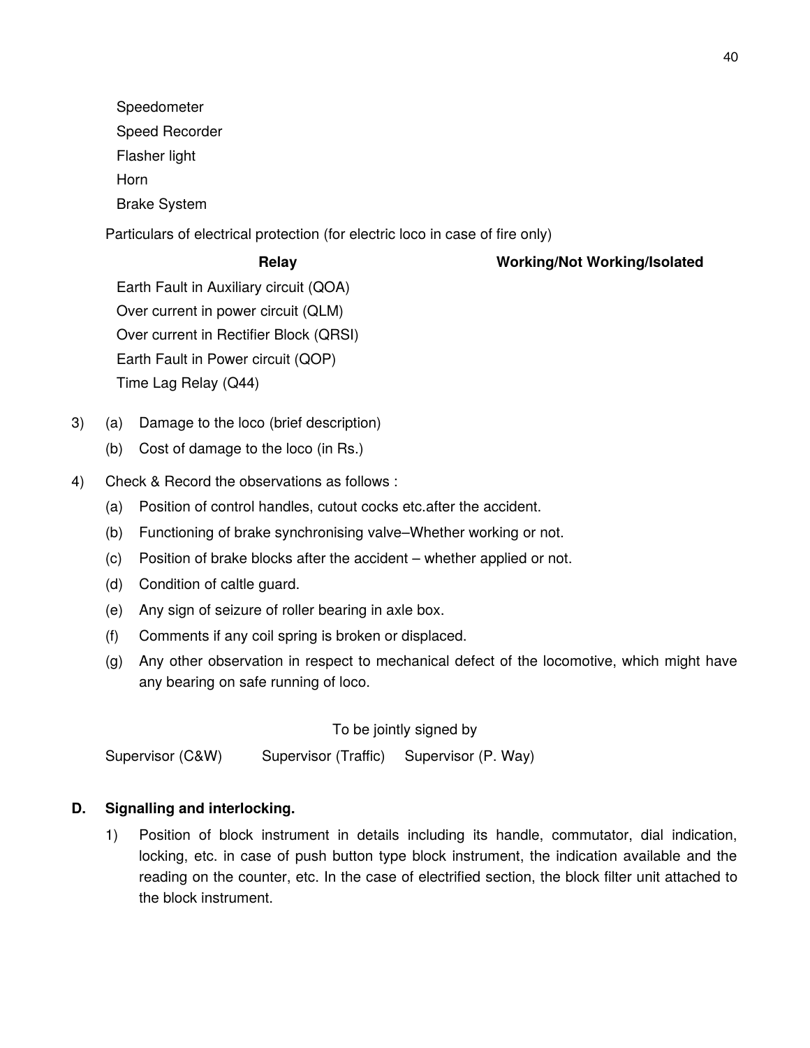Speedometer

Speed Recorder

Flasher light

Horn

Brake System

Particulars of electrical protection (for electric loco in case of fire only)

| Relay | Working/Not Working/Isolated |
|---|---|
| Earth Fault in Auxiliary circuit (QOA) | |
| Over current in power circuit (QLM) | |
| Over current in Rectifier Block (QRSI) | |
| Earth Fault in Power circuit (QOP) | |
| Time Lag Relay (Q44) | |

3) (a) Damage to the loco (brief description)

   (b) Cost of damage to the loco (in Rs.)

4) Check & Record the observations as follows :

   (a) Position of control handles, cutout cocks etc.after the accident.

   (b) Functioning of brake synchronising valve–Whether working or not.

   (c) Position of brake blocks after the accident – whether applied or not.

   (d) Condition of caltle guard.

   (e) Any sign of seizure of roller bearing in axle box.

   (f) Comments if any coil spring is broken or displaced.

   (g) Any other observation in respect to mechanical defect of the locomotive, which might have any bearing on safe running of loco.

To be jointly signed by

Supervisor (C&W)    Supervisor (Traffic)    Supervisor (P. Way)

**D. Signalling and interlocking.**

1) Position of block instrument in details including its handle, commutator, dial indication, locking, etc. in case of push button type block instrument, the indication available and the reading on the counter, etc. In the case of electrified section, the block filter unit attached to the block instrument.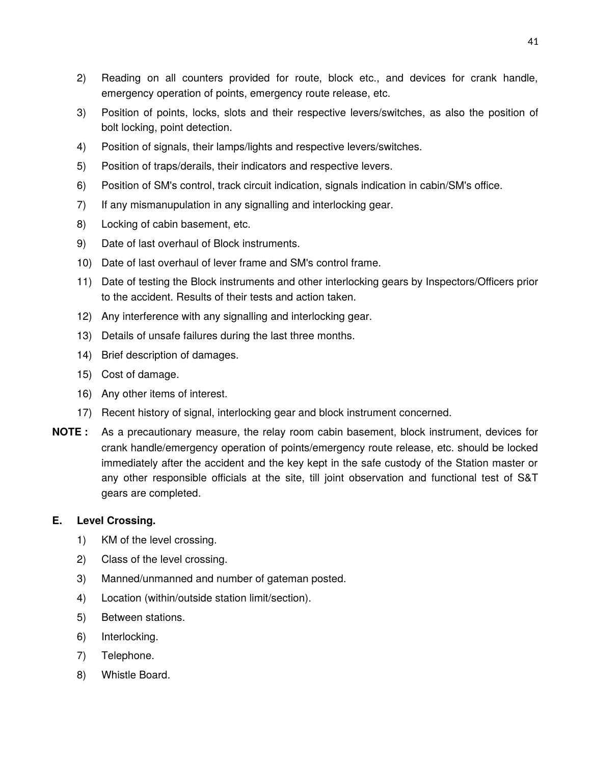2) Reading on all counters provided for route, block etc., and devices for crank handle, emergency operation of points, emergency route release, etc.

3) Position of points, locks, slots and their respective levers/switches, as also the position of bolt locking, point detection.

4) Position of signals, their lamps/lights and respective levers/switches.

5) Position of traps/derails, their indicators and respective levers.

6) Position of SM's control, track circuit indication, signals indication in cabin/SM's office.

7) If any mismanupulation in any signalling and interlocking gear.

8) Locking of cabin basement, etc.

9) Date of last overhaul of Block instruments.

10) Date of last overhaul of lever frame and SM's control frame.

11) Date of testing the Block instruments and other interlocking gears by Inspectors/Officers prior to the accident. Results of their tests and action taken.

12) Any interference with any signalling and interlocking gear.

13) Details of unsafe failures during the last three months.

14) Brief description of damages.

15) Cost of damage.

16) Any other items of interest.

17) Recent history of signal, interlocking gear and block instrument concerned.

**NOTE :** As a precautionary measure, the relay room cabin basement, block instrument, devices for crank handle/emergency operation of points/emergency route release, etc. should be locked immediately after the accident and the key kept in the safe custody of the Station master or any other responsible officials at the site, till joint observation and functional test of S&T gears are completed.

**E. Level Crossing.**

1) KM of the level crossing.

2) Class of the level crossing.

3) Manned/unmanned and number of gateman posted.

4) Location (within/outside station limit/section).

5) Between stations.

6) Interlocking.

7) Telephone.

8) Whistle Board.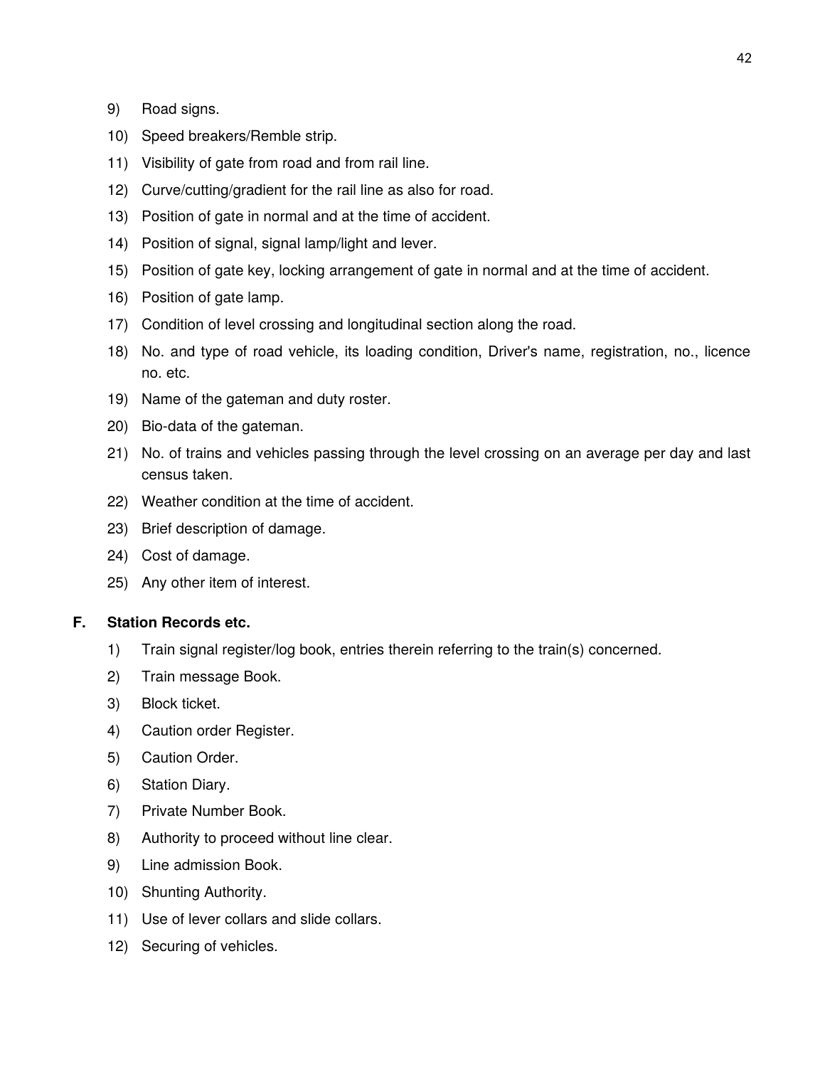9) Road signs.
10) Speed breakers/Remble strip.
11) Visibility of gate from road and from rail line.
12) Curve/cutting/gradient for the rail line as also for road.
13) Position of gate in normal and at the time of accident.
14) Position of signal, signal lamp/light and lever.
15) Position of gate key, locking arrangement of gate in normal and at the time of accident.
16) Position of gate lamp.
17) Condition of level crossing and longitudinal section along the road.
18) No. and type of road vehicle, its loading condition, Driver's name, registration, no., licence no. etc.
19) Name of the gateman and duty roster.
20) Bio-data of the gateman.
21) No. of trains and vehicles passing through the level crossing on an average per day and last census taken.
22) Weather condition at the time of accident.
23) Brief description of damage.
24) Cost of damage.
25) Any other item of interest.

**F. Station Records etc.**

1) Train signal register/log book, entries therein referring to the train(s) concerned.
2) Train message Book.
3) Block ticket.
4) Caution order Register.
5) Caution Order.
6) Station Diary.
7) Private Number Book.
8) Authority to proceed without line clear.
9) Line admission Book.
10) Shunting Authority.
11) Use of lever collars and slide collars.
12) Securing of vehicles.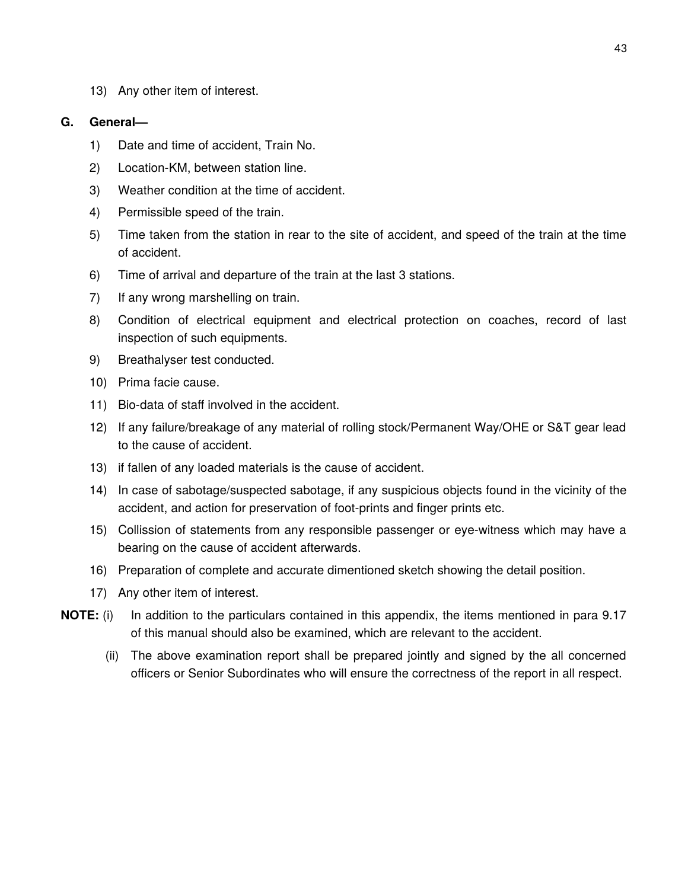13) Any other item of interest.

**G. General—**

1) Date and time of accident, Train No.
2) Location-KM, between station line.
3) Weather condition at the time of accident.
4) Permissible speed of the train.
5) Time taken from the station in rear to the site of accident, and speed of the train at the time of accident.
6) Time of arrival and departure of the train at the last 3 stations.
7) If any wrong marshelling on train.
8) Condition of electrical equipment and electrical protection on coaches, record of last inspection of such equipments.
9) Breathalyser test conducted.
10) Prima facie cause.
11) Bio-data of staff involved in the accident.
12) If any failure/breakage of any material of rolling stock/Permanent Way/OHE or S&T gear lead to the cause of accident.
13) if fallen of any loaded materials is the cause of accident.
14) In case of sabotage/suspected sabotage, if any suspicious objects found in the vicinity of the accident, and action for preservation of foot-prints and finger prints etc.
15) Collission of statements from any responsible passenger or eye-witness which may have a bearing on the cause of accident afterwards.
16) Preparation of complete and accurate dimentioned sketch showing the detail position.
17) Any other item of interest.

**NOTE:** (i) In addition to the particulars contained in this appendix, the items mentioned in para 9.17 of this manual should also be examined, which are relevant to the accident.

(ii) The above examination report shall be prepared jointly and signed by the all concerned officers or Senior Subordinates who will ensure the correctness of the report in all respect.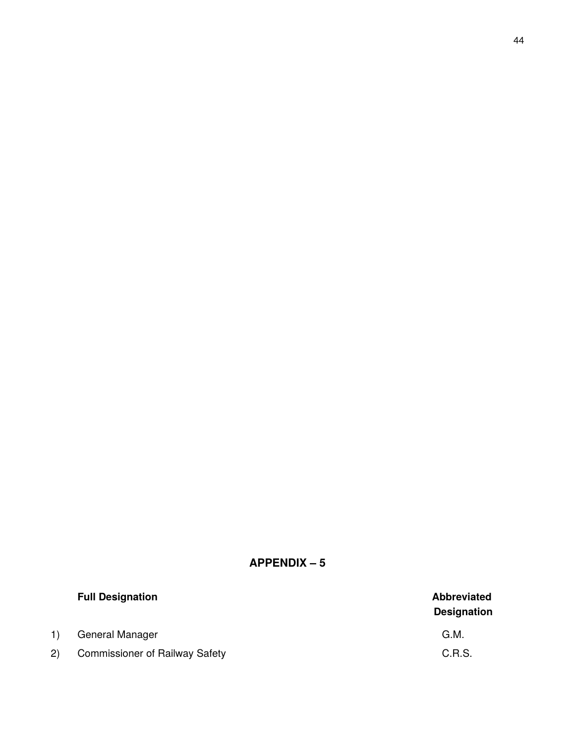## APPENDIX – 5

| | Full Designation | Abbreviated Designation |
| --- | --- | --- |
| 1) | General Manager | G.M. |
| 2) | Commissioner of Railway Safety | C.R.S. |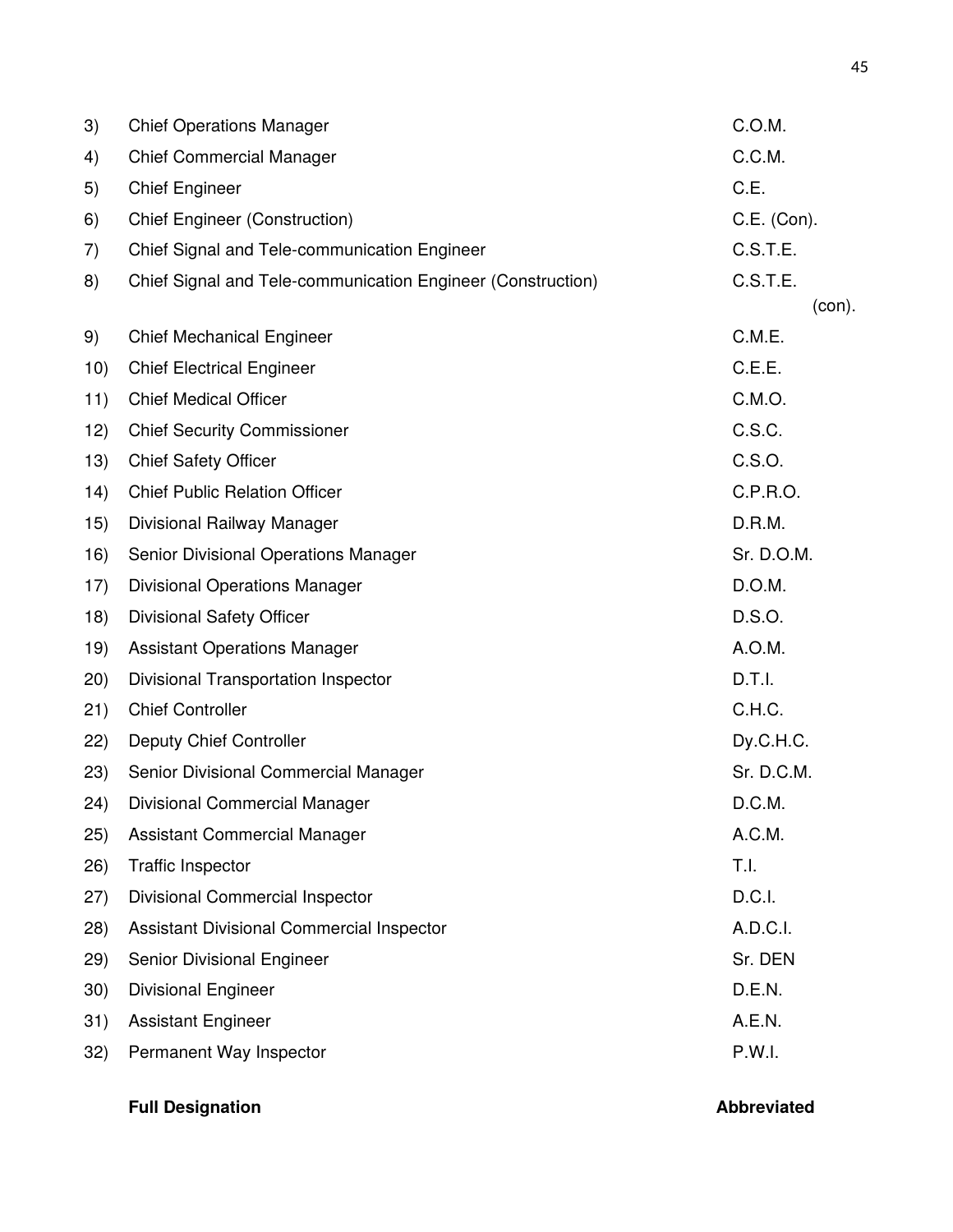| | | |
|---|---|---|
| 3) | Chief Operations Manager | C.O.M. |
| 4) | Chief Commercial Manager | C.C.M. |
| 5) | Chief Engineer | C.E. |
| 6) | Chief Engineer (Construction) | C.E. (Con). |
| 7) | Chief Signal and Tele-communication Engineer | C.S.T.E. |
| 8) | Chief Signal and Tele-communication Engineer (Construction) | C.S.T.E. (con). |
| 9) | Chief Mechanical Engineer | C.M.E. |
| 10) | Chief Electrical Engineer | C.E.E. |
| 11) | Chief Medical Officer | C.M.O. |
| 12) | Chief Security Commissioner | C.S.C. |
| 13) | Chief Safety Officer | C.S.O. |
| 14) | Chief Public Relation Officer | C.P.R.O. |
| 15) | Divisional Railway Manager | D.R.M. |
| 16) | Senior Divisional Operations Manager | Sr. D.O.M. |
| 17) | Divisional Operations Manager | D.O.M. |
| 18) | Divisional Safety Officer | D.S.O. |
| 19) | Assistant Operations Manager | A.O.M. |
| 20) | Divisional Transportation Inspector | D.T.I. |
| 21) | Chief Controller | C.H.C. |
| 22) | Deputy Chief Controller | Dy.C.H.C. |
| 23) | Senior Divisional Commercial Manager | Sr. D.C.M. |
| 24) | Divisional Commercial Manager | D.C.M. |
| 25) | Assistant Commercial Manager | A.C.M. |
| 26) | Traffic Inspector | T.I. |
| 27) | Divisional Commercial Inspector | D.C.I. |
| 28) | Assistant Divisional Commercial Inspector | A.D.C.I. |
| 29) | Senior Divisional Engineer | Sr. DEN |
| 30) | Divisional Engineer | D.E.N. |
| 31) | Assistant Engineer | A.E.N. |
| 32) | Permanent Way Inspector | P.W.I. |

**Full Designation** **Abbreviated**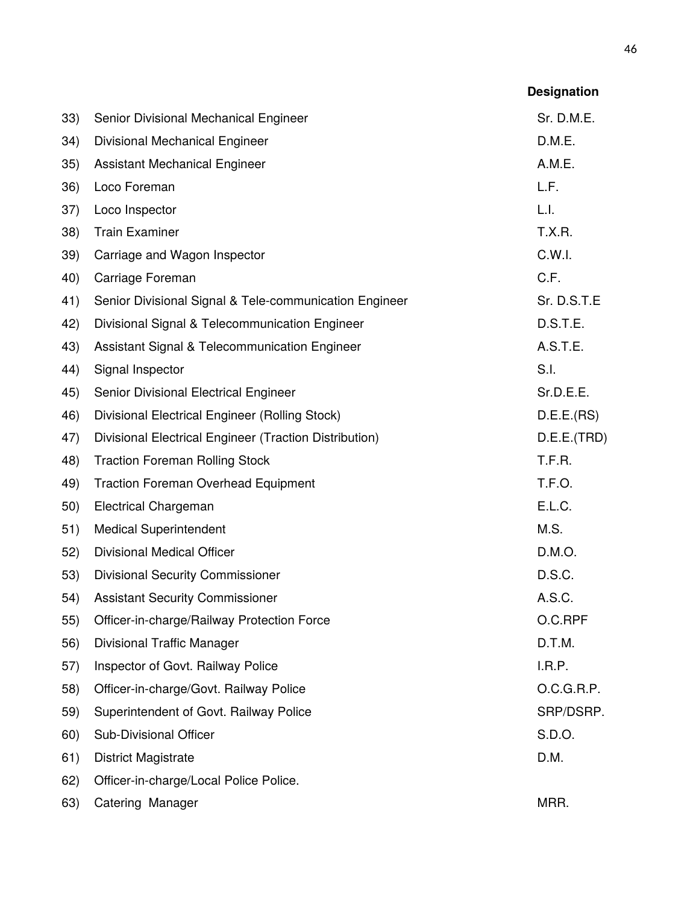| | | Designation |
|---|---|---|
| 33) | Senior Divisional Mechanical Engineer | Sr. D.M.E. |
| 34) | Divisional Mechanical Engineer | D.M.E. |
| 35) | Assistant Mechanical Engineer | A.M.E. |
| 36) | Loco Foreman | L.F. |
| 37) | Loco Inspector | L.I. |
| 38) | Train Examiner | T.X.R. |
| 39) | Carriage and Wagon Inspector | C.W.I. |
| 40) | Carriage Foreman | C.F. |
| 41) | Senior Divisional Signal & Tele-communication Engineer | Sr. D.S.T.E |
| 42) | Divisional Signal & Telecommunication Engineer | D.S.T.E. |
| 43) | Assistant Signal & Telecommunication Engineer | A.S.T.E. |
| 44) | Signal Inspector | S.I. |
| 45) | Senior Divisional Electrical Engineer | Sr.D.E.E. |
| 46) | Divisional Electrical Engineer (Rolling Stock) | D.E.E.(RS) |
| 47) | Divisional Electrical Engineer (Traction Distribution) | D.E.E.(TRD) |
| 48) | Traction Foreman Rolling Stock | T.F.R. |
| 49) | Traction Foreman Overhead Equipment | T.F.O. |
| 50) | Electrical Chargeman | E.L.C. |
| 51) | Medical Superintendent | M.S. |
| 52) | Divisional Medical Officer | D.M.O. |
| 53) | Divisional Security Commissioner | D.S.C. |
| 54) | Assistant Security Commissioner | A.S.C. |
| 55) | Officer-in-charge/Railway Protection Force | O.C.RPF |
| 56) | Divisional Traffic Manager | D.T.M. |
| 57) | Inspector of Govt. Railway Police | I.R.P. |
| 58) | Officer-in-charge/Govt. Railway Police | O.C.G.R.P. |
| 59) | Superintendent of Govt. Railway Police | SRP/DSRP. |
| 60) | Sub-Divisional Officer | S.D.O. |
| 61) | District Magistrate | D.M. |
| 62) | Officer-in-charge/Local Police Police. | |
| 63) | Catering Manager | MRR. |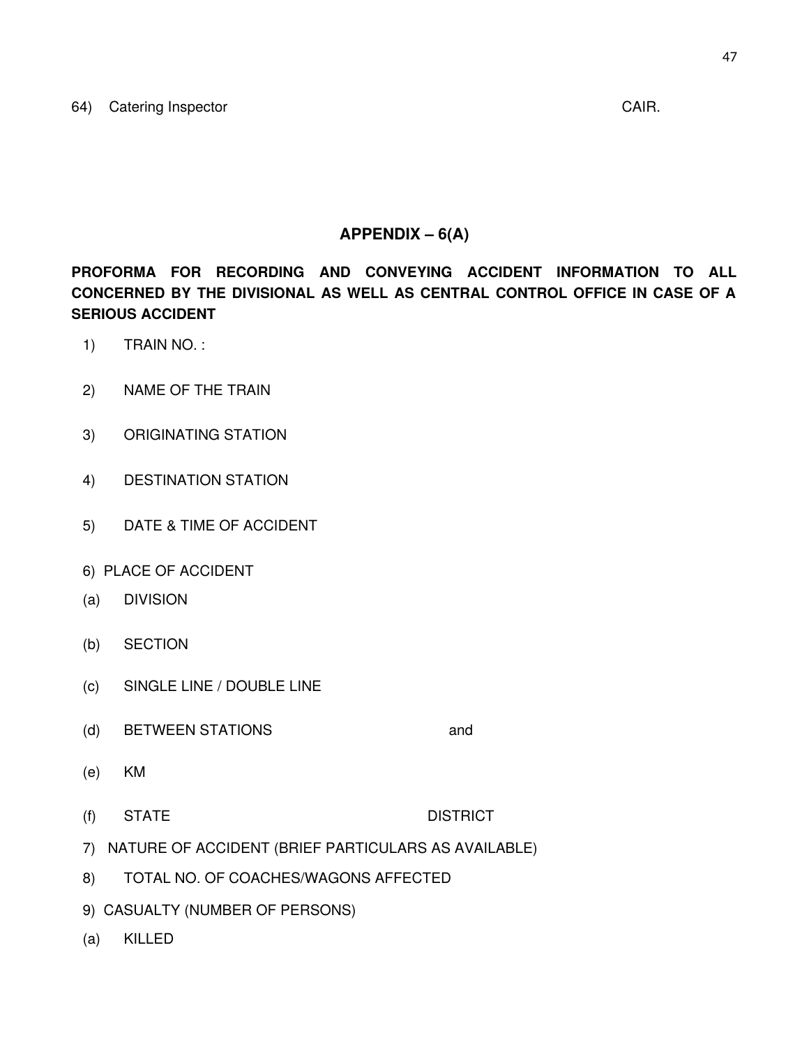64) Catering Inspector CAIR.

## APPENDIX – 6(A)

**PROFORMA FOR RECORDING AND CONVEYING ACCIDENT INFORMATION TO ALL CONCERNED BY THE DIVISIONAL AS WELL AS CENTRAL CONTROL OFFICE IN CASE OF A SERIOUS ACCIDENT**

1) TRAIN NO. :

2) NAME OF THE TRAIN

3) ORIGINATING STATION

4) DESTINATION STATION

5) DATE & TIME OF ACCIDENT

6) PLACE OF ACCIDENT

(a) DIVISION

(b) SECTION

(c) SINGLE LINE / DOUBLE LINE

(d) BETWEEN STATIONS and

(e) KM

(f) STATE DISTRICT

7) NATURE OF ACCIDENT (BRIEF PARTICULARS AS AVAILABLE)

8) TOTAL NO. OF COACHES/WAGONS AFFECTED

9) CASUALTY (NUMBER OF PERSONS)

(a) KILLED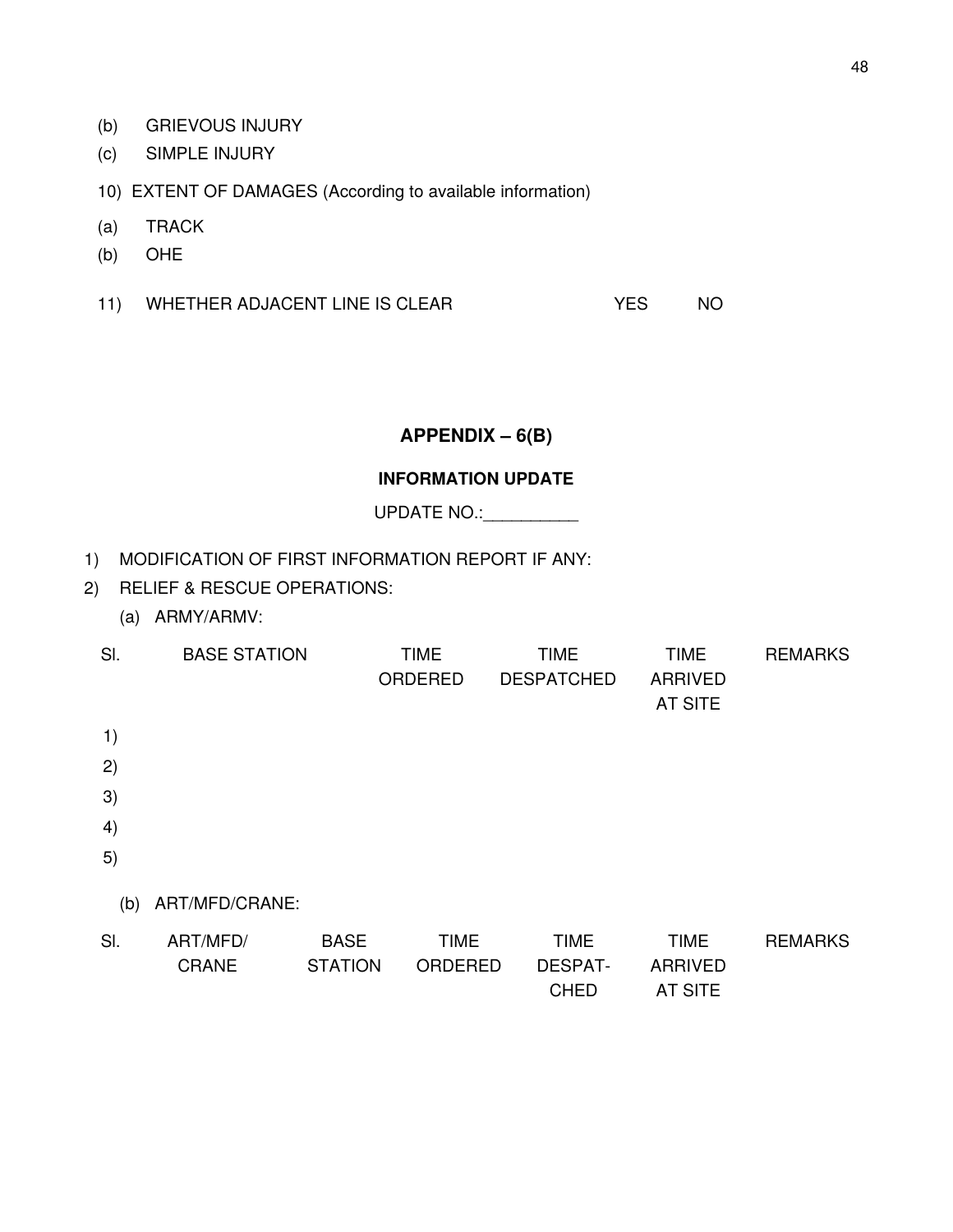(b) GRIEVOUS INJURY

(c) SIMPLE INJURY

10) EXTENT OF DAMAGES (According to available information)

(a) TRACK

(b) OHE

11) WHETHER ADJACENT LINE IS CLEAR YES NO

## APPENDIX – 6(B)

### INFORMATION UPDATE

UPDATE NO.:__________

1) MODIFICATION OF FIRST INFORMATION REPORT IF ANY:

2) RELIEF & RESCUE OPERATIONS:

(a) ARMY/ARMV:

| Sl. | BASE STATION | TIME ORDERED | TIME DESPATCHED | TIME ARRIVED AT SITE | REMARKS |
|---|---|---|---|---|---|
| 1) | | | | | |
| 2) | | | | | |
| 3) | | | | | |
| 4) | | | | | |
| 5) | | | | | |

(b) ART/MFD/CRANE:

| Sl. | ART/MFD/ CRANE | BASE STATION | TIME ORDERED | TIME DESPAT-CHED | TIME ARRIVED AT SITE | REMARKS |
|---|---|---|---|---|---|---|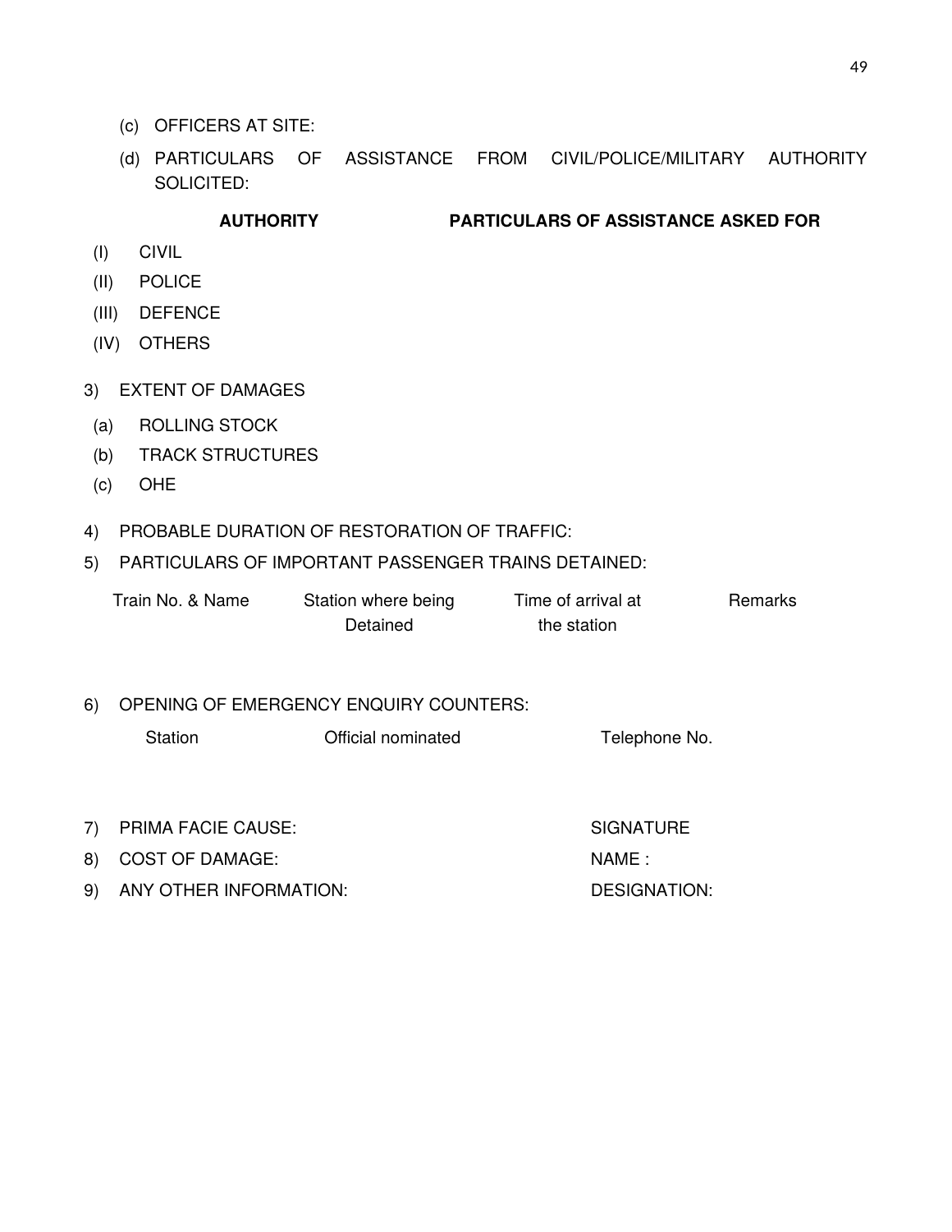(c) OFFICERS AT SITE:

(d) PARTICULARS OF ASSISTANCE FROM CIVIL/POLICE/MILITARY AUTHORITY SOLICITED:

| | AUTHORITY | PARTICULARS OF ASSISTANCE ASKED FOR |
|---|---|---|
| (I) | CIVIL | |
| (II) | POLICE | |
| (III) | DEFENCE | |
| (IV) | OTHERS | |

3) EXTENT OF DAMAGES

(a) ROLLING STOCK

(b) TRACK STRUCTURES

(c) OHE

4) PROBABLE DURATION OF RESTORATION OF TRAFFIC:

5) PARTICULARS OF IMPORTANT PASSENGER TRAINS DETAINED:

| Train No. & Name | Station where being Detained | Time of arrival at the station | Remarks |
|---|---|---|---|
| | | | |

6) OPENING OF EMERGENCY ENQUIRY COUNTERS:

| Station | Official nominated | Telephone No. |
|---|---|---|
| | | |

7) PRIMA FACIE CAUSE:

8) COST OF DAMAGE:

9) ANY OTHER INFORMATION:

SIGNATURE

NAME :

DESIGNATION: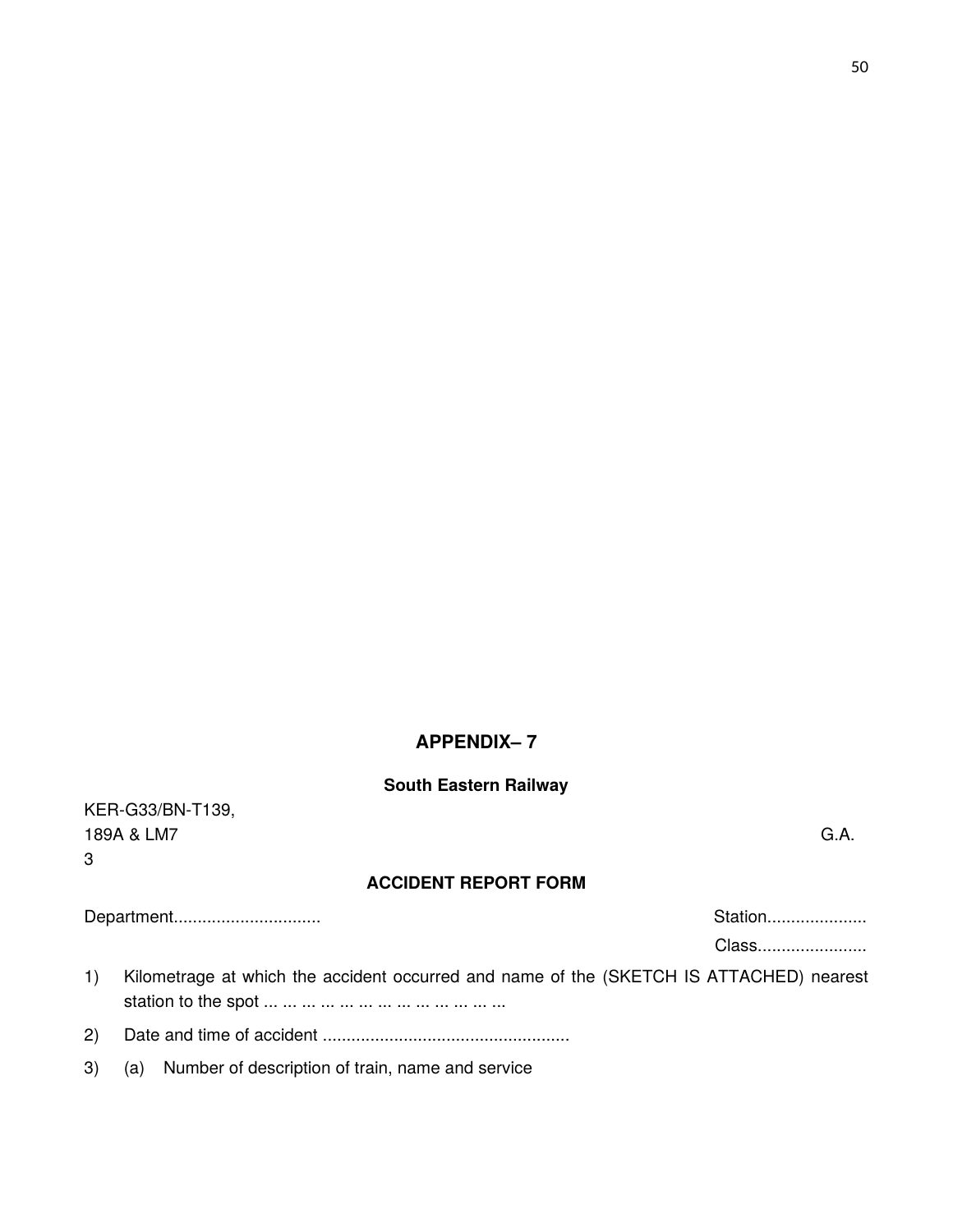## APPENDIX– 7

**South Eastern Railway**

KER-G33/BN-T139,
189A & LM7 G.A.
3

**ACCIDENT REPORT FORM**

Department.............................. Station.....................

Class.......................

1) Kilometrage at which the accident occurred and name of the (SKETCH IS ATTACHED) nearest station to the spot ... ... ... ... ... ... ... ... ... ... ... ...

2) Date and time of accident ....................................................

3) (a) Number of description of train, name and service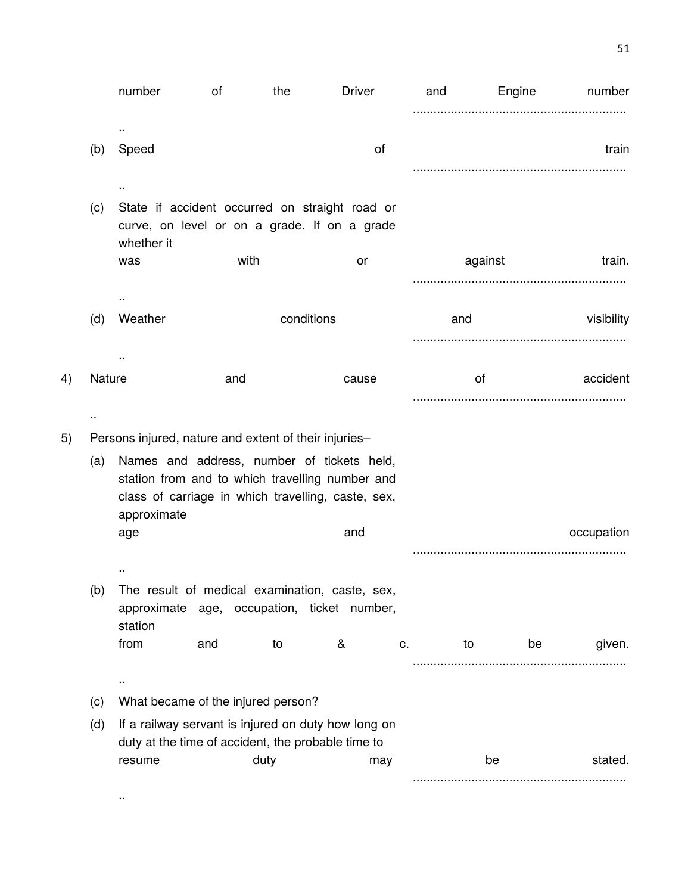number of the Driver and Engine number ..............................................................
..

(b) Speed of train ..............................................................
..

(c) State if accident occurred on straight road or curve, on level or on a grade. If on a grade whether it was with or against train. ..............................................................
..

(d) Weather conditions and visibility ..............................................................
..

4) Nature and cause of accident ..............................................................
..

5) Persons injured, nature and extent of their injuries–

(a) Names and address, number of tickets held, station from and to which travelling number and class of carriage in which travelling, caste, sex, approximate age and occupation ..............................................................
..

(b) The result of medical examination, caste, sex, approximate age, occupation, ticket number, station from and to & c. to be given. ..............................................................
..

(c) What became of the injured person?

(d) If a railway servant is injured on duty how long on duty at the time of accident, the probable time to resume duty may be stated. ..............................................................
..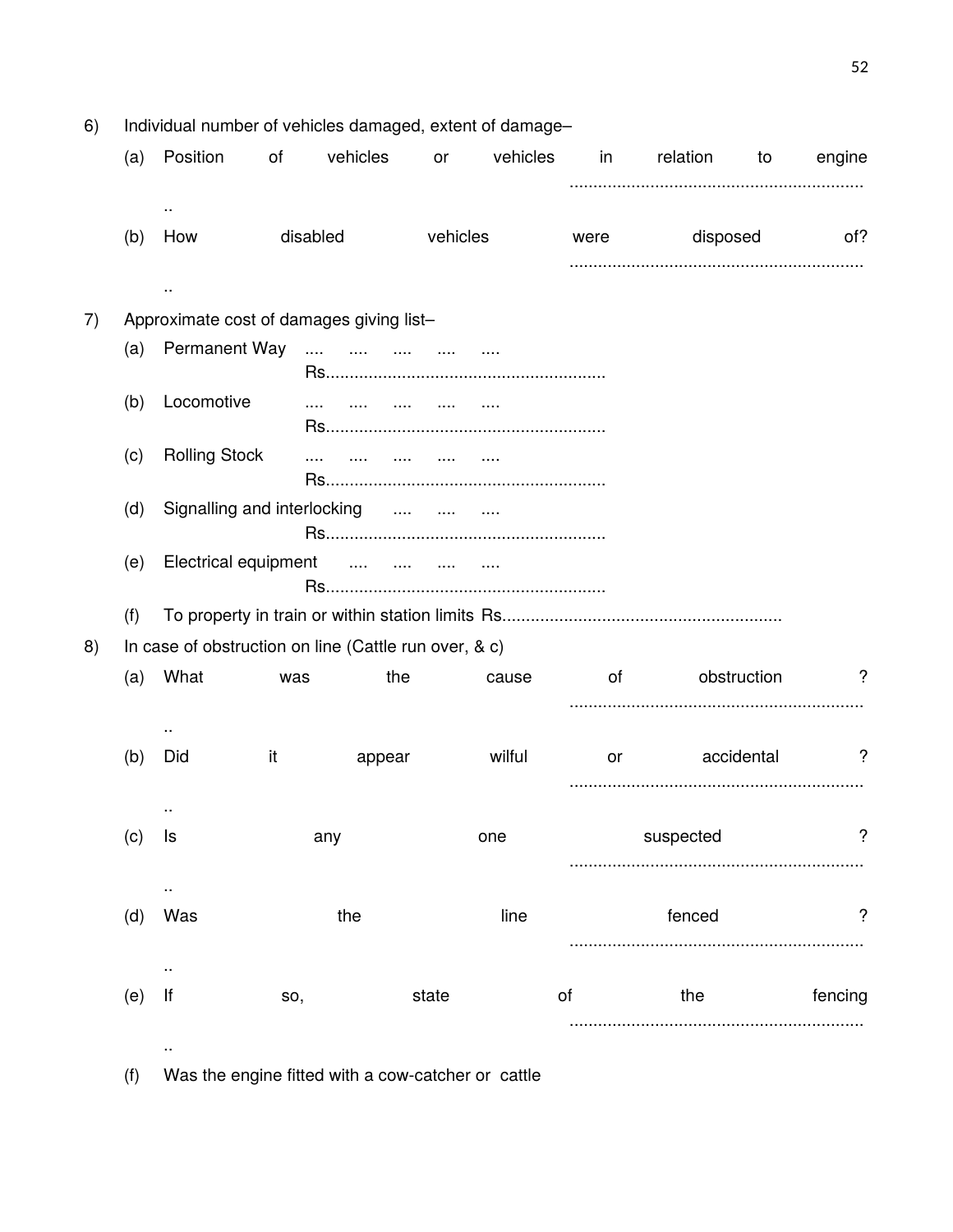6) Individual number of vehicles damaged, extent of damage–

   (a) Position of vehicles or vehicles in relation to engine ...............................................................

   (b) How disabled vehicles were disposed of? ...............................................................

7) Approximate cost of damages giving list–

   (a) Permanent Way .... .... .... .... .... Rs..........................................................

   (b) Locomotive .... .... .... .... .... Rs..........................................................

   (c) Rolling Stock .... .... .... .... .... Rs..........................................................

   (d) Signalling and interlocking .... .... .... Rs..........................................................

   (e) Electrical equipment .... .... .... .... Rs..........................................................

   (f) To property in train or within station limits Rs..........................................................

8) In case of obstruction on line (Cattle run over, & c)

   (a) What was the cause of obstruction ? ...............................................................

   (b) Did it appear wilful or accidental ? ...............................................................

   (c) Is any one suspected ? ...............................................................

   (d) Was the line fenced ? ...............................................................

   (e) If so, state of the fencing ...............................................................

   (f) Was the engine fitted with a cow-catcher or cattle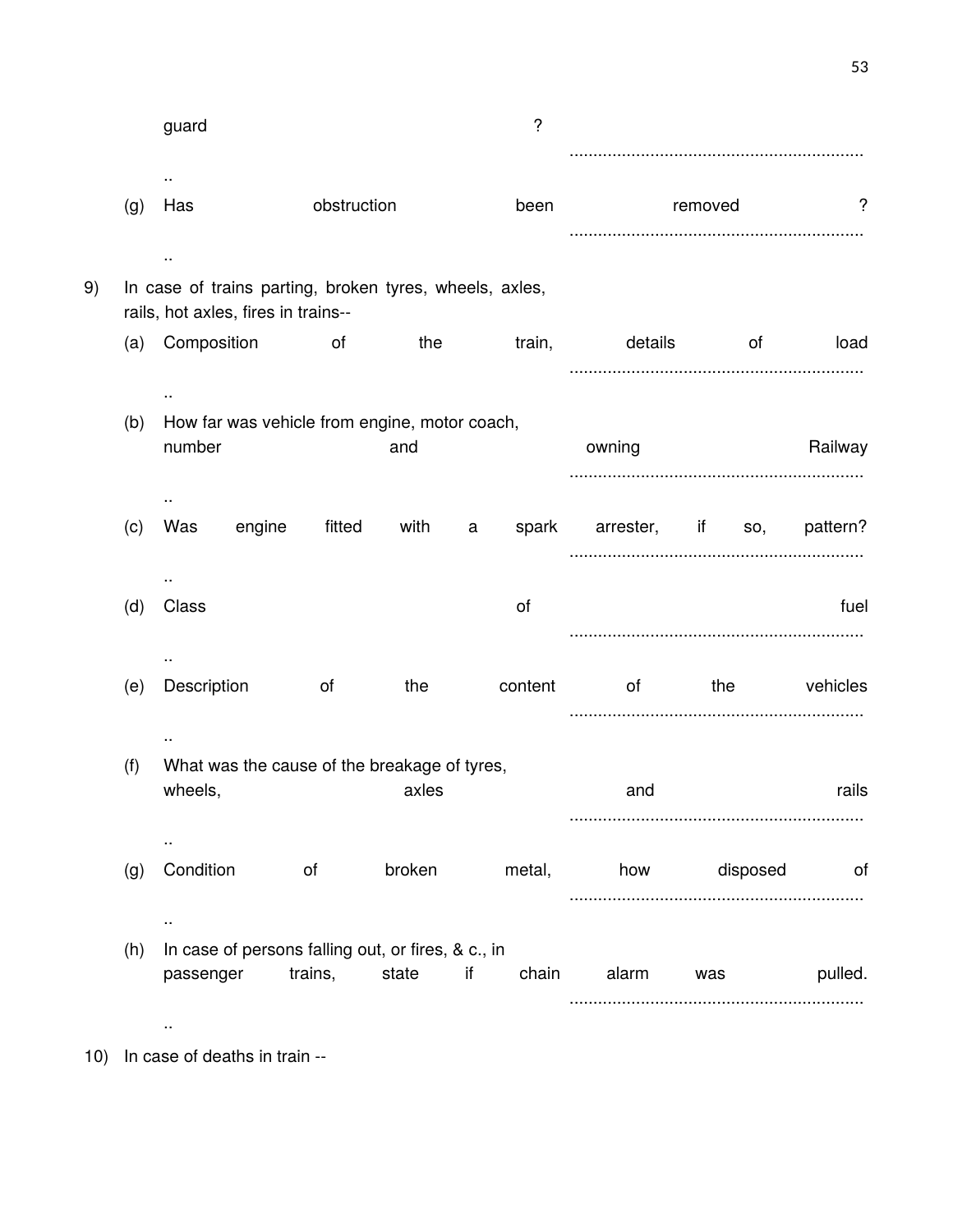guard ? ..............................................................

..

(g) Has obstruction been removed ? ..............................................................

..

9) In case of trains parting, broken tyres, wheels, axles, rails, hot axles, fires in trains--

(a) Composition of the train, details of load ..............................................................

..

(b) How far was vehicle from engine, motor coach, number and owning Railway ..............................................................

..

(c) Was engine fitted with a spark arrester, if so, pattern? ..............................................................

..

(d) Class of fuel ..............................................................

..

(e) Description of the content of the vehicles ..............................................................

..

(f) What was the cause of the breakage of tyres, wheels, axles and rails ..............................................................

..

(g) Condition of broken metal, how disposed of ..............................................................

..

(h) In case of persons falling out, or fires, & c., in passenger trains, state if chain alarm was pulled. ..............................................................

..

10) In case of deaths in train --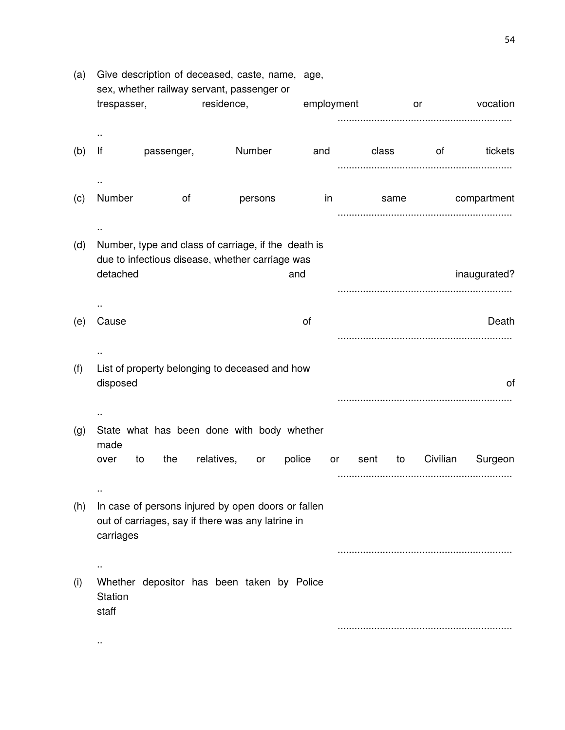(a) Give description of deceased, caste, name, age, sex, whether railway servant, passenger or trespasser, residence, employment or vocation ..............................................................

..

(b) If passenger, Number and class of tickets ..............................................................

..

(c) Number of persons in same compartment ..............................................................

..

(d) Number, type and class of carriage, if the death is due to infectious disease, whether carriage was detached and inaugurated? ..............................................................

..

(e) Cause of Death ..............................................................

..

(f) List of property belonging to deceased and how disposed of ..............................................................

..

(g) State what has been done with body whether made over to the relatives, or police or sent to Civilian Surgeon ..............................................................

..

(h) In case of persons injured by open doors or fallen out of carriages, say if there was any latrine in carriages ..............................................................

..

(i) Whether depositor has been taken by Police Station staff ..............................................................

..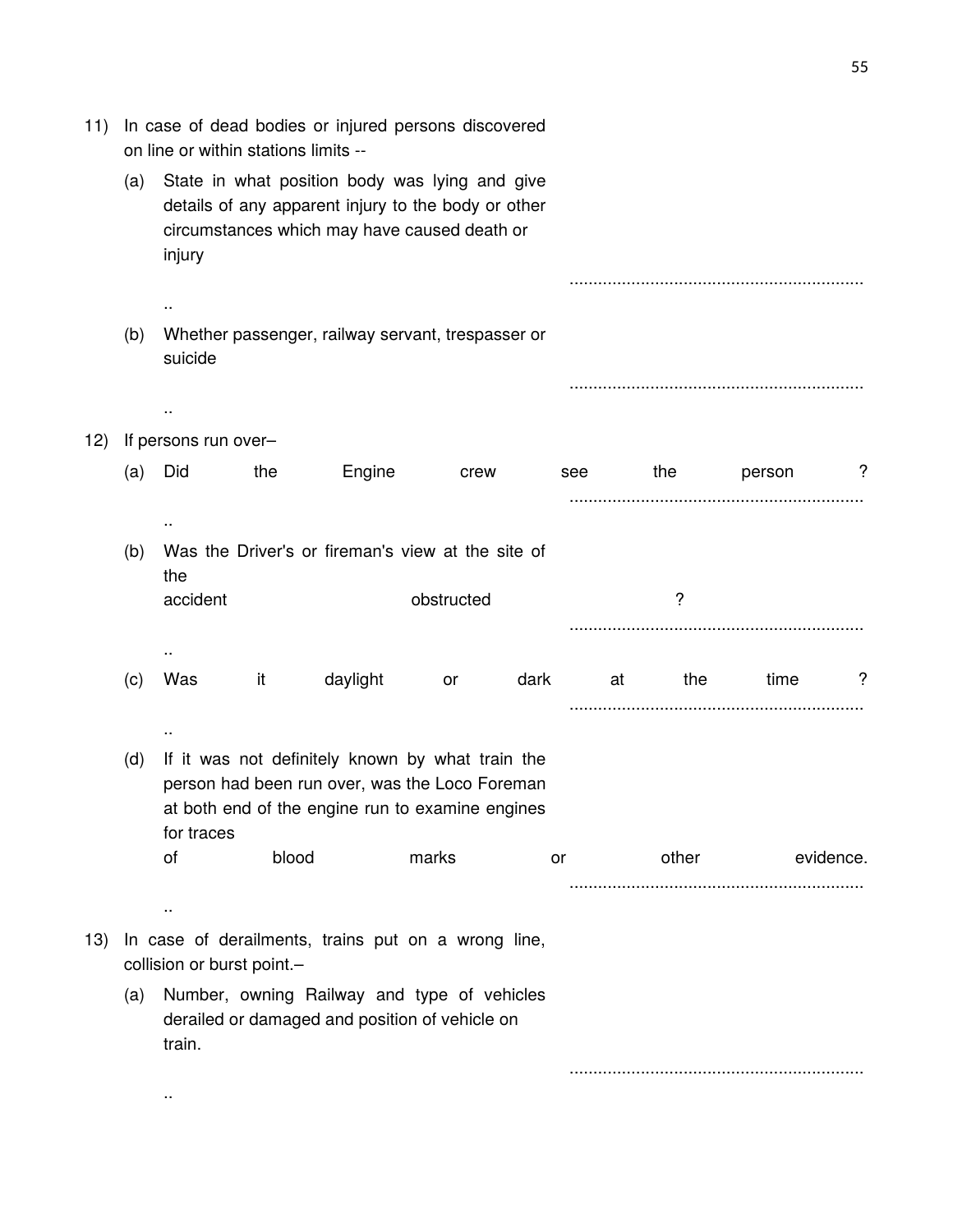11) In case of dead bodies or injured persons discovered on line or within stations limits --

   (a) State in what position body was lying and give details of any apparent injury to the body or other circumstances which may have caused death or injury ..............................................................

   (b) Whether passenger, railway servant, trespasser or suicide ..............................................................

12) If persons run over–

   (a) Did the Engine crew see the person ? ..............................................................

   (b) Was the Driver's or fireman's view at the site of the accident obstructed ? ..............................................................

   (c) Was it daylight or dark at the time ? ..............................................................

   (d) If it was not definitely known by what train the person had been run over, was the Loco Foreman at both end of the engine run to examine engines for traces of blood marks or other evidence. ..............................................................

13) In case of derailments, trains put on a wrong line, collision or burst point.–

   (a) Number, owning Railway and type of vehicles derailed or damaged and position of vehicle on train. ..............................................................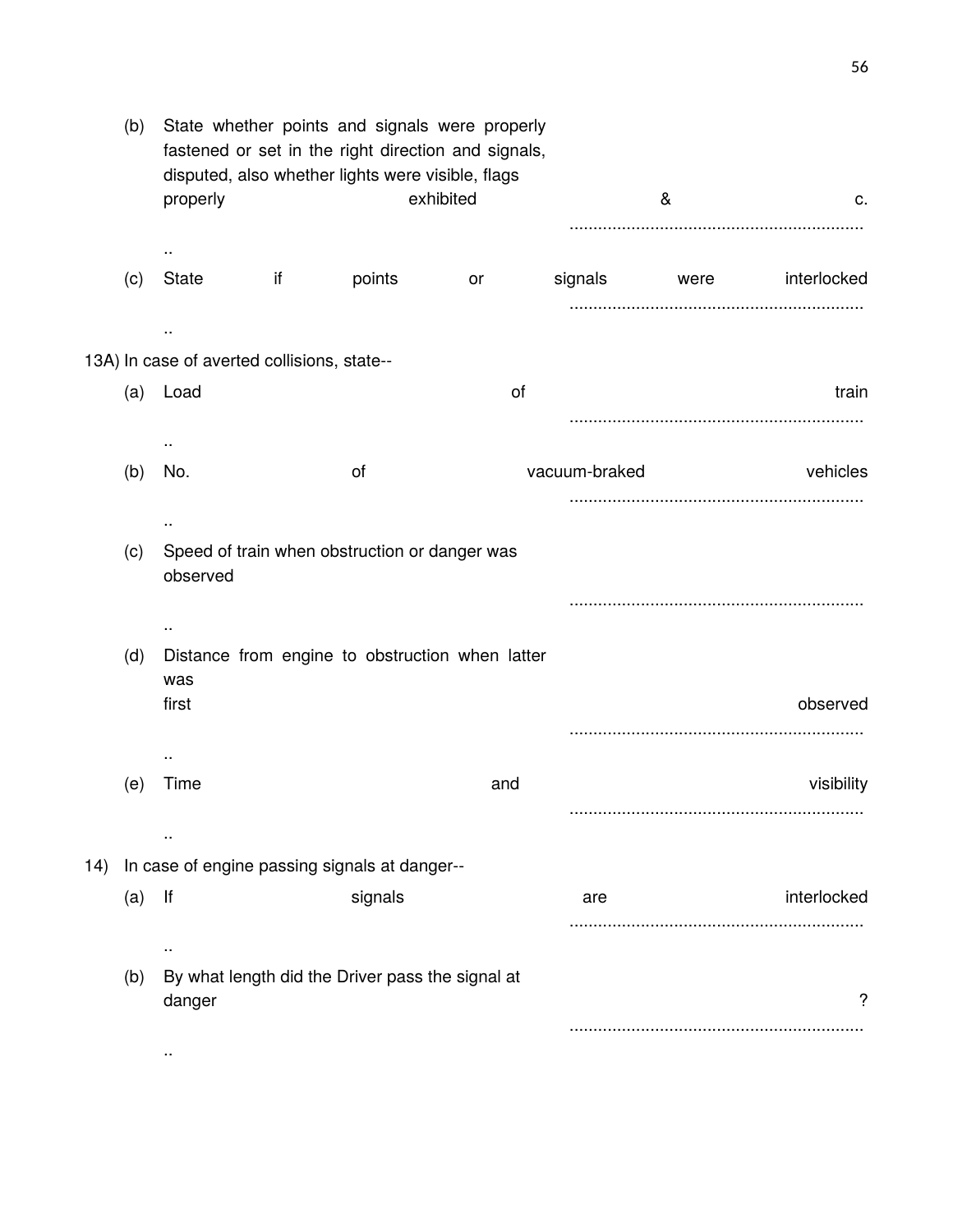(b) State whether points and signals were properly fastened or set in the right direction and signals, disputed, also whether lights were visible, flags properly exhibited & c. ..............................................................

..

(c) State if points or signals were interlocked ..............................................................

..

13A) In case of averted collisions, state--

(a) Load of train ..............................................................

..

(b) No. of vacuum-braked vehicles ..............................................................

..

(c) Speed of train when obstruction or danger was observed ..............................................................

..

(d) Distance from engine to obstruction when latter was first observed ..............................................................

..

(e) Time and visibility ..............................................................

..

14) In case of engine passing signals at danger--

(a) If signals are interlocked ..............................................................

..

(b) By what length did the Driver pass the signal at danger ? ..............................................................

..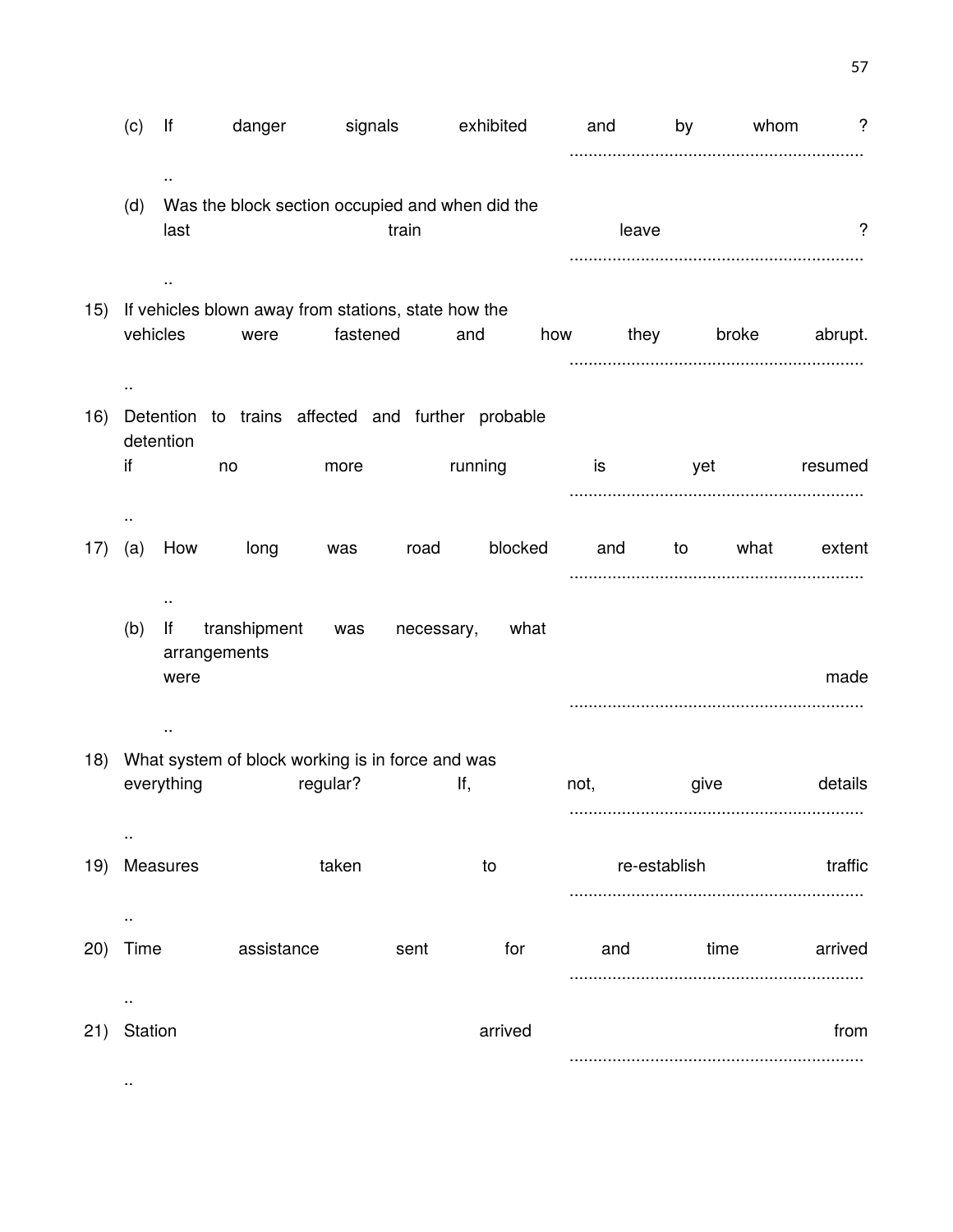(c) If danger signals exhibited and by whom ? ..............................................................
..

(d) Was the block section occupied and when did the last train leave ? ..............................................................
..

15) If vehicles blown away from stations, state how the vehicles were fastened and how they broke abrupt. ..............................................................
..

16) Detention to trains affected and further probable detention if no more running is yet resumed ..............................................................
..

17) (a) How long was road blocked and to what extent ..............................................................
..

(b) If transhipment was necessary, what arrangements were made ..............................................................
..

18) What system of block working is in force and was everything regular? If, not, give details ..............................................................
..

19) Measures taken to re-establish traffic ..............................................................
..

20) Time assistance sent for and time arrived ..............................................................
..

21) Station arrived from ..............................................................
..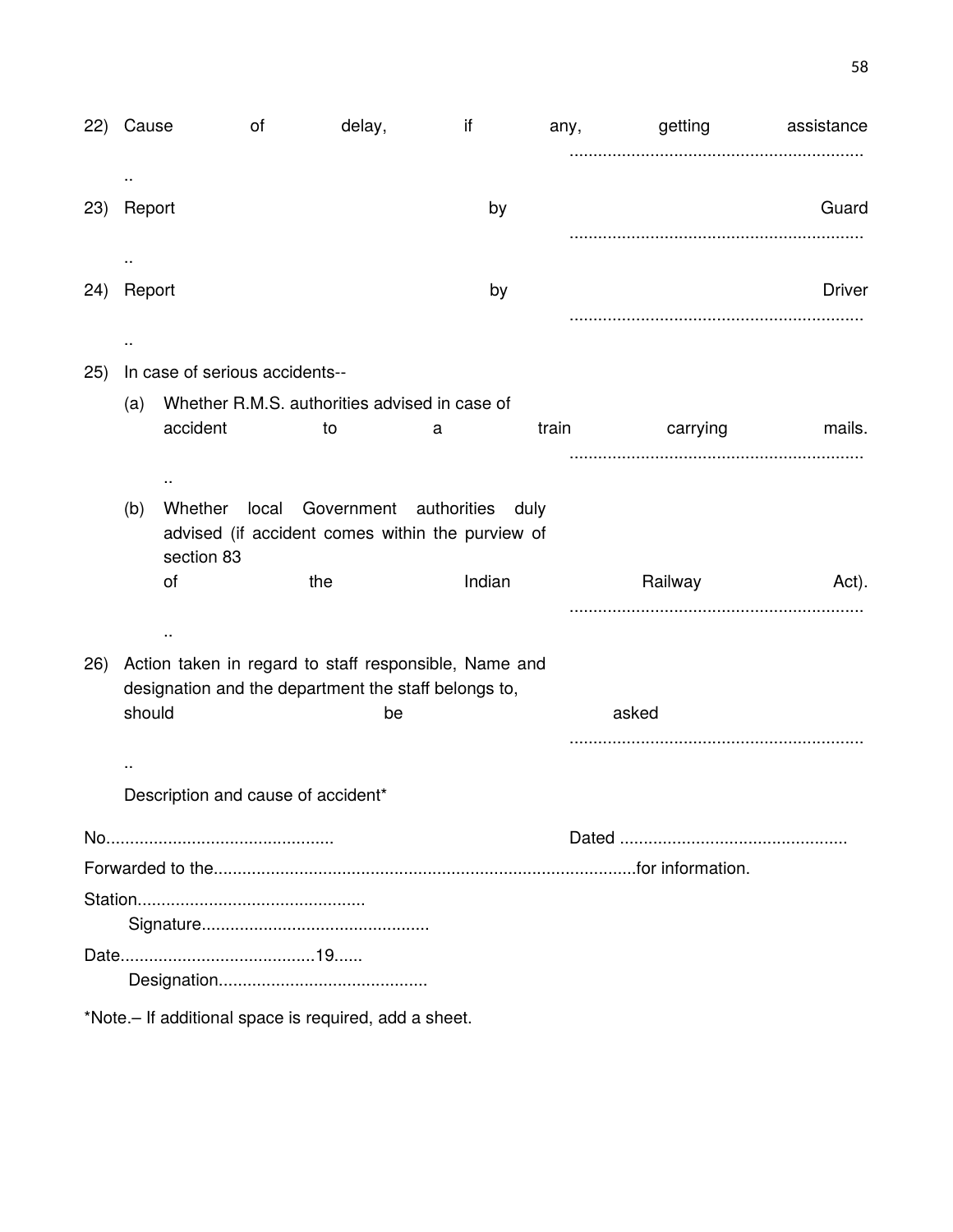22) Cause of delay, if any, getting assistance .............................................................
..

23) Report by Guard .............................................................
..

24) Report by Driver .............................................................
..

25) In case of serious accidents--

(a) Whether R.M.S. authorities advised in case of accident to a train carrying mails. .............................................................
..

(b) Whether local Government authorities duly advised (if accident comes within the purview of section 83 of the Indian Railway Act). .............................................................
..

26) Action taken in regard to staff responsible, Name and designation and the department the staff belongs to, should be asked .............................................................
..

Description and cause of accident*

No................................................ Dated ................................................

Forwarded to the.........................................................................................for information.

Station................................................
Signature................................................

Date.........................................19......
Designation............................................

*Note.– If additional space is required, add a sheet.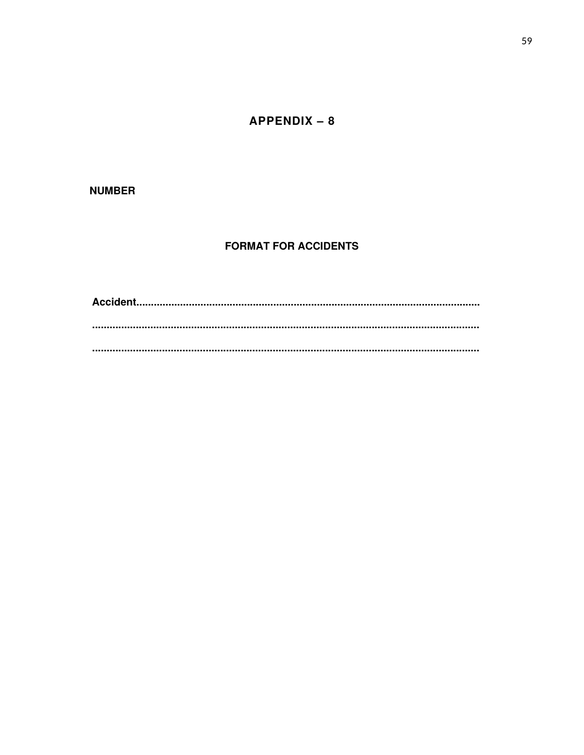# APPENDIX – 8

**NUMBER**

## FORMAT FOR ACCIDENTS

**Accident.....................................................................................................................**

**.......................................................................................................................................**

**.......................................................................................................................................**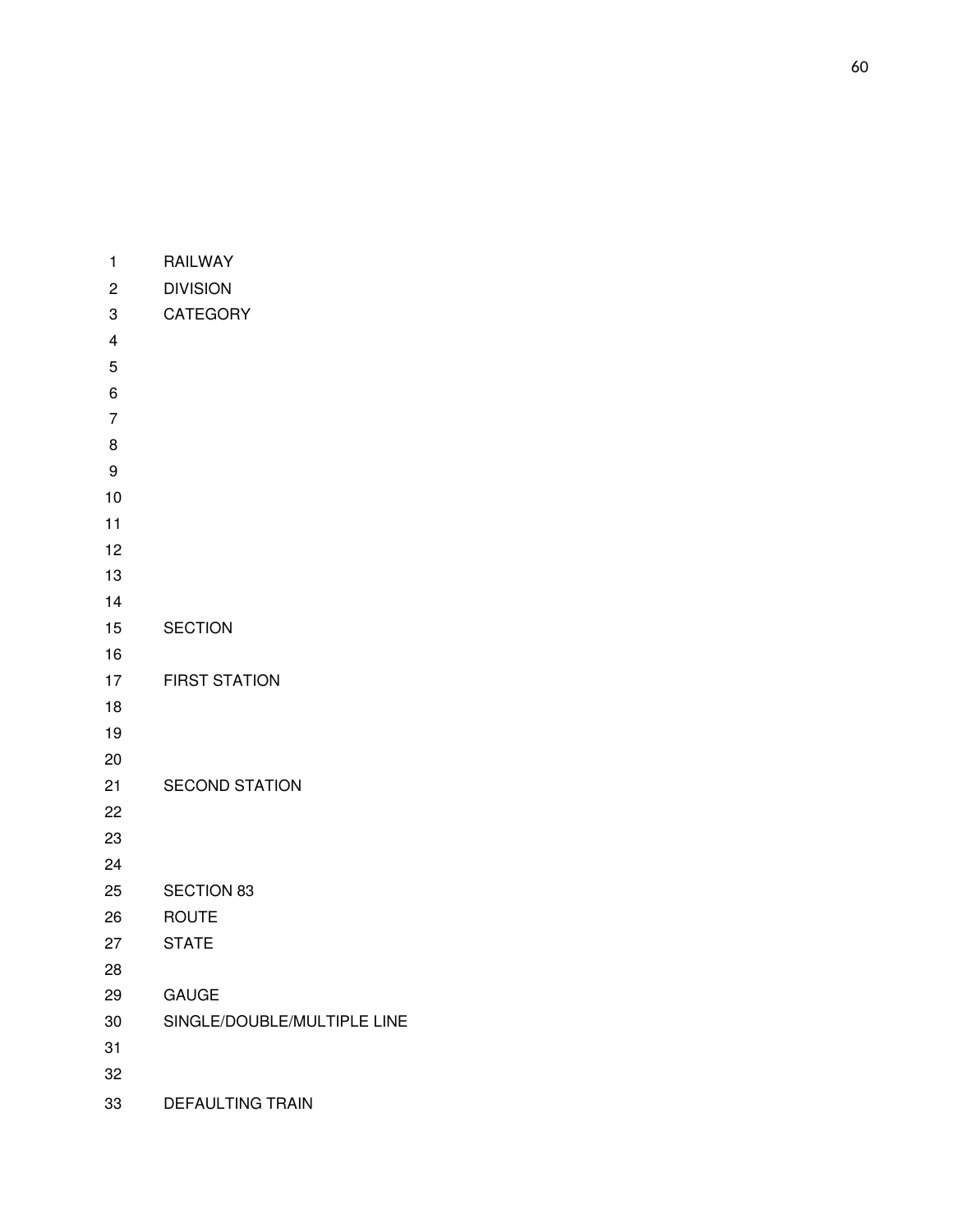1 RAILWAY
2 DIVISION
3 CATEGORY
4
5
6
7
8
9
10
11
12
13
14
15 SECTION
16
17 FIRST STATION
18
19
20
21 SECOND STATION
22
23
24
25 SECTION 83
26 ROUTE
27 STATE
28
29 GAUGE
30 SINGLE/DOUBLE/MULTIPLE LINE
31
32
33 DEFAULTING TRAIN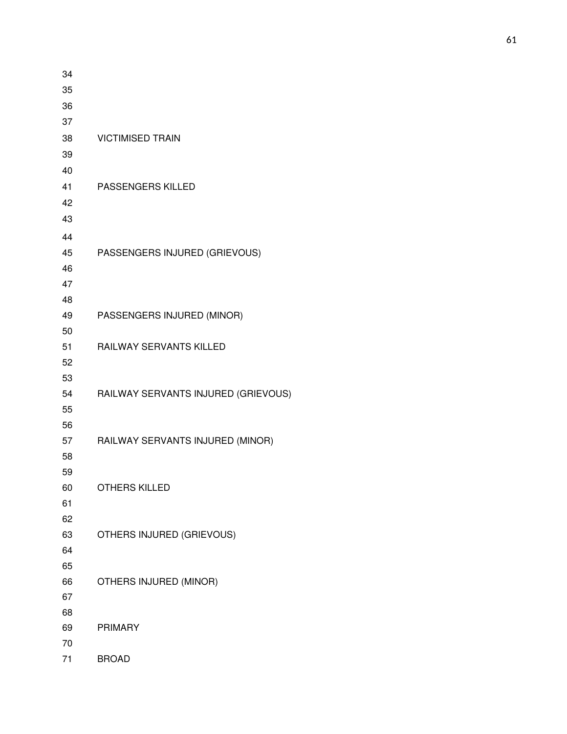34

35

36

37

38 VICTIMISED TRAIN

39

40

41 PASSENGERS KILLED

42

43

44

45 PASSENGERS INJURED (GRIEVOUS)

46

47

48

49 PASSENGERS INJURED (MINOR)

50

51 RAILWAY SERVANTS KILLED

52

53

54 RAILWAY SERVANTS INJURED (GRIEVOUS)

55

56

57 RAILWAY SERVANTS INJURED (MINOR)

58

59

60 OTHERS KILLED

61

62

63 OTHERS INJURED (GRIEVOUS)

64

65

66 OTHERS INJURED (MINOR)

67

68

69 PRIMARY

70

71 BROAD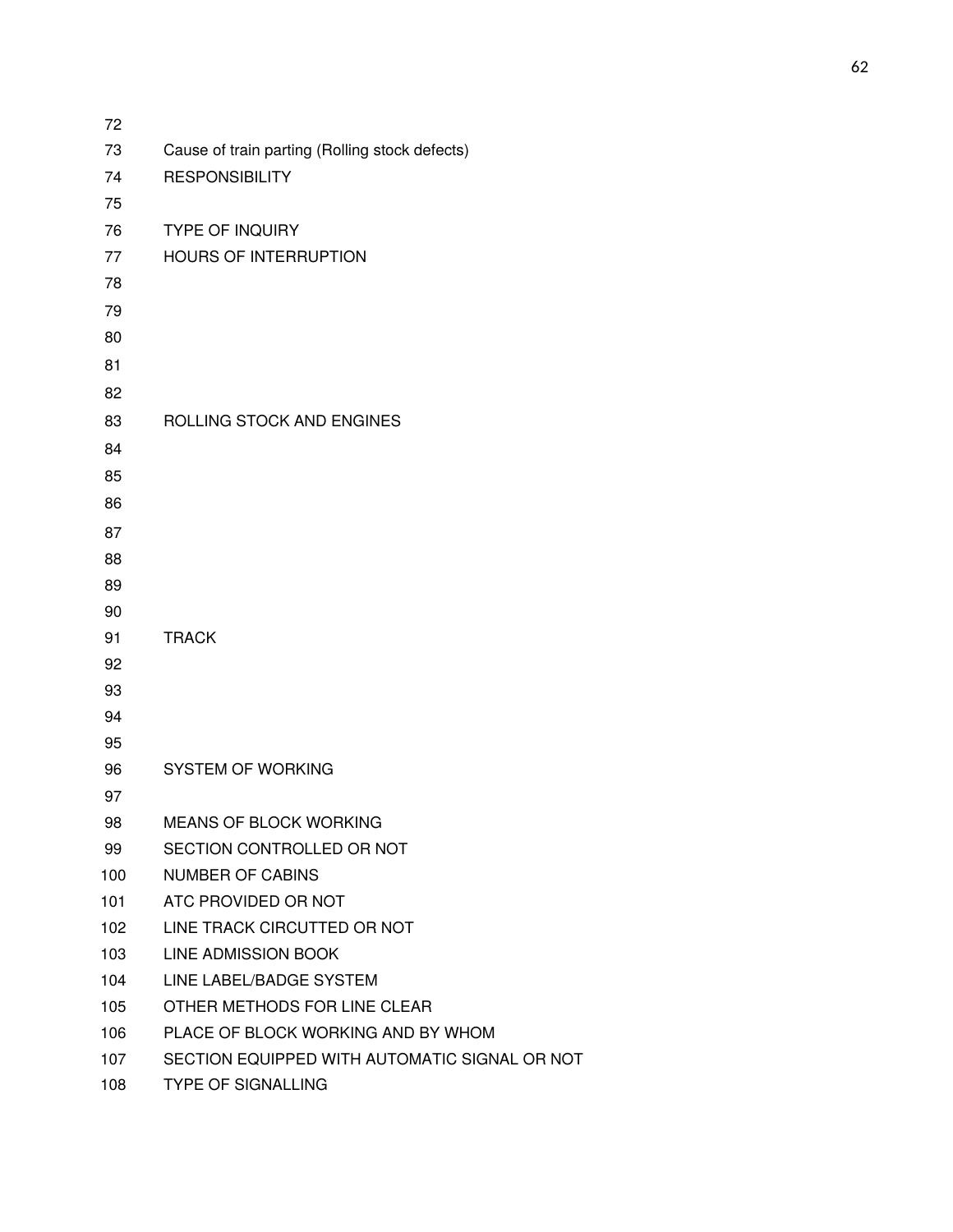72

73 Cause of train parting (Rolling stock defects)

74 RESPONSIBILITY

75

76 TYPE OF INQUIRY

77 HOURS OF INTERRUPTION

78

79

80

81

82

83 ROLLING STOCK AND ENGINES

84

85

86

87

88

89

90

91 TRACK

92

93

94

95

96 SYSTEM OF WORKING

97

98 MEANS OF BLOCK WORKING

99 SECTION CONTROLLED OR NOT

100 NUMBER OF CABINS

101 ATC PROVIDED OR NOT

102 LINE TRACK CIRCUTTED OR NOT

103 LINE ADMISSION BOOK

104 LINE LABEL/BADGE SYSTEM

105 OTHER METHODS FOR LINE CLEAR

106 PLACE OF BLOCK WORKING AND BY WHOM

107 SECTION EQUIPPED WITH AUTOMATIC SIGNAL OR NOT

108 TYPE OF SIGNALLING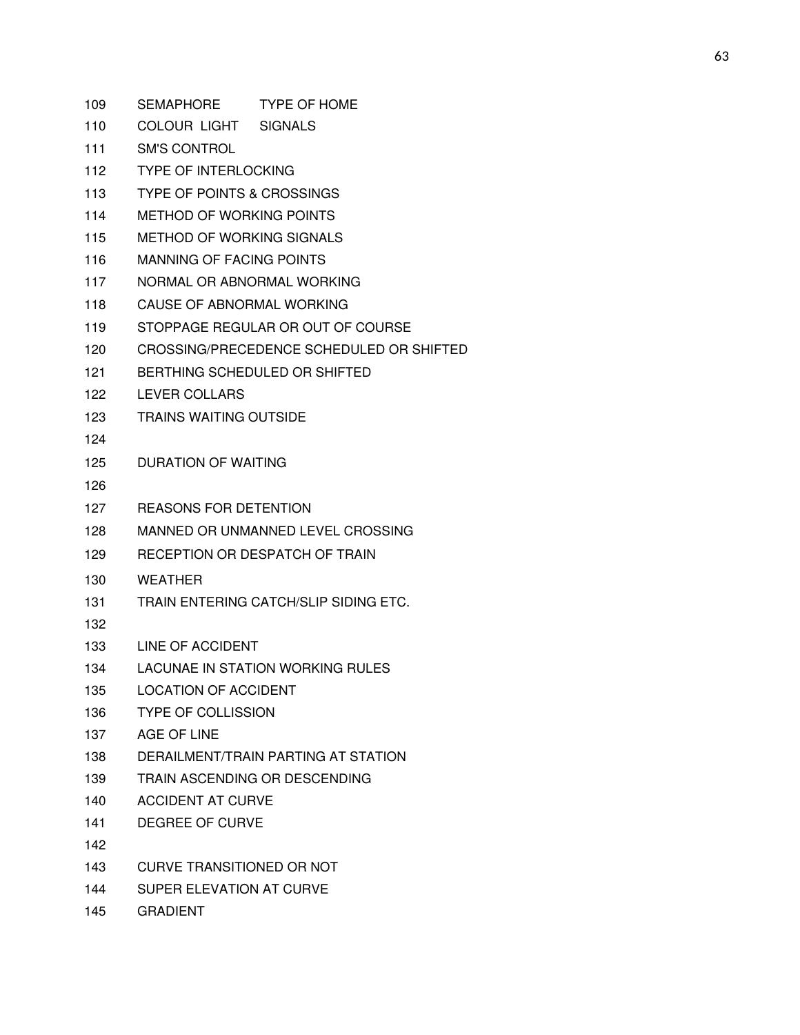109 SEMAPHORE TYPE OF HOME

110 COLOUR LIGHT SIGNALS

111 SM'S CONTROL

112 TYPE OF INTERLOCKING

113 TYPE OF POINTS & CROSSINGS

114 METHOD OF WORKING POINTS

115 METHOD OF WORKING SIGNALS

116 MANNING OF FACING POINTS

117 NORMAL OR ABNORMAL WORKING

118 CAUSE OF ABNORMAL WORKING

119 STOPPAGE REGULAR OR OUT OF COURSE

120 CROSSING/PRECEDENCE SCHEDULED OR SHIFTED

121 BERTHING SCHEDULED OR SHIFTED

122 LEVER COLLARS

123 TRAINS WAITING OUTSIDE

124

125 DURATION OF WAITING

126

127 REASONS FOR DETENTION

128 MANNED OR UNMANNED LEVEL CROSSING

129 RECEPTION OR DESPATCH OF TRAIN

130 WEATHER

131 TRAIN ENTERING CATCH/SLIP SIDING ETC.

132

133 LINE OF ACCIDENT

134 LACUNAE IN STATION WORKING RULES

135 LOCATION OF ACCIDENT

136 TYPE OF COLLISSION

137 AGE OF LINE

138 DERAILMENT/TRAIN PARTING AT STATION

139 TRAIN ASCENDING OR DESCENDING

140 ACCIDENT AT CURVE

141 DEGREE OF CURVE

142

143 CURVE TRANSITIONED OR NOT

144 SUPER ELEVATION AT CURVE

145 GRADIENT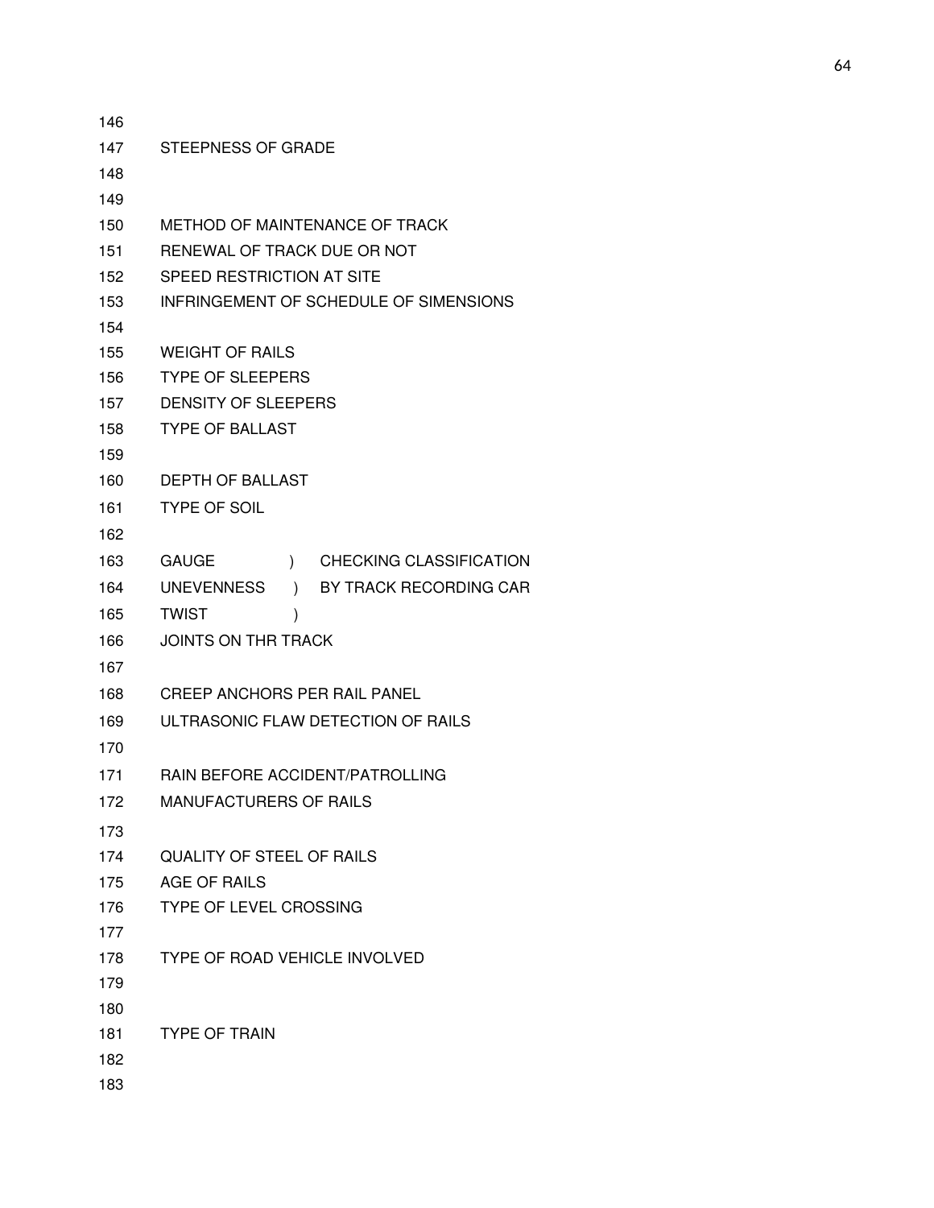146

147 STEEPNESS OF GRADE

148

149

150 METHOD OF MAINTENANCE OF TRACK

151 RENEWAL OF TRACK DUE OR NOT

152 SPEED RESTRICTION AT SITE

153 INFRINGEMENT OF SCHEDULE OF SIMENSIONS

154

155 WEIGHT OF RAILS

156 TYPE OF SLEEPERS

157 DENSITY OF SLEEPERS

158 TYPE OF BALLAST

159

160 DEPTH OF BALLAST

161 TYPE OF SOIL

162

163 GAUGE ) CHECKING CLASSIFICATION

164 UNEVENNESS ) BY TRACK RECORDING CAR

165 TWIST )

166 JOINTS ON THR TRACK

167

168 CREEP ANCHORS PER RAIL PANEL

169 ULTRASONIC FLAW DETECTION OF RAILS

170

171 RAIN BEFORE ACCIDENT/PATROLLING

172 MANUFACTURERS OF RAILS

173

174 QUALITY OF STEEL OF RAILS

175 AGE OF RAILS

176 TYPE OF LEVEL CROSSING

177

178 TYPE OF ROAD VEHICLE INVOLVED

179

180

181 TYPE OF TRAIN

182

183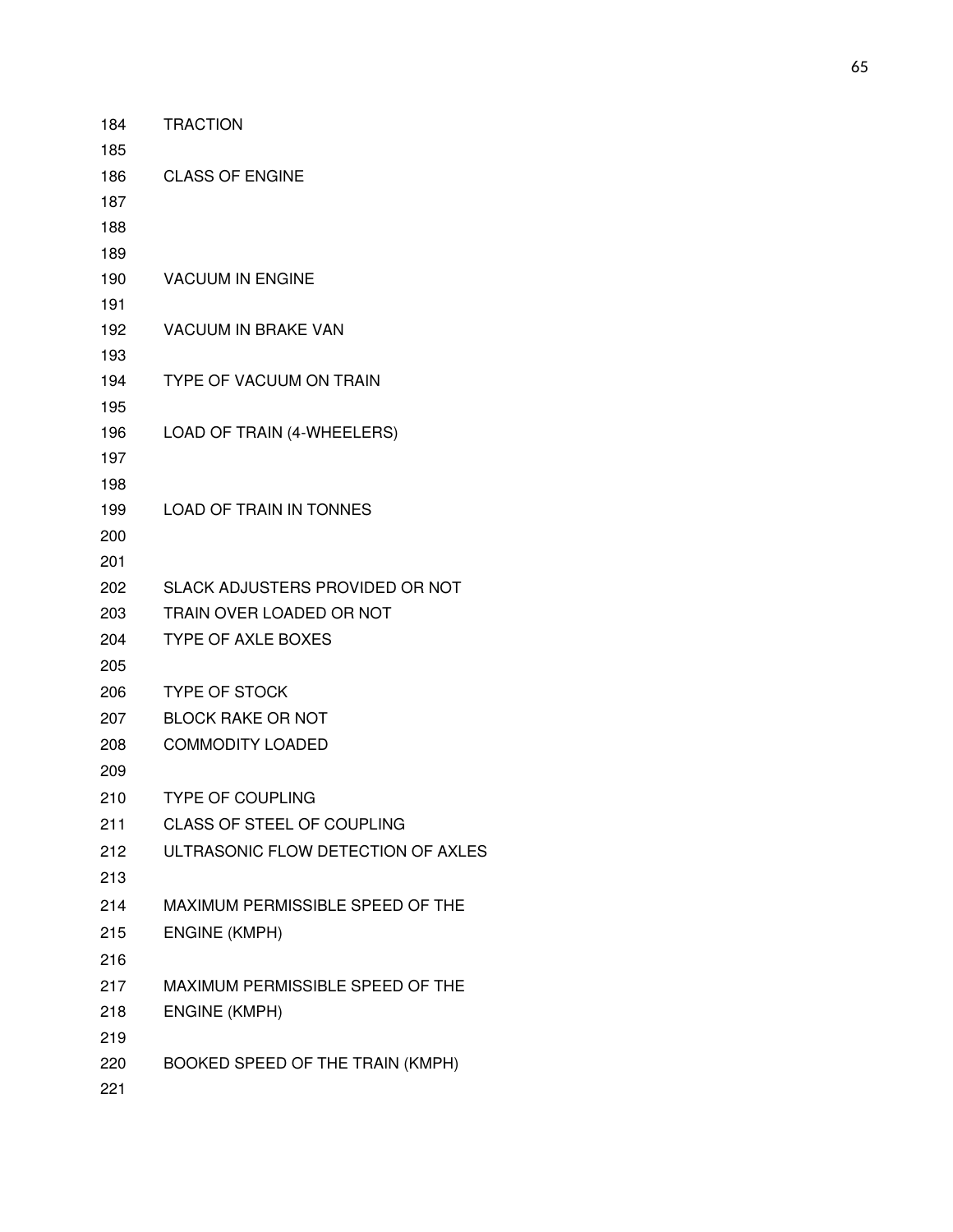184 TRACTION

185

186 CLASS OF ENGINE

187

188

189

190 VACUUM IN ENGINE

191

192 VACUUM IN BRAKE VAN

193

194 TYPE OF VACUUM ON TRAIN

195

196 LOAD OF TRAIN (4-WHEELERS)

197

198

199 LOAD OF TRAIN IN TONNES

200

201

202 SLACK ADJUSTERS PROVIDED OR NOT

203 TRAIN OVER LOADED OR NOT

204 TYPE OF AXLE BOXES

205

206 TYPE OF STOCK

207 BLOCK RAKE OR NOT

208 COMMODITY LOADED

209

210 TYPE OF COUPLING

211 CLASS OF STEEL OF COUPLING

212 ULTRASONIC FLOW DETECTION OF AXLES

213

214 MAXIMUM PERMISSIBLE SPEED OF THE

215 ENGINE (KMPH)

216

217 MAXIMUM PERMISSIBLE SPEED OF THE

218 ENGINE (KMPH)

219

220 BOOKED SPEED OF THE TRAIN (KMPH)

221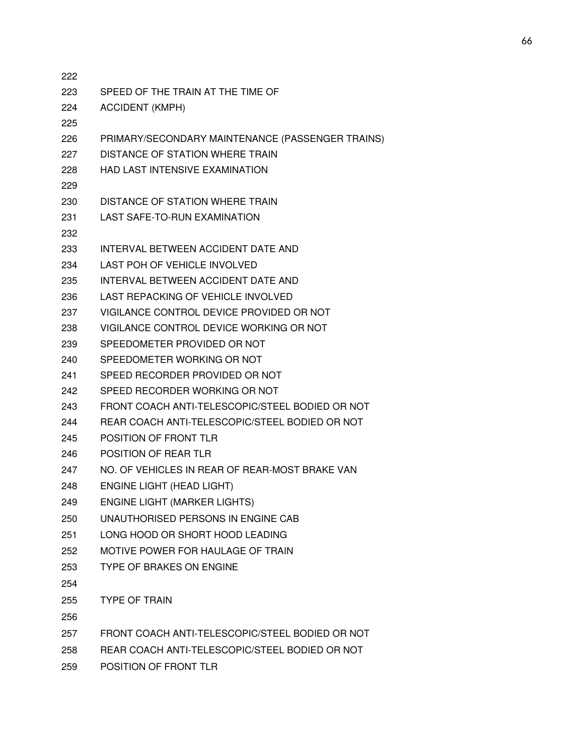222

223 SPEED OF THE TRAIN AT THE TIME OF

224 ACCIDENT (KMPH)

225

226 PRIMARY/SECONDARY MAINTENANCE (PASSENGER TRAINS)

227 DISTANCE OF STATION WHERE TRAIN

228 HAD LAST INTENSIVE EXAMINATION

229

230 DISTANCE OF STATION WHERE TRAIN

231 LAST SAFE-TO-RUN EXAMINATION

232

233 INTERVAL BETWEEN ACCIDENT DATE AND

234 LAST POH OF VEHICLE INVOLVED

235 INTERVAL BETWEEN ACCIDENT DATE AND

236 LAST REPACKING OF VEHICLE INVOLVED

237 VIGILANCE CONTROL DEVICE PROVIDED OR NOT

238 VIGILANCE CONTROL DEVICE WORKING OR NOT

239 SPEEDOMETER PROVIDED OR NOT

240 SPEEDOMETER WORKING OR NOT

241 SPEED RECORDER PROVIDED OR NOT

242 SPEED RECORDER WORKING OR NOT

243 FRONT COACH ANTI-TELESCOPIC/STEEL BODIED OR NOT

244 REAR COACH ANTI-TELESCOPIC/STEEL BODIED OR NOT

245 POSITION OF FRONT TLR

246 POSITION OF REAR TLR

247 NO. OF VEHICLES IN REAR OF REAR-MOST BRAKE VAN

248 ENGINE LIGHT (HEAD LIGHT)

249 ENGINE LIGHT (MARKER LIGHTS)

250 UNAUTHORISED PERSONS IN ENGINE CAB

251 LONG HOOD OR SHORT HOOD LEADING

252 MOTIVE POWER FOR HAULAGE OF TRAIN

253 TYPE OF BRAKES ON ENGINE

254

255 TYPE OF TRAIN

256

257 FRONT COACH ANTI-TELESCOPIC/STEEL BODIED OR NOT

258 REAR COACH ANTI-TELESCOPIC/STEEL BODIED OR NOT

259 POSITION OF FRONT TLR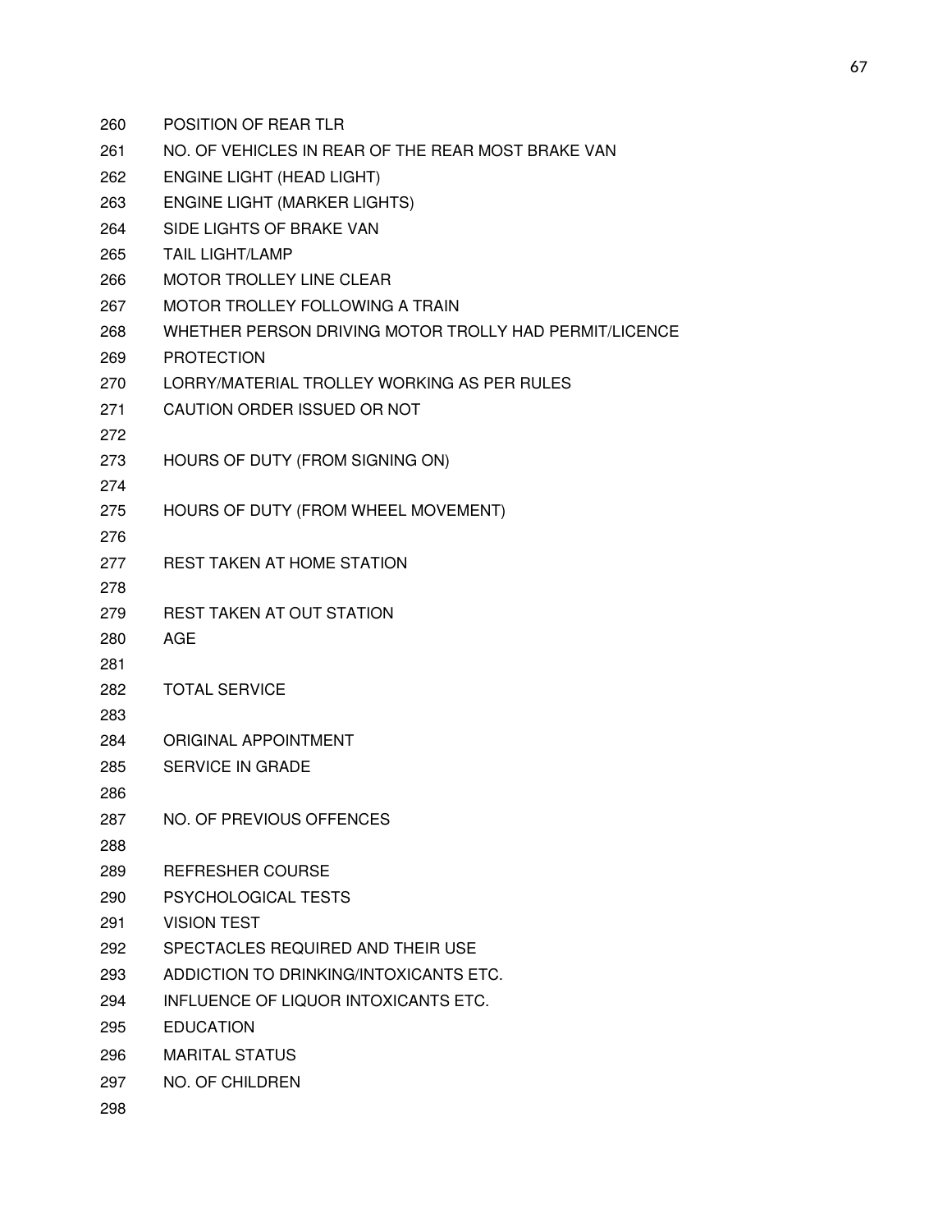260 POSITION OF REAR TLR

261 NO. OF VEHICLES IN REAR OF THE REAR MOST BRAKE VAN

262 ENGINE LIGHT (HEAD LIGHT)

263 ENGINE LIGHT (MARKER LIGHTS)

264 SIDE LIGHTS OF BRAKE VAN

265 TAIL LIGHT/LAMP

266 MOTOR TROLLEY LINE CLEAR

267 MOTOR TROLLEY FOLLOWING A TRAIN

268 WHETHER PERSON DRIVING MOTOR TROLLY HAD PERMIT/LICENCE

269 PROTECTION

270 LORRY/MATERIAL TROLLEY WORKING AS PER RULES

271 CAUTION ORDER ISSUED OR NOT

272

273 HOURS OF DUTY (FROM SIGNING ON)

274

275 HOURS OF DUTY (FROM WHEEL MOVEMENT)

276

277 REST TAKEN AT HOME STATION

278

279 REST TAKEN AT OUT STATION

280 AGE

281

282 TOTAL SERVICE

283

284 ORIGINAL APPOINTMENT

285 SERVICE IN GRADE

286

287 NO. OF PREVIOUS OFFENCES

288

289 REFRESHER COURSE

290 PSYCHOLOGICAL TESTS

291 VISION TEST

292 SPECTACLES REQUIRED AND THEIR USE

293 ADDICTION TO DRINKING/INTOXICANTS ETC.

294 INFLUENCE OF LIQUOR INTOXICANTS ETC.

295 EDUCATION

296 MARITAL STATUS

297 NO. OF CHILDREN

298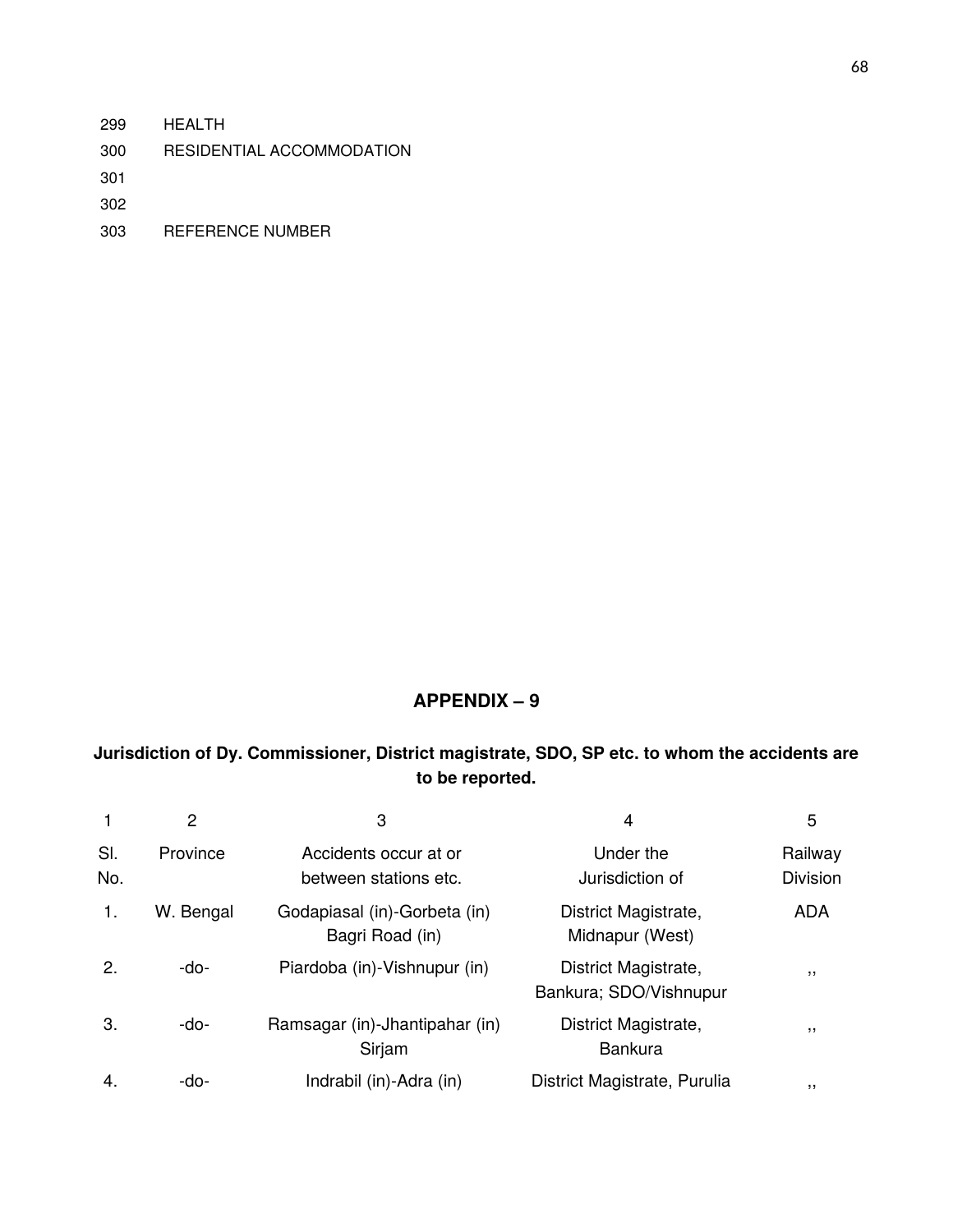299 HEALTH

300 RESIDENTIAL ACCOMMODATION

301

302

303 REFERENCE NUMBER

## APPENDIX – 9

**Jurisdiction of Dy. Commissioner, District magistrate, SDO, SP etc. to whom the accidents are to be reported.**

| 1 | 2 | 3 | 4 | 5 |
|---|---|---|---|---|
| Sl. No. | Province | Accidents occur at or between stations etc. | Under the Jurisdiction of | Railway Division |
| 1. | W. Bengal | Godapiasal (in)-Gorbeta (in) Bagri Road (in) | District Magistrate, Midnapur (West) | ADA |
| 2. | -do- | Piardoba (in)-Vishnupur (in) | District Magistrate, Bankura; SDO/Vishnupur | ,, |
| 3. | -do- | Ramsagar (in)-Jhantipahar (in) Sirjam | District Magistrate, Bankura | ,, |
| 4. | -do- | Indrabil (in)-Adra (in) | District Magistrate, Purulia | ,, |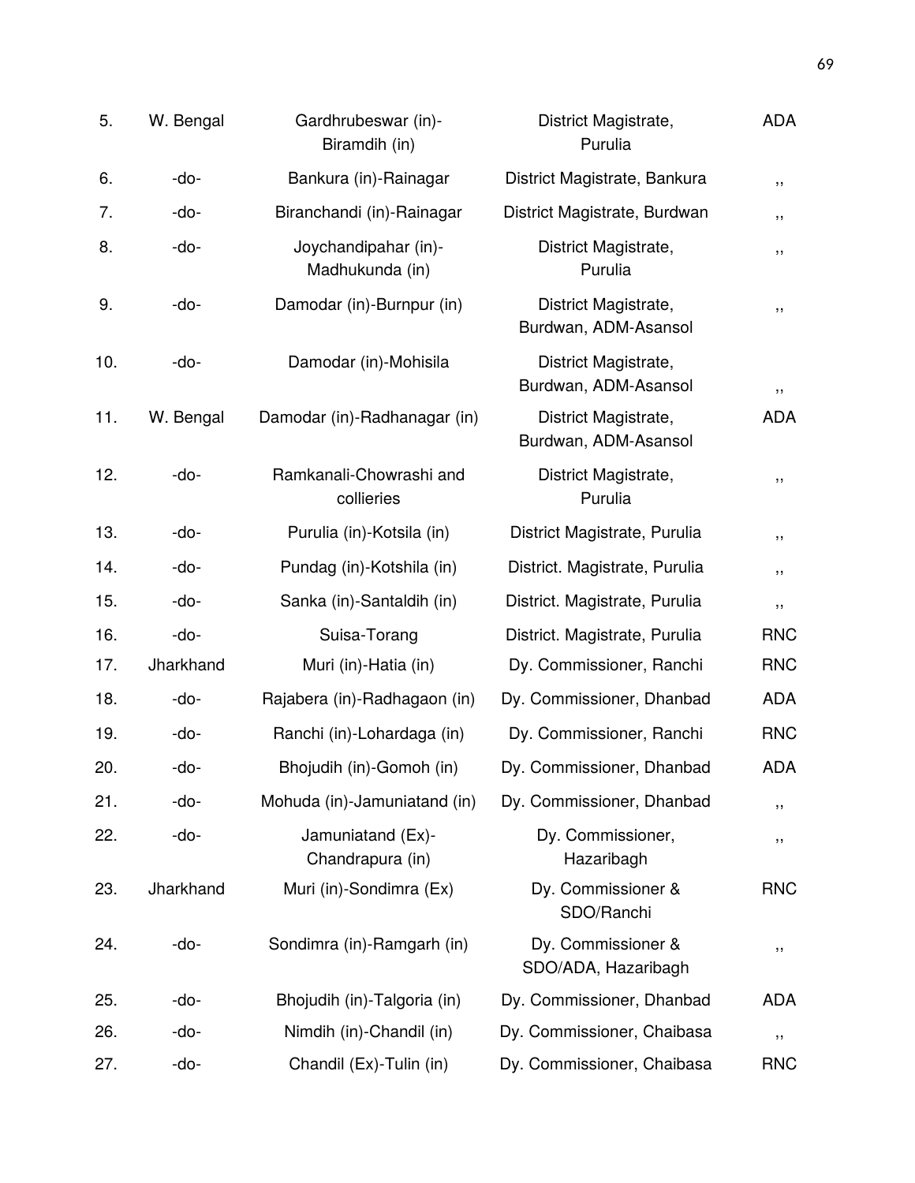| | | | | |
|---|---|---|---|---|
| 5. | W. Bengal | Gardhrubeswar (in)-Biramdih (in) | District Magistrate, Purulia | ADA |
| 6. | -do- | Bankura (in)-Rainagar | District Magistrate, Bankura | ,, |
| 7. | -do- | Biranchandi (in)-Rainagar | District Magistrate, Burdwan | ,, |
| 8. | -do- | Joychandipahar (in)-Madhukunda (in) | District Magistrate, Purulia | ,, |
| 9. | -do- | Damodar (in)-Burnpur (in) | District Magistrate, Burdwan, ADM-Asansol | ,, |
| 10. | -do- | Damodar (in)-Mohisila | District Magistrate, Burdwan, ADM-Asansol | ,, |
| 11. | W. Bengal | Damodar (in)-Radhanagar (in) | District Magistrate, Burdwan, ADM-Asansol | ADA |
| 12. | -do- | Ramkanali-Chowrashi and collieries | District Magistrate, Purulia | ,, |
| 13. | -do- | Purulia (in)-Kotsila (in) | District Magistrate, Purulia | ,, |
| 14. | -do- | Pundag (in)-Kotshila (in) | District. Magistrate, Purulia | ,, |
| 15. | -do- | Sanka (in)-Santaldih (in) | District. Magistrate, Purulia | ,, |
| 16. | -do- | Suisa-Torang | District. Magistrate, Purulia | RNC |
| 17. | Jharkhand | Muri (in)-Hatia (in) | Dy. Commissioner, Ranchi | RNC |
| 18. | -do- | Rajabera (in)-Radhagaon (in) | Dy. Commissioner, Dhanbad | ADA |
| 19. | -do- | Ranchi (in)-Lohardaga (in) | Dy. Commissioner, Ranchi | RNC |
| 20. | -do- | Bhojudih (in)-Gomoh (in) | Dy. Commissioner, Dhanbad | ADA |
| 21. | -do- | Mohuda (in)-Jamuniatand (in) | Dy. Commissioner, Dhanbad | ,, |
| 22. | -do- | Jamuniatand (Ex)-Chandrapura (in) | Dy. Commissioner, Hazaribagh | ,, |
| 23. | Jharkhand | Muri (in)-Sondimra (Ex) | Dy. Commissioner & SDO/Ranchi | RNC |
| 24. | -do- | Sondimra (in)-Ramgarh (in) | Dy. Commissioner & SDO/ADA, Hazaribagh | ,, |
| 25. | -do- | Bhojudih (in)-Talgoria (in) | Dy. Commissioner, Dhanbad | ADA |
| 26. | -do- | Nimdih (in)-Chandil (in) | Dy. Commissioner, Chaibasa | ,, |
| 27. | -do- | Chandil (Ex)-Tulin (in) | Dy. Commissioner, Chaibasa | RNC |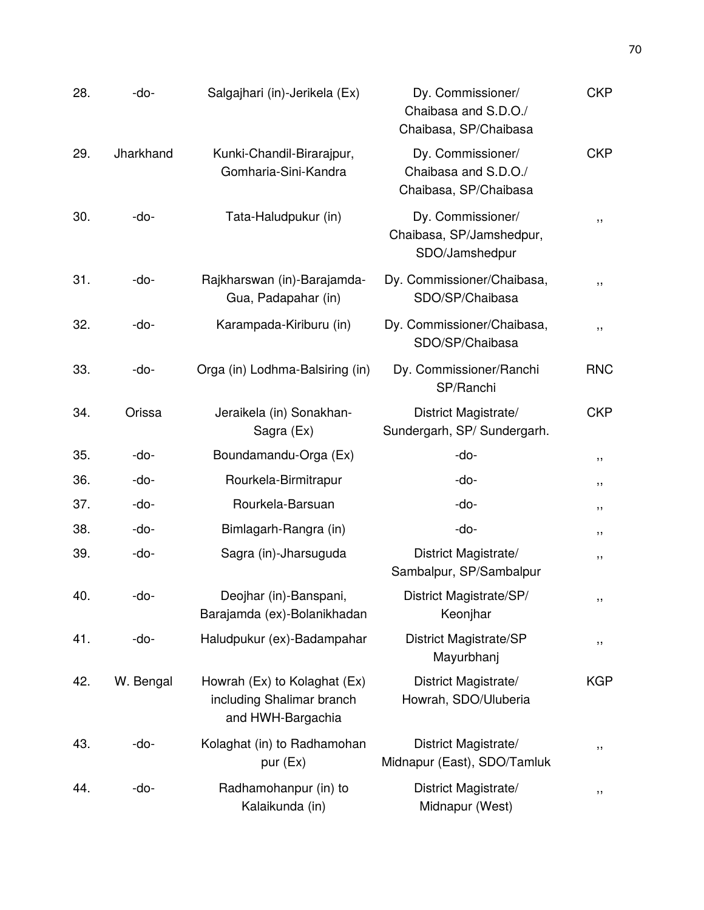| | | | | |
|---|---|---|---|---|
| 28. | -do- | Salgajhari (in)-Jerikela (Ex) | Dy. Commissioner/ Chaibasa and S.D.O./ Chaibasa, SP/Chaibasa | CKP |
| 29. | Jharkhand | Kunki-Chandil-Birarajpur, Gomharia-Sini-Kandra | Dy. Commissioner/ Chaibasa and S.D.O./ Chaibasa, SP/Chaibasa | CKP |
| 30. | -do- | Tata-Haludpukur (in) | Dy. Commissioner/ Chaibasa, SP/Jamshedpur, SDO/Jamshedpur | ,, |
| 31. | -do- | Rajkharswan (in)-Barajamda-Gua, Padapahar (in) | Dy. Commissioner/Chaibasa, SDO/SP/Chaibasa | ,, |
| 32. | -do- | Karampada-Kiriburu (in) | Dy. Commissioner/Chaibasa, SDO/SP/Chaibasa | ,, |
| 33. | -do- | Orga (in) Lodhma-Balsiring (in) | Dy. Commissioner/Ranchi SP/Ranchi | RNC |
| 34. | Orissa | Jeraikela (in) Sonakhan-Sagra (Ex) | District Magistrate/ Sundergarh, SP/ Sundergarh. | CKP |
| 35. | -do- | Boundamandu-Orga (Ex) | -do- | ,, |
| 36. | -do- | Rourkela-Birmitrapur | -do- | ,, |
| 37. | -do- | Rourkela-Barsuan | -do- | ,, |
| 38. | -do- | Bimlagarh-Rangra (in) | -do- | ,, |
| 39. | -do- | Sagra (in)-Jharsuguda | District Magistrate/ Sambalpur, SP/Sambalpur | ,, |
| 40. | -do- | Deojhar (in)-Banspani, Barajamda (ex)-Bolanikhadan | District Magistrate/SP/ Keonjhar | ,, |
| 41. | -do- | Haludpukur (ex)-Badampahar | District Magistrate/SP Mayurbhanj | ,, |
| 42. | W. Bengal | Howrah (Ex) to Kolaghat (Ex) including Shalimar branch and HWH-Bargachia | District Magistrate/ Howrah, SDO/Uluberia | KGP |
| 43. | -do- | Kolaghat (in) to Radhamohan pur (Ex) | District Magistrate/ Midnapur (East), SDO/Tamluk | ,, |
| 44. | -do- | Radhamohanpur (in) to Kalaikunda (in) | District Magistrate/ Midnapur (West) | ,, |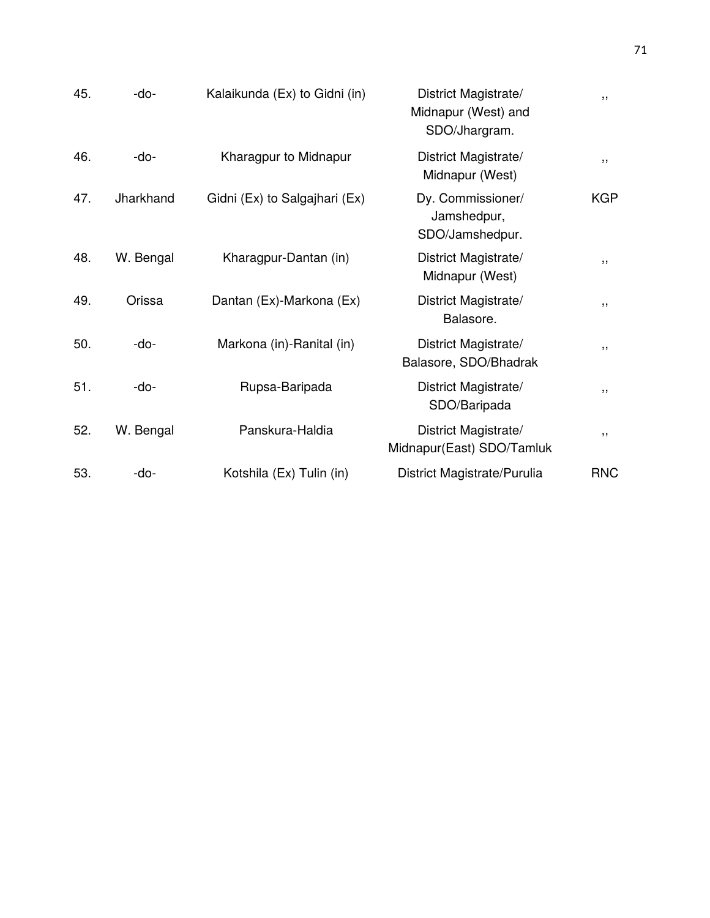| | | | | |
|---|---|---|---|---|
| 45. | -do- | Kalaikunda (Ex) to Gidni (in) | District Magistrate/ Midnapur (West) and SDO/Jhargram. | ,, |
| 46. | -do- | Kharagpur to Midnapur | District Magistrate/ Midnapur (West) | ,, |
| 47. | Jharkhand | Gidni (Ex) to Salgajhari (Ex) | Dy. Commissioner/ Jamshedpur, SDO/Jamshedpur. | KGP |
| 48. | W. Bengal | Kharagpur-Dantan (in) | District Magistrate/ Midnapur (West) | ,, |
| 49. | Orissa | Dantan (Ex)-Markona (Ex) | District Magistrate/ Balasore. | ,, |
| 50. | -do- | Markona (in)-Ranital (in) | District Magistrate/ Balasore, SDO/Bhadrak | ,, |
| 51. | -do- | Rupsa-Baripada | District Magistrate/ SDO/Baripada | ,, |
| 52. | W. Bengal | Panskura-Haldia | District Magistrate/ Midnapur(East) SDO/Tamluk | ,, |
| 53. | -do- | Kotshila (Ex) Tulin (in) | District Magistrate/Purulia | RNC |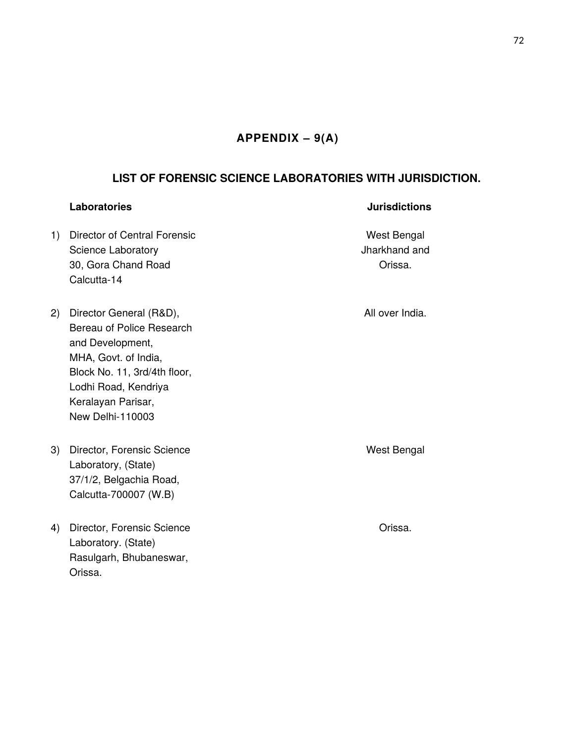## APPENDIX – 9(A)

### LIST OF FORENSIC SCIENCE LABORATORIES WITH JURISDICTION.

| | Laboratories | Jurisdictions |
|---|---|---|
| 1) | Director of Central Forensic Science Laboratory 30, Gora Chand Road Calcutta-14 | West Bengal Jharkhand and Orissa. |
| 2) | Director General (R&D), Bereau of Police Research and Development, MHA, Govt. of India, Block No. 11, 3rd/4th floor, Lodhi Road, Kendriya Keralayan Parisar, New Delhi-110003 | All over India. |
| 3) | Director, Forensic Science Laboratory, (State) 37/1/2, Belgachia Road, Calcutta-700007 (W.B) | West Bengal |
| 4) | Director, Forensic Science Laboratory. (State) Rasulgarh, Bhubaneswar, Orissa. | Orissa. |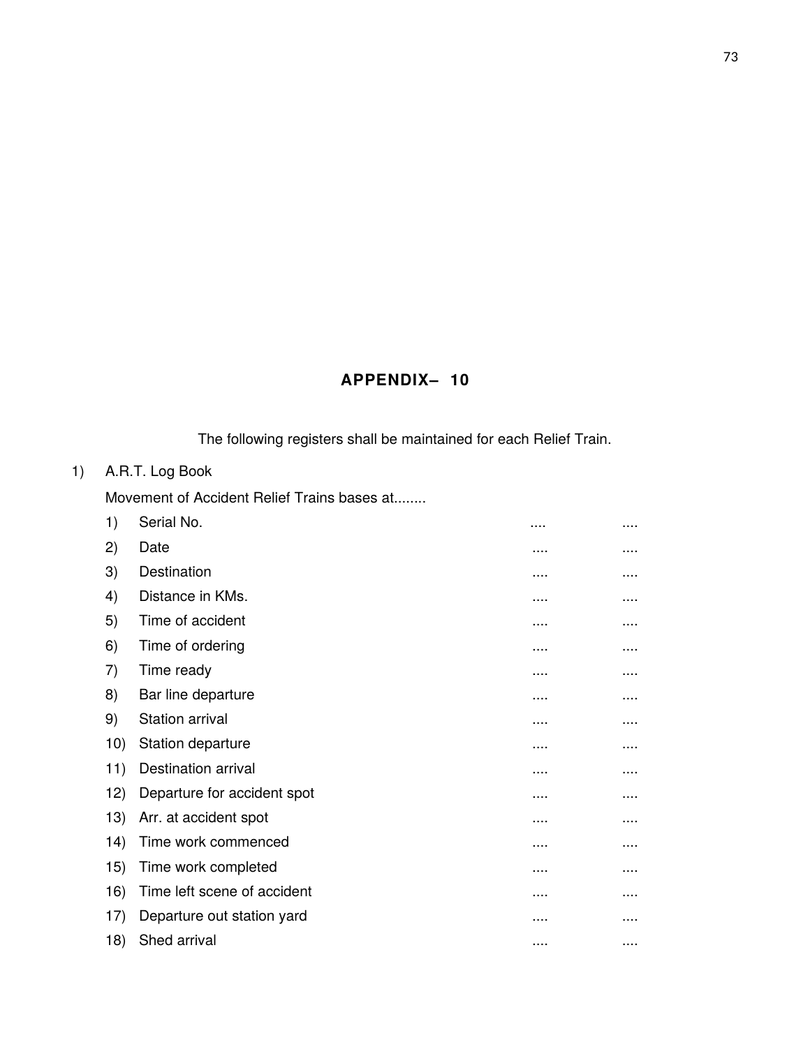## APPENDIX– 10

The following registers shall be maintained for each Relief Train.

1) A.R.T. Log Book

   Movement of Accident Relief Trains bases at........

   1) Serial No. .... ....
   2) Date .... ....
   3) Destination .... ....
   4) Distance in KMs. .... ....
   5) Time of accident .... ....
   6) Time of ordering .... ....
   7) Time ready .... ....
   8) Bar line departure .... ....
   9) Station arrival .... ....
   10) Station departure .... ....
   11) Destination arrival .... ....
   12) Departure for accident spot .... ....
   13) Arr. at accident spot .... ....
   14) Time work commenced .... ....
   15) Time work completed .... ....
   16) Time left scene of accident .... ....
   17) Departure out station yard .... ....
   18) Shed arrival .... ....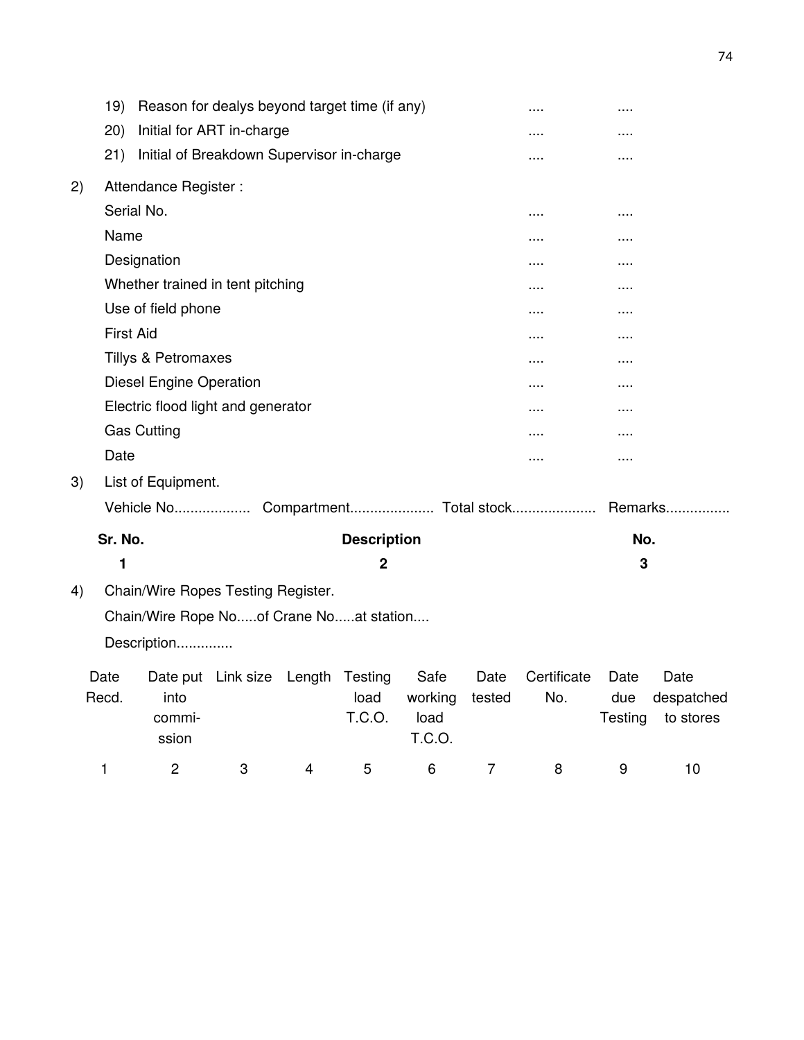19) Reason for dealys beyond target time (if any) .... ....

20) Initial for ART in-charge .... ....

21) Initial of Breakdown Supervisor in-charge .... ....

2) Attendance Register :

| | | |
|---|---|---|
| Serial No. | .... | .... |
| Name | .... | .... |
| Designation | .... | .... |
| Whether trained in tent pitching | .... | .... |
| Use of field phone | .... | .... |
| First Aid | .... | .... |
| Tillys & Petromaxes | .... | .... |
| Diesel Engine Operation | .... | .... |
| Electric flood light and generator | .... | .... |
| Gas Cutting | .... | .... |
| Date | .... | .... |

3) List of Equipment.

Vehicle No.................. Compartment.................... Total stock.................... Remarks................

| **Sr. No.** | **Description** | **No.** |
|---|---|---|
| **1** | **2** | **3** |

4) Chain/Wire Ropes Testing Register.

Chain/Wire Rope No.....of Crane No.....at station....

Description.............

| Date Recd. | Date put into commi-ssion | Link size | Length | Testing load T.C.O. | Safe working load T.C.O. | Date tested | Certificate No. | Date due Testing | Date despatched to stores |
|---|---|---|---|---|---|---|---|---|---|
| 1 | 2 | 3 | 4 | 5 | 6 | 7 | 8 | 9 | 10 |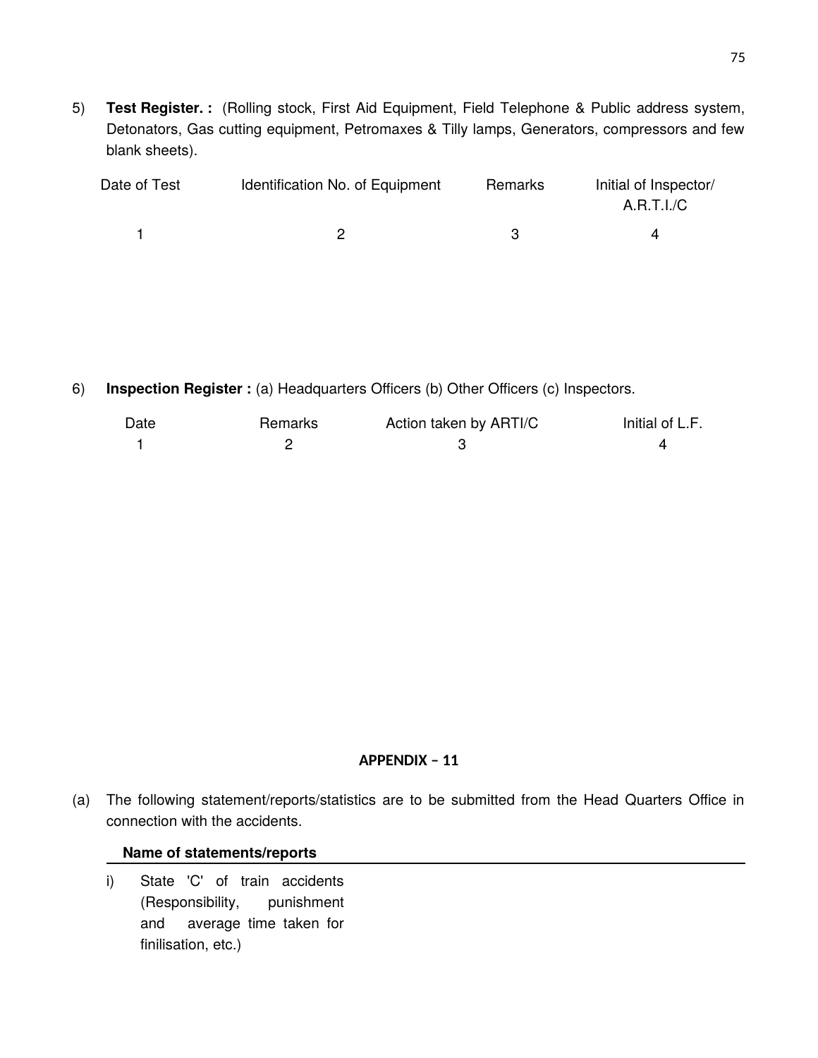5) **Test Register. :** (Rolling stock, First Aid Equipment, Field Telephone & Public address system, Detonators, Gas cutting equipment, Petromaxes & Tilly lamps, Generators, compressors and few blank sheets).

| Date of Test | Identification No. of Equipment | Remarks | Initial of Inspector/ A.R.T.I./C |
|---|---|---|---|
| 1 | 2 | 3 | 4 |

6) **Inspection Register :** (a) Headquarters Officers (b) Other Officers (c) Inspectors.

| Date | Remarks | Action taken by ARTI/C | Initial of L.F. |
|---|---|---|---|
| 1 | 2 | 3 | 4 |

## APPENDIX – 11

(a) The following statement/reports/statistics are to be submitted from the Head Quarters Office in connection with the accidents.

| Name of statements/reports |
|---|
| i) State 'C' of train accidents (Responsibility, punishment and average time taken for finilisation, etc.) |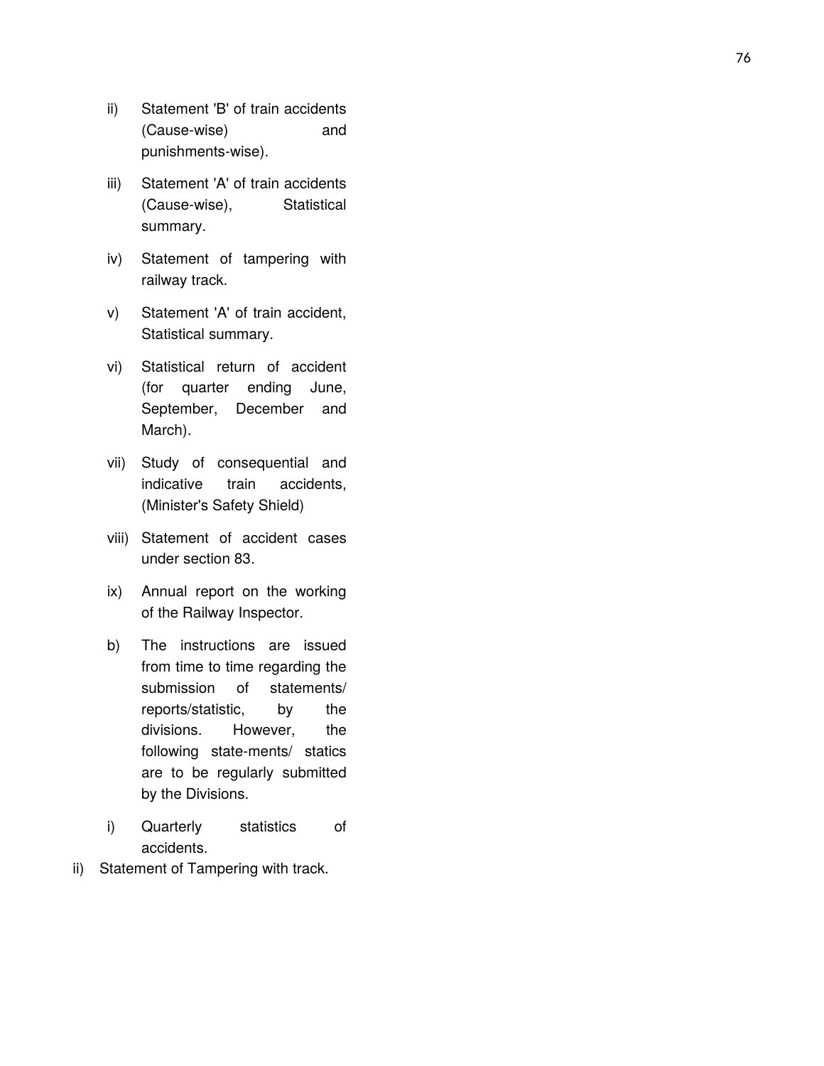ii) Statement 'B' of train accidents (Cause-wise) and punishments-wise).

iii) Statement 'A' of train accidents (Cause-wise), Statistical summary.

iv) Statement of tampering with railway track.

v) Statement 'A' of train accident, Statistical summary.

vi) Statistical return of accident (for quarter ending June, September, December and March).

vii) Study of consequential and indicative train accidents, (Minister's Safety Shield)

viii) Statement of accident cases under section 83.

ix) Annual report on the working of the Railway Inspector.

b) The instructions are issued from time to time regarding the submission of statements/ reports/statistic, by the divisions. However, the following state-ments/ statics are to be regularly submitted by the Divisions.

i) Quarterly statistics of accidents.

ii) Statement of Tampering with track.